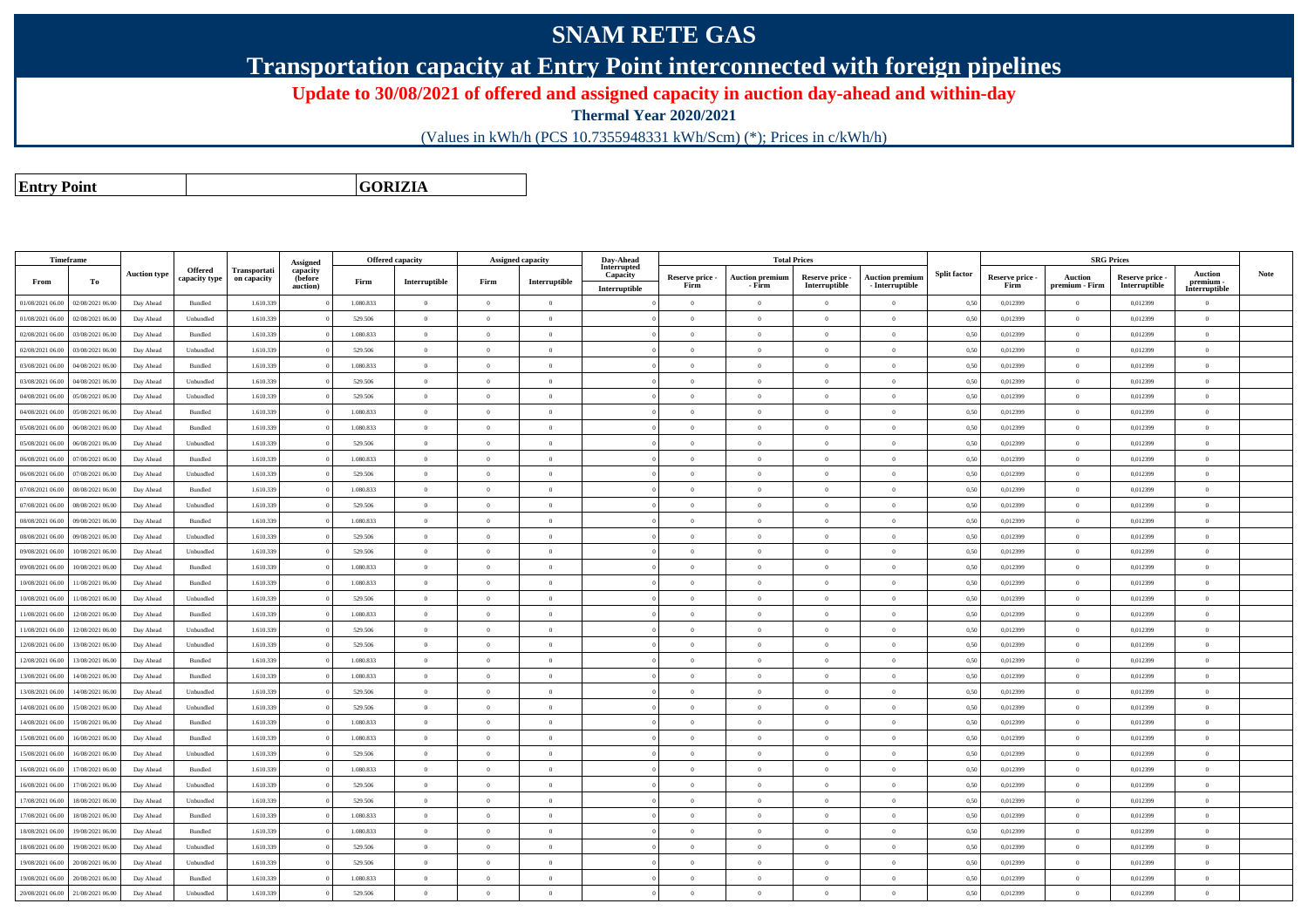# SNAM RETE GAS

## Transportation capacity at Entry Point interconnected with foreign pipelines

**Update to 30/08/2021 of offered and assigned capacity in auction day-ahead and within-day**

**Thermal Year 2020/2021**

(Values in kWh/h (PCS 10.7355948331 kWh/Scm) (*); Prices in c/kWh/h)

| **Entry Point** | | **GORIZIA** |
|---|---|---|

| Timeframe | | Auction type | Offered capacity type | Transportation capacity | Assigned capacity (before auction) | Offered capacity | | Assigned capacity | | Day-Ahead Interrupted Capacity | Total Prices | | | | Split factor | SRG Prices | | | | Note |
|---|---|---|---|---|---|---|---|---|---|---|---|---|---|---|---|---|---|---|---|---|
| From | To | | | | | Firm | Interruptible | Firm | Interruptible | Interruptible | Reserve price - Firm | Auction premium - Firm | Reserve price - Interruptible | Auction premium - Interruptible | | Reserve price - Firm | Auction premium - Firm | Reserve price - Interruptible | Auction premium - Interruptible | |
| 01/08/2021 06.00 | 02/08/2021 06.00 | Day Ahead | Bundled | 1.610.339 | 0 | 1.080.833 | 0 | 0 | 0 | 0 | 0 | 0 | 0 | 0 | 0,50 | 0,012399 | 0 | 0,012399 | 0 | |
| 01/08/2021 06.00 | 02/08/2021 06.00 | Day Ahead | Unbundled | 1.610.339 | 0 | 529.506 | 0 | 0 | 0 | 0 | 0 | 0 | 0 | 0 | 0,50 | 0,012399 | 0 | 0,012399 | 0 | |
| 02/08/2021 06.00 | 03/08/2021 06.00 | Day Ahead | Bundled | 1.610.339 | 0 | 1.080.833 | 0 | 0 | 0 | 0 | 0 | 0 | 0 | 0 | 0,50 | 0,012399 | 0 | 0,012399 | 0 | |
| 02/08/2021 06.00 | 03/08/2021 06.00 | Day Ahead | Unbundled | 1.610.339 | 0 | 529.506 | 0 | 0 | 0 | 0 | 0 | 0 | 0 | 0 | 0,50 | 0,012399 | 0 | 0,012399 | 0 | |
| 03/08/2021 06.00 | 04/08/2021 06.00 | Day Ahead | Bundled | 1.610.339 | 0 | 1.080.833 | 0 | 0 | 0 | 0 | 0 | 0 | 0 | 0 | 0,50 | 0,012399 | 0 | 0,012399 | 0 | |
| 03/08/2021 06.00 | 04/08/2021 06.00 | Day Ahead | Unbundled | 1.610.339 | 0 | 529.506 | 0 | 0 | 0 | 0 | 0 | 0 | 0 | 0 | 0,50 | 0,012399 | 0 | 0,012399 | 0 | |
| 04/08/2021 06.00 | 05/08/2021 06.00 | Day Ahead | Unbundled | 1.610.339 | 0 | 529.506 | 0 | 0 | 0 | 0 | 0 | 0 | 0 | 0 | 0,50 | 0,012399 | 0 | 0,012399 | 0 | |
| 04/08/2021 06.00 | 05/08/2021 06.00 | Day Ahead | Bundled | 1.610.339 | 0 | 1.080.833 | 0 | 0 | 0 | 0 | 0 | 0 | 0 | 0 | 0,50 | 0,012399 | 0 | 0,012399 | 0 | |
| 05/08/2021 06.00 | 06/08/2021 06.00 | Day Ahead | Bundled | 1.610.339 | 0 | 1.080.833 | 0 | 0 | 0 | 0 | 0 | 0 | 0 | 0 | 0,50 | 0,012399 | 0 | 0,012399 | 0 | |
| 05/08/2021 06.00 | 06/08/2021 06.00 | Day Ahead | Unbundled | 1.610.339 | 0 | 529.506 | 0 | 0 | 0 | 0 | 0 | 0 | 0 | 0 | 0,50 | 0,012399 | 0 | 0,012399 | 0 | |
| 06/08/2021 06.00 | 07/08/2021 06.00 | Day Ahead | Bundled | 1.610.339 | 0 | 1.080.833 | 0 | 0 | 0 | 0 | 0 | 0 | 0 | 0 | 0,50 | 0,012399 | 0 | 0,012399 | 0 | |
| 06/08/2021 06.00 | 07/08/2021 06.00 | Day Ahead | Unbundled | 1.610.339 | 0 | 529.506 | 0 | 0 | 0 | 0 | 0 | 0 | 0 | 0 | 0,50 | 0,012399 | 0 | 0,012399 | 0 | |
| 07/08/2021 06.00 | 08/08/2021 06.00 | Day Ahead | Bundled | 1.610.339 | 0 | 1.080.833 | 0 | 0 | 0 | 0 | 0 | 0 | 0 | 0 | 0,50 | 0,012399 | 0 | 0,012399 | 0 | |
| 07/08/2021 06.00 | 08/08/2021 06.00 | Day Ahead | Unbundled | 1.610.339 | 0 | 529.506 | 0 | 0 | 0 | 0 | 0 | 0 | 0 | 0 | 0,50 | 0,012399 | 0 | 0,012399 | 0 | |
| 08/08/2021 06.00 | 09/08/2021 06.00 | Day Ahead | Bundled | 1.610.339 | 0 | 1.080.833 | 0 | 0 | 0 | 0 | 0 | 0 | 0 | 0 | 0,50 | 0,012399 | 0 | 0,012399 | 0 | |
| 08/08/2021 06.00 | 09/08/2021 06.00 | Day Ahead | Unbundled | 1.610.339 | 0 | 529.506 | 0 | 0 | 0 | 0 | 0 | 0 | 0 | 0 | 0,50 | 0,012399 | 0 | 0,012399 | 0 | |
| 09/08/2021 06.00 | 10/08/2021 06.00 | Day Ahead | Unbundled | 1.610.339 | 0 | 529.506 | 0 | 0 | 0 | 0 | 0 | 0 | 0 | 0 | 0,50 | 0,012399 | 0 | 0,012399 | 0 | |
| 09/08/2021 06.00 | 10/08/2021 06.00 | Day Ahead | Bundled | 1.610.339 | 0 | 1.080.833 | 0 | 0 | 0 | 0 | 0 | 0 | 0 | 0 | 0,50 | 0,012399 | 0 | 0,012399 | 0 | |
| 10/08/2021 06.00 | 11/08/2021 06.00 | Day Ahead | Bundled | 1.610.339 | 0 | 1.080.833 | 0 | 0 | 0 | 0 | 0 | 0 | 0 | 0 | 0,50 | 0,012399 | 0 | 0,012399 | 0 | |
| 10/08/2021 06.00 | 11/08/2021 06.00 | Day Ahead | Unbundled | 1.610.339 | 0 | 529.506 | 0 | 0 | 0 | 0 | 0 | 0 | 0 | 0 | 0,50 | 0,012399 | 0 | 0,012399 | 0 | |
| 11/08/2021 06.00 | 12/08/2021 06.00 | Day Ahead | Bundled | 1.610.339 | 0 | 1.080.833 | 0 | 0 | 0 | 0 | 0 | 0 | 0 | 0 | 0,50 | 0,012399 | 0 | 0,012399 | 0 | |
| 11/08/2021 06.00 | 12/08/2021 06.00 | Day Ahead | Unbundled | 1.610.339 | 0 | 529.506 | 0 | 0 | 0 | 0 | 0 | 0 | 0 | 0 | 0,50 | 0,012399 | 0 | 0,012399 | 0 | |
| 12/08/2021 06.00 | 13/08/2021 06.00 | Day Ahead | Unbundled | 1.610.339 | 0 | 529.506 | 0 | 0 | 0 | 0 | 0 | 0 | 0 | 0 | 0,50 | 0,012399 | 0 | 0,012399 | 0 | |
| 12/08/2021 06.00 | 13/08/2021 06.00 | Day Ahead | Bundled | 1.610.339 | 0 | 1.080.833 | 0 | 0 | 0 | 0 | 0 | 0 | 0 | 0 | 0,50 | 0,012399 | 0 | 0,012399 | 0 | |
| 13/08/2021 06.00 | 14/08/2021 06.00 | Day Ahead | Bundled | 1.610.339 | 0 | 1.080.833 | 0 | 0 | 0 | 0 | 0 | 0 | 0 | 0 | 0,50 | 0,012399 | 0 | 0,012399 | 0 | |
| 13/08/2021 06.00 | 14/08/2021 06.00 | Day Ahead | Unbundled | 1.610.339 | 0 | 529.506 | 0 | 0 | 0 | 0 | 0 | 0 | 0 | 0 | 0,50 | 0,012399 | 0 | 0,012399 | 0 | |
| 14/08/2021 06.00 | 15/08/2021 06.00 | Day Ahead | Unbundled | 1.610.339 | 0 | 529.506 | 0 | 0 | 0 | 0 | 0 | 0 | 0 | 0 | 0,50 | 0,012399 | 0 | 0,012399 | 0 | |
| 14/08/2021 06.00 | 15/08/2021 06.00 | Day Ahead | Bundled | 1.610.339 | 0 | 1.080.833 | 0 | 0 | 0 | 0 | 0 | 0 | 0 | 0 | 0,50 | 0,012399 | 0 | 0,012399 | 0 | |
| 15/08/2021 06.00 | 16/08/2021 06.00 | Day Ahead | Bundled | 1.610.339 | 0 | 1.080.833 | 0 | 0 | 0 | 0 | 0 | 0 | 0 | 0 | 0,50 | 0,012399 | 0 | 0,012399 | 0 | |
| 15/08/2021 06.00 | 16/08/2021 06.00 | Day Ahead | Unbundled | 1.610.339 | 0 | 529.506 | 0 | 0 | 0 | 0 | 0 | 0 | 0 | 0 | 0,50 | 0,012399 | 0 | 0,012399 | 0 | |
| 16/08/2021 06.00 | 17/08/2021 06.00 | Day Ahead | Bundled | 1.610.339 | 0 | 1.080.833 | 0 | 0 | 0 | 0 | 0 | 0 | 0 | 0 | 0,50 | 0,012399 | 0 | 0,012399 | 0 | |
| 16/08/2021 06.00 | 17/08/2021 06.00 | Day Ahead | Unbundled | 1.610.339 | 0 | 529.506 | 0 | 0 | 0 | 0 | 0 | 0 | 0 | 0 | 0,50 | 0,012399 | 0 | 0,012399 | 0 | |
| 17/08/2021 06.00 | 18/08/2021 06.00 | Day Ahead | Unbundled | 1.610.339 | 0 | 529.506 | 0 | 0 | 0 | 0 | 0 | 0 | 0 | 0 | 0,50 | 0,012399 | 0 | 0,012399 | 0 | |
| 17/08/2021 06.00 | 18/08/2021 06.00 | Day Ahead | Bundled | 1.610.339 | 0 | 1.080.833 | 0 | 0 | 0 | 0 | 0 | 0 | 0 | 0 | 0,50 | 0,012399 | 0 | 0,012399 | 0 | |
| 18/08/2021 06.00 | 19/08/2021 06.00 | Day Ahead | Bundled | 1.610.339 | 0 | 1.080.833 | 0 | 0 | 0 | 0 | 0 | 0 | 0 | 0 | 0,50 | 0,012399 | 0 | 0,012399 | 0 | |
| 18/08/2021 06.00 | 19/08/2021 06.00 | Day Ahead | Unbundled | 1.610.339 | 0 | 529.506 | 0 | 0 | 0 | 0 | 0 | 0 | 0 | 0 | 0,50 | 0,012399 | 0 | 0,012399 | 0 | |
| 19/08/2021 06.00 | 20/08/2021 06.00 | Day Ahead | Unbundled | 1.610.339 | 0 | 529.506 | 0 | 0 | 0 | 0 | 0 | 0 | 0 | 0 | 0,50 | 0,012399 | 0 | 0,012399 | 0 | |
| 19/08/2021 06.00 | 20/08/2021 06.00 | Day Ahead | Bundled | 1.610.339 | 0 | 1.080.833 | 0 | 0 | 0 | 0 | 0 | 0 | 0 | 0 | 0,50 | 0,012399 | 0 | 0,012399 | 0 | |
| 20/08/2021 06.00 | 21/08/2021 06.00 | Day Ahead | Unbundled | 1.610.339 | 0 | 529.506 | 0 | 0 | 0 | 0 | 0 | 0 | 0 | 0 | 0,50 | 0,012399 | 0 | 0,012399 | 0 | |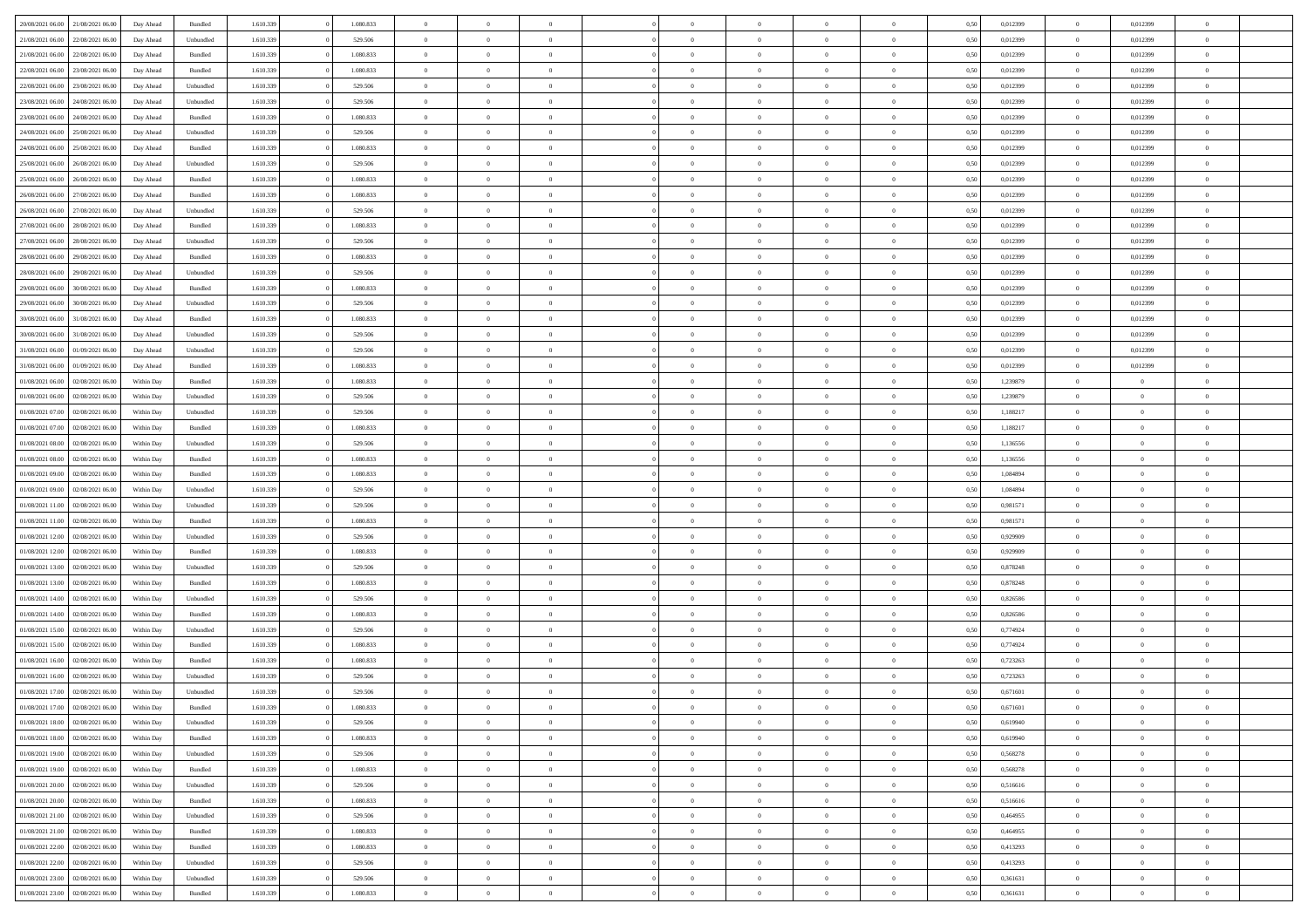| | | | | | | | | | | | | | | | | | | | | | |
|---|---|---|---|---|---|---|---|---|---|---|---|---|---|---|---|---|---|---|---|---|---|
| 20/08/2021 06.00 | 21/08/2021 06.00 | Day Ahead | Bundled | 1.610.339 | 0 | 1.080.833 | 0 | 0 | 0 | | 0 | 0 | 0 | 0 | 0 | 0,50 | 0,012399 | 0 | 0,012399 | 0 | |
| 21/08/2021 06.00 | 22/08/2021 06.00 | Day Ahead | Unbundled | 1.610.339 | 0 | 529.506 | 0 | 0 | 0 | | 0 | 0 | 0 | 0 | 0 | 0,50 | 0,012399 | 0 | 0,012399 | 0 | |
| 21/08/2021 06.00 | 22/08/2021 06.00 | Day Ahead | Bundled | 1.610.339 | 0 | 1.080.833 | 0 | 0 | 0 | | 0 | 0 | 0 | 0 | 0 | 0,50 | 0,012399 | 0 | 0,012399 | 0 | |
| 22/08/2021 06.00 | 23/08/2021 06.00 | Day Ahead | Bundled | 1.610.339 | 0 | 1.080.833 | 0 | 0 | 0 | | 0 | 0 | 0 | 0 | 0 | 0,50 | 0,012399 | 0 | 0,012399 | 0 | |
| 22/08/2021 06.00 | 23/08/2021 06.00 | Day Ahead | Unbundled | 1.610.339 | 0 | 529.506 | 0 | 0 | 0 | | 0 | 0 | 0 | 0 | 0 | 0,50 | 0,012399 | 0 | 0,012399 | 0 | |
| 23/08/2021 06.00 | 24/08/2021 06.00 | Day Ahead | Unbundled | 1.610.339 | 0 | 529.506 | 0 | 0 | 0 | | 0 | 0 | 0 | 0 | 0 | 0,50 | 0,012399 | 0 | 0,012399 | 0 | |
| 23/08/2021 06.00 | 24/08/2021 06.00 | Day Ahead | Bundled | 1.610.339 | 0 | 1.080.833 | 0 | 0 | 0 | | 0 | 0 | 0 | 0 | 0 | 0,50 | 0,012399 | 0 | 0,012399 | 0 | |
| 24/08/2021 06.00 | 25/08/2021 06.00 | Day Ahead | Unbundled | 1.610.339 | 0 | 529.506 | 0 | 0 | 0 | | 0 | 0 | 0 | 0 | 0 | 0,50 | 0,012399 | 0 | 0,012399 | 0 | |
| 24/08/2021 06.00 | 25/08/2021 06.00 | Day Ahead | Bundled | 1.610.339 | 0 | 1.080.833 | 0 | 0 | 0 | | 0 | 0 | 0 | 0 | 0 | 0,50 | 0,012399 | 0 | 0,012399 | 0 | |
| 25/08/2021 06.00 | 26/08/2021 06.00 | Day Ahead | Unbundled | 1.610.339 | 0 | 529.506 | 0 | 0 | 0 | | 0 | 0 | 0 | 0 | 0 | 0,50 | 0,012399 | 0 | 0,012399 | 0 | |
| 25/08/2021 06.00 | 26/08/2021 06.00 | Day Ahead | Bundled | 1.610.339 | 0 | 1.080.833 | 0 | 0 | 0 | | 0 | 0 | 0 | 0 | 0 | 0,50 | 0,012399 | 0 | 0,012399 | 0 | |
| 26/08/2021 06.00 | 27/08/2021 06.00 | Day Ahead | Bundled | 1.610.339 | 0 | 1.080.833 | 0 | 0 | 0 | | 0 | 0 | 0 | 0 | 0 | 0,50 | 0,012399 | 0 | 0,012399 | 0 | |
| 26/08/2021 06.00 | 27/08/2021 06.00 | Day Ahead | Unbundled | 1.610.339 | 0 | 529.506 | 0 | 0 | 0 | | 0 | 0 | 0 | 0 | 0 | 0,50 | 0,012399 | 0 | 0,012399 | 0 | |
| 27/08/2021 06.00 | 28/08/2021 06.00 | Day Ahead | Bundled | 1.610.339 | 0 | 1.080.833 | 0 | 0 | 0 | | 0 | 0 | 0 | 0 | 0 | 0,50 | 0,012399 | 0 | 0,012399 | 0 | |
| 27/08/2021 06.00 | 28/08/2021 06.00 | Day Ahead | Unbundled | 1.610.339 | 0 | 529.506 | 0 | 0 | 0 | | 0 | 0 | 0 | 0 | 0 | 0,50 | 0,012399 | 0 | 0,012399 | 0 | |
| 28/08/2021 06.00 | 29/08/2021 06.00 | Day Ahead | Bundled | 1.610.339 | 0 | 1.080.833 | 0 | 0 | 0 | | 0 | 0 | 0 | 0 | 0 | 0,50 | 0,012399 | 0 | 0,012399 | 0 | |
| 28/08/2021 06.00 | 29/08/2021 06.00 | Day Ahead | Unbundled | 1.610.339 | 0 | 529.506 | 0 | 0 | 0 | | 0 | 0 | 0 | 0 | 0 | 0,50 | 0,012399 | 0 | 0,012399 | 0 | |
| 29/08/2021 06.00 | 30/08/2021 06.00 | Day Ahead | Bundled | 1.610.339 | 0 | 1.080.833 | 0 | 0 | 0 | | 0 | 0 | 0 | 0 | 0 | 0,50 | 0,012399 | 0 | 0,012399 | 0 | |
| 29/08/2021 06.00 | 30/08/2021 06.00 | Day Ahead | Unbundled | 1.610.339 | 0 | 529.506 | 0 | 0 | 0 | | 0 | 0 | 0 | 0 | 0 | 0,50 | 0,012399 | 0 | 0,012399 | 0 | |
| 30/08/2021 06.00 | 31/08/2021 06.00 | Day Ahead | Bundled | 1.610.339 | 0 | 1.080.833 | 0 | 0 | 0 | | 0 | 0 | 0 | 0 | 0 | 0,50 | 0,012399 | 0 | 0,012399 | 0 | |
| 30/08/2021 06.00 | 31/08/2021 06.00 | Day Ahead | Unbundled | 1.610.339 | 0 | 529.506 | 0 | 0 | 0 | | 0 | 0 | 0 | 0 | 0 | 0,50 | 0,012399 | 0 | 0,012399 | 0 | |
| 31/08/2021 06.00 | 01/09/2021 06.00 | Day Ahead | Unbundled | 1.610.339 | 0 | 529.506 | 0 | 0 | 0 | | 0 | 0 | 0 | 0 | 0 | 0,50 | 0,012399 | 0 | 0,012399 | 0 | |
| 31/08/2021 06.00 | 01/09/2021 06.00 | Day Ahead | Bundled | 1.610.339 | 0 | 1.080.833 | 0 | 0 | 0 | | 0 | 0 | 0 | 0 | 0 | 0,50 | 0,012399 | 0 | 0,012399 | 0 | |
| 01/08/2021 06.00 | 02/08/2021 06.00 | Within Day | Bundled | 1.610.339 | 0 | 1.080.833 | 0 | 0 | 0 | | 0 | 0 | 0 | 0 | 0 | 0,50 | 1,239879 | 0 | 0 | 0 | |
| 01/08/2021 06.00 | 02/08/2021 06.00 | Within Day | Unbundled | 1.610.339 | 0 | 529.506 | 0 | 0 | 0 | | 0 | 0 | 0 | 0 | 0 | 0,50 | 1,239879 | 0 | 0 | 0 | |
| 01/08/2021 07.00 | 02/08/2021 06.00 | Within Day | Unbundled | 1.610.339 | 0 | 529.506 | 0 | 0 | 0 | | 0 | 0 | 0 | 0 | 0 | 0,50 | 1,188217 | 0 | 0 | 0 | |
| 01/08/2021 07.00 | 02/08/2021 06.00 | Within Day | Bundled | 1.610.339 | 0 | 1.080.833 | 0 | 0 | 0 | | 0 | 0 | 0 | 0 | 0 | 0,50 | 1,188217 | 0 | 0 | 0 | |
| 01/08/2021 08.00 | 02/08/2021 06.00 | Within Day | Unbundled | 1.610.339 | 0 | 529.506 | 0 | 0 | 0 | | 0 | 0 | 0 | 0 | 0 | 0,50 | 1,136556 | 0 | 0 | 0 | |
| 01/08/2021 08.00 | 02/08/2021 06.00 | Within Day | Bundled | 1.610.339 | 0 | 1.080.833 | 0 | 0 | 0 | | 0 | 0 | 0 | 0 | 0 | 0,50 | 1,136556 | 0 | 0 | 0 | |
| 01/08/2021 09.00 | 02/08/2021 06.00 | Within Day | Bundled | 1.610.339 | 0 | 1.080.833 | 0 | 0 | 0 | | 0 | 0 | 0 | 0 | 0 | 0,50 | 1,084894 | 0 | 0 | 0 | |
| 01/08/2021 09.00 | 02/08/2021 06.00 | Within Day | Unbundled | 1.610.339 | 0 | 529.506 | 0 | 0 | 0 | | 0 | 0 | 0 | 0 | 0 | 0,50 | 1,084894 | 0 | 0 | 0 | |
| 01/08/2021 11.00 | 02/08/2021 06.00 | Within Day | Unbundled | 1.610.339 | 0 | 529.506 | 0 | 0 | 0 | | 0 | 0 | 0 | 0 | 0 | 0,50 | 0,981571 | 0 | 0 | 0 | |
| 01/08/2021 11.00 | 02/08/2021 06.00 | Within Day | Bundled | 1.610.339 | 0 | 1.080.833 | 0 | 0 | 0 | | 0 | 0 | 0 | 0 | 0 | 0,50 | 0,981571 | 0 | 0 | 0 | |
| 01/08/2021 12.00 | 02/08/2021 06.00 | Within Day | Unbundled | 1.610.339 | 0 | 529.506 | 0 | 0 | 0 | | 0 | 0 | 0 | 0 | 0 | 0,50 | 0,929909 | 0 | 0 | 0 | |
| 01/08/2021 12.00 | 02/08/2021 06.00 | Within Day | Bundled | 1.610.339 | 0 | 1.080.833 | 0 | 0 | 0 | | 0 | 0 | 0 | 0 | 0 | 0,50 | 0,929909 | 0 | 0 | 0 | |
| 01/08/2021 13.00 | 02/08/2021 06.00 | Within Day | Unbundled | 1.610.339 | 0 | 529.506 | 0 | 0 | 0 | | 0 | 0 | 0 | 0 | 0 | 0,50 | 0,878248 | 0 | 0 | 0 | |
| 01/08/2021 13.00 | 02/08/2021 06.00 | Within Day | Bundled | 1.610.339 | 0 | 1.080.833 | 0 | 0 | 0 | | 0 | 0 | 0 | 0 | 0 | 0,50 | 0,878248 | 0 | 0 | 0 | |
| 01/08/2021 14.00 | 02/08/2021 06.00 | Within Day | Unbundled | 1.610.339 | 0 | 529.506 | 0 | 0 | 0 | | 0 | 0 | 0 | 0 | 0 | 0,50 | 0,826586 | 0 | 0 | 0 | |
| 01/08/2021 14.00 | 02/08/2021 06.00 | Within Day | Bundled | 1.610.339 | 0 | 1.080.833 | 0 | 0 | 0 | | 0 | 0 | 0 | 0 | 0 | 0,50 | 0,826586 | 0 | 0 | 0 | |
| 01/08/2021 15.00 | 02/08/2021 06.00 | Within Day | Unbundled | 1.610.339 | 0 | 529.506 | 0 | 0 | 0 | | 0 | 0 | 0 | 0 | 0 | 0,50 | 0,774924 | 0 | 0 | 0 | |
| 01/08/2021 15.00 | 02/08/2021 06.00 | Within Day | Bundled | 1.610.339 | 0 | 1.080.833 | 0 | 0 | 0 | | 0 | 0 | 0 | 0 | 0 | 0,50 | 0,774924 | 0 | 0 | 0 | |
| 01/08/2021 16.00 | 02/08/2021 06.00 | Within Day | Bundled | 1.610.339 | 0 | 1.080.833 | 0 | 0 | 0 | | 0 | 0 | 0 | 0 | 0 | 0,50 | 0,723263 | 0 | 0 | 0 | |
| 01/08/2021 16.00 | 02/08/2021 06.00 | Within Day | Unbundled | 1.610.339 | 0 | 529.506 | 0 | 0 | 0 | | 0 | 0 | 0 | 0 | 0 | 0,50 | 0,723263 | 0 | 0 | 0 | |
| 01/08/2021 17.00 | 02/08/2021 06.00 | Within Day | Unbundled | 1.610.339 | 0 | 529.506 | 0 | 0 | 0 | | 0 | 0 | 0 | 0 | 0 | 0,50 | 0,671601 | 0 | 0 | 0 | |
| 01/08/2021 17.00 | 02/08/2021 06.00 | Within Day | Bundled | 1.610.339 | 0 | 1.080.833 | 0 | 0 | 0 | | 0 | 0 | 0 | 0 | 0 | 0,50 | 0,671601 | 0 | 0 | 0 | |
| 01/08/2021 18.00 | 02/08/2021 06.00 | Within Day | Unbundled | 1.610.339 | 0 | 529.506 | 0 | 0 | 0 | | 0 | 0 | 0 | 0 | 0 | 0,50 | 0,619940 | 0 | 0 | 0 | |
| 01/08/2021 18.00 | 02/08/2021 06.00 | Within Day | Bundled | 1.610.339 | 0 | 1.080.833 | 0 | 0 | 0 | | 0 | 0 | 0 | 0 | 0 | 0,50 | 0,619940 | 0 | 0 | 0 | |
| 01/08/2021 19.00 | 02/08/2021 06.00 | Within Day | Unbundled | 1.610.339 | 0 | 529.506 | 0 | 0 | 0 | | 0 | 0 | 0 | 0 | 0 | 0,50 | 0,568278 | 0 | 0 | 0 | |
| 01/08/2021 19.00 | 02/08/2021 06.00 | Within Day | Bundled | 1.610.339 | 0 | 1.080.833 | 0 | 0 | 0 | | 0 | 0 | 0 | 0 | 0 | 0,50 | 0,568278 | 0 | 0 | 0 | |
| 01/08/2021 20.00 | 02/08/2021 06.00 | Within Day | Unbundled | 1.610.339 | 0 | 529.506 | 0 | 0 | 0 | | 0 | 0 | 0 | 0 | 0 | 0,50 | 0,516616 | 0 | 0 | 0 | |
| 01/08/2021 20.00 | 02/08/2021 06.00 | Within Day | Bundled | 1.610.339 | 0 | 1.080.833 | 0 | 0 | 0 | | 0 | 0 | 0 | 0 | 0 | 0,50 | 0,516616 | 0 | 0 | 0 | |
| 01/08/2021 21.00 | 02/08/2021 06.00 | Within Day | Unbundled | 1.610.339 | 0 | 529.506 | 0 | 0 | 0 | | 0 | 0 | 0 | 0 | 0 | 0,50 | 0,464955 | 0 | 0 | 0 | |
| 01/08/2021 21.00 | 02/08/2021 06.00 | Within Day | Bundled | 1.610.339 | 0 | 1.080.833 | 0 | 0 | 0 | | 0 | 0 | 0 | 0 | 0 | 0,50 | 0,464955 | 0 | 0 | 0 | |
| 01/08/2021 22.00 | 02/08/2021 06.00 | Within Day | Bundled | 1.610.339 | 0 | 1.080.833 | 0 | 0 | 0 | | 0 | 0 | 0 | 0 | 0 | 0,50 | 0,413293 | 0 | 0 | 0 | |
| 01/08/2021 22.00 | 02/08/2021 06.00 | Within Day | Unbundled | 1.610.339 | 0 | 529.506 | 0 | 0 | 0 | | 0 | 0 | 0 | 0 | 0 | 0,50 | 0,413293 | 0 | 0 | 0 | |
| 01/08/2021 23.00 | 02/08/2021 06.00 | Within Day | Unbundled | 1.610.339 | 0 | 529.506 | 0 | 0 | 0 | | 0 | 0 | 0 | 0 | 0 | 0,50 | 0,361631 | 0 | 0 | 0 | |
| 01/08/2021 23.00 | 02/08/2021 06.00 | Within Day | Bundled | 1.610.339 | 0 | 1.080.833 | 0 | 0 | 0 | | 0 | 0 | 0 | 0 | 0 | 0,50 | 0,361631 | 0 | 0 | 0 | |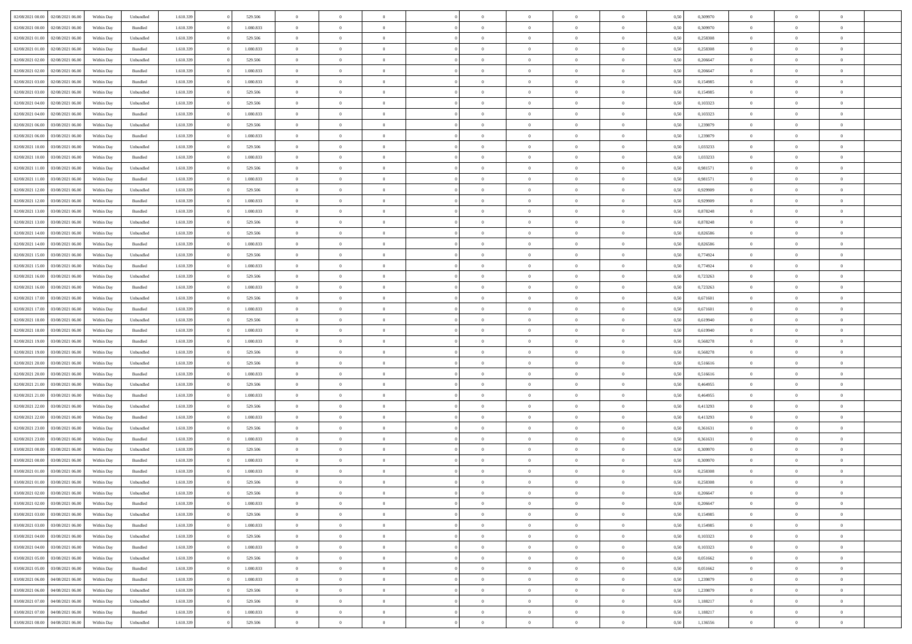| | | | | | | | | | | | | | | | | | | | | |
|---|---|---|---|---|---|---|---|---|---|---|---|---|---|---|---|---|---|---|---|---|
| 02/08/2021 00:00 | 02/08/2021 06:00 | Within Day | Unbundled | 1.610.339 | 0 | 529.506 | 0 | 0 | 0 | | 0 | 0 | 0 | 0 | 0,50 | 0,309970 | 0 | 0 | 0 | |
| 02/08/2021 00:00 | 02/08/2021 06:00 | Within Day | Bundled | 1.610.339 | 0 | 1.080.833 | 0 | 0 | 0 | | 0 | 0 | 0 | 0 | 0,50 | 0,309970 | 0 | 0 | 0 | |
| 02/08/2021 01:00 | 02/08/2021 06:00 | Within Day | Unbundled | 1.610.339 | 0 | 529.506 | 0 | 0 | 0 | | 0 | 0 | 0 | 0 | 0,50 | 0,258308 | 0 | 0 | 0 | |
| 02/08/2021 01:00 | 02/08/2021 06:00 | Within Day | Bundled | 1.610.339 | 0 | 1.080.833 | 0 | 0 | 0 | | 0 | 0 | 0 | 0 | 0,50 | 0,258308 | 0 | 0 | 0 | |
| 02/08/2021 02:00 | 02/08/2021 06:00 | Within Day | Unbundled | 1.610.339 | 0 | 529.506 | 0 | 0 | 0 | | 0 | 0 | 0 | 0 | 0,50 | 0,206647 | 0 | 0 | 0 | |
| 02/08/2021 02:00 | 02/08/2021 06:00 | Within Day | Bundled | 1.610.339 | 0 | 1.080.833 | 0 | 0 | 0 | | 0 | 0 | 0 | 0 | 0,50 | 0,206647 | 0 | 0 | 0 | |
| 02/08/2021 03:00 | 02/08/2021 06:00 | Within Day | Bundled | 1.610.339 | 0 | 1.080.833 | 0 | 0 | 0 | | 0 | 0 | 0 | 0 | 0,50 | 0,154985 | 0 | 0 | 0 | |
| 02/08/2021 03:00 | 02/08/2021 06:00 | Within Day | Unbundled | 1.610.339 | 0 | 529.506 | 0 | 0 | 0 | | 0 | 0 | 0 | 0 | 0,50 | 0,154985 | 0 | 0 | 0 | |
| 02/08/2021 04:00 | 02/08/2021 06:00 | Within Day | Unbundled | 1.610.339 | 0 | 529.506 | 0 | 0 | 0 | | 0 | 0 | 0 | 0 | 0,50 | 0,103323 | 0 | 0 | 0 | |
| 02/08/2021 04:00 | 02/08/2021 06:00 | Within Day | Bundled | 1.610.339 | 0 | 1.080.833 | 0 | 0 | 0 | | 0 | 0 | 0 | 0 | 0,50 | 0,103323 | 0 | 0 | 0 | |
| 02/08/2021 06:00 | 03/08/2021 06:00 | Within Day | Unbundled | 1.610.339 | 0 | 529.506 | 0 | 0 | 0 | | 0 | 0 | 0 | 0 | 0,50 | 1,239879 | 0 | 0 | 0 | |
| 02/08/2021 06:00 | 03/08/2021 06:00 | Within Day | Bundled | 1.610.339 | 0 | 1.080.833 | 0 | 0 | 0 | | 0 | 0 | 0 | 0 | 0,50 | 1,239879 | 0 | 0 | 0 | |
| 02/08/2021 10:00 | 03/08/2021 06:00 | Within Day | Unbundled | 1.610.339 | 0 | 529.506 | 0 | 0 | 0 | | 0 | 0 | 0 | 0 | 0,50 | 1,033233 | 0 | 0 | 0 | |
| 02/08/2021 10:00 | 03/08/2021 06:00 | Within Day | Bundled | 1.610.339 | 0 | 1.080.833 | 0 | 0 | 0 | | 0 | 0 | 0 | 0 | 0,50 | 1,033233 | 0 | 0 | 0 | |
| 02/08/2021 11:00 | 03/08/2021 06:00 | Within Day | Unbundled | 1.610.339 | 0 | 529.506 | 0 | 0 | 0 | | 0 | 0 | 0 | 0 | 0,50 | 0,981571 | 0 | 0 | 0 | |
| 02/08/2021 11:00 | 03/08/2021 06:00 | Within Day | Bundled | 1.610.339 | 0 | 1.080.833 | 0 | 0 | 0 | | 0 | 0 | 0 | 0 | 0,50 | 0,981571 | 0 | 0 | 0 | |
| 02/08/2021 12:00 | 03/08/2021 06:00 | Within Day | Unbundled | 1.610.339 | 0 | 529.506 | 0 | 0 | 0 | | 0 | 0 | 0 | 0 | 0,50 | 0,929909 | 0 | 0 | 0 | |
| 02/08/2021 12:00 | 03/08/2021 06:00 | Within Day | Bundled | 1.610.339 | 0 | 1.080.833 | 0 | 0 | 0 | | 0 | 0 | 0 | 0 | 0,50 | 0,929909 | 0 | 0 | 0 | |
| 02/08/2021 13:00 | 03/08/2021 06:00 | Within Day | Bundled | 1.610.339 | 0 | 1.080.833 | 0 | 0 | 0 | | 0 | 0 | 0 | 0 | 0,50 | 0,878248 | 0 | 0 | 0 | |
| 02/08/2021 13:00 | 03/08/2021 06:00 | Within Day | Unbundled | 1.610.339 | 0 | 529.506 | 0 | 0 | 0 | | 0 | 0 | 0 | 0 | 0,50 | 0,878248 | 0 | 0 | 0 | |
| 02/08/2021 14:00 | 03/08/2021 06:00 | Within Day | Unbundled | 1.610.339 | 0 | 529.506 | 0 | 0 | 0 | | 0 | 0 | 0 | 0 | 0,50 | 0,826586 | 0 | 0 | 0 | |
| 02/08/2021 14:00 | 03/08/2021 06:00 | Within Day | Bundled | 1.610.339 | 0 | 1.080.833 | 0 | 0 | 0 | | 0 | 0 | 0 | 0 | 0,50 | 0,826586 | 0 | 0 | 0 | |
| 02/08/2021 15:00 | 03/08/2021 06:00 | Within Day | Unbundled | 1.610.339 | 0 | 529.506 | 0 | 0 | 0 | | 0 | 0 | 0 | 0 | 0,50 | 0,774924 | 0 | 0 | 0 | |
| 02/08/2021 15:00 | 03/08/2021 06:00 | Within Day | Bundled | 1.610.339 | 0 | 1.080.833 | 0 | 0 | 0 | | 0 | 0 | 0 | 0 | 0,50 | 0,774924 | 0 | 0 | 0 | |
| 02/08/2021 16:00 | 03/08/2021 06:00 | Within Day | Unbundled | 1.610.339 | 0 | 529.506 | 0 | 0 | 0 | | 0 | 0 | 0 | 0 | 0,50 | 0,723263 | 0 | 0 | 0 | |
| 02/08/2021 16:00 | 03/08/2021 06:00 | Within Day | Bundled | 1.610.339 | 0 | 1.080.833 | 0 | 0 | 0 | | 0 | 0 | 0 | 0 | 0,50 | 0,723263 | 0 | 0 | 0 | |
| 02/08/2021 17:00 | 03/08/2021 06:00 | Within Day | Unbundled | 1.610.339 | 0 | 529.506 | 0 | 0 | 0 | | 0 | 0 | 0 | 0 | 0,50 | 0,671601 | 0 | 0 | 0 | |
| 02/08/2021 17:00 | 03/08/2021 06:00 | Within Day | Bundled | 1.610.339 | 0 | 1.080.833 | 0 | 0 | 0 | | 0 | 0 | 0 | 0 | 0,50 | 0,671601 | 0 | 0 | 0 | |
| 02/08/2021 18:00 | 03/08/2021 06:00 | Within Day | Unbundled | 1.610.339 | 0 | 529.506 | 0 | 0 | 0 | | 0 | 0 | 0 | 0 | 0,50 | 0,619940 | 0 | 0 | 0 | |
| 02/08/2021 18:00 | 03/08/2021 06:00 | Within Day | Bundled | 1.610.339 | 0 | 1.080.833 | 0 | 0 | 0 | | 0 | 0 | 0 | 0 | 0,50 | 0,619940 | 0 | 0 | 0 | |
| 02/08/2021 19:00 | 03/08/2021 06:00 | Within Day | Bundled | 1.610.339 | 0 | 1.080.833 | 0 | 0 | 0 | | 0 | 0 | 0 | 0 | 0,50 | 0,568278 | 0 | 0 | 0 | |
| 02/08/2021 19:00 | 03/08/2021 06:00 | Within Day | Unbundled | 1.610.339 | 0 | 529.506 | 0 | 0 | 0 | | 0 | 0 | 0 | 0 | 0,50 | 0,568278 | 0 | 0 | 0 | |
| 02/08/2021 20:00 | 03/08/2021 06:00 | Within Day | Unbundled | 1.610.339 | 0 | 529.506 | 0 | 0 | 0 | | 0 | 0 | 0 | 0 | 0,50 | 0,516616 | 0 | 0 | 0 | |
| 02/08/2021 20:00 | 03/08/2021 06:00 | Within Day | Bundled | 1.610.339 | 0 | 1.080.833 | 0 | 0 | 0 | | 0 | 0 | 0 | 0 | 0,50 | 0,516616 | 0 | 0 | 0 | |
| 02/08/2021 21:00 | 03/08/2021 06:00 | Within Day | Unbundled | 1.610.339 | 0 | 529.506 | 0 | 0 | 0 | | 0 | 0 | 0 | 0 | 0,50 | 0,464955 | 0 | 0 | 0 | |
| 02/08/2021 21:00 | 03/08/2021 06:00 | Within Day | Bundled | 1.610.339 | 0 | 1.080.833 | 0 | 0 | 0 | | 0 | 0 | 0 | 0 | 0,50 | 0,464955 | 0 | 0 | 0 | |
| 02/08/2021 22:00 | 03/08/2021 06:00 | Within Day | Unbundled | 1.610.339 | 0 | 529.506 | 0 | 0 | 0 | | 0 | 0 | 0 | 0 | 0,50 | 0,413293 | 0 | 0 | 0 | |
| 02/08/2021 22:00 | 03/08/2021 06:00 | Within Day | Bundled | 1.610.339 | 0 | 1.080.833 | 0 | 0 | 0 | | 0 | 0 | 0 | 0 | 0,50 | 0,413293 | 0 | 0 | 0 | |
| 02/08/2021 23:00 | 03/08/2021 06:00 | Within Day | Unbundled | 1.610.339 | 0 | 529.506 | 0 | 0 | 0 | | 0 | 0 | 0 | 0 | 0,50 | 0,361631 | 0 | 0 | 0 | |
| 02/08/2021 23:00 | 03/08/2021 06:00 | Within Day | Bundled | 1.610.339 | 0 | 1.080.833 | 0 | 0 | 0 | | 0 | 0 | 0 | 0 | 0,50 | 0,361631 | 0 | 0 | 0 | |
| 03/08/2021 00:00 | 03/08/2021 06:00 | Within Day | Unbundled | 1.610.339 | 0 | 529.506 | 0 | 0 | 0 | | 0 | 0 | 0 | 0 | 0,50 | 0,309970 | 0 | 0 | 0 | |
| 03/08/2021 00:00 | 03/08/2021 06:00 | Within Day | Bundled | 1.610.339 | 0 | 1.080.833 | 0 | 0 | 0 | | 0 | 0 | 0 | 0 | 0,50 | 0,309970 | 0 | 0 | 0 | |
| 03/08/2021 01:00 | 03/08/2021 06:00 | Within Day | Bundled | 1.610.339 | 0 | 1.080.833 | 0 | 0 | 0 | | 0 | 0 | 0 | 0 | 0,50 | 0,258308 | 0 | 0 | 0 | |
| 03/08/2021 01:00 | 03/08/2021 06:00 | Within Day | Unbundled | 1.610.339 | 0 | 529.506 | 0 | 0 | 0 | | 0 | 0 | 0 | 0 | 0,50 | 0,258308 | 0 | 0 | 0 | |
| 03/08/2021 02:00 | 03/08/2021 06:00 | Within Day | Unbundled | 1.610.339 | 0 | 529.506 | 0 | 0 | 0 | | 0 | 0 | 0 | 0 | 0,50 | 0,206647 | 0 | 0 | 0 | |
| 03/08/2021 02:00 | 03/08/2021 06:00 | Within Day | Bundled | 1.610.339 | 0 | 1.080.833 | 0 | 0 | 0 | | 0 | 0 | 0 | 0 | 0,50 | 0,206647 | 0 | 0 | 0 | |
| 03/08/2021 03:00 | 03/08/2021 06:00 | Within Day | Unbundled | 1.610.339 | 0 | 529.506 | 0 | 0 | 0 | | 0 | 0 | 0 | 0 | 0,50 | 0,154985 | 0 | 0 | 0 | |
| 03/08/2021 03:00 | 03/08/2021 06:00 | Within Day | Bundled | 1.610.339 | 0 | 1.080.833 | 0 | 0 | 0 | | 0 | 0 | 0 | 0 | 0,50 | 0,154985 | 0 | 0 | 0 | |
| 03/08/2021 04:00 | 03/08/2021 06:00 | Within Day | Unbundled | 1.610.339 | 0 | 529.506 | 0 | 0 | 0 | | 0 | 0 | 0 | 0 | 0,50 | 0,103323 | 0 | 0 | 0 | |
| 03/08/2021 04:00 | 03/08/2021 06:00 | Within Day | Bundled | 1.610.339 | 0 | 1.080.833 | 0 | 0 | 0 | | 0 | 0 | 0 | 0 | 0,50 | 0,103323 | 0 | 0 | 0 | |
| 03/08/2021 05:00 | 03/08/2021 06:00 | Within Day | Unbundled | 1.610.339 | 0 | 529.506 | 0 | 0 | 0 | | 0 | 0 | 0 | 0 | 0,50 | 0,051662 | 0 | 0 | 0 | |
| 03/08/2021 05:00 | 03/08/2021 06:00 | Within Day | Bundled | 1.610.339 | 0 | 1.080.833 | 0 | 0 | 0 | | 0 | 0 | 0 | 0 | 0,50 | 0,051662 | 0 | 0 | 0 | |
| 03/08/2021 06:00 | 04/08/2021 06:00 | Within Day | Bundled | 1.610.339 | 0 | 1.080.833 | 0 | 0 | 0 | | 0 | 0 | 0 | 0 | 0,50 | 1,239879 | 0 | 0 | 0 | |
| 03/08/2021 06:00 | 04/08/2021 06:00 | Within Day | Unbundled | 1.610.339 | 0 | 529.506 | 0 | 0 | 0 | | 0 | 0 | 0 | 0 | 0,50 | 1,239879 | 0 | 0 | 0 | |
| 03/08/2021 07:00 | 04/08/2021 06:00 | Within Day | Unbundled | 1.610.339 | 0 | 529.506 | 0 | 0 | 0 | | 0 | 0 | 0 | 0 | 0,50 | 1,188217 | 0 | 0 | 0 | |
| 03/08/2021 07:00 | 04/08/2021 06:00 | Within Day | Bundled | 1.610.339 | 0 | 1.080.833 | 0 | 0 | 0 | | 0 | 0 | 0 | 0 | 0,50 | 1,188217 | 0 | 0 | 0 | |
| 03/08/2021 08:00 | 04/08/2021 06:00 | Within Day | Unbundled | 1.610.339 | 0 | 529.506 | 0 | 0 | 0 | | 0 | 0 | 0 | 0 | 0,50 | 1,136556 | 0 | 0 | 0 | |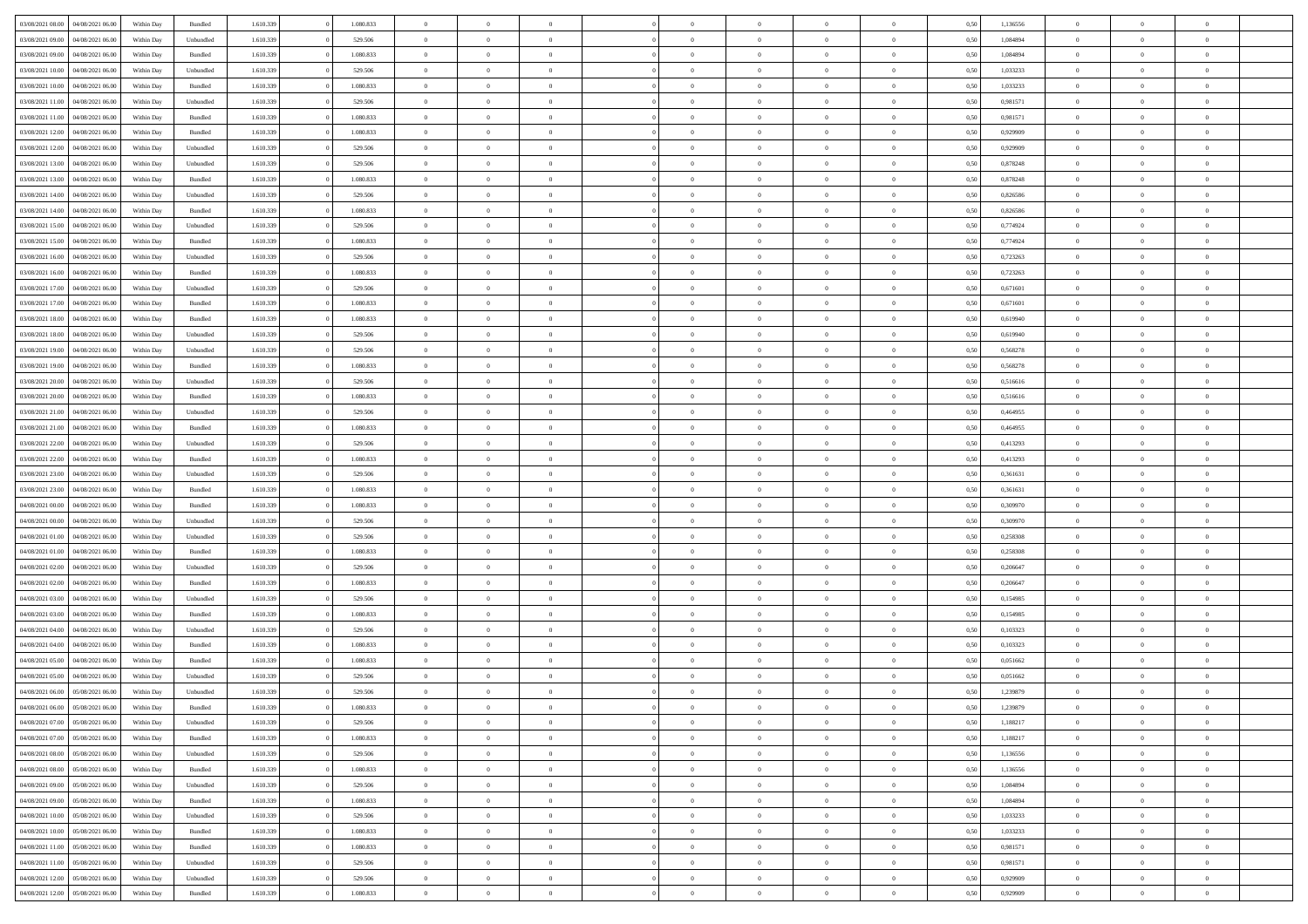| | | | | | | | | | | | | | | | | | | | | |
|---|---|---|---|---|---|---|---|---|---|---|---|---|---|---|---|---|---|---|---|---|
| 03/08/2021 08:00 | 04/08/2021 06:00 | Within Day | Bundled | 1.610.339 | 0 | 1.080.833 | 0 | 0 | 0 | | 0 | 0 | 0 | 0 | 0,50 | 1,136556 | 0 | 0 | 0 | |
| 03/08/2021 09:00 | 04/08/2021 06:00 | Within Day | Unbundled | 1.610.339 | 0 | 529.506 | 0 | 0 | 0 | | 0 | 0 | 0 | 0 | 0,50 | 1,084894 | 0 | 0 | 0 | |
| 03/08/2021 09:00 | 04/08/2021 06:00 | Within Day | Bundled | 1.610.339 | 0 | 1.080.833 | 0 | 0 | 0 | | 0 | 0 | 0 | 0 | 0,50 | 1,084894 | 0 | 0 | 0 | |
| 03/08/2021 10:00 | 04/08/2021 06:00 | Within Day | Unbundled | 1.610.339 | 0 | 529.506 | 0 | 0 | 0 | | 0 | 0 | 0 | 0 | 0,50 | 1,033233 | 0 | 0 | 0 | |
| 03/08/2021 10:00 | 04/08/2021 06:00 | Within Day | Bundled | 1.610.339 | 0 | 1.080.833 | 0 | 0 | 0 | | 0 | 0 | 0 | 0 | 0,50 | 1,033233 | 0 | 0 | 0 | |
| 03/08/2021 11:00 | 04/08/2021 06:00 | Within Day | Unbundled | 1.610.339 | 0 | 529.506 | 0 | 0 | 0 | | 0 | 0 | 0 | 0 | 0,50 | 0,981571 | 0 | 0 | 0 | |
| 03/08/2021 11:00 | 04/08/2021 06:00 | Within Day | Bundled | 1.610.339 | 0 | 1.080.833 | 0 | 0 | 0 | | 0 | 0 | 0 | 0 | 0,50 | 0,981571 | 0 | 0 | 0 | |
| 03/08/2021 12:00 | 04/08/2021 06:00 | Within Day | Bundled | 1.610.339 | 0 | 1.080.833 | 0 | 0 | 0 | | 0 | 0 | 0 | 0 | 0,50 | 0,929909 | 0 | 0 | 0 | |
| 03/08/2021 12:00 | 04/08/2021 06:00 | Within Day | Unbundled | 1.610.339 | 0 | 529.506 | 0 | 0 | 0 | | 0 | 0 | 0 | 0 | 0,50 | 0,929909 | 0 | 0 | 0 | |
| 03/08/2021 13:00 | 04/08/2021 06:00 | Within Day | Unbundled | 1.610.339 | 0 | 529.506 | 0 | 0 | 0 | | 0 | 0 | 0 | 0 | 0,50 | 0,878248 | 0 | 0 | 0 | |
| 03/08/2021 13:00 | 04/08/2021 06:00 | Within Day | Bundled | 1.610.339 | 0 | 1.080.833 | 0 | 0 | 0 | | 0 | 0 | 0 | 0 | 0,50 | 0,878248 | 0 | 0 | 0 | |
| 03/08/2021 14:00 | 04/08/2021 06:00 | Within Day | Unbundled | 1.610.339 | 0 | 529.506 | 0 | 0 | 0 | | 0 | 0 | 0 | 0 | 0,50 | 0,826586 | 0 | 0 | 0 | |
| 03/08/2021 14:00 | 04/08/2021 06:00 | Within Day | Bundled | 1.610.339 | 0 | 1.080.833 | 0 | 0 | 0 | | 0 | 0 | 0 | 0 | 0,50 | 0,826586 | 0 | 0 | 0 | |
| 03/08/2021 15:00 | 04/08/2021 06:00 | Within Day | Unbundled | 1.610.339 | 0 | 529.506 | 0 | 0 | 0 | | 0 | 0 | 0 | 0 | 0,50 | 0,774924 | 0 | 0 | 0 | |
| 03/08/2021 15:00 | 04/08/2021 06:00 | Within Day | Bundled | 1.610.339 | 0 | 1.080.833 | 0 | 0 | 0 | | 0 | 0 | 0 | 0 | 0,50 | 0,774924 | 0 | 0 | 0 | |
| 03/08/2021 16:00 | 04/08/2021 06:00 | Within Day | Unbundled | 1.610.339 | 0 | 529.506 | 0 | 0 | 0 | | 0 | 0 | 0 | 0 | 0,50 | 0,723263 | 0 | 0 | 0 | |
| 03/08/2021 16:00 | 04/08/2021 06:00 | Within Day | Bundled | 1.610.339 | 0 | 1.080.833 | 0 | 0 | 0 | | 0 | 0 | 0 | 0 | 0,50 | 0,723263 | 0 | 0 | 0 | |
| 03/08/2021 17:00 | 04/08/2021 06:00 | Within Day | Unbundled | 1.610.339 | 0 | 529.506 | 0 | 0 | 0 | | 0 | 0 | 0 | 0 | 0,50 | 0,671601 | 0 | 0 | 0 | |
| 03/08/2021 17:00 | 04/08/2021 06:00 | Within Day | Bundled | 1.610.339 | 0 | 1.080.833 | 0 | 0 | 0 | | 0 | 0 | 0 | 0 | 0,50 | 0,671601 | 0 | 0 | 0 | |
| 03/08/2021 18:00 | 04/08/2021 06:00 | Within Day | Bundled | 1.610.339 | 0 | 1.080.833 | 0 | 0 | 0 | | 0 | 0 | 0 | 0 | 0,50 | 0,619940 | 0 | 0 | 0 | |
| 03/08/2021 18:00 | 04/08/2021 06:00 | Within Day | Unbundled | 1.610.339 | 0 | 529.506 | 0 | 0 | 0 | | 0 | 0 | 0 | 0 | 0,50 | 0,619940 | 0 | 0 | 0 | |
| 03/08/2021 19:00 | 04/08/2021 06:00 | Within Day | Unbundled | 1.610.339 | 0 | 529.506 | 0 | 0 | 0 | | 0 | 0 | 0 | 0 | 0,50 | 0,568278 | 0 | 0 | 0 | |
| 03/08/2021 19:00 | 04/08/2021 06:00 | Within Day | Bundled | 1.610.339 | 0 | 1.080.833 | 0 | 0 | 0 | | 0 | 0 | 0 | 0 | 0,50 | 0,568278 | 0 | 0 | 0 | |
| 03/08/2021 20:00 | 04/08/2021 06:00 | Within Day | Unbundled | 1.610.339 | 0 | 529.506 | 0 | 0 | 0 | | 0 | 0 | 0 | 0 | 0,50 | 0,516616 | 0 | 0 | 0 | |
| 03/08/2021 20:00 | 04/08/2021 06:00 | Within Day | Bundled | 1.610.339 | 0 | 1.080.833 | 0 | 0 | 0 | | 0 | 0 | 0 | 0 | 0,50 | 0,516616 | 0 | 0 | 0 | |
| 03/08/2021 21:00 | 04/08/2021 06:00 | Within Day | Unbundled | 1.610.339 | 0 | 529.506 | 0 | 0 | 0 | | 0 | 0 | 0 | 0 | 0,50 | 0,464955 | 0 | 0 | 0 | |
| 03/08/2021 21:00 | 04/08/2021 06:00 | Within Day | Bundled | 1.610.339 | 0 | 1.080.833 | 0 | 0 | 0 | | 0 | 0 | 0 | 0 | 0,50 | 0,464955 | 0 | 0 | 0 | |
| 03/08/2021 22:00 | 04/08/2021 06:00 | Within Day | Unbundled | 1.610.339 | 0 | 529.506 | 0 | 0 | 0 | | 0 | 0 | 0 | 0 | 0,50 | 0,413293 | 0 | 0 | 0 | |
| 03/08/2021 22:00 | 04/08/2021 06:00 | Within Day | Bundled | 1.610.339 | 0 | 1.080.833 | 0 | 0 | 0 | | 0 | 0 | 0 | 0 | 0,50 | 0,413293 | 0 | 0 | 0 | |
| 03/08/2021 23:00 | 04/08/2021 06:00 | Within Day | Unbundled | 1.610.339 | 0 | 529.506 | 0 | 0 | 0 | | 0 | 0 | 0 | 0 | 0,50 | 0,361631 | 0 | 0 | 0 | |
| 03/08/2021 23:00 | 04/08/2021 06:00 | Within Day | Bundled | 1.610.339 | 0 | 1.080.833 | 0 | 0 | 0 | | 0 | 0 | 0 | 0 | 0,50 | 0,361631 | 0 | 0 | 0 | |
| 04/08/2021 00:00 | 04/08/2021 06:00 | Within Day | Bundled | 1.610.339 | 0 | 1.080.833 | 0 | 0 | 0 | | 0 | 0 | 0 | 0 | 0,50 | 0,309970 | 0 | 0 | 0 | |
| 04/08/2021 00:00 | 04/08/2021 06:00 | Within Day | Unbundled | 1.610.339 | 0 | 529.506 | 0 | 0 | 0 | | 0 | 0 | 0 | 0 | 0,50 | 0,309970 | 0 | 0 | 0 | |
| 04/08/2021 01:00 | 04/08/2021 06:00 | Within Day | Unbundled | 1.610.339 | 0 | 529.506 | 0 | 0 | 0 | | 0 | 0 | 0 | 0 | 0,50 | 0,258308 | 0 | 0 | 0 | |
| 04/08/2021 01:00 | 04/08/2021 06:00 | Within Day | Bundled | 1.610.339 | 0 | 1.080.833 | 0 | 0 | 0 | | 0 | 0 | 0 | 0 | 0,50 | 0,258308 | 0 | 0 | 0 | |
| 04/08/2021 02:00 | 04/08/2021 06:00 | Within Day | Unbundled | 1.610.339 | 0 | 529.506 | 0 | 0 | 0 | | 0 | 0 | 0 | 0 | 0,50 | 0,206647 | 0 | 0 | 0 | |
| 04/08/2021 02:00 | 04/08/2021 06:00 | Within Day | Bundled | 1.610.339 | 0 | 1.080.833 | 0 | 0 | 0 | | 0 | 0 | 0 | 0 | 0,50 | 0,206647 | 0 | 0 | 0 | |
| 04/08/2021 03:00 | 04/08/2021 06:00 | Within Day | Unbundled | 1.610.339 | 0 | 529.506 | 0 | 0 | 0 | | 0 | 0 | 0 | 0 | 0,50 | 0,154985 | 0 | 0 | 0 | |
| 04/08/2021 03:00 | 04/08/2021 06:00 | Within Day | Bundled | 1.610.339 | 0 | 1.080.833 | 0 | 0 | 0 | | 0 | 0 | 0 | 0 | 0,50 | 0,154985 | 0 | 0 | 0 | |
| 04/08/2021 04:00 | 04/08/2021 06:00 | Within Day | Unbundled | 1.610.339 | 0 | 529.506 | 0 | 0 | 0 | | 0 | 0 | 0 | 0 | 0,50 | 0,103323 | 0 | 0 | 0 | |
| 04/08/2021 04:00 | 04/08/2021 06:00 | Within Day | Bundled | 1.610.339 | 0 | 1.080.833 | 0 | 0 | 0 | | 0 | 0 | 0 | 0 | 0,50 | 0,103323 | 0 | 0 | 0 | |
| 04/08/2021 05:00 | 04/08/2021 06:00 | Within Day | Bundled | 1.610.339 | 0 | 1.080.833 | 0 | 0 | 0 | | 0 | 0 | 0 | 0 | 0,50 | 0,051662 | 0 | 0 | 0 | |
| 04/08/2021 05:00 | 04/08/2021 06:00 | Within Day | Unbundled | 1.610.339 | 0 | 529.506 | 0 | 0 | 0 | | 0 | 0 | 0 | 0 | 0,50 | 0,051662 | 0 | 0 | 0 | |
| 04/08/2021 06:00 | 05/08/2021 06:00 | Within Day | Unbundled | 1.610.339 | 0 | 529.506 | 0 | 0 | 0 | | 0 | 0 | 0 | 0 | 0,50 | 1,239879 | 0 | 0 | 0 | |
| 04/08/2021 06:00 | 05/08/2021 06:00 | Within Day | Bundled | 1.610.339 | 0 | 1.080.833 | 0 | 0 | 0 | | 0 | 0 | 0 | 0 | 0,50 | 1,239879 | 0 | 0 | 0 | |
| 04/08/2021 07:00 | 05/08/2021 06:00 | Within Day | Unbundled | 1.610.339 | 0 | 529.506 | 0 | 0 | 0 | | 0 | 0 | 0 | 0 | 0,50 | 1,188217 | 0 | 0 | 0 | |
| 04/08/2021 07:00 | 05/08/2021 06:00 | Within Day | Bundled | 1.610.339 | 0 | 1.080.833 | 0 | 0 | 0 | | 0 | 0 | 0 | 0 | 0,50 | 1,188217 | 0 | 0 | 0 | |
| 04/08/2021 08:00 | 05/08/2021 06:00 | Within Day | Unbundled | 1.610.339 | 0 | 529.506 | 0 | 0 | 0 | | 0 | 0 | 0 | 0 | 0,50 | 1,136556 | 0 | 0 | 0 | |
| 04/08/2021 08:00 | 05/08/2021 06:00 | Within Day | Bundled | 1.610.339 | 0 | 1.080.833 | 0 | 0 | 0 | | 0 | 0 | 0 | 0 | 0,50 | 1,136556 | 0 | 0 | 0 | |
| 04/08/2021 09:00 | 05/08/2021 06:00 | Within Day | Unbundled | 1.610.339 | 0 | 529.506 | 0 | 0 | 0 | | 0 | 0 | 0 | 0 | 0,50 | 1,084894 | 0 | 0 | 0 | |
| 04/08/2021 09:00 | 05/08/2021 06:00 | Within Day | Bundled | 1.610.339 | 0 | 1.080.833 | 0 | 0 | 0 | | 0 | 0 | 0 | 0 | 0,50 | 1,084894 | 0 | 0 | 0 | |
| 04/08/2021 10:00 | 05/08/2021 06:00 | Within Day | Unbundled | 1.610.339 | 0 | 529.506 | 0 | 0 | 0 | | 0 | 0 | 0 | 0 | 0,50 | 1,033233 | 0 | 0 | 0 | |
| 04/08/2021 10:00 | 05/08/2021 06:00 | Within Day | Bundled | 1.610.339 | 0 | 1.080.833 | 0 | 0 | 0 | | 0 | 0 | 0 | 0 | 0,50 | 1,033233 | 0 | 0 | 0 | |
| 04/08/2021 11:00 | 05/08/2021 06:00 | Within Day | Bundled | 1.610.339 | 0 | 1.080.833 | 0 | 0 | 0 | | 0 | 0 | 0 | 0 | 0,50 | 0,981571 | 0 | 0 | 0 | |
| 04/08/2021 11:00 | 05/08/2021 06:00 | Within Day | Unbundled | 1.610.339 | 0 | 529.506 | 0 | 0 | 0 | | 0 | 0 | 0 | 0 | 0,50 | 0,981571 | 0 | 0 | 0 | |
| 04/08/2021 12:00 | 05/08/2021 06:00 | Within Day | Unbundled | 1.610.339 | 0 | 529.506 | 0 | 0 | 0 | | 0 | 0 | 0 | 0 | 0,50 | 0,929909 | 0 | 0 | 0 | |
| 04/08/2021 12:00 | 05/08/2021 06:00 | Within Day | Bundled | 1.610.339 | 0 | 1.080.833 | 0 | 0 | 0 | | 0 | 0 | 0 | 0 | 0,50 | 0,929909 | 0 | 0 | 0 | |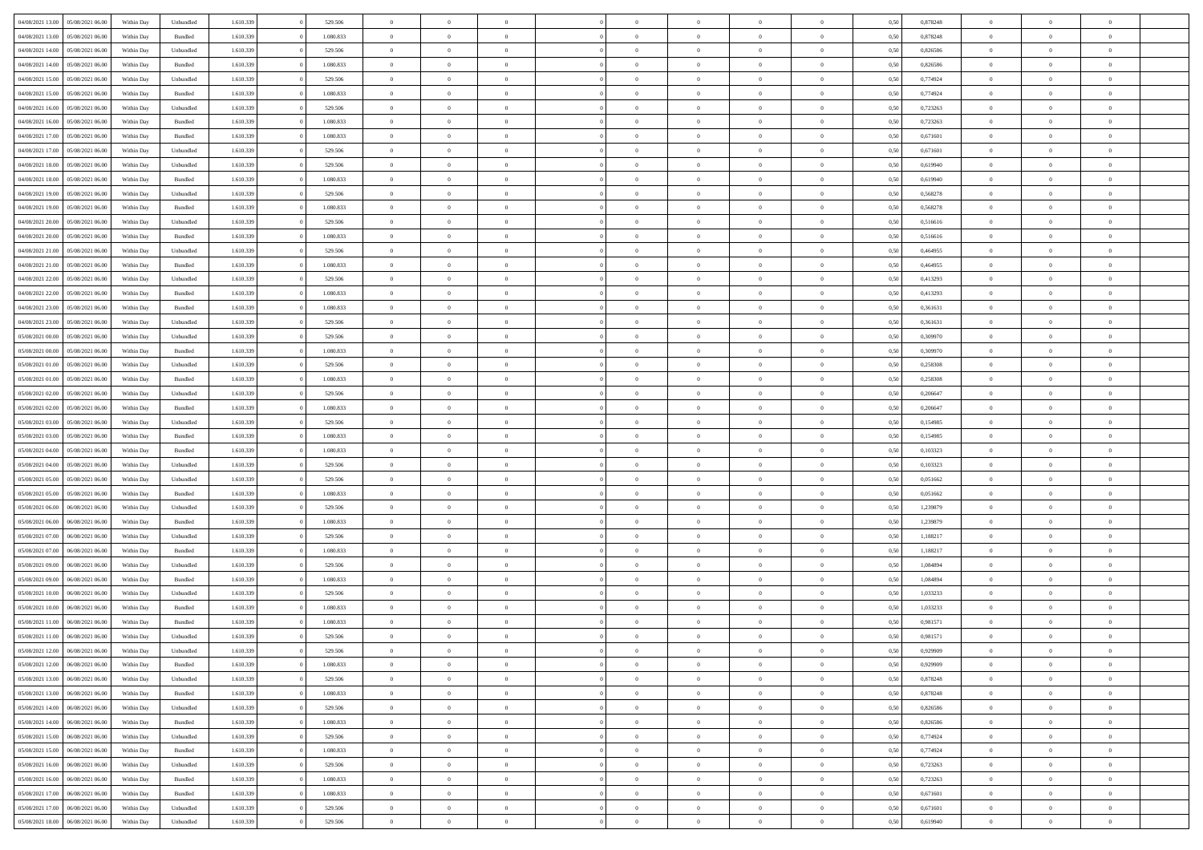| | | | | | | | | | | | | | | | | | | | | | |
|---|---|---|---|---|---|---|---|---|---|---|---|---|---|---|---|---|---|---|---|---|---|
| 04/08/2021 13:00 | 05/08/2021 06:00 | Within Day | Unbundled | 1.610.339 | 0 | 529.506 | 0 | 0 | 0 | | 0 | 0 | 0 | 0 | 0 | 0,50 | 0,878248 | 0 | 0 | 0 | |
| 04/08/2021 13:00 | 05/08/2021 06:00 | Within Day | Bundled | 1.610.339 | 0 | 1.080.833 | 0 | 0 | 0 | | 0 | 0 | 0 | 0 | 0 | 0,50 | 0,878248 | 0 | 0 | 0 | |
| 04/08/2021 14:00 | 05/08/2021 06:00 | Within Day | Unbundled | 1.610.339 | 0 | 529.506 | 0 | 0 | 0 | | 0 | 0 | 0 | 0 | 0 | 0,50 | 0,826586 | 0 | 0 | 0 | |
| 04/08/2021 14:00 | 05/08/2021 06:00 | Within Day | Bundled | 1.610.339 | 0 | 1.080.833 | 0 | 0 | 0 | | 0 | 0 | 0 | 0 | 0 | 0,50 | 0,826586 | 0 | 0 | 0 | |
| 04/08/2021 15:00 | 05/08/2021 06:00 | Within Day | Unbundled | 1.610.339 | 0 | 529.506 | 0 | 0 | 0 | | 0 | 0 | 0 | 0 | 0 | 0,50 | 0,774924 | 0 | 0 | 0 | |
| 04/08/2021 15:00 | 05/08/2021 06:00 | Within Day | Bundled | 1.610.339 | 0 | 1.080.833 | 0 | 0 | 0 | | 0 | 0 | 0 | 0 | 0 | 0,50 | 0,774924 | 0 | 0 | 0 | |
| 04/08/2021 16:00 | 05/08/2021 06:00 | Within Day | Unbundled | 1.610.339 | 0 | 529.506 | 0 | 0 | 0 | | 0 | 0 | 0 | 0 | 0 | 0,50 | 0,723263 | 0 | 0 | 0 | |
| 04/08/2021 16:00 | 05/08/2021 06:00 | Within Day | Bundled | 1.610.339 | 0 | 1.080.833 | 0 | 0 | 0 | | 0 | 0 | 0 | 0 | 0 | 0,50 | 0,723263 | 0 | 0 | 0 | |
| 04/08/2021 17:00 | 05/08/2021 06:00 | Within Day | Bundled | 1.610.339 | 0 | 1.080.833 | 0 | 0 | 0 | | 0 | 0 | 0 | 0 | 0 | 0,50 | 0,671601 | 0 | 0 | 0 | |
| 04/08/2021 17:00 | 05/08/2021 06:00 | Within Day | Unbundled | 1.610.339 | 0 | 529.506 | 0 | 0 | 0 | | 0 | 0 | 0 | 0 | 0 | 0,50 | 0,671601 | 0 | 0 | 0 | |
| 04/08/2021 18:00 | 05/08/2021 06:00 | Within Day | Unbundled | 1.610.339 | 0 | 529.506 | 0 | 0 | 0 | | 0 | 0 | 0 | 0 | 0 | 0,50 | 0,619940 | 0 | 0 | 0 | |
| 04/08/2021 18:00 | 05/08/2021 06:00 | Within Day | Bundled | 1.610.339 | 0 | 1.080.833 | 0 | 0 | 0 | | 0 | 0 | 0 | 0 | 0 | 0,50 | 0,619940 | 0 | 0 | 0 | |
| 04/08/2021 19:00 | 05/08/2021 06:00 | Within Day | Unbundled | 1.610.339 | 0 | 529.506 | 0 | 0 | 0 | | 0 | 0 | 0 | 0 | 0 | 0,50 | 0,568278 | 0 | 0 | 0 | |
| 04/08/2021 19:00 | 05/08/2021 06:00 | Within Day | Bundled | 1.610.339 | 0 | 1.080.833 | 0 | 0 | 0 | | 0 | 0 | 0 | 0 | 0 | 0,50 | 0,568278 | 0 | 0 | 0 | |
| 04/08/2021 20:00 | 05/08/2021 06:00 | Within Day | Unbundled | 1.610.339 | 0 | 529.506 | 0 | 0 | 0 | | 0 | 0 | 0 | 0 | 0 | 0,50 | 0,516616 | 0 | 0 | 0 | |
| 04/08/2021 20:00 | 05/08/2021 06:00 | Within Day | Bundled | 1.610.339 | 0 | 1.080.833 | 0 | 0 | 0 | | 0 | 0 | 0 | 0 | 0 | 0,50 | 0,516616 | 0 | 0 | 0 | |
| 04/08/2021 21:00 | 05/08/2021 06:00 | Within Day | Unbundled | 1.610.339 | 0 | 529.506 | 0 | 0 | 0 | | 0 | 0 | 0 | 0 | 0 | 0,50 | 0,464955 | 0 | 0 | 0 | |
| 04/08/2021 21:00 | 05/08/2021 06:00 | Within Day | Bundled | 1.610.339 | 0 | 1.080.833 | 0 | 0 | 0 | | 0 | 0 | 0 | 0 | 0 | 0,50 | 0,464955 | 0 | 0 | 0 | |
| 04/08/2021 22:00 | 05/08/2021 06:00 | Within Day | Unbundled | 1.610.339 | 0 | 529.506 | 0 | 0 | 0 | | 0 | 0 | 0 | 0 | 0 | 0,50 | 0,413293 | 0 | 0 | 0 | |
| 04/08/2021 22:00 | 05/08/2021 06:00 | Within Day | Bundled | 1.610.339 | 0 | 1.080.833 | 0 | 0 | 0 | | 0 | 0 | 0 | 0 | 0 | 0,50 | 0,413293 | 0 | 0 | 0 | |
| 04/08/2021 23:00 | 05/08/2021 06:00 | Within Day | Bundled | 1.610.339 | 0 | 1.080.833 | 0 | 0 | 0 | | 0 | 0 | 0 | 0 | 0 | 0,50 | 0,361631 | 0 | 0 | 0 | |
| 04/08/2021 23:00 | 05/08/2021 06:00 | Within Day | Unbundled | 1.610.339 | 0 | 529.506 | 0 | 0 | 0 | | 0 | 0 | 0 | 0 | 0 | 0,50 | 0,361631 | 0 | 0 | 0 | |
| 05/08/2021 00:00 | 05/08/2021 06:00 | Within Day | Unbundled | 1.610.339 | 0 | 529.506 | 0 | 0 | 0 | | 0 | 0 | 0 | 0 | 0 | 0,50 | 0,309970 | 0 | 0 | 0 | |
| 05/08/2021 00:00 | 05/08/2021 06:00 | Within Day | Bundled | 1.610.339 | 0 | 1.080.833 | 0 | 0 | 0 | | 0 | 0 | 0 | 0 | 0 | 0,50 | 0,309970 | 0 | 0 | 0 | |
| 05/08/2021 01:00 | 05/08/2021 06:00 | Within Day | Unbundled | 1.610.339 | 0 | 529.506 | 0 | 0 | 0 | | 0 | 0 | 0 | 0 | 0 | 0,50 | 0,258308 | 0 | 0 | 0 | |
| 05/08/2021 01:00 | 05/08/2021 06:00 | Within Day | Bundled | 1.610.339 | 0 | 1.080.833 | 0 | 0 | 0 | | 0 | 0 | 0 | 0 | 0 | 0,50 | 0,258308 | 0 | 0 | 0 | |
| 05/08/2021 02:00 | 05/08/2021 06:00 | Within Day | Unbundled | 1.610.339 | 0 | 529.506 | 0 | 0 | 0 | | 0 | 0 | 0 | 0 | 0 | 0,50 | 0,206647 | 0 | 0 | 0 | |
| 05/08/2021 02:00 | 05/08/2021 06:00 | Within Day | Bundled | 1.610.339 | 0 | 1.080.833 | 0 | 0 | 0 | | 0 | 0 | 0 | 0 | 0 | 0,50 | 0,206647 | 0 | 0 | 0 | |
| 05/08/2021 03:00 | 05/08/2021 06:00 | Within Day | Unbundled | 1.610.339 | 0 | 529.506 | 0 | 0 | 0 | | 0 | 0 | 0 | 0 | 0 | 0,50 | 0,154985 | 0 | 0 | 0 | |
| 05/08/2021 03:00 | 05/08/2021 06:00 | Within Day | Bundled | 1.610.339 | 0 | 1.080.833 | 0 | 0 | 0 | | 0 | 0 | 0 | 0 | 0 | 0,50 | 0,154985 | 0 | 0 | 0 | |
| 05/08/2021 04:00 | 05/08/2021 06:00 | Within Day | Bundled | 1.610.339 | 0 | 1.080.833 | 0 | 0 | 0 | | 0 | 0 | 0 | 0 | 0 | 0,50 | 0,103323 | 0 | 0 | 0 | |
| 05/08/2021 04:00 | 05/08/2021 06:00 | Within Day | Unbundled | 1.610.339 | 0 | 529.506 | 0 | 0 | 0 | | 0 | 0 | 0 | 0 | 0 | 0,50 | 0,103323 | 0 | 0 | 0 | |
| 05/08/2021 05:00 | 05/08/2021 06:00 | Within Day | Unbundled | 1.610.339 | 0 | 529.506 | 0 | 0 | 0 | | 0 | 0 | 0 | 0 | 0 | 0,50 | 0,051662 | 0 | 0 | 0 | |
| 05/08/2021 05:00 | 05/08/2021 06:00 | Within Day | Bundled | 1.610.339 | 0 | 1.080.833 | 0 | 0 | 0 | | 0 | 0 | 0 | 0 | 0 | 0,50 | 0,051662 | 0 | 0 | 0 | |
| 05/08/2021 06:00 | 06/08/2021 06:00 | Within Day | Unbundled | 1.610.339 | 0 | 529.506 | 0 | 0 | 0 | | 0 | 0 | 0 | 0 | 0 | 0,50 | 1,239879 | 0 | 0 | 0 | |
| 05/08/2021 06:00 | 06/08/2021 06:00 | Within Day | Bundled | 1.610.339 | 0 | 1.080.833 | 0 | 0 | 0 | | 0 | 0 | 0 | 0 | 0 | 0,50 | 1,239879 | 0 | 0 | 0 | |
| 05/08/2021 07:00 | 06/08/2021 06:00 | Within Day | Unbundled | 1.610.339 | 0 | 529.506 | 0 | 0 | 0 | | 0 | 0 | 0 | 0 | 0 | 0,50 | 1,188217 | 0 | 0 | 0 | |
| 05/08/2021 07:00 | 06/08/2021 06:00 | Within Day | Bundled | 1.610.339 | 0 | 1.080.833 | 0 | 0 | 0 | | 0 | 0 | 0 | 0 | 0 | 0,50 | 1,188217 | 0 | 0 | 0 | |
| 05/08/2021 09:00 | 06/08/2021 06:00 | Within Day | Unbundled | 1.610.339 | 0 | 529.506 | 0 | 0 | 0 | | 0 | 0 | 0 | 0 | 0 | 0,50 | 1,084894 | 0 | 0 | 0 | |
| 05/08/2021 09:00 | 06/08/2021 06:00 | Within Day | Bundled | 1.610.339 | 0 | 1.080.833 | 0 | 0 | 0 | | 0 | 0 | 0 | 0 | 0 | 0,50 | 1,084894 | 0 | 0 | 0 | |
| 05/08/2021 10:00 | 06/08/2021 06:00 | Within Day | Unbundled | 1.610.339 | 0 | 529.506 | 0 | 0 | 0 | | 0 | 0 | 0 | 0 | 0 | 0,50 | 1,033233 | 0 | 0 | 0 | |
| 05/08/2021 10:00 | 06/08/2021 06:00 | Within Day | Bundled | 1.610.339 | 0 | 1.080.833 | 0 | 0 | 0 | | 0 | 0 | 0 | 0 | 0 | 0,50 | 1,033233 | 0 | 0 | 0 | |
| 05/08/2021 11:00 | 06/08/2021 06:00 | Within Day | Bundled | 1.610.339 | 0 | 1.080.833 | 0 | 0 | 0 | | 0 | 0 | 0 | 0 | 0 | 0,50 | 0,981571 | 0 | 0 | 0 | |
| 05/08/2021 11:00 | 06/08/2021 06:00 | Within Day | Unbundled | 1.610.339 | 0 | 529.506 | 0 | 0 | 0 | | 0 | 0 | 0 | 0 | 0 | 0,50 | 0,981571 | 0 | 0 | 0 | |
| 05/08/2021 12:00 | 06/08/2021 06:00 | Within Day | Unbundled | 1.610.339 | 0 | 529.506 | 0 | 0 | 0 | | 0 | 0 | 0 | 0 | 0 | 0,50 | 0,929909 | 0 | 0 | 0 | |
| 05/08/2021 12:00 | 06/08/2021 06:00 | Within Day | Bundled | 1.610.339 | 0 | 1.080.833 | 0 | 0 | 0 | | 0 | 0 | 0 | 0 | 0 | 0,50 | 0,929909 | 0 | 0 | 0 | |
| 05/08/2021 13:00 | 06/08/2021 06:00 | Within Day | Unbundled | 1.610.339 | 0 | 529.506 | 0 | 0 | 0 | | 0 | 0 | 0 | 0 | 0 | 0,50 | 0,878248 | 0 | 0 | 0 | |
| 05/08/2021 13:00 | 06/08/2021 06:00 | Within Day | Bundled | 1.610.339 | 0 | 1.080.833 | 0 | 0 | 0 | | 0 | 0 | 0 | 0 | 0 | 0,50 | 0,878248 | 0 | 0 | 0 | |
| 05/08/2021 14:00 | 06/08/2021 06:00 | Within Day | Unbundled | 1.610.339 | 0 | 529.506 | 0 | 0 | 0 | | 0 | 0 | 0 | 0 | 0 | 0,50 | 0,826586 | 0 | 0 | 0 | |
| 05/08/2021 14:00 | 06/08/2021 06:00 | Within Day | Bundled | 1.610.339 | 0 | 1.080.833 | 0 | 0 | 0 | | 0 | 0 | 0 | 0 | 0 | 0,50 | 0,826586 | 0 | 0 | 0 | |
| 05/08/2021 15:00 | 06/08/2021 06:00 | Within Day | Unbundled | 1.610.339 | 0 | 529.506 | 0 | 0 | 0 | | 0 | 0 | 0 | 0 | 0 | 0,50 | 0,774924 | 0 | 0 | 0 | |
| 05/08/2021 15:00 | 06/08/2021 06:00 | Within Day | Bundled | 1.610.339 | 0 | 1.080.833 | 0 | 0 | 0 | | 0 | 0 | 0 | 0 | 0 | 0,50 | 0,774924 | 0 | 0 | 0 | |
| 05/08/2021 16:00 | 06/08/2021 06:00 | Within Day | Unbundled | 1.610.339 | 0 | 529.506 | 0 | 0 | 0 | | 0 | 0 | 0 | 0 | 0 | 0,50 | 0,723263 | 0 | 0 | 0 | |
| 05/08/2021 16:00 | 06/08/2021 06:00 | Within Day | Bundled | 1.610.339 | 0 | 1.080.833 | 0 | 0 | 0 | | 0 | 0 | 0 | 0 | 0 | 0,50 | 0,723263 | 0 | 0 | 0 | |
| 05/08/2021 17:00 | 06/08/2021 06:00 | Within Day | Bundled | 1.610.339 | 0 | 1.080.833 | 0 | 0 | 0 | | 0 | 0 | 0 | 0 | 0 | 0,50 | 0,671601 | 0 | 0 | 0 | |
| 05/08/2021 17:00 | 06/08/2021 06:00 | Within Day | Unbundled | 1.610.339 | 0 | 529.506 | 0 | 0 | 0 | | 0 | 0 | 0 | 0 | 0 | 0,50 | 0,671601 | 0 | 0 | 0 | |
| 05/08/2021 18:00 | 06/08/2021 06:00 | Within Day | Unbundled | 1.610.339 | 0 | 529.506 | 0 | 0 | 0 | | 0 | 0 | 0 | 0 | 0 | 0,50 | 0,619940 | 0 | 0 | 0 | |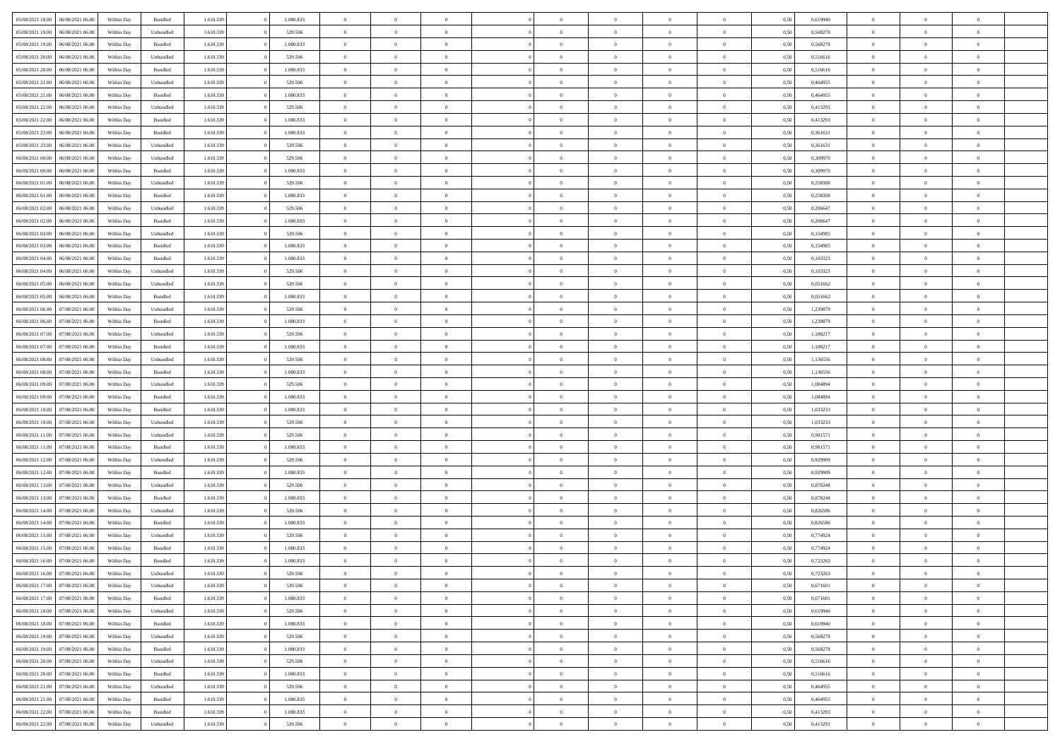| | | | | | | | | | | | | | | | | | | | | |
|---|---|---|---|---|---|---|---|---|---|---|---|---|---|---|---|---|---|---|---|---|
| 05/08/2021 18:00 | 06/08/2021 06:00 | Within Day | Bundled | 1.610.339 | 0 | 1.080.833 | 0 | 0 | 0 | | 0 | 0 | 0 | 0 | 0,50 | 0,619940 | 0 | 0 | 0 | |
| 05/08/2021 19:00 | 06/08/2021 06:00 | Within Day | Unbundled | 1.610.339 | 0 | 529.506 | 0 | 0 | 0 | | 0 | 0 | 0 | 0 | 0,50 | 0,568278 | 0 | 0 | 0 | |
| 05/08/2021 19:00 | 06/08/2021 06:00 | Within Day | Bundled | 1.610.339 | 0 | 1.080.833 | 0 | 0 | 0 | | 0 | 0 | 0 | 0 | 0,50 | 0,568278 | 0 | 0 | 0 | |
| 05/08/2021 20:00 | 06/08/2021 06:00 | Within Day | Unbundled | 1.610.339 | 0 | 529.506 | 0 | 0 | 0 | | 0 | 0 | 0 | 0 | 0,50 | 0,516616 | 0 | 0 | 0 | |
| 05/08/2021 20:00 | 06/08/2021 06:00 | Within Day | Bundled | 1.610.339 | 0 | 1.080.833 | 0 | 0 | 0 | | 0 | 0 | 0 | 0 | 0,50 | 0,516616 | 0 | 0 | 0 | |
| 05/08/2021 21:00 | 06/08/2021 06:00 | Within Day | Unbundled | 1.610.339 | 0 | 529.506 | 0 | 0 | 0 | | 0 | 0 | 0 | 0 | 0,50 | 0,464955 | 0 | 0 | 0 | |
| 05/08/2021 21:00 | 06/08/2021 06:00 | Within Day | Bundled | 1.610.339 | 0 | 1.080.833 | 0 | 0 | 0 | | 0 | 0 | 0 | 0 | 0,50 | 0,464955 | 0 | 0 | 0 | |
| 05/08/2021 22:00 | 06/08/2021 06:00 | Within Day | Unbundled | 1.610.339 | 0 | 529.506 | 0 | 0 | 0 | | 0 | 0 | 0 | 0 | 0,50 | 0,413293 | 0 | 0 | 0 | |
| 05/08/2021 22:00 | 06/08/2021 06:00 | Within Day | Bundled | 1.610.339 | 0 | 1.080.833 | 0 | 0 | 0 | | 0 | 0 | 0 | 0 | 0,50 | 0,413293 | 0 | 0 | 0 | |
| 05/08/2021 23:00 | 06/08/2021 06:00 | Within Day | Bundled | 1.610.339 | 0 | 1.080.833 | 0 | 0 | 0 | | 0 | 0 | 0 | 0 | 0,50 | 0,361631 | 0 | 0 | 0 | |
| 05/08/2021 23:00 | 06/08/2021 06:00 | Within Day | Unbundled | 1.610.339 | 0 | 529.506 | 0 | 0 | 0 | | 0 | 0 | 0 | 0 | 0,50 | 0,361631 | 0 | 0 | 0 | |
| 06/08/2021 00:00 | 06/08/2021 06:00 | Within Day | Unbundled | 1.610.339 | 0 | 529.506 | 0 | 0 | 0 | | 0 | 0 | 0 | 0 | 0,50 | 0,309970 | 0 | 0 | 0 | |
| 06/08/2021 00:00 | 06/08/2021 06:00 | Within Day | Bundled | 1.610.339 | 0 | 1.080.833 | 0 | 0 | 0 | | 0 | 0 | 0 | 0 | 0,50 | 0,309970 | 0 | 0 | 0 | |
| 06/08/2021 01:00 | 06/08/2021 06:00 | Within Day | Unbundled | 1.610.339 | 0 | 529.506 | 0 | 0 | 0 | | 0 | 0 | 0 | 0 | 0,50 | 0,258308 | 0 | 0 | 0 | |
| 06/08/2021 01:00 | 06/08/2021 06:00 | Within Day | Bundled | 1.610.339 | 0 | 1.080.833 | 0 | 0 | 0 | | 0 | 0 | 0 | 0 | 0,50 | 0,258308 | 0 | 0 | 0 | |
| 06/08/2021 02:00 | 06/08/2021 06:00 | Within Day | Unbundled | 1.610.339 | 0 | 529.506 | 0 | 0 | 0 | | 0 | 0 | 0 | 0 | 0,50 | 0,206647 | 0 | 0 | 0 | |
| 06/08/2021 02:00 | 06/08/2021 06:00 | Within Day | Bundled | 1.610.339 | 0 | 1.080.833 | 0 | 0 | 0 | | 0 | 0 | 0 | 0 | 0,50 | 0,206647 | 0 | 0 | 0 | |
| 06/08/2021 03:00 | 06/08/2021 06:00 | Within Day | Unbundled | 1.610.339 | 0 | 529.506 | 0 | 0 | 0 | | 0 | 0 | 0 | 0 | 0,50 | 0,154985 | 0 | 0 | 0 | |
| 06/08/2021 03:00 | 06/08/2021 06:00 | Within Day | Bundled | 1.610.339 | 0 | 1.080.833 | 0 | 0 | 0 | | 0 | 0 | 0 | 0 | 0,50 | 0,154985 | 0 | 0 | 0 | |
| 06/08/2021 04:00 | 06/08/2021 06:00 | Within Day | Bundled | 1.610.339 | 0 | 1.080.833 | 0 | 0 | 0 | | 0 | 0 | 0 | 0 | 0,50 | 0,103323 | 0 | 0 | 0 | |
| 06/08/2021 04:00 | 06/08/2021 06:00 | Within Day | Unbundled | 1.610.339 | 0 | 529.506 | 0 | 0 | 0 | | 0 | 0 | 0 | 0 | 0,50 | 0,103323 | 0 | 0 | 0 | |
| 06/08/2021 05:00 | 06/08/2021 06:00 | Within Day | Unbundled | 1.610.339 | 0 | 529.506 | 0 | 0 | 0 | | 0 | 0 | 0 | 0 | 0,50 | 0,051662 | 0 | 0 | 0 | |
| 06/08/2021 05:00 | 06/08/2021 06:00 | Within Day | Bundled | 1.610.339 | 0 | 1.080.833 | 0 | 0 | 0 | | 0 | 0 | 0 | 0 | 0,50 | 0,051662 | 0 | 0 | 0 | |
| 06/08/2021 06:00 | 07/08/2021 06:00 | Within Day | Unbundled | 1.610.339 | 0 | 529.506 | 0 | 0 | 0 | | 0 | 0 | 0 | 0 | 0,50 | 1,239879 | 0 | 0 | 0 | |
| 06/08/2021 06:00 | 07/08/2021 06:00 | Within Day | Bundled | 1.610.339 | 0 | 1.080.833 | 0 | 0 | 0 | | 0 | 0 | 0 | 0 | 0,50 | 1,239879 | 0 | 0 | 0 | |
| 06/08/2021 07:00 | 07/08/2021 06:00 | Within Day | Unbundled | 1.610.339 | 0 | 529.506 | 0 | 0 | 0 | | 0 | 0 | 0 | 0 | 0,50 | 1,188217 | 0 | 0 | 0 | |
| 06/08/2021 07:00 | 07/08/2021 06:00 | Within Day | Bundled | 1.610.339 | 0 | 1.080.833 | 0 | 0 | 0 | | 0 | 0 | 0 | 0 | 0,50 | 1,188217 | 0 | 0 | 0 | |
| 06/08/2021 08:00 | 07/08/2021 06:00 | Within Day | Unbundled | 1.610.339 | 0 | 529.506 | 0 | 0 | 0 | | 0 | 0 | 0 | 0 | 0,50 | 1,136556 | 0 | 0 | 0 | |
| 06/08/2021 08:00 | 07/08/2021 06:00 | Within Day | Bundled | 1.610.339 | 0 | 1.080.833 | 0 | 0 | 0 | | 0 | 0 | 0 | 0 | 0,50 | 1,136556 | 0 | 0 | 0 | |
| 06/08/2021 09:00 | 07/08/2021 06:00 | Within Day | Unbundled | 1.610.339 | 0 | 529.506 | 0 | 0 | 0 | | 0 | 0 | 0 | 0 | 0,50 | 1,084894 | 0 | 0 | 0 | |
| 06/08/2021 09:00 | 07/08/2021 06:00 | Within Day | Bundled | 1.610.339 | 0 | 1.080.833 | 0 | 0 | 0 | | 0 | 0 | 0 | 0 | 0,50 | 1,084894 | 0 | 0 | 0 | |
| 06/08/2021 10:00 | 07/08/2021 06:00 | Within Day | Bundled | 1.610.339 | 0 | 1.080.833 | 0 | 0 | 0 | | 0 | 0 | 0 | 0 | 0,50 | 1,033233 | 0 | 0 | 0 | |
| 06/08/2021 10:00 | 07/08/2021 06:00 | Within Day | Unbundled | 1.610.339 | 0 | 529.506 | 0 | 0 | 0 | | 0 | 0 | 0 | 0 | 0,50 | 1,033233 | 0 | 0 | 0 | |
| 06/08/2021 11:00 | 07/08/2021 06:00 | Within Day | Unbundled | 1.610.339 | 0 | 529.506 | 0 | 0 | 0 | | 0 | 0 | 0 | 0 | 0,50 | 0,981571 | 0 | 0 | 0 | |
| 06/08/2021 11:00 | 07/08/2021 06:00 | Within Day | Bundled | 1.610.339 | 0 | 1.080.833 | 0 | 0 | 0 | | 0 | 0 | 0 | 0 | 0,50 | 0,981571 | 0 | 0 | 0 | |
| 06/08/2021 12:00 | 07/08/2021 06:00 | Within Day | Unbundled | 1.610.339 | 0 | 529.506 | 0 | 0 | 0 | | 0 | 0 | 0 | 0 | 0,50 | 0,929909 | 0 | 0 | 0 | |
| 06/08/2021 12:00 | 07/08/2021 06:00 | Within Day | Bundled | 1.610.339 | 0 | 1.080.833 | 0 | 0 | 0 | | 0 | 0 | 0 | 0 | 0,50 | 0,929909 | 0 | 0 | 0 | |
| 06/08/2021 13:00 | 07/08/2021 06:00 | Within Day | Unbundled | 1.610.339 | 0 | 529.506 | 0 | 0 | 0 | | 0 | 0 | 0 | 0 | 0,50 | 0,878248 | 0 | 0 | 0 | |
| 06/08/2021 13:00 | 07/08/2021 06:00 | Within Day | Bundled | 1.610.339 | 0 | 1.080.833 | 0 | 0 | 0 | | 0 | 0 | 0 | 0 | 0,50 | 0,878248 | 0 | 0 | 0 | |
| 06/08/2021 14:00 | 07/08/2021 06:00 | Within Day | Unbundled | 1.610.339 | 0 | 529.506 | 0 | 0 | 0 | | 0 | 0 | 0 | 0 | 0,50 | 0,826586 | 0 | 0 | 0 | |
| 06/08/2021 14:00 | 07/08/2021 06:00 | Within Day | Bundled | 1.610.339 | 0 | 1.080.833 | 0 | 0 | 0 | | 0 | 0 | 0 | 0 | 0,50 | 0,826586 | 0 | 0 | 0 | |
| 06/08/2021 15:00 | 07/08/2021 06:00 | Within Day | Unbundled | 1.610.339 | 0 | 529.506 | 0 | 0 | 0 | | 0 | 0 | 0 | 0 | 0,50 | 0,774924 | 0 | 0 | 0 | |
| 06/08/2021 15:00 | 07/08/2021 06:00 | Within Day | Bundled | 1.610.339 | 0 | 1.080.833 | 0 | 0 | 0 | | 0 | 0 | 0 | 0 | 0,50 | 0,774924 | 0 | 0 | 0 | |
| 06/08/2021 16:00 | 07/08/2021 06:00 | Within Day | Bundled | 1.610.339 | 0 | 1.080.833 | 0 | 0 | 0 | | 0 | 0 | 0 | 0 | 0,50 | 0,723263 | 0 | 0 | 0 | |
| 06/08/2021 16:00 | 07/08/2021 06:00 | Within Day | Unbundled | 1.610.339 | 0 | 529.506 | 0 | 0 | 0 | | 0 | 0 | 0 | 0 | 0,50 | 0,723263 | 0 | 0 | 0 | |
| 06/08/2021 17:00 | 07/08/2021 06:00 | Within Day | Unbundled | 1.610.339 | 0 | 529.506 | 0 | 0 | 0 | | 0 | 0 | 0 | 0 | 0,50 | 0,671601 | 0 | 0 | 0 | |
| 06/08/2021 17:00 | 07/08/2021 06:00 | Within Day | Bundled | 1.610.339 | 0 | 1.080.833 | 0 | 0 | 0 | | 0 | 0 | 0 | 0 | 0,50 | 0,671601 | 0 | 0 | 0 | |
| 06/08/2021 18:00 | 07/08/2021 06:00 | Within Day | Unbundled | 1.610.339 | 0 | 529.506 | 0 | 0 | 0 | | 0 | 0 | 0 | 0 | 0,50 | 0,619940 | 0 | 0 | 0 | |
| 06/08/2021 18:00 | 07/08/2021 06:00 | Within Day | Bundled | 1.610.339 | 0 | 1.080.833 | 0 | 0 | 0 | | 0 | 0 | 0 | 0 | 0,50 | 0,619940 | 0 | 0 | 0 | |
| 06/08/2021 19:00 | 07/08/2021 06:00 | Within Day | Unbundled | 1.610.339 | 0 | 529.506 | 0 | 0 | 0 | | 0 | 0 | 0 | 0 | 0,50 | 0,568278 | 0 | 0 | 0 | |
| 06/08/2021 19:00 | 07/08/2021 06:00 | Within Day | Bundled | 1.610.339 | 0 | 1.080.833 | 0 | 0 | 0 | | 0 | 0 | 0 | 0 | 0,50 | 0,568278 | 0 | 0 | 0 | |
| 06/08/2021 20:00 | 07/08/2021 06:00 | Within Day | Unbundled | 1.610.339 | 0 | 529.506 | 0 | 0 | 0 | | 0 | 0 | 0 | 0 | 0,50 | 0,516616 | 0 | 0 | 0 | |
| 06/08/2021 20:00 | 07/08/2021 06:00 | Within Day | Bundled | 1.610.339 | 0 | 1.080.833 | 0 | 0 | 0 | | 0 | 0 | 0 | 0 | 0,50 | 0,516616 | 0 | 0 | 0 | |
| 06/08/2021 21:00 | 07/08/2021 06:00 | Within Day | Unbundled | 1.610.339 | 0 | 529.506 | 0 | 0 | 0 | | 0 | 0 | 0 | 0 | 0,50 | 0,464955 | 0 | 0 | 0 | |
| 06/08/2021 21:00 | 07/08/2021 06:00 | Within Day | Bundled | 1.610.339 | 0 | 1.080.833 | 0 | 0 | 0 | | 0 | 0 | 0 | 0 | 0,50 | 0,464955 | 0 | 0 | 0 | |
| 06/08/2021 22:00 | 07/08/2021 06:00 | Within Day | Bundled | 1.610.339 | 0 | 1.080.833 | 0 | 0 | 0 | | 0 | 0 | 0 | 0 | 0,50 | 0,413293 | 0 | 0 | 0 | |
| 06/08/2021 22:00 | 07/08/2021 06:00 | Within Day | Unbundled | 1.610.339 | 0 | 529.506 | 0 | 0 | 0 | | 0 | 0 | 0 | 0 | 0,50 | 0,413293 | 0 | 0 | 0 | |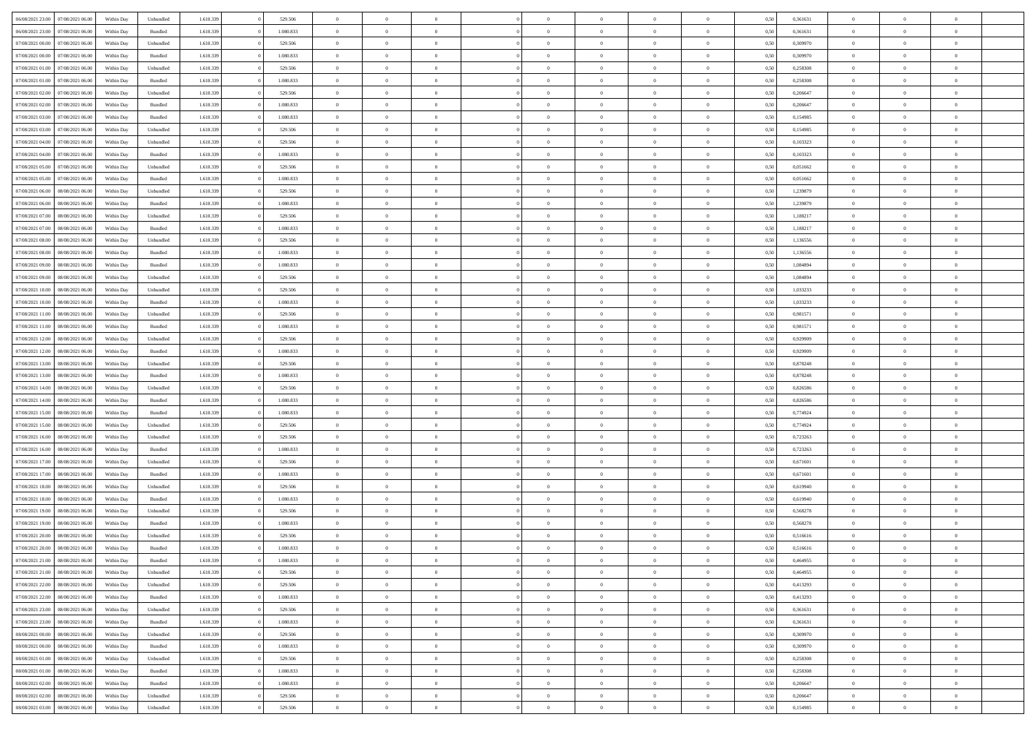| | | | | | | | | | | | | | | | | | | | | | |
|---|---|---|---|---|---|---|---|---|---|---|---|---|---|---|---|---|---|---|---|---|---|
| 06/08/2021 23:00 | 07/08/2021 06:00 | Within Day | Unbundled | 1.610.339 | 0 | 529.506 | 0 | 0 | 0 | | 0 | 0 | 0 | 0 | 0 | 0,50 | 0,361631 | 0 | 0 | 0 | |
| 06/08/2021 23:00 | 07/08/2021 06:00 | Within Day | Bundled | 1.610.339 | 0 | 1.080.833 | 0 | 0 | 0 | | 0 | 0 | 0 | 0 | 0 | 0,50 | 0,361631 | 0 | 0 | 0 | |
| 07/08/2021 00:00 | 07/08/2021 06:00 | Within Day | Unbundled | 1.610.339 | 0 | 529.506 | 0 | 0 | 0 | | 0 | 0 | 0 | 0 | 0 | 0,50 | 0,309970 | 0 | 0 | 0 | |
| 07/08/2021 00:00 | 07/08/2021 06:00 | Within Day | Bundled | 1.610.339 | 0 | 1.080.833 | 0 | 0 | 0 | | 0 | 0 | 0 | 0 | 0 | 0,50 | 0,309970 | 0 | 0 | 0 | |
| 07/08/2021 01:00 | 07/08/2021 06:00 | Within Day | Unbundled | 1.610.339 | 0 | 529.506 | 0 | 0 | 0 | | 0 | 0 | 0 | 0 | 0 | 0,50 | 0,258308 | 0 | 0 | 0 | |
| 07/08/2021 01:00 | 07/08/2021 06:00 | Within Day | Bundled | 1.610.339 | 0 | 1.080.833 | 0 | 0 | 0 | | 0 | 0 | 0 | 0 | 0 | 0,50 | 0,258308 | 0 | 0 | 0 | |
| 07/08/2021 02:00 | 07/08/2021 06:00 | Within Day | Unbundled | 1.610.339 | 0 | 529.506 | 0 | 0 | 0 | | 0 | 0 | 0 | 0 | 0 | 0,50 | 0,206647 | 0 | 0 | 0 | |
| 07/08/2021 02:00 | 07/08/2021 06:00 | Within Day | Bundled | 1.610.339 | 0 | 1.080.833 | 0 | 0 | 0 | | 0 | 0 | 0 | 0 | 0 | 0,50 | 0,206647 | 0 | 0 | 0 | |
| 07/08/2021 03:00 | 07/08/2021 06:00 | Within Day | Bundled | 1.610.339 | 0 | 1.080.833 | 0 | 0 | 0 | | 0 | 0 | 0 | 0 | 0 | 0,50 | 0,154985 | 0 | 0 | 0 | |
| 07/08/2021 03:00 | 07/08/2021 06:00 | Within Day | Unbundled | 1.610.339 | 0 | 529.506 | 0 | 0 | 0 | | 0 | 0 | 0 | 0 | 0 | 0,50 | 0,154985 | 0 | 0 | 0 | |
| 07/08/2021 04:00 | 07/08/2021 06:00 | Within Day | Unbundled | 1.610.339 | 0 | 529.506 | 0 | 0 | 0 | | 0 | 0 | 0 | 0 | 0 | 0,50 | 0,103323 | 0 | 0 | 0 | |
| 07/08/2021 04:00 | 07/08/2021 06:00 | Within Day | Bundled | 1.610.339 | 0 | 1.080.833 | 0 | 0 | 0 | | 0 | 0 | 0 | 0 | 0 | 0,50 | 0,103323 | 0 | 0 | 0 | |
| 07/08/2021 05:00 | 07/08/2021 06:00 | Within Day | Unbundled | 1.610.339 | 0 | 529.506 | 0 | 0 | 0 | | 0 | 0 | 0 | 0 | 0 | 0,50 | 0,051662 | 0 | 0 | 0 | |
| 07/08/2021 05:00 | 07/08/2021 06:00 | Within Day | Bundled | 1.610.339 | 0 | 1.080.833 | 0 | 0 | 0 | | 0 | 0 | 0 | 0 | 0 | 0,50 | 0,051662 | 0 | 0 | 0 | |
| 07/08/2021 06:00 | 08/08/2021 06:00 | Within Day | Unbundled | 1.610.339 | 0 | 529.506 | 0 | 0 | 0 | | 0 | 0 | 0 | 0 | 0 | 0,50 | 1,239879 | 0 | 0 | 0 | |
| 07/08/2021 06:00 | 08/08/2021 06:00 | Within Day | Bundled | 1.610.339 | 0 | 1.080.833 | 0 | 0 | 0 | | 0 | 0 | 0 | 0 | 0 | 0,50 | 1,239879 | 0 | 0 | 0 | |
| 07/08/2021 07:00 | 08/08/2021 06:00 | Within Day | Unbundled | 1.610.339 | 0 | 529.506 | 0 | 0 | 0 | | 0 | 0 | 0 | 0 | 0 | 0,50 | 1,188217 | 0 | 0 | 0 | |
| 07/08/2021 07:00 | 08/08/2021 06:00 | Within Day | Bundled | 1.610.339 | 0 | 1.080.833 | 0 | 0 | 0 | | 0 | 0 | 0 | 0 | 0 | 0,50 | 1,188217 | 0 | 0 | 0 | |
| 07/08/2021 08:00 | 08/08/2021 06:00 | Within Day | Unbundled | 1.610.339 | 0 | 529.506 | 0 | 0 | 0 | | 0 | 0 | 0 | 0 | 0 | 0,50 | 1,136556 | 0 | 0 | 0 | |
| 07/08/2021 08:00 | 08/08/2021 06:00 | Within Day | Bundled | 1.610.339 | 0 | 1.080.833 | 0 | 0 | 0 | | 0 | 0 | 0 | 0 | 0 | 0,50 | 1,136556 | 0 | 0 | 0 | |
| 07/08/2021 09:00 | 08/08/2021 06:00 | Within Day | Bundled | 1.610.339 | 0 | 1.080.833 | 0 | 0 | 0 | | 0 | 0 | 0 | 0 | 0 | 0,50 | 1,084894 | 0 | 0 | 0 | |
| 07/08/2021 09:00 | 08/08/2021 06:00 | Within Day | Unbundled | 1.610.339 | 0 | 529.506 | 0 | 0 | 0 | | 0 | 0 | 0 | 0 | 0 | 0,50 | 1,084894 | 0 | 0 | 0 | |
| 07/08/2021 10:00 | 08/08/2021 06:00 | Within Day | Unbundled | 1.610.339 | 0 | 529.506 | 0 | 0 | 0 | | 0 | 0 | 0 | 0 | 0 | 0,50 | 1,033233 | 0 | 0 | 0 | |
| 07/08/2021 10:00 | 08/08/2021 06:00 | Within Day | Bundled | 1.610.339 | 0 | 1.080.833 | 0 | 0 | 0 | | 0 | 0 | 0 | 0 | 0 | 0,50 | 1,033233 | 0 | 0 | 0 | |
| 07/08/2021 11:00 | 08/08/2021 06:00 | Within Day | Unbundled | 1.610.339 | 0 | 529.506 | 0 | 0 | 0 | | 0 | 0 | 0 | 0 | 0 | 0,50 | 0,981571 | 0 | 0 | 0 | |
| 07/08/2021 11:00 | 08/08/2021 06:00 | Within Day | Bundled | 1.610.339 | 0 | 1.080.833 | 0 | 0 | 0 | | 0 | 0 | 0 | 0 | 0 | 0,50 | 0,981571 | 0 | 0 | 0 | |
| 07/08/2021 12:00 | 08/08/2021 06:00 | Within Day | Unbundled | 1.610.339 | 0 | 529.506 | 0 | 0 | 0 | | 0 | 0 | 0 | 0 | 0 | 0,50 | 0,929909 | 0 | 0 | 0 | |
| 07/08/2021 12:00 | 08/08/2021 06:00 | Within Day | Bundled | 1.610.339 | 0 | 1.080.833 | 0 | 0 | 0 | | 0 | 0 | 0 | 0 | 0 | 0,50 | 0,929909 | 0 | 0 | 0 | |
| 07/08/2021 13:00 | 08/08/2021 06:00 | Within Day | Unbundled | 1.610.339 | 0 | 529.506 | 0 | 0 | 0 | | 0 | 0 | 0 | 0 | 0 | 0,50 | 0,878248 | 0 | 0 | 0 | |
| 07/08/2021 13:00 | 08/08/2021 06:00 | Within Day | Bundled | 1.610.339 | 0 | 1.080.833 | 0 | 0 | 0 | | 0 | 0 | 0 | 0 | 0 | 0,50 | 0,878248 | 0 | 0 | 0 | |
| 07/08/2021 14:00 | 08/08/2021 06:00 | Within Day | Unbundled | 1.610.339 | 0 | 529.506 | 0 | 0 | 0 | | 0 | 0 | 0 | 0 | 0 | 0,50 | 0,826586 | 0 | 0 | 0 | |
| 07/08/2021 14:00 | 08/08/2021 06:00 | Within Day | Bundled | 1.610.339 | 0 | 1.080.833 | 0 | 0 | 0 | | 0 | 0 | 0 | 0 | 0 | 0,50 | 0,826586 | 0 | 0 | 0 | |
| 07/08/2021 15:00 | 08/08/2021 06:00 | Within Day | Bundled | 1.610.339 | 0 | 1.080.833 | 0 | 0 | 0 | | 0 | 0 | 0 | 0 | 0 | 0,50 | 0,774924 | 0 | 0 | 0 | |
| 07/08/2021 15:00 | 08/08/2021 06:00 | Within Day | Unbundled | 1.610.339 | 0 | 529.506 | 0 | 0 | 0 | | 0 | 0 | 0 | 0 | 0 | 0,50 | 0,774924 | 0 | 0 | 0 | |
| 07/08/2021 16:00 | 08/08/2021 06:00 | Within Day | Unbundled | 1.610.339 | 0 | 529.506 | 0 | 0 | 0 | | 0 | 0 | 0 | 0 | 0 | 0,50 | 0,723263 | 0 | 0 | 0 | |
| 07/08/2021 16:00 | 08/08/2021 06:00 | Within Day | Bundled | 1.610.339 | 0 | 1.080.833 | 0 | 0 | 0 | | 0 | 0 | 0 | 0 | 0 | 0,50 | 0,723263 | 0 | 0 | 0 | |
| 07/08/2021 17:00 | 08/08/2021 06:00 | Within Day | Unbundled | 1.610.339 | 0 | 529.506 | 0 | 0 | 0 | | 0 | 0 | 0 | 0 | 0 | 0,50 | 0,671601 | 0 | 0 | 0 | |
| 07/08/2021 17:00 | 08/08/2021 06:00 | Within Day | Bundled | 1.610.339 | 0 | 1.080.833 | 0 | 0 | 0 | | 0 | 0 | 0 | 0 | 0 | 0,50 | 0,671601 | 0 | 0 | 0 | |
| 07/08/2021 18:00 | 08/08/2021 06:00 | Within Day | Unbundled | 1.610.339 | 0 | 529.506 | 0 | 0 | 0 | | 0 | 0 | 0 | 0 | 0 | 0,50 | 0,619940 | 0 | 0 | 0 | |
| 07/08/2021 18:00 | 08/08/2021 06:00 | Within Day | Bundled | 1.610.339 | 0 | 1.080.833 | 0 | 0 | 0 | | 0 | 0 | 0 | 0 | 0 | 0,50 | 0,619940 | 0 | 0 | 0 | |
| 07/08/2021 19:00 | 08/08/2021 06:00 | Within Day | Unbundled | 1.610.339 | 0 | 529.506 | 0 | 0 | 0 | | 0 | 0 | 0 | 0 | 0 | 0,50 | 0,568278 | 0 | 0 | 0 | |
| 07/08/2021 19:00 | 08/08/2021 06:00 | Within Day | Bundled | 1.610.339 | 0 | 1.080.833 | 0 | 0 | 0 | | 0 | 0 | 0 | 0 | 0 | 0,50 | 0,568278 | 0 | 0 | 0 | |
| 07/08/2021 20:00 | 08/08/2021 06:00 | Within Day | Unbundled | 1.610.339 | 0 | 529.506 | 0 | 0 | 0 | | 0 | 0 | 0 | 0 | 0 | 0,50 | 0,516616 | 0 | 0 | 0 | |
| 07/08/2021 20:00 | 08/08/2021 06:00 | Within Day | Bundled | 1.610.339 | 0 | 1.080.833 | 0 | 0 | 0 | | 0 | 0 | 0 | 0 | 0 | 0,50 | 0,516616 | 0 | 0 | 0 | |
| 07/08/2021 21:00 | 08/08/2021 06:00 | Within Day | Bundled | 1.610.339 | 0 | 1.080.833 | 0 | 0 | 0 | | 0 | 0 | 0 | 0 | 0 | 0,50 | 0,464955 | 0 | 0 | 0 | |
| 07/08/2021 21:00 | 08/08/2021 06:00 | Within Day | Unbundled | 1.610.339 | 0 | 529.506 | 0 | 0 | 0 | | 0 | 0 | 0 | 0 | 0 | 0,50 | 0,464955 | 0 | 0 | 0 | |
| 07/08/2021 22:00 | 08/08/2021 06:00 | Within Day | Unbundled | 1.610.339 | 0 | 529.506 | 0 | 0 | 0 | | 0 | 0 | 0 | 0 | 0 | 0,50 | 0,413293 | 0 | 0 | 0 | |
| 07/08/2021 22:00 | 08/08/2021 06:00 | Within Day | Bundled | 1.610.339 | 0 | 1.080.833 | 0 | 0 | 0 | | 0 | 0 | 0 | 0 | 0 | 0,50 | 0,413293 | 0 | 0 | 0 | |
| 07/08/2021 23:00 | 08/08/2021 06:00 | Within Day | Unbundled | 1.610.339 | 0 | 529.506 | 0 | 0 | 0 | | 0 | 0 | 0 | 0 | 0 | 0,50 | 0,361631 | 0 | 0 | 0 | |
| 07/08/2021 23:00 | 08/08/2021 06:00 | Within Day | Bundled | 1.610.339 | 0 | 1.080.833 | 0 | 0 | 0 | | 0 | 0 | 0 | 0 | 0 | 0,50 | 0,361631 | 0 | 0 | 0 | |
| 08/08/2021 00:00 | 08/08/2021 06:00 | Within Day | Unbundled | 1.610.339 | 0 | 529.506 | 0 | 0 | 0 | | 0 | 0 | 0 | 0 | 0 | 0,50 | 0,309970 | 0 | 0 | 0 | |
| 08/08/2021 00:00 | 08/08/2021 06:00 | Within Day | Bundled | 1.610.339 | 0 | 1.080.833 | 0 | 0 | 0 | | 0 | 0 | 0 | 0 | 0 | 0,50 | 0,309970 | 0 | 0 | 0 | |
| 08/08/2021 01:00 | 08/08/2021 06:00 | Within Day | Unbundled | 1.610.339 | 0 | 529.506 | 0 | 0 | 0 | | 0 | 0 | 0 | 0 | 0 | 0,50 | 0,258308 | 0 | 0 | 0 | |
| 08/08/2021 01:00 | 08/08/2021 06:00 | Within Day | Bundled | 1.610.339 | 0 | 1.080.833 | 0 | 0 | 0 | | 0 | 0 | 0 | 0 | 0 | 0,50 | 0,258308 | 0 | 0 | 0 | |
| 08/08/2021 02:00 | 08/08/2021 06:00 | Within Day | Bundled | 1.610.339 | 0 | 1.080.833 | 0 | 0 | 0 | | 0 | 0 | 0 | 0 | 0 | 0,50 | 0,206647 | 0 | 0 | 0 | |
| 08/08/2021 02:00 | 08/08/2021 06:00 | Within Day | Unbundled | 1.610.339 | 0 | 529.506 | 0 | 0 | 0 | | 0 | 0 | 0 | 0 | 0 | 0,50 | 0,206647 | 0 | 0 | 0 | |
| 08/08/2021 03:00 | 08/08/2021 06:00 | Within Day | Unbundled | 1.610.339 | 0 | 529.506 | 0 | 0 | 0 | | 0 | 0 | 0 | 0 | 0 | 0,50 | 0,154985 | 0 | 0 | 0 | |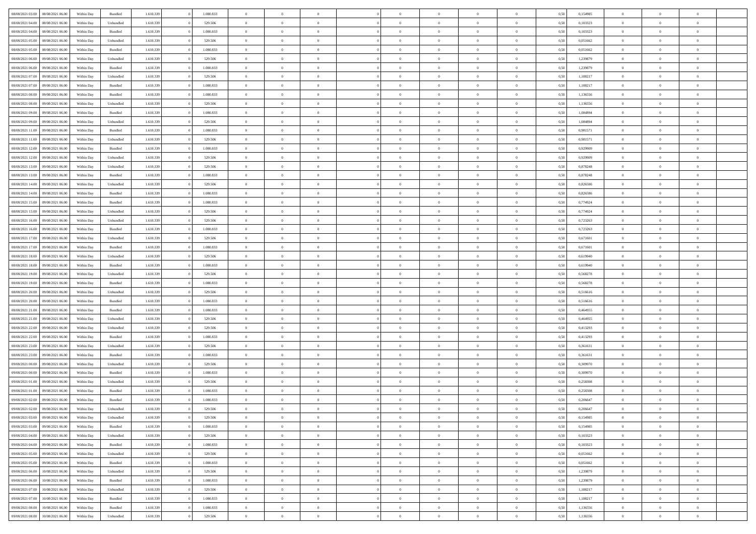| | | | | | | | | | | | | | | | | | | | | | |
|---|---|---|---|---|---|---|---|---|---|---|---|---|---|---|---|---|---|---|---|---|---|
| 08/08/2021 03:00 | 08/08/2021 06:00 | Within Day | Bundled | 1.610.339 | 0 | 1.080.833 | 0 | 0 | 0 | | 0 | 0 | 0 | 0 | 0 | 0,50 | 0,154985 | 0 | 0 | 0 | |
| 08/08/2021 04:00 | 08/08/2021 06:00 | Within Day | Unbundled | 1.610.339 | 0 | 529.506 | 0 | 0 | 0 | | 0 | 0 | 0 | 0 | 0 | 0,50 | 0,103323 | 0 | 0 | 0 | |
| 08/08/2021 04:00 | 08/08/2021 06:00 | Within Day | Bundled | 1.610.339 | 0 | 1.080.833 | 0 | 0 | 0 | | 0 | 0 | 0 | 0 | 0 | 0,50 | 0,103323 | 0 | 0 | 0 | |
| 08/08/2021 05:00 | 08/08/2021 06:00 | Within Day | Unbundled | 1.610.339 | 0 | 529.506 | 0 | 0 | 0 | | 0 | 0 | 0 | 0 | 0 | 0,50 | 0,051662 | 0 | 0 | 0 | |
| 08/08/2021 05:00 | 08/08/2021 06:00 | Within Day | Bundled | 1.610.339 | 0 | 1.080.833 | 0 | 0 | 0 | | 0 | 0 | 0 | 0 | 0 | 0,50 | 0,051662 | 0 | 0 | 0 | |
| 08/08/2021 06:00 | 09/08/2021 06:00 | Within Day | Unbundled | 1.610.339 | 0 | 529.506 | 0 | 0 | 0 | | 0 | 0 | 0 | 0 | 0 | 0,50 | 1,239879 | 0 | 0 | 0 | |
| 08/08/2021 06:00 | 09/08/2021 06:00 | Within Day | Bundled | 1.610.339 | 0 | 1.080.833 | 0 | 0 | 0 | | 0 | 0 | 0 | 0 | 0 | 0,50 | 1,239879 | 0 | 0 | 0 | |
| 08/08/2021 07:00 | 09/08/2021 06:00 | Within Day | Unbundled | 1.610.339 | 0 | 529.506 | 0 | 0 | 0 | | 0 | 0 | 0 | 0 | 0 | 0,50 | 1,188217 | 0 | 0 | 0 | |
| 08/08/2021 07:00 | 09/08/2021 06:00 | Within Day | Bundled | 1.610.339 | 0 | 1.080.833 | 0 | 0 | 0 | | 0 | 0 | 0 | 0 | 0 | 0,50 | 1,188217 | 0 | 0 | 0 | |
| 08/08/2021 08:00 | 09/08/2021 06:00 | Within Day | Bundled | 1.610.339 | 0 | 1.080.833 | 0 | 0 | 0 | | 0 | 0 | 0 | 0 | 0 | 0,50 | 1,136556 | 0 | 0 | 0 | |
| 08/08/2021 08:00 | 09/08/2021 06:00 | Within Day | Unbundled | 1.610.339 | 0 | 529.506 | 0 | 0 | 0 | | 0 | 0 | 0 | 0 | 0 | 0,50 | 1,136556 | 0 | 0 | 0 | |
| 08/08/2021 09:00 | 09/08/2021 06:00 | Within Day | Bundled | 1.610.339 | 0 | 1.080.833 | 0 | 0 | 0 | | 0 | 0 | 0 | 0 | 0 | 0,50 | 1,084894 | 0 | 0 | 0 | |
| 08/08/2021 09:00 | 09/08/2021 06:00 | Within Day | Unbundled | 1.610.339 | 0 | 529.506 | 0 | 0 | 0 | | 0 | 0 | 0 | 0 | 0 | 0,50 | 1,084894 | 0 | 0 | 0 | |
| 08/08/2021 11:00 | 09/08/2021 06:00 | Within Day | Bundled | 1.610.339 | 0 | 1.080.833 | 0 | 0 | 0 | | 0 | 0 | 0 | 0 | 0 | 0,50 | 0,981571 | 0 | 0 | 0 | |
| 08/08/2021 11:00 | 09/08/2021 06:00 | Within Day | Unbundled | 1.610.339 | 0 | 529.506 | 0 | 0 | 0 | | 0 | 0 | 0 | 0 | 0 | 0,50 | 0,981571 | 0 | 0 | 0 | |
| 08/08/2021 12:00 | 09/08/2021 06:00 | Within Day | Bundled | 1.610.339 | 0 | 1.080.833 | 0 | 0 | 0 | | 0 | 0 | 0 | 0 | 0 | 0,50 | 0,929909 | 0 | 0 | 0 | |
| 08/08/2021 12:00 | 09/08/2021 06:00 | Within Day | Unbundled | 1.610.339 | 0 | 529.506 | 0 | 0 | 0 | | 0 | 0 | 0 | 0 | 0 | 0,50 | 0,929909 | 0 | 0 | 0 | |
| 08/08/2021 13:00 | 09/08/2021 06:00 | Within Day | Unbundled | 1.610.339 | 0 | 529.506 | 0 | 0 | 0 | | 0 | 0 | 0 | 0 | 0 | 0,50 | 0,878248 | 0 | 0 | 0 | |
| 08/08/2021 13:00 | 09/08/2021 06:00 | Within Day | Bundled | 1.610.339 | 0 | 1.080.833 | 0 | 0 | 0 | | 0 | 0 | 0 | 0 | 0 | 0,50 | 0,878248 | 0 | 0 | 0 | |
| 08/08/2021 14:00 | 09/08/2021 06:00 | Within Day | Unbundled | 1.610.339 | 0 | 529.506 | 0 | 0 | 0 | | 0 | 0 | 0 | 0 | 0 | 0,50 | 0,826586 | 0 | 0 | 0 | |
| 08/08/2021 14:00 | 09/08/2021 06:00 | Within Day | Bundled | 1.610.339 | 0 | 1.080.833 | 0 | 0 | 0 | | 0 | 0 | 0 | 0 | 0 | 0,50 | 0,826586 | 0 | 0 | 0 | |
| 08/08/2021 15:00 | 09/08/2021 06:00 | Within Day | Bundled | 1.610.339 | 0 | 1.080.833 | 0 | 0 | 0 | | 0 | 0 | 0 | 0 | 0 | 0,50 | 0,774924 | 0 | 0 | 0 | |
| 08/08/2021 15:00 | 09/08/2021 06:00 | Within Day | Unbundled | 1.610.339 | 0 | 529.506 | 0 | 0 | 0 | | 0 | 0 | 0 | 0 | 0 | 0,50 | 0,774924 | 0 | 0 | 0 | |
| 08/08/2021 16:00 | 09/08/2021 06:00 | Within Day | Unbundled | 1.610.339 | 0 | 529.506 | 0 | 0 | 0 | | 0 | 0 | 0 | 0 | 0 | 0,50 | 0,723263 | 0 | 0 | 0 | |
| 08/08/2021 16:00 | 09/08/2021 06:00 | Within Day | Bundled | 1.610.339 | 0 | 1.080.833 | 0 | 0 | 0 | | 0 | 0 | 0 | 0 | 0 | 0,50 | 0,723263 | 0 | 0 | 0 | |
| 08/08/2021 17:00 | 09/08/2021 06:00 | Within Day | Unbundled | 1.610.339 | 0 | 529.506 | 0 | 0 | 0 | | 0 | 0 | 0 | 0 | 0 | 0,50 | 0,671601 | 0 | 0 | 0 | |
| 08/08/2021 17:00 | 09/08/2021 06:00 | Within Day | Bundled | 1.610.339 | 0 | 1.080.833 | 0 | 0 | 0 | | 0 | 0 | 0 | 0 | 0 | 0,50 | 0,671601 | 0 | 0 | 0 | |
| 08/08/2021 18:00 | 09/08/2021 06:00 | Within Day | Unbundled | 1.610.339 | 0 | 529.506 | 0 | 0 | 0 | | 0 | 0 | 0 | 0 | 0 | 0,50 | 0,619940 | 0 | 0 | 0 | |
| 08/08/2021 18:00 | 09/08/2021 06:00 | Within Day | Bundled | 1.610.339 | 0 | 1.080.833 | 0 | 0 | 0 | | 0 | 0 | 0 | 0 | 0 | 0,50 | 0,619940 | 0 | 0 | 0 | |
| 08/08/2021 19:00 | 09/08/2021 06:00 | Within Day | Unbundled | 1.610.339 | 0 | 529.506 | 0 | 0 | 0 | | 0 | 0 | 0 | 0 | 0 | 0,50 | 0,568278 | 0 | 0 | 0 | |
| 08/08/2021 19:00 | 09/08/2021 06:00 | Within Day | Bundled | 1.610.339 | 0 | 1.080.833 | 0 | 0 | 0 | | 0 | 0 | 0 | 0 | 0 | 0,50 | 0,568278 | 0 | 0 | 0 | |
| 08/08/2021 20:00 | 09/08/2021 06:00 | Within Day | Unbundled | 1.610.339 | 0 | 529.506 | 0 | 0 | 0 | | 0 | 0 | 0 | 0 | 0 | 0,50 | 0,516616 | 0 | 0 | 0 | |
| 08/08/2021 20:00 | 09/08/2021 06:00 | Within Day | Bundled | 1.610.339 | 0 | 1.080.833 | 0 | 0 | 0 | | 0 | 0 | 0 | 0 | 0 | 0,50 | 0,516616 | 0 | 0 | 0 | |
| 08/08/2021 21:00 | 09/08/2021 06:00 | Within Day | Bundled | 1.610.339 | 0 | 1.080.833 | 0 | 0 | 0 | | 0 | 0 | 0 | 0 | 0 | 0,50 | 0,464955 | 0 | 0 | 0 | |
| 08/08/2021 21:00 | 09/08/2021 06:00 | Within Day | Unbundled | 1.610.339 | 0 | 529.506 | 0 | 0 | 0 | | 0 | 0 | 0 | 0 | 0 | 0,50 | 0,464955 | 0 | 0 | 0 | |
| 08/08/2021 22:00 | 09/08/2021 06:00 | Within Day | Unbundled | 1.610.339 | 0 | 529.506 | 0 | 0 | 0 | | 0 | 0 | 0 | 0 | 0 | 0,50 | 0,413293 | 0 | 0 | 0 | |
| 08/08/2021 22:00 | 09/08/2021 06:00 | Within Day | Bundled | 1.610.339 | 0 | 1.080.833 | 0 | 0 | 0 | | 0 | 0 | 0 | 0 | 0 | 0,50 | 0,413293 | 0 | 0 | 0 | |
| 08/08/2021 23:00 | 09/08/2021 06:00 | Within Day | Unbundled | 1.610.339 | 0 | 529.506 | 0 | 0 | 0 | | 0 | 0 | 0 | 0 | 0 | 0,50 | 0,361631 | 0 | 0 | 0 | |
| 08/08/2021 23:00 | 09/08/2021 06:00 | Within Day | Bundled | 1.610.339 | 0 | 1.080.833 | 0 | 0 | 0 | | 0 | 0 | 0 | 0 | 0 | 0,50 | 0,361631 | 0 | 0 | 0 | |
| 09/08/2021 00:00 | 09/08/2021 06:00 | Within Day | Unbundled | 1.610.339 | 0 | 529.506 | 0 | 0 | 0 | | 0 | 0 | 0 | 0 | 0 | 0,50 | 0,309970 | 0 | 0 | 0 | |
| 09/08/2021 00:00 | 09/08/2021 06:00 | Within Day | Bundled | 1.610.339 | 0 | 1.080.833 | 0 | 0 | 0 | | 0 | 0 | 0 | 0 | 0 | 0,50 | 0,309970 | 0 | 0 | 0 | |
| 09/08/2021 01:00 | 09/08/2021 06:00 | Within Day | Unbundled | 1.610.339 | 0 | 529.506 | 0 | 0 | 0 | | 0 | 0 | 0 | 0 | 0 | 0,50 | 0,258308 | 0 | 0 | 0 | |
| 09/08/2021 01:00 | 09/08/2021 06:00 | Within Day | Bundled | 1.610.339 | 0 | 1.080.833 | 0 | 0 | 0 | | 0 | 0 | 0 | 0 | 0 | 0,50 | 0,258308 | 0 | 0 | 0 | |
| 09/08/2021 02:00 | 09/08/2021 06:00 | Within Day | Bundled | 1.610.339 | 0 | 1.080.833 | 0 | 0 | 0 | | 0 | 0 | 0 | 0 | 0 | 0,50 | 0,206647 | 0 | 0 | 0 | |
| 09/08/2021 02:00 | 09/08/2021 06:00 | Within Day | Unbundled | 1.610.339 | 0 | 529.506 | 0 | 0 | 0 | | 0 | 0 | 0 | 0 | 0 | 0,50 | 0,206647 | 0 | 0 | 0 | |
| 09/08/2021 03:00 | 09/08/2021 06:00 | Within Day | Unbundled | 1.610.339 | 0 | 529.506 | 0 | 0 | 0 | | 0 | 0 | 0 | 0 | 0 | 0,50 | 0,154985 | 0 | 0 | 0 | |
| 09/08/2021 03:00 | 09/08/2021 06:00 | Within Day | Bundled | 1.610.339 | 0 | 1.080.833 | 0 | 0 | 0 | | 0 | 0 | 0 | 0 | 0 | 0,50 | 0,154985 | 0 | 0 | 0 | |
| 09/08/2021 04:00 | 09/08/2021 06:00 | Within Day | Unbundled | 1.610.339 | 0 | 529.506 | 0 | 0 | 0 | | 0 | 0 | 0 | 0 | 0 | 0,50 | 0,103323 | 0 | 0 | 0 | |
| 09/08/2021 04:00 | 09/08/2021 06:00 | Within Day | Bundled | 1.610.339 | 0 | 1.080.833 | 0 | 0 | 0 | | 0 | 0 | 0 | 0 | 0 | 0,50 | 0,103323 | 0 | 0 | 0 | |
| 09/08/2021 05:00 | 09/08/2021 06:00 | Within Day | Unbundled | 1.610.339 | 0 | 529.506 | 0 | 0 | 0 | | 0 | 0 | 0 | 0 | 0 | 0,50 | 0,051662 | 0 | 0 | 0 | |
| 09/08/2021 05:00 | 09/08/2021 06:00 | Within Day | Bundled | 1.610.339 | 0 | 1.080.833 | 0 | 0 | 0 | | 0 | 0 | 0 | 0 | 0 | 0,50 | 0,051662 | 0 | 0 | 0 | |
| 09/08/2021 06:00 | 10/08/2021 06:00 | Within Day | Unbundled | 1.610.339 | 0 | 529.506 | 0 | 0 | 0 | | 0 | 0 | 0 | 0 | 0 | 0,50 | 1,239879 | 0 | 0 | 0 | |
| 09/08/2021 06:00 | 10/08/2021 06:00 | Within Day | Bundled | 1.610.339 | 0 | 1.080.833 | 0 | 0 | 0 | | 0 | 0 | 0 | 0 | 0 | 0,50 | 1,239879 | 0 | 0 | 0 | |
| 09/08/2021 07:00 | 10/08/2021 06:00 | Within Day | Unbundled | 1.610.339 | 0 | 529.506 | 0 | 0 | 0 | | 0 | 0 | 0 | 0 | 0 | 0,50 | 1,188217 | 0 | 0 | 0 | |
| 09/08/2021 07:00 | 10/08/2021 06:00 | Within Day | Bundled | 1.610.339 | 0 | 1.080.833 | 0 | 0 | 0 | | 0 | 0 | 0 | 0 | 0 | 0,50 | 1,188217 | 0 | 0 | 0 | |
| 09/08/2021 08:00 | 10/08/2021 06:00 | Within Day | Bundled | 1.610.339 | 0 | 1.080.833 | 0 | 0 | 0 | | 0 | 0 | 0 | 0 | 0 | 0,50 | 1,136556 | 0 | 0 | 0 | |
| 09/08/2021 08:00 | 10/08/2021 06:00 | Within Day | Unbundled | 1.610.339 | 0 | 529.506 | 0 | 0 | 0 | | 0 | 0 | 0 | 0 | 0 | 0,50 | 1,136556 | 0 | 0 | 0 | |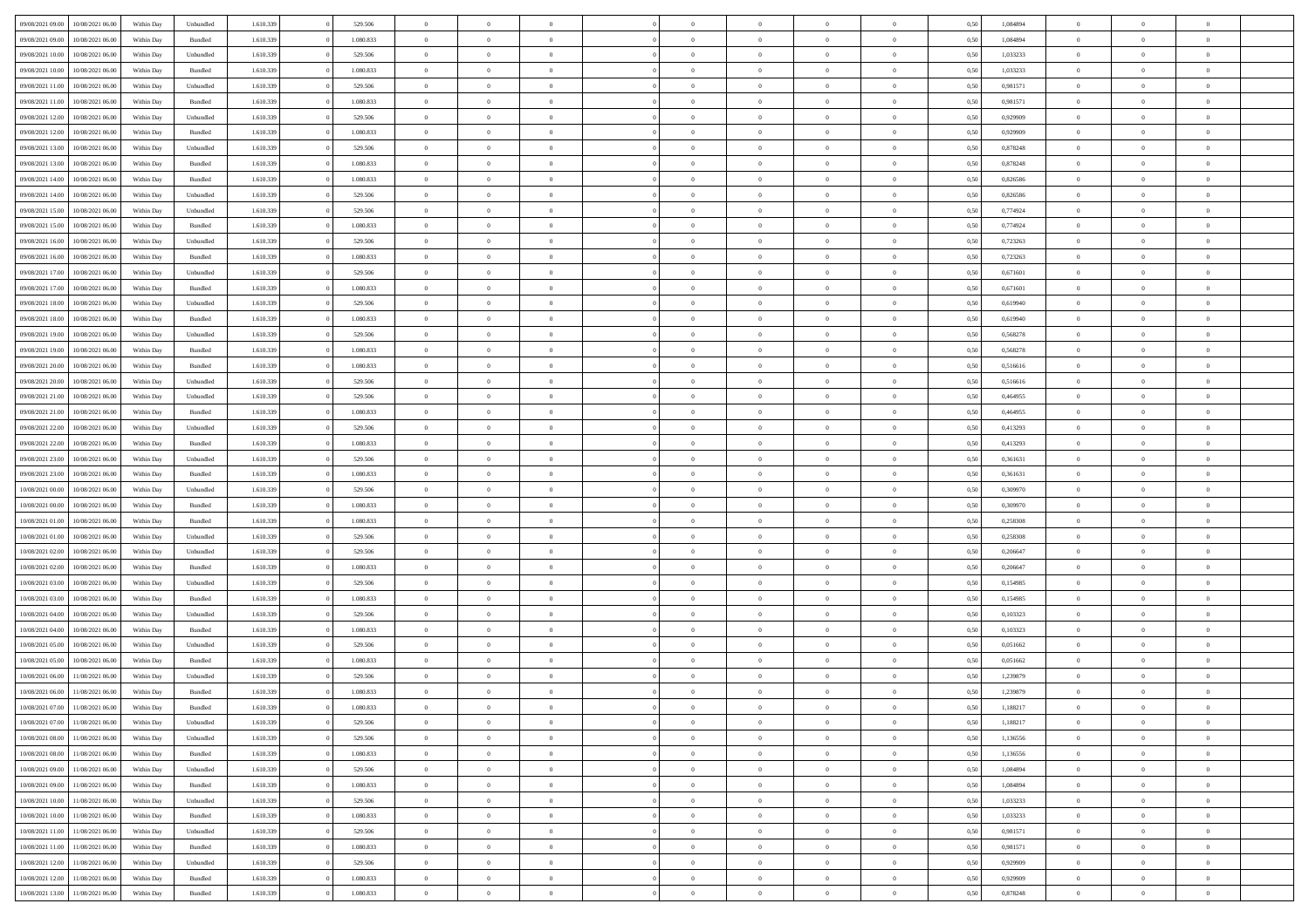| | | | | | | | | | | | | | | | | | | | | |
|---|---|---|---|---|---|---|---|---|---|---|---|---|---|---|---|---|---|---|---|---|
| 09/08/2021 09:00 | 10/08/2021 06:00 | Within Day | Unbundled | 1.610.339 | 0 | 529.506 | 0 | 0 | 0 | | 0 | 0 | 0 | 0 | 0,50 | 1,084894 | 0 | 0 | 0 | |
| 09/08/2021 09:00 | 10/08/2021 06:00 | Within Day | Bundled | 1.610.339 | 0 | 1.080.833 | 0 | 0 | 0 | | 0 | 0 | 0 | 0 | 0,50 | 1,084894 | 0 | 0 | 0 | |
| 09/08/2021 10:00 | 10/08/2021 06:00 | Within Day | Unbundled | 1.610.339 | 0 | 529.506 | 0 | 0 | 0 | | 0 | 0 | 0 | 0 | 0,50 | 1,033233 | 0 | 0 | 0 | |
| 09/08/2021 10:00 | 10/08/2021 06:00 | Within Day | Bundled | 1.610.339 | 0 | 1.080.833 | 0 | 0 | 0 | | 0 | 0 | 0 | 0 | 0,50 | 1,033233 | 0 | 0 | 0 | |
| 09/08/2021 11:00 | 10/08/2021 06:00 | Within Day | Unbundled | 1.610.339 | 0 | 529.506 | 0 | 0 | 0 | | 0 | 0 | 0 | 0 | 0,50 | 0,981571 | 0 | 0 | 0 | |
| 09/08/2021 11:00 | 10/08/2021 06:00 | Within Day | Bundled | 1.610.339 | 0 | 1.080.833 | 0 | 0 | 0 | | 0 | 0 | 0 | 0 | 0,50 | 0,981571 | 0 | 0 | 0 | |
| 09/08/2021 12:00 | 10/08/2021 06:00 | Within Day | Unbundled | 1.610.339 | 0 | 529.506 | 0 | 0 | 0 | | 0 | 0 | 0 | 0 | 0,50 | 0,929909 | 0 | 0 | 0 | |
| 09/08/2021 12:00 | 10/08/2021 06:00 | Within Day | Bundled | 1.610.339 | 0 | 1.080.833 | 0 | 0 | 0 | | 0 | 0 | 0 | 0 | 0,50 | 0,929909 | 0 | 0 | 0 | |
| 09/08/2021 13:00 | 10/08/2021 06:00 | Within Day | Unbundled | 1.610.339 | 0 | 529.506 | 0 | 0 | 0 | | 0 | 0 | 0 | 0 | 0,50 | 0,878248 | 0 | 0 | 0 | |
| 09/08/2021 13:00 | 10/08/2021 06:00 | Within Day | Bundled | 1.610.339 | 0 | 1.080.833 | 0 | 0 | 0 | | 0 | 0 | 0 | 0 | 0,50 | 0,878248 | 0 | 0 | 0 | |
| 09/08/2021 14:00 | 10/08/2021 06:00 | Within Day | Bundled | 1.610.339 | 0 | 1.080.833 | 0 | 0 | 0 | | 0 | 0 | 0 | 0 | 0,50 | 0,826586 | 0 | 0 | 0 | |
| 09/08/2021 14:00 | 10/08/2021 06:00 | Within Day | Unbundled | 1.610.339 | 0 | 529.506 | 0 | 0 | 0 | | 0 | 0 | 0 | 0 | 0,50 | 0,826586 | 0 | 0 | 0 | |
| 09/08/2021 15:00 | 10/08/2021 06:00 | Within Day | Unbundled | 1.610.339 | 0 | 529.506 | 0 | 0 | 0 | | 0 | 0 | 0 | 0 | 0,50 | 0,774924 | 0 | 0 | 0 | |
| 09/08/2021 15:00 | 10/08/2021 06:00 | Within Day | Bundled | 1.610.339 | 0 | 1.080.833 | 0 | 0 | 0 | | 0 | 0 | 0 | 0 | 0,50 | 0,774924 | 0 | 0 | 0 | |
| 09/08/2021 16:00 | 10/08/2021 06:00 | Within Day | Unbundled | 1.610.339 | 0 | 529.506 | 0 | 0 | 0 | | 0 | 0 | 0 | 0 | 0,50 | 0,723263 | 0 | 0 | 0 | |
| 09/08/2021 16:00 | 10/08/2021 06:00 | Within Day | Bundled | 1.610.339 | 0 | 1.080.833 | 0 | 0 | 0 | | 0 | 0 | 0 | 0 | 0,50 | 0,723263 | 0 | 0 | 0 | |
| 09/08/2021 17:00 | 10/08/2021 06:00 | Within Day | Unbundled | 1.610.339 | 0 | 529.506 | 0 | 0 | 0 | | 0 | 0 | 0 | 0 | 0,50 | 0,671601 | 0 | 0 | 0 | |
| 09/08/2021 17:00 | 10/08/2021 06:00 | Within Day | Bundled | 1.610.339 | 0 | 1.080.833 | 0 | 0 | 0 | | 0 | 0 | 0 | 0 | 0,50 | 0,671601 | 0 | 0 | 0 | |
| 09/08/2021 18:00 | 10/08/2021 06:00 | Within Day | Unbundled | 1.610.339 | 0 | 529.506 | 0 | 0 | 0 | | 0 | 0 | 0 | 0 | 0,50 | 0,619940 | 0 | 0 | 0 | |
| 09/08/2021 18:00 | 10/08/2021 06:00 | Within Day | Bundled | 1.610.339 | 0 | 1.080.833 | 0 | 0 | 0 | | 0 | 0 | 0 | 0 | 0,50 | 0,619940 | 0 | 0 | 0 | |
| 09/08/2021 19:00 | 10/08/2021 06:00 | Within Day | Unbundled | 1.610.339 | 0 | 529.506 | 0 | 0 | 0 | | 0 | 0 | 0 | 0 | 0,50 | 0,568278 | 0 | 0 | 0 | |
| 09/08/2021 19:00 | 10/08/2021 06:00 | Within Day | Bundled | 1.610.339 | 0 | 1.080.833 | 0 | 0 | 0 | | 0 | 0 | 0 | 0 | 0,50 | 0,568278 | 0 | 0 | 0 | |
| 09/08/2021 20:00 | 10/08/2021 06:00 | Within Day | Bundled | 1.610.339 | 0 | 1.080.833 | 0 | 0 | 0 | | 0 | 0 | 0 | 0 | 0,50 | 0,516616 | 0 | 0 | 0 | |
| 09/08/2021 20:00 | 10/08/2021 06:00 | Within Day | Unbundled | 1.610.339 | 0 | 529.506 | 0 | 0 | 0 | | 0 | 0 | 0 | 0 | 0,50 | 0,516616 | 0 | 0 | 0 | |
| 09/08/2021 21:00 | 10/08/2021 06:00 | Within Day | Unbundled | 1.610.339 | 0 | 529.506 | 0 | 0 | 0 | | 0 | 0 | 0 | 0 | 0,50 | 0,464955 | 0 | 0 | 0 | |
| 09/08/2021 21:00 | 10/08/2021 06:00 | Within Day | Bundled | 1.610.339 | 0 | 1.080.833 | 0 | 0 | 0 | | 0 | 0 | 0 | 0 | 0,50 | 0,464955 | 0 | 0 | 0 | |
| 09/08/2021 22:00 | 10/08/2021 06:00 | Within Day | Unbundled | 1.610.339 | 0 | 529.506 | 0 | 0 | 0 | | 0 | 0 | 0 | 0 | 0,50 | 0,413293 | 0 | 0 | 0 | |
| 09/08/2021 22:00 | 10/08/2021 06:00 | Within Day | Bundled | 1.610.339 | 0 | 1.080.833 | 0 | 0 | 0 | | 0 | 0 | 0 | 0 | 0,50 | 0,413293 | 0 | 0 | 0 | |
| 09/08/2021 23:00 | 10/08/2021 06:00 | Within Day | Unbundled | 1.610.339 | 0 | 529.506 | 0 | 0 | 0 | | 0 | 0 | 0 | 0 | 0,50 | 0,361631 | 0 | 0 | 0 | |
| 09/08/2021 23:00 | 10/08/2021 06:00 | Within Day | Bundled | 1.610.339 | 0 | 1.080.833 | 0 | 0 | 0 | | 0 | 0 | 0 | 0 | 0,50 | 0,361631 | 0 | 0 | 0 | |
| 10/08/2021 00:00 | 10/08/2021 06:00 | Within Day | Unbundled | 1.610.339 | 0 | 529.506 | 0 | 0 | 0 | | 0 | 0 | 0 | 0 | 0,50 | 0,309970 | 0 | 0 | 0 | |
| 10/08/2021 00:00 | 10/08/2021 06:00 | Within Day | Bundled | 1.610.339 | 0 | 1.080.833 | 0 | 0 | 0 | | 0 | 0 | 0 | 0 | 0,50 | 0,309970 | 0 | 0 | 0 | |
| 10/08/2021 01:00 | 10/08/2021 06:00 | Within Day | Bundled | 1.610.339 | 0 | 1.080.833 | 0 | 0 | 0 | | 0 | 0 | 0 | 0 | 0,50 | 0,258308 | 0 | 0 | 0 | |
| 10/08/2021 01:00 | 10/08/2021 06:00 | Within Day | Unbundled | 1.610.339 | 0 | 529.506 | 0 | 0 | 0 | | 0 | 0 | 0 | 0 | 0,50 | 0,258308 | 0 | 0 | 0 | |
| 10/08/2021 02:00 | 10/08/2021 06:00 | Within Day | Unbundled | 1.610.339 | 0 | 529.506 | 0 | 0 | 0 | | 0 | 0 | 0 | 0 | 0,50 | 0,206647 | 0 | 0 | 0 | |
| 10/08/2021 02:00 | 10/08/2021 06:00 | Within Day | Bundled | 1.610.339 | 0 | 1.080.833 | 0 | 0 | 0 | | 0 | 0 | 0 | 0 | 0,50 | 0,206647 | 0 | 0 | 0 | |
| 10/08/2021 03:00 | 10/08/2021 06:00 | Within Day | Unbundled | 1.610.339 | 0 | 529.506 | 0 | 0 | 0 | | 0 | 0 | 0 | 0 | 0,50 | 0,154985 | 0 | 0 | 0 | |
| 10/08/2021 03:00 | 10/08/2021 06:00 | Within Day | Bundled | 1.610.339 | 0 | 1.080.833 | 0 | 0 | 0 | | 0 | 0 | 0 | 0 | 0,50 | 0,154985 | 0 | 0 | 0 | |
| 10/08/2021 04:00 | 10/08/2021 06:00 | Within Day | Unbundled | 1.610.339 | 0 | 529.506 | 0 | 0 | 0 | | 0 | 0 | 0 | 0 | 0,50 | 0,103323 | 0 | 0 | 0 | |
| 10/08/2021 04:00 | 10/08/2021 06:00 | Within Day | Bundled | 1.610.339 | 0 | 1.080.833 | 0 | 0 | 0 | | 0 | 0 | 0 | 0 | 0,50 | 0,103323 | 0 | 0 | 0 | |
| 10/08/2021 05:00 | 10/08/2021 06:00 | Within Day | Unbundled | 1.610.339 | 0 | 529.506 | 0 | 0 | 0 | | 0 | 0 | 0 | 0 | 0,50 | 0,051662 | 0 | 0 | 0 | |
| 10/08/2021 05:00 | 10/08/2021 06:00 | Within Day | Bundled | 1.610.339 | 0 | 1.080.833 | 0 | 0 | 0 | | 0 | 0 | 0 | 0 | 0,50 | 0,051662 | 0 | 0 | 0 | |
| 10/08/2021 06:00 | 11/08/2021 06:00 | Within Day | Unbundled | 1.610.339 | 0 | 529.506 | 0 | 0 | 0 | | 0 | 0 | 0 | 0 | 0,50 | 1,239879 | 0 | 0 | 0 | |
| 10/08/2021 06:00 | 11/08/2021 06:00 | Within Day | Bundled | 1.610.339 | 0 | 1.080.833 | 0 | 0 | 0 | | 0 | 0 | 0 | 0 | 0,50 | 1,239879 | 0 | 0 | 0 | |
| 10/08/2021 07:00 | 11/08/2021 06:00 | Within Day | Bundled | 1.610.339 | 0 | 1.080.833 | 0 | 0 | 0 | | 0 | 0 | 0 | 0 | 0,50 | 1,188217 | 0 | 0 | 0 | |
| 10/08/2021 07:00 | 11/08/2021 06:00 | Within Day | Unbundled | 1.610.339 | 0 | 529.506 | 0 | 0 | 0 | | 0 | 0 | 0 | 0 | 0,50 | 1,188217 | 0 | 0 | 0 | |
| 10/08/2021 08:00 | 11/08/2021 06:00 | Within Day | Unbundled | 1.610.339 | 0 | 529.506 | 0 | 0 | 0 | | 0 | 0 | 0 | 0 | 0,50 | 1,136556 | 0 | 0 | 0 | |
| 10/08/2021 08:00 | 11/08/2021 06:00 | Within Day | Bundled | 1.610.339 | 0 | 1.080.833 | 0 | 0 | 0 | | 0 | 0 | 0 | 0 | 0,50 | 1,136556 | 0 | 0 | 0 | |
| 10/08/2021 09:00 | 11/08/2021 06:00 | Within Day | Unbundled | 1.610.339 | 0 | 529.506 | 0 | 0 | 0 | | 0 | 0 | 0 | 0 | 0,50 | 1,084894 | 0 | 0 | 0 | |
| 10/08/2021 09:00 | 11/08/2021 06:00 | Within Day | Bundled | 1.610.339 | 0 | 1.080.833 | 0 | 0 | 0 | | 0 | 0 | 0 | 0 | 0,50 | 1,084894 | 0 | 0 | 0 | |
| 10/08/2021 10:00 | 11/08/2021 06:00 | Within Day | Unbundled | 1.610.339 | 0 | 529.506 | 0 | 0 | 0 | | 0 | 0 | 0 | 0 | 0,50 | 1,033233 | 0 | 0 | 0 | |
| 10/08/2021 10:00 | 11/08/2021 06:00 | Within Day | Bundled | 1.610.339 | 0 | 1.080.833 | 0 | 0 | 0 | | 0 | 0 | 0 | 0 | 0,50 | 1,033233 | 0 | 0 | 0 | |
| 10/08/2021 11:00 | 11/08/2021 06:00 | Within Day | Unbundled | 1.610.339 | 0 | 529.506 | 0 | 0 | 0 | | 0 | 0 | 0 | 0 | 0,50 | 0,981571 | 0 | 0 | 0 | |
| 10/08/2021 11:00 | 11/08/2021 06:00 | Within Day | Bundled | 1.610.339 | 0 | 1.080.833 | 0 | 0 | 0 | | 0 | 0 | 0 | 0 | 0,50 | 0,981571 | 0 | 0 | 0 | |
| 10/08/2021 12:00 | 11/08/2021 06:00 | Within Day | Unbundled | 1.610.339 | 0 | 529.506 | 0 | 0 | 0 | | 0 | 0 | 0 | 0 | 0,50 | 0,929909 | 0 | 0 | 0 | |
| 10/08/2021 12:00 | 11/08/2021 06:00 | Within Day | Bundled | 1.610.339 | 0 | 1.080.833 | 0 | 0 | 0 | | 0 | 0 | 0 | 0 | 0,50 | 0,929909 | 0 | 0 | 0 | |
| 10/08/2021 13:00 | 11/08/2021 06:00 | Within Day | Bundled | 1.610.339 | 0 | 1.080.833 | 0 | 0 | 0 | | 0 | 0 | 0 | 0 | 0,50 | 0,878248 | 0 | 0 | 0 | |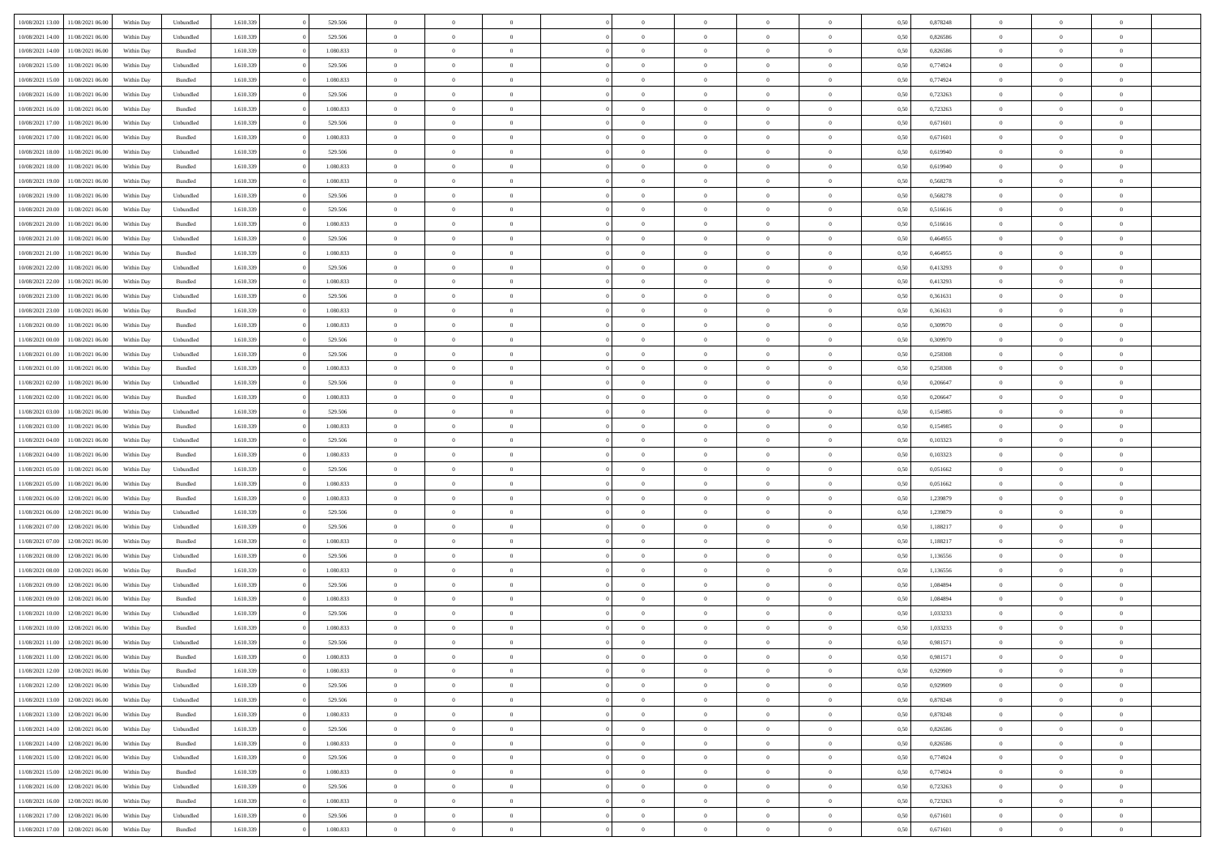| | | | | | | | | | | | | | | | | | | | | | |
|---|---|---|---|---|---|---|---|---|---|---|---|---|---|---|---|---|---|---|---|---|---|
| 10/08/2021 13:00 | 11/08/2021 06:00 | Within Day | Unbundled | 1.610.339 | 0 | 529.506 | 0 | 0 | 0 | | 0 | 0 | 0 | 0 | 0 | 0,50 | 0,878248 | 0 | 0 | 0 | |
| 10/08/2021 14:00 | 11/08/2021 06:00 | Within Day | Unbundled | 1.610.339 | 0 | 529.506 | 0 | 0 | 0 | | 0 | 0 | 0 | 0 | 0 | 0,50 | 0,826586 | 0 | 0 | 0 | |
| 10/08/2021 14:00 | 11/08/2021 06:00 | Within Day | Bundled | 1.610.339 | 0 | 1.080.833 | 0 | 0 | 0 | | 0 | 0 | 0 | 0 | 0 | 0,50 | 0,826586 | 0 | 0 | 0 | |
| 10/08/2021 15:00 | 11/08/2021 06:00 | Within Day | Unbundled | 1.610.339 | 0 | 529.506 | 0 | 0 | 0 | | 0 | 0 | 0 | 0 | 0 | 0,50 | 0,774924 | 0 | 0 | 0 | |
| 10/08/2021 15:00 | 11/08/2021 06:00 | Within Day | Bundled | 1.610.339 | 0 | 1.080.833 | 0 | 0 | 0 | | 0 | 0 | 0 | 0 | 0 | 0,50 | 0,774924 | 0 | 0 | 0 | |
| 10/08/2021 16:00 | 11/08/2021 06:00 | Within Day | Unbundled | 1.610.339 | 0 | 529.506 | 0 | 0 | 0 | | 0 | 0 | 0 | 0 | 0 | 0,50 | 0,723263 | 0 | 0 | 0 | |
| 10/08/2021 16:00 | 11/08/2021 06:00 | Within Day | Bundled | 1.610.339 | 0 | 1.080.833 | 0 | 0 | 0 | | 0 | 0 | 0 | 0 | 0 | 0,50 | 0,723263 | 0 | 0 | 0 | |
| 10/08/2021 17:00 | 11/08/2021 06:00 | Within Day | Unbundled | 1.610.339 | 0 | 529.506 | 0 | 0 | 0 | | 0 | 0 | 0 | 0 | 0 | 0,50 | 0,671601 | 0 | 0 | 0 | |
| 10/08/2021 17:00 | 11/08/2021 06:00 | Within Day | Bundled | 1.610.339 | 0 | 1.080.833 | 0 | 0 | 0 | | 0 | 0 | 0 | 0 | 0 | 0,50 | 0,671601 | 0 | 0 | 0 | |
| 10/08/2021 18:00 | 11/08/2021 06:00 | Within Day | Unbundled | 1.610.339 | 0 | 529.506 | 0 | 0 | 0 | | 0 | 0 | 0 | 0 | 0 | 0,50 | 0,619940 | 0 | 0 | 0 | |
| 10/08/2021 18:00 | 11/08/2021 06:00 | Within Day | Bundled | 1.610.339 | 0 | 1.080.833 | 0 | 0 | 0 | | 0 | 0 | 0 | 0 | 0 | 0,50 | 0,619940 | 0 | 0 | 0 | |
| 10/08/2021 19:00 | 11/08/2021 06:00 | Within Day | Bundled | 1.610.339 | 0 | 1.080.833 | 0 | 0 | 0 | | 0 | 0 | 0 | 0 | 0 | 0,50 | 0,568278 | 0 | 0 | 0 | |
| 10/08/2021 19:00 | 11/08/2021 06:00 | Within Day | Unbundled | 1.610.339 | 0 | 529.506 | 0 | 0 | 0 | | 0 | 0 | 0 | 0 | 0 | 0,50 | 0,568278 | 0 | 0 | 0 | |
| 10/08/2021 20:00 | 11/08/2021 06:00 | Within Day | Unbundled | 1.610.339 | 0 | 529.506 | 0 | 0 | 0 | | 0 | 0 | 0 | 0 | 0 | 0,50 | 0,516616 | 0 | 0 | 0 | |
| 10/08/2021 20:00 | 11/08/2021 06:00 | Within Day | Bundled | 1.610.339 | 0 | 1.080.833 | 0 | 0 | 0 | | 0 | 0 | 0 | 0 | 0 | 0,50 | 0,516616 | 0 | 0 | 0 | |
| 10/08/2021 21:00 | 11/08/2021 06:00 | Within Day | Unbundled | 1.610.339 | 0 | 529.506 | 0 | 0 | 0 | | 0 | 0 | 0 | 0 | 0 | 0,50 | 0,464955 | 0 | 0 | 0 | |
| 10/08/2021 21:00 | 11/08/2021 06:00 | Within Day | Bundled | 1.610.339 | 0 | 1.080.833 | 0 | 0 | 0 | | 0 | 0 | 0 | 0 | 0 | 0,50 | 0,464955 | 0 | 0 | 0 | |
| 10/08/2021 22:00 | 11/08/2021 06:00 | Within Day | Unbundled | 1.610.339 | 0 | 529.506 | 0 | 0 | 0 | | 0 | 0 | 0 | 0 | 0 | 0,50 | 0,413293 | 0 | 0 | 0 | |
| 10/08/2021 22:00 | 11/08/2021 06:00 | Within Day | Bundled | 1.610.339 | 0 | 1.080.833 | 0 | 0 | 0 | | 0 | 0 | 0 | 0 | 0 | 0,50 | 0,413293 | 0 | 0 | 0 | |
| 10/08/2021 23:00 | 11/08/2021 06:00 | Within Day | Unbundled | 1.610.339 | 0 | 529.506 | 0 | 0 | 0 | | 0 | 0 | 0 | 0 | 0 | 0,50 | 0,361631 | 0 | 0 | 0 | |
| 10/08/2021 23:00 | 11/08/2021 06:00 | Within Day | Bundled | 1.610.339 | 0 | 1.080.833 | 0 | 0 | 0 | | 0 | 0 | 0 | 0 | 0 | 0,50 | 0,361631 | 0 | 0 | 0 | |
| 11/08/2021 00:00 | 11/08/2021 06:00 | Within Day | Bundled | 1.610.339 | 0 | 1.080.833 | 0 | 0 | 0 | | 0 | 0 | 0 | 0 | 0 | 0,50 | 0,309970 | 0 | 0 | 0 | |
| 11/08/2021 00:00 | 11/08/2021 06:00 | Within Day | Unbundled | 1.610.339 | 0 | 529.506 | 0 | 0 | 0 | | 0 | 0 | 0 | 0 | 0 | 0,50 | 0,309970 | 0 | 0 | 0 | |
| 11/08/2021 01:00 | 11/08/2021 06:00 | Within Day | Unbundled | 1.610.339 | 0 | 529.506 | 0 | 0 | 0 | | 0 | 0 | 0 | 0 | 0 | 0,50 | 0,258308 | 0 | 0 | 0 | |
| 11/08/2021 01:00 | 11/08/2021 06:00 | Within Day | Bundled | 1.610.339 | 0 | 1.080.833 | 0 | 0 | 0 | | 0 | 0 | 0 | 0 | 0 | 0,50 | 0,258308 | 0 | 0 | 0 | |
| 11/08/2021 02:00 | 11/08/2021 06:00 | Within Day | Unbundled | 1.610.339 | 0 | 529.506 | 0 | 0 | 0 | | 0 | 0 | 0 | 0 | 0 | 0,50 | 0,206647 | 0 | 0 | 0 | |
| 11/08/2021 02:00 | 11/08/2021 06:00 | Within Day | Bundled | 1.610.339 | 0 | 1.080.833 | 0 | 0 | 0 | | 0 | 0 | 0 | 0 | 0 | 0,50 | 0,206647 | 0 | 0 | 0 | |
| 11/08/2021 03:00 | 11/08/2021 06:00 | Within Day | Unbundled | 1.610.339 | 0 | 529.506 | 0 | 0 | 0 | | 0 | 0 | 0 | 0 | 0 | 0,50 | 0,154985 | 0 | 0 | 0 | |
| 11/08/2021 03:00 | 11/08/2021 06:00 | Within Day | Bundled | 1.610.339 | 0 | 1.080.833 | 0 | 0 | 0 | | 0 | 0 | 0 | 0 | 0 | 0,50 | 0,154985 | 0 | 0 | 0 | |
| 11/08/2021 04:00 | 11/08/2021 06:00 | Within Day | Unbundled | 1.610.339 | 0 | 529.506 | 0 | 0 | 0 | | 0 | 0 | 0 | 0 | 0 | 0,50 | 0,103323 | 0 | 0 | 0 | |
| 11/08/2021 04:00 | 11/08/2021 06:00 | Within Day | Bundled | 1.610.339 | 0 | 1.080.833 | 0 | 0 | 0 | | 0 | 0 | 0 | 0 | 0 | 0,50 | 0,103323 | 0 | 0 | 0 | |
| 11/08/2021 05:00 | 11/08/2021 06:00 | Within Day | Unbundled | 1.610.339 | 0 | 529.506 | 0 | 0 | 0 | | 0 | 0 | 0 | 0 | 0 | 0,50 | 0,051662 | 0 | 0 | 0 | |
| 11/08/2021 05:00 | 11/08/2021 06:00 | Within Day | Bundled | 1.610.339 | 0 | 1.080.833 | 0 | 0 | 0 | | 0 | 0 | 0 | 0 | 0 | 0,50 | 0,051662 | 0 | 0 | 0 | |
| 11/08/2021 06:00 | 12/08/2021 06:00 | Within Day | Bundled | 1.610.339 | 0 | 1.080.833 | 0 | 0 | 0 | | 0 | 0 | 0 | 0 | 0 | 0,50 | 1,239879 | 0 | 0 | 0 | |
| 11/08/2021 06:00 | 12/08/2021 06:00 | Within Day | Unbundled | 1.610.339 | 0 | 529.506 | 0 | 0 | 0 | | 0 | 0 | 0 | 0 | 0 | 0,50 | 1,239879 | 0 | 0 | 0 | |
| 11/08/2021 07:00 | 12/08/2021 06:00 | Within Day | Unbundled | 1.610.339 | 0 | 529.506 | 0 | 0 | 0 | | 0 | 0 | 0 | 0 | 0 | 0,50 | 1,188217 | 0 | 0 | 0 | |
| 11/08/2021 07:00 | 12/08/2021 06:00 | Within Day | Bundled | 1.610.339 | 0 | 1.080.833 | 0 | 0 | 0 | | 0 | 0 | 0 | 0 | 0 | 0,50 | 1,188217 | 0 | 0 | 0 | |
| 11/08/2021 08:00 | 12/08/2021 06:00 | Within Day | Unbundled | 1.610.339 | 0 | 529.506 | 0 | 0 | 0 | | 0 | 0 | 0 | 0 | 0 | 0,50 | 1,136556 | 0 | 0 | 0 | |
| 11/08/2021 08:00 | 12/08/2021 06:00 | Within Day | Bundled | 1.610.339 | 0 | 1.080.833 | 0 | 0 | 0 | | 0 | 0 | 0 | 0 | 0 | 0,50 | 1,136556 | 0 | 0 | 0 | |
| 11/08/2021 09:00 | 12/08/2021 06:00 | Within Day | Unbundled | 1.610.339 | 0 | 529.506 | 0 | 0 | 0 | | 0 | 0 | 0 | 0 | 0 | 0,50 | 1,084894 | 0 | 0 | 0 | |
| 11/08/2021 09:00 | 12/08/2021 06:00 | Within Day | Bundled | 1.610.339 | 0 | 1.080.833 | 0 | 0 | 0 | | 0 | 0 | 0 | 0 | 0 | 0,50 | 1,084894 | 0 | 0 | 0 | |
| 11/08/2021 10:00 | 12/08/2021 06:00 | Within Day | Unbundled | 1.610.339 | 0 | 529.506 | 0 | 0 | 0 | | 0 | 0 | 0 | 0 | 0 | 0,50 | 1,033233 | 0 | 0 | 0 | |
| 11/08/2021 10:00 | 12/08/2021 06:00 | Within Day | Bundled | 1.610.339 | 0 | 1.080.833 | 0 | 0 | 0 | | 0 | 0 | 0 | 0 | 0 | 0,50 | 1,033233 | 0 | 0 | 0 | |
| 11/08/2021 11:00 | 12/08/2021 06:00 | Within Day | Unbundled | 1.610.339 | 0 | 529.506 | 0 | 0 | 0 | | 0 | 0 | 0 | 0 | 0 | 0,50 | 0,981571 | 0 | 0 | 0 | |
| 11/08/2021 11:00 | 12/08/2021 06:00 | Within Day | Bundled | 1.610.339 | 0 | 1.080.833 | 0 | 0 | 0 | | 0 | 0 | 0 | 0 | 0 | 0,50 | 0,981571 | 0 | 0 | 0 | |
| 11/08/2021 12:00 | 12/08/2021 06:00 | Within Day | Bundled | 1.610.339 | 0 | 1.080.833 | 0 | 0 | 0 | | 0 | 0 | 0 | 0 | 0 | 0,50 | 0,929909 | 0 | 0 | 0 | |
| 11/08/2021 12:00 | 12/08/2021 06:00 | Within Day | Unbundled | 1.610.339 | 0 | 529.506 | 0 | 0 | 0 | | 0 | 0 | 0 | 0 | 0 | 0,50 | 0,929909 | 0 | 0 | 0 | |
| 11/08/2021 13:00 | 12/08/2021 06:00 | Within Day | Unbundled | 1.610.339 | 0 | 529.506 | 0 | 0 | 0 | | 0 | 0 | 0 | 0 | 0 | 0,50 | 0,878248 | 0 | 0 | 0 | |
| 11/08/2021 13:00 | 12/08/2021 06:00 | Within Day | Bundled | 1.610.339 | 0 | 1.080.833 | 0 | 0 | 0 | | 0 | 0 | 0 | 0 | 0 | 0,50 | 0,878248 | 0 | 0 | 0 | |
| 11/08/2021 14:00 | 12/08/2021 06:00 | Within Day | Unbundled | 1.610.339 | 0 | 529.506 | 0 | 0 | 0 | | 0 | 0 | 0 | 0 | 0 | 0,50 | 0,826586 | 0 | 0 | 0 | |
| 11/08/2021 14:00 | 12/08/2021 06:00 | Within Day | Bundled | 1.610.339 | 0 | 1.080.833 | 0 | 0 | 0 | | 0 | 0 | 0 | 0 | 0 | 0,50 | 0,826586 | 0 | 0 | 0 | |
| 11/08/2021 15:00 | 12/08/2021 06:00 | Within Day | Unbundled | 1.610.339 | 0 | 529.506 | 0 | 0 | 0 | | 0 | 0 | 0 | 0 | 0 | 0,50 | 0,774924 | 0 | 0 | 0 | |
| 11/08/2021 15:00 | 12/08/2021 06:00 | Within Day | Bundled | 1.610.339 | 0 | 1.080.833 | 0 | 0 | 0 | | 0 | 0 | 0 | 0 | 0 | 0,50 | 0,774924 | 0 | 0 | 0 | |
| 11/08/2021 16:00 | 12/08/2021 06:00 | Within Day | Unbundled | 1.610.339 | 0 | 529.506 | 0 | 0 | 0 | | 0 | 0 | 0 | 0 | 0 | 0,50 | 0,723263 | 0 | 0 | 0 | |
| 11/08/2021 16:00 | 12/08/2021 06:00 | Within Day | Bundled | 1.610.339 | 0 | 1.080.833 | 0 | 0 | 0 | | 0 | 0 | 0 | 0 | 0 | 0,50 | 0,723263 | 0 | 0 | 0 | |
| 11/08/2021 17:00 | 12/08/2021 06:00 | Within Day | Unbundled | 1.610.339 | 0 | 529.506 | 0 | 0 | 0 | | 0 | 0 | 0 | 0 | 0 | 0,50 | 0,671601 | 0 | 0 | 0 | |
| 11/08/2021 17:00 | 12/08/2021 06:00 | Within Day | Bundled | 1.610.339 | 0 | 1.080.833 | 0 | 0 | 0 | | 0 | 0 | 0 | 0 | 0 | 0,50 | 0,671601 | 0 | 0 | 0 | |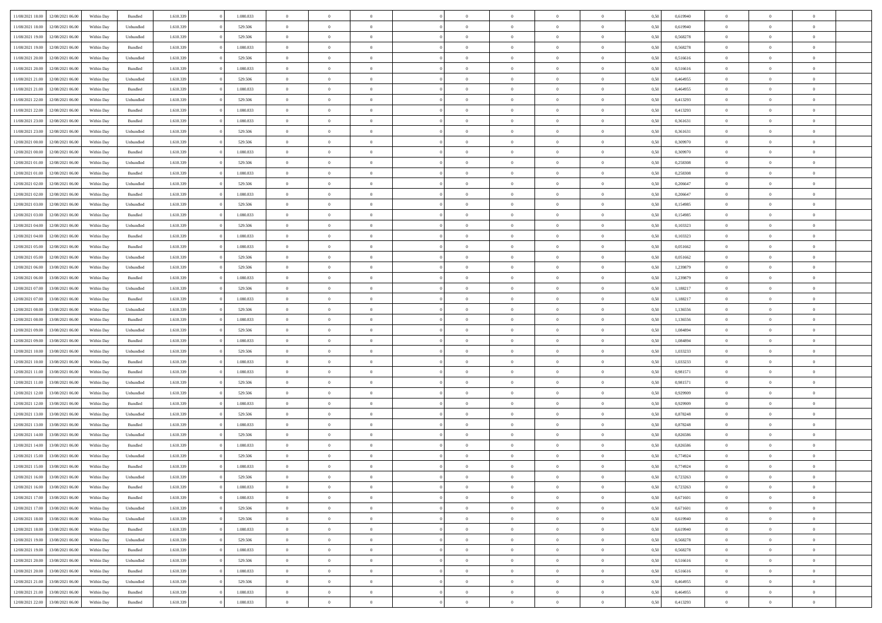| | | | | | | | | | | | | | | | | | | | |
|---|---|---|---|---|---|---|---|---|---|---|---|---|---|---|---|---|---|---|---|
| 11/08/2021 18:00 | 12/08/2021 06:00 | Within Day | Bundled | 1.610.339 | 0 | 1.080.833 | 0 | 0 | 0 | 0 | 0 | 0 | 0 | 0 | 0,50 | 0,619940 | 0 | 0 | 0 |
| 11/08/2021 18:00 | 12/08/2021 06:00 | Within Day | Unbundled | 1.610.339 | 0 | 529.506 | 0 | 0 | 0 | 0 | 0 | 0 | 0 | 0 | 0,50 | 0,619940 | 0 | 0 | 0 |
| 11/08/2021 19:00 | 12/08/2021 06:00 | Within Day | Unbundled | 1.610.339 | 0 | 529.506 | 0 | 0 | 0 | 0 | 0 | 0 | 0 | 0 | 0,50 | 0,568278 | 0 | 0 | 0 |
| 11/08/2021 19:00 | 12/08/2021 06:00 | Within Day | Bundled | 1.610.339 | 0 | 1.080.833 | 0 | 0 | 0 | 0 | 0 | 0 | 0 | 0 | 0,50 | 0,568278 | 0 | 0 | 0 |
| 11/08/2021 20:00 | 12/08/2021 06:00 | Within Day | Unbundled | 1.610.339 | 0 | 529.506 | 0 | 0 | 0 | 0 | 0 | 0 | 0 | 0 | 0,50 | 0,516616 | 0 | 0 | 0 |
| 11/08/2021 20:00 | 12/08/2021 06:00 | Within Day | Bundled | 1.610.339 | 0 | 1.080.833 | 0 | 0 | 0 | 0 | 0 | 0 | 0 | 0 | 0,50 | 0,516616 | 0 | 0 | 0 |
| 11/08/2021 21:00 | 12/08/2021 06:00 | Within Day | Unbundled | 1.610.339 | 0 | 529.506 | 0 | 0 | 0 | 0 | 0 | 0 | 0 | 0 | 0,50 | 0,464955 | 0 | 0 | 0 |
| 11/08/2021 21:00 | 12/08/2021 06:00 | Within Day | Bundled | 1.610.339 | 0 | 1.080.833 | 0 | 0 | 0 | 0 | 0 | 0 | 0 | 0 | 0,50 | 0,464955 | 0 | 0 | 0 |
| 11/08/2021 22:00 | 12/08/2021 06:00 | Within Day | Unbundled | 1.610.339 | 0 | 529.506 | 0 | 0 | 0 | 0 | 0 | 0 | 0 | 0 | 0,50 | 0,413293 | 0 | 0 | 0 |
| 11/08/2021 22:00 | 12/08/2021 06:00 | Within Day | Bundled | 1.610.339 | 0 | 1.080.833 | 0 | 0 | 0 | 0 | 0 | 0 | 0 | 0 | 0,50 | 0,413293 | 0 | 0 | 0 |
| 11/08/2021 23:00 | 12/08/2021 06:00 | Within Day | Bundled | 1.610.339 | 0 | 1.080.833 | 0 | 0 | 0 | 0 | 0 | 0 | 0 | 0 | 0,50 | 0,361631 | 0 | 0 | 0 |
| 11/08/2021 23:00 | 12/08/2021 06:00 | Within Day | Unbundled | 1.610.339 | 0 | 529.506 | 0 | 0 | 0 | 0 | 0 | 0 | 0 | 0 | 0,50 | 0,361631 | 0 | 0 | 0 |
| 12/08/2021 00:00 | 12/08/2021 06:00 | Within Day | Unbundled | 1.610.339 | 0 | 529.506 | 0 | 0 | 0 | 0 | 0 | 0 | 0 | 0 | 0,50 | 0,309970 | 0 | 0 | 0 |
| 12/08/2021 00:00 | 12/08/2021 06:00 | Within Day | Bundled | 1.610.339 | 0 | 1.080.833 | 0 | 0 | 0 | 0 | 0 | 0 | 0 | 0 | 0,50 | 0,309970 | 0 | 0 | 0 |
| 12/08/2021 01:00 | 12/08/2021 06:00 | Within Day | Unbundled | 1.610.339 | 0 | 529.506 | 0 | 0 | 0 | 0 | 0 | 0 | 0 | 0 | 0,50 | 0,258308 | 0 | 0 | 0 |
| 12/08/2021 01:00 | 12/08/2021 06:00 | Within Day | Bundled | 1.610.339 | 0 | 1.080.833 | 0 | 0 | 0 | 0 | 0 | 0 | 0 | 0 | 0,50 | 0,258308 | 0 | 0 | 0 |
| 12/08/2021 02:00 | 12/08/2021 06:00 | Within Day | Unbundled | 1.610.339 | 0 | 529.506 | 0 | 0 | 0 | 0 | 0 | 0 | 0 | 0 | 0,50 | 0,206647 | 0 | 0 | 0 |
| 12/08/2021 02:00 | 12/08/2021 06:00 | Within Day | Bundled | 1.610.339 | 0 | 1.080.833 | 0 | 0 | 0 | 0 | 0 | 0 | 0 | 0 | 0,50 | 0,206647 | 0 | 0 | 0 |
| 12/08/2021 03:00 | 12/08/2021 06:00 | Within Day | Unbundled | 1.610.339 | 0 | 529.506 | 0 | 0 | 0 | 0 | 0 | 0 | 0 | 0 | 0,50 | 0,154985 | 0 | 0 | 0 |
| 12/08/2021 03:00 | 12/08/2021 06:00 | Within Day | Bundled | 1.610.339 | 0 | 1.080.833 | 0 | 0 | 0 | 0 | 0 | 0 | 0 | 0 | 0,50 | 0,154985 | 0 | 0 | 0 |
| 12/08/2021 04:00 | 12/08/2021 06:00 | Within Day | Unbundled | 1.610.339 | 0 | 529.506 | 0 | 0 | 0 | 0 | 0 | 0 | 0 | 0 | 0,50 | 0,103323 | 0 | 0 | 0 |
| 12/08/2021 04:00 | 12/08/2021 06:00 | Within Day | Bundled | 1.610.339 | 0 | 1.080.833 | 0 | 0 | 0 | 0 | 0 | 0 | 0 | 0 | 0,50 | 0,103323 | 0 | 0 | 0 |
| 12/08/2021 05:00 | 12/08/2021 06:00 | Within Day | Bundled | 1.610.339 | 0 | 1.080.833 | 0 | 0 | 0 | 0 | 0 | 0 | 0 | 0 | 0,50 | 0,051662 | 0 | 0 | 0 |
| 12/08/2021 05:00 | 12/08/2021 06:00 | Within Day | Unbundled | 1.610.339 | 0 | 529.506 | 0 | 0 | 0 | 0 | 0 | 0 | 0 | 0 | 0,50 | 0,051662 | 0 | 0 | 0 |
| 12/08/2021 06:00 | 13/08/2021 06:00 | Within Day | Unbundled | 1.610.339 | 0 | 529.506 | 0 | 0 | 0 | 0 | 0 | 0 | 0 | 0 | 0,50 | 1,239879 | 0 | 0 | 0 |
| 12/08/2021 06:00 | 13/08/2021 06:00 | Within Day | Bundled | 1.610.339 | 0 | 1.080.833 | 0 | 0 | 0 | 0 | 0 | 0 | 0 | 0 | 0,50 | 1,239879 | 0 | 0 | 0 |
| 12/08/2021 07:00 | 13/08/2021 06:00 | Within Day | Unbundled | 1.610.339 | 0 | 529.506 | 0 | 0 | 0 | 0 | 0 | 0 | 0 | 0 | 0,50 | 1,188217 | 0 | 0 | 0 |
| 12/08/2021 07:00 | 13/08/2021 06:00 | Within Day | Bundled | 1.610.339 | 0 | 1.080.833 | 0 | 0 | 0 | 0 | 0 | 0 | 0 | 0 | 0,50 | 1,188217 | 0 | 0 | 0 |
| 12/08/2021 08:00 | 13/08/2021 06:00 | Within Day | Unbundled | 1.610.339 | 0 | 529.506 | 0 | 0 | 0 | 0 | 0 | 0 | 0 | 0 | 0,50 | 1,136556 | 0 | 0 | 0 |
| 12/08/2021 08:00 | 13/08/2021 06:00 | Within Day | Bundled | 1.610.339 | 0 | 1.080.833 | 0 | 0 | 0 | 0 | 0 | 0 | 0 | 0 | 0,50 | 1,136556 | 0 | 0 | 0 |
| 12/08/2021 09:00 | 13/08/2021 06:00 | Within Day | Unbundled | 1.610.339 | 0 | 529.506 | 0 | 0 | 0 | 0 | 0 | 0 | 0 | 0 | 0,50 | 1,084894 | 0 | 0 | 0 |
| 12/08/2021 09:00 | 13/08/2021 06:00 | Within Day | Bundled | 1.610.339 | 0 | 1.080.833 | 0 | 0 | 0 | 0 | 0 | 0 | 0 | 0 | 0,50 | 1,084894 | 0 | 0 | 0 |
| 12/08/2021 10:00 | 13/08/2021 06:00 | Within Day | Unbundled | 1.610.339 | 0 | 529.506 | 0 | 0 | 0 | 0 | 0 | 0 | 0 | 0 | 0,50 | 1,033233 | 0 | 0 | 0 |
| 12/08/2021 10:00 | 13/08/2021 06:00 | Within Day | Bundled | 1.610.339 | 0 | 1.080.833 | 0 | 0 | 0 | 0 | 0 | 0 | 0 | 0 | 0,50 | 1,033233 | 0 | 0 | 0 |
| 12/08/2021 11:00 | 13/08/2021 06:00 | Within Day | Bundled | 1.610.339 | 0 | 1.080.833 | 0 | 0 | 0 | 0 | 0 | 0 | 0 | 0 | 0,50 | 0,981571 | 0 | 0 | 0 |
| 12/08/2021 11:00 | 13/08/2021 06:00 | Within Day | Unbundled | 1.610.339 | 0 | 529.506 | 0 | 0 | 0 | 0 | 0 | 0 | 0 | 0 | 0,50 | 0,981571 | 0 | 0 | 0 |
| 12/08/2021 12:00 | 13/08/2021 06:00 | Within Day | Unbundled | 1.610.339 | 0 | 529.506 | 0 | 0 | 0 | 0 | 0 | 0 | 0 | 0 | 0,50 | 0,929909 | 0 | 0 | 0 |
| 12/08/2021 12:00 | 13/08/2021 06:00 | Within Day | Bundled | 1.610.339 | 0 | 1.080.833 | 0 | 0 | 0 | 0 | 0 | 0 | 0 | 0 | 0,50 | 0,929909 | 0 | 0 | 0 |
| 12/08/2021 13:00 | 13/08/2021 06:00 | Within Day | Unbundled | 1.610.339 | 0 | 529.506 | 0 | 0 | 0 | 0 | 0 | 0 | 0 | 0 | 0,50 | 0,878248 | 0 | 0 | 0 |
| 12/08/2021 13:00 | 13/08/2021 06:00 | Within Day | Bundled | 1.610.339 | 0 | 1.080.833 | 0 | 0 | 0 | 0 | 0 | 0 | 0 | 0 | 0,50 | 0,878248 | 0 | 0 | 0 |
| 12/08/2021 14:00 | 13/08/2021 06:00 | Within Day | Unbundled | 1.610.339 | 0 | 529.506 | 0 | 0 | 0 | 0 | 0 | 0 | 0 | 0 | 0,50 | 0,826586 | 0 | 0 | 0 |
| 12/08/2021 14:00 | 13/08/2021 06:00 | Within Day | Bundled | 1.610.339 | 0 | 1.080.833 | 0 | 0 | 0 | 0 | 0 | 0 | 0 | 0 | 0,50 | 0,826586 | 0 | 0 | 0 |
| 12/08/2021 15:00 | 13/08/2021 06:00 | Within Day | Unbundled | 1.610.339 | 0 | 529.506 | 0 | 0 | 0 | 0 | 0 | 0 | 0 | 0 | 0,50 | 0,774924 | 0 | 0 | 0 |
| 12/08/2021 15:00 | 13/08/2021 06:00 | Within Day | Bundled | 1.610.339 | 0 | 1.080.833 | 0 | 0 | 0 | 0 | 0 | 0 | 0 | 0 | 0,50 | 0,774924 | 0 | 0 | 0 |
| 12/08/2021 16:00 | 13/08/2021 06:00 | Within Day | Unbundled | 1.610.339 | 0 | 529.506 | 0 | 0 | 0 | 0 | 0 | 0 | 0 | 0 | 0,50 | 0,723263 | 0 | 0 | 0 |
| 12/08/2021 16:00 | 13/08/2021 06:00 | Within Day | Bundled | 1.610.339 | 0 | 1.080.833 | 0 | 0 | 0 | 0 | 0 | 0 | 0 | 0 | 0,50 | 0,723263 | 0 | 0 | 0 |
| 12/08/2021 17:00 | 13/08/2021 06:00 | Within Day | Bundled | 1.610.339 | 0 | 1.080.833 | 0 | 0 | 0 | 0 | 0 | 0 | 0 | 0 | 0,50 | 0,671601 | 0 | 0 | 0 |
| 12/08/2021 17:00 | 13/08/2021 06:00 | Within Day | Unbundled | 1.610.339 | 0 | 529.506 | 0 | 0 | 0 | 0 | 0 | 0 | 0 | 0 | 0,50 | 0,671601 | 0 | 0 | 0 |
| 12/08/2021 18:00 | 13/08/2021 06:00 | Within Day | Unbundled | 1.610.339 | 0 | 529.506 | 0 | 0 | 0 | 0 | 0 | 0 | 0 | 0 | 0,50 | 0,619940 | 0 | 0 | 0 |
| 12/08/2021 18:00 | 13/08/2021 06:00 | Within Day | Bundled | 1.610.339 | 0 | 1.080.833 | 0 | 0 | 0 | 0 | 0 | 0 | 0 | 0 | 0,50 | 0,619940 | 0 | 0 | 0 |
| 12/08/2021 19:00 | 13/08/2021 06:00 | Within Day | Unbundled | 1.610.339 | 0 | 529.506 | 0 | 0 | 0 | 0 | 0 | 0 | 0 | 0 | 0,50 | 0,568278 | 0 | 0 | 0 |
| 12/08/2021 19:00 | 13/08/2021 06:00 | Within Day | Bundled | 1.610.339 | 0 | 1.080.833 | 0 | 0 | 0 | 0 | 0 | 0 | 0 | 0 | 0,50 | 0,568278 | 0 | 0 | 0 |
| 12/08/2021 20:00 | 13/08/2021 06:00 | Within Day | Unbundled | 1.610.339 | 0 | 529.506 | 0 | 0 | 0 | 0 | 0 | 0 | 0 | 0 | 0,50 | 0,516616 | 0 | 0 | 0 |
| 12/08/2021 20:00 | 13/08/2021 06:00 | Within Day | Bundled | 1.610.339 | 0 | 1.080.833 | 0 | 0 | 0 | 0 | 0 | 0 | 0 | 0 | 0,50 | 0,516616 | 0 | 0 | 0 |
| 12/08/2021 21:00 | 13/08/2021 06:00 | Within Day | Unbundled | 1.610.339 | 0 | 529.506 | 0 | 0 | 0 | 0 | 0 | 0 | 0 | 0 | 0,50 | 0,464955 | 0 | 0 | 0 |
| 12/08/2021 21:00 | 13/08/2021 06:00 | Within Day | Bundled | 1.610.339 | 0 | 1.080.833 | 0 | 0 | 0 | 0 | 0 | 0 | 0 | 0 | 0,50 | 0,464955 | 0 | 0 | 0 |
| 12/08/2021 22:00 | 13/08/2021 06:00 | Within Day | Bundled | 1.610.339 | 0 | 1.080.833 | 0 | 0 | 0 | 0 | 0 | 0 | 0 | 0 | 0,50 | 0,413293 | 0 | 0 | 0 |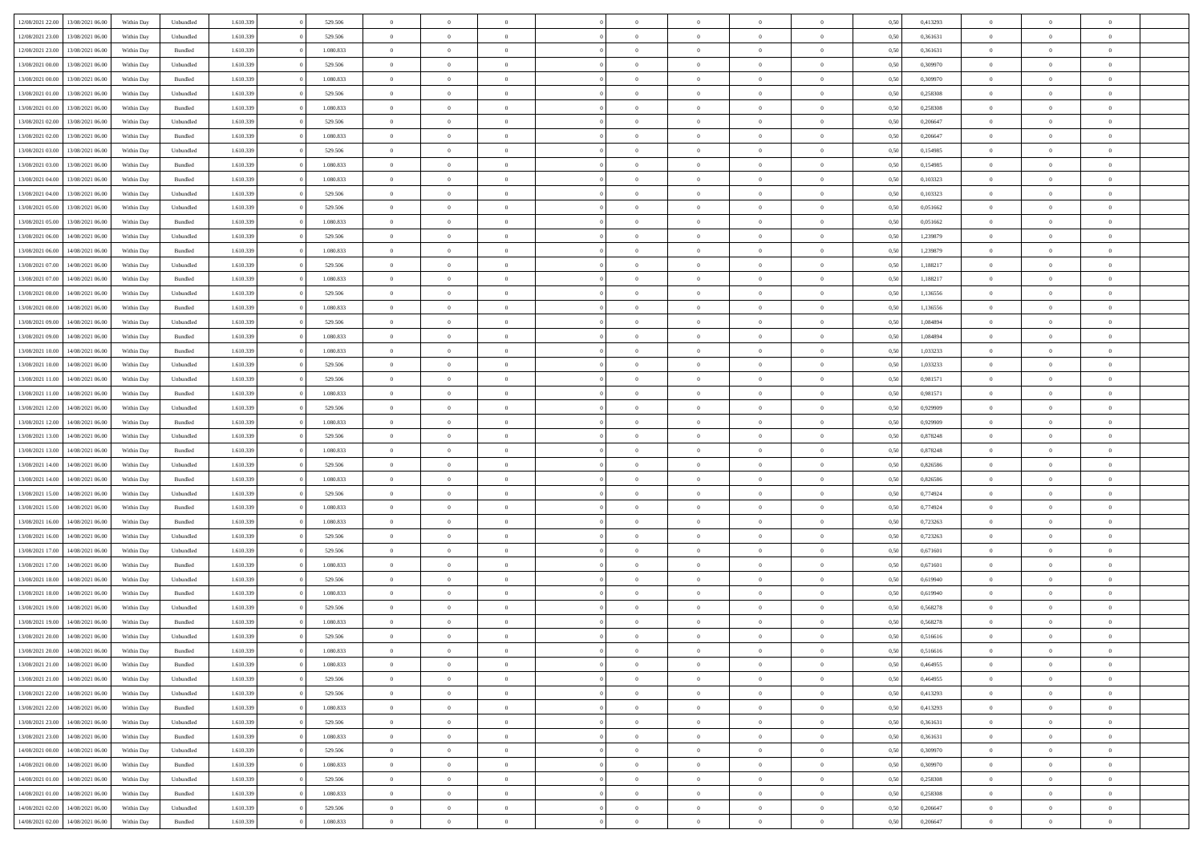| | | | | | | | | | | | | | | | | | | | | |
|---|---|---|---|---|---|---|---|---|---|---|---|---|---|---|---|---|---|---|---|---|
| 12/08/2021 22:00 | 13/08/2021 06:00 | Within Day | Unbundled | 1.610.339 | 0 | 529.506 | 0 | 0 | 0 | | 0 | 0 | 0 | 0 | 0,50 | 0,413293 | 0 | 0 | 0 | |
| 12/08/2021 23:00 | 13/08/2021 06:00 | Within Day | Unbundled | 1.610.339 | 0 | 529.506 | 0 | 0 | 0 | | 0 | 0 | 0 | 0 | 0,50 | 0,361631 | 0 | 0 | 0 | |
| 12/08/2021 23:00 | 13/08/2021 06:00 | Within Day | Bundled | 1.610.339 | 0 | 1.080.833 | 0 | 0 | 0 | | 0 | 0 | 0 | 0 | 0,50 | 0,361631 | 0 | 0 | 0 | |
| 13/08/2021 00:00 | 13/08/2021 06:00 | Within Day | Unbundled | 1.610.339 | 0 | 529.506 | 0 | 0 | 0 | | 0 | 0 | 0 | 0 | 0,50 | 0,309970 | 0 | 0 | 0 | |
| 13/08/2021 00:00 | 13/08/2021 06:00 | Within Day | Bundled | 1.610.339 | 0 | 1.080.833 | 0 | 0 | 0 | | 0 | 0 | 0 | 0 | 0,50 | 0,309970 | 0 | 0 | 0 | |
| 13/08/2021 01:00 | 13/08/2021 06:00 | Within Day | Unbundled | 1.610.339 | 0 | 529.506 | 0 | 0 | 0 | | 0 | 0 | 0 | 0 | 0,50 | 0,258308 | 0 | 0 | 0 | |
| 13/08/2021 01:00 | 13/08/2021 06:00 | Within Day | Bundled | 1.610.339 | 0 | 1.080.833 | 0 | 0 | 0 | | 0 | 0 | 0 | 0 | 0,50 | 0,258308 | 0 | 0 | 0 | |
| 13/08/2021 02:00 | 13/08/2021 06:00 | Within Day | Unbundled | 1.610.339 | 0 | 529.506 | 0 | 0 | 0 | | 0 | 0 | 0 | 0 | 0,50 | 0,206647 | 0 | 0 | 0 | |
| 13/08/2021 02:00 | 13/08/2021 06:00 | Within Day | Bundled | 1.610.339 | 0 | 1.080.833 | 0 | 0 | 0 | | 0 | 0 | 0 | 0 | 0,50 | 0,206647 | 0 | 0 | 0 | |
| 13/08/2021 03:00 | 13/08/2021 06:00 | Within Day | Unbundled | 1.610.339 | 0 | 529.506 | 0 | 0 | 0 | | 0 | 0 | 0 | 0 | 0,50 | 0,154985 | 0 | 0 | 0 | |
| 13/08/2021 03:00 | 13/08/2021 06:00 | Within Day | Bundled | 1.610.339 | 0 | 1.080.833 | 0 | 0 | 0 | | 0 | 0 | 0 | 0 | 0,50 | 0,154985 | 0 | 0 | 0 | |
| 13/08/2021 04:00 | 13/08/2021 06:00 | Within Day | Bundled | 1.610.339 | 0 | 1.080.833 | 0 | 0 | 0 | | 0 | 0 | 0 | 0 | 0,50 | 0,103323 | 0 | 0 | 0 | |
| 13/08/2021 04:00 | 13/08/2021 06:00 | Within Day | Unbundled | 1.610.339 | 0 | 529.506 | 0 | 0 | 0 | | 0 | 0 | 0 | 0 | 0,50 | 0,103323 | 0 | 0 | 0 | |
| 13/08/2021 05:00 | 13/08/2021 06:00 | Within Day | Unbundled | 1.610.339 | 0 | 529.506 | 0 | 0 | 0 | | 0 | 0 | 0 | 0 | 0,50 | 0,051662 | 0 | 0 | 0 | |
| 13/08/2021 05:00 | 13/08/2021 06:00 | Within Day | Bundled | 1.610.339 | 0 | 1.080.833 | 0 | 0 | 0 | | 0 | 0 | 0 | 0 | 0,50 | 0,051662 | 0 | 0 | 0 | |
| 13/08/2021 06:00 | 14/08/2021 06:00 | Within Day | Unbundled | 1.610.339 | 0 | 529.506 | 0 | 0 | 0 | | 0 | 0 | 0 | 0 | 0,50 | 1,239879 | 0 | 0 | 0 | |
| 13/08/2021 06:00 | 14/08/2021 06:00 | Within Day | Bundled | 1.610.339 | 0 | 1.080.833 | 0 | 0 | 0 | | 0 | 0 | 0 | 0 | 0,50 | 1,239879 | 0 | 0 | 0 | |
| 13/08/2021 07:00 | 14/08/2021 06:00 | Within Day | Unbundled | 1.610.339 | 0 | 529.506 | 0 | 0 | 0 | | 0 | 0 | 0 | 0 | 0,50 | 1,188217 | 0 | 0 | 0 | |
| 13/08/2021 07:00 | 14/08/2021 06:00 | Within Day | Bundled | 1.610.339 | 0 | 1.080.833 | 0 | 0 | 0 | | 0 | 0 | 0 | 0 | 0,50 | 1,188217 | 0 | 0 | 0 | |
| 13/08/2021 08:00 | 14/08/2021 06:00 | Within Day | Unbundled | 1.610.339 | 0 | 529.506 | 0 | 0 | 0 | | 0 | 0 | 0 | 0 | 0,50 | 1,136556 | 0 | 0 | 0 | |
| 13/08/2021 08:00 | 14/08/2021 06:00 | Within Day | Bundled | 1.610.339 | 0 | 1.080.833 | 0 | 0 | 0 | | 0 | 0 | 0 | 0 | 0,50 | 1,136556 | 0 | 0 | 0 | |
| 13/08/2021 09:00 | 14/08/2021 06:00 | Within Day | Unbundled | 1.610.339 | 0 | 529.506 | 0 | 0 | 0 | | 0 | 0 | 0 | 0 | 0,50 | 1,084894 | 0 | 0 | 0 | |
| 13/08/2021 09:00 | 14/08/2021 06:00 | Within Day | Bundled | 1.610.339 | 0 | 1.080.833 | 0 | 0 | 0 | | 0 | 0 | 0 | 0 | 0,50 | 1,084894 | 0 | 0 | 0 | |
| 13/08/2021 10:00 | 14/08/2021 06:00 | Within Day | Bundled | 1.610.339 | 0 | 1.080.833 | 0 | 0 | 0 | | 0 | 0 | 0 | 0 | 0,50 | 1,033233 | 0 | 0 | 0 | |
| 13/08/2021 10:00 | 14/08/2021 06:00 | Within Day | Unbundled | 1.610.339 | 0 | 529.506 | 0 | 0 | 0 | | 0 | 0 | 0 | 0 | 0,50 | 1,033233 | 0 | 0 | 0 | |
| 13/08/2021 11:00 | 14/08/2021 06:00 | Within Day | Unbundled | 1.610.339 | 0 | 529.506 | 0 | 0 | 0 | | 0 | 0 | 0 | 0 | 0,50 | 0,981571 | 0 | 0 | 0 | |
| 13/08/2021 11:00 | 14/08/2021 06:00 | Within Day | Bundled | 1.610.339 | 0 | 1.080.833 | 0 | 0 | 0 | | 0 | 0 | 0 | 0 | 0,50 | 0,981571 | 0 | 0 | 0 | |
| 13/08/2021 12:00 | 14/08/2021 06:00 | Within Day | Unbundled | 1.610.339 | 0 | 529.506 | 0 | 0 | 0 | | 0 | 0 | 0 | 0 | 0,50 | 0,929909 | 0 | 0 | 0 | |
| 13/08/2021 12:00 | 14/08/2021 06:00 | Within Day | Bundled | 1.610.339 | 0 | 1.080.833 | 0 | 0 | 0 | | 0 | 0 | 0 | 0 | 0,50 | 0,929909 | 0 | 0 | 0 | |
| 13/08/2021 13:00 | 14/08/2021 06:00 | Within Day | Unbundled | 1.610.339 | 0 | 529.506 | 0 | 0 | 0 | | 0 | 0 | 0 | 0 | 0,50 | 0,878248 | 0 | 0 | 0 | |
| 13/08/2021 13:00 | 14/08/2021 06:00 | Within Day | Bundled | 1.610.339 | 0 | 1.080.833 | 0 | 0 | 0 | | 0 | 0 | 0 | 0 | 0,50 | 0,878248 | 0 | 0 | 0 | |
| 13/08/2021 14:00 | 14/08/2021 06:00 | Within Day | Unbundled | 1.610.339 | 0 | 529.506 | 0 | 0 | 0 | | 0 | 0 | 0 | 0 | 0,50 | 0,826586 | 0 | 0 | 0 | |
| 13/08/2021 14:00 | 14/08/2021 06:00 | Within Day | Bundled | 1.610.339 | 0 | 1.080.833 | 0 | 0 | 0 | | 0 | 0 | 0 | 0 | 0,50 | 0,826586 | 0 | 0 | 0 | |
| 13/08/2021 15:00 | 14/08/2021 06:00 | Within Day | Unbundled | 1.610.339 | 0 | 529.506 | 0 | 0 | 0 | | 0 | 0 | 0 | 0 | 0,50 | 0,774924 | 0 | 0 | 0 | |
| 13/08/2021 15:00 | 14/08/2021 06:00 | Within Day | Bundled | 1.610.339 | 0 | 1.080.833 | 0 | 0 | 0 | | 0 | 0 | 0 | 0 | 0,50 | 0,774924 | 0 | 0 | 0 | |
| 13/08/2021 16:00 | 14/08/2021 06:00 | Within Day | Bundled | 1.610.339 | 0 | 1.080.833 | 0 | 0 | 0 | | 0 | 0 | 0 | 0 | 0,50 | 0,723263 | 0 | 0 | 0 | |
| 13/08/2021 16:00 | 14/08/2021 06:00 | Within Day | Unbundled | 1.610.339 | 0 | 529.506 | 0 | 0 | 0 | | 0 | 0 | 0 | 0 | 0,50 | 0,723263 | 0 | 0 | 0 | |
| 13/08/2021 17:00 | 14/08/2021 06:00 | Within Day | Unbundled | 1.610.339 | 0 | 529.506 | 0 | 0 | 0 | | 0 | 0 | 0 | 0 | 0,50 | 0,671601 | 0 | 0 | 0 | |
| 13/08/2021 17:00 | 14/08/2021 06:00 | Within Day | Bundled | 1.610.339 | 0 | 1.080.833 | 0 | 0 | 0 | | 0 | 0 | 0 | 0 | 0,50 | 0,671601 | 0 | 0 | 0 | |
| 13/08/2021 18:00 | 14/08/2021 06:00 | Within Day | Unbundled | 1.610.339 | 0 | 529.506 | 0 | 0 | 0 | | 0 | 0 | 0 | 0 | 0,50 | 0,619940 | 0 | 0 | 0 | |
| 13/08/2021 18:00 | 14/08/2021 06:00 | Within Day | Bundled | 1.610.339 | 0 | 1.080.833 | 0 | 0 | 0 | | 0 | 0 | 0 | 0 | 0,50 | 0,619940 | 0 | 0 | 0 | |
| 13/08/2021 19:00 | 14/08/2021 06:00 | Within Day | Unbundled | 1.610.339 | 0 | 529.506 | 0 | 0 | 0 | | 0 | 0 | 0 | 0 | 0,50 | 0,568278 | 0 | 0 | 0 | |
| 13/08/2021 19:00 | 14/08/2021 06:00 | Within Day | Bundled | 1.610.339 | 0 | 1.080.833 | 0 | 0 | 0 | | 0 | 0 | 0 | 0 | 0,50 | 0,568278 | 0 | 0 | 0 | |
| 13/08/2021 20:00 | 14/08/2021 06:00 | Within Day | Unbundled | 1.610.339 | 0 | 529.506 | 0 | 0 | 0 | | 0 | 0 | 0 | 0 | 0,50 | 0,516616 | 0 | 0 | 0 | |
| 13/08/2021 20:00 | 14/08/2021 06:00 | Within Day | Bundled | 1.610.339 | 0 | 1.080.833 | 0 | 0 | 0 | | 0 | 0 | 0 | 0 | 0,50 | 0,516616 | 0 | 0 | 0 | |
| 13/08/2021 21:00 | 14/08/2021 06:00 | Within Day | Bundled | 1.610.339 | 0 | 1.080.833 | 0 | 0 | 0 | | 0 | 0 | 0 | 0 | 0,50 | 0,464955 | 0 | 0 | 0 | |
| 13/08/2021 21:00 | 14/08/2021 06:00 | Within Day | Unbundled | 1.610.339 | 0 | 529.506 | 0 | 0 | 0 | | 0 | 0 | 0 | 0 | 0,50 | 0,464955 | 0 | 0 | 0 | |
| 13/08/2021 22:00 | 14/08/2021 06:00 | Within Day | Unbundled | 1.610.339 | 0 | 529.506 | 0 | 0 | 0 | | 0 | 0 | 0 | 0 | 0,50 | 0,413293 | 0 | 0 | 0 | |
| 13/08/2021 22:00 | 14/08/2021 06:00 | Within Day | Bundled | 1.610.339 | 0 | 1.080.833 | 0 | 0 | 0 | | 0 | 0 | 0 | 0 | 0,50 | 0,413293 | 0 | 0 | 0 | |
| 13/08/2021 23:00 | 14/08/2021 06:00 | Within Day | Unbundled | 1.610.339 | 0 | 529.506 | 0 | 0 | 0 | | 0 | 0 | 0 | 0 | 0,50 | 0,361631 | 0 | 0 | 0 | |
| 13/08/2021 23:00 | 14/08/2021 06:00 | Within Day | Bundled | 1.610.339 | 0 | 1.080.833 | 0 | 0 | 0 | | 0 | 0 | 0 | 0 | 0,50 | 0,361631 | 0 | 0 | 0 | |
| 14/08/2021 00:00 | 14/08/2021 06:00 | Within Day | Unbundled | 1.610.339 | 0 | 529.506 | 0 | 0 | 0 | | 0 | 0 | 0 | 0 | 0,50 | 0,309970 | 0 | 0 | 0 | |
| 14/08/2021 00:00 | 14/08/2021 06:00 | Within Day | Bundled | 1.610.339 | 0 | 1.080.833 | 0 | 0 | 0 | | 0 | 0 | 0 | 0 | 0,50 | 0,309970 | 0 | 0 | 0 | |
| 14/08/2021 01:00 | 14/08/2021 06:00 | Within Day | Unbundled | 1.610.339 | 0 | 529.506 | 0 | 0 | 0 | | 0 | 0 | 0 | 0 | 0,50 | 0,258308 | 0 | 0 | 0 | |
| 14/08/2021 01:00 | 14/08/2021 06:00 | Within Day | Bundled | 1.610.339 | 0 | 1.080.833 | 0 | 0 | 0 | | 0 | 0 | 0 | 0 | 0,50 | 0,258308 | 0 | 0 | 0 | |
| 14/08/2021 02:00 | 14/08/2021 06:00 | Within Day | Unbundled | 1.610.339 | 0 | 529.506 | 0 | 0 | 0 | | 0 | 0 | 0 | 0 | 0,50 | 0,206647 | 0 | 0 | 0 | |
| 14/08/2021 02:00 | 14/08/2021 06:00 | Within Day | Bundled | 1.610.339 | 0 | 1.080.833 | 0 | 0 | 0 | | 0 | 0 | 0 | 0 | 0,50 | 0,206647 | 0 | 0 | 0 | |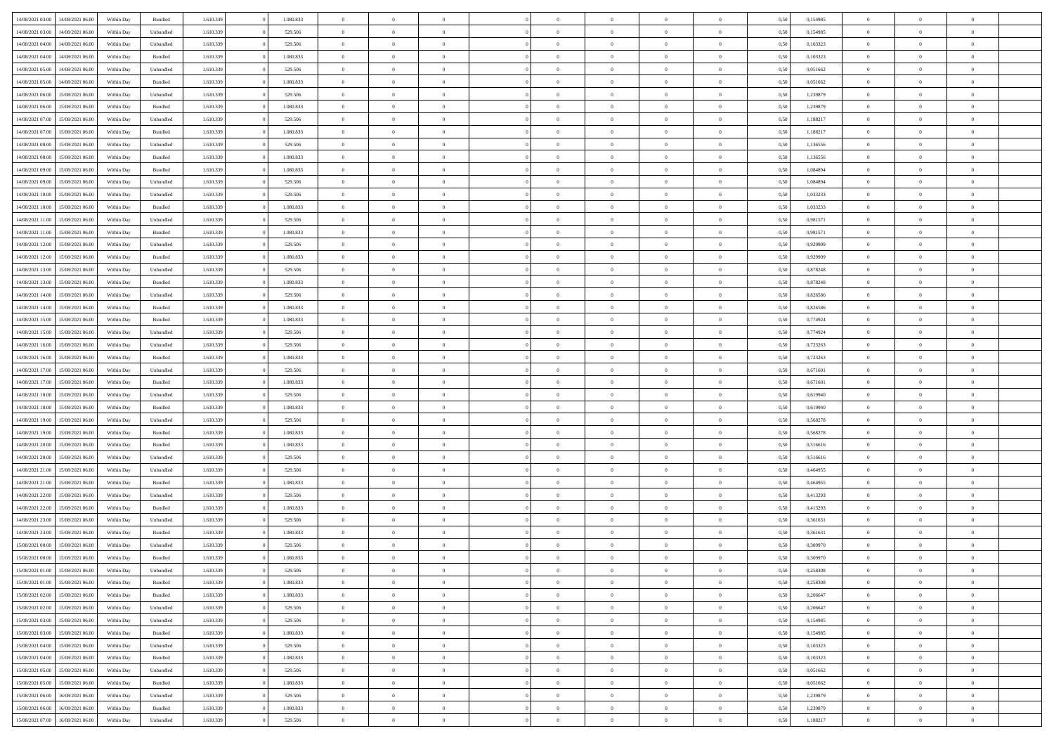| | | | | | | | | | | | | | | | | | | | | |
|---|---|---|---|---|---|---|---|---|---|---|---|---|---|---|---|---|---|---|---|---|
| 14/08/2021 03.00 | 14/08/2021 06.00 | Within Day | Bundled | 1.610.339 | 0 | 1.080.833 | 0 | 0 | 0 | | 0 | 0 | 0 | 0 | 0,50 | 0,154985 | 0 | 0 | 0 | |
| 14/08/2021 03.00 | 14/08/2021 06.00 | Within Day | Unbundled | 1.610.339 | 0 | 529.506 | 0 | 0 | 0 | | 0 | 0 | 0 | 0 | 0,50 | 0,154985 | 0 | 0 | 0 | |
| 14/08/2021 04.00 | 14/08/2021 06.00 | Within Day | Unbundled | 1.610.339 | 0 | 529.506 | 0 | 0 | 0 | | 0 | 0 | 0 | 0 | 0,50 | 0,103323 | 0 | 0 | 0 | |
| 14/08/2021 04.00 | 14/08/2021 06.00 | Within Day | Bundled | 1.610.339 | 0 | 1.080.833 | 0 | 0 | 0 | | 0 | 0 | 0 | 0 | 0,50 | 0,103323 | 0 | 0 | 0 | |
| 14/08/2021 05.00 | 14/08/2021 06.00 | Within Day | Unbundled | 1.610.339 | 0 | 529.506 | 0 | 0 | 0 | | 0 | 0 | 0 | 0 | 0,50 | 0,051662 | 0 | 0 | 0 | |
| 14/08/2021 05.00 | 14/08/2021 06.00 | Within Day | Bundled | 1.610.339 | 0 | 1.080.833 | 0 | 0 | 0 | | 0 | 0 | 0 | 0 | 0,50 | 0,051662 | 0 | 0 | 0 | |
| 14/08/2021 06.00 | 15/08/2021 06.00 | Within Day | Unbundled | 1.610.339 | 0 | 529.506 | 0 | 0 | 0 | | 0 | 0 | 0 | 0 | 0,50 | 1,239879 | 0 | 0 | 0 | |
| 14/08/2021 06.00 | 15/08/2021 06.00 | Within Day | Bundled | 1.610.339 | 0 | 1.080.833 | 0 | 0 | 0 | | 0 | 0 | 0 | 0 | 0,50 | 1,239879 | 0 | 0 | 0 | |
| 14/08/2021 07.00 | 15/08/2021 06.00 | Within Day | Unbundled | 1.610.339 | 0 | 529.506 | 0 | 0 | 0 | | 0 | 0 | 0 | 0 | 0,50 | 1,188217 | 0 | 0 | 0 | |
| 14/08/2021 07.00 | 15/08/2021 06.00 | Within Day | Bundled | 1.610.339 | 0 | 1.080.833 | 0 | 0 | 0 | | 0 | 0 | 0 | 0 | 0,50 | 1,188217 | 0 | 0 | 0 | |
| 14/08/2021 08.00 | 15/08/2021 06.00 | Within Day | Unbundled | 1.610.339 | 0 | 529.506 | 0 | 0 | 0 | | 0 | 0 | 0 | 0 | 0,50 | 1,136556 | 0 | 0 | 0 | |
| 14/08/2021 08.00 | 15/08/2021 06.00 | Within Day | Bundled | 1.610.339 | 0 | 1.080.833 | 0 | 0 | 0 | | 0 | 0 | 0 | 0 | 0,50 | 1,136556 | 0 | 0 | 0 | |
| 14/08/2021 09.00 | 15/08/2021 06.00 | Within Day | Bundled | 1.610.339 | 0 | 1.080.833 | 0 | 0 | 0 | | 0 | 0 | 0 | 0 | 0,50 | 1,084894 | 0 | 0 | 0 | |
| 14/08/2021 09.00 | 15/08/2021 06.00 | Within Day | Unbundled | 1.610.339 | 0 | 529.506 | 0 | 0 | 0 | | 0 | 0 | 0 | 0 | 0,50 | 1,084894 | 0 | 0 | 0 | |
| 14/08/2021 10.00 | 15/08/2021 06.00 | Within Day | Unbundled | 1.610.339 | 0 | 529.506 | 0 | 0 | 0 | | 0 | 0 | 0 | 0 | 0,50 | 1,033233 | 0 | 0 | 0 | |
| 14/08/2021 10.00 | 15/08/2021 06.00 | Within Day | Bundled | 1.610.339 | 0 | 1.080.833 | 0 | 0 | 0 | | 0 | 0 | 0 | 0 | 0,50 | 1,033233 | 0 | 0 | 0 | |
| 14/08/2021 11.00 | 15/08/2021 06.00 | Within Day | Unbundled | 1.610.339 | 0 | 529.506 | 0 | 0 | 0 | | 0 | 0 | 0 | 0 | 0,50 | 0,981571 | 0 | 0 | 0 | |
| 14/08/2021 11.00 | 15/08/2021 06.00 | Within Day | Bundled | 1.610.339 | 0 | 1.080.833 | 0 | 0 | 0 | | 0 | 0 | 0 | 0 | 0,50 | 0,981571 | 0 | 0 | 0 | |
| 14/08/2021 12.00 | 15/08/2021 06.00 | Within Day | Unbundled | 1.610.339 | 0 | 529.506 | 0 | 0 | 0 | | 0 | 0 | 0 | 0 | 0,50 | 0,929909 | 0 | 0 | 0 | |
| 14/08/2021 12.00 | 15/08/2021 06.00 | Within Day | Bundled | 1.610.339 | 0 | 1.080.833 | 0 | 0 | 0 | | 0 | 0 | 0 | 0 | 0,50 | 0,929909 | 0 | 0 | 0 | |
| 14/08/2021 13.00 | 15/08/2021 06.00 | Within Day | Unbundled | 1.610.339 | 0 | 529.506 | 0 | 0 | 0 | | 0 | 0 | 0 | 0 | 0,50 | 0,878248 | 0 | 0 | 0 | |
| 14/08/2021 13.00 | 15/08/2021 06.00 | Within Day | Bundled | 1.610.339 | 0 | 1.080.833 | 0 | 0 | 0 | | 0 | 0 | 0 | 0 | 0,50 | 0,878248 | 0 | 0 | 0 | |
| 14/08/2021 14.00 | 15/08/2021 06.00 | Within Day | Unbundled | 1.610.339 | 0 | 529.506 | 0 | 0 | 0 | | 0 | 0 | 0 | 0 | 0,50 | 0,826586 | 0 | 0 | 0 | |
| 14/08/2021 14.00 | 15/08/2021 06.00 | Within Day | Bundled | 1.610.339 | 0 | 1.080.833 | 0 | 0 | 0 | | 0 | 0 | 0 | 0 | 0,50 | 0,826586 | 0 | 0 | 0 | |
| 14/08/2021 15.00 | 15/08/2021 06.00 | Within Day | Bundled | 1.610.339 | 0 | 1.080.833 | 0 | 0 | 0 | | 0 | 0 | 0 | 0 | 0,50 | 0,774924 | 0 | 0 | 0 | |
| 14/08/2021 15.00 | 15/08/2021 06.00 | Within Day | Unbundled | 1.610.339 | 0 | 529.506 | 0 | 0 | 0 | | 0 | 0 | 0 | 0 | 0,50 | 0,774924 | 0 | 0 | 0 | |
| 14/08/2021 16.00 | 15/08/2021 06.00 | Within Day | Unbundled | 1.610.339 | 0 | 529.506 | 0 | 0 | 0 | | 0 | 0 | 0 | 0 | 0,50 | 0,723263 | 0 | 0 | 0 | |
| 14/08/2021 16.00 | 15/08/2021 06.00 | Within Day | Bundled | 1.610.339 | 0 | 1.080.833 | 0 | 0 | 0 | | 0 | 0 | 0 | 0 | 0,50 | 0,723263 | 0 | 0 | 0 | |
| 14/08/2021 17.00 | 15/08/2021 06.00 | Within Day | Unbundled | 1.610.339 | 0 | 529.506 | 0 | 0 | 0 | | 0 | 0 | 0 | 0 | 0,50 | 0,671601 | 0 | 0 | 0 | |
| 14/08/2021 17.00 | 15/08/2021 06.00 | Within Day | Bundled | 1.610.339 | 0 | 1.080.833 | 0 | 0 | 0 | | 0 | 0 | 0 | 0 | 0,50 | 0,671601 | 0 | 0 | 0 | |
| 14/08/2021 18.00 | 15/08/2021 06.00 | Within Day | Unbundled | 1.610.339 | 0 | 529.506 | 0 | 0 | 0 | | 0 | 0 | 0 | 0 | 0,50 | 0,619940 | 0 | 0 | 0 | |
| 14/08/2021 18.00 | 15/08/2021 06.00 | Within Day | Bundled | 1.610.339 | 0 | 1.080.833 | 0 | 0 | 0 | | 0 | 0 | 0 | 0 | 0,50 | 0,619940 | 0 | 0 | 0 | |
| 14/08/2021 19.00 | 15/08/2021 06.00 | Within Day | Unbundled | 1.610.339 | 0 | 529.506 | 0 | 0 | 0 | | 0 | 0 | 0 | 0 | 0,50 | 0,568278 | 0 | 0 | 0 | |
| 14/08/2021 19.00 | 15/08/2021 06.00 | Within Day | Bundled | 1.610.339 | 0 | 1.080.833 | 0 | 0 | 0 | | 0 | 0 | 0 | 0 | 0,50 | 0,568278 | 0 | 0 | 0 | |
| 14/08/2021 20.00 | 15/08/2021 06.00 | Within Day | Bundled | 1.610.339 | 0 | 1.080.833 | 0 | 0 | 0 | | 0 | 0 | 0 | 0 | 0,50 | 0,516616 | 0 | 0 | 0 | |
| 14/08/2021 20.00 | 15/08/2021 06.00 | Within Day | Unbundled | 1.610.339 | 0 | 529.506 | 0 | 0 | 0 | | 0 | 0 | 0 | 0 | 0,50 | 0,516616 | 0 | 0 | 0 | |
| 14/08/2021 21.00 | 15/08/2021 06.00 | Within Day | Unbundled | 1.610.339 | 0 | 529.506 | 0 | 0 | 0 | | 0 | 0 | 0 | 0 | 0,50 | 0,464955 | 0 | 0 | 0 | |
| 14/08/2021 21.00 | 15/08/2021 06.00 | Within Day | Bundled | 1.610.339 | 0 | 1.080.833 | 0 | 0 | 0 | | 0 | 0 | 0 | 0 | 0,50 | 0,464955 | 0 | 0 | 0 | |
| 14/08/2021 22.00 | 15/08/2021 06.00 | Within Day | Unbundled | 1.610.339 | 0 | 529.506 | 0 | 0 | 0 | | 0 | 0 | 0 | 0 | 0,50 | 0,413293 | 0 | 0 | 0 | |
| 14/08/2021 22.00 | 15/08/2021 06.00 | Within Day | Bundled | 1.610.339 | 0 | 1.080.833 | 0 | 0 | 0 | | 0 | 0 | 0 | 0 | 0,50 | 0,413293 | 0 | 0 | 0 | |
| 14/08/2021 23.00 | 15/08/2021 06.00 | Within Day | Unbundled | 1.610.339 | 0 | 529.506 | 0 | 0 | 0 | | 0 | 0 | 0 | 0 | 0,50 | 0,361631 | 0 | 0 | 0 | |
| 14/08/2021 23.00 | 15/08/2021 06.00 | Within Day | Bundled | 1.610.339 | 0 | 1.080.833 | 0 | 0 | 0 | | 0 | 0 | 0 | 0 | 0,50 | 0,361631 | 0 | 0 | 0 | |
| 15/08/2021 00.00 | 15/08/2021 06.00 | Within Day | Unbundled | 1.610.339 | 0 | 529.506 | 0 | 0 | 0 | | 0 | 0 | 0 | 0 | 0,50 | 0,309970 | 0 | 0 | 0 | |
| 15/08/2021 00.00 | 15/08/2021 06.00 | Within Day | Bundled | 1.610.339 | 0 | 1.080.833 | 0 | 0 | 0 | | 0 | 0 | 0 | 0 | 0,50 | 0,309970 | 0 | 0 | 0 | |
| 15/08/2021 01.00 | 15/08/2021 06.00 | Within Day | Unbundled | 1.610.339 | 0 | 529.506 | 0 | 0 | 0 | | 0 | 0 | 0 | 0 | 0,50 | 0,258308 | 0 | 0 | 0 | |
| 15/08/2021 01.00 | 15/08/2021 06.00 | Within Day | Bundled | 1.610.339 | 0 | 1.080.833 | 0 | 0 | 0 | | 0 | 0 | 0 | 0 | 0,50 | 0,258308 | 0 | 0 | 0 | |
| 15/08/2021 02.00 | 15/08/2021 06.00 | Within Day | Bundled | 1.610.339 | 0 | 1.080.833 | 0 | 0 | 0 | | 0 | 0 | 0 | 0 | 0,50 | 0,206647 | 0 | 0 | 0 | |
| 15/08/2021 02.00 | 15/08/2021 06.00 | Within Day | Unbundled | 1.610.339 | 0 | 529.506 | 0 | 0 | 0 | | 0 | 0 | 0 | 0 | 0,50 | 0,206647 | 0 | 0 | 0 | |
| 15/08/2021 03.00 | 15/08/2021 06.00 | Within Day | Unbundled | 1.610.339 | 0 | 529.506 | 0 | 0 | 0 | | 0 | 0 | 0 | 0 | 0,50 | 0,154985 | 0 | 0 | 0 | |
| 15/08/2021 03.00 | 15/08/2021 06.00 | Within Day | Bundled | 1.610.339 | 0 | 1.080.833 | 0 | 0 | 0 | | 0 | 0 | 0 | 0 | 0,50 | 0,154985 | 0 | 0 | 0 | |
| 15/08/2021 04.00 | 15/08/2021 06.00 | Within Day | Unbundled | 1.610.339 | 0 | 529.506 | 0 | 0 | 0 | | 0 | 0 | 0 | 0 | 0,50 | 0,103323 | 0 | 0 | 0 | |
| 15/08/2021 04.00 | 15/08/2021 06.00 | Within Day | Bundled | 1.610.339 | 0 | 1.080.833 | 0 | 0 | 0 | | 0 | 0 | 0 | 0 | 0,50 | 0,103323 | 0 | 0 | 0 | |
| 15/08/2021 05.00 | 15/08/2021 06.00 | Within Day | Unbundled | 1.610.339 | 0 | 529.506 | 0 | 0 | 0 | | 0 | 0 | 0 | 0 | 0,50 | 0,051662 | 0 | 0 | 0 | |
| 15/08/2021 05.00 | 15/08/2021 06.00 | Within Day | Bundled | 1.610.339 | 0 | 1.080.833 | 0 | 0 | 0 | | 0 | 0 | 0 | 0 | 0,50 | 0,051662 | 0 | 0 | 0 | |
| 15/08/2021 06.00 | 16/08/2021 06.00 | Within Day | Unbundled | 1.610.339 | 0 | 529.506 | 0 | 0 | 0 | | 0 | 0 | 0 | 0 | 0,50 | 1,239879 | 0 | 0 | 0 | |
| 15/08/2021 06.00 | 16/08/2021 06.00 | Within Day | Bundled | 1.610.339 | 0 | 1.080.833 | 0 | 0 | 0 | | 0 | 0 | 0 | 0 | 0,50 | 1,239879 | 0 | 0 | 0 | |
| 15/08/2021 07.00 | 16/08/2021 06.00 | Within Day | Unbundled | 1.610.339 | 0 | 529.506 | 0 | 0 | 0 | | 0 | 0 | 0 | 0 | 0,50 | 1,188217 | 0 | 0 | 0 | |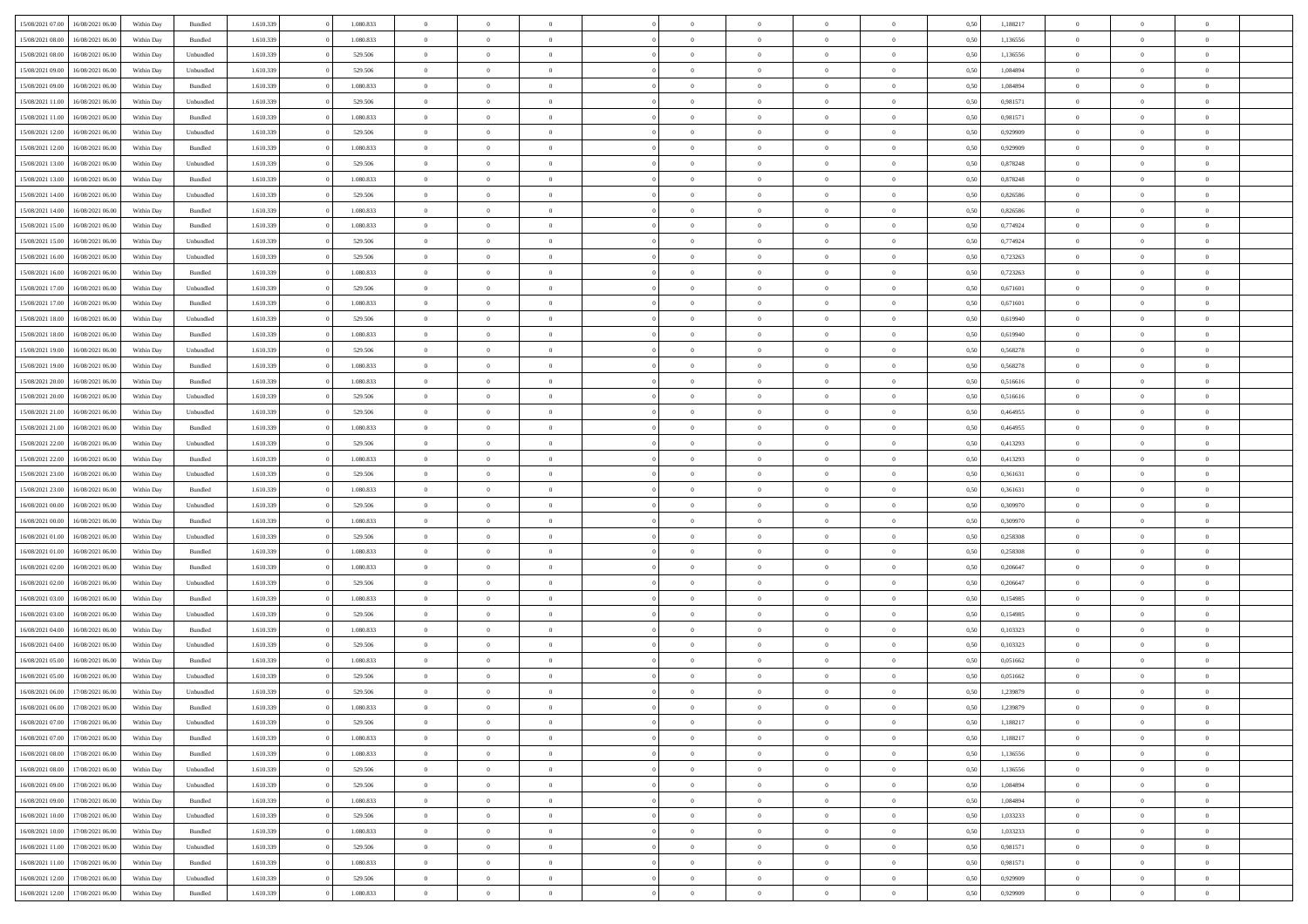| | | | | | | | | | | | | | | | | | | | | |
|---|---|---|---|---|---|---|---|---|---|---|---|---|---|---|---|---|---|---|---|---|
| 15/08/2021 07:00 | 16/08/2021 06:00 | Within Day | Bundled | 1.610.339 | 0 | 1.080.833 | 0 | 0 | 0 | | 0 | 0 | 0 | 0 | 0,50 | 1,188217 | 0 | 0 | 0 | |
| 15/08/2021 08:00 | 16/08/2021 06:00 | Within Day | Bundled | 1.610.339 | 0 | 1.080.833 | 0 | 0 | 0 | | 0 | 0 | 0 | 0 | 0,50 | 1,136556 | 0 | 0 | 0 | |
| 15/08/2021 08:00 | 16/08/2021 06:00 | Within Day | Unbundled | 1.610.339 | 0 | 529.506 | 0 | 0 | 0 | | 0 | 0 | 0 | 0 | 0,50 | 1,136556 | 0 | 0 | 0 | |
| 15/08/2021 09:00 | 16/08/2021 06:00 | Within Day | Unbundled | 1.610.339 | 0 | 529.506 | 0 | 0 | 0 | | 0 | 0 | 0 | 0 | 0,50 | 1,084894 | 0 | 0 | 0 | |
| 15/08/2021 09:00 | 16/08/2021 06:00 | Within Day | Bundled | 1.610.339 | 0 | 1.080.833 | 0 | 0 | 0 | | 0 | 0 | 0 | 0 | 0,50 | 1,084894 | 0 | 0 | 0 | |
| 15/08/2021 11:00 | 16/08/2021 06:00 | Within Day | Unbundled | 1.610.339 | 0 | 529.506 | 0 | 0 | 0 | | 0 | 0 | 0 | 0 | 0,50 | 0,981571 | 0 | 0 | 0 | |
| 15/08/2021 11:00 | 16/08/2021 06:00 | Within Day | Bundled | 1.610.339 | 0 | 1.080.833 | 0 | 0 | 0 | | 0 | 0 | 0 | 0 | 0,50 | 0,981571 | 0 | 0 | 0 | |
| 15/08/2021 12:00 | 16/08/2021 06:00 | Within Day | Unbundled | 1.610.339 | 0 | 529.506 | 0 | 0 | 0 | | 0 | 0 | 0 | 0 | 0,50 | 0,929909 | 0 | 0 | 0 | |
| 15/08/2021 12:00 | 16/08/2021 06:00 | Within Day | Bundled | 1.610.339 | 0 | 1.080.833 | 0 | 0 | 0 | | 0 | 0 | 0 | 0 | 0,50 | 0,929909 | 0 | 0 | 0 | |
| 15/08/2021 13:00 | 16/08/2021 06:00 | Within Day | Unbundled | 1.610.339 | 0 | 529.506 | 0 | 0 | 0 | | 0 | 0 | 0 | 0 | 0,50 | 0,878248 | 0 | 0 | 0 | |
| 15/08/2021 13:00 | 16/08/2021 06:00 | Within Day | Bundled | 1.610.339 | 0 | 1.080.833 | 0 | 0 | 0 | | 0 | 0 | 0 | 0 | 0,50 | 0,878248 | 0 | 0 | 0 | |
| 15/08/2021 14:00 | 16/08/2021 06:00 | Within Day | Unbundled | 1.610.339 | 0 | 529.506 | 0 | 0 | 0 | | 0 | 0 | 0 | 0 | 0,50 | 0,826586 | 0 | 0 | 0 | |
| 15/08/2021 14:00 | 16/08/2021 06:00 | Within Day | Bundled | 1.610.339 | 0 | 1.080.833 | 0 | 0 | 0 | | 0 | 0 | 0 | 0 | 0,50 | 0,826586 | 0 | 0 | 0 | |
| 15/08/2021 15:00 | 16/08/2021 06:00 | Within Day | Bundled | 1.610.339 | 0 | 1.080.833 | 0 | 0 | 0 | | 0 | 0 | 0 | 0 | 0,50 | 0,774924 | 0 | 0 | 0 | |
| 15/08/2021 15:00 | 16/08/2021 06:00 | Within Day | Unbundled | 1.610.339 | 0 | 529.506 | 0 | 0 | 0 | | 0 | 0 | 0 | 0 | 0,50 | 0,774924 | 0 | 0 | 0 | |
| 15/08/2021 16:00 | 16/08/2021 06:00 | Within Day | Unbundled | 1.610.339 | 0 | 529.506 | 0 | 0 | 0 | | 0 | 0 | 0 | 0 | 0,50 | 0,723263 | 0 | 0 | 0 | |
| 15/08/2021 16:00 | 16/08/2021 06:00 | Within Day | Bundled | 1.610.339 | 0 | 1.080.833 | 0 | 0 | 0 | | 0 | 0 | 0 | 0 | 0,50 | 0,723263 | 0 | 0 | 0 | |
| 15/08/2021 17:00 | 16/08/2021 06:00 | Within Day | Unbundled | 1.610.339 | 0 | 529.506 | 0 | 0 | 0 | | 0 | 0 | 0 | 0 | 0,50 | 0,671601 | 0 | 0 | 0 | |
| 15/08/2021 17:00 | 16/08/2021 06:00 | Within Day | Bundled | 1.610.339 | 0 | 1.080.833 | 0 | 0 | 0 | | 0 | 0 | 0 | 0 | 0,50 | 0,671601 | 0 | 0 | 0 | |
| 15/08/2021 18:00 | 16/08/2021 06:00 | Within Day | Unbundled | 1.610.339 | 0 | 529.506 | 0 | 0 | 0 | | 0 | 0 | 0 | 0 | 0,50 | 0,619940 | 0 | 0 | 0 | |
| 15/08/2021 18:00 | 16/08/2021 06:00 | Within Day | Bundled | 1.610.339 | 0 | 1.080.833 | 0 | 0 | 0 | | 0 | 0 | 0 | 0 | 0,50 | 0,619940 | 0 | 0 | 0 | |
| 15/08/2021 19:00 | 16/08/2021 06:00 | Within Day | Unbundled | 1.610.339 | 0 | 529.506 | 0 | 0 | 0 | | 0 | 0 | 0 | 0 | 0,50 | 0,568278 | 0 | 0 | 0 | |
| 15/08/2021 19:00 | 16/08/2021 06:00 | Within Day | Bundled | 1.610.339 | 0 | 1.080.833 | 0 | 0 | 0 | | 0 | 0 | 0 | 0 | 0,50 | 0,568278 | 0 | 0 | 0 | |
| 15/08/2021 20:00 | 16/08/2021 06:00 | Within Day | Bundled | 1.610.339 | 0 | 1.080.833 | 0 | 0 | 0 | | 0 | 0 | 0 | 0 | 0,50 | 0,516616 | 0 | 0 | 0 | |
| 15/08/2021 20:00 | 16/08/2021 06:00 | Within Day | Unbundled | 1.610.339 | 0 | 529.506 | 0 | 0 | 0 | | 0 | 0 | 0 | 0 | 0,50 | 0,516616 | 0 | 0 | 0 | |
| 15/08/2021 21:00 | 16/08/2021 06:00 | Within Day | Unbundled | 1.610.339 | 0 | 529.506 | 0 | 0 | 0 | | 0 | 0 | 0 | 0 | 0,50 | 0,464955 | 0 | 0 | 0 | |
| 15/08/2021 21:00 | 16/08/2021 06:00 | Within Day | Bundled | 1.610.339 | 0 | 1.080.833 | 0 | 0 | 0 | | 0 | 0 | 0 | 0 | 0,50 | 0,464955 | 0 | 0 | 0 | |
| 15/08/2021 22:00 | 16/08/2021 06:00 | Within Day | Unbundled | 1.610.339 | 0 | 529.506 | 0 | 0 | 0 | | 0 | 0 | 0 | 0 | 0,50 | 0,413293 | 0 | 0 | 0 | |
| 15/08/2021 22:00 | 16/08/2021 06:00 | Within Day | Bundled | 1.610.339 | 0 | 1.080.833 | 0 | 0 | 0 | | 0 | 0 | 0 | 0 | 0,50 | 0,413293 | 0 | 0 | 0 | |
| 15/08/2021 23:00 | 16/08/2021 06:00 | Within Day | Unbundled | 1.610.339 | 0 | 529.506 | 0 | 0 | 0 | | 0 | 0 | 0 | 0 | 0,50 | 0,361631 | 0 | 0 | 0 | |
| 15/08/2021 23:00 | 16/08/2021 06:00 | Within Day | Bundled | 1.610.339 | 0 | 1.080.833 | 0 | 0 | 0 | | 0 | 0 | 0 | 0 | 0,50 | 0,361631 | 0 | 0 | 0 | |
| 16/08/2021 00:00 | 16/08/2021 06:00 | Within Day | Unbundled | 1.610.339 | 0 | 529.506 | 0 | 0 | 0 | | 0 | 0 | 0 | 0 | 0,50 | 0,309970 | 0 | 0 | 0 | |
| 16/08/2021 00:00 | 16/08/2021 06:00 | Within Day | Bundled | 1.610.339 | 0 | 1.080.833 | 0 | 0 | 0 | | 0 | 0 | 0 | 0 | 0,50 | 0,309970 | 0 | 0 | 0 | |
| 16/08/2021 01:00 | 16/08/2021 06:00 | Within Day | Unbundled | 1.610.339 | 0 | 529.506 | 0 | 0 | 0 | | 0 | 0 | 0 | 0 | 0,50 | 0,258308 | 0 | 0 | 0 | |
| 16/08/2021 01:00 | 16/08/2021 06:00 | Within Day | Bundled | 1.610.339 | 0 | 1.080.833 | 0 | 0 | 0 | | 0 | 0 | 0 | 0 | 0,50 | 0,258308 | 0 | 0 | 0 | |
| 16/08/2021 02:00 | 16/08/2021 06:00 | Within Day | Bundled | 1.610.339 | 0 | 1.080.833 | 0 | 0 | 0 | | 0 | 0 | 0 | 0 | 0,50 | 0,206647 | 0 | 0 | 0 | |
| 16/08/2021 02:00 | 16/08/2021 06:00 | Within Day | Unbundled | 1.610.339 | 0 | 529.506 | 0 | 0 | 0 | | 0 | 0 | 0 | 0 | 0,50 | 0,206647 | 0 | 0 | 0 | |
| 16/08/2021 03:00 | 16/08/2021 06:00 | Within Day | Bundled | 1.610.339 | 0 | 1.080.833 | 0 | 0 | 0 | | 0 | 0 | 0 | 0 | 0,50 | 0,154985 | 0 | 0 | 0 | |
| 16/08/2021 03:00 | 16/08/2021 06:00 | Within Day | Unbundled | 1.610.339 | 0 | 529.506 | 0 | 0 | 0 | | 0 | 0 | 0 | 0 | 0,50 | 0,154985 | 0 | 0 | 0 | |
| 16/08/2021 04:00 | 16/08/2021 06:00 | Within Day | Bundled | 1.610.339 | 0 | 1.080.833 | 0 | 0 | 0 | | 0 | 0 | 0 | 0 | 0,50 | 0,103323 | 0 | 0 | 0 | |
| 16/08/2021 04:00 | 16/08/2021 06:00 | Within Day | Unbundled | 1.610.339 | 0 | 529.506 | 0 | 0 | 0 | | 0 | 0 | 0 | 0 | 0,50 | 0,103323 | 0 | 0 | 0 | |
| 16/08/2021 05:00 | 16/08/2021 06:00 | Within Day | Bundled | 1.610.339 | 0 | 1.080.833 | 0 | 0 | 0 | | 0 | 0 | 0 | 0 | 0,50 | 0,051662 | 0 | 0 | 0 | |
| 16/08/2021 05:00 | 16/08/2021 06:00 | Within Day | Unbundled | 1.610.339 | 0 | 529.506 | 0 | 0 | 0 | | 0 | 0 | 0 | 0 | 0,50 | 0,051662 | 0 | 0 | 0 | |
| 16/08/2021 06:00 | 17/08/2021 06:00 | Within Day | Unbundled | 1.610.339 | 0 | 529.506 | 0 | 0 | 0 | | 0 | 0 | 0 | 0 | 0,50 | 1,239879 | 0 | 0 | 0 | |
| 16/08/2021 06:00 | 17/08/2021 06:00 | Within Day | Bundled | 1.610.339 | 0 | 1.080.833 | 0 | 0 | 0 | | 0 | 0 | 0 | 0 | 0,50 | 1,239879 | 0 | 0 | 0 | |
| 16/08/2021 07:00 | 17/08/2021 06:00 | Within Day | Unbundled | 1.610.339 | 0 | 529.506 | 0 | 0 | 0 | | 0 | 0 | 0 | 0 | 0,50 | 1,188217 | 0 | 0 | 0 | |
| 16/08/2021 07:00 | 17/08/2021 06:00 | Within Day | Bundled | 1.610.339 | 0 | 1.080.833 | 0 | 0 | 0 | | 0 | 0 | 0 | 0 | 0,50 | 1,188217 | 0 | 0 | 0 | |
| 16/08/2021 08:00 | 17/08/2021 06:00 | Within Day | Bundled | 1.610.339 | 0 | 1.080.833 | 0 | 0 | 0 | | 0 | 0 | 0 | 0 | 0,50 | 1,136556 | 0 | 0 | 0 | |
| 16/08/2021 08:00 | 17/08/2021 06:00 | Within Day | Unbundled | 1.610.339 | 0 | 529.506 | 0 | 0 | 0 | | 0 | 0 | 0 | 0 | 0,50 | 1,136556 | 0 | 0 | 0 | |
| 16/08/2021 09:00 | 17/08/2021 06:00 | Within Day | Unbundled | 1.610.339 | 0 | 529.506 | 0 | 0 | 0 | | 0 | 0 | 0 | 0 | 0,50 | 1,084894 | 0 | 0 | 0 | |
| 16/08/2021 09:00 | 17/08/2021 06:00 | Within Day | Bundled | 1.610.339 | 0 | 1.080.833 | 0 | 0 | 0 | | 0 | 0 | 0 | 0 | 0,50 | 1,084894 | 0 | 0 | 0 | |
| 16/08/2021 10:00 | 17/08/2021 06:00 | Within Day | Unbundled | 1.610.339 | 0 | 529.506 | 0 | 0 | 0 | | 0 | 0 | 0 | 0 | 0,50 | 1,033233 | 0 | 0 | 0 | |
| 16/08/2021 10:00 | 17/08/2021 06:00 | Within Day | Bundled | 1.610.339 | 0 | 1.080.833 | 0 | 0 | 0 | | 0 | 0 | 0 | 0 | 0,50 | 1,033233 | 0 | 0 | 0 | |
| 16/08/2021 11:00 | 17/08/2021 06:00 | Within Day | Unbundled | 1.610.339 | 0 | 529.506 | 0 | 0 | 0 | | 0 | 0 | 0 | 0 | 0,50 | 0,981571 | 0 | 0 | 0 | |
| 16/08/2021 11:00 | 17/08/2021 06:00 | Within Day | Bundled | 1.610.339 | 0 | 1.080.833 | 0 | 0 | 0 | | 0 | 0 | 0 | 0 | 0,50 | 0,981571 | 0 | 0 | 0 | |
| 16/08/2021 12:00 | 17/08/2021 06:00 | Within Day | Unbundled | 1.610.339 | 0 | 529.506 | 0 | 0 | 0 | | 0 | 0 | 0 | 0 | 0,50 | 0,929909 | 0 | 0 | 0 | |
| 16/08/2021 12:00 | 17/08/2021 06:00 | Within Day | Bundled | 1.610.339 | 0 | 1.080.833 | 0 | 0 | 0 | | 0 | 0 | 0 | 0 | 0,50 | 0,929909 | 0 | 0 | 0 | |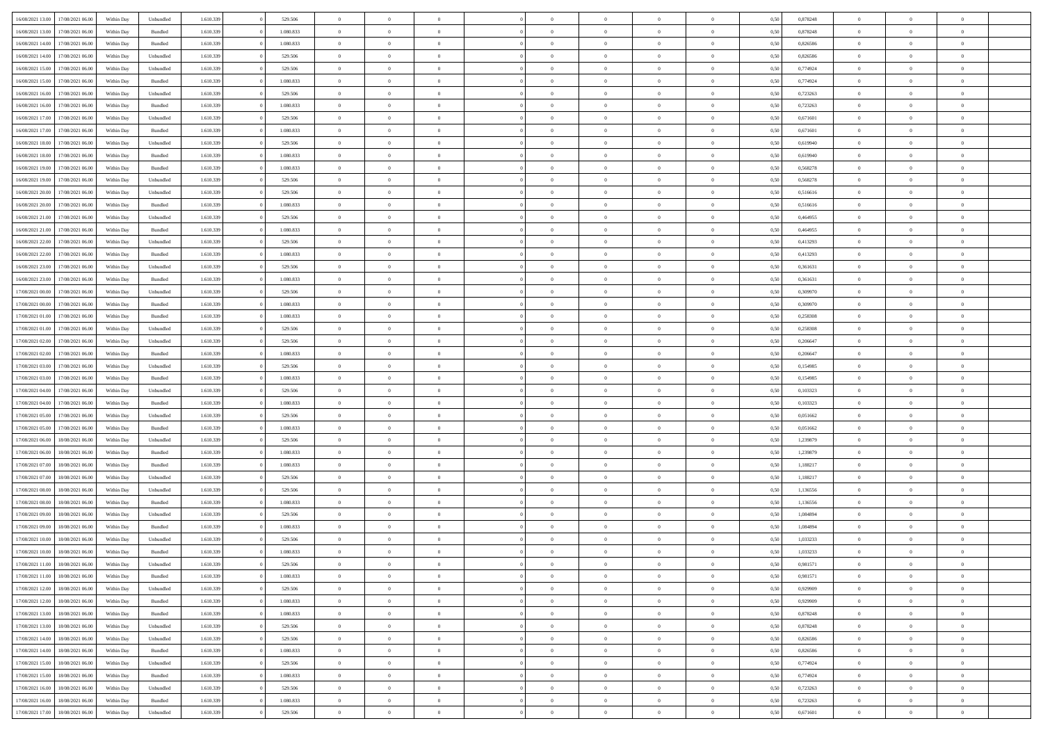| | | | | | | | | | | | | | | | | | | | | |
|---|---|---|---|---|---|---|---|---|---|---|---|---|---|---|---|---|---|---|---|---|
| 16/08/2021 13:00 | 17/08/2021 06:00 | Within Day | Unbundled | 1.610.339 | 0 | 529.506 | 0 | 0 | 0 | | 0 | 0 | 0 | 0 | 0,50 | 0,878248 | 0 | 0 | 0 | |
| 16/08/2021 13:00 | 17/08/2021 06:00 | Within Day | Bundled | 1.610.339 | 0 | 1.080.833 | 0 | 0 | 0 | | 0 | 0 | 0 | 0 | 0,50 | 0,878248 | 0 | 0 | 0 | |
| 16/08/2021 14:00 | 17/08/2021 06:00 | Within Day | Bundled | 1.610.339 | 0 | 1.080.833 | 0 | 0 | 0 | | 0 | 0 | 0 | 0 | 0,50 | 0,826586 | 0 | 0 | 0 | |
| 16/08/2021 14:00 | 17/08/2021 06:00 | Within Day | Unbundled | 1.610.339 | 0 | 529.506 | 0 | 0 | 0 | | 0 | 0 | 0 | 0 | 0,50 | 0,826586 | 0 | 0 | 0 | |
| 16/08/2021 15:00 | 17/08/2021 06:00 | Within Day | Unbundled | 1.610.339 | 0 | 529.506 | 0 | 0 | 0 | | 0 | 0 | 0 | 0 | 0,50 | 0,774924 | 0 | 0 | 0 | |
| 16/08/2021 15:00 | 17/08/2021 06:00 | Within Day | Bundled | 1.610.339 | 0 | 1.080.833 | 0 | 0 | 0 | | 0 | 0 | 0 | 0 | 0,50 | 0,774924 | 0 | 0 | 0 | |
| 16/08/2021 16:00 | 17/08/2021 06:00 | Within Day | Unbundled | 1.610.339 | 0 | 529.506 | 0 | 0 | 0 | | 0 | 0 | 0 | 0 | 0,50 | 0,723263 | 0 | 0 | 0 | |
| 16/08/2021 16:00 | 17/08/2021 06:00 | Within Day | Bundled | 1.610.339 | 0 | 1.080.833 | 0 | 0 | 0 | | 0 | 0 | 0 | 0 | 0,50 | 0,723263 | 0 | 0 | 0 | |
| 16/08/2021 17:00 | 17/08/2021 06:00 | Within Day | Unbundled | 1.610.339 | 0 | 529.506 | 0 | 0 | 0 | | 0 | 0 | 0 | 0 | 0,50 | 0,671601 | 0 | 0 | 0 | |
| 16/08/2021 17:00 | 17/08/2021 06:00 | Within Day | Bundled | 1.610.339 | 0 | 1.080.833 | 0 | 0 | 0 | | 0 | 0 | 0 | 0 | 0,50 | 0,671601 | 0 | 0 | 0 | |
| 16/08/2021 18:00 | 17/08/2021 06:00 | Within Day | Unbundled | 1.610.339 | 0 | 529.506 | 0 | 0 | 0 | | 0 | 0 | 0 | 0 | 0,50 | 0,619940 | 0 | 0 | 0 | |
| 16/08/2021 18:00 | 17/08/2021 06:00 | Within Day | Bundled | 1.610.339 | 0 | 1.080.833 | 0 | 0 | 0 | | 0 | 0 | 0 | 0 | 0,50 | 0,619940 | 0 | 0 | 0 | |
| 16/08/2021 19:00 | 17/08/2021 06:00 | Within Day | Bundled | 1.610.339 | 0 | 1.080.833 | 0 | 0 | 0 | | 0 | 0 | 0 | 0 | 0,50 | 0,568278 | 0 | 0 | 0 | |
| 16/08/2021 19:00 | 17/08/2021 06:00 | Within Day | Unbundled | 1.610.339 | 0 | 529.506 | 0 | 0 | 0 | | 0 | 0 | 0 | 0 | 0,50 | 0,568278 | 0 | 0 | 0 | |
| 16/08/2021 20:00 | 17/08/2021 06:00 | Within Day | Unbundled | 1.610.339 | 0 | 529.506 | 0 | 0 | 0 | | 0 | 0 | 0 | 0 | 0,50 | 0,516616 | 0 | 0 | 0 | |
| 16/08/2021 20:00 | 17/08/2021 06:00 | Within Day | Bundled | 1.610.339 | 0 | 1.080.833 | 0 | 0 | 0 | | 0 | 0 | 0 | 0 | 0,50 | 0,516616 | 0 | 0 | 0 | |
| 16/08/2021 21:00 | 17/08/2021 06:00 | Within Day | Unbundled | 1.610.339 | 0 | 529.506 | 0 | 0 | 0 | | 0 | 0 | 0 | 0 | 0,50 | 0,464955 | 0 | 0 | 0 | |
| 16/08/2021 21:00 | 17/08/2021 06:00 | Within Day | Bundled | 1.610.339 | 0 | 1.080.833 | 0 | 0 | 0 | | 0 | 0 | 0 | 0 | 0,50 | 0,464955 | 0 | 0 | 0 | |
| 16/08/2021 22:00 | 17/08/2021 06:00 | Within Day | Unbundled | 1.610.339 | 0 | 529.506 | 0 | 0 | 0 | | 0 | 0 | 0 | 0 | 0,50 | 0,413293 | 0 | 0 | 0 | |
| 16/08/2021 22:00 | 17/08/2021 06:00 | Within Day | Bundled | 1.610.339 | 0 | 1.080.833 | 0 | 0 | 0 | | 0 | 0 | 0 | 0 | 0,50 | 0,413293 | 0 | 0 | 0 | |
| 16/08/2021 23:00 | 17/08/2021 06:00 | Within Day | Unbundled | 1.610.339 | 0 | 529.506 | 0 | 0 | 0 | | 0 | 0 | 0 | 0 | 0,50 | 0,361631 | 0 | 0 | 0 | |
| 16/08/2021 23:00 | 17/08/2021 06:00 | Within Day | Bundled | 1.610.339 | 0 | 1.080.833 | 0 | 0 | 0 | | 0 | 0 | 0 | 0 | 0,50 | 0,361631 | 0 | 0 | 0 | |
| 17/08/2021 00:00 | 17/08/2021 06:00 | Within Day | Unbundled | 1.610.339 | 0 | 529.506 | 0 | 0 | 0 | | 0 | 0 | 0 | 0 | 0,50 | 0,309970 | 0 | 0 | 0 | |
| 17/08/2021 00:00 | 17/08/2021 06:00 | Within Day | Bundled | 1.610.339 | 0 | 1.080.833 | 0 | 0 | 0 | | 0 | 0 | 0 | 0 | 0,50 | 0,309970 | 0 | 0 | 0 | |
| 17/08/2021 01:00 | 17/08/2021 06:00 | Within Day | Bundled | 1.610.339 | 0 | 1.080.833 | 0 | 0 | 0 | | 0 | 0 | 0 | 0 | 0,50 | 0,258308 | 0 | 0 | 0 | |
| 17/08/2021 01:00 | 17/08/2021 06:00 | Within Day | Unbundled | 1.610.339 | 0 | 529.506 | 0 | 0 | 0 | | 0 | 0 | 0 | 0 | 0,50 | 0,258308 | 0 | 0 | 0 | |
| 17/08/2021 02:00 | 17/08/2021 06:00 | Within Day | Unbundled | 1.610.339 | 0 | 529.506 | 0 | 0 | 0 | | 0 | 0 | 0 | 0 | 0,50 | 0,206647 | 0 | 0 | 0 | |
| 17/08/2021 02:00 | 17/08/2021 06:00 | Within Day | Bundled | 1.610.339 | 0 | 1.080.833 | 0 | 0 | 0 | | 0 | 0 | 0 | 0 | 0,50 | 0,206647 | 0 | 0 | 0 | |
| 17/08/2021 03:00 | 17/08/2021 06:00 | Within Day | Unbundled | 1.610.339 | 0 | 529.506 | 0 | 0 | 0 | | 0 | 0 | 0 | 0 | 0,50 | 0,154985 | 0 | 0 | 0 | |
| 17/08/2021 03:00 | 17/08/2021 06:00 | Within Day | Bundled | 1.610.339 | 0 | 1.080.833 | 0 | 0 | 0 | | 0 | 0 | 0 | 0 | 0,50 | 0,154985 | 0 | 0 | 0 | |
| 17/08/2021 04:00 | 17/08/2021 06:00 | Within Day | Unbundled | 1.610.339 | 0 | 529.506 | 0 | 0 | 0 | | 0 | 0 | 0 | 0 | 0,50 | 0,103323 | 0 | 0 | 0 | |
| 17/08/2021 04:00 | 17/08/2021 06:00 | Within Day | Bundled | 1.610.339 | 0 | 1.080.833 | 0 | 0 | 0 | | 0 | 0 | 0 | 0 | 0,50 | 0,103323 | 0 | 0 | 0 | |
| 17/08/2021 05:00 | 17/08/2021 06:00 | Within Day | Unbundled | 1.610.339 | 0 | 529.506 | 0 | 0 | 0 | | 0 | 0 | 0 | 0 | 0,50 | 0,051662 | 0 | 0 | 0 | |
| 17/08/2021 05:00 | 17/08/2021 06:00 | Within Day | Bundled | 1.610.339 | 0 | 1.080.833 | 0 | 0 | 0 | | 0 | 0 | 0 | 0 | 0,50 | 0,051662 | 0 | 0 | 0 | |
| 17/08/2021 06:00 | 18/08/2021 06:00 | Within Day | Unbundled | 1.610.339 | 0 | 529.506 | 0 | 0 | 0 | | 0 | 0 | 0 | 0 | 0,50 | 1,239879 | 0 | 0 | 0 | |
| 17/08/2021 06:00 | 18/08/2021 06:00 | Within Day | Bundled | 1.610.339 | 0 | 1.080.833 | 0 | 0 | 0 | | 0 | 0 | 0 | 0 | 0,50 | 1,239879 | 0 | 0 | 0 | |
| 17/08/2021 07:00 | 18/08/2021 06:00 | Within Day | Bundled | 1.610.339 | 0 | 1.080.833 | 0 | 0 | 0 | | 0 | 0 | 0 | 0 | 0,50 | 1,188217 | 0 | 0 | 0 | |
| 17/08/2021 07:00 | 18/08/2021 06:00 | Within Day | Unbundled | 1.610.339 | 0 | 529.506 | 0 | 0 | 0 | | 0 | 0 | 0 | 0 | 0,50 | 1,188217 | 0 | 0 | 0 | |
| 17/08/2021 08:00 | 18/08/2021 06:00 | Within Day | Unbundled | 1.610.339 | 0 | 529.506 | 0 | 0 | 0 | | 0 | 0 | 0 | 0 | 0,50 | 1,136556 | 0 | 0 | 0 | |
| 17/08/2021 08:00 | 18/08/2021 06:00 | Within Day | Bundled | 1.610.339 | 0 | 1.080.833 | 0 | 0 | 0 | | 0 | 0 | 0 | 0 | 0,50 | 1,136556 | 0 | 0 | 0 | |
| 17/08/2021 09:00 | 18/08/2021 06:00 | Within Day | Unbundled | 1.610.339 | 0 | 529.506 | 0 | 0 | 0 | | 0 | 0 | 0 | 0 | 0,50 | 1,084894 | 0 | 0 | 0 | |
| 17/08/2021 09:00 | 18/08/2021 06:00 | Within Day | Bundled | 1.610.339 | 0 | 1.080.833 | 0 | 0 | 0 | | 0 | 0 | 0 | 0 | 0,50 | 1,084894 | 0 | 0 | 0 | |
| 17/08/2021 10:00 | 18/08/2021 06:00 | Within Day | Unbundled | 1.610.339 | 0 | 529.506 | 0 | 0 | 0 | | 0 | 0 | 0 | 0 | 0,50 | 1,033233 | 0 | 0 | 0 | |
| 17/08/2021 10:00 | 18/08/2021 06:00 | Within Day | Bundled | 1.610.339 | 0 | 1.080.833 | 0 | 0 | 0 | | 0 | 0 | 0 | 0 | 0,50 | 1,033233 | 0 | 0 | 0 | |
| 17/08/2021 11:00 | 18/08/2021 06:00 | Within Day | Unbundled | 1.610.339 | 0 | 529.506 | 0 | 0 | 0 | | 0 | 0 | 0 | 0 | 0,50 | 0,981571 | 0 | 0 | 0 | |
| 17/08/2021 11:00 | 18/08/2021 06:00 | Within Day | Bundled | 1.610.339 | 0 | 1.080.833 | 0 | 0 | 0 | | 0 | 0 | 0 | 0 | 0,50 | 0,981571 | 0 | 0 | 0 | |
| 17/08/2021 12:00 | 18/08/2021 06:00 | Within Day | Unbundled | 1.610.339 | 0 | 529.506 | 0 | 0 | 0 | | 0 | 0 | 0 | 0 | 0,50 | 0,929909 | 0 | 0 | 0 | |
| 17/08/2021 12:00 | 18/08/2021 06:00 | Within Day | Bundled | 1.610.339 | 0 | 1.080.833 | 0 | 0 | 0 | | 0 | 0 | 0 | 0 | 0,50 | 0,929909 | 0 | 0 | 0 | |
| 17/08/2021 13:00 | 18/08/2021 06:00 | Within Day | Bundled | 1.610.339 | 0 | 1.080.833 | 0 | 0 | 0 | | 0 | 0 | 0 | 0 | 0,50 | 0,878248 | 0 | 0 | 0 | |
| 17/08/2021 13:00 | 18/08/2021 06:00 | Within Day | Unbundled | 1.610.339 | 0 | 529.506 | 0 | 0 | 0 | | 0 | 0 | 0 | 0 | 0,50 | 0,878248 | 0 | 0 | 0 | |
| 17/08/2021 14:00 | 18/08/2021 06:00 | Within Day | Unbundled | 1.610.339 | 0 | 529.506 | 0 | 0 | 0 | | 0 | 0 | 0 | 0 | 0,50 | 0,826586 | 0 | 0 | 0 | |
| 17/08/2021 14:00 | 18/08/2021 06:00 | Within Day | Bundled | 1.610.339 | 0 | 1.080.833 | 0 | 0 | 0 | | 0 | 0 | 0 | 0 | 0,50 | 0,826586 | 0 | 0 | 0 | |
| 17/08/2021 15:00 | 18/08/2021 06:00 | Within Day | Unbundled | 1.610.339 | 0 | 529.506 | 0 | 0 | 0 | | 0 | 0 | 0 | 0 | 0,50 | 0,774924 | 0 | 0 | 0 | |
| 17/08/2021 15:00 | 18/08/2021 06:00 | Within Day | Bundled | 1.610.339 | 0 | 1.080.833 | 0 | 0 | 0 | | 0 | 0 | 0 | 0 | 0,50 | 0,774924 | 0 | 0 | 0 | |
| 17/08/2021 16:00 | 18/08/2021 06:00 | Within Day | Unbundled | 1.610.339 | 0 | 529.506 | 0 | 0 | 0 | | 0 | 0 | 0 | 0 | 0,50 | 0,723263 | 0 | 0 | 0 | |
| 17/08/2021 16:00 | 18/08/2021 06:00 | Within Day | Bundled | 1.610.339 | 0 | 1.080.833 | 0 | 0 | 0 | | 0 | 0 | 0 | 0 | 0,50 | 0,723263 | 0 | 0 | 0 | |
| 17/08/2021 17:00 | 18/08/2021 06:00 | Within Day | Unbundled | 1.610.339 | 0 | 529.506 | 0 | 0 | 0 | | 0 | 0 | 0 | 0 | 0,50 | 0,671601 | 0 | 0 | 0 | |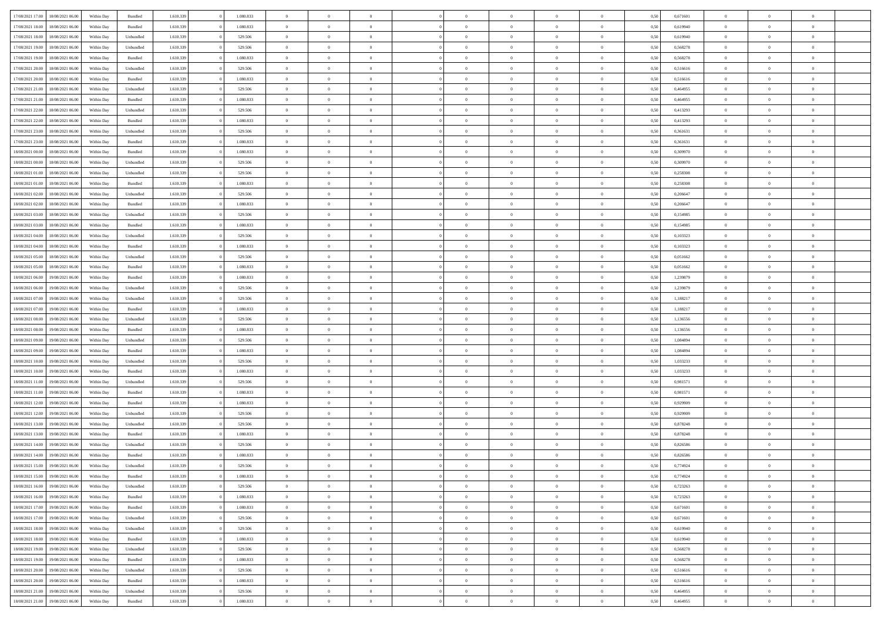| | | | | | | | | | | | | | | | | | | | | |
|---|---|---|---|---|---|---|---|---|---|---|---|---|---|---|---|---|---|---|---|---|
| 17/08/2021 17:00 | 18/08/2021 06:00 | Within Day | Bundled | 1.610.339 | 0 | 1.080.833 | 0 | 0 | 0 | | 0 | 0 | 0 | 0 | 0,50 | 0,671601 | 0 | 0 | 0 | |
| 17/08/2021 18:00 | 18/08/2021 06:00 | Within Day | Bundled | 1.610.339 | 0 | 1.080.833 | 0 | 0 | 0 | | 0 | 0 | 0 | 0 | 0,50 | 0,619940 | 0 | 0 | 0 | |
| 17/08/2021 18:00 | 18/08/2021 06:00 | Within Day | Unbundled | 1.610.339 | 0 | 529.506 | 0 | 0 | 0 | | 0 | 0 | 0 | 0 | 0,50 | 0,619940 | 0 | 0 | 0 | |
| 17/08/2021 19:00 | 18/08/2021 06:00 | Within Day | Unbundled | 1.610.339 | 0 | 529.506 | 0 | 0 | 0 | | 0 | 0 | 0 | 0 | 0,50 | 0,568278 | 0 | 0 | 0 | |
| 17/08/2021 19:00 | 18/08/2021 06:00 | Within Day | Bundled | 1.610.339 | 0 | 1.080.833 | 0 | 0 | 0 | | 0 | 0 | 0 | 0 | 0,50 | 0,568278 | 0 | 0 | 0 | |
| 17/08/2021 20:00 | 18/08/2021 06:00 | Within Day | Unbundled | 1.610.339 | 0 | 529.506 | 0 | 0 | 0 | | 0 | 0 | 0 | 0 | 0,50 | 0,516616 | 0 | 0 | 0 | |
| 17/08/2021 20:00 | 18/08/2021 06:00 | Within Day | Bundled | 1.610.339 | 0 | 1.080.833 | 0 | 0 | 0 | | 0 | 0 | 0 | 0 | 0,50 | 0,516616 | 0 | 0 | 0 | |
| 17/08/2021 21:00 | 18/08/2021 06:00 | Within Day | Unbundled | 1.610.339 | 0 | 529.506 | 0 | 0 | 0 | | 0 | 0 | 0 | 0 | 0,50 | 0,464955 | 0 | 0 | 0 | |
| 17/08/2021 21:00 | 18/08/2021 06:00 | Within Day | Bundled | 1.610.339 | 0 | 1.080.833 | 0 | 0 | 0 | | 0 | 0 | 0 | 0 | 0,50 | 0,464955 | 0 | 0 | 0 | |
| 17/08/2021 22:00 | 18/08/2021 06:00 | Within Day | Unbundled | 1.610.339 | 0 | 529.506 | 0 | 0 | 0 | | 0 | 0 | 0 | 0 | 0,50 | 0,413293 | 0 | 0 | 0 | |
| 17/08/2021 22:00 | 18/08/2021 06:00 | Within Day | Bundled | 1.610.339 | 0 | 1.080.833 | 0 | 0 | 0 | | 0 | 0 | 0 | 0 | 0,50 | 0,413293 | 0 | 0 | 0 | |
| 17/08/2021 23:00 | 18/08/2021 06:00 | Within Day | Unbundled | 1.610.339 | 0 | 529.506 | 0 | 0 | 0 | | 0 | 0 | 0 | 0 | 0,50 | 0,361631 | 0 | 0 | 0 | |
| 17/08/2021 23:00 | 18/08/2021 06:00 | Within Day | Bundled | 1.610.339 | 0 | 1.080.833 | 0 | 0 | 0 | | 0 | 0 | 0 | 0 | 0,50 | 0,361631 | 0 | 0 | 0 | |
| 18/08/2021 00:00 | 18/08/2021 06:00 | Within Day | Bundled | 1.610.339 | 0 | 1.080.833 | 0 | 0 | 0 | | 0 | 0 | 0 | 0 | 0,50 | 0,309970 | 0 | 0 | 0 | |
| 18/08/2021 00:00 | 18/08/2021 06:00 | Within Day | Unbundled | 1.610.339 | 0 | 529.506 | 0 | 0 | 0 | | 0 | 0 | 0 | 0 | 0,50 | 0,309970 | 0 | 0 | 0 | |
| 18/08/2021 01:00 | 18/08/2021 06:00 | Within Day | Unbundled | 1.610.339 | 0 | 529.506 | 0 | 0 | 0 | | 0 | 0 | 0 | 0 | 0,50 | 0,258308 | 0 | 0 | 0 | |
| 18/08/2021 01:00 | 18/08/2021 06:00 | Within Day | Bundled | 1.610.339 | 0 | 1.080.833 | 0 | 0 | 0 | | 0 | 0 | 0 | 0 | 0,50 | 0,258308 | 0 | 0 | 0 | |
| 18/08/2021 02:00 | 18/08/2021 06:00 | Within Day | Unbundled | 1.610.339 | 0 | 529.506 | 0 | 0 | 0 | | 0 | 0 | 0 | 0 | 0,50 | 0,206647 | 0 | 0 | 0 | |
| 18/08/2021 02:00 | 18/08/2021 06:00 | Within Day | Bundled | 1.610.339 | 0 | 1.080.833 | 0 | 0 | 0 | | 0 | 0 | 0 | 0 | 0,50 | 0,206647 | 0 | 0 | 0 | |
| 18/08/2021 03:00 | 18/08/2021 06:00 | Within Day | Unbundled | 1.610.339 | 0 | 529.506 | 0 | 0 | 0 | | 0 | 0 | 0 | 0 | 0,50 | 0,154985 | 0 | 0 | 0 | |
| 18/08/2021 03:00 | 18/08/2021 06:00 | Within Day | Bundled | 1.610.339 | 0 | 1.080.833 | 0 | 0 | 0 | | 0 | 0 | 0 | 0 | 0,50 | 0,154985 | 0 | 0 | 0 | |
| 18/08/2021 04:00 | 18/08/2021 06:00 | Within Day | Unbundled | 1.610.339 | 0 | 529.506 | 0 | 0 | 0 | | 0 | 0 | 0 | 0 | 0,50 | 0,103323 | 0 | 0 | 0 | |
| 18/08/2021 04:00 | 18/08/2021 06:00 | Within Day | Bundled | 1.610.339 | 0 | 1.080.833 | 0 | 0 | 0 | | 0 | 0 | 0 | 0 | 0,50 | 0,103323 | 0 | 0 | 0 | |
| 18/08/2021 05:00 | 18/08/2021 06:00 | Within Day | Unbundled | 1.610.339 | 0 | 529.506 | 0 | 0 | 0 | | 0 | 0 | 0 | 0 | 0,50 | 0,051662 | 0 | 0 | 0 | |
| 18/08/2021 05:00 | 18/08/2021 06:00 | Within Day | Bundled | 1.610.339 | 0 | 1.080.833 | 0 | 0 | 0 | | 0 | 0 | 0 | 0 | 0,50 | 0,051662 | 0 | 0 | 0 | |
| 18/08/2021 06:00 | 19/08/2021 06:00 | Within Day | Bundled | 1.610.339 | 0 | 1.080.833 | 0 | 0 | 0 | | 0 | 0 | 0 | 0 | 0,50 | 1,239879 | 0 | 0 | 0 | |
| 18/08/2021 06:00 | 19/08/2021 06:00 | Within Day | Unbundled | 1.610.339 | 0 | 529.506 | 0 | 0 | 0 | | 0 | 0 | 0 | 0 | 0,50 | 1,239879 | 0 | 0 | 0 | |
| 18/08/2021 07:00 | 19/08/2021 06:00 | Within Day | Unbundled | 1.610.339 | 0 | 529.506 | 0 | 0 | 0 | | 0 | 0 | 0 | 0 | 0,50 | 1,188217 | 0 | 0 | 0 | |
| 18/08/2021 07:00 | 19/08/2021 06:00 | Within Day | Bundled | 1.610.339 | 0 | 1.080.833 | 0 | 0 | 0 | | 0 | 0 | 0 | 0 | 0,50 | 1,188217 | 0 | 0 | 0 | |
| 18/08/2021 08:00 | 19/08/2021 06:00 | Within Day | Unbundled | 1.610.339 | 0 | 529.506 | 0 | 0 | 0 | | 0 | 0 | 0 | 0 | 0,50 | 1,136556 | 0 | 0 | 0 | |
| 18/08/2021 08:00 | 19/08/2021 06:00 | Within Day | Bundled | 1.610.339 | 0 | 1.080.833 | 0 | 0 | 0 | | 0 | 0 | 0 | 0 | 0,50 | 1,136556 | 0 | 0 | 0 | |
| 18/08/2021 09:00 | 19/08/2021 06:00 | Within Day | Unbundled | 1.610.339 | 0 | 529.506 | 0 | 0 | 0 | | 0 | 0 | 0 | 0 | 0,50 | 1,084894 | 0 | 0 | 0 | |
| 18/08/2021 09:00 | 19/08/2021 06:00 | Within Day | Bundled | 1.610.339 | 0 | 1.080.833 | 0 | 0 | 0 | | 0 | 0 | 0 | 0 | 0,50 | 1,084894 | 0 | 0 | 0 | |
| 18/08/2021 10:00 | 19/08/2021 06:00 | Within Day | Unbundled | 1.610.339 | 0 | 529.506 | 0 | 0 | 0 | | 0 | 0 | 0 | 0 | 0,50 | 1,033233 | 0 | 0 | 0 | |
| 18/08/2021 10:00 | 19/08/2021 06:00 | Within Day | Bundled | 1.610.339 | 0 | 1.080.833 | 0 | 0 | 0 | | 0 | 0 | 0 | 0 | 0,50 | 1,033233 | 0 | 0 | 0 | |
| 18/08/2021 11:00 | 19/08/2021 06:00 | Within Day | Unbundled | 1.610.339 | 0 | 529.506 | 0 | 0 | 0 | | 0 | 0 | 0 | 0 | 0,50 | 0,981571 | 0 | 0 | 0 | |
| 18/08/2021 11:00 | 19/08/2021 06:00 | Within Day | Bundled | 1.610.339 | 0 | 1.080.833 | 0 | 0 | 0 | | 0 | 0 | 0 | 0 | 0,50 | 0,981571 | 0 | 0 | 0 | |
| 18/08/2021 12:00 | 19/08/2021 06:00 | Within Day | Bundled | 1.610.339 | 0 | 1.080.833 | 0 | 0 | 0 | | 0 | 0 | 0 | 0 | 0,50 | 0,929909 | 0 | 0 | 0 | |
| 18/08/2021 12:00 | 19/08/2021 06:00 | Within Day | Unbundled | 1.610.339 | 0 | 529.506 | 0 | 0 | 0 | | 0 | 0 | 0 | 0 | 0,50 | 0,929909 | 0 | 0 | 0 | |
| 18/08/2021 13:00 | 19/08/2021 06:00 | Within Day | Unbundled | 1.610.339 | 0 | 529.506 | 0 | 0 | 0 | | 0 | 0 | 0 | 0 | 0,50 | 0,878248 | 0 | 0 | 0 | |
| 18/08/2021 13:00 | 19/08/2021 06:00 | Within Day | Bundled | 1.610.339 | 0 | 1.080.833 | 0 | 0 | 0 | | 0 | 0 | 0 | 0 | 0,50 | 0,878248 | 0 | 0 | 0 | |
| 18/08/2021 14:00 | 19/08/2021 06:00 | Within Day | Unbundled | 1.610.339 | 0 | 529.506 | 0 | 0 | 0 | | 0 | 0 | 0 | 0 | 0,50 | 0,826586 | 0 | 0 | 0 | |
| 18/08/2021 14:00 | 19/08/2021 06:00 | Within Day | Bundled | 1.610.339 | 0 | 1.080.833 | 0 | 0 | 0 | | 0 | 0 | 0 | 0 | 0,50 | 0,826586 | 0 | 0 | 0 | |
| 18/08/2021 15:00 | 19/08/2021 06:00 | Within Day | Unbundled | 1.610.339 | 0 | 529.506 | 0 | 0 | 0 | | 0 | 0 | 0 | 0 | 0,50 | 0,774924 | 0 | 0 | 0 | |
| 18/08/2021 15:00 | 19/08/2021 06:00 | Within Day | Bundled | 1.610.339 | 0 | 1.080.833 | 0 | 0 | 0 | | 0 | 0 | 0 | 0 | 0,50 | 0,774924 | 0 | 0 | 0 | |
| 18/08/2021 16:00 | 19/08/2021 06:00 | Within Day | Unbundled | 1.610.339 | 0 | 529.506 | 0 | 0 | 0 | | 0 | 0 | 0 | 0 | 0,50 | 0,723263 | 0 | 0 | 0 | |
| 18/08/2021 16:00 | 19/08/2021 06:00 | Within Day | Bundled | 1.610.339 | 0 | 1.080.833 | 0 | 0 | 0 | | 0 | 0 | 0 | 0 | 0,50 | 0,723263 | 0 | 0 | 0 | |
| 18/08/2021 17:00 | 19/08/2021 06:00 | Within Day | Bundled | 1.610.339 | 0 | 1.080.833 | 0 | 0 | 0 | | 0 | 0 | 0 | 0 | 0,50 | 0,671601 | 0 | 0 | 0 | |
| 18/08/2021 17:00 | 19/08/2021 06:00 | Within Day | Unbundled | 1.610.339 | 0 | 529.506 | 0 | 0 | 0 | | 0 | 0 | 0 | 0 | 0,50 | 0,671601 | 0 | 0 | 0 | |
| 18/08/2021 18:00 | 19/08/2021 06:00 | Within Day | Unbundled | 1.610.339 | 0 | 529.506 | 0 | 0 | 0 | | 0 | 0 | 0 | 0 | 0,50 | 0,619940 | 0 | 0 | 0 | |
| 18/08/2021 18:00 | 19/08/2021 06:00 | Within Day | Bundled | 1.610.339 | 0 | 1.080.833 | 0 | 0 | 0 | | 0 | 0 | 0 | 0 | 0,50 | 0,619940 | 0 | 0 | 0 | |
| 18/08/2021 19:00 | 19/08/2021 06:00 | Within Day | Unbundled | 1.610.339 | 0 | 529.506 | 0 | 0 | 0 | | 0 | 0 | 0 | 0 | 0,50 | 0,568278 | 0 | 0 | 0 | |
| 18/08/2021 19:00 | 19/08/2021 06:00 | Within Day | Bundled | 1.610.339 | 0 | 1.080.833 | 0 | 0 | 0 | | 0 | 0 | 0 | 0 | 0,50 | 0,568278 | 0 | 0 | 0 | |
| 18/08/2021 20:00 | 19/08/2021 06:00 | Within Day | Unbundled | 1.610.339 | 0 | 529.506 | 0 | 0 | 0 | | 0 | 0 | 0 | 0 | 0,50 | 0,516616 | 0 | 0 | 0 | |
| 18/08/2021 20:00 | 19/08/2021 06:00 | Within Day | Bundled | 1.610.339 | 0 | 1.080.833 | 0 | 0 | 0 | | 0 | 0 | 0 | 0 | 0,50 | 0,516616 | 0 | 0 | 0 | |
| 18/08/2021 21:00 | 19/08/2021 06:00 | Within Day | Unbundled | 1.610.339 | 0 | 529.506 | 0 | 0 | 0 | | 0 | 0 | 0 | 0 | 0,50 | 0,464955 | 0 | 0 | 0 | |
| 18/08/2021 21:00 | 19/08/2021 06:00 | Within Day | Bundled | 1.610.339 | 0 | 1.080.833 | 0 | 0 | 0 | | 0 | 0 | 0 | 0 | 0,50 | 0,464955 | 0 | 0 | 0 | |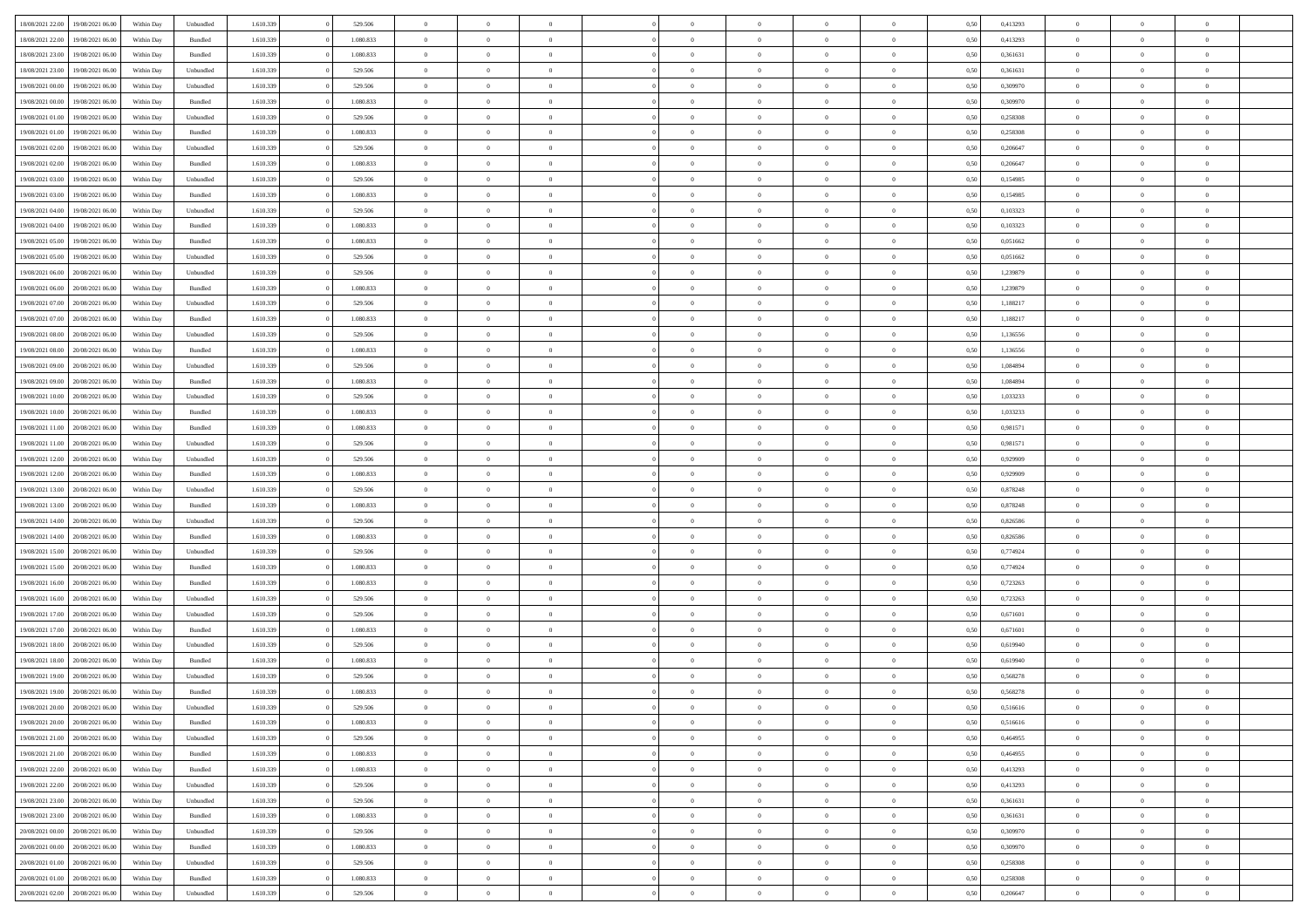| | | | | | | | | | | | | | | | | | | | | |
|---|---|---|---|---|---|---|---|---|---|---|---|---|---|---|---|---|---|---|---|---|
| 18/08/2021 22:00 | 19/08/2021 06:00 | Within Day | Unbundled | 1.610.339 | 0 | 529.506 | 0 | 0 | 0 | | 0 | 0 | 0 | 0 | 0,50 | 0,413293 | 0 | 0 | 0 | |
| 18/08/2021 22:00 | 19/08/2021 06:00 | Within Day | Bundled | 1.610.339 | 0 | 1.080.833 | 0 | 0 | 0 | | 0 | 0 | 0 | 0 | 0,50 | 0,413293 | 0 | 0 | 0 | |
| 18/08/2021 23:00 | 19/08/2021 06:00 | Within Day | Bundled | 1.610.339 | 0 | 1.080.833 | 0 | 0 | 0 | | 0 | 0 | 0 | 0 | 0,50 | 0,361631 | 0 | 0 | 0 | |
| 18/08/2021 23:00 | 19/08/2021 06:00 | Within Day | Unbundled | 1.610.339 | 0 | 529.506 | 0 | 0 | 0 | | 0 | 0 | 0 | 0 | 0,50 | 0,361631 | 0 | 0 | 0 | |
| 19/08/2021 00:00 | 19/08/2021 06:00 | Within Day | Unbundled | 1.610.339 | 0 | 529.506 | 0 | 0 | 0 | | 0 | 0 | 0 | 0 | 0,50 | 0,309970 | 0 | 0 | 0 | |
| 19/08/2021 00:00 | 19/08/2021 06:00 | Within Day | Bundled | 1.610.339 | 0 | 1.080.833 | 0 | 0 | 0 | | 0 | 0 | 0 | 0 | 0,50 | 0,309970 | 0 | 0 | 0 | |
| 19/08/2021 01:00 | 19/08/2021 06:00 | Within Day | Unbundled | 1.610.339 | 0 | 529.506 | 0 | 0 | 0 | | 0 | 0 | 0 | 0 | 0,50 | 0,258308 | 0 | 0 | 0 | |
| 19/08/2021 01:00 | 19/08/2021 06:00 | Within Day | Bundled | 1.610.339 | 0 | 1.080.833 | 0 | 0 | 0 | | 0 | 0 | 0 | 0 | 0,50 | 0,258308 | 0 | 0 | 0 | |
| 19/08/2021 02:00 | 19/08/2021 06:00 | Within Day | Unbundled | 1.610.339 | 0 | 529.506 | 0 | 0 | 0 | | 0 | 0 | 0 | 0 | 0,50 | 0,206647 | 0 | 0 | 0 | |
| 19/08/2021 02:00 | 19/08/2021 06:00 | Within Day | Bundled | 1.610.339 | 0 | 1.080.833 | 0 | 0 | 0 | | 0 | 0 | 0 | 0 | 0,50 | 0,206647 | 0 | 0 | 0 | |
| 19/08/2021 03:00 | 19/08/2021 06:00 | Within Day | Unbundled | 1.610.339 | 0 | 529.506 | 0 | 0 | 0 | | 0 | 0 | 0 | 0 | 0,50 | 0,154985 | 0 | 0 | 0 | |
| 19/08/2021 03:00 | 19/08/2021 06:00 | Within Day | Bundled | 1.610.339 | 0 | 1.080.833 | 0 | 0 | 0 | | 0 | 0 | 0 | 0 | 0,50 | 0,154985 | 0 | 0 | 0 | |
| 19/08/2021 04:00 | 19/08/2021 06:00 | Within Day | Unbundled | 1.610.339 | 0 | 529.506 | 0 | 0 | 0 | | 0 | 0 | 0 | 0 | 0,50 | 0,103323 | 0 | 0 | 0 | |
| 19/08/2021 04:00 | 19/08/2021 06:00 | Within Day | Bundled | 1.610.339 | 0 | 1.080.833 | 0 | 0 | 0 | | 0 | 0 | 0 | 0 | 0,50 | 0,103323 | 0 | 0 | 0 | |
| 19/08/2021 05:00 | 19/08/2021 06:00 | Within Day | Bundled | 1.610.339 | 0 | 1.080.833 | 0 | 0 | 0 | | 0 | 0 | 0 | 0 | 0,50 | 0,051662 | 0 | 0 | 0 | |
| 19/08/2021 05:00 | 19/08/2021 06:00 | Within Day | Unbundled | 1.610.339 | 0 | 529.506 | 0 | 0 | 0 | | 0 | 0 | 0 | 0 | 0,50 | 0,051662 | 0 | 0 | 0 | |
| 19/08/2021 06:00 | 20/08/2021 06:00 | Within Day | Unbundled | 1.610.339 | 0 | 529.506 | 0 | 0 | 0 | | 0 | 0 | 0 | 0 | 0,50 | 1,239879 | 0 | 0 | 0 | |
| 19/08/2021 06:00 | 20/08/2021 06:00 | Within Day | Bundled | 1.610.339 | 0 | 1.080.833 | 0 | 0 | 0 | | 0 | 0 | 0 | 0 | 0,50 | 1,239879 | 0 | 0 | 0 | |
| 19/08/2021 07:00 | 20/08/2021 06:00 | Within Day | Unbundled | 1.610.339 | 0 | 529.506 | 0 | 0 | 0 | | 0 | 0 | 0 | 0 | 0,50 | 1,188217 | 0 | 0 | 0 | |
| 19/08/2021 07:00 | 20/08/2021 06:00 | Within Day | Bundled | 1.610.339 | 0 | 1.080.833 | 0 | 0 | 0 | | 0 | 0 | 0 | 0 | 0,50 | 1,188217 | 0 | 0 | 0 | |
| 19/08/2021 08:00 | 20/08/2021 06:00 | Within Day | Unbundled | 1.610.339 | 0 | 529.506 | 0 | 0 | 0 | | 0 | 0 | 0 | 0 | 0,50 | 1,136556 | 0 | 0 | 0 | |
| 19/08/2021 08:00 | 20/08/2021 06:00 | Within Day | Bundled | 1.610.339 | 0 | 1.080.833 | 0 | 0 | 0 | | 0 | 0 | 0 | 0 | 0,50 | 1,136556 | 0 | 0 | 0 | |
| 19/08/2021 09:00 | 20/08/2021 06:00 | Within Day | Unbundled | 1.610.339 | 0 | 529.506 | 0 | 0 | 0 | | 0 | 0 | 0 | 0 | 0,50 | 1,084894 | 0 | 0 | 0 | |
| 19/08/2021 09:00 | 20/08/2021 06:00 | Within Day | Bundled | 1.610.339 | 0 | 1.080.833 | 0 | 0 | 0 | | 0 | 0 | 0 | 0 | 0,50 | 1,084894 | 0 | 0 | 0 | |
| 19/08/2021 10:00 | 20/08/2021 06:00 | Within Day | Unbundled | 1.610.339 | 0 | 529.506 | 0 | 0 | 0 | | 0 | 0 | 0 | 0 | 0,50 | 1,033233 | 0 | 0 | 0 | |
| 19/08/2021 10:00 | 20/08/2021 06:00 | Within Day | Bundled | 1.610.339 | 0 | 1.080.833 | 0 | 0 | 0 | | 0 | 0 | 0 | 0 | 0,50 | 1,033233 | 0 | 0 | 0 | |
| 19/08/2021 11:00 | 20/08/2021 06:00 | Within Day | Bundled | 1.610.339 | 0 | 1.080.833 | 0 | 0 | 0 | | 0 | 0 | 0 | 0 | 0,50 | 0,981571 | 0 | 0 | 0 | |
| 19/08/2021 11:00 | 20/08/2021 06:00 | Within Day | Unbundled | 1.610.339 | 0 | 529.506 | 0 | 0 | 0 | | 0 | 0 | 0 | 0 | 0,50 | 0,981571 | 0 | 0 | 0 | |
| 19/08/2021 12:00 | 20/08/2021 06:00 | Within Day | Unbundled | 1.610.339 | 0 | 529.506 | 0 | 0 | 0 | | 0 | 0 | 0 | 0 | 0,50 | 0,929909 | 0 | 0 | 0 | |
| 19/08/2021 12:00 | 20/08/2021 06:00 | Within Day | Bundled | 1.610.339 | 0 | 1.080.833 | 0 | 0 | 0 | | 0 | 0 | 0 | 0 | 0,50 | 0,929909 | 0 | 0 | 0 | |
| 19/08/2021 13:00 | 20/08/2021 06:00 | Within Day | Unbundled | 1.610.339 | 0 | 529.506 | 0 | 0 | 0 | | 0 | 0 | 0 | 0 | 0,50 | 0,878248 | 0 | 0 | 0 | |
| 19/08/2021 13:00 | 20/08/2021 06:00 | Within Day | Bundled | 1.610.339 | 0 | 1.080.833 | 0 | 0 | 0 | | 0 | 0 | 0 | 0 | 0,50 | 0,878248 | 0 | 0 | 0 | |
| 19/08/2021 14:00 | 20/08/2021 06:00 | Within Day | Unbundled | 1.610.339 | 0 | 529.506 | 0 | 0 | 0 | | 0 | 0 | 0 | 0 | 0,50 | 0,826586 | 0 | 0 | 0 | |
| 19/08/2021 14:00 | 20/08/2021 06:00 | Within Day | Bundled | 1.610.339 | 0 | 1.080.833 | 0 | 0 | 0 | | 0 | 0 | 0 | 0 | 0,50 | 0,826586 | 0 | 0 | 0 | |
| 19/08/2021 15:00 | 20/08/2021 06:00 | Within Day | Unbundled | 1.610.339 | 0 | 529.506 | 0 | 0 | 0 | | 0 | 0 | 0 | 0 | 0,50 | 0,774924 | 0 | 0 | 0 | |
| 19/08/2021 15:00 | 20/08/2021 06:00 | Within Day | Bundled | 1.610.339 | 0 | 1.080.833 | 0 | 0 | 0 | | 0 | 0 | 0 | 0 | 0,50 | 0,774924 | 0 | 0 | 0 | |
| 19/08/2021 16:00 | 20/08/2021 06:00 | Within Day | Bundled | 1.610.339 | 0 | 1.080.833 | 0 | 0 | 0 | | 0 | 0 | 0 | 0 | 0,50 | 0,723263 | 0 | 0 | 0 | |
| 19/08/2021 16:00 | 20/08/2021 06:00 | Within Day | Unbundled | 1.610.339 | 0 | 529.506 | 0 | 0 | 0 | | 0 | 0 | 0 | 0 | 0,50 | 0,723263 | 0 | 0 | 0 | |
| 19/08/2021 17:00 | 20/08/2021 06:00 | Within Day | Unbundled | 1.610.339 | 0 | 529.506 | 0 | 0 | 0 | | 0 | 0 | 0 | 0 | 0,50 | 0,671601 | 0 | 0 | 0 | |
| 19/08/2021 17:00 | 20/08/2021 06:00 | Within Day | Bundled | 1.610.339 | 0 | 1.080.833 | 0 | 0 | 0 | | 0 | 0 | 0 | 0 | 0,50 | 0,671601 | 0 | 0 | 0 | |
| 19/08/2021 18:00 | 20/08/2021 06:00 | Within Day | Unbundled | 1.610.339 | 0 | 529.506 | 0 | 0 | 0 | | 0 | 0 | 0 | 0 | 0,50 | 0,619940 | 0 | 0 | 0 | |
| 19/08/2021 18:00 | 20/08/2021 06:00 | Within Day | Bundled | 1.610.339 | 0 | 1.080.833 | 0 | 0 | 0 | | 0 | 0 | 0 | 0 | 0,50 | 0,619940 | 0 | 0 | 0 | |
| 19/08/2021 19:00 | 20/08/2021 06:00 | Within Day | Unbundled | 1.610.339 | 0 | 529.506 | 0 | 0 | 0 | | 0 | 0 | 0 | 0 | 0,50 | 0,568278 | 0 | 0 | 0 | |
| 19/08/2021 19:00 | 20/08/2021 06:00 | Within Day | Bundled | 1.610.339 | 0 | 1.080.833 | 0 | 0 | 0 | | 0 | 0 | 0 | 0 | 0,50 | 0,568278 | 0 | 0 | 0 | |
| 19/08/2021 20:00 | 20/08/2021 06:00 | Within Day | Unbundled | 1.610.339 | 0 | 529.506 | 0 | 0 | 0 | | 0 | 0 | 0 | 0 | 0,50 | 0,516616 | 0 | 0 | 0 | |
| 19/08/2021 20:00 | 20/08/2021 06:00 | Within Day | Bundled | 1.610.339 | 0 | 1.080.833 | 0 | 0 | 0 | | 0 | 0 | 0 | 0 | 0,50 | 0,516616 | 0 | 0 | 0 | |
| 19/08/2021 21:00 | 20/08/2021 06:00 | Within Day | Unbundled | 1.610.339 | 0 | 529.506 | 0 | 0 | 0 | | 0 | 0 | 0 | 0 | 0,50 | 0,464955 | 0 | 0 | 0 | |
| 19/08/2021 21:00 | 20/08/2021 06:00 | Within Day | Bundled | 1.610.339 | 0 | 1.080.833 | 0 | 0 | 0 | | 0 | 0 | 0 | 0 | 0,50 | 0,464955 | 0 | 0 | 0 | |
| 19/08/2021 22:00 | 20/08/2021 06:00 | Within Day | Bundled | 1.610.339 | 0 | 1.080.833 | 0 | 0 | 0 | | 0 | 0 | 0 | 0 | 0,50 | 0,413293 | 0 | 0 | 0 | |
| 19/08/2021 22:00 | 20/08/2021 06:00 | Within Day | Unbundled | 1.610.339 | 0 | 529.506 | 0 | 0 | 0 | | 0 | 0 | 0 | 0 | 0,50 | 0,413293 | 0 | 0 | 0 | |
| 19/08/2021 23:00 | 20/08/2021 06:00 | Within Day | Unbundled | 1.610.339 | 0 | 529.506 | 0 | 0 | 0 | | 0 | 0 | 0 | 0 | 0,50 | 0,361631 | 0 | 0 | 0 | |
| 19/08/2021 23:00 | 20/08/2021 06:00 | Within Day | Bundled | 1.610.339 | 0 | 1.080.833 | 0 | 0 | 0 | | 0 | 0 | 0 | 0 | 0,50 | 0,361631 | 0 | 0 | 0 | |
| 20/08/2021 00:00 | 20/08/2021 06:00 | Within Day | Unbundled | 1.610.339 | 0 | 529.506 | 0 | 0 | 0 | | 0 | 0 | 0 | 0 | 0,50 | 0,309970 | 0 | 0 | 0 | |
| 20/08/2021 00:00 | 20/08/2021 06:00 | Within Day | Bundled | 1.610.339 | 0 | 1.080.833 | 0 | 0 | 0 | | 0 | 0 | 0 | 0 | 0,50 | 0,309970 | 0 | 0 | 0 | |
| 20/08/2021 01:00 | 20/08/2021 06:00 | Within Day | Unbundled | 1.610.339 | 0 | 529.506 | 0 | 0 | 0 | | 0 | 0 | 0 | 0 | 0,50 | 0,258308 | 0 | 0 | 0 | |
| 20/08/2021 01:00 | 20/08/2021 06:00 | Within Day | Bundled | 1.610.339 | 0 | 1.080.833 | 0 | 0 | 0 | | 0 | 0 | 0 | 0 | 0,50 | 0,258308 | 0 | 0 | 0 | |
| 20/08/2021 02:00 | 20/08/2021 06:00 | Within Day | Unbundled | 1.610.339 | 0 | 529.506 | 0 | 0 | 0 | | 0 | 0 | 0 | 0 | 0,50 | 0,206647 | 0 | 0 | 0 | |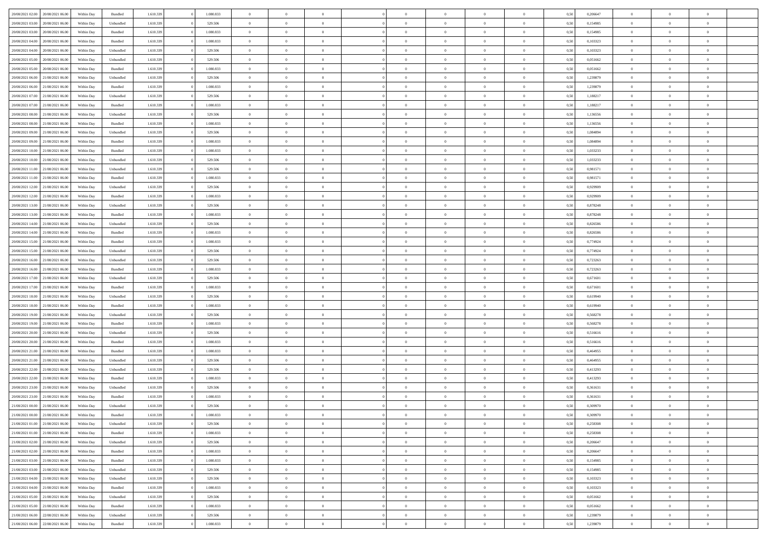| 20/08/2021 02:00 | 20/08/2021 06:00 | Within Day | Bundled | 1.610.339 | 0 | 1.080.833 | 0 | 0 | 0 | | 0 | 0 | 0 | 0 | 0,50 | 0,206647 | 0 | 0 | 0 | |
|---|---|---|---|---|---|---|---|---|---|---|---|---|---|---|---|---|---|---|---|---|
| 20/08/2021 03:00 | 20/08/2021 06:00 | Within Day | Unbundled | 1.610.339 | 0 | 529.506 | 0 | 0 | 0 | | 0 | 0 | 0 | 0 | 0,50 | 0,154985 | 0 | 0 | 0 | |
| 20/08/2021 03:00 | 20/08/2021 06:00 | Within Day | Bundled | 1.610.339 | 0 | 1.080.833 | 0 | 0 | 0 | | 0 | 0 | 0 | 0 | 0,50 | 0,154985 | 0 | 0 | 0 | |
| 20/08/2021 04:00 | 20/08/2021 06:00 | Within Day | Bundled | 1.610.339 | 0 | 1.080.833 | 0 | 0 | 0 | | 0 | 0 | 0 | 0 | 0,50 | 0,103323 | 0 | 0 | 0 | |
| 20/08/2021 04:00 | 20/08/2021 06:00 | Within Day | Unbundled | 1.610.339 | 0 | 529.506 | 0 | 0 | 0 | | 0 | 0 | 0 | 0 | 0,50 | 0,103323 | 0 | 0 | 0 | |
| 20/08/2021 05:00 | 20/08/2021 06:00 | Within Day | Unbundled | 1.610.339 | 0 | 529.506 | 0 | 0 | 0 | | 0 | 0 | 0 | 0 | 0,50 | 0,051662 | 0 | 0 | 0 | |
| 20/08/2021 05:00 | 20/08/2021 06:00 | Within Day | Bundled | 1.610.339 | 0 | 1.080.833 | 0 | 0 | 0 | | 0 | 0 | 0 | 0 | 0,50 | 0,051662 | 0 | 0 | 0 | |
| 20/08/2021 06:00 | 21/08/2021 06:00 | Within Day | Unbundled | 1.610.339 | 0 | 529.506 | 0 | 0 | 0 | | 0 | 0 | 0 | 0 | 0,50 | 1,239879 | 0 | 0 | 0 | |
| 20/08/2021 06:00 | 21/08/2021 06:00 | Within Day | Bundled | 1.610.339 | 0 | 1.080.833 | 0 | 0 | 0 | | 0 | 0 | 0 | 0 | 0,50 | 1,239879 | 0 | 0 | 0 | |
| 20/08/2021 07:00 | 21/08/2021 06:00 | Within Day | Unbundled | 1.610.339 | 0 | 529.506 | 0 | 0 | 0 | | 0 | 0 | 0 | 0 | 0,50 | 1,188217 | 0 | 0 | 0 | |
| 20/08/2021 07:00 | 21/08/2021 06:00 | Within Day | Bundled | 1.610.339 | 0 | 1.080.833 | 0 | 0 | 0 | | 0 | 0 | 0 | 0 | 0,50 | 1,188217 | 0 | 0 | 0 | |
| 20/08/2021 08:00 | 21/08/2021 06:00 | Within Day | Unbundled | 1.610.339 | 0 | 529.506 | 0 | 0 | 0 | | 0 | 0 | 0 | 0 | 0,50 | 1,136556 | 0 | 0 | 0 | |
| 20/08/2021 08:00 | 21/08/2021 06:00 | Within Day | Bundled | 1.610.339 | 0 | 1.080.833 | 0 | 0 | 0 | | 0 | 0 | 0 | 0 | 0,50 | 1,136556 | 0 | 0 | 0 | |
| 20/08/2021 09:00 | 21/08/2021 06:00 | Within Day | Unbundled | 1.610.339 | 0 | 529.506 | 0 | 0 | 0 | | 0 | 0 | 0 | 0 | 0,50 | 1,084894 | 0 | 0 | 0 | |
| 20/08/2021 09:00 | 21/08/2021 06:00 | Within Day | Bundled | 1.610.339 | 0 | 1.080.833 | 0 | 0 | 0 | | 0 | 0 | 0 | 0 | 0,50 | 1,084894 | 0 | 0 | 0 | |
| 20/08/2021 10:00 | 21/08/2021 06:00 | Within Day | Bundled | 1.610.339 | 0 | 1.080.833 | 0 | 0 | 0 | | 0 | 0 | 0 | 0 | 0,50 | 1,033233 | 0 | 0 | 0 | |
| 20/08/2021 10:00 | 21/08/2021 06:00 | Within Day | Unbundled | 1.610.339 | 0 | 529.506 | 0 | 0 | 0 | | 0 | 0 | 0 | 0 | 0,50 | 1,033233 | 0 | 0 | 0 | |
| 20/08/2021 11:00 | 21/08/2021 06:00 | Within Day | Unbundled | 1.610.339 | 0 | 529.506 | 0 | 0 | 0 | | 0 | 0 | 0 | 0 | 0,50 | 0,981571 | 0 | 0 | 0 | |
| 20/08/2021 11:00 | 21/08/2021 06:00 | Within Day | Bundled | 1.610.339 | 0 | 1.080.833 | 0 | 0 | 0 | | 0 | 0 | 0 | 0 | 0,50 | 0,981571 | 0 | 0 | 0 | |
| 20/08/2021 12:00 | 21/08/2021 06:00 | Within Day | Unbundled | 1.610.339 | 0 | 529.506 | 0 | 0 | 0 | | 0 | 0 | 0 | 0 | 0,50 | 0,929909 | 0 | 0 | 0 | |
| 20/08/2021 12:00 | 21/08/2021 06:00 | Within Day | Bundled | 1.610.339 | 0 | 1.080.833 | 0 | 0 | 0 | | 0 | 0 | 0 | 0 | 0,50 | 0,929909 | 0 | 0 | 0 | |
| 20/08/2021 13:00 | 21/08/2021 06:00 | Within Day | Unbundled | 1.610.339 | 0 | 529.506 | 0 | 0 | 0 | | 0 | 0 | 0 | 0 | 0,50 | 0,878248 | 0 | 0 | 0 | |
| 20/08/2021 13:00 | 21/08/2021 06:00 | Within Day | Bundled | 1.610.339 | 0 | 1.080.833 | 0 | 0 | 0 | | 0 | 0 | 0 | 0 | 0,50 | 0,878248 | 0 | 0 | 0 | |
| 20/08/2021 14:00 | 21/08/2021 06:00 | Within Day | Unbundled | 1.610.339 | 0 | 529.506 | 0 | 0 | 0 | | 0 | 0 | 0 | 0 | 0,50 | 0,826586 | 0 | 0 | 0 | |
| 20/08/2021 14:00 | 21/08/2021 06:00 | Within Day | Bundled | 1.610.339 | 0 | 1.080.833 | 0 | 0 | 0 | | 0 | 0 | 0 | 0 | 0,50 | 0,826586 | 0 | 0 | 0 | |
| 20/08/2021 15:00 | 21/08/2021 06:00 | Within Day | Bundled | 1.610.339 | 0 | 1.080.833 | 0 | 0 | 0 | | 0 | 0 | 0 | 0 | 0,50 | 0,774924 | 0 | 0 | 0 | |
| 20/08/2021 15:00 | 21/08/2021 06:00 | Within Day | Unbundled | 1.610.339 | 0 | 529.506 | 0 | 0 | 0 | | 0 | 0 | 0 | 0 | 0,50 | 0,774924 | 0 | 0 | 0 | |
| 20/08/2021 16:00 | 21/08/2021 06:00 | Within Day | Unbundled | 1.610.339 | 0 | 529.506 | 0 | 0 | 0 | | 0 | 0 | 0 | 0 | 0,50 | 0,723263 | 0 | 0 | 0 | |
| 20/08/2021 16:00 | 21/08/2021 06:00 | Within Day | Bundled | 1.610.339 | 0 | 1.080.833 | 0 | 0 | 0 | | 0 | 0 | 0 | 0 | 0,50 | 0,723263 | 0 | 0 | 0 | |
| 20/08/2021 17:00 | 21/08/2021 06:00 | Within Day | Unbundled | 1.610.339 | 0 | 529.506 | 0 | 0 | 0 | | 0 | 0 | 0 | 0 | 0,50 | 0,671601 | 0 | 0 | 0 | |
| 20/08/2021 17:00 | 21/08/2021 06:00 | Within Day | Bundled | 1.610.339 | 0 | 1.080.833 | 0 | 0 | 0 | | 0 | 0 | 0 | 0 | 0,50 | 0,671601 | 0 | 0 | 0 | |
| 20/08/2021 18:00 | 21/08/2021 06:00 | Within Day | Unbundled | 1.610.339 | 0 | 529.506 | 0 | 0 | 0 | | 0 | 0 | 0 | 0 | 0,50 | 0,619940 | 0 | 0 | 0 | |
| 20/08/2021 18:00 | 21/08/2021 06:00 | Within Day | Bundled | 1.610.339 | 0 | 1.080.833 | 0 | 0 | 0 | | 0 | 0 | 0 | 0 | 0,50 | 0,619940 | 0 | 0 | 0 | |
| 20/08/2021 19:00 | 21/08/2021 06:00 | Within Day | Unbundled | 1.610.339 | 0 | 529.506 | 0 | 0 | 0 | | 0 | 0 | 0 | 0 | 0,50 | 0,568278 | 0 | 0 | 0 | |
| 20/08/2021 19:00 | 21/08/2021 06:00 | Within Day | Bundled | 1.610.339 | 0 | 1.080.833 | 0 | 0 | 0 | | 0 | 0 | 0 | 0 | 0,50 | 0,568278 | 0 | 0 | 0 | |
| 20/08/2021 20:00 | 21/08/2021 06:00 | Within Day | Unbundled | 1.610.339 | 0 | 529.506 | 0 | 0 | 0 | | 0 | 0 | 0 | 0 | 0,50 | 0,516616 | 0 | 0 | 0 | |
| 20/08/2021 20:00 | 21/08/2021 06:00 | Within Day | Bundled | 1.610.339 | 0 | 1.080.833 | 0 | 0 | 0 | | 0 | 0 | 0 | 0 | 0,50 | 0,516616 | 0 | 0 | 0 | |
| 20/08/2021 21:00 | 21/08/2021 06:00 | Within Day | Bundled | 1.610.339 | 0 | 1.080.833 | 0 | 0 | 0 | | 0 | 0 | 0 | 0 | 0,50 | 0,464955 | 0 | 0 | 0 | |
| 20/08/2021 21:00 | 21/08/2021 06:00 | Within Day | Unbundled | 1.610.339 | 0 | 529.506 | 0 | 0 | 0 | | 0 | 0 | 0 | 0 | 0,50 | 0,464955 | 0 | 0 | 0 | |
| 20/08/2021 22:00 | 21/08/2021 06:00 | Within Day | Unbundled | 1.610.339 | 0 | 529.506 | 0 | 0 | 0 | | 0 | 0 | 0 | 0 | 0,50 | 0,413293 | 0 | 0 | 0 | |
| 20/08/2021 22:00 | 21/08/2021 06:00 | Within Day | Bundled | 1.610.339 | 0 | 1.080.833 | 0 | 0 | 0 | | 0 | 0 | 0 | 0 | 0,50 | 0,413293 | 0 | 0 | 0 | |
| 20/08/2021 23:00 | 21/08/2021 06:00 | Within Day | Unbundled | 1.610.339 | 0 | 529.506 | 0 | 0 | 0 | | 0 | 0 | 0 | 0 | 0,50 | 0,361631 | 0 | 0 | 0 | |
| 20/08/2021 23:00 | 21/08/2021 06:00 | Within Day | Bundled | 1.610.339 | 0 | 1.080.833 | 0 | 0 | 0 | | 0 | 0 | 0 | 0 | 0,50 | 0,361631 | 0 | 0 | 0 | |
| 21/08/2021 00:00 | 21/08/2021 06:00 | Within Day | Unbundled | 1.610.339 | 0 | 529.506 | 0 | 0 | 0 | | 0 | 0 | 0 | 0 | 0,50 | 0,309970 | 0 | 0 | 0 | |
| 21/08/2021 00:00 | 21/08/2021 06:00 | Within Day | Bundled | 1.610.339 | 0 | 1.080.833 | 0 | 0 | 0 | | 0 | 0 | 0 | 0 | 0,50 | 0,309970 | 0 | 0 | 0 | |
| 21/08/2021 01:00 | 21/08/2021 06:00 | Within Day | Unbundled | 1.610.339 | 0 | 529.506 | 0 | 0 | 0 | | 0 | 0 | 0 | 0 | 0,50 | 0,258308 | 0 | 0 | 0 | |
| 21/08/2021 01:00 | 21/08/2021 06:00 | Within Day | Bundled | 1.610.339 | 0 | 1.080.833 | 0 | 0 | 0 | | 0 | 0 | 0 | 0 | 0,50 | 0,258308 | 0 | 0 | 0 | |
| 21/08/2021 02:00 | 21/08/2021 06:00 | Within Day | Unbundled | 1.610.339 | 0 | 529.506 | 0 | 0 | 0 | | 0 | 0 | 0 | 0 | 0,50 | 0,206647 | 0 | 0 | 0 | |
| 21/08/2021 02:00 | 21/08/2021 06:00 | Within Day | Bundled | 1.610.339 | 0 | 1.080.833 | 0 | 0 | 0 | | 0 | 0 | 0 | 0 | 0,50 | 0,206647 | 0 | 0 | 0 | |
| 21/08/2021 03:00 | 21/08/2021 06:00 | Within Day | Bundled | 1.610.339 | 0 | 1.080.833 | 0 | 0 | 0 | | 0 | 0 | 0 | 0 | 0,50 | 0,154985 | 0 | 0 | 0 | |
| 21/08/2021 03:00 | 21/08/2021 06:00 | Within Day | Unbundled | 1.610.339 | 0 | 529.506 | 0 | 0 | 0 | | 0 | 0 | 0 | 0 | 0,50 | 0,154985 | 0 | 0 | 0 | |
| 21/08/2021 04:00 | 21/08/2021 06:00 | Within Day | Unbundled | 1.610.339 | 0 | 529.506 | 0 | 0 | 0 | | 0 | 0 | 0 | 0 | 0,50 | 0,103323 | 0 | 0 | 0 | |
| 21/08/2021 04:00 | 21/08/2021 06:00 | Within Day | Bundled | 1.610.339 | 0 | 1.080.833 | 0 | 0 | 0 | | 0 | 0 | 0 | 0 | 0,50 | 0,103323 | 0 | 0 | 0 | |
| 21/08/2021 05:00 | 21/08/2021 06:00 | Within Day | Unbundled | 1.610.339 | 0 | 529.506 | 0 | 0 | 0 | | 0 | 0 | 0 | 0 | 0,50 | 0,051662 | 0 | 0 | 0 | |
| 21/08/2021 05:00 | 21/08/2021 06:00 | Within Day | Bundled | 1.610.339 | 0 | 1.080.833 | 0 | 0 | 0 | | 0 | 0 | 0 | 0 | 0,50 | 0,051662 | 0 | 0 | 0 | |
| 21/08/2021 06:00 | 22/08/2021 06:00 | Within Day | Unbundled | 1.610.339 | 0 | 529.506 | 0 | 0 | 0 | | 0 | 0 | 0 | 0 | 0,50 | 1,239879 | 0 | 0 | 0 | |
| 21/08/2021 06:00 | 22/08/2021 06:00 | Within Day | Bundled | 1.610.339 | 0 | 1.080.833 | 0 | 0 | 0 | | 0 | 0 | 0 | 0 | 0,50 | 1,239879 | 0 | 0 | 0 | |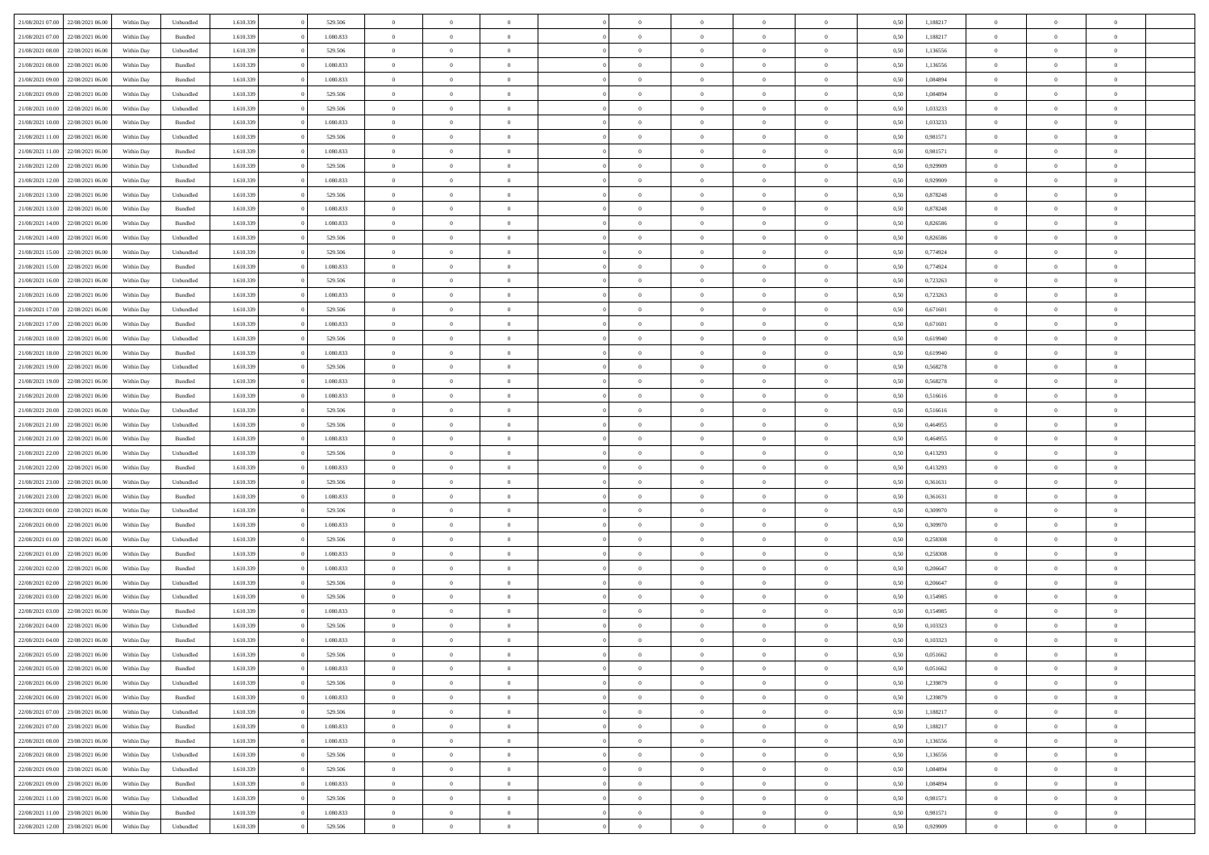| | | | | | | | | | | | | | | | | | | | | |
|---|---|---|---|---|---|---|---|---|---|---|---|---|---|---|---|---|---|---|---|---|
| 21/08/2021 07:00 | 22/08/2021 06:00 | Within Day | Unbundled | 1.610.339 | 0 | 529.506 | 0 | 0 | 0 | | 0 | 0 | 0 | 0 | 0,50 | 1,188217 | 0 | 0 | 0 | |
| 21/08/2021 07:00 | 22/08/2021 06:00 | Within Day | Bundled | 1.610.339 | 0 | 1.080.833 | 0 | 0 | 0 | | 0 | 0 | 0 | 0 | 0,50 | 1,188217 | 0 | 0 | 0 | |
| 21/08/2021 08:00 | 22/08/2021 06:00 | Within Day | Unbundled | 1.610.339 | 0 | 529.506 | 0 | 0 | 0 | | 0 | 0 | 0 | 0 | 0,50 | 1,136556 | 0 | 0 | 0 | |
| 21/08/2021 08:00 | 22/08/2021 06:00 | Within Day | Bundled | 1.610.339 | 0 | 1.080.833 | 0 | 0 | 0 | | 0 | 0 | 0 | 0 | 0,50 | 1,136556 | 0 | 0 | 0 | |
| 21/08/2021 09:00 | 22/08/2021 06:00 | Within Day | Bundled | 1.610.339 | 0 | 1.080.833 | 0 | 0 | 0 | | 0 | 0 | 0 | 0 | 0,50 | 1,084894 | 0 | 0 | 0 | |
| 21/08/2021 09:00 | 22/08/2021 06:00 | Within Day | Unbundled | 1.610.339 | 0 | 529.506 | 0 | 0 | 0 | | 0 | 0 | 0 | 0 | 0,50 | 1,084894 | 0 | 0 | 0 | |
| 21/08/2021 10:00 | 22/08/2021 06:00 | Within Day | Unbundled | 1.610.339 | 0 | 529.506 | 0 | 0 | 0 | | 0 | 0 | 0 | 0 | 0,50 | 1,033233 | 0 | 0 | 0 | |
| 21/08/2021 10:00 | 22/08/2021 06:00 | Within Day | Bundled | 1.610.339 | 0 | 1.080.833 | 0 | 0 | 0 | | 0 | 0 | 0 | 0 | 0,50 | 1,033233 | 0 | 0 | 0 | |
| 21/08/2021 11:00 | 22/08/2021 06:00 | Within Day | Unbundled | 1.610.339 | 0 | 529.506 | 0 | 0 | 0 | | 0 | 0 | 0 | 0 | 0,50 | 0,981571 | 0 | 0 | 0 | |
| 21/08/2021 11:00 | 22/08/2021 06:00 | Within Day | Bundled | 1.610.339 | 0 | 1.080.833 | 0 | 0 | 0 | | 0 | 0 | 0 | 0 | 0,50 | 0,981571 | 0 | 0 | 0 | |
| 21/08/2021 12:00 | 22/08/2021 06:00 | Within Day | Unbundled | 1.610.339 | 0 | 529.506 | 0 | 0 | 0 | | 0 | 0 | 0 | 0 | 0,50 | 0,929909 | 0 | 0 | 0 | |
| 21/08/2021 12:00 | 22/08/2021 06:00 | Within Day | Bundled | 1.610.339 | 0 | 1.080.833 | 0 | 0 | 0 | | 0 | 0 | 0 | 0 | 0,50 | 0,929909 | 0 | 0 | 0 | |
| 21/08/2021 13:00 | 22/08/2021 06:00 | Within Day | Unbundled | 1.610.339 | 0 | 529.506 | 0 | 0 | 0 | | 0 | 0 | 0 | 0 | 0,50 | 0,878248 | 0 | 0 | 0 | |
| 21/08/2021 13:00 | 22/08/2021 06:00 | Within Day | Bundled | 1.610.339 | 0 | 1.080.833 | 0 | 0 | 0 | | 0 | 0 | 0 | 0 | 0,50 | 0,878248 | 0 | 0 | 0 | |
| 21/08/2021 14:00 | 22/08/2021 06:00 | Within Day | Bundled | 1.610.339 | 0 | 1.080.833 | 0 | 0 | 0 | | 0 | 0 | 0 | 0 | 0,50 | 0,826586 | 0 | 0 | 0 | |
| 21/08/2021 14:00 | 22/08/2021 06:00 | Within Day | Unbundled | 1.610.339 | 0 | 529.506 | 0 | 0 | 0 | | 0 | 0 | 0 | 0 | 0,50 | 0,826586 | 0 | 0 | 0 | |
| 21/08/2021 15:00 | 22/08/2021 06:00 | Within Day | Unbundled | 1.610.339 | 0 | 529.506 | 0 | 0 | 0 | | 0 | 0 | 0 | 0 | 0,50 | 0,774924 | 0 | 0 | 0 | |
| 21/08/2021 15:00 | 22/08/2021 06:00 | Within Day | Bundled | 1.610.339 | 0 | 1.080.833 | 0 | 0 | 0 | | 0 | 0 | 0 | 0 | 0,50 | 0,774924 | 0 | 0 | 0 | |
| 21/08/2021 16:00 | 22/08/2021 06:00 | Within Day | Unbundled | 1.610.339 | 0 | 529.506 | 0 | 0 | 0 | | 0 | 0 | 0 | 0 | 0,50 | 0,723263 | 0 | 0 | 0 | |
| 21/08/2021 16:00 | 22/08/2021 06:00 | Within Day | Bundled | 1.610.339 | 0 | 1.080.833 | 0 | 0 | 0 | | 0 | 0 | 0 | 0 | 0,50 | 0,723263 | 0 | 0 | 0 | |
| 21/08/2021 17:00 | 22/08/2021 06:00 | Within Day | Unbundled | 1.610.339 | 0 | 529.506 | 0 | 0 | 0 | | 0 | 0 | 0 | 0 | 0,50 | 0,671601 | 0 | 0 | 0 | |
| 21/08/2021 17:00 | 22/08/2021 06:00 | Within Day | Bundled | 1.610.339 | 0 | 1.080.833 | 0 | 0 | 0 | | 0 | 0 | 0 | 0 | 0,50 | 0,671601 | 0 | 0 | 0 | |
| 21/08/2021 18:00 | 22/08/2021 06:00 | Within Day | Unbundled | 1.610.339 | 0 | 529.506 | 0 | 0 | 0 | | 0 | 0 | 0 | 0 | 0,50 | 0,619940 | 0 | 0 | 0 | |
| 21/08/2021 18:00 | 22/08/2021 06:00 | Within Day | Bundled | 1.610.339 | 0 | 1.080.833 | 0 | 0 | 0 | | 0 | 0 | 0 | 0 | 0,50 | 0,619940 | 0 | 0 | 0 | |
| 21/08/2021 19:00 | 22/08/2021 06:00 | Within Day | Unbundled | 1.610.339 | 0 | 529.506 | 0 | 0 | 0 | | 0 | 0 | 0 | 0 | 0,50 | 0,568278 | 0 | 0 | 0 | |
| 21/08/2021 19:00 | 22/08/2021 06:00 | Within Day | Bundled | 1.610.339 | 0 | 1.080.833 | 0 | 0 | 0 | | 0 | 0 | 0 | 0 | 0,50 | 0,568278 | 0 | 0 | 0 | |
| 21/08/2021 20:00 | 22/08/2021 06:00 | Within Day | Bundled | 1.610.339 | 0 | 1.080.833 | 0 | 0 | 0 | | 0 | 0 | 0 | 0 | 0,50 | 0,516616 | 0 | 0 | 0 | |
| 21/08/2021 20:00 | 22/08/2021 06:00 | Within Day | Unbundled | 1.610.339 | 0 | 529.506 | 0 | 0 | 0 | | 0 | 0 | 0 | 0 | 0,50 | 0,516616 | 0 | 0 | 0 | |
| 21/08/2021 21:00 | 22/08/2021 06:00 | Within Day | Unbundled | 1.610.339 | 0 | 529.506 | 0 | 0 | 0 | | 0 | 0 | 0 | 0 | 0,50 | 0,464955 | 0 | 0 | 0 | |
| 21/08/2021 21:00 | 22/08/2021 06:00 | Within Day | Bundled | 1.610.339 | 0 | 1.080.833 | 0 | 0 | 0 | | 0 | 0 | 0 | 0 | 0,50 | 0,464955 | 0 | 0 | 0 | |
| 21/08/2021 22:00 | 22/08/2021 06:00 | Within Day | Unbundled | 1.610.339 | 0 | 529.506 | 0 | 0 | 0 | | 0 | 0 | 0 | 0 | 0,50 | 0,413293 | 0 | 0 | 0 | |
| 21/08/2021 22:00 | 22/08/2021 06:00 | Within Day | Bundled | 1.610.339 | 0 | 1.080.833 | 0 | 0 | 0 | | 0 | 0 | 0 | 0 | 0,50 | 0,413293 | 0 | 0 | 0 | |
| 21/08/2021 23:00 | 22/08/2021 06:00 | Within Day | Unbundled | 1.610.339 | 0 | 529.506 | 0 | 0 | 0 | | 0 | 0 | 0 | 0 | 0,50 | 0,361631 | 0 | 0 | 0 | |
| 21/08/2021 23:00 | 22/08/2021 06:00 | Within Day | Bundled | 1.610.339 | 0 | 1.080.833 | 0 | 0 | 0 | | 0 | 0 | 0 | 0 | 0,50 | 0,361631 | 0 | 0 | 0 | |
| 22/08/2021 00:00 | 22/08/2021 06:00 | Within Day | Unbundled | 1.610.339 | 0 | 529.506 | 0 | 0 | 0 | | 0 | 0 | 0 | 0 | 0,50 | 0,309970 | 0 | 0 | 0 | |
| 22/08/2021 00:00 | 22/08/2021 06:00 | Within Day | Bundled | 1.610.339 | 0 | 1.080.833 | 0 | 0 | 0 | | 0 | 0 | 0 | 0 | 0,50 | 0,309970 | 0 | 0 | 0 | |
| 22/08/2021 01:00 | 22/08/2021 06:00 | Within Day | Unbundled | 1.610.339 | 0 | 529.506 | 0 | 0 | 0 | | 0 | 0 | 0 | 0 | 0,50 | 0,258308 | 0 | 0 | 0 | |
| 22/08/2021 01:00 | 22/08/2021 06:00 | Within Day | Bundled | 1.610.339 | 0 | 1.080.833 | 0 | 0 | 0 | | 0 | 0 | 0 | 0 | 0,50 | 0,258308 | 0 | 0 | 0 | |
| 22/08/2021 02:00 | 22/08/2021 06:00 | Within Day | Bundled | 1.610.339 | 0 | 1.080.833 | 0 | 0 | 0 | | 0 | 0 | 0 | 0 | 0,50 | 0,206647 | 0 | 0 | 0 | |
| 22/08/2021 02:00 | 22/08/2021 06:00 | Within Day | Unbundled | 1.610.339 | 0 | 529.506 | 0 | 0 | 0 | | 0 | 0 | 0 | 0 | 0,50 | 0,206647 | 0 | 0 | 0 | |
| 22/08/2021 03:00 | 22/08/2021 06:00 | Within Day | Unbundled | 1.610.339 | 0 | 529.506 | 0 | 0 | 0 | | 0 | 0 | 0 | 0 | 0,50 | 0,154985 | 0 | 0 | 0 | |
| 22/08/2021 03:00 | 22/08/2021 06:00 | Within Day | Bundled | 1.610.339 | 0 | 1.080.833 | 0 | 0 | 0 | | 0 | 0 | 0 | 0 | 0,50 | 0,154985 | 0 | 0 | 0 | |
| 22/08/2021 04:00 | 22/08/2021 06:00 | Within Day | Unbundled | 1.610.339 | 0 | 529.506 | 0 | 0 | 0 | | 0 | 0 | 0 | 0 | 0,50 | 0,103323 | 0 | 0 | 0 | |
| 22/08/2021 04:00 | 22/08/2021 06:00 | Within Day | Bundled | 1.610.339 | 0 | 1.080.833 | 0 | 0 | 0 | | 0 | 0 | 0 | 0 | 0,50 | 0,103323 | 0 | 0 | 0 | |
| 22/08/2021 05:00 | 22/08/2021 06:00 | Within Day | Unbundled | 1.610.339 | 0 | 529.506 | 0 | 0 | 0 | | 0 | 0 | 0 | 0 | 0,50 | 0,051662 | 0 | 0 | 0 | |
| 22/08/2021 05:00 | 22/08/2021 06:00 | Within Day | Bundled | 1.610.339 | 0 | 1.080.833 | 0 | 0 | 0 | | 0 | 0 | 0 | 0 | 0,50 | 0,051662 | 0 | 0 | 0 | |
| 22/08/2021 06:00 | 23/08/2021 06:00 | Within Day | Unbundled | 1.610.339 | 0 | 529.506 | 0 | 0 | 0 | | 0 | 0 | 0 | 0 | 0,50 | 1,239879 | 0 | 0 | 0 | |
| 22/08/2021 06:00 | 23/08/2021 06:00 | Within Day | Bundled | 1.610.339 | 0 | 1.080.833 | 0 | 0 | 0 | | 0 | 0 | 0 | 0 | 0,50 | 1,239879 | 0 | 0 | 0 | |
| 22/08/2021 07:00 | 23/08/2021 06:00 | Within Day | Unbundled | 1.610.339 | 0 | 529.506 | 0 | 0 | 0 | | 0 | 0 | 0 | 0 | 0,50 | 1,188217 | 0 | 0 | 0 | |
| 22/08/2021 07:00 | 23/08/2021 06:00 | Within Day | Bundled | 1.610.339 | 0 | 1.080.833 | 0 | 0 | 0 | | 0 | 0 | 0 | 0 | 0,50 | 1,188217 | 0 | 0 | 0 | |
| 22/08/2021 08:00 | 23/08/2021 06:00 | Within Day | Bundled | 1.610.339 | 0 | 1.080.833 | 0 | 0 | 0 | | 0 | 0 | 0 | 0 | 0,50 | 1,136556 | 0 | 0 | 0 | |
| 22/08/2021 08:00 | 23/08/2021 06:00 | Within Day | Unbundled | 1.610.339 | 0 | 529.506 | 0 | 0 | 0 | | 0 | 0 | 0 | 0 | 0,50 | 1,136556 | 0 | 0 | 0 | |
| 22/08/2021 09:00 | 23/08/2021 06:00 | Within Day | Unbundled | 1.610.339 | 0 | 529.506 | 0 | 0 | 0 | | 0 | 0 | 0 | 0 | 0,50 | 1,084894 | 0 | 0 | 0 | |
| 22/08/2021 09:00 | 23/08/2021 06:00 | Within Day | Bundled | 1.610.339 | 0 | 1.080.833 | 0 | 0 | 0 | | 0 | 0 | 0 | 0 | 0,50 | 1,084894 | 0 | 0 | 0 | |
| 22/08/2021 11:00 | 23/08/2021 06:00 | Within Day | Unbundled | 1.610.339 | 0 | 529.506 | 0 | 0 | 0 | | 0 | 0 | 0 | 0 | 0,50 | 0,981571 | 0 | 0 | 0 | |
| 22/08/2021 11:00 | 23/08/2021 06:00 | Within Day | Bundled | 1.610.339 | 0 | 1.080.833 | 0 | 0 | 0 | | 0 | 0 | 0 | 0 | 0,50 | 0,981571 | 0 | 0 | 0 | |
| 22/08/2021 12:00 | 23/08/2021 06:00 | Within Day | Unbundled | 1.610.339 | 0 | 529.506 | 0 | 0 | 0 | | 0 | 0 | 0 | 0 | 0,50 | 0,929909 | 0 | 0 | 0 | |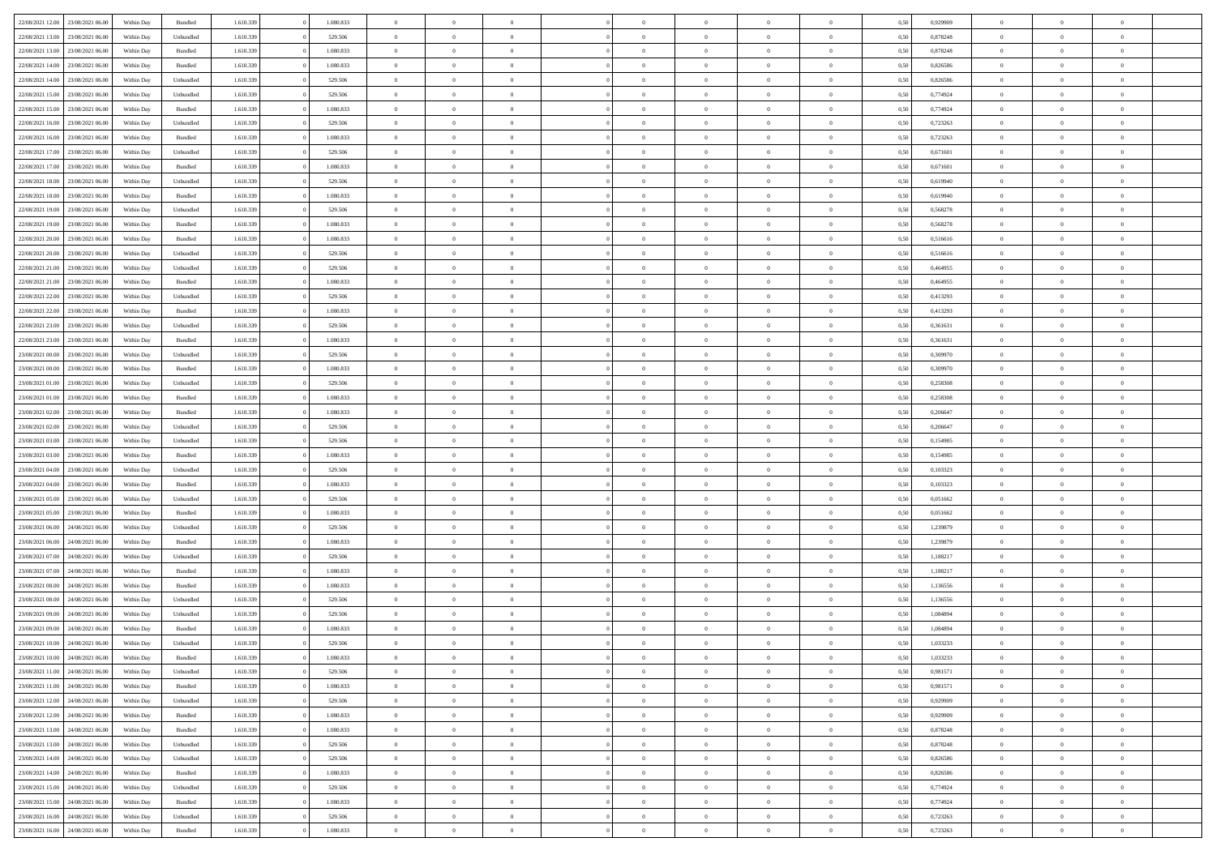| 22/08/2021 12:00 | 23/08/2021 06:00 | Within Day | Bundled | 1.610.339 | 0 | 1.080.833 | 0 | 0 | 0 | | 0 | 0 | 0 | 0 | 0,50 | 0,929909 | 0 | 0 | 0 | |
|---|---|---|---|---|---|---|---|---|---|---|---|---|---|---|---|---|---|---|---|---|
| 22/08/2021 13:00 | 23/08/2021 06:00 | Within Day | Unbundled | 1.610.339 | 0 | 529.506 | 0 | 0 | 0 | | 0 | 0 | 0 | 0 | 0,50 | 0,878248 | 0 | 0 | 0 | |
| 22/08/2021 13:00 | 23/08/2021 06:00 | Within Day | Bundled | 1.610.339 | 0 | 1.080.833 | 0 | 0 | 0 | | 0 | 0 | 0 | 0 | 0,50 | 0,878248 | 0 | 0 | 0 | |
| 22/08/2021 14:00 | 23/08/2021 06:00 | Within Day | Bundled | 1.610.339 | 0 | 1.080.833 | 0 | 0 | 0 | | 0 | 0 | 0 | 0 | 0,50 | 0,826586 | 0 | 0 | 0 | |
| 22/08/2021 14:00 | 23/08/2021 06:00 | Within Day | Unbundled | 1.610.339 | 0 | 529.506 | 0 | 0 | 0 | | 0 | 0 | 0 | 0 | 0,50 | 0,826586 | 0 | 0 | 0 | |
| 22/08/2021 15:00 | 23/08/2021 06:00 | Within Day | Unbundled | 1.610.339 | 0 | 529.506 | 0 | 0 | 0 | | 0 | 0 | 0 | 0 | 0,50 | 0,774924 | 0 | 0 | 0 | |
| 22/08/2021 15:00 | 23/08/2021 06:00 | Within Day | Bundled | 1.610.339 | 0 | 1.080.833 | 0 | 0 | 0 | | 0 | 0 | 0 | 0 | 0,50 | 0,774924 | 0 | 0 | 0 | |
| 22/08/2021 16:00 | 23/08/2021 06:00 | Within Day | Unbundled | 1.610.339 | 0 | 529.506 | 0 | 0 | 0 | | 0 | 0 | 0 | 0 | 0,50 | 0,723263 | 0 | 0 | 0 | |
| 22/08/2021 16:00 | 23/08/2021 06:00 | Within Day | Bundled | 1.610.339 | 0 | 1.080.833 | 0 | 0 | 0 | | 0 | 0 | 0 | 0 | 0,50 | 0,723263 | 0 | 0 | 0 | |
| 22/08/2021 17:00 | 23/08/2021 06:00 | Within Day | Unbundled | 1.610.339 | 0 | 529.506 | 0 | 0 | 0 | | 0 | 0 | 0 | 0 | 0,50 | 0,671601 | 0 | 0 | 0 | |
| 22/08/2021 17:00 | 23/08/2021 06:00 | Within Day | Bundled | 1.610.339 | 0 | 1.080.833 | 0 | 0 | 0 | | 0 | 0 | 0 | 0 | 0,50 | 0,671601 | 0 | 0 | 0 | |
| 22/08/2021 18:00 | 23/08/2021 06:00 | Within Day | Unbundled | 1.610.339 | 0 | 529.506 | 0 | 0 | 0 | | 0 | 0 | 0 | 0 | 0,50 | 0,619940 | 0 | 0 | 0 | |
| 22/08/2021 18:00 | 23/08/2021 06:00 | Within Day | Bundled | 1.610.339 | 0 | 1.080.833 | 0 | 0 | 0 | | 0 | 0 | 0 | 0 | 0,50 | 0,619940 | 0 | 0 | 0 | |
| 22/08/2021 19:00 | 23/08/2021 06:00 | Within Day | Unbundled | 1.610.339 | 0 | 529.506 | 0 | 0 | 0 | | 0 | 0 | 0 | 0 | 0,50 | 0,568278 | 0 | 0 | 0 | |
| 22/08/2021 19:00 | 23/08/2021 06:00 | Within Day | Bundled | 1.610.339 | 0 | 1.080.833 | 0 | 0 | 0 | | 0 | 0 | 0 | 0 | 0,50 | 0,568278 | 0 | 0 | 0 | |
| 22/08/2021 20:00 | 23/08/2021 06:00 | Within Day | Bundled | 1.610.339 | 0 | 1.080.833 | 0 | 0 | 0 | | 0 | 0 | 0 | 0 | 0,50 | 0,516616 | 0 | 0 | 0 | |
| 22/08/2021 20:00 | 23/08/2021 06:00 | Within Day | Unbundled | 1.610.339 | 0 | 529.506 | 0 | 0 | 0 | | 0 | 0 | 0 | 0 | 0,50 | 0,516616 | 0 | 0 | 0 | |
| 22/08/2021 21:00 | 23/08/2021 06:00 | Within Day | Unbundled | 1.610.339 | 0 | 529.506 | 0 | 0 | 0 | | 0 | 0 | 0 | 0 | 0,50 | 0,464955 | 0 | 0 | 0 | |
| 22/08/2021 21:00 | 23/08/2021 06:00 | Within Day | Bundled | 1.610.339 | 0 | 1.080.833 | 0 | 0 | 0 | | 0 | 0 | 0 | 0 | 0,50 | 0,464955 | 0 | 0 | 0 | |
| 22/08/2021 22:00 | 23/08/2021 06:00 | Within Day | Unbundled | 1.610.339 | 0 | 529.506 | 0 | 0 | 0 | | 0 | 0 | 0 | 0 | 0,50 | 0,413293 | 0 | 0 | 0 | |
| 22/08/2021 22:00 | 23/08/2021 06:00 | Within Day | Bundled | 1.610.339 | 0 | 1.080.833 | 0 | 0 | 0 | | 0 | 0 | 0 | 0 | 0,50 | 0,413293 | 0 | 0 | 0 | |
| 22/08/2021 23:00 | 23/08/2021 06:00 | Within Day | Unbundled | 1.610.339 | 0 | 529.506 | 0 | 0 | 0 | | 0 | 0 | 0 | 0 | 0,50 | 0,361631 | 0 | 0 | 0 | |
| 22/08/2021 23:00 | 23/08/2021 06:00 | Within Day | Bundled | 1.610.339 | 0 | 1.080.833 | 0 | 0 | 0 | | 0 | 0 | 0 | 0 | 0,50 | 0,361631 | 0 | 0 | 0 | |
| 23/08/2021 00:00 | 23/08/2021 06:00 | Within Day | Unbundled | 1.610.339 | 0 | 529.506 | 0 | 0 | 0 | | 0 | 0 | 0 | 0 | 0,50 | 0,309970 | 0 | 0 | 0 | |
| 23/08/2021 00:00 | 23/08/2021 06:00 | Within Day | Bundled | 1.610.339 | 0 | 1.080.833 | 0 | 0 | 0 | | 0 | 0 | 0 | 0 | 0,50 | 0,309970 | 0 | 0 | 0 | |
| 23/08/2021 01:00 | 23/08/2021 06:00 | Within Day | Unbundled | 1.610.339 | 0 | 529.506 | 0 | 0 | 0 | | 0 | 0 | 0 | 0 | 0,50 | 0,258308 | 0 | 0 | 0 | |
| 23/08/2021 01:00 | 23/08/2021 06:00 | Within Day | Bundled | 1.610.339 | 0 | 1.080.833 | 0 | 0 | 0 | | 0 | 0 | 0 | 0 | 0,50 | 0,258308 | 0 | 0 | 0 | |
| 23/08/2021 02:00 | 23/08/2021 06:00 | Within Day | Bundled | 1.610.339 | 0 | 1.080.833 | 0 | 0 | 0 | | 0 | 0 | 0 | 0 | 0,50 | 0,206647 | 0 | 0 | 0 | |
| 23/08/2021 02:00 | 23/08/2021 06:00 | Within Day | Unbundled | 1.610.339 | 0 | 529.506 | 0 | 0 | 0 | | 0 | 0 | 0 | 0 | 0,50 | 0,206647 | 0 | 0 | 0 | |
| 23/08/2021 03:00 | 23/08/2021 06:00 | Within Day | Unbundled | 1.610.339 | 0 | 529.506 | 0 | 0 | 0 | | 0 | 0 | 0 | 0 | 0,50 | 0,154985 | 0 | 0 | 0 | |
| 23/08/2021 03:00 | 23/08/2021 06:00 | Within Day | Bundled | 1.610.339 | 0 | 1.080.833 | 0 | 0 | 0 | | 0 | 0 | 0 | 0 | 0,50 | 0,154985 | 0 | 0 | 0 | |
| 23/08/2021 04:00 | 23/08/2021 06:00 | Within Day | Unbundled | 1.610.339 | 0 | 529.506 | 0 | 0 | 0 | | 0 | 0 | 0 | 0 | 0,50 | 0,103323 | 0 | 0 | 0 | |
| 23/08/2021 04:00 | 23/08/2021 06:00 | Within Day | Bundled | 1.610.339 | 0 | 1.080.833 | 0 | 0 | 0 | | 0 | 0 | 0 | 0 | 0,50 | 0,103323 | 0 | 0 | 0 | |
| 23/08/2021 05:00 | 23/08/2021 06:00 | Within Day | Unbundled | 1.610.339 | 0 | 529.506 | 0 | 0 | 0 | | 0 | 0 | 0 | 0 | 0,50 | 0,051662 | 0 | 0 | 0 | |
| 23/08/2021 05:00 | 23/08/2021 06:00 | Within Day | Bundled | 1.610.339 | 0 | 1.080.833 | 0 | 0 | 0 | | 0 | 0 | 0 | 0 | 0,50 | 0,051662 | 0 | 0 | 0 | |
| 23/08/2021 06:00 | 24/08/2021 06:00 | Within Day | Unbundled | 1.610.339 | 0 | 529.506 | 0 | 0 | 0 | | 0 | 0 | 0 | 0 | 0,50 | 1,239879 | 0 | 0 | 0 | |
| 23/08/2021 06:00 | 24/08/2021 06:00 | Within Day | Bundled | 1.610.339 | 0 | 1.080.833 | 0 | 0 | 0 | | 0 | 0 | 0 | 0 | 0,50 | 1,239879 | 0 | 0 | 0 | |
| 23/08/2021 07:00 | 24/08/2021 06:00 | Within Day | Unbundled | 1.610.339 | 0 | 529.506 | 0 | 0 | 0 | | 0 | 0 | 0 | 0 | 0,50 | 1,188217 | 0 | 0 | 0 | |
| 23/08/2021 07:00 | 24/08/2021 06:00 | Within Day | Bundled | 1.610.339 | 0 | 1.080.833 | 0 | 0 | 0 | | 0 | 0 | 0 | 0 | 0,50 | 1,188217 | 0 | 0 | 0 | |
| 23/08/2021 08:00 | 24/08/2021 06:00 | Within Day | Bundled | 1.610.339 | 0 | 1.080.833 | 0 | 0 | 0 | | 0 | 0 | 0 | 0 | 0,50 | 1,136556 | 0 | 0 | 0 | |
| 23/08/2021 08:00 | 24/08/2021 06:00 | Within Day | Unbundled | 1.610.339 | 0 | 529.506 | 0 | 0 | 0 | | 0 | 0 | 0 | 0 | 0,50 | 1,136556 | 0 | 0 | 0 | |
| 23/08/2021 09:00 | 24/08/2021 06:00 | Within Day | Unbundled | 1.610.339 | 0 | 529.506 | 0 | 0 | 0 | | 0 | 0 | 0 | 0 | 0,50 | 1,084894 | 0 | 0 | 0 | |
| 23/08/2021 09:00 | 24/08/2021 06:00 | Within Day | Bundled | 1.610.339 | 0 | 1.080.833 | 0 | 0 | 0 | | 0 | 0 | 0 | 0 | 0,50 | 1,084894 | 0 | 0 | 0 | |
| 23/08/2021 10:00 | 24/08/2021 06:00 | Within Day | Unbundled | 1.610.339 | 0 | 529.506 | 0 | 0 | 0 | | 0 | 0 | 0 | 0 | 0,50 | 1,033233 | 0 | 0 | 0 | |
| 23/08/2021 10:00 | 24/08/2021 06:00 | Within Day | Bundled | 1.610.339 | 0 | 1.080.833 | 0 | 0 | 0 | | 0 | 0 | 0 | 0 | 0,50 | 1,033233 | 0 | 0 | 0 | |
| 23/08/2021 11:00 | 24/08/2021 06:00 | Within Day | Unbundled | 1.610.339 | 0 | 529.506 | 0 | 0 | 0 | | 0 | 0 | 0 | 0 | 0,50 | 0,981571 | 0 | 0 | 0 | |
| 23/08/2021 11:00 | 24/08/2021 06:00 | Within Day | Bundled | 1.610.339 | 0 | 1.080.833 | 0 | 0 | 0 | | 0 | 0 | 0 | 0 | 0,50 | 0,981571 | 0 | 0 | 0 | |
| 23/08/2021 12:00 | 24/08/2021 06:00 | Within Day | Unbundled | 1.610.339 | 0 | 529.506 | 0 | 0 | 0 | | 0 | 0 | 0 | 0 | 0,50 | 0,929909 | 0 | 0 | 0 | |
| 23/08/2021 12:00 | 24/08/2021 06:00 | Within Day | Bundled | 1.610.339 | 0 | 1.080.833 | 0 | 0 | 0 | | 0 | 0 | 0 | 0 | 0,50 | 0,929909 | 0 | 0 | 0 | |
| 23/08/2021 13:00 | 24/08/2021 06:00 | Within Day | Bundled | 1.610.339 | 0 | 1.080.833 | 0 | 0 | 0 | | 0 | 0 | 0 | 0 | 0,50 | 0,878248 | 0 | 0 | 0 | |
| 23/08/2021 13:00 | 24/08/2021 06:00 | Within Day | Unbundled | 1.610.339 | 0 | 529.506 | 0 | 0 | 0 | | 0 | 0 | 0 | 0 | 0,50 | 0,878248 | 0 | 0 | 0 | |
| 23/08/2021 14:00 | 24/08/2021 06:00 | Within Day | Unbundled | 1.610.339 | 0 | 529.506 | 0 | 0 | 0 | | 0 | 0 | 0 | 0 | 0,50 | 0,826586 | 0 | 0 | 0 | |
| 23/08/2021 14:00 | 24/08/2021 06:00 | Within Day | Bundled | 1.610.339 | 0 | 1.080.833 | 0 | 0 | 0 | | 0 | 0 | 0 | 0 | 0,50 | 0,826586 | 0 | 0 | 0 | |
| 23/08/2021 15:00 | 24/08/2021 06:00 | Within Day | Unbundled | 1.610.339 | 0 | 529.506 | 0 | 0 | 0 | | 0 | 0 | 0 | 0 | 0,50 | 0,774924 | 0 | 0 | 0 | |
| 23/08/2021 15:00 | 24/08/2021 06:00 | Within Day | Bundled | 1.610.339 | 0 | 1.080.833 | 0 | 0 | 0 | | 0 | 0 | 0 | 0 | 0,50 | 0,774924 | 0 | 0 | 0 | |
| 23/08/2021 16:00 | 24/08/2021 06:00 | Within Day | Unbundled | 1.610.339 | 0 | 529.506 | 0 | 0 | 0 | | 0 | 0 | 0 | 0 | 0,50 | 0,723263 | 0 | 0 | 0 | |
| 23/08/2021 16:00 | 24/08/2021 06:00 | Within Day | Bundled | 1.610.339 | 0 | 1.080.833 | 0 | 0 | 0 | | 0 | 0 | 0 | 0 | 0,50 | 0,723263 | 0 | 0 | 0 | |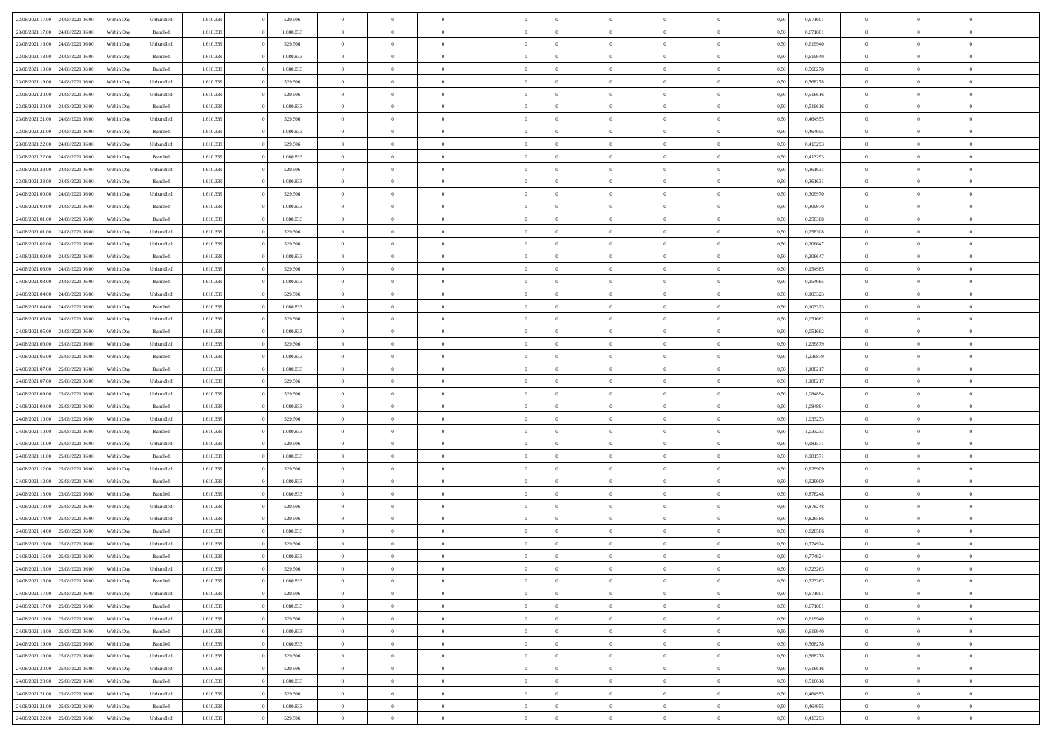| | | | | | | | | | | | | | | | | | | | | | |
|---|---|---|---|---|---|---|---|---|---|---|---|---|---|---|---|---|---|---|---|---|---|
| 23/08/2021 17:00 | 24/08/2021 06:00 | Within Day | Unbundled | 1.610.339 | 0 | 529.506 | 0 | 0 | 0 | | 0 | 0 | 0 | 0 | 0 | 0,50 | 0,671601 | 0 | 0 | 0 | |
| 23/08/2021 17:00 | 24/08/2021 06:00 | Within Day | Bundled | 1.610.339 | 0 | 1.080.833 | 0 | 0 | 0 | | 0 | 0 | 0 | 0 | 0 | 0,50 | 0,671601 | 0 | 0 | 0 | |
| 23/08/2021 18:00 | 24/08/2021 06:00 | Within Day | Unbundled | 1.610.339 | 0 | 529.506 | 0 | 0 | 0 | | 0 | 0 | 0 | 0 | 0 | 0,50 | 0,619940 | 0 | 0 | 0 | |
| 23/08/2021 18:00 | 24/08/2021 06:00 | Within Day | Bundled | 1.610.339 | 0 | 1.080.833 | 0 | 0 | 0 | | 0 | 0 | 0 | 0 | 0 | 0,50 | 0,619940 | 0 | 0 | 0 | |
| 23/08/2021 19:00 | 24/08/2021 06:00 | Within Day | Bundled | 1.610.339 | 0 | 1.080.833 | 0 | 0 | 0 | | 0 | 0 | 0 | 0 | 0 | 0,50 | 0,568278 | 0 | 0 | 0 | |
| 23/08/2021 19:00 | 24/08/2021 06:00 | Within Day | Unbundled | 1.610.339 | 0 | 529.506 | 0 | 0 | 0 | | 0 | 0 | 0 | 0 | 0 | 0,50 | 0,568278 | 0 | 0 | 0 | |
| 23/08/2021 20:00 | 24/08/2021 06:00 | Within Day | Unbundled | 1.610.339 | 0 | 529.506 | 0 | 0 | 0 | | 0 | 0 | 0 | 0 | 0 | 0,50 | 0,516616 | 0 | 0 | 0 | |
| 23/08/2021 20:00 | 24/08/2021 06:00 | Within Day | Bundled | 1.610.339 | 0 | 1.080.833 | 0 | 0 | 0 | | 0 | 0 | 0 | 0 | 0 | 0,50 | 0,516616 | 0 | 0 | 0 | |
| 23/08/2021 21:00 | 24/08/2021 06:00 | Within Day | Unbundled | 1.610.339 | 0 | 529.506 | 0 | 0 | 0 | | 0 | 0 | 0 | 0 | 0 | 0,50 | 0,464955 | 0 | 0 | 0 | |
| 23/08/2021 21:00 | 24/08/2021 06:00 | Within Day | Bundled | 1.610.339 | 0 | 1.080.833 | 0 | 0 | 0 | | 0 | 0 | 0 | 0 | 0 | 0,50 | 0,464955 | 0 | 0 | 0 | |
| 23/08/2021 22:00 | 24/08/2021 06:00 | Within Day | Unbundled | 1.610.339 | 0 | 529.506 | 0 | 0 | 0 | | 0 | 0 | 0 | 0 | 0 | 0,50 | 0,413293 | 0 | 0 | 0 | |
| 23/08/2021 22:00 | 24/08/2021 06:00 | Within Day | Bundled | 1.610.339 | 0 | 1.080.833 | 0 | 0 | 0 | | 0 | 0 | 0 | 0 | 0 | 0,50 | 0,413293 | 0 | 0 | 0 | |
| 23/08/2021 23:00 | 24/08/2021 06:00 | Within Day | Unbundled | 1.610.339 | 0 | 529.506 | 0 | 0 | 0 | | 0 | 0 | 0 | 0 | 0 | 0,50 | 0,361631 | 0 | 0 | 0 | |
| 23/08/2021 23:00 | 24/08/2021 06:00 | Within Day | Bundled | 1.610.339 | 0 | 1.080.833 | 0 | 0 | 0 | | 0 | 0 | 0 | 0 | 0 | 0,50 | 0,361631 | 0 | 0 | 0 | |
| 24/08/2021 00:00 | 24/08/2021 06:00 | Within Day | Unbundled | 1.610.339 | 0 | 529.506 | 0 | 0 | 0 | | 0 | 0 | 0 | 0 | 0 | 0,50 | 0,309970 | 0 | 0 | 0 | |
| 24/08/2021 00:00 | 24/08/2021 06:00 | Within Day | Bundled | 1.610.339 | 0 | 1.080.833 | 0 | 0 | 0 | | 0 | 0 | 0 | 0 | 0 | 0,50 | 0,309970 | 0 | 0 | 0 | |
| 24/08/2021 01:00 | 24/08/2021 06:00 | Within Day | Bundled | 1.610.339 | 0 | 1.080.833 | 0 | 0 | 0 | | 0 | 0 | 0 | 0 | 0 | 0,50 | 0,258308 | 0 | 0 | 0 | |
| 24/08/2021 01:00 | 24/08/2021 06:00 | Within Day | Unbundled | 1.610.339 | 0 | 529.506 | 0 | 0 | 0 | | 0 | 0 | 0 | 0 | 0 | 0,50 | 0,258308 | 0 | 0 | 0 | |
| 24/08/2021 02:00 | 24/08/2021 06:00 | Within Day | Unbundled | 1.610.339 | 0 | 529.506 | 0 | 0 | 0 | | 0 | 0 | 0 | 0 | 0 | 0,50 | 0,206647 | 0 | 0 | 0 | |
| 24/08/2021 02:00 | 24/08/2021 06:00 | Within Day | Bundled | 1.610.339 | 0 | 1.080.833 | 0 | 0 | 0 | | 0 | 0 | 0 | 0 | 0 | 0,50 | 0,206647 | 0 | 0 | 0 | |
| 24/08/2021 03:00 | 24/08/2021 06:00 | Within Day | Unbundled | 1.610.339 | 0 | 529.506 | 0 | 0 | 0 | | 0 | 0 | 0 | 0 | 0 | 0,50 | 0,154985 | 0 | 0 | 0 | |
| 24/08/2021 03:00 | 24/08/2021 06:00 | Within Day | Bundled | 1.610.339 | 0 | 1.080.833 | 0 | 0 | 0 | | 0 | 0 | 0 | 0 | 0 | 0,50 | 0,154985 | 0 | 0 | 0 | |
| 24/08/2021 04:00 | 24/08/2021 06:00 | Within Day | Unbundled | 1.610.339 | 0 | 529.506 | 0 | 0 | 0 | | 0 | 0 | 0 | 0 | 0 | 0,50 | 0,103323 | 0 | 0 | 0 | |
| 24/08/2021 04:00 | 24/08/2021 06:00 | Within Day | Bundled | 1.610.339 | 0 | 1.080.833 | 0 | 0 | 0 | | 0 | 0 | 0 | 0 | 0 | 0,50 | 0,103323 | 0 | 0 | 0 | |
| 24/08/2021 05:00 | 24/08/2021 06:00 | Within Day | Unbundled | 1.610.339 | 0 | 529.506 | 0 | 0 | 0 | | 0 | 0 | 0 | 0 | 0 | 0,50 | 0,051662 | 0 | 0 | 0 | |
| 24/08/2021 05:00 | 24/08/2021 06:00 | Within Day | Bundled | 1.610.339 | 0 | 1.080.833 | 0 | 0 | 0 | | 0 | 0 | 0 | 0 | 0 | 0,50 | 0,051662 | 0 | 0 | 0 | |
| 24/08/2021 06:00 | 25/08/2021 06:00 | Within Day | Unbundled | 1.610.339 | 0 | 529.506 | 0 | 0 | 0 | | 0 | 0 | 0 | 0 | 0 | 0,50 | 1,239879 | 0 | 0 | 0 | |
| 24/08/2021 06:00 | 25/08/2021 06:00 | Within Day | Bundled | 1.610.339 | 0 | 1.080.833 | 0 | 0 | 0 | | 0 | 0 | 0 | 0 | 0 | 0,50 | 1,239879 | 0 | 0 | 0 | |
| 24/08/2021 07:00 | 25/08/2021 06:00 | Within Day | Bundled | 1.610.339 | 0 | 1.080.833 | 0 | 0 | 0 | | 0 | 0 | 0 | 0 | 0 | 0,50 | 1,188217 | 0 | 0 | 0 | |
| 24/08/2021 07:00 | 25/08/2021 06:00 | Within Day | Unbundled | 1.610.339 | 0 | 529.506 | 0 | 0 | 0 | | 0 | 0 | 0 | 0 | 0 | 0,50 | 1,188217 | 0 | 0 | 0 | |
| 24/08/2021 09:00 | 25/08/2021 06:00 | Within Day | Unbundled | 1.610.339 | 0 | 529.506 | 0 | 0 | 0 | | 0 | 0 | 0 | 0 | 0 | 0,50 | 1,084894 | 0 | 0 | 0 | |
| 24/08/2021 09:00 | 25/08/2021 06:00 | Within Day | Bundled | 1.610.339 | 0 | 1.080.833 | 0 | 0 | 0 | | 0 | 0 | 0 | 0 | 0 | 0,50 | 1,084894 | 0 | 0 | 0 | |
| 24/08/2021 10:00 | 25/08/2021 06:00 | Within Day | Unbundled | 1.610.339 | 0 | 529.506 | 0 | 0 | 0 | | 0 | 0 | 0 | 0 | 0 | 0,50 | 1,033233 | 0 | 0 | 0 | |
| 24/08/2021 10:00 | 25/08/2021 06:00 | Within Day | Bundled | 1.610.339 | 0 | 1.080.833 | 0 | 0 | 0 | | 0 | 0 | 0 | 0 | 0 | 0,50 | 1,033233 | 0 | 0 | 0 | |
| 24/08/2021 11:00 | 25/08/2021 06:00 | Within Day | Unbundled | 1.610.339 | 0 | 529.506 | 0 | 0 | 0 | | 0 | 0 | 0 | 0 | 0 | 0,50 | 0,981571 | 0 | 0 | 0 | |
| 24/08/2021 11:00 | 25/08/2021 06:00 | Within Day | Bundled | 1.610.339 | 0 | 1.080.833 | 0 | 0 | 0 | | 0 | 0 | 0 | 0 | 0 | 0,50 | 0,981571 | 0 | 0 | 0 | |
| 24/08/2021 12:00 | 25/08/2021 06:00 | Within Day | Unbundled | 1.610.339 | 0 | 529.506 | 0 | 0 | 0 | | 0 | 0 | 0 | 0 | 0 | 0,50 | 0,929909 | 0 | 0 | 0 | |
| 24/08/2021 12:00 | 25/08/2021 06:00 | Within Day | Bundled | 1.610.339 | 0 | 1.080.833 | 0 | 0 | 0 | | 0 | 0 | 0 | 0 | 0 | 0,50 | 0,929909 | 0 | 0 | 0 | |
| 24/08/2021 13:00 | 25/08/2021 06:00 | Within Day | Bundled | 1.610.339 | 0 | 1.080.833 | 0 | 0 | 0 | | 0 | 0 | 0 | 0 | 0 | 0,50 | 0,878248 | 0 | 0 | 0 | |
| 24/08/2021 13:00 | 25/08/2021 06:00 | Within Day | Unbundled | 1.610.339 | 0 | 529.506 | 0 | 0 | 0 | | 0 | 0 | 0 | 0 | 0 | 0,50 | 0,878248 | 0 | 0 | 0 | |
| 24/08/2021 14:00 | 25/08/2021 06:00 | Within Day | Unbundled | 1.610.339 | 0 | 529.506 | 0 | 0 | 0 | | 0 | 0 | 0 | 0 | 0 | 0,50 | 0,826586 | 0 | 0 | 0 | |
| 24/08/2021 14:00 | 25/08/2021 06:00 | Within Day | Bundled | 1.610.339 | 0 | 1.080.833 | 0 | 0 | 0 | | 0 | 0 | 0 | 0 | 0 | 0,50 | 0,826586 | 0 | 0 | 0 | |
| 24/08/2021 15:00 | 25/08/2021 06:00 | Within Day | Unbundled | 1.610.339 | 0 | 529.506 | 0 | 0 | 0 | | 0 | 0 | 0 | 0 | 0 | 0,50 | 0,774924 | 0 | 0 | 0 | |
| 24/08/2021 15:00 | 25/08/2021 06:00 | Within Day | Bundled | 1.610.339 | 0 | 1.080.833 | 0 | 0 | 0 | | 0 | 0 | 0 | 0 | 0 | 0,50 | 0,774924 | 0 | 0 | 0 | |
| 24/08/2021 16:00 | 25/08/2021 06:00 | Within Day | Unbundled | 1.610.339 | 0 | 529.506 | 0 | 0 | 0 | | 0 | 0 | 0 | 0 | 0 | 0,50 | 0,723263 | 0 | 0 | 0 | |
| 24/08/2021 16:00 | 25/08/2021 06:00 | Within Day | Bundled | 1.610.339 | 0 | 1.080.833 | 0 | 0 | 0 | | 0 | 0 | 0 | 0 | 0 | 0,50 | 0,723263 | 0 | 0 | 0 | |
| 24/08/2021 17:00 | 25/08/2021 06:00 | Within Day | Unbundled | 1.610.339 | 0 | 529.506 | 0 | 0 | 0 | | 0 | 0 | 0 | 0 | 0 | 0,50 | 0,671601 | 0 | 0 | 0 | |
| 24/08/2021 17:00 | 25/08/2021 06:00 | Within Day | Bundled | 1.610.339 | 0 | 1.080.833 | 0 | 0 | 0 | | 0 | 0 | 0 | 0 | 0 | 0,50 | 0,671601 | 0 | 0 | 0 | |
| 24/08/2021 18:00 | 25/08/2021 06:00 | Within Day | Unbundled | 1.610.339 | 0 | 529.506 | 0 | 0 | 0 | | 0 | 0 | 0 | 0 | 0 | 0,50 | 0,619940 | 0 | 0 | 0 | |
| 24/08/2021 18:00 | 25/08/2021 06:00 | Within Day | Bundled | 1.610.339 | 0 | 1.080.833 | 0 | 0 | 0 | | 0 | 0 | 0 | 0 | 0 | 0,50 | 0,619940 | 0 | 0 | 0 | |
| 24/08/2021 19:00 | 25/08/2021 06:00 | Within Day | Bundled | 1.610.339 | 0 | 1.080.833 | 0 | 0 | 0 | | 0 | 0 | 0 | 0 | 0 | 0,50 | 0,568278 | 0 | 0 | 0 | |
| 24/08/2021 19:00 | 25/08/2021 06:00 | Within Day | Unbundled | 1.610.339 | 0 | 529.506 | 0 | 0 | 0 | | 0 | 0 | 0 | 0 | 0 | 0,50 | 0,568278 | 0 | 0 | 0 | |
| 24/08/2021 20:00 | 25/08/2021 06:00 | Within Day | Unbundled | 1.610.339 | 0 | 529.506 | 0 | 0 | 0 | | 0 | 0 | 0 | 0 | 0 | 0,50 | 0,516616 | 0 | 0 | 0 | |
| 24/08/2021 20:00 | 25/08/2021 06:00 | Within Day | Bundled | 1.610.339 | 0 | 1.080.833 | 0 | 0 | 0 | | 0 | 0 | 0 | 0 | 0 | 0,50 | 0,516616 | 0 | 0 | 0 | |
| 24/08/2021 21:00 | 25/08/2021 06:00 | Within Day | Unbundled | 1.610.339 | 0 | 529.506 | 0 | 0 | 0 | | 0 | 0 | 0 | 0 | 0 | 0,50 | 0,464955 | 0 | 0 | 0 | |
| 24/08/2021 21:00 | 25/08/2021 06:00 | Within Day | Bundled | 1.610.339 | 0 | 1.080.833 | 0 | 0 | 0 | | 0 | 0 | 0 | 0 | 0 | 0,50 | 0,464955 | 0 | 0 | 0 | |
| 24/08/2021 22:00 | 25/08/2021 06:00 | Within Day | Unbundled | 1.610.339 | 0 | 529.506 | 0 | 0 | 0 | | 0 | 0 | 0 | 0 | 0 | 0,50 | 0,413293 | 0 | 0 | 0 | |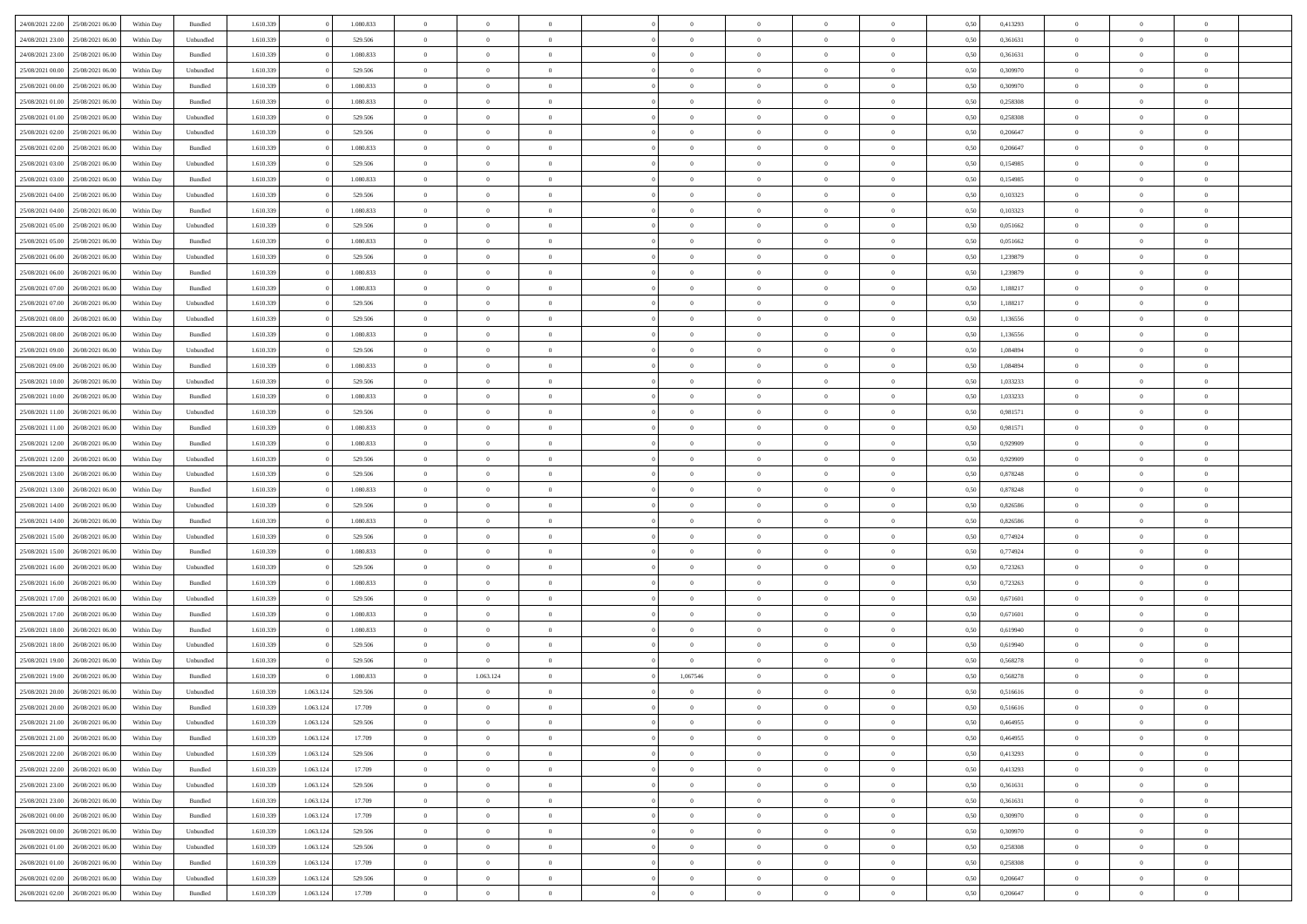| | | | | | | | | | | | | | | | | | | | | |
|---|---|---|---|---|---|---|---|---|---|---|---|---|---|---|---|---|---|---|---|---|
| 24/08/2021 22.00 | 25/08/2021 06.00 | Within Day | Bundled | 1.610.339 | 0 | 1.080.833 | 0 | 0 | 0 | | 0 | 0 | 0 | 0 | 0,50 | 0,413293 | 0 | 0 | 0 | |
| 24/08/2021 23.00 | 25/08/2021 06.00 | Within Day | Unbundled | 1.610.339 | 0 | 529.506 | 0 | 0 | 0 | | 0 | 0 | 0 | 0 | 0,50 | 0,361631 | 0 | 0 | 0 | |
| 24/08/2021 23.00 | 25/08/2021 06.00 | Within Day | Bundled | 1.610.339 | 0 | 1.080.833 | 0 | 0 | 0 | | 0 | 0 | 0 | 0 | 0,50 | 0,361631 | 0 | 0 | 0 | |
| 25/08/2021 00.00 | 25/08/2021 06.00 | Within Day | Unbundled | 1.610.339 | 0 | 529.506 | 0 | 0 | 0 | | 0 | 0 | 0 | 0 | 0,50 | 0,309970 | 0 | 0 | 0 | |
| 25/08/2021 00.00 | 25/08/2021 06.00 | Within Day | Bundled | 1.610.339 | 0 | 1.080.833 | 0 | 0 | 0 | | 0 | 0 | 0 | 0 | 0,50 | 0,309970 | 0 | 0 | 0 | |
| 25/08/2021 01.00 | 25/08/2021 06.00 | Within Day | Bundled | 1.610.339 | 0 | 1.080.833 | 0 | 0 | 0 | | 0 | 0 | 0 | 0 | 0,50 | 0,258308 | 0 | 0 | 0 | |
| 25/08/2021 01.00 | 25/08/2021 06.00 | Within Day | Unbundled | 1.610.339 | 0 | 529.506 | 0 | 0 | 0 | | 0 | 0 | 0 | 0 | 0,50 | 0,258308 | 0 | 0 | 0 | |
| 25/08/2021 02.00 | 25/08/2021 06.00 | Within Day | Unbundled | 1.610.339 | 0 | 529.506 | 0 | 0 | 0 | | 0 | 0 | 0 | 0 | 0,50 | 0,206647 | 0 | 0 | 0 | |
| 25/08/2021 02.00 | 25/08/2021 06.00 | Within Day | Bundled | 1.610.339 | 0 | 1.080.833 | 0 | 0 | 0 | | 0 | 0 | 0 | 0 | 0,50 | 0,206647 | 0 | 0 | 0 | |
| 25/08/2021 03.00 | 25/08/2021 06.00 | Within Day | Unbundled | 1.610.339 | 0 | 529.506 | 0 | 0 | 0 | | 0 | 0 | 0 | 0 | 0,50 | 0,154985 | 0 | 0 | 0 | |
| 25/08/2021 03.00 | 25/08/2021 06.00 | Within Day | Bundled | 1.610.339 | 0 | 1.080.833 | 0 | 0 | 0 | | 0 | 0 | 0 | 0 | 0,50 | 0,154985 | 0 | 0 | 0 | |
| 25/08/2021 04.00 | 25/08/2021 06.00 | Within Day | Unbundled | 1.610.339 | 0 | 529.506 | 0 | 0 | 0 | | 0 | 0 | 0 | 0 | 0,50 | 0,103323 | 0 | 0 | 0 | |
| 25/08/2021 04.00 | 25/08/2021 06.00 | Within Day | Bundled | 1.610.339 | 0 | 1.080.833 | 0 | 0 | 0 | | 0 | 0 | 0 | 0 | 0,50 | 0,103323 | 0 | 0 | 0 | |
| 25/08/2021 05.00 | 25/08/2021 06.00 | Within Day | Unbundled | 1.610.339 | 0 | 529.506 | 0 | 0 | 0 | | 0 | 0 | 0 | 0 | 0,50 | 0,051662 | 0 | 0 | 0 | |
| 25/08/2021 05.00 | 25/08/2021 06.00 | Within Day | Bundled | 1.610.339 | 0 | 1.080.833 | 0 | 0 | 0 | | 0 | 0 | 0 | 0 | 0,50 | 0,051662 | 0 | 0 | 0 | |
| 25/08/2021 06.00 | 26/08/2021 06.00 | Within Day | Unbundled | 1.610.339 | 0 | 529.506 | 0 | 0 | 0 | | 0 | 0 | 0 | 0 | 0,50 | 1,239879 | 0 | 0 | 0 | |
| 25/08/2021 06.00 | 26/08/2021 06.00 | Within Day | Bundled | 1.610.339 | 0 | 1.080.833 | 0 | 0 | 0 | | 0 | 0 | 0 | 0 | 0,50 | 1,239879 | 0 | 0 | 0 | |
| 25/08/2021 07.00 | 26/08/2021 06.00 | Within Day | Bundled | 1.610.339 | 0 | 1.080.833 | 0 | 0 | 0 | | 0 | 0 | 0 | 0 | 0,50 | 1,188217 | 0 | 0 | 0 | |
| 25/08/2021 07.00 | 26/08/2021 06.00 | Within Day | Unbundled | 1.610.339 | 0 | 529.506 | 0 | 0 | 0 | | 0 | 0 | 0 | 0 | 0,50 | 1,188217 | 0 | 0 | 0 | |
| 25/08/2021 08.00 | 26/08/2021 06.00 | Within Day | Unbundled | 1.610.339 | 0 | 529.506 | 0 | 0 | 0 | | 0 | 0 | 0 | 0 | 0,50 | 1,136556 | 0 | 0 | 0 | |
| 25/08/2021 08.00 | 26/08/2021 06.00 | Within Day | Bundled | 1.610.339 | 0 | 1.080.833 | 0 | 0 | 0 | | 0 | 0 | 0 | 0 | 0,50 | 1,136556 | 0 | 0 | 0 | |
| 25/08/2021 09.00 | 26/08/2021 06.00 | Within Day | Unbundled | 1.610.339 | 0 | 529.506 | 0 | 0 | 0 | | 0 | 0 | 0 | 0 | 0,50 | 1,084894 | 0 | 0 | 0 | |
| 25/08/2021 09.00 | 26/08/2021 06.00 | Within Day | Bundled | 1.610.339 | 0 | 1.080.833 | 0 | 0 | 0 | | 0 | 0 | 0 | 0 | 0,50 | 1,084894 | 0 | 0 | 0 | |
| 25/08/2021 10.00 | 26/08/2021 06.00 | Within Day | Unbundled | 1.610.339 | 0 | 529.506 | 0 | 0 | 0 | | 0 | 0 | 0 | 0 | 0,50 | 1,033233 | 0 | 0 | 0 | |
| 25/08/2021 10.00 | 26/08/2021 06.00 | Within Day | Bundled | 1.610.339 | 0 | 1.080.833 | 0 | 0 | 0 | | 0 | 0 | 0 | 0 | 0,50 | 1,033233 | 0 | 0 | 0 | |
| 25/08/2021 11.00 | 26/08/2021 06.00 | Within Day | Unbundled | 1.610.339 | 0 | 529.506 | 0 | 0 | 0 | | 0 | 0 | 0 | 0 | 0,50 | 0,981571 | 0 | 0 | 0 | |
| 25/08/2021 11.00 | 26/08/2021 06.00 | Within Day | Bundled | 1.610.339 | 0 | 1.080.833 | 0 | 0 | 0 | | 0 | 0 | 0 | 0 | 0,50 | 0,981571 | 0 | 0 | 0 | |
| 25/08/2021 12.00 | 26/08/2021 06.00 | Within Day | Bundled | 1.610.339 | 0 | 1.080.833 | 0 | 0 | 0 | | 0 | 0 | 0 | 0 | 0,50 | 0,929909 | 0 | 0 | 0 | |
| 25/08/2021 12.00 | 26/08/2021 06.00 | Within Day | Unbundled | 1.610.339 | 0 | 529.506 | 0 | 0 | 0 | | 0 | 0 | 0 | 0 | 0,50 | 0,929909 | 0 | 0 | 0 | |
| 25/08/2021 13.00 | 26/08/2021 06.00 | Within Day | Unbundled | 1.610.339 | 0 | 529.506 | 0 | 0 | 0 | | 0 | 0 | 0 | 0 | 0,50 | 0,878248 | 0 | 0 | 0 | |
| 25/08/2021 13.00 | 26/08/2021 06.00 | Within Day | Bundled | 1.610.339 | 0 | 1.080.833 | 0 | 0 | 0 | | 0 | 0 | 0 | 0 | 0,50 | 0,878248 | 0 | 0 | 0 | |
| 25/08/2021 14.00 | 26/08/2021 06.00 | Within Day | Unbundled | 1.610.339 | 0 | 529.506 | 0 | 0 | 0 | | 0 | 0 | 0 | 0 | 0,50 | 0,826586 | 0 | 0 | 0 | |
| 25/08/2021 14.00 | 26/08/2021 06.00 | Within Day | Bundled | 1.610.339 | 0 | 1.080.833 | 0 | 0 | 0 | | 0 | 0 | 0 | 0 | 0,50 | 0,826586 | 0 | 0 | 0 | |
| 25/08/2021 15.00 | 26/08/2021 06.00 | Within Day | Unbundled | 1.610.339 | 0 | 529.506 | 0 | 0 | 0 | | 0 | 0 | 0 | 0 | 0,50 | 0,774924 | 0 | 0 | 0 | |
| 25/08/2021 15.00 | 26/08/2021 06.00 | Within Day | Bundled | 1.610.339 | 0 | 1.080.833 | 0 | 0 | 0 | | 0 | 0 | 0 | 0 | 0,50 | 0,774924 | 0 | 0 | 0 | |
| 25/08/2021 16.00 | 26/08/2021 06.00 | Within Day | Unbundled | 1.610.339 | 0 | 529.506 | 0 | 0 | 0 | | 0 | 0 | 0 | 0 | 0,50 | 0,723263 | 0 | 0 | 0 | |
| 25/08/2021 16.00 | 26/08/2021 06.00 | Within Day | Bundled | 1.610.339 | 0 | 1.080.833 | 0 | 0 | 0 | | 0 | 0 | 0 | 0 | 0,50 | 0,723263 | 0 | 0 | 0 | |
| 25/08/2021 17.00 | 26/08/2021 06.00 | Within Day | Unbundled | 1.610.339 | 0 | 529.506 | 0 | 0 | 0 | | 0 | 0 | 0 | 0 | 0,50 | 0,671601 | 0 | 0 | 0 | |
| 25/08/2021 17.00 | 26/08/2021 06.00 | Within Day | Bundled | 1.610.339 | 0 | 1.080.833 | 0 | 0 | 0 | | 0 | 0 | 0 | 0 | 0,50 | 0,671601 | 0 | 0 | 0 | |
| 25/08/2021 18.00 | 26/08/2021 06.00 | Within Day | Bundled | 1.610.339 | 0 | 1.080.833 | 0 | 0 | 0 | | 0 | 0 | 0 | 0 | 0,50 | 0,619940 | 0 | 0 | 0 | |
| 25/08/2021 18.00 | 26/08/2021 06.00 | Within Day | Unbundled | 1.610.339 | 0 | 529.506 | 0 | 0 | 0 | | 0 | 0 | 0 | 0 | 0,50 | 0,619940 | 0 | 0 | 0 | |
| 25/08/2021 19.00 | 26/08/2021 06.00 | Within Day | Unbundled | 1.610.339 | 0 | 529.506 | 0 | 0 | 0 | | 0 | 0 | 0 | 0 | 0,50 | 0,568278 | 0 | 0 | 0 | |
| 25/08/2021 19.00 | 26/08/2021 06.00 | Within Day | Bundled | 1.610.339 | 0 | 1.080.833 | 0 | 1.063.124 | 0 | | 1,067546 | 0 | 0 | 0 | 0,50 | 0,568278 | 0 | 0 | 0 | |
| 25/08/2021 20.00 | 26/08/2021 06.00 | Within Day | Unbundled | 1.610.339 | 1.063.124 | 529.506 | 0 | 0 | 0 | | 0 | 0 | 0 | 0 | 0,50 | 0,516616 | 0 | 0 | 0 | |
| 25/08/2021 20.00 | 26/08/2021 06.00 | Within Day | Bundled | 1.610.339 | 1.063.124 | 17.709 | 0 | 0 | 0 | | 0 | 0 | 0 | 0 | 0,50 | 0,516616 | 0 | 0 | 0 | |
| 25/08/2021 21.00 | 26/08/2021 06.00 | Within Day | Unbundled | 1.610.339 | 1.063.124 | 529.506 | 0 | 0 | 0 | | 0 | 0 | 0 | 0 | 0,50 | 0,464955 | 0 | 0 | 0 | |
| 25/08/2021 21.00 | 26/08/2021 06.00 | Within Day | Bundled | 1.610.339 | 1.063.124 | 17.709 | 0 | 0 | 0 | | 0 | 0 | 0 | 0 | 0,50 | 0,464955 | 0 | 0 | 0 | |
| 25/08/2021 22.00 | 26/08/2021 06.00 | Within Day | Unbundled | 1.610.339 | 1.063.124 | 529.506 | 0 | 0 | 0 | | 0 | 0 | 0 | 0 | 0,50 | 0,413293 | 0 | 0 | 0 | |
| 25/08/2021 22.00 | 26/08/2021 06.00 | Within Day | Bundled | 1.610.339 | 1.063.124 | 17.709 | 0 | 0 | 0 | | 0 | 0 | 0 | 0 | 0,50 | 0,413293 | 0 | 0 | 0 | |
| 25/08/2021 23.00 | 26/08/2021 06.00 | Within Day | Unbundled | 1.610.339 | 1.063.124 | 529.506 | 0 | 0 | 0 | | 0 | 0 | 0 | 0 | 0,50 | 0,361631 | 0 | 0 | 0 | |
| 25/08/2021 23.00 | 26/08/2021 06.00 | Within Day | Bundled | 1.610.339 | 1.063.124 | 17.709 | 0 | 0 | 0 | | 0 | 0 | 0 | 0 | 0,50 | 0,361631 | 0 | 0 | 0 | |
| 26/08/2021 00.00 | 26/08/2021 06.00 | Within Day | Bundled | 1.610.339 | 1.063.124 | 17.709 | 0 | 0 | 0 | | 0 | 0 | 0 | 0 | 0,50 | 0,309970 | 0 | 0 | 0 | |
| 26/08/2021 00.00 | 26/08/2021 06.00 | Within Day | Unbundled | 1.610.339 | 1.063.124 | 529.506 | 0 | 0 | 0 | | 0 | 0 | 0 | 0 | 0,50 | 0,309970 | 0 | 0 | 0 | |
| 26/08/2021 01.00 | 26/08/2021 06.00 | Within Day | Unbundled | 1.610.339 | 1.063.124 | 529.506 | 0 | 0 | 0 | | 0 | 0 | 0 | 0 | 0,50 | 0,258308 | 0 | 0 | 0 | |
| 26/08/2021 01.00 | 26/08/2021 06.00 | Within Day | Bundled | 1.610.339 | 1.063.124 | 17.709 | 0 | 0 | 0 | | 0 | 0 | 0 | 0 | 0,50 | 0,258308 | 0 | 0 | 0 | |
| 26/08/2021 02.00 | 26/08/2021 06.00 | Within Day | Unbundled | 1.610.339 | 1.063.124 | 529.506 | 0 | 0 | 0 | | 0 | 0 | 0 | 0 | 0,50 | 0,206647 | 0 | 0 | 0 | |
| 26/08/2021 02.00 | 26/08/2021 06.00 | Within Day | Bundled | 1.610.339 | 1.063.124 | 17.709 | 0 | 0 | 0 | | 0 | 0 | 0 | 0 | 0,50 | 0,206647 | 0 | 0 | 0 | |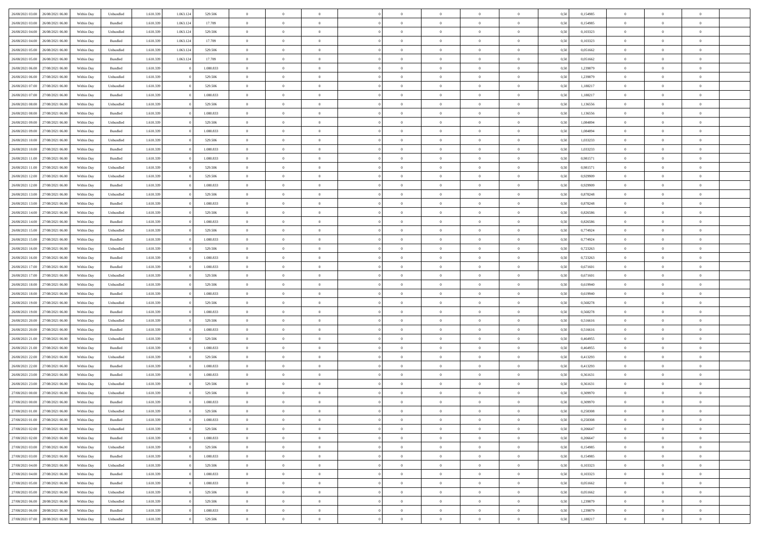| | | | | | | | | | | | | | | | | | | | | | |
|---|---|---|---|---|---|---|---|---|---|---|---|---|---|---|---|---|---|---|---|---|---|
| 26/08/2021 03:00 | 26/08/2021 06:00 | Within Day | Unbundled | 1.610.339 | 1.063.124 | 529.506 | 0 | 0 | 0 | | 0 | 0 | 0 | 0 | 0 | 0,50 | 0,154985 | 0 | 0 | 0 | |
| 26/08/2021 03:00 | 26/08/2021 06:00 | Within Day | Bundled | 1.610.339 | 1.063.124 | 17.709 | 0 | 0 | 0 | | 0 | 0 | 0 | 0 | 0 | 0,50 | 0,154985 | 0 | 0 | 0 | |
| 26/08/2021 04:00 | 26/08/2021 06:00 | Within Day | Unbundled | 1.610.339 | 1.063.124 | 529.506 | 0 | 0 | 0 | | 0 | 0 | 0 | 0 | 0 | 0,50 | 0,103323 | 0 | 0 | 0 | |
| 26/08/2021 04:00 | 26/08/2021 06:00 | Within Day | Bundled | 1.610.339 | 1.063.124 | 17.709 | 0 | 0 | 0 | | 0 | 0 | 0 | 0 | 0 | 0,50 | 0,103323 | 0 | 0 | 0 | |
| 26/08/2021 05:00 | 26/08/2021 06:00 | Within Day | Unbundled | 1.610.339 | 1.063.124 | 529.506 | 0 | 0 | 0 | | 0 | 0 | 0 | 0 | 0 | 0,50 | 0,051662 | 0 | 0 | 0 | |
| 26/08/2021 05:00 | 26/08/2021 06:00 | Within Day | Bundled | 1.610.339 | 1.063.124 | 17.709 | 0 | 0 | 0 | | 0 | 0 | 0 | 0 | 0 | 0,50 | 0,051662 | 0 | 0 | 0 | |
| 26/08/2021 06:00 | 27/08/2021 06:00 | Within Day | Bundled | 1.610.339 | 0 | 1.080.833 | 0 | 0 | 0 | | 0 | 0 | 0 | 0 | 0 | 0,50 | 1,239879 | 0 | 0 | 0 | |
| 26/08/2021 06:00 | 27/08/2021 06:00 | Within Day | Unbundled | 1.610.339 | 0 | 529.506 | 0 | 0 | 0 | | 0 | 0 | 0 | 0 | 0 | 0,50 | 1,239879 | 0 | 0 | 0 | |
| 26/08/2021 07:00 | 27/08/2021 06:00 | Within Day | Unbundled | 1.610.339 | 0 | 529.506 | 0 | 0 | 0 | | 0 | 0 | 0 | 0 | 0 | 0,50 | 1,188217 | 0 | 0 | 0 | |
| 26/08/2021 07:00 | 27/08/2021 06:00 | Within Day | Bundled | 1.610.339 | 0 | 1.080.833 | 0 | 0 | 0 | | 0 | 0 | 0 | 0 | 0 | 0,50 | 1,188217 | 0 | 0 | 0 | |
| 26/08/2021 08:00 | 27/08/2021 06:00 | Within Day | Unbundled | 1.610.339 | 0 | 529.506 | 0 | 0 | 0 | | 0 | 0 | 0 | 0 | 0 | 0,50 | 1,136556 | 0 | 0 | 0 | |
| 26/08/2021 08:00 | 27/08/2021 06:00 | Within Day | Bundled | 1.610.339 | 0 | 1.080.833 | 0 | 0 | 0 | | 0 | 0 | 0 | 0 | 0 | 0,50 | 1,136556 | 0 | 0 | 0 | |
| 26/08/2021 09:00 | 27/08/2021 06:00 | Within Day | Unbundled | 1.610.339 | 0 | 529.506 | 0 | 0 | 0 | | 0 | 0 | 0 | 0 | 0 | 0,50 | 1,084894 | 0 | 0 | 0 | |
| 26/08/2021 09:00 | 27/08/2021 06:00 | Within Day | Bundled | 1.610.339 | 0 | 1.080.833 | 0 | 0 | 0 | | 0 | 0 | 0 | 0 | 0 | 0,50 | 1,084894 | 0 | 0 | 0 | |
| 26/08/2021 10:00 | 27/08/2021 06:00 | Within Day | Unbundled | 1.610.339 | 0 | 529.506 | 0 | 0 | 0 | | 0 | 0 | 0 | 0 | 0 | 0,50 | 1,033233 | 0 | 0 | 0 | |
| 26/08/2021 10:00 | 27/08/2021 06:00 | Within Day | Bundled | 1.610.339 | 0 | 1.080.833 | 0 | 0 | 0 | | 0 | 0 | 0 | 0 | 0 | 0,50 | 1,033233 | 0 | 0 | 0 | |
| 26/08/2021 11:00 | 27/08/2021 06:00 | Within Day | Bundled | 1.610.339 | 0 | 1.080.833 | 0 | 0 | 0 | | 0 | 0 | 0 | 0 | 0 | 0,50 | 0,981571 | 0 | 0 | 0 | |
| 26/08/2021 11:00 | 27/08/2021 06:00 | Within Day | Unbundled | 1.610.339 | 0 | 529.506 | 0 | 0 | 0 | | 0 | 0 | 0 | 0 | 0 | 0,50 | 0,981571 | 0 | 0 | 0 | |
| 26/08/2021 12:00 | 27/08/2021 06:00 | Within Day | Unbundled | 1.610.339 | 0 | 529.506 | 0 | 0 | 0 | | 0 | 0 | 0 | 0 | 0 | 0,50 | 0,929909 | 0 | 0 | 0 | |
| 26/08/2021 12:00 | 27/08/2021 06:00 | Within Day | Bundled | 1.610.339 | 0 | 1.080.833 | 0 | 0 | 0 | | 0 | 0 | 0 | 0 | 0 | 0,50 | 0,929909 | 0 | 0 | 0 | |
| 26/08/2021 13:00 | 27/08/2021 06:00 | Within Day | Unbundled | 1.610.339 | 0 | 529.506 | 0 | 0 | 0 | | 0 | 0 | 0 | 0 | 0 | 0,50 | 0,878248 | 0 | 0 | 0 | |
| 26/08/2021 13:00 | 27/08/2021 06:00 | Within Day | Bundled | 1.610.339 | 0 | 1.080.833 | 0 | 0 | 0 | | 0 | 0 | 0 | 0 | 0 | 0,50 | 0,878248 | 0 | 0 | 0 | |
| 26/08/2021 14:00 | 27/08/2021 06:00 | Within Day | Unbundled | 1.610.339 | 0 | 529.506 | 0 | 0 | 0 | | 0 | 0 | 0 | 0 | 0 | 0,50 | 0,826586 | 0 | 0 | 0 | |
| 26/08/2021 14:00 | 27/08/2021 06:00 | Within Day | Bundled | 1.610.339 | 0 | 1.080.833 | 0 | 0 | 0 | | 0 | 0 | 0 | 0 | 0 | 0,50 | 0,826586 | 0 | 0 | 0 | |
| 26/08/2021 15:00 | 27/08/2021 06:00 | Within Day | Unbundled | 1.610.339 | 0 | 529.506 | 0 | 0 | 0 | | 0 | 0 | 0 | 0 | 0 | 0,50 | 0,774924 | 0 | 0 | 0 | |
| 26/08/2021 15:00 | 27/08/2021 06:00 | Within Day | Bundled | 1.610.339 | 0 | 1.080.833 | 0 | 0 | 0 | | 0 | 0 | 0 | 0 | 0 | 0,50 | 0,774924 | 0 | 0 | 0 | |
| 26/08/2021 16:00 | 27/08/2021 06:00 | Within Day | Unbundled | 1.610.339 | 0 | 529.506 | 0 | 0 | 0 | | 0 | 0 | 0 | 0 | 0 | 0,50 | 0,723263 | 0 | 0 | 0 | |
| 26/08/2021 16:00 | 27/08/2021 06:00 | Within Day | Bundled | 1.610.339 | 0 | 1.080.833 | 0 | 0 | 0 | | 0 | 0 | 0 | 0 | 0 | 0,50 | 0,723263 | 0 | 0 | 0 | |
| 26/08/2021 17:00 | 27/08/2021 06:00 | Within Day | Bundled | 1.610.339 | 0 | 1.080.833 | 0 | 0 | 0 | | 0 | 0 | 0 | 0 | 0 | 0,50 | 0,671601 | 0 | 0 | 0 | |
| 26/08/2021 17:00 | 27/08/2021 06:00 | Within Day | Unbundled | 1.610.339 | 0 | 529.506 | 0 | 0 | 0 | | 0 | 0 | 0 | 0 | 0 | 0,50 | 0,671601 | 0 | 0 | 0 | |
| 26/08/2021 18:00 | 27/08/2021 06:00 | Within Day | Unbundled | 1.610.339 | 0 | 529.506 | 0 | 0 | 0 | | 0 | 0 | 0 | 0 | 0 | 0,50 | 0,619940 | 0 | 0 | 0 | |
| 26/08/2021 18:00 | 27/08/2021 06:00 | Within Day | Bundled | 1.610.339 | 0 | 1.080.833 | 0 | 0 | 0 | | 0 | 0 | 0 | 0 | 0 | 0,50 | 0,619940 | 0 | 0 | 0 | |
| 26/08/2021 19:00 | 27/08/2021 06:00 | Within Day | Unbundled | 1.610.339 | 0 | 529.506 | 0 | 0 | 0 | | 0 | 0 | 0 | 0 | 0 | 0,50 | 0,568278 | 0 | 0 | 0 | |
| 26/08/2021 19:00 | 27/08/2021 06:00 | Within Day | Bundled | 1.610.339 | 0 | 1.080.833 | 0 | 0 | 0 | | 0 | 0 | 0 | 0 | 0 | 0,50 | 0,568278 | 0 | 0 | 0 | |
| 26/08/2021 20:00 | 27/08/2021 06:00 | Within Day | Unbundled | 1.610.339 | 0 | 529.506 | 0 | 0 | 0 | | 0 | 0 | 0 | 0 | 0 | 0,50 | 0,516616 | 0 | 0 | 0 | |
| 26/08/2021 20:00 | 27/08/2021 06:00 | Within Day | Bundled | 1.610.339 | 0 | 1.080.833 | 0 | 0 | 0 | | 0 | 0 | 0 | 0 | 0 | 0,50 | 0,516616 | 0 | 0 | 0 | |
| 26/08/2021 21:00 | 27/08/2021 06:00 | Within Day | Unbundled | 1.610.339 | 0 | 529.506 | 0 | 0 | 0 | | 0 | 0 | 0 | 0 | 0 | 0,50 | 0,464955 | 0 | 0 | 0 | |
| 26/08/2021 21:00 | 27/08/2021 06:00 | Within Day | Bundled | 1.610.339 | 0 | 1.080.833 | 0 | 0 | 0 | | 0 | 0 | 0 | 0 | 0 | 0,50 | 0,464955 | 0 | 0 | 0 | |
| 26/08/2021 22:00 | 27/08/2021 06:00 | Within Day | Unbundled | 1.610.339 | 0 | 529.506 | 0 | 0 | 0 | | 0 | 0 | 0 | 0 | 0 | 0,50 | 0,413293 | 0 | 0 | 0 | |
| 26/08/2021 22:00 | 27/08/2021 06:00 | Within Day | Bundled | 1.610.339 | 0 | 1.080.833 | 0 | 0 | 0 | | 0 | 0 | 0 | 0 | 0 | 0,50 | 0,413293 | 0 | 0 | 0 | |
| 26/08/2021 23:00 | 27/08/2021 06:00 | Within Day | Bundled | 1.610.339 | 0 | 1.080.833 | 0 | 0 | 0 | | 0 | 0 | 0 | 0 | 0 | 0,50 | 0,361631 | 0 | 0 | 0 | |
| 26/08/2021 23:00 | 27/08/2021 06:00 | Within Day | Unbundled | 1.610.339 | 0 | 529.506 | 0 | 0 | 0 | | 0 | 0 | 0 | 0 | 0 | 0,50 | 0,361631 | 0 | 0 | 0 | |
| 27/08/2021 00:00 | 27/08/2021 06:00 | Within Day | Unbundled | 1.610.339 | 0 | 529.506 | 0 | 0 | 0 | | 0 | 0 | 0 | 0 | 0 | 0,50 | 0,309970 | 0 | 0 | 0 | |
| 27/08/2021 00:00 | 27/08/2021 06:00 | Within Day | Bundled | 1.610.339 | 0 | 1.080.833 | 0 | 0 | 0 | | 0 | 0 | 0 | 0 | 0 | 0,50 | 0,309970 | 0 | 0 | 0 | |
| 27/08/2021 01:00 | 27/08/2021 06:00 | Within Day | Unbundled | 1.610.339 | 0 | 529.506 | 0 | 0 | 0 | | 0 | 0 | 0 | 0 | 0 | 0,50 | 0,258308 | 0 | 0 | 0 | |
| 27/08/2021 01:00 | 27/08/2021 06:00 | Within Day | Bundled | 1.610.339 | 0 | 1.080.833 | 0 | 0 | 0 | | 0 | 0 | 0 | 0 | 0 | 0,50 | 0,258308 | 0 | 0 | 0 | |
| 27/08/2021 02:00 | 27/08/2021 06:00 | Within Day | Unbundled | 1.610.339 | 0 | 529.506 | 0 | 0 | 0 | | 0 | 0 | 0 | 0 | 0 | 0,50 | 0,206647 | 0 | 0 | 0 | |
| 27/08/2021 02:00 | 27/08/2021 06:00 | Within Day | Bundled | 1.610.339 | 0 | 1.080.833 | 0 | 0 | 0 | | 0 | 0 | 0 | 0 | 0 | 0,50 | 0,206647 | 0 | 0 | 0 | |
| 27/08/2021 03:00 | 27/08/2021 06:00 | Within Day | Unbundled | 1.610.339 | 0 | 529.506 | 0 | 0 | 0 | | 0 | 0 | 0 | 0 | 0 | 0,50 | 0,154985 | 0 | 0 | 0 | |
| 27/08/2021 03:00 | 27/08/2021 06:00 | Within Day | Bundled | 1.610.339 | 0 | 1.080.833 | 0 | 0 | 0 | | 0 | 0 | 0 | 0 | 0 | 0,50 | 0,154985 | 0 | 0 | 0 | |
| 27/08/2021 04:00 | 27/08/2021 06:00 | Within Day | Unbundled | 1.610.339 | 0 | 529.506 | 0 | 0 | 0 | | 0 | 0 | 0 | 0 | 0 | 0,50 | 0,103323 | 0 | 0 | 0 | |
| 27/08/2021 04:00 | 27/08/2021 06:00 | Within Day | Bundled | 1.610.339 | 0 | 1.080.833 | 0 | 0 | 0 | | 0 | 0 | 0 | 0 | 0 | 0,50 | 0,103323 | 0 | 0 | 0 | |
| 27/08/2021 05:00 | 27/08/2021 06:00 | Within Day | Bundled | 1.610.339 | 0 | 1.080.833 | 0 | 0 | 0 | | 0 | 0 | 0 | 0 | 0 | 0,50 | 0,051662 | 0 | 0 | 0 | |
| 27/08/2021 05:00 | 27/08/2021 06:00 | Within Day | Unbundled | 1.610.339 | 0 | 529.506 | 0 | 0 | 0 | | 0 | 0 | 0 | 0 | 0 | 0,50 | 0,051662 | 0 | 0 | 0 | |
| 27/08/2021 06:00 | 28/08/2021 06:00 | Within Day | Unbundled | 1.610.339 | 0 | 529.506 | 0 | 0 | 0 | | 0 | 0 | 0 | 0 | 0 | 0,50 | 1,239879 | 0 | 0 | 0 | |
| 27/08/2021 06:00 | 28/08/2021 06:00 | Within Day | Bundled | 1.610.339 | 0 | 1.080.833 | 0 | 0 | 0 | | 0 | 0 | 0 | 0 | 0 | 0,50 | 1,239879 | 0 | 0 | 0 | |
| 27/08/2021 07:00 | 28/08/2021 06:00 | Within Day | Unbundled | 1.610.339 | 0 | 529.506 | 0 | 0 | 0 | | 0 | 0 | 0 | 0 | 0 | 0,50 | 1,188217 | 0 | 0 | 0 | |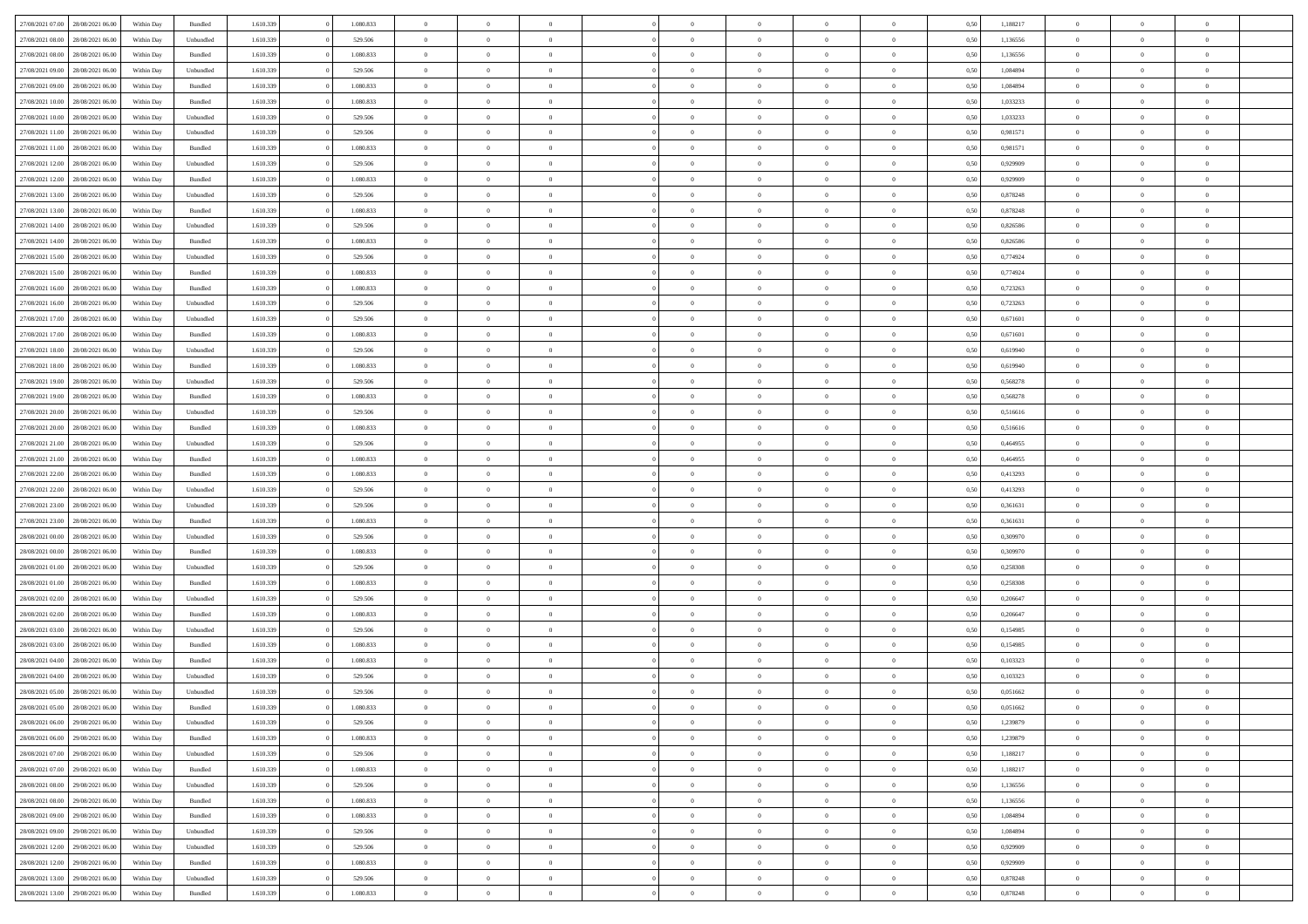| | | | | | | | | | | | | | | | | | | | | |
|---|---|---|---|---|---|---|---|---|---|---|---|---|---|---|---|---|---|---|---|---|
| 27/08/2021 07:00 | 28/08/2021 06:00 | Within Day | Bundled | 1.610.339 | 0 | 1.080.833 | 0 | 0 | 0 | | 0 | 0 | 0 | 0 | 0,50 | 1,188217 | 0 | 0 | 0 | |
| 27/08/2021 08:00 | 28/08/2021 06:00 | Within Day | Unbundled | 1.610.339 | 0 | 529.506 | 0 | 0 | 0 | | 0 | 0 | 0 | 0 | 0,50 | 1,136556 | 0 | 0 | 0 | |
| 27/08/2021 08:00 | 28/08/2021 06:00 | Within Day | Bundled | 1.610.339 | 0 | 1.080.833 | 0 | 0 | 0 | | 0 | 0 | 0 | 0 | 0,50 | 1,136556 | 0 | 0 | 0 | |
| 27/08/2021 09:00 | 28/08/2021 06:00 | Within Day | Unbundled | 1.610.339 | 0 | 529.506 | 0 | 0 | 0 | | 0 | 0 | 0 | 0 | 0,50 | 1,084894 | 0 | 0 | 0 | |
| 27/08/2021 09:00 | 28/08/2021 06:00 | Within Day | Bundled | 1.610.339 | 0 | 1.080.833 | 0 | 0 | 0 | | 0 | 0 | 0 | 0 | 0,50 | 1,084894 | 0 | 0 | 0 | |
| 27/08/2021 10:00 | 28/08/2021 06:00 | Within Day | Bundled | 1.610.339 | 0 | 1.080.833 | 0 | 0 | 0 | | 0 | 0 | 0 | 0 | 0,50 | 1,033233 | 0 | 0 | 0 | |
| 27/08/2021 10:00 | 28/08/2021 06:00 | Within Day | Unbundled | 1.610.339 | 0 | 529.506 | 0 | 0 | 0 | | 0 | 0 | 0 | 0 | 0,50 | 1,033233 | 0 | 0 | 0 | |
| 27/08/2021 11:00 | 28/08/2021 06:00 | Within Day | Unbundled | 1.610.339 | 0 | 529.506 | 0 | 0 | 0 | | 0 | 0 | 0 | 0 | 0,50 | 0,981571 | 0 | 0 | 0 | |
| 27/08/2021 11:00 | 28/08/2021 06:00 | Within Day | Bundled | 1.610.339 | 0 | 1.080.833 | 0 | 0 | 0 | | 0 | 0 | 0 | 0 | 0,50 | 0,981571 | 0 | 0 | 0 | |
| 27/08/2021 12:00 | 28/08/2021 06:00 | Within Day | Unbundled | 1.610.339 | 0 | 529.506 | 0 | 0 | 0 | | 0 | 0 | 0 | 0 | 0,50 | 0,929909 | 0 | 0 | 0 | |
| 27/08/2021 12:00 | 28/08/2021 06:00 | Within Day | Bundled | 1.610.339 | 0 | 1.080.833 | 0 | 0 | 0 | | 0 | 0 | 0 | 0 | 0,50 | 0,929909 | 0 | 0 | 0 | |
| 27/08/2021 13:00 | 28/08/2021 06:00 | Within Day | Unbundled | 1.610.339 | 0 | 529.506 | 0 | 0 | 0 | | 0 | 0 | 0 | 0 | 0,50 | 0,878248 | 0 | 0 | 0 | |
| 27/08/2021 13:00 | 28/08/2021 06:00 | Within Day | Bundled | 1.610.339 | 0 | 1.080.833 | 0 | 0 | 0 | | 0 | 0 | 0 | 0 | 0,50 | 0,878248 | 0 | 0 | 0 | |
| 27/08/2021 14:00 | 28/08/2021 06:00 | Within Day | Unbundled | 1.610.339 | 0 | 529.506 | 0 | 0 | 0 | | 0 | 0 | 0 | 0 | 0,50 | 0,826586 | 0 | 0 | 0 | |
| 27/08/2021 14:00 | 28/08/2021 06:00 | Within Day | Bundled | 1.610.339 | 0 | 1.080.833 | 0 | 0 | 0 | | 0 | 0 | 0 | 0 | 0,50 | 0,826586 | 0 | 0 | 0 | |
| 27/08/2021 15:00 | 28/08/2021 06:00 | Within Day | Unbundled | 1.610.339 | 0 | 529.506 | 0 | 0 | 0 | | 0 | 0 | 0 | 0 | 0,50 | 0,774924 | 0 | 0 | 0 | |
| 27/08/2021 15:00 | 28/08/2021 06:00 | Within Day | Bundled | 1.610.339 | 0 | 1.080.833 | 0 | 0 | 0 | | 0 | 0 | 0 | 0 | 0,50 | 0,774924 | 0 | 0 | 0 | |
| 27/08/2021 16:00 | 28/08/2021 06:00 | Within Day | Bundled | 1.610.339 | 0 | 1.080.833 | 0 | 0 | 0 | | 0 | 0 | 0 | 0 | 0,50 | 0,723263 | 0 | 0 | 0 | |
| 27/08/2021 16:00 | 28/08/2021 06:00 | Within Day | Unbundled | 1.610.339 | 0 | 529.506 | 0 | 0 | 0 | | 0 | 0 | 0 | 0 | 0,50 | 0,723263 | 0 | 0 | 0 | |
| 27/08/2021 17:00 | 28/08/2021 06:00 | Within Day | Unbundled | 1.610.339 | 0 | 529.506 | 0 | 0 | 0 | | 0 | 0 | 0 | 0 | 0,50 | 0,671601 | 0 | 0 | 0 | |
| 27/08/2021 17:00 | 28/08/2021 06:00 | Within Day | Bundled | 1.610.339 | 0 | 1.080.833 | 0 | 0 | 0 | | 0 | 0 | 0 | 0 | 0,50 | 0,671601 | 0 | 0 | 0 | |
| 27/08/2021 18:00 | 28/08/2021 06:00 | Within Day | Unbundled | 1.610.339 | 0 | 529.506 | 0 | 0 | 0 | | 0 | 0 | 0 | 0 | 0,50 | 0,619940 | 0 | 0 | 0 | |
| 27/08/2021 18:00 | 28/08/2021 06:00 | Within Day | Bundled | 1.610.339 | 0 | 1.080.833 | 0 | 0 | 0 | | 0 | 0 | 0 | 0 | 0,50 | 0,619940 | 0 | 0 | 0 | |
| 27/08/2021 19:00 | 28/08/2021 06:00 | Within Day | Unbundled | 1.610.339 | 0 | 529.506 | 0 | 0 | 0 | | 0 | 0 | 0 | 0 | 0,50 | 0,568278 | 0 | 0 | 0 | |
| 27/08/2021 19:00 | 28/08/2021 06:00 | Within Day | Bundled | 1.610.339 | 0 | 1.080.833 | 0 | 0 | 0 | | 0 | 0 | 0 | 0 | 0,50 | 0,568278 | 0 | 0 | 0 | |
| 27/08/2021 20:00 | 28/08/2021 06:00 | Within Day | Unbundled | 1.610.339 | 0 | 529.506 | 0 | 0 | 0 | | 0 | 0 | 0 | 0 | 0,50 | 0,516616 | 0 | 0 | 0 | |
| 27/08/2021 20:00 | 28/08/2021 06:00 | Within Day | Bundled | 1.610.339 | 0 | 1.080.833 | 0 | 0 | 0 | | 0 | 0 | 0 | 0 | 0,50 | 0,516616 | 0 | 0 | 0 | |
| 27/08/2021 21:00 | 28/08/2021 06:00 | Within Day | Unbundled | 1.610.339 | 0 | 529.506 | 0 | 0 | 0 | | 0 | 0 | 0 | 0 | 0,50 | 0,464955 | 0 | 0 | 0 | |
| 27/08/2021 21:00 | 28/08/2021 06:00 | Within Day | Bundled | 1.610.339 | 0 | 1.080.833 | 0 | 0 | 0 | | 0 | 0 | 0 | 0 | 0,50 | 0,464955 | 0 | 0 | 0 | |
| 27/08/2021 22:00 | 28/08/2021 06:00 | Within Day | Bundled | 1.610.339 | 0 | 1.080.833 | 0 | 0 | 0 | | 0 | 0 | 0 | 0 | 0,50 | 0,413293 | 0 | 0 | 0 | |
| 27/08/2021 22:00 | 28/08/2021 06:00 | Within Day | Unbundled | 1.610.339 | 0 | 529.506 | 0 | 0 | 0 | | 0 | 0 | 0 | 0 | 0,50 | 0,413293 | 0 | 0 | 0 | |
| 27/08/2021 23:00 | 28/08/2021 06:00 | Within Day | Unbundled | 1.610.339 | 0 | 529.506 | 0 | 0 | 0 | | 0 | 0 | 0 | 0 | 0,50 | 0,361631 | 0 | 0 | 0 | |
| 27/08/2021 23:00 | 28/08/2021 06:00 | Within Day | Bundled | 1.610.339 | 0 | 1.080.833 | 0 | 0 | 0 | | 0 | 0 | 0 | 0 | 0,50 | 0,361631 | 0 | 0 | 0 | |
| 28/08/2021 00:00 | 28/08/2021 06:00 | Within Day | Unbundled | 1.610.339 | 0 | 529.506 | 0 | 0 | 0 | | 0 | 0 | 0 | 0 | 0,50 | 0,309970 | 0 | 0 | 0 | |
| 28/08/2021 00:00 | 28/08/2021 06:00 | Within Day | Bundled | 1.610.339 | 0 | 1.080.833 | 0 | 0 | 0 | | 0 | 0 | 0 | 0 | 0,50 | 0,309970 | 0 | 0 | 0 | |
| 28/08/2021 01:00 | 28/08/2021 06:00 | Within Day | Unbundled | 1.610.339 | 0 | 529.506 | 0 | 0 | 0 | | 0 | 0 | 0 | 0 | 0,50 | 0,258308 | 0 | 0 | 0 | |
| 28/08/2021 01:00 | 28/08/2021 06:00 | Within Day | Bundled | 1.610.339 | 0 | 1.080.833 | 0 | 0 | 0 | | 0 | 0 | 0 | 0 | 0,50 | 0,258308 | 0 | 0 | 0 | |
| 28/08/2021 02:00 | 28/08/2021 06:00 | Within Day | Unbundled | 1.610.339 | 0 | 529.506 | 0 | 0 | 0 | | 0 | 0 | 0 | 0 | 0,50 | 0,206647 | 0 | 0 | 0 | |
| 28/08/2021 02:00 | 28/08/2021 06:00 | Within Day | Bundled | 1.610.339 | 0 | 1.080.833 | 0 | 0 | 0 | | 0 | 0 | 0 | 0 | 0,50 | 0,206647 | 0 | 0 | 0 | |
| 28/08/2021 03:00 | 28/08/2021 06:00 | Within Day | Unbundled | 1.610.339 | 0 | 529.506 | 0 | 0 | 0 | | 0 | 0 | 0 | 0 | 0,50 | 0,154985 | 0 | 0 | 0 | |
| 28/08/2021 03:00 | 28/08/2021 06:00 | Within Day | Bundled | 1.610.339 | 0 | 1.080.833 | 0 | 0 | 0 | | 0 | 0 | 0 | 0 | 0,50 | 0,154985 | 0 | 0 | 0 | |
| 28/08/2021 04:00 | 28/08/2021 06:00 | Within Day | Bundled | 1.610.339 | 0 | 1.080.833 | 0 | 0 | 0 | | 0 | 0 | 0 | 0 | 0,50 | 0,103323 | 0 | 0 | 0 | |
| 28/08/2021 04:00 | 28/08/2021 06:00 | Within Day | Unbundled | 1.610.339 | 0 | 529.506 | 0 | 0 | 0 | | 0 | 0 | 0 | 0 | 0,50 | 0,103323 | 0 | 0 | 0 | |
| 28/08/2021 05:00 | 28/08/2021 06:00 | Within Day | Unbundled | 1.610.339 | 0 | 529.506 | 0 | 0 | 0 | | 0 | 0 | 0 | 0 | 0,50 | 0,051662 | 0 | 0 | 0 | |
| 28/08/2021 05:00 | 28/08/2021 06:00 | Within Day | Bundled | 1.610.339 | 0 | 1.080.833 | 0 | 0 | 0 | | 0 | 0 | 0 | 0 | 0,50 | 0,051662 | 0 | 0 | 0 | |
| 28/08/2021 06:00 | 29/08/2021 06:00 | Within Day | Unbundled | 1.610.339 | 0 | 529.506 | 0 | 0 | 0 | | 0 | 0 | 0 | 0 | 0,50 | 1,239879 | 0 | 0 | 0 | |
| 28/08/2021 06:00 | 29/08/2021 06:00 | Within Day | Bundled | 1.610.339 | 0 | 1.080.833 | 0 | 0 | 0 | | 0 | 0 | 0 | 0 | 0,50 | 1,239879 | 0 | 0 | 0 | |
| 28/08/2021 07:00 | 29/08/2021 06:00 | Within Day | Unbundled | 1.610.339 | 0 | 529.506 | 0 | 0 | 0 | | 0 | 0 | 0 | 0 | 0,50 | 1,188217 | 0 | 0 | 0 | |
| 28/08/2021 07:00 | 29/08/2021 06:00 | Within Day | Bundled | 1.610.339 | 0 | 1.080.833 | 0 | 0 | 0 | | 0 | 0 | 0 | 0 | 0,50 | 1,188217 | 0 | 0 | 0 | |
| 28/08/2021 08:00 | 29/08/2021 06:00 | Within Day | Unbundled | 1.610.339 | 0 | 529.506 | 0 | 0 | 0 | | 0 | 0 | 0 | 0 | 0,50 | 1,136556 | 0 | 0 | 0 | |
| 28/08/2021 08:00 | 29/08/2021 06:00 | Within Day | Bundled | 1.610.339 | 0 | 1.080.833 | 0 | 0 | 0 | | 0 | 0 | 0 | 0 | 0,50 | 1,136556 | 0 | 0 | 0 | |
| 28/08/2021 09:00 | 29/08/2021 06:00 | Within Day | Bundled | 1.610.339 | 0 | 1.080.833 | 0 | 0 | 0 | | 0 | 0 | 0 | 0 | 0,50 | 1,084894 | 0 | 0 | 0 | |
| 28/08/2021 09:00 | 29/08/2021 06:00 | Within Day | Unbundled | 1.610.339 | 0 | 529.506 | 0 | 0 | 0 | | 0 | 0 | 0 | 0 | 0,50 | 1,084894 | 0 | 0 | 0 | |
| 28/08/2021 12:00 | 29/08/2021 06:00 | Within Day | Unbundled | 1.610.339 | 0 | 529.506 | 0 | 0 | 0 | | 0 | 0 | 0 | 0 | 0,50 | 0,929909 | 0 | 0 | 0 | |
| 28/08/2021 12:00 | 29/08/2021 06:00 | Within Day | Bundled | 1.610.339 | 0 | 1.080.833 | 0 | 0 | 0 | | 0 | 0 | 0 | 0 | 0,50 | 0,929909 | 0 | 0 | 0 | |
| 28/08/2021 13:00 | 29/08/2021 06:00 | Within Day | Unbundled | 1.610.339 | 0 | 529.506 | 0 | 0 | 0 | | 0 | 0 | 0 | 0 | 0,50 | 0,878248 | 0 | 0 | 0 | |
| 28/08/2021 13:00 | 29/08/2021 06:00 | Within Day | Bundled | 1.610.339 | 0 | 1.080.833 | 0 | 0 | 0 | | 0 | 0 | 0 | 0 | 0,50 | 0,878248 | 0 | 0 | 0 | |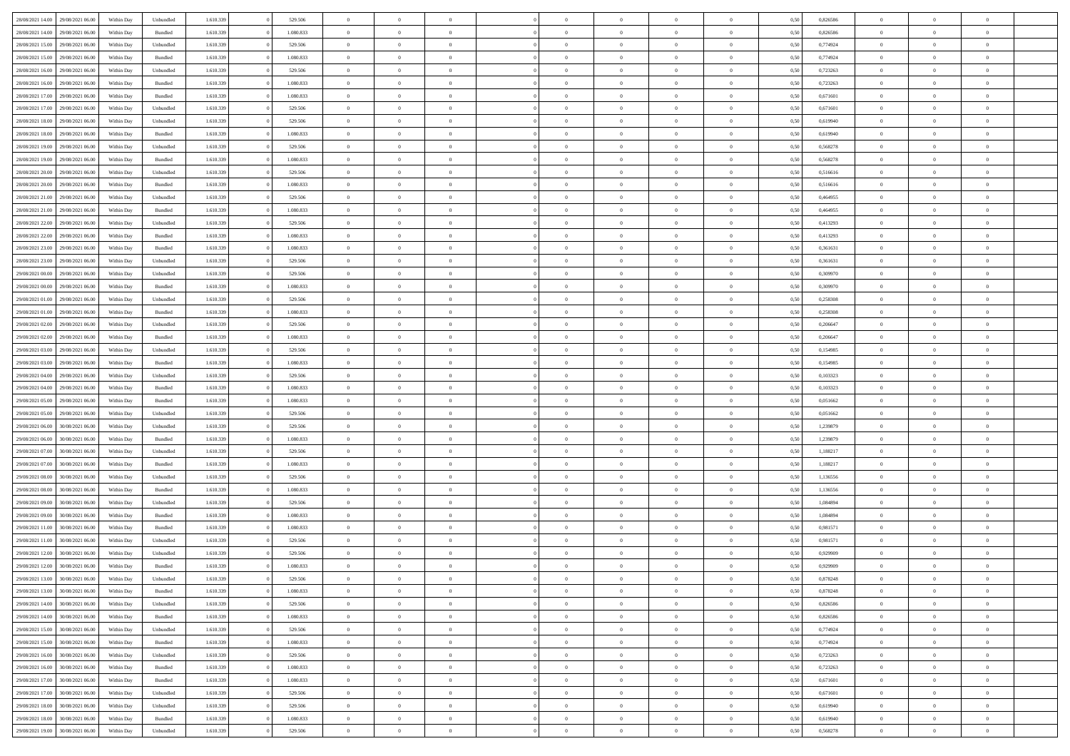| | | | | | | | | | | | | | | | | | | | | | |
|---|---|---|---|---|---|---|---|---|---|---|---|---|---|---|---|---|---|---|---|---|---|
| 28/08/2021 14:00 | 29/08/2021 06:00 | Within Day | Unbundled | 1.610.339 | 0 | 529.506 | 0 | 0 | 0 | | 0 | 0 | 0 | 0 | 0 | 0,50 | 0,826586 | 0 | 0 | 0 | |
| 28/08/2021 14:00 | 29/08/2021 06:00 | Within Day | Bundled | 1.610.339 | 0 | 1.080.833 | 0 | 0 | 0 | | 0 | 0 | 0 | 0 | 0 | 0,50 | 0,826586 | 0 | 0 | 0 | |
| 28/08/2021 15:00 | 29/08/2021 06:00 | Within Day | Unbundled | 1.610.339 | 0 | 529.506 | 0 | 0 | 0 | | 0 | 0 | 0 | 0 | 0 | 0,50 | 0,774924 | 0 | 0 | 0 | |
| 28/08/2021 15:00 | 29/08/2021 06:00 | Within Day | Bundled | 1.610.339 | 0 | 1.080.833 | 0 | 0 | 0 | | 0 | 0 | 0 | 0 | 0 | 0,50 | 0,774924 | 0 | 0 | 0 | |
| 28/08/2021 16:00 | 29/08/2021 06:00 | Within Day | Unbundled | 1.610.339 | 0 | 529.506 | 0 | 0 | 0 | | 0 | 0 | 0 | 0 | 0 | 0,50 | 0,723263 | 0 | 0 | 0 | |
| 28/08/2021 16:00 | 29/08/2021 06:00 | Within Day | Bundled | 1.610.339 | 0 | 1.080.833 | 0 | 0 | 0 | | 0 | 0 | 0 | 0 | 0 | 0,50 | 0,723263 | 0 | 0 | 0 | |
| 28/08/2021 17:00 | 29/08/2021 06:00 | Within Day | Bundled | 1.610.339 | 0 | 1.080.833 | 0 | 0 | 0 | | 0 | 0 | 0 | 0 | 0 | 0,50 | 0,671601 | 0 | 0 | 0 | |
| 28/08/2021 17:00 | 29/08/2021 06:00 | Within Day | Unbundled | 1.610.339 | 0 | 529.506 | 0 | 0 | 0 | | 0 | 0 | 0 | 0 | 0 | 0,50 | 0,671601 | 0 | 0 | 0 | |
| 28/08/2021 18:00 | 29/08/2021 06:00 | Within Day | Unbundled | 1.610.339 | 0 | 529.506 | 0 | 0 | 0 | | 0 | 0 | 0 | 0 | 0 | 0,50 | 0,619940 | 0 | 0 | 0 | |
| 28/08/2021 18:00 | 29/08/2021 06:00 | Within Day | Bundled | 1.610.339 | 0 | 1.080.833 | 0 | 0 | 0 | | 0 | 0 | 0 | 0 | 0 | 0,50 | 0,619940 | 0 | 0 | 0 | |
| 28/08/2021 19:00 | 29/08/2021 06:00 | Within Day | Unbundled | 1.610.339 | 0 | 529.506 | 0 | 0 | 0 | | 0 | 0 | 0 | 0 | 0 | 0,50 | 0,568278 | 0 | 0 | 0 | |
| 28/08/2021 19:00 | 29/08/2021 06:00 | Within Day | Bundled | 1.610.339 | 0 | 1.080.833 | 0 | 0 | 0 | | 0 | 0 | 0 | 0 | 0 | 0,50 | 0,568278 | 0 | 0 | 0 | |
| 28/08/2021 20:00 | 29/08/2021 06:00 | Within Day | Unbundled | 1.610.339 | 0 | 529.506 | 0 | 0 | 0 | | 0 | 0 | 0 | 0 | 0 | 0,50 | 0,516616 | 0 | 0 | 0 | |
| 28/08/2021 20:00 | 29/08/2021 06:00 | Within Day | Bundled | 1.610.339 | 0 | 1.080.833 | 0 | 0 | 0 | | 0 | 0 | 0 | 0 | 0 | 0,50 | 0,516616 | 0 | 0 | 0 | |
| 28/08/2021 21:00 | 29/08/2021 06:00 | Within Day | Unbundled | 1.610.339 | 0 | 529.506 | 0 | 0 | 0 | | 0 | 0 | 0 | 0 | 0 | 0,50 | 0,464955 | 0 | 0 | 0 | |
| 28/08/2021 21:00 | 29/08/2021 06:00 | Within Day | Bundled | 1.610.339 | 0 | 1.080.833 | 0 | 0 | 0 | | 0 | 0 | 0 | 0 | 0 | 0,50 | 0,464955 | 0 | 0 | 0 | |
| 28/08/2021 22:00 | 29/08/2021 06:00 | Within Day | Unbundled | 1.610.339 | 0 | 529.506 | 0 | 0 | 0 | | 0 | 0 | 0 | 0 | 0 | 0,50 | 0,413293 | 0 | 0 | 0 | |
| 28/08/2021 22:00 | 29/08/2021 06:00 | Within Day | Bundled | 1.610.339 | 0 | 1.080.833 | 0 | 0 | 0 | | 0 | 0 | 0 | 0 | 0 | 0,50 | 0,413293 | 0 | 0 | 0 | |
| 28/08/2021 23:00 | 29/08/2021 06:00 | Within Day | Bundled | 1.610.339 | 0 | 1.080.833 | 0 | 0 | 0 | | 0 | 0 | 0 | 0 | 0 | 0,50 | 0,361631 | 0 | 0 | 0 | |
| 28/08/2021 23:00 | 29/08/2021 06:00 | Within Day | Unbundled | 1.610.339 | 0 | 529.506 | 0 | 0 | 0 | | 0 | 0 | 0 | 0 | 0 | 0,50 | 0,361631 | 0 | 0 | 0 | |
| 29/08/2021 00:00 | 29/08/2021 06:00 | Within Day | Unbundled | 1.610.339 | 0 | 529.506 | 0 | 0 | 0 | | 0 | 0 | 0 | 0 | 0 | 0,50 | 0,309970 | 0 | 0 | 0 | |
| 29/08/2021 00:00 | 29/08/2021 06:00 | Within Day | Bundled | 1.610.339 | 0 | 1.080.833 | 0 | 0 | 0 | | 0 | 0 | 0 | 0 | 0 | 0,50 | 0,309970 | 0 | 0 | 0 | |
| 29/08/2021 01:00 | 29/08/2021 06:00 | Within Day | Unbundled | 1.610.339 | 0 | 529.506 | 0 | 0 | 0 | | 0 | 0 | 0 | 0 | 0 | 0,50 | 0,258308 | 0 | 0 | 0 | |
| 29/08/2021 01:00 | 29/08/2021 06:00 | Within Day | Bundled | 1.610.339 | 0 | 1.080.833 | 0 | 0 | 0 | | 0 | 0 | 0 | 0 | 0 | 0,50 | 0,258308 | 0 | 0 | 0 | |
| 29/08/2021 02:00 | 29/08/2021 06:00 | Within Day | Unbundled | 1.610.339 | 0 | 529.506 | 0 | 0 | 0 | | 0 | 0 | 0 | 0 | 0 | 0,50 | 0,206647 | 0 | 0 | 0 | |
| 29/08/2021 02:00 | 29/08/2021 06:00 | Within Day | Bundled | 1.610.339 | 0 | 1.080.833 | 0 | 0 | 0 | | 0 | 0 | 0 | 0 | 0 | 0,50 | 0,206647 | 0 | 0 | 0 | |
| 29/08/2021 03:00 | 29/08/2021 06:00 | Within Day | Unbundled | 1.610.339 | 0 | 529.506 | 0 | 0 | 0 | | 0 | 0 | 0 | 0 | 0 | 0,50 | 0,154985 | 0 | 0 | 0 | |
| 29/08/2021 03:00 | 29/08/2021 06:00 | Within Day | Bundled | 1.610.339 | 0 | 1.080.833 | 0 | 0 | 0 | | 0 | 0 | 0 | 0 | 0 | 0,50 | 0,154985 | 0 | 0 | 0 | |
| 29/08/2021 04:00 | 29/08/2021 06:00 | Within Day | Unbundled | 1.610.339 | 0 | 529.506 | 0 | 0 | 0 | | 0 | 0 | 0 | 0 | 0 | 0,50 | 0,103323 | 0 | 0 | 0 | |
| 29/08/2021 04:00 | 29/08/2021 06:00 | Within Day | Bundled | 1.610.339 | 0 | 1.080.833 | 0 | 0 | 0 | | 0 | 0 | 0 | 0 | 0 | 0,50 | 0,103323 | 0 | 0 | 0 | |
| 29/08/2021 05:00 | 29/08/2021 06:00 | Within Day | Bundled | 1.610.339 | 0 | 1.080.833 | 0 | 0 | 0 | | 0 | 0 | 0 | 0 | 0 | 0,50 | 0,051662 | 0 | 0 | 0 | |
| 29/08/2021 05:00 | 29/08/2021 06:00 | Within Day | Unbundled | 1.610.339 | 0 | 529.506 | 0 | 0 | 0 | | 0 | 0 | 0 | 0 | 0 | 0,50 | 0,051662 | 0 | 0 | 0 | |
| 29/08/2021 06:00 | 30/08/2021 06:00 | Within Day | Unbundled | 1.610.339 | 0 | 529.506 | 0 | 0 | 0 | | 0 | 0 | 0 | 0 | 0 | 0,50 | 1,239879 | 0 | 0 | 0 | |
| 29/08/2021 06:00 | 30/08/2021 06:00 | Within Day | Bundled | 1.610.339 | 0 | 1.080.833 | 0 | 0 | 0 | | 0 | 0 | 0 | 0 | 0 | 0,50 | 1,239879 | 0 | 0 | 0 | |
| 29/08/2021 07:00 | 30/08/2021 06:00 | Within Day | Unbundled | 1.610.339 | 0 | 529.506 | 0 | 0 | 0 | | 0 | 0 | 0 | 0 | 0 | 0,50 | 1,188217 | 0 | 0 | 0 | |
| 29/08/2021 07:00 | 30/08/2021 06:00 | Within Day | Bundled | 1.610.339 | 0 | 1.080.833 | 0 | 0 | 0 | | 0 | 0 | 0 | 0 | 0 | 0,50 | 1,188217 | 0 | 0 | 0 | |
| 29/08/2021 08:00 | 30/08/2021 06:00 | Within Day | Unbundled | 1.610.339 | 0 | 529.506 | 0 | 0 | 0 | | 0 | 0 | 0 | 0 | 0 | 0,50 | 1,136556 | 0 | 0 | 0 | |
| 29/08/2021 08:00 | 30/08/2021 06:00 | Within Day | Bundled | 1.610.339 | 0 | 1.080.833 | 0 | 0 | 0 | | 0 | 0 | 0 | 0 | 0 | 0,50 | 1,136556 | 0 | 0 | 0 | |
| 29/08/2021 09:00 | 30/08/2021 06:00 | Within Day | Unbundled | 1.610.339 | 0 | 529.506 | 0 | 0 | 0 | | 0 | 0 | 0 | 0 | 0 | 0,50 | 1,084894 | 0 | 0 | 0 | |
| 29/08/2021 09:00 | 30/08/2021 06:00 | Within Day | Bundled | 1.610.339 | 0 | 1.080.833 | 0 | 0 | 0 | | 0 | 0 | 0 | 0 | 0 | 0,50 | 1,084894 | 0 | 0 | 0 | |
| 29/08/2021 11:00 | 30/08/2021 06:00 | Within Day | Bundled | 1.610.339 | 0 | 1.080.833 | 0 | 0 | 0 | | 0 | 0 | 0 | 0 | 0 | 0,50 | 0,981571 | 0 | 0 | 0 | |
| 29/08/2021 11:00 | 30/08/2021 06:00 | Within Day | Unbundled | 1.610.339 | 0 | 529.506 | 0 | 0 | 0 | | 0 | 0 | 0 | 0 | 0 | 0,50 | 0,981571 | 0 | 0 | 0 | |
| 29/08/2021 12:00 | 30/08/2021 06:00 | Within Day | Unbundled | 1.610.339 | 0 | 529.506 | 0 | 0 | 0 | | 0 | 0 | 0 | 0 | 0 | 0,50 | 0,929909 | 0 | 0 | 0 | |
| 29/08/2021 12:00 | 30/08/2021 06:00 | Within Day | Bundled | 1.610.339 | 0 | 1.080.833 | 0 | 0 | 0 | | 0 | 0 | 0 | 0 | 0 | 0,50 | 0,929909 | 0 | 0 | 0 | |
| 29/08/2021 13:00 | 30/08/2021 06:00 | Within Day | Unbundled | 1.610.339 | 0 | 529.506 | 0 | 0 | 0 | | 0 | 0 | 0 | 0 | 0 | 0,50 | 0,878248 | 0 | 0 | 0 | |
| 29/08/2021 13:00 | 30/08/2021 06:00 | Within Day | Bundled | 1.610.339 | 0 | 1.080.833 | 0 | 0 | 0 | | 0 | 0 | 0 | 0 | 0 | 0,50 | 0,878248 | 0 | 0 | 0 | |
| 29/08/2021 14:00 | 30/08/2021 06:00 | Within Day | Unbundled | 1.610.339 | 0 | 529.506 | 0 | 0 | 0 | | 0 | 0 | 0 | 0 | 0 | 0,50 | 0,826586 | 0 | 0 | 0 | |
| 29/08/2021 14:00 | 30/08/2021 06:00 | Within Day | Bundled | 1.610.339 | 0 | 1.080.833 | 0 | 0 | 0 | | 0 | 0 | 0 | 0 | 0 | 0,50 | 0,826586 | 0 | 0 | 0 | |
| 29/08/2021 15:00 | 30/08/2021 06:00 | Within Day | Unbundled | 1.610.339 | 0 | 529.506 | 0 | 0 | 0 | | 0 | 0 | 0 | 0 | 0 | 0,50 | 0,774924 | 0 | 0 | 0 | |
| 29/08/2021 15:00 | 30/08/2021 06:00 | Within Day | Bundled | 1.610.339 | 0 | 1.080.833 | 0 | 0 | 0 | | 0 | 0 | 0 | 0 | 0 | 0,50 | 0,774924 | 0 | 0 | 0 | |
| 29/08/2021 16:00 | 30/08/2021 06:00 | Within Day | Unbundled | 1.610.339 | 0 | 529.506 | 0 | 0 | 0 | | 0 | 0 | 0 | 0 | 0 | 0,50 | 0,723263 | 0 | 0 | 0 | |
| 29/08/2021 16:00 | 30/08/2021 06:00 | Within Day | Bundled | 1.610.339 | 0 | 1.080.833 | 0 | 0 | 0 | | 0 | 0 | 0 | 0 | 0 | 0,50 | 0,723263 | 0 | 0 | 0 | |
| 29/08/2021 17:00 | 30/08/2021 06:00 | Within Day | Bundled | 1.610.339 | 0 | 1.080.833 | 0 | 0 | 0 | | 0 | 0 | 0 | 0 | 0 | 0,50 | 0,671601 | 0 | 0 | 0 | |
| 29/08/2021 17:00 | 30/08/2021 06:00 | Within Day | Unbundled | 1.610.339 | 0 | 529.506 | 0 | 0 | 0 | | 0 | 0 | 0 | 0 | 0 | 0,50 | 0,671601 | 0 | 0 | 0 | |
| 29/08/2021 18:00 | 30/08/2021 06:00 | Within Day | Unbundled | 1.610.339 | 0 | 529.506 | 0 | 0 | 0 | | 0 | 0 | 0 | 0 | 0 | 0,50 | 0,619940 | 0 | 0 | 0 | |
| 29/08/2021 18:00 | 30/08/2021 06:00 | Within Day | Bundled | 1.610.339 | 0 | 1.080.833 | 0 | 0 | 0 | | 0 | 0 | 0 | 0 | 0 | 0,50 | 0,619940 | 0 | 0 | 0 | |
| 29/08/2021 19:00 | 30/08/2021 06:00 | Within Day | Unbundled | 1.610.339 | 0 | 529.506 | 0 | 0 | 0 | | 0 | 0 | 0 | 0 | 0 | 0,50 | 0,568278 | 0 | 0 | 0 | |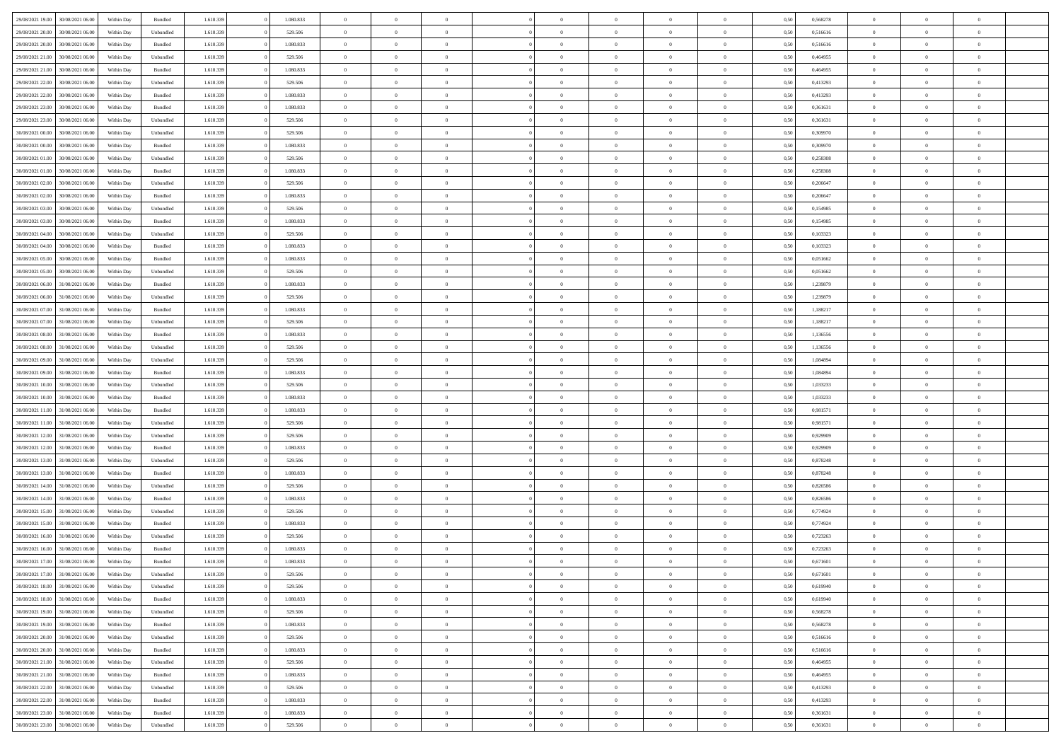| | | | | | | | | | | | | | | | | | | | | |
|---|---|---|---|---|---|---|---|---|---|---|---|---|---|---|---|---|---|---|---|---|
| 29/08/2021 19:00 | 30/08/2021 06:00 | Within Day | Bundled | 1.610.339 | 0 | 1.080.833 | 0 | 0 | 0 | 0 | 0 | 0 | 0 | 0 | 0,50 | 0,568278 | 0 | 0 | 0 | |
| 29/08/2021 20:00 | 30/08/2021 06:00 | Within Day | Unbundled | 1.610.339 | 0 | 529.506 | 0 | 0 | 0 | 0 | 0 | 0 | 0 | 0 | 0,50 | 0,516616 | 0 | 0 | 0 | |
| 29/08/2021 20:00 | 30/08/2021 06:00 | Within Day | Bundled | 1.610.339 | 0 | 1.080.833 | 0 | 0 | 0 | 0 | 0 | 0 | 0 | 0 | 0,50 | 0,516616 | 0 | 0 | 0 | |
| 29/08/2021 21:00 | 30/08/2021 06:00 | Within Day | Unbundled | 1.610.339 | 0 | 529.506 | 0 | 0 | 0 | 0 | 0 | 0 | 0 | 0 | 0,50 | 0,464955 | 0 | 0 | 0 | |
| 29/08/2021 21:00 | 30/08/2021 06:00 | Within Day | Bundled | 1.610.339 | 0 | 1.080.833 | 0 | 0 | 0 | 0 | 0 | 0 | 0 | 0 | 0,50 | 0,464955 | 0 | 0 | 0 | |
| 29/08/2021 22:00 | 30/08/2021 06:00 | Within Day | Unbundled | 1.610.339 | 0 | 529.506 | 0 | 0 | 0 | 0 | 0 | 0 | 0 | 0 | 0,50 | 0,413293 | 0 | 0 | 0 | |
| 29/08/2021 22:00 | 30/08/2021 06:00 | Within Day | Bundled | 1.610.339 | 0 | 1.080.833 | 0 | 0 | 0 | 0 | 0 | 0 | 0 | 0 | 0,50 | 0,413293 | 0 | 0 | 0 | |
| 29/08/2021 23:00 | 30/08/2021 06:00 | Within Day | Bundled | 1.610.339 | 0 | 1.080.833 | 0 | 0 | 0 | 0 | 0 | 0 | 0 | 0 | 0,50 | 0,361631 | 0 | 0 | 0 | |
| 29/08/2021 23:00 | 30/08/2021 06:00 | Within Day | Unbundled | 1.610.339 | 0 | 529.506 | 0 | 0 | 0 | 0 | 0 | 0 | 0 | 0 | 0,50 | 0,361631 | 0 | 0 | 0 | |
| 30/08/2021 00:00 | 30/08/2021 06:00 | Within Day | Unbundled | 1.610.339 | 0 | 529.506 | 0 | 0 | 0 | 0 | 0 | 0 | 0 | 0 | 0,50 | 0,309970 | 0 | 0 | 0 | |
| 30/08/2021 00:00 | 30/08/2021 06:00 | Within Day | Bundled | 1.610.339 | 0 | 1.080.833 | 0 | 0 | 0 | 0 | 0 | 0 | 0 | 0 | 0,50 | 0,309970 | 0 | 0 | 0 | |
| 30/08/2021 01:00 | 30/08/2021 06:00 | Within Day | Unbundled | 1.610.339 | 0 | 529.506 | 0 | 0 | 0 | 0 | 0 | 0 | 0 | 0 | 0,50 | 0,258308 | 0 | 0 | 0 | |
| 30/08/2021 01:00 | 30/08/2021 06:00 | Within Day | Bundled | 1.610.339 | 0 | 1.080.833 | 0 | 0 | 0 | 0 | 0 | 0 | 0 | 0 | 0,50 | 0,258308 | 0 | 0 | 0 | |
| 30/08/2021 02:00 | 30/08/2021 06:00 | Within Day | Unbundled | 1.610.339 | 0 | 529.506 | 0 | 0 | 0 | 0 | 0 | 0 | 0 | 0 | 0,50 | 0,206647 | 0 | 0 | 0 | |
| 30/08/2021 02:00 | 30/08/2021 06:00 | Within Day | Bundled | 1.610.339 | 0 | 1.080.833 | 0 | 0 | 0 | 0 | 0 | 0 | 0 | 0 | 0,50 | 0,206647 | 0 | 0 | 0 | |
| 30/08/2021 03:00 | 30/08/2021 06:00 | Within Day | Unbundled | 1.610.339 | 0 | 529.506 | 0 | 0 | 0 | 0 | 0 | 0 | 0 | 0 | 0,50 | 0,154985 | 0 | 0 | 0 | |
| 30/08/2021 03:00 | 30/08/2021 06:00 | Within Day | Bundled | 1.610.339 | 0 | 1.080.833 | 0 | 0 | 0 | 0 | 0 | 0 | 0 | 0 | 0,50 | 0,154985 | 0 | 0 | 0 | |
| 30/08/2021 04:00 | 30/08/2021 06:00 | Within Day | Unbundled | 1.610.339 | 0 | 529.506 | 0 | 0 | 0 | 0 | 0 | 0 | 0 | 0 | 0,50 | 0,103323 | 0 | 0 | 0 | |
| 30/08/2021 04:00 | 30/08/2021 06:00 | Within Day | Bundled | 1.610.339 | 0 | 1.080.833 | 0 | 0 | 0 | 0 | 0 | 0 | 0 | 0 | 0,50 | 0,103323 | 0 | 0 | 0 | |
| 30/08/2021 05:00 | 30/08/2021 06:00 | Within Day | Bundled | 1.610.339 | 0 | 1.080.833 | 0 | 0 | 0 | 0 | 0 | 0 | 0 | 0 | 0,50 | 0,051662 | 0 | 0 | 0 | |
| 30/08/2021 05:00 | 30/08/2021 06:00 | Within Day | Unbundled | 1.610.339 | 0 | 529.506 | 0 | 0 | 0 | 0 | 0 | 0 | 0 | 0 | 0,50 | 0,051662 | 0 | 0 | 0 | |
| 30/08/2021 06:00 | 31/08/2021 06:00 | Within Day | Bundled | 1.610.339 | 0 | 1.080.833 | 0 | 0 | 0 | 0 | 0 | 0 | 0 | 0 | 0,50 | 1,239879 | 0 | 0 | 0 | |
| 30/08/2021 06:00 | 31/08/2021 06:00 | Within Day | Unbundled | 1.610.339 | 0 | 529.506 | 0 | 0 | 0 | 0 | 0 | 0 | 0 | 0 | 0,50 | 1,239879 | 0 | 0 | 0 | |
| 30/08/2021 07:00 | 31/08/2021 06:00 | Within Day | Bundled | 1.610.339 | 0 | 1.080.833 | 0 | 0 | 0 | 0 | 0 | 0 | 0 | 0 | 0,50 | 1,188217 | 0 | 0 | 0 | |
| 30/08/2021 07:00 | 31/08/2021 06:00 | Within Day | Unbundled | 1.610.339 | 0 | 529.506 | 0 | 0 | 0 | 0 | 0 | 0 | 0 | 0 | 0,50 | 1,188217 | 0 | 0 | 0 | |
| 30/08/2021 08:00 | 31/08/2021 06:00 | Within Day | Bundled | 1.610.339 | 0 | 1.080.833 | 0 | 0 | 0 | 0 | 0 | 0 | 0 | 0 | 0,50 | 1,136556 | 0 | 0 | 0 | |
| 30/08/2021 08:00 | 31/08/2021 06:00 | Within Day | Unbundled | 1.610.339 | 0 | 529.506 | 0 | 0 | 0 | 0 | 0 | 0 | 0 | 0 | 0,50 | 1,136556 | 0 | 0 | 0 | |
| 30/08/2021 09:00 | 31/08/2021 06:00 | Within Day | Unbundled | 1.610.339 | 0 | 529.506 | 0 | 0 | 0 | 0 | 0 | 0 | 0 | 0 | 0,50 | 1,084894 | 0 | 0 | 0 | |
| 30/08/2021 09:00 | 31/08/2021 06:00 | Within Day | Bundled | 1.610.339 | 0 | 1.080.833 | 0 | 0 | 0 | 0 | 0 | 0 | 0 | 0 | 0,50 | 1,084894 | 0 | 0 | 0 | |
| 30/08/2021 10:00 | 31/08/2021 06:00 | Within Day | Unbundled | 1.610.339 | 0 | 529.506 | 0 | 0 | 0 | 0 | 0 | 0 | 0 | 0 | 0,50 | 1,033233 | 0 | 0 | 0 | |
| 30/08/2021 10:00 | 31/08/2021 06:00 | Within Day | Bundled | 1.610.339 | 0 | 1.080.833 | 0 | 0 | 0 | 0 | 0 | 0 | 0 | 0 | 0,50 | 1,033233 | 0 | 0 | 0 | |
| 30/08/2021 11:00 | 31/08/2021 06:00 | Within Day | Bundled | 1.610.339 | 0 | 1.080.833 | 0 | 0 | 0 | 0 | 0 | 0 | 0 | 0 | 0,50 | 0,981571 | 0 | 0 | 0 | |
| 30/08/2021 11:00 | 31/08/2021 06:00 | Within Day | Unbundled | 1.610.339 | 0 | 529.506 | 0 | 0 | 0 | 0 | 0 | 0 | 0 | 0 | 0,50 | 0,981571 | 0 | 0 | 0 | |
| 30/08/2021 12:00 | 31/08/2021 06:00 | Within Day | Unbundled | 1.610.339 | 0 | 529.506 | 0 | 0 | 0 | 0 | 0 | 0 | 0 | 0 | 0,50 | 0,929909 | 0 | 0 | 0 | |
| 30/08/2021 12:00 | 31/08/2021 06:00 | Within Day | Bundled | 1.610.339 | 0 | 1.080.833 | 0 | 0 | 0 | 0 | 0 | 0 | 0 | 0 | 0,50 | 0,929909 | 0 | 0 | 0 | |
| 30/08/2021 13:00 | 31/08/2021 06:00 | Within Day | Unbundled | 1.610.339 | 0 | 529.506 | 0 | 0 | 0 | 0 | 0 | 0 | 0 | 0 | 0,50 | 0,878248 | 0 | 0 | 0 | |
| 30/08/2021 13:00 | 31/08/2021 06:00 | Within Day | Bundled | 1.610.339 | 0 | 1.080.833 | 0 | 0 | 0 | 0 | 0 | 0 | 0 | 0 | 0,50 | 0,878248 | 0 | 0 | 0 | |
| 30/08/2021 14:00 | 31/08/2021 06:00 | Within Day | Unbundled | 1.610.339 | 0 | 529.506 | 0 | 0 | 0 | 0 | 0 | 0 | 0 | 0 | 0,50 | 0,826586 | 0 | 0 | 0 | |
| 30/08/2021 14:00 | 31/08/2021 06:00 | Within Day | Bundled | 1.610.339 | 0 | 1.080.833 | 0 | 0 | 0 | 0 | 0 | 0 | 0 | 0 | 0,50 | 0,826586 | 0 | 0 | 0 | |
| 30/08/2021 15:00 | 31/08/2021 06:00 | Within Day | Unbundled | 1.610.339 | 0 | 529.506 | 0 | 0 | 0 | 0 | 0 | 0 | 0 | 0 | 0,50 | 0,774924 | 0 | 0 | 0 | |
| 30/08/2021 15:00 | 31/08/2021 06:00 | Within Day | Bundled | 1.610.339 | 0 | 1.080.833 | 0 | 0 | 0 | 0 | 0 | 0 | 0 | 0 | 0,50 | 0,774924 | 0 | 0 | 0 | |
| 30/08/2021 16:00 | 31/08/2021 06:00 | Within Day | Unbundled | 1.610.339 | 0 | 529.506 | 0 | 0 | 0 | 0 | 0 | 0 | 0 | 0 | 0,50 | 0,723263 | 0 | 0 | 0 | |
| 30/08/2021 16:00 | 31/08/2021 06:00 | Within Day | Bundled | 1.610.339 | 0 | 1.080.833 | 0 | 0 | 0 | 0 | 0 | 0 | 0 | 0 | 0,50 | 0,723263 | 0 | 0 | 0 | |
| 30/08/2021 17:00 | 31/08/2021 06:00 | Within Day | Bundled | 1.610.339 | 0 | 1.080.833 | 0 | 0 | 0 | 0 | 0 | 0 | 0 | 0 | 0,50 | 0,671601 | 0 | 0 | 0 | |
| 30/08/2021 17:00 | 31/08/2021 06:00 | Within Day | Unbundled | 1.610.339 | 0 | 529.506 | 0 | 0 | 0 | 0 | 0 | 0 | 0 | 0 | 0,50 | 0,671601 | 0 | 0 | 0 | |
| 30/08/2021 18:00 | 31/08/2021 06:00 | Within Day | Unbundled | 1.610.339 | 0 | 529.506 | 0 | 0 | 0 | 0 | 0 | 0 | 0 | 0 | 0,50 | 0,619940 | 0 | 0 | 0 | |
| 30/08/2021 18:00 | 31/08/2021 06:00 | Within Day | Bundled | 1.610.339 | 0 | 1.080.833 | 0 | 0 | 0 | 0 | 0 | 0 | 0 | 0 | 0,50 | 0,619940 | 0 | 0 | 0 | |
| 30/08/2021 19:00 | 31/08/2021 06:00 | Within Day | Unbundled | 1.610.339 | 0 | 529.506 | 0 | 0 | 0 | 0 | 0 | 0 | 0 | 0 | 0,50 | 0,568278 | 0 | 0 | 0 | |
| 30/08/2021 19:00 | 31/08/2021 06:00 | Within Day | Bundled | 1.610.339 | 0 | 1.080.833 | 0 | 0 | 0 | 0 | 0 | 0 | 0 | 0 | 0,50 | 0,568278 | 0 | 0 | 0 | |
| 30/08/2021 20:00 | 31/08/2021 06:00 | Within Day | Unbundled | 1.610.339 | 0 | 529.506 | 0 | 0 | 0 | 0 | 0 | 0 | 0 | 0 | 0,50 | 0,516616 | 0 | 0 | 0 | |
| 30/08/2021 20:00 | 31/08/2021 06:00 | Within Day | Bundled | 1.610.339 | 0 | 1.080.833 | 0 | 0 | 0 | 0 | 0 | 0 | 0 | 0 | 0,50 | 0,516616 | 0 | 0 | 0 | |
| 30/08/2021 21:00 | 31/08/2021 06:00 | Within Day | Unbundled | 1.610.339 | 0 | 529.506 | 0 | 0 | 0 | 0 | 0 | 0 | 0 | 0 | 0,50 | 0,464955 | 0 | 0 | 0 | |
| 30/08/2021 21:00 | 31/08/2021 06:00 | Within Day | Bundled | 1.610.339 | 0 | 1.080.833 | 0 | 0 | 0 | 0 | 0 | 0 | 0 | 0 | 0,50 | 0,464955 | 0 | 0 | 0 | |
| 30/08/2021 22:00 | 31/08/2021 06:00 | Within Day | Unbundled | 1.610.339 | 0 | 529.506 | 0 | 0 | 0 | 0 | 0 | 0 | 0 | 0 | 0,50 | 0,413293 | 0 | 0 | 0 | |
| 30/08/2021 22:00 | 31/08/2021 06:00 | Within Day | Bundled | 1.610.339 | 0 | 1.080.833 | 0 | 0 | 0 | 0 | 0 | 0 | 0 | 0 | 0,50 | 0,413293 | 0 | 0 | 0 | |
| 30/08/2021 23:00 | 31/08/2021 06:00 | Within Day | Bundled | 1.610.339 | 0 | 1.080.833 | 0 | 0 | 0 | 0 | 0 | 0 | 0 | 0 | 0,50 | 0,361631 | 0 | 0 | 0 | |
| 30/08/2021 23:00 | 31/08/2021 06:00 | Within Day | Unbundled | 1.610.339 | 0 | 529.506 | 0 | 0 | 0 | 0 | 0 | 0 | 0 | 0 | 0,50 | 0,361631 | 0 | 0 | 0 | |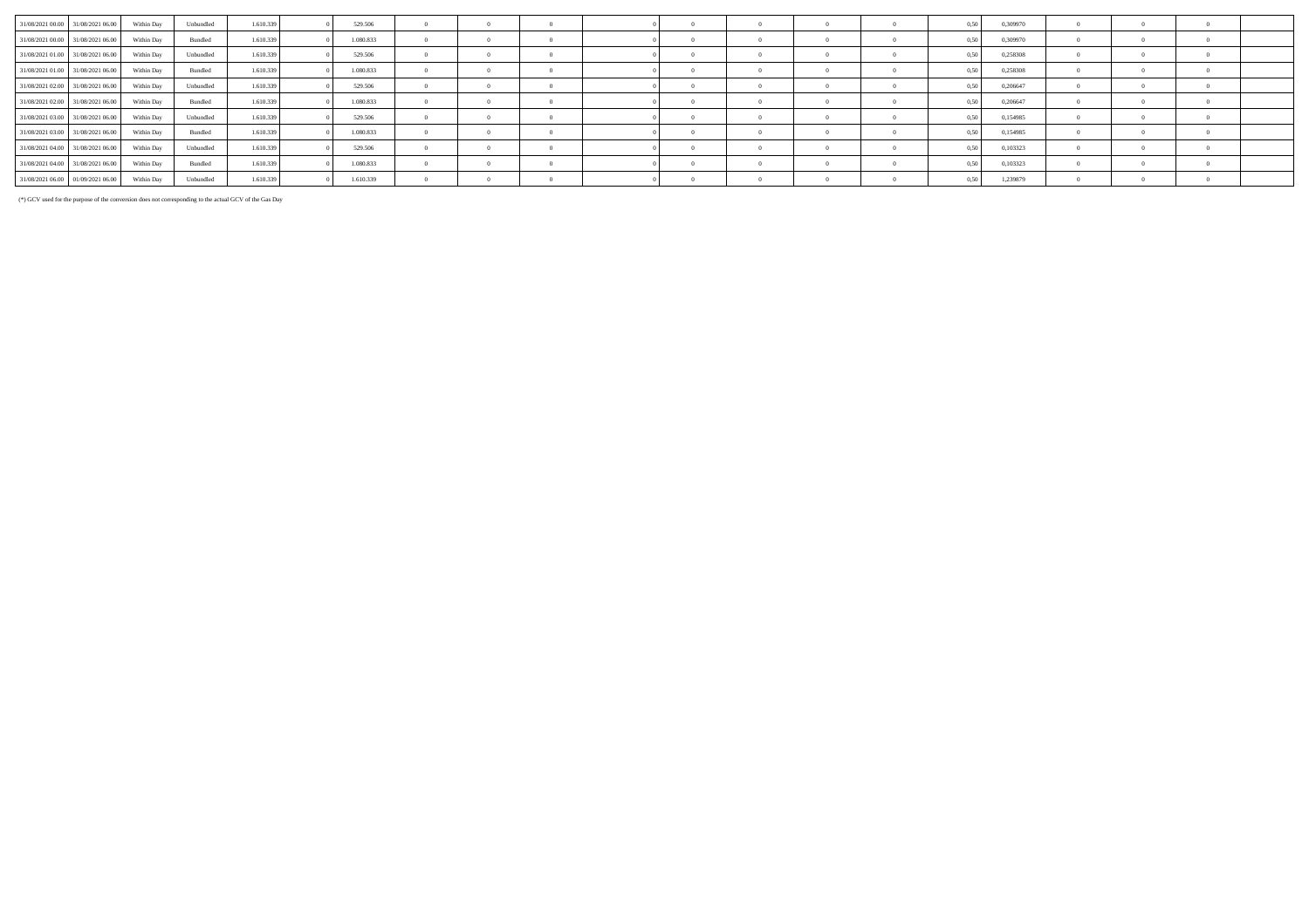| | | | | | | | | | | | | | | | | | | | | |
|---|---|---|---|---|---|---|---|---|---|---|---|---|---|---|---|---|---|---|---|---|
| 31/08/2021 00.00 | 31/08/2021 06.00 | Within Day | Unbundled | 1.610.339 | 0 | 529.506 | 0 | 0 | 0 | 0 | 0 | 0 | 0 | 0 | 0,50 | 0,309970 | 0 | 0 | 0 | |
| 31/08/2021 00.00 | 31/08/2021 06.00 | Within Day | Bundled | 1.610.339 | 0 | 1.080.833 | 0 | 0 | 0 | 0 | 0 | 0 | 0 | 0 | 0,50 | 0,309970 | 0 | 0 | 0 | |
| 31/08/2021 01.00 | 31/08/2021 06.00 | Within Day | Unbundled | 1.610.339 | 0 | 529.506 | 0 | 0 | 0 | 0 | 0 | 0 | 0 | 0 | 0,50 | 0,258308 | 0 | 0 | 0 | |
| 31/08/2021 01.00 | 31/08/2021 06.00 | Within Day | Bundled | 1.610.339 | 0 | 1.080.833 | 0 | 0 | 0 | 0 | 0 | 0 | 0 | 0 | 0,50 | 0,258308 | 0 | 0 | 0 | |
| 31/08/2021 02.00 | 31/08/2021 06.00 | Within Day | Unbundled | 1.610.339 | 0 | 529.506 | 0 | 0 | 0 | 0 | 0 | 0 | 0 | 0 | 0,50 | 0,206647 | 0 | 0 | 0 | |
| 31/08/2021 02.00 | 31/08/2021 06.00 | Within Day | Bundled | 1.610.339 | 0 | 1.080.833 | 0 | 0 | 0 | 0 | 0 | 0 | 0 | 0 | 0,50 | 0,206647 | 0 | 0 | 0 | |
| 31/08/2021 03.00 | 31/08/2021 06.00 | Within Day | Unbundled | 1.610.339 | 0 | 529.506 | 0 | 0 | 0 | 0 | 0 | 0 | 0 | 0 | 0,50 | 0,154985 | 0 | 0 | 0 | |
| 31/08/2021 03.00 | 31/08/2021 06.00 | Within Day | Bundled | 1.610.339 | 0 | 1.080.833 | 0 | 0 | 0 | 0 | 0 | 0 | 0 | 0 | 0,50 | 0,154985 | 0 | 0 | 0 | |
| 31/08/2021 04.00 | 31/08/2021 06.00 | Within Day | Unbundled | 1.610.339 | 0 | 529.506 | 0 | 0 | 0 | 0 | 0 | 0 | 0 | 0 | 0,50 | 0,103323 | 0 | 0 | 0 | |
| 31/08/2021 04.00 | 31/08/2021 06.00 | Within Day | Bundled | 1.610.339 | 0 | 1.080.833 | 0 | 0 | 0 | 0 | 0 | 0 | 0 | 0 | 0,50 | 0,103323 | 0 | 0 | 0 | |
| 31/08/2021 06.00 | 01/09/2021 06.00 | Within Day | Unbundled | 1.610.339 | 0 | 1.610.339 | 0 | 0 | 0 | 0 | 0 | 0 | 0 | 0 | 0,50 | 1,239879 | 0 | 0 | 0 | |

(*) GCV used for the purpose of the conversion does not corresponding to the actual GCV of the Gas Day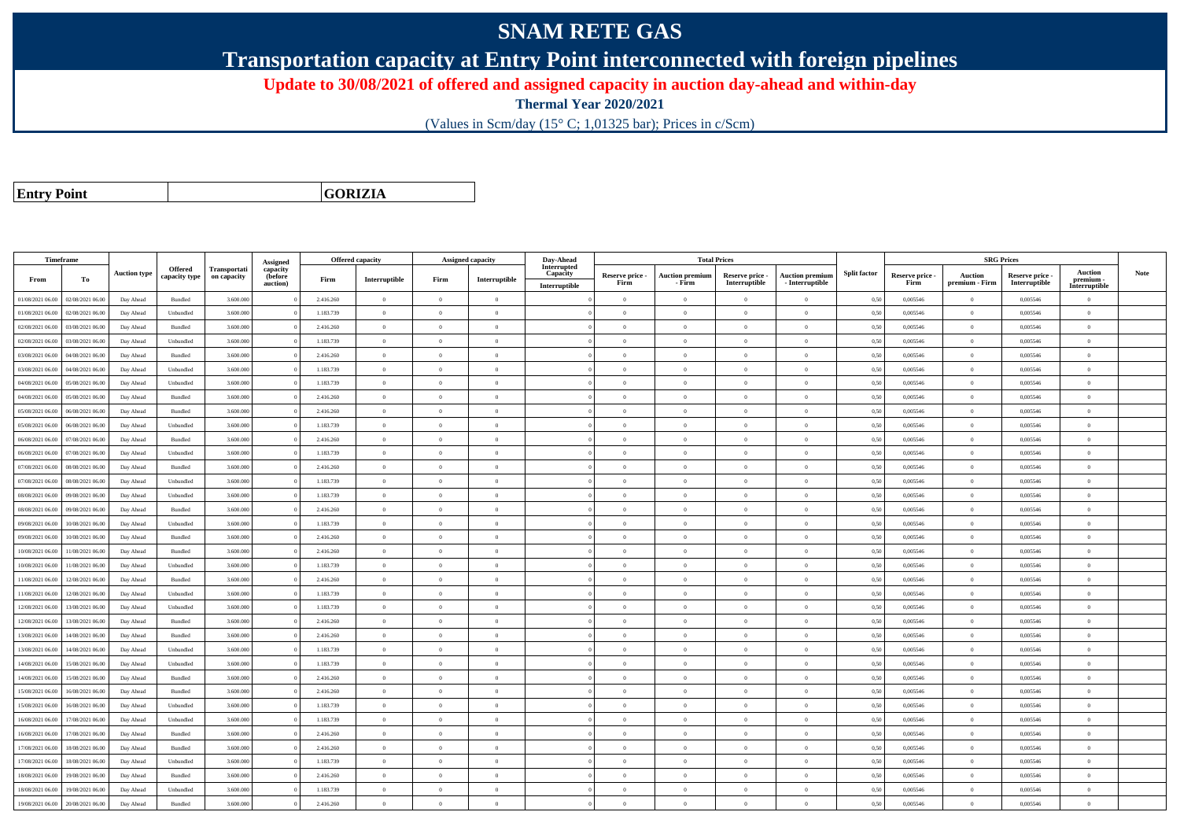# SNAM RETE GAS

## Transportation capacity at Entry Point interconnected with foreign pipelines

**Update to 30/08/2021 of offered and assigned capacity in auction day-ahead and within-day**

**Thermal Year 2020/2021**

(Values in Scm/day (15° C; 1,01325 bar); Prices in c/Scm)

| Entry Point | | GORIZIA |
|---|---|---|

| Timeframe | | Auction type | Offered capacity type | Transportation capacity | Assigned capacity (before auction) | Offered capacity | | Assigned capacity | | Day-Ahead Interrupted Capacity | Total Prices | | | | Split factor | SRG Prices | | | | Note |
|---|---|---|---|---|---|---|---|---|---|---|---|---|---|---|---|---|---|---|---|---|
| From | To | | | | | Firm | Interruptible | Firm | Interruptible | Interruptible | Reserve price - Firm | Auction premium - Firm | Reserve price - Interruptible | Auction premium - Interruptible | | Reserve price - Firm | Auction premium - Firm | Reserve price - Interruptible | Auction premium - Interruptible | |
| 01/08/2021 06.00 | 02/08/2021 06.00 | Day Ahead | Bundled | 3.600.000 | 0 | 2.416.260 | 0 | 0 | 0 | 0 | 0 | 0 | 0 | 0 | 0,50 | 0,005546 | 0 | 0,005546 | 0 | |
| 01/08/2021 06.00 | 02/08/2021 06.00 | Day Ahead | Unbundled | 3.600.000 | 0 | 1.183.739 | 0 | 0 | 0 | 0 | 0 | 0 | 0 | 0 | 0,50 | 0,005546 | 0 | 0,005546 | 0 | |
| 02/08/2021 06.00 | 03/08/2021 06.00 | Day Ahead | Bundled | 3.600.000 | 0 | 2.416.260 | 0 | 0 | 0 | 0 | 0 | 0 | 0 | 0 | 0,50 | 0,005546 | 0 | 0,005546 | 0 | |
| 02/08/2021 06.00 | 03/08/2021 06.00 | Day Ahead | Unbundled | 3.600.000 | 0 | 1.183.739 | 0 | 0 | 0 | 0 | 0 | 0 | 0 | 0 | 0,50 | 0,005546 | 0 | 0,005546 | 0 | |
| 03/08/2021 06.00 | 04/08/2021 06.00 | Day Ahead | Bundled | 3.600.000 | 0 | 2.416.260 | 0 | 0 | 0 | 0 | 0 | 0 | 0 | 0 | 0,50 | 0,005546 | 0 | 0,005546 | 0 | |
| 03/08/2021 06.00 | 04/08/2021 06.00 | Day Ahead | Unbundled | 3.600.000 | 0 | 1.183.739 | 0 | 0 | 0 | 0 | 0 | 0 | 0 | 0 | 0,50 | 0,005546 | 0 | 0,005546 | 0 | |
| 04/08/2021 06.00 | 05/08/2021 06.00 | Day Ahead | Unbundled | 3.600.000 | 0 | 1.183.739 | 0 | 0 | 0 | 0 | 0 | 0 | 0 | 0 | 0,50 | 0,005546 | 0 | 0,005546 | 0 | |
| 04/08/2021 06.00 | 05/08/2021 06.00 | Day Ahead | Bundled | 3.600.000 | 0 | 2.416.260 | 0 | 0 | 0 | 0 | 0 | 0 | 0 | 0 | 0,50 | 0,005546 | 0 | 0,005546 | 0 | |
| 05/08/2021 06.00 | 06/08/2021 06.00 | Day Ahead | Bundled | 3.600.000 | 0 | 2.416.260 | 0 | 0 | 0 | 0 | 0 | 0 | 0 | 0 | 0,50 | 0,005546 | 0 | 0,005546 | 0 | |
| 05/08/2021 06.00 | 06/08/2021 06.00 | Day Ahead | Unbundled | 3.600.000 | 0 | 1.183.739 | 0 | 0 | 0 | 0 | 0 | 0 | 0 | 0 | 0,50 | 0,005546 | 0 | 0,005546 | 0 | |
| 06/08/2021 06.00 | 07/08/2021 06.00 | Day Ahead | Bundled | 3.600.000 | 0 | 2.416.260 | 0 | 0 | 0 | 0 | 0 | 0 | 0 | 0 | 0,50 | 0,005546 | 0 | 0,005546 | 0 | |
| 06/08/2021 06.00 | 07/08/2021 06.00 | Day Ahead | Unbundled | 3.600.000 | 0 | 1.183.739 | 0 | 0 | 0 | 0 | 0 | 0 | 0 | 0 | 0,50 | 0,005546 | 0 | 0,005546 | 0 | |
| 07/08/2021 06.00 | 08/08/2021 06.00 | Day Ahead | Bundled | 3.600.000 | 0 | 2.416.260 | 0 | 0 | 0 | 0 | 0 | 0 | 0 | 0 | 0,50 | 0,005546 | 0 | 0,005546 | 0 | |
| 07/08/2021 06.00 | 08/08/2021 06.00 | Day Ahead | Unbundled | 3.600.000 | 0 | 1.183.739 | 0 | 0 | 0 | 0 | 0 | 0 | 0 | 0 | 0,50 | 0,005546 | 0 | 0,005546 | 0 | |
| 08/08/2021 06.00 | 09/08/2021 06.00 | Day Ahead | Unbundled | 3.600.000 | 0 | 1.183.739 | 0 | 0 | 0 | 0 | 0 | 0 | 0 | 0 | 0,50 | 0,005546 | 0 | 0,005546 | 0 | |
| 08/08/2021 06.00 | 09/08/2021 06.00 | Day Ahead | Bundled | 3.600.000 | 0 | 2.416.260 | 0 | 0 | 0 | 0 | 0 | 0 | 0 | 0 | 0,50 | 0,005546 | 0 | 0,005546 | 0 | |
| 09/08/2021 06.00 | 10/08/2021 06.00 | Day Ahead | Unbundled | 3.600.000 | 0 | 1.183.739 | 0 | 0 | 0 | 0 | 0 | 0 | 0 | 0 | 0,50 | 0,005546 | 0 | 0,005546 | 0 | |
| 09/08/2021 06.00 | 10/08/2021 06.00 | Day Ahead | Bundled | 3.600.000 | 0 | 2.416.260 | 0 | 0 | 0 | 0 | 0 | 0 | 0 | 0 | 0,50 | 0,005546 | 0 | 0,005546 | 0 | |
| 10/08/2021 06.00 | 11/08/2021 06.00 | Day Ahead | Bundled | 3.600.000 | 0 | 2.416.260 | 0 | 0 | 0 | 0 | 0 | 0 | 0 | 0 | 0,50 | 0,005546 | 0 | 0,005546 | 0 | |
| 10/08/2021 06.00 | 11/08/2021 06.00 | Day Ahead | Unbundled | 3.600.000 | 0 | 1.183.739 | 0 | 0 | 0 | 0 | 0 | 0 | 0 | 0 | 0,50 | 0,005546 | 0 | 0,005546 | 0 | |
| 11/08/2021 06.00 | 12/08/2021 06.00 | Day Ahead | Bundled | 3.600.000 | 0 | 2.416.260 | 0 | 0 | 0 | 0 | 0 | 0 | 0 | 0 | 0,50 | 0,005546 | 0 | 0,005546 | 0 | |
| 11/08/2021 06.00 | 12/08/2021 06.00 | Day Ahead | Unbundled | 3.600.000 | 0 | 1.183.739 | 0 | 0 | 0 | 0 | 0 | 0 | 0 | 0 | 0,50 | 0,005546 | 0 | 0,005546 | 0 | |
| 12/08/2021 06.00 | 13/08/2021 06.00 | Day Ahead | Unbundled | 3.600.000 | 0 | 1.183.739 | 0 | 0 | 0 | 0 | 0 | 0 | 0 | 0 | 0,50 | 0,005546 | 0 | 0,005546 | 0 | |
| 12/08/2021 06.00 | 13/08/2021 06.00 | Day Ahead | Bundled | 3.600.000 | 0 | 2.416.260 | 0 | 0 | 0 | 0 | 0 | 0 | 0 | 0 | 0,50 | 0,005546 | 0 | 0,005546 | 0 | |
| 13/08/2021 06.00 | 14/08/2021 06.00 | Day Ahead | Bundled | 3.600.000 | 0 | 2.416.260 | 0 | 0 | 0 | 0 | 0 | 0 | 0 | 0 | 0,50 | 0,005546 | 0 | 0,005546 | 0 | |
| 13/08/2021 06.00 | 14/08/2021 06.00 | Day Ahead | Unbundled | 3.600.000 | 0 | 1.183.739 | 0 | 0 | 0 | 0 | 0 | 0 | 0 | 0 | 0,50 | 0,005546 | 0 | 0,005546 | 0 | |
| 14/08/2021 06.00 | 15/08/2021 06.00 | Day Ahead | Unbundled | 3.600.000 | 0 | 1.183.739 | 0 | 0 | 0 | 0 | 0 | 0 | 0 | 0 | 0,50 | 0,005546 | 0 | 0,005546 | 0 | |
| 14/08/2021 06.00 | 15/08/2021 06.00 | Day Ahead | Bundled | 3.600.000 | 0 | 2.416.260 | 0 | 0 | 0 | 0 | 0 | 0 | 0 | 0 | 0,50 | 0,005546 | 0 | 0,005546 | 0 | |
| 15/08/2021 06.00 | 16/08/2021 06.00 | Day Ahead | Bundled | 3.600.000 | 0 | 2.416.260 | 0 | 0 | 0 | 0 | 0 | 0 | 0 | 0 | 0,50 | 0,005546 | 0 | 0,005546 | 0 | |
| 15/08/2021 06.00 | 16/08/2021 06.00 | Day Ahead | Unbundled | 3.600.000 | 0 | 1.183.739 | 0 | 0 | 0 | 0 | 0 | 0 | 0 | 0 | 0,50 | 0,005546 | 0 | 0,005546 | 0 | |
| 16/08/2021 06.00 | 17/08/2021 06.00 | Day Ahead | Unbundled | 3.600.000 | 0 | 1.183.739 | 0 | 0 | 0 | 0 | 0 | 0 | 0 | 0 | 0,50 | 0,005546 | 0 | 0,005546 | 0 | |
| 16/08/2021 06.00 | 17/08/2021 06.00 | Day Ahead | Bundled | 3.600.000 | 0 | 2.416.260 | 0 | 0 | 0 | 0 | 0 | 0 | 0 | 0 | 0,50 | 0,005546 | 0 | 0,005546 | 0 | |
| 17/08/2021 06.00 | 18/08/2021 06.00 | Day Ahead | Bundled | 3.600.000 | 0 | 2.416.260 | 0 | 0 | 0 | 0 | 0 | 0 | 0 | 0 | 0,50 | 0,005546 | 0 | 0,005546 | 0 | |
| 17/08/2021 06.00 | 18/08/2021 06.00 | Day Ahead | Unbundled | 3.600.000 | 0 | 1.183.739 | 0 | 0 | 0 | 0 | 0 | 0 | 0 | 0 | 0,50 | 0,005546 | 0 | 0,005546 | 0 | |
| 18/08/2021 06.00 | 19/08/2021 06.00 | Day Ahead | Bundled | 3.600.000 | 0 | 2.416.260 | 0 | 0 | 0 | 0 | 0 | 0 | 0 | 0 | 0,50 | 0,005546 | 0 | 0,005546 | 0 | |
| 18/08/2021 06.00 | 19/08/2021 06.00 | Day Ahead | Unbundled | 3.600.000 | 0 | 1.183.739 | 0 | 0 | 0 | 0 | 0 | 0 | 0 | 0 | 0,50 | 0,005546 | 0 | 0,005546 | 0 | |
| 19/08/2021 06.00 | 20/08/2021 06.00 | Day Ahead | Bundled | 3.600.000 | 0 | 2.416.260 | 0 | 0 | 0 | 0 | 0 | 0 | 0 | 0 | 0,50 | 0,005546 | 0 | 0,005546 | 0 | |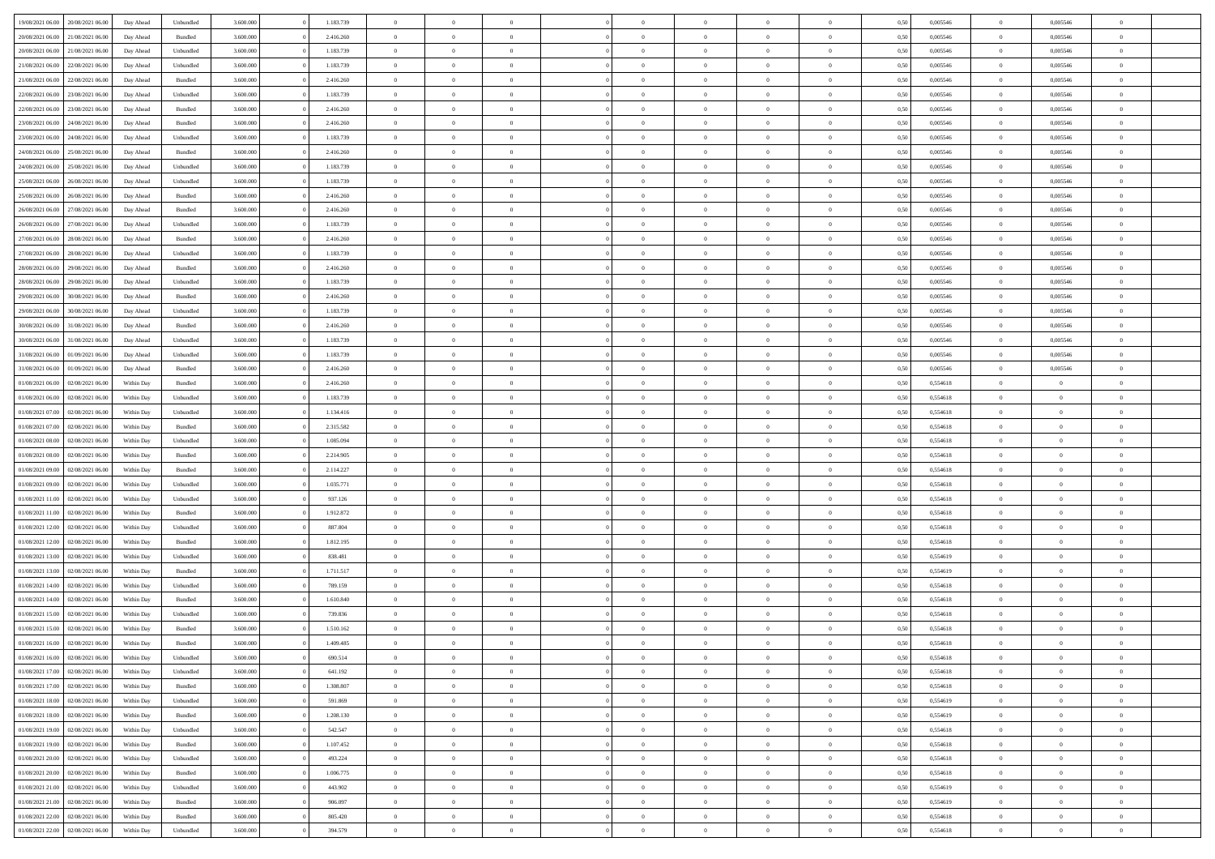| | | | | | | | | | | | | | | | | | | | | |
|---|---|---|---|---|---|---|---|---|---|---|---|---|---|---|---|---|---|---|---|---|
| 19/08/2021 06:00 | 20/08/2021 06:00 | Day Ahead | Unbundled | 3.600.000 | 0 | 1.183.739 | 0 | 0 | 0 | | 0 | 0 | 0 | 0 | 0,50 | 0,005546 | 0 | 0,005546 | 0 | |
| 20/08/2021 06:00 | 21/08/2021 06:00 | Day Ahead | Bundled | 3.600.000 | 0 | 2.416.260 | 0 | 0 | 0 | | 0 | 0 | 0 | 0 | 0,50 | 0,005546 | 0 | 0,005546 | 0 | |
| 20/08/2021 06:00 | 21/08/2021 06:00 | Day Ahead | Unbundled | 3.600.000 | 0 | 1.183.739 | 0 | 0 | 0 | | 0 | 0 | 0 | 0 | 0,50 | 0,005546 | 0 | 0,005546 | 0 | |
| 21/08/2021 06:00 | 22/08/2021 06:00 | Day Ahead | Unbundled | 3.600.000 | 0 | 1.183.739 | 0 | 0 | 0 | | 0 | 0 | 0 | 0 | 0,50 | 0,005546 | 0 | 0,005546 | 0 | |
| 21/08/2021 06:00 | 22/08/2021 06:00 | Day Ahead | Bundled | 3.600.000 | 0 | 2.416.260 | 0 | 0 | 0 | | 0 | 0 | 0 | 0 | 0,50 | 0,005546 | 0 | 0,005546 | 0 | |
| 22/08/2021 06:00 | 23/08/2021 06:00 | Day Ahead | Unbundled | 3.600.000 | 0 | 1.183.739 | 0 | 0 | 0 | | 0 | 0 | 0 | 0 | 0,50 | 0,005546 | 0 | 0,005546 | 0 | |
| 22/08/2021 06:00 | 23/08/2021 06:00 | Day Ahead | Bundled | 3.600.000 | 0 | 2.416.260 | 0 | 0 | 0 | | 0 | 0 | 0 | 0 | 0,50 | 0,005546 | 0 | 0,005546 | 0 | |
| 23/08/2021 06:00 | 24/08/2021 06:00 | Day Ahead | Bundled | 3.600.000 | 0 | 2.416.260 | 0 | 0 | 0 | | 0 | 0 | 0 | 0 | 0,50 | 0,005546 | 0 | 0,005546 | 0 | |
| 23/08/2021 06:00 | 24/08/2021 06:00 | Day Ahead | Unbundled | 3.600.000 | 0 | 1.183.739 | 0 | 0 | 0 | | 0 | 0 | 0 | 0 | 0,50 | 0,005546 | 0 | 0,005546 | 0 | |
| 24/08/2021 06:00 | 25/08/2021 06:00 | Day Ahead | Bundled | 3.600.000 | 0 | 2.416.260 | 0 | 0 | 0 | | 0 | 0 | 0 | 0 | 0,50 | 0,005546 | 0 | 0,005546 | 0 | |
| 24/08/2021 06:00 | 25/08/2021 06:00 | Day Ahead | Unbundled | 3.600.000 | 0 | 1.183.739 | 0 | 0 | 0 | | 0 | 0 | 0 | 0 | 0,50 | 0,005546 | 0 | 0,005546 | 0 | |
| 25/08/2021 06:00 | 26/08/2021 06:00 | Day Ahead | Unbundled | 3.600.000 | 0 | 1.183.739 | 0 | 0 | 0 | | 0 | 0 | 0 | 0 | 0,50 | 0,005546 | 0 | 0,005546 | 0 | |
| 25/08/2021 06:00 | 26/08/2021 06:00 | Day Ahead | Bundled | 3.600.000 | 0 | 2.416.260 | 0 | 0 | 0 | | 0 | 0 | 0 | 0 | 0,50 | 0,005546 | 0 | 0,005546 | 0 | |
| 26/08/2021 06:00 | 27/08/2021 06:00 | Day Ahead | Bundled | 3.600.000 | 0 | 2.416.260 | 0 | 0 | 0 | | 0 | 0 | 0 | 0 | 0,50 | 0,005546 | 0 | 0,005546 | 0 | |
| 26/08/2021 06:00 | 27/08/2021 06:00 | Day Ahead | Unbundled | 3.600.000 | 0 | 1.183.739 | 0 | 0 | 0 | | 0 | 0 | 0 | 0 | 0,50 | 0,005546 | 0 | 0,005546 | 0 | |
| 27/08/2021 06:00 | 28/08/2021 06:00 | Day Ahead | Bundled | 3.600.000 | 0 | 2.416.260 | 0 | 0 | 0 | | 0 | 0 | 0 | 0 | 0,50 | 0,005546 | 0 | 0,005546 | 0 | |
| 27/08/2021 06:00 | 28/08/2021 06:00 | Day Ahead | Unbundled | 3.600.000 | 0 | 1.183.739 | 0 | 0 | 0 | | 0 | 0 | 0 | 0 | 0,50 | 0,005546 | 0 | 0,005546 | 0 | |
| 28/08/2021 06:00 | 29/08/2021 06:00 | Day Ahead | Bundled | 3.600.000 | 0 | 2.416.260 | 0 | 0 | 0 | | 0 | 0 | 0 | 0 | 0,50 | 0,005546 | 0 | 0,005546 | 0 | |
| 28/08/2021 06:00 | 29/08/2021 06:00 | Day Ahead | Unbundled | 3.600.000 | 0 | 1.183.739 | 0 | 0 | 0 | | 0 | 0 | 0 | 0 | 0,50 | 0,005546 | 0 | 0,005546 | 0 | |
| 29/08/2021 06:00 | 30/08/2021 06:00 | Day Ahead | Bundled | 3.600.000 | 0 | 2.416.260 | 0 | 0 | 0 | | 0 | 0 | 0 | 0 | 0,50 | 0,005546 | 0 | 0,005546 | 0 | |
| 29/08/2021 06:00 | 30/08/2021 06:00 | Day Ahead | Unbundled | 3.600.000 | 0 | 1.183.739 | 0 | 0 | 0 | | 0 | 0 | 0 | 0 | 0,50 | 0,005546 | 0 | 0,005546 | 0 | |
| 30/08/2021 06:00 | 31/08/2021 06:00 | Day Ahead | Bundled | 3.600.000 | 0 | 2.416.260 | 0 | 0 | 0 | | 0 | 0 | 0 | 0 | 0,50 | 0,005546 | 0 | 0,005546 | 0 | |
| 30/08/2021 06:00 | 31/08/2021 06:00 | Day Ahead | Unbundled | 3.600.000 | 0 | 1.183.739 | 0 | 0 | 0 | | 0 | 0 | 0 | 0 | 0,50 | 0,005546 | 0 | 0,005546 | 0 | |
| 31/08/2021 06:00 | 01/09/2021 06:00 | Day Ahead | Unbundled | 3.600.000 | 0 | 1.183.739 | 0 | 0 | 0 | | 0 | 0 | 0 | 0 | 0,50 | 0,005546 | 0 | 0,005546 | 0 | |
| 31/08/2021 06:00 | 01/09/2021 06:00 | Day Ahead | Bundled | 3.600.000 | 0 | 2.416.260 | 0 | 0 | 0 | | 0 | 0 | 0 | 0 | 0,50 | 0,005546 | 0 | 0,005546 | 0 | |
| 01/08/2021 06:00 | 02/08/2021 06:00 | Within Day | Bundled | 3.600.000 | 0 | 2.416.260 | 0 | 0 | 0 | | 0 | 0 | 0 | 0 | 0,50 | 0,554618 | 0 | 0 | 0 | |
| 01/08/2021 06:00 | 02/08/2021 06:00 | Within Day | Unbundled | 3.600.000 | 0 | 1.183.739 | 0 | 0 | 0 | | 0 | 0 | 0 | 0 | 0,50 | 0,554618 | 0 | 0 | 0 | |
| 01/08/2021 07:00 | 02/08/2021 06:00 | Within Day | Unbundled | 3.600.000 | 0 | 1.134.416 | 0 | 0 | 0 | | 0 | 0 | 0 | 0 | 0,50 | 0,554618 | 0 | 0 | 0 | |
| 01/08/2021 07:00 | 02/08/2021 06:00 | Within Day | Bundled | 3.600.000 | 0 | 2.315.582 | 0 | 0 | 0 | | 0 | 0 | 0 | 0 | 0,50 | 0,554618 | 0 | 0 | 0 | |
| 01/08/2021 08:00 | 02/08/2021 06:00 | Within Day | Unbundled | 3.600.000 | 0 | 1.085.094 | 0 | 0 | 0 | | 0 | 0 | 0 | 0 | 0,50 | 0,554618 | 0 | 0 | 0 | |
| 01/08/2021 08:00 | 02/08/2021 06:00 | Within Day | Bundled | 3.600.000 | 0 | 2.214.905 | 0 | 0 | 0 | | 0 | 0 | 0 | 0 | 0,50 | 0,554618 | 0 | 0 | 0 | |
| 01/08/2021 09:00 | 02/08/2021 06:00 | Within Day | Bundled | 3.600.000 | 0 | 2.114.227 | 0 | 0 | 0 | | 0 | 0 | 0 | 0 | 0,50 | 0,554618 | 0 | 0 | 0 | |
| 01/08/2021 09:00 | 02/08/2021 06:00 | Within Day | Unbundled | 3.600.000 | 0 | 1.035.771 | 0 | 0 | 0 | | 0 | 0 | 0 | 0 | 0,50 | 0,554618 | 0 | 0 | 0 | |
| 01/08/2021 11:00 | 02/08/2021 06:00 | Within Day | Unbundled | 3.600.000 | 0 | 937.126 | 0 | 0 | 0 | | 0 | 0 | 0 | 0 | 0,50 | 0,554618 | 0 | 0 | 0 | |
| 01/08/2021 11:00 | 02/08/2021 06:00 | Within Day | Bundled | 3.600.000 | 0 | 1.912.872 | 0 | 0 | 0 | | 0 | 0 | 0 | 0 | 0,50 | 0,554618 | 0 | 0 | 0 | |
| 01/08/2021 12:00 | 02/08/2021 06:00 | Within Day | Unbundled | 3.600.000 | 0 | 887.804 | 0 | 0 | 0 | | 0 | 0 | 0 | 0 | 0,50 | 0,554618 | 0 | 0 | 0 | |
| 01/08/2021 12:00 | 02/08/2021 06:00 | Within Day | Bundled | 3.600.000 | 0 | 1.812.195 | 0 | 0 | 0 | | 0 | 0 | 0 | 0 | 0,50 | 0,554618 | 0 | 0 | 0 | |
| 01/08/2021 13:00 | 02/08/2021 06:00 | Within Day | Unbundled | 3.600.000 | 0 | 838.481 | 0 | 0 | 0 | | 0 | 0 | 0 | 0 | 0,50 | 0,554619 | 0 | 0 | 0 | |
| 01/08/2021 13:00 | 02/08/2021 06:00 | Within Day | Bundled | 3.600.000 | 0 | 1.711.517 | 0 | 0 | 0 | | 0 | 0 | 0 | 0 | 0,50 | 0,554619 | 0 | 0 | 0 | |
| 01/08/2021 14:00 | 02/08/2021 06:00 | Within Day | Unbundled | 3.600.000 | 0 | 789.159 | 0 | 0 | 0 | | 0 | 0 | 0 | 0 | 0,50 | 0,554618 | 0 | 0 | 0 | |
| 01/08/2021 14:00 | 02/08/2021 06:00 | Within Day | Bundled | 3.600.000 | 0 | 1.610.840 | 0 | 0 | 0 | | 0 | 0 | 0 | 0 | 0,50 | 0,554618 | 0 | 0 | 0 | |
| 01/08/2021 15:00 | 02/08/2021 06:00 | Within Day | Unbundled | 3.600.000 | 0 | 739.836 | 0 | 0 | 0 | | 0 | 0 | 0 | 0 | 0,50 | 0,554618 | 0 | 0 | 0 | |
| 01/08/2021 15:00 | 02/08/2021 06:00 | Within Day | Bundled | 3.600.000 | 0 | 1.510.162 | 0 | 0 | 0 | | 0 | 0 | 0 | 0 | 0,50 | 0,554618 | 0 | 0 | 0 | |
| 01/08/2021 16:00 | 02/08/2021 06:00 | Within Day | Bundled | 3.600.000 | 0 | 1.409.485 | 0 | 0 | 0 | | 0 | 0 | 0 | 0 | 0,50 | 0,554618 | 0 | 0 | 0 | |
| 01/08/2021 16:00 | 02/08/2021 06:00 | Within Day | Unbundled | 3.600.000 | 0 | 690.514 | 0 | 0 | 0 | | 0 | 0 | 0 | 0 | 0,50 | 0,554618 | 0 | 0 | 0 | |
| 01/08/2021 17:00 | 02/08/2021 06:00 | Within Day | Unbundled | 3.600.000 | 0 | 641.192 | 0 | 0 | 0 | | 0 | 0 | 0 | 0 | 0,50 | 0,554618 | 0 | 0 | 0 | |
| 01/08/2021 17:00 | 02/08/2021 06:00 | Within Day | Bundled | 3.600.000 | 0 | 1.308.807 | 0 | 0 | 0 | | 0 | 0 | 0 | 0 | 0,50 | 0,554618 | 0 | 0 | 0 | |
| 01/08/2021 18:00 | 02/08/2021 06:00 | Within Day | Unbundled | 3.600.000 | 0 | 591.869 | 0 | 0 | 0 | | 0 | 0 | 0 | 0 | 0,50 | 0,554619 | 0 | 0 | 0 | |
| 01/08/2021 18:00 | 02/08/2021 06:00 | Within Day | Bundled | 3.600.000 | 0 | 1.208.130 | 0 | 0 | 0 | | 0 | 0 | 0 | 0 | 0,50 | 0,554619 | 0 | 0 | 0 | |
| 01/08/2021 19:00 | 02/08/2021 06:00 | Within Day | Unbundled | 3.600.000 | 0 | 542.547 | 0 | 0 | 0 | | 0 | 0 | 0 | 0 | 0,50 | 0,554618 | 0 | 0 | 0 | |
| 01/08/2021 19:00 | 02/08/2021 06:00 | Within Day | Bundled | 3.600.000 | 0 | 1.107.452 | 0 | 0 | 0 | | 0 | 0 | 0 | 0 | 0,50 | 0,554618 | 0 | 0 | 0 | |
| 01/08/2021 20:00 | 02/08/2021 06:00 | Within Day | Unbundled | 3.600.000 | 0 | 493.224 | 0 | 0 | 0 | | 0 | 0 | 0 | 0 | 0,50 | 0,554618 | 0 | 0 | 0 | |
| 01/08/2021 20:00 | 02/08/2021 06:00 | Within Day | Bundled | 3.600.000 | 0 | 1.006.775 | 0 | 0 | 0 | | 0 | 0 | 0 | 0 | 0,50 | 0,554618 | 0 | 0 | 0 | |
| 01/08/2021 21:00 | 02/08/2021 06:00 | Within Day | Unbundled | 3.600.000 | 0 | 443.902 | 0 | 0 | 0 | | 0 | 0 | 0 | 0 | 0,50 | 0,554619 | 0 | 0 | 0 | |
| 01/08/2021 21:00 | 02/08/2021 06:00 | Within Day | Bundled | 3.600.000 | 0 | 906.097 | 0 | 0 | 0 | | 0 | 0 | 0 | 0 | 0,50 | 0,554619 | 0 | 0 | 0 | |
| 01/08/2021 22:00 | 02/08/2021 06:00 | Within Day | Bundled | 3.600.000 | 0 | 805.420 | 0 | 0 | 0 | | 0 | 0 | 0 | 0 | 0,50 | 0,554618 | 0 | 0 | 0 | |
| 01/08/2021 22:00 | 02/08/2021 06:00 | Within Day | Unbundled | 3.600.000 | 0 | 394.579 | 0 | 0 | 0 | | 0 | 0 | 0 | 0 | 0,50 | 0,554618 | 0 | 0 | 0 | |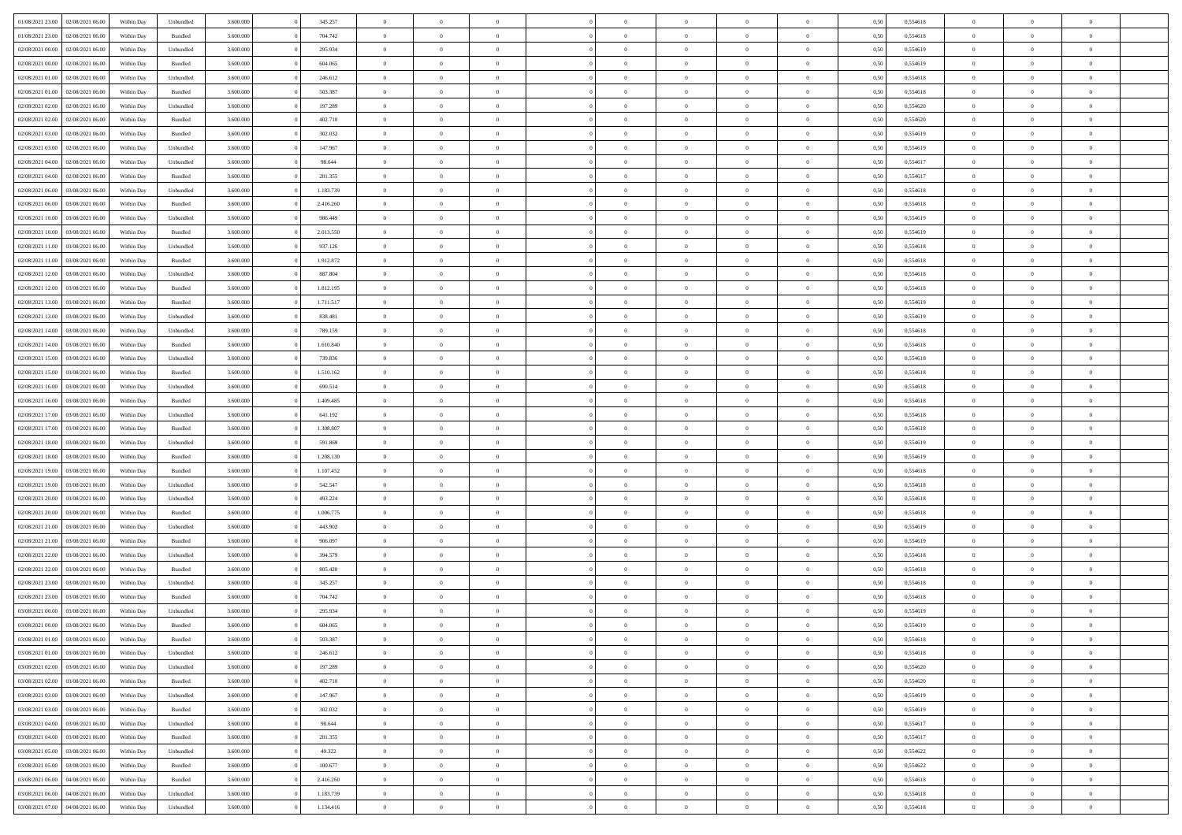| | | | | | | | | | | | | | | | | | | | | |
|---|---|---|---|---|---|---|---|---|---|---|---|---|---|---|---|---|---|---|---|---|
| 01/08/2021 23:00 | 02/08/2021 06:00 | Within Day | Unbundled | 3.600.000 | 0 | 345.257 | 0 | 0 | 0 | | 0 | 0 | 0 | 0 | 0,50 | 0,554618 | 0 | 0 | 0 | |
| 01/08/2021 23:00 | 02/08/2021 06:00 | Within Day | Bundled | 3.600.000 | 0 | 704.742 | 0 | 0 | 0 | | 0 | 0 | 0 | 0 | 0,50 | 0,554618 | 0 | 0 | 0 | |
| 02/08/2021 00:00 | 02/08/2021 06:00 | Within Day | Unbundled | 3.600.000 | 0 | 295.934 | 0 | 0 | 0 | | 0 | 0 | 0 | 0 | 0,50 | 0,554619 | 0 | 0 | 0 | |
| 02/08/2021 00:00 | 02/08/2021 06:00 | Within Day | Bundled | 3.600.000 | 0 | 604.065 | 0 | 0 | 0 | | 0 | 0 | 0 | 0 | 0,50 | 0,554619 | 0 | 0 | 0 | |
| 02/08/2021 01:00 | 02/08/2021 06:00 | Within Day | Unbundled | 3.600.000 | 0 | 246.612 | 0 | 0 | 0 | | 0 | 0 | 0 | 0 | 0,50 | 0,554618 | 0 | 0 | 0 | |
| 02/08/2021 01:00 | 02/08/2021 06:00 | Within Day | Bundled | 3.600.000 | 0 | 503.387 | 0 | 0 | 0 | | 0 | 0 | 0 | 0 | 0,50 | 0,554618 | 0 | 0 | 0 | |
| 02/08/2021 02:00 | 02/08/2021 06:00 | Within Day | Unbundled | 3.600.000 | 0 | 197.289 | 0 | 0 | 0 | | 0 | 0 | 0 | 0 | 0,50 | 0,554620 | 0 | 0 | 0 | |
| 02/08/2021 02:00 | 02/08/2021 06:00 | Within Day | Bundled | 3.600.000 | 0 | 402.710 | 0 | 0 | 0 | | 0 | 0 | 0 | 0 | 0,50 | 0,554620 | 0 | 0 | 0 | |
| 02/08/2021 03:00 | 02/08/2021 06:00 | Within Day | Bundled | 3.600.000 | 0 | 302.032 | 0 | 0 | 0 | | 0 | 0 | 0 | 0 | 0,50 | 0,554619 | 0 | 0 | 0 | |
| 02/08/2021 03:00 | 02/08/2021 06:00 | Within Day | Unbundled | 3.600.000 | 0 | 147.967 | 0 | 0 | 0 | | 0 | 0 | 0 | 0 | 0,50 | 0,554619 | 0 | 0 | 0 | |
| 02/08/2021 04:00 | 02/08/2021 06:00 | Within Day | Unbundled | 3.600.000 | 0 | 98.644 | 0 | 0 | 0 | | 0 | 0 | 0 | 0 | 0,50 | 0,554617 | 0 | 0 | 0 | |
| 02/08/2021 04:00 | 02/08/2021 06:00 | Within Day | Bundled | 3.600.000 | 0 | 201.355 | 0 | 0 | 0 | | 0 | 0 | 0 | 0 | 0,50 | 0,554617 | 0 | 0 | 0 | |
| 02/08/2021 06:00 | 03/08/2021 06:00 | Within Day | Unbundled | 3.600.000 | 0 | 1.183.739 | 0 | 0 | 0 | | 0 | 0 | 0 | 0 | 0,50 | 0,554618 | 0 | 0 | 0 | |
| 02/08/2021 06:00 | 03/08/2021 06:00 | Within Day | Bundled | 3.600.000 | 0 | 2.416.260 | 0 | 0 | 0 | | 0 | 0 | 0 | 0 | 0,50 | 0,554618 | 0 | 0 | 0 | |
| 02/08/2021 10:00 | 03/08/2021 06:00 | Within Day | Unbundled | 3.600.000 | 0 | 986.449 | 0 | 0 | 0 | | 0 | 0 | 0 | 0 | 0,50 | 0,554619 | 0 | 0 | 0 | |
| 02/08/2021 10:00 | 03/08/2021 06:00 | Within Day | Bundled | 3.600.000 | 0 | 2.013.550 | 0 | 0 | 0 | | 0 | 0 | 0 | 0 | 0,50 | 0,554619 | 0 | 0 | 0 | |
| 02/08/2021 11:00 | 03/08/2021 06:00 | Within Day | Unbundled | 3.600.000 | 0 | 937.126 | 0 | 0 | 0 | | 0 | 0 | 0 | 0 | 0,50 | 0,554618 | 0 | 0 | 0 | |
| 02/08/2021 11:00 | 03/08/2021 06:00 | Within Day | Bundled | 3.600.000 | 0 | 1.912.872 | 0 | 0 | 0 | | 0 | 0 | 0 | 0 | 0,50 | 0,554618 | 0 | 0 | 0 | |
| 02/08/2021 12:00 | 03/08/2021 06:00 | Within Day | Unbundled | 3.600.000 | 0 | 887.804 | 0 | 0 | 0 | | 0 | 0 | 0 | 0 | 0,50 | 0,554618 | 0 | 0 | 0 | |
| 02/08/2021 12:00 | 03/08/2021 06:00 | Within Day | Bundled | 3.600.000 | 0 | 1.812.195 | 0 | 0 | 0 | | 0 | 0 | 0 | 0 | 0,50 | 0,554618 | 0 | 0 | 0 | |
| 02/08/2021 13:00 | 03/08/2021 06:00 | Within Day | Bundled | 3.600.000 | 0 | 1.711.517 | 0 | 0 | 0 | | 0 | 0 | 0 | 0 | 0,50 | 0,554619 | 0 | 0 | 0 | |
| 02/08/2021 13:00 | 03/08/2021 06:00 | Within Day | Unbundled | 3.600.000 | 0 | 838.481 | 0 | 0 | 0 | | 0 | 0 | 0 | 0 | 0,50 | 0,554619 | 0 | 0 | 0 | |
| 02/08/2021 14:00 | 03/08/2021 06:00 | Within Day | Unbundled | 3.600.000 | 0 | 789.159 | 0 | 0 | 0 | | 0 | 0 | 0 | 0 | 0,50 | 0,554618 | 0 | 0 | 0 | |
| 02/08/2021 14:00 | 03/08/2021 06:00 | Within Day | Bundled | 3.600.000 | 0 | 1.610.840 | 0 | 0 | 0 | | 0 | 0 | 0 | 0 | 0,50 | 0,554618 | 0 | 0 | 0 | |
| 02/08/2021 15:00 | 03/08/2021 06:00 | Within Day | Unbundled | 3.600.000 | 0 | 739.836 | 0 | 0 | 0 | | 0 | 0 | 0 | 0 | 0,50 | 0,554618 | 0 | 0 | 0 | |
| 02/08/2021 15:00 | 03/08/2021 06:00 | Within Day | Bundled | 3.600.000 | 0 | 1.510.162 | 0 | 0 | 0 | | 0 | 0 | 0 | 0 | 0,50 | 0,554618 | 0 | 0 | 0 | |
| 02/08/2021 16:00 | 03/08/2021 06:00 | Within Day | Unbundled | 3.600.000 | 0 | 690.514 | 0 | 0 | 0 | | 0 | 0 | 0 | 0 | 0,50 | 0,554618 | 0 | 0 | 0 | |
| 02/08/2021 16:00 | 03/08/2021 06:00 | Within Day | Bundled | 3.600.000 | 0 | 1.409.485 | 0 | 0 | 0 | | 0 | 0 | 0 | 0 | 0,50 | 0,554618 | 0 | 0 | 0 | |
| 02/08/2021 17:00 | 03/08/2021 06:00 | Within Day | Unbundled | 3.600.000 | 0 | 641.192 | 0 | 0 | 0 | | 0 | 0 | 0 | 0 | 0,50 | 0,554618 | 0 | 0 | 0 | |
| 02/08/2021 17:00 | 03/08/2021 06:00 | Within Day | Bundled | 3.600.000 | 0 | 1.308.807 | 0 | 0 | 0 | | 0 | 0 | 0 | 0 | 0,50 | 0,554618 | 0 | 0 | 0 | |
| 02/08/2021 18:00 | 03/08/2021 06:00 | Within Day | Unbundled | 3.600.000 | 0 | 591.869 | 0 | 0 | 0 | | 0 | 0 | 0 | 0 | 0,50 | 0,554619 | 0 | 0 | 0 | |
| 02/08/2021 18:00 | 03/08/2021 06:00 | Within Day | Bundled | 3.600.000 | 0 | 1.208.130 | 0 | 0 | 0 | | 0 | 0 | 0 | 0 | 0,50 | 0,554619 | 0 | 0 | 0 | |
| 02/08/2021 19:00 | 03/08/2021 06:00 | Within Day | Bundled | 3.600.000 | 0 | 1.107.452 | 0 | 0 | 0 | | 0 | 0 | 0 | 0 | 0,50 | 0,554618 | 0 | 0 | 0 | |
| 02/08/2021 19:00 | 03/08/2021 06:00 | Within Day | Unbundled | 3.600.000 | 0 | 542.547 | 0 | 0 | 0 | | 0 | 0 | 0 | 0 | 0,50 | 0,554618 | 0 | 0 | 0 | |
| 02/08/2021 20:00 | 03/08/2021 06:00 | Within Day | Unbundled | 3.600.000 | 0 | 493.224 | 0 | 0 | 0 | | 0 | 0 | 0 | 0 | 0,50 | 0,554618 | 0 | 0 | 0 | |
| 02/08/2021 20:00 | 03/08/2021 06:00 | Within Day | Bundled | 3.600.000 | 0 | 1.006.775 | 0 | 0 | 0 | | 0 | 0 | 0 | 0 | 0,50 | 0,554618 | 0 | 0 | 0 | |
| 02/08/2021 21:00 | 03/08/2021 06:00 | Within Day | Unbundled | 3.600.000 | 0 | 443.902 | 0 | 0 | 0 | | 0 | 0 | 0 | 0 | 0,50 | 0,554619 | 0 | 0 | 0 | |
| 02/08/2021 21:00 | 03/08/2021 06:00 | Within Day | Bundled | 3.600.000 | 0 | 906.097 | 0 | 0 | 0 | | 0 | 0 | 0 | 0 | 0,50 | 0,554619 | 0 | 0 | 0 | |
| 02/08/2021 22:00 | 03/08/2021 06:00 | Within Day | Unbundled | 3.600.000 | 0 | 394.579 | 0 | 0 | 0 | | 0 | 0 | 0 | 0 | 0,50 | 0,554618 | 0 | 0 | 0 | |
| 02/08/2021 22:00 | 03/08/2021 06:00 | Within Day | Bundled | 3.600.000 | 0 | 805.420 | 0 | 0 | 0 | | 0 | 0 | 0 | 0 | 0,50 | 0,554618 | 0 | 0 | 0 | |
| 02/08/2021 23:00 | 03/08/2021 06:00 | Within Day | Unbundled | 3.600.000 | 0 | 345.257 | 0 | 0 | 0 | | 0 | 0 | 0 | 0 | 0,50 | 0,554618 | 0 | 0 | 0 | |
| 02/08/2021 23:00 | 03/08/2021 06:00 | Within Day | Bundled | 3.600.000 | 0 | 704.742 | 0 | 0 | 0 | | 0 | 0 | 0 | 0 | 0,50 | 0,554618 | 0 | 0 | 0 | |
| 03/08/2021 00:00 | 03/08/2021 06:00 | Within Day | Unbundled | 3.600.000 | 0 | 295.934 | 0 | 0 | 0 | | 0 | 0 | 0 | 0 | 0,50 | 0,554619 | 0 | 0 | 0 | |
| 03/08/2021 00:00 | 03/08/2021 06:00 | Within Day | Bundled | 3.600.000 | 0 | 604.065 | 0 | 0 | 0 | | 0 | 0 | 0 | 0 | 0,50 | 0,554619 | 0 | 0 | 0 | |
| 03/08/2021 01:00 | 03/08/2021 06:00 | Within Day | Bundled | 3.600.000 | 0 | 503.387 | 0 | 0 | 0 | | 0 | 0 | 0 | 0 | 0,50 | 0,554618 | 0 | 0 | 0 | |
| 03/08/2021 01:00 | 03/08/2021 06:00 | Within Day | Unbundled | 3.600.000 | 0 | 246.612 | 0 | 0 | 0 | | 0 | 0 | 0 | 0 | 0,50 | 0,554618 | 0 | 0 | 0 | |
| 03/08/2021 02:00 | 03/08/2021 06:00 | Within Day | Unbundled | 3.600.000 | 0 | 197.289 | 0 | 0 | 0 | | 0 | 0 | 0 | 0 | 0,50 | 0,554620 | 0 | 0 | 0 | |
| 03/08/2021 02:00 | 03/08/2021 06:00 | Within Day | Bundled | 3.600.000 | 0 | 402.710 | 0 | 0 | 0 | | 0 | 0 | 0 | 0 | 0,50 | 0,554620 | 0 | 0 | 0 | |
| 03/08/2021 03:00 | 03/08/2021 06:00 | Within Day | Unbundled | 3.600.000 | 0 | 147.967 | 0 | 0 | 0 | | 0 | 0 | 0 | 0 | 0,50 | 0,554619 | 0 | 0 | 0 | |
| 03/08/2021 03:00 | 03/08/2021 06:00 | Within Day | Bundled | 3.600.000 | 0 | 302.032 | 0 | 0 | 0 | | 0 | 0 | 0 | 0 | 0,50 | 0,554619 | 0 | 0 | 0 | |
| 03/08/2021 04:00 | 03/08/2021 06:00 | Within Day | Unbundled | 3.600.000 | 0 | 98.644 | 0 | 0 | 0 | | 0 | 0 | 0 | 0 | 0,50 | 0,554617 | 0 | 0 | 0 | |
| 03/08/2021 04:00 | 03/08/2021 06:00 | Within Day | Bundled | 3.600.000 | 0 | 201.355 | 0 | 0 | 0 | | 0 | 0 | 0 | 0 | 0,50 | 0,554617 | 0 | 0 | 0 | |
| 03/08/2021 05:00 | 03/08/2021 06:00 | Within Day | Unbundled | 3.600.000 | 0 | 49.322 | 0 | 0 | 0 | | 0 | 0 | 0 | 0 | 0,50 | 0,554622 | 0 | 0 | 0 | |
| 03/08/2021 05:00 | 03/08/2021 06:00 | Within Day | Bundled | 3.600.000 | 0 | 100.677 | 0 | 0 | 0 | | 0 | 0 | 0 | 0 | 0,50 | 0,554622 | 0 | 0 | 0 | |
| 03/08/2021 06:00 | 04/08/2021 06:00 | Within Day | Bundled | 3.600.000 | 0 | 2.416.260 | 0 | 0 | 0 | | 0 | 0 | 0 | 0 | 0,50 | 0,554618 | 0 | 0 | 0 | |
| 03/08/2021 06:00 | 04/08/2021 06:00 | Within Day | Unbundled | 3.600.000 | 0 | 1.183.739 | 0 | 0 | 0 | | 0 | 0 | 0 | 0 | 0,50 | 0,554618 | 0 | 0 | 0 | |
| 03/08/2021 07:00 | 04/08/2021 06:00 | Within Day | Unbundled | 3.600.000 | 0 | 1.134.416 | 0 | 0 | 0 | | 0 | 0 | 0 | 0 | 0,50 | 0,554618 | 0 | 0 | 0 | |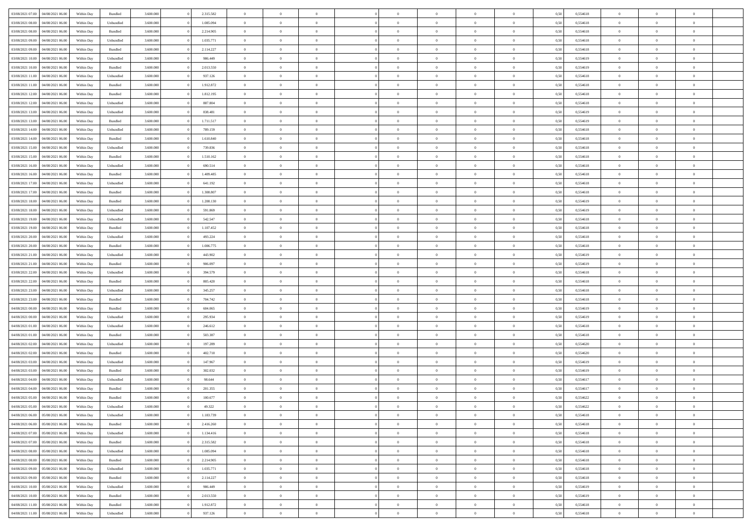| | | | | | | | | | | | | | | | | | | | | |
|---|---|---|---|---|---|---|---|---|---|---|---|---|---|---|---|---|---|---|---|---|
| 03/08/2021 07:00 | 04/08/2021 06:00 | Within Day | Bundled | 3.600.000 | 0 | 2.315.582 | 0 | 0 | 0 | | 0 | 0 | 0 | 0 | 0,50 | 0,554618 | 0 | 0 | 0 | |
| 03/08/2021 08:00 | 04/08/2021 06:00 | Within Day | Unbundled | 3.600.000 | 0 | 1.085.094 | 0 | 0 | 0 | | 0 | 0 | 0 | 0 | 0,50 | 0,554618 | 0 | 0 | 0 | |
| 03/08/2021 08:00 | 04/08/2021 06:00 | Within Day | Bundled | 3.600.000 | 0 | 2.214.905 | 0 | 0 | 0 | | 0 | 0 | 0 | 0 | 0,50 | 0,554618 | 0 | 0 | 0 | |
| 03/08/2021 09:00 | 04/08/2021 06:00 | Within Day | Unbundled | 3.600.000 | 0 | 1.035.771 | 0 | 0 | 0 | | 0 | 0 | 0 | 0 | 0,50 | 0,554618 | 0 | 0 | 0 | |
| 03/08/2021 09:00 | 04/08/2021 06:00 | Within Day | Bundled | 3.600.000 | 0 | 2.114.227 | 0 | 0 | 0 | | 0 | 0 | 0 | 0 | 0,50 | 0,554618 | 0 | 0 | 0 | |
| 03/08/2021 10:00 | 04/08/2021 06:00 | Within Day | Unbundled | 3.600.000 | 0 | 986.449 | 0 | 0 | 0 | | 0 | 0 | 0 | 0 | 0,50 | 0,554619 | 0 | 0 | 0 | |
| 03/08/2021 10:00 | 04/08/2021 06:00 | Within Day | Bundled | 3.600.000 | 0 | 2.013.550 | 0 | 0 | 0 | | 0 | 0 | 0 | 0 | 0,50 | 0,554619 | 0 | 0 | 0 | |
| 03/08/2021 11:00 | 04/08/2021 06:00 | Within Day | Unbundled | 3.600.000 | 0 | 937.126 | 0 | 0 | 0 | | 0 | 0 | 0 | 0 | 0,50 | 0,554618 | 0 | 0 | 0 | |
| 03/08/2021 11:00 | 04/08/2021 06:00 | Within Day | Bundled | 3.600.000 | 0 | 1.912.872 | 0 | 0 | 0 | | 0 | 0 | 0 | 0 | 0,50 | 0,554618 | 0 | 0 | 0 | |
| 03/08/2021 12:00 | 04/08/2021 06:00 | Within Day | Bundled | 3.600.000 | 0 | 1.812.195 | 0 | 0 | 0 | | 0 | 0 | 0 | 0 | 0,50 | 0,554618 | 0 | 0 | 0 | |
| 03/08/2021 12:00 | 04/08/2021 06:00 | Within Day | Unbundled | 3.600.000 | 0 | 887.804 | 0 | 0 | 0 | | 0 | 0 | 0 | 0 | 0,50 | 0,554618 | 0 | 0 | 0 | |
| 03/08/2021 13:00 | 04/08/2021 06:00 | Within Day | Unbundled | 3.600.000 | 0 | 838.481 | 0 | 0 | 0 | | 0 | 0 | 0 | 0 | 0,50 | 0,554619 | 0 | 0 | 0 | |
| 03/08/2021 13:00 | 04/08/2021 06:00 | Within Day | Bundled | 3.600.000 | 0 | 1.711.517 | 0 | 0 | 0 | | 0 | 0 | 0 | 0 | 0,50 | 0,554619 | 0 | 0 | 0 | |
| 03/08/2021 14:00 | 04/08/2021 06:00 | Within Day | Unbundled | 3.600.000 | 0 | 789.159 | 0 | 0 | 0 | | 0 | 0 | 0 | 0 | 0,50 | 0,554618 | 0 | 0 | 0 | |
| 03/08/2021 14:00 | 04/08/2021 06:00 | Within Day | Bundled | 3.600.000 | 0 | 1.610.840 | 0 | 0 | 0 | | 0 | 0 | 0 | 0 | 0,50 | 0,554618 | 0 | 0 | 0 | |
| 03/08/2021 15:00 | 04/08/2021 06:00 | Within Day | Unbundled | 3.600.000 | 0 | 739.836 | 0 | 0 | 0 | | 0 | 0 | 0 | 0 | 0,50 | 0,554618 | 0 | 0 | 0 | |
| 03/08/2021 15:00 | 04/08/2021 06:00 | Within Day | Bundled | 3.600.000 | 0 | 1.510.162 | 0 | 0 | 0 | | 0 | 0 | 0 | 0 | 0,50 | 0,554618 | 0 | 0 | 0 | |
| 03/08/2021 16:00 | 04/08/2021 06:00 | Within Day | Unbundled | 3.600.000 | 0 | 690.514 | 0 | 0 | 0 | | 0 | 0 | 0 | 0 | 0,50 | 0,554618 | 0 | 0 | 0 | |
| 03/08/2021 16:00 | 04/08/2021 06:00 | Within Day | Bundled | 3.600.000 | 0 | 1.409.485 | 0 | 0 | 0 | | 0 | 0 | 0 | 0 | 0,50 | 0,554618 | 0 | 0 | 0 | |
| 03/08/2021 17:00 | 04/08/2021 06:00 | Within Day | Unbundled | 3.600.000 | 0 | 641.192 | 0 | 0 | 0 | | 0 | 0 | 0 | 0 | 0,50 | 0,554618 | 0 | 0 | 0 | |
| 03/08/2021 17:00 | 04/08/2021 06:00 | Within Day | Bundled | 3.600.000 | 0 | 1.308.807 | 0 | 0 | 0 | | 0 | 0 | 0 | 0 | 0,50 | 0,554618 | 0 | 0 | 0 | |
| 03/08/2021 18:00 | 04/08/2021 06:00 | Within Day | Bundled | 3.600.000 | 0 | 1.208.130 | 0 | 0 | 0 | | 0 | 0 | 0 | 0 | 0,50 | 0,554619 | 0 | 0 | 0 | |
| 03/08/2021 18:00 | 04/08/2021 06:00 | Within Day | Unbundled | 3.600.000 | 0 | 591.869 | 0 | 0 | 0 | | 0 | 0 | 0 | 0 | 0,50 | 0,554619 | 0 | 0 | 0 | |
| 03/08/2021 19:00 | 04/08/2021 06:00 | Within Day | Unbundled | 3.600.000 | 0 | 542.547 | 0 | 0 | 0 | | 0 | 0 | 0 | 0 | 0,50 | 0,554618 | 0 | 0 | 0 | |
| 03/08/2021 19:00 | 04/08/2021 06:00 | Within Day | Bundled | 3.600.000 | 0 | 1.107.452 | 0 | 0 | 0 | | 0 | 0 | 0 | 0 | 0,50 | 0,554618 | 0 | 0 | 0 | |
| 03/08/2021 20:00 | 04/08/2021 06:00 | Within Day | Unbundled | 3.600.000 | 0 | 493.224 | 0 | 0 | 0 | | 0 | 0 | 0 | 0 | 0,50 | 0,554618 | 0 | 0 | 0 | |
| 03/08/2021 20:00 | 04/08/2021 06:00 | Within Day | Bundled | 3.600.000 | 0 | 1.006.775 | 0 | 0 | 0 | | 0 | 0 | 0 | 0 | 0,50 | 0,554618 | 0 | 0 | 0 | |
| 03/08/2021 21:00 | 04/08/2021 06:00 | Within Day | Unbundled | 3.600.000 | 0 | 443.902 | 0 | 0 | 0 | | 0 | 0 | 0 | 0 | 0,50 | 0,554619 | 0 | 0 | 0 | |
| 03/08/2021 21:00 | 04/08/2021 06:00 | Within Day | Bundled | 3.600.000 | 0 | 906.097 | 0 | 0 | 0 | | 0 | 0 | 0 | 0 | 0,50 | 0,554619 | 0 | 0 | 0 | |
| 03/08/2021 22:00 | 04/08/2021 06:00 | Within Day | Unbundled | 3.600.000 | 0 | 394.579 | 0 | 0 | 0 | | 0 | 0 | 0 | 0 | 0,50 | 0,554618 | 0 | 0 | 0 | |
| 03/08/2021 22:00 | 04/08/2021 06:00 | Within Day | Bundled | 3.600.000 | 0 | 805.420 | 0 | 0 | 0 | | 0 | 0 | 0 | 0 | 0,50 | 0,554618 | 0 | 0 | 0 | |
| 03/08/2021 23:00 | 04/08/2021 06:00 | Within Day | Unbundled | 3.600.000 | 0 | 345.257 | 0 | 0 | 0 | | 0 | 0 | 0 | 0 | 0,50 | 0,554618 | 0 | 0 | 0 | |
| 03/08/2021 23:00 | 04/08/2021 06:00 | Within Day | Bundled | 3.600.000 | 0 | 704.742 | 0 | 0 | 0 | | 0 | 0 | 0 | 0 | 0,50 | 0,554618 | 0 | 0 | 0 | |
| 04/08/2021 00:00 | 04/08/2021 06:00 | Within Day | Bundled | 3.600.000 | 0 | 604.065 | 0 | 0 | 0 | | 0 | 0 | 0 | 0 | 0,50 | 0,554619 | 0 | 0 | 0 | |
| 04/08/2021 00:00 | 04/08/2021 06:00 | Within Day | Unbundled | 3.600.000 | 0 | 295.934 | 0 | 0 | 0 | | 0 | 0 | 0 | 0 | 0,50 | 0,554619 | 0 | 0 | 0 | |
| 04/08/2021 01:00 | 04/08/2021 06:00 | Within Day | Unbundled | 3.600.000 | 0 | 246.612 | 0 | 0 | 0 | | 0 | 0 | 0 | 0 | 0,50 | 0,554618 | 0 | 0 | 0 | |
| 04/08/2021 01:00 | 04/08/2021 06:00 | Within Day | Bundled | 3.600.000 | 0 | 503.387 | 0 | 0 | 0 | | 0 | 0 | 0 | 0 | 0,50 | 0,554618 | 0 | 0 | 0 | |
| 04/08/2021 02:00 | 04/08/2021 06:00 | Within Day | Unbundled | 3.600.000 | 0 | 197.289 | 0 | 0 | 0 | | 0 | 0 | 0 | 0 | 0,50 | 0,554620 | 0 | 0 | 0 | |
| 04/08/2021 02:00 | 04/08/2021 06:00 | Within Day | Bundled | 3.600.000 | 0 | 402.710 | 0 | 0 | 0 | | 0 | 0 | 0 | 0 | 0,50 | 0,554620 | 0 | 0 | 0 | |
| 04/08/2021 03:00 | 04/08/2021 06:00 | Within Day | Unbundled | 3.600.000 | 0 | 147.967 | 0 | 0 | 0 | | 0 | 0 | 0 | 0 | 0,50 | 0,554619 | 0 | 0 | 0 | |
| 04/08/2021 03:00 | 04/08/2021 06:00 | Within Day | Bundled | 3.600.000 | 0 | 302.032 | 0 | 0 | 0 | | 0 | 0 | 0 | 0 | 0,50 | 0,554619 | 0 | 0 | 0 | |
| 04/08/2021 04:00 | 04/08/2021 06:00 | Within Day | Unbundled | 3.600.000 | 0 | 98.644 | 0 | 0 | 0 | | 0 | 0 | 0 | 0 | 0,50 | 0,554617 | 0 | 0 | 0 | |
| 04/08/2021 04:00 | 04/08/2021 06:00 | Within Day | Bundled | 3.600.000 | 0 | 201.355 | 0 | 0 | 0 | | 0 | 0 | 0 | 0 | 0,50 | 0,554617 | 0 | 0 | 0 | |
| 04/08/2021 05:00 | 04/08/2021 06:00 | Within Day | Bundled | 3.600.000 | 0 | 100.677 | 0 | 0 | 0 | | 0 | 0 | 0 | 0 | 0,50 | 0,554622 | 0 | 0 | 0 | |
| 04/08/2021 05:00 | 04/08/2021 06:00 | Within Day | Unbundled | 3.600.000 | 0 | 49.322 | 0 | 0 | 0 | | 0 | 0 | 0 | 0 | 0,50 | 0,554622 | 0 | 0 | 0 | |
| 04/08/2021 06:00 | 05/08/2021 06:00 | Within Day | Unbundled | 3.600.000 | 0 | 1.183.739 | 0 | 0 | 0 | | 0 | 0 | 0 | 0 | 0,50 | 0,554618 | 0 | 0 | 0 | |
| 04/08/2021 06:00 | 05/08/2021 06:00 | Within Day | Bundled | 3.600.000 | 0 | 2.416.260 | 0 | 0 | 0 | | 0 | 0 | 0 | 0 | 0,50 | 0,554618 | 0 | 0 | 0 | |
| 04/08/2021 07:00 | 05/08/2021 06:00 | Within Day | Unbundled | 3.600.000 | 0 | 1.134.416 | 0 | 0 | 0 | | 0 | 0 | 0 | 0 | 0,50 | 0,554618 | 0 | 0 | 0 | |
| 04/08/2021 07:00 | 05/08/2021 06:00 | Within Day | Bundled | 3.600.000 | 0 | 2.315.582 | 0 | 0 | 0 | | 0 | 0 | 0 | 0 | 0,50 | 0,554618 | 0 | 0 | 0 | |
| 04/08/2021 08:00 | 05/08/2021 06:00 | Within Day | Unbundled | 3.600.000 | 0 | 1.085.094 | 0 | 0 | 0 | | 0 | 0 | 0 | 0 | 0,50 | 0,554618 | 0 | 0 | 0 | |
| 04/08/2021 08:00 | 05/08/2021 06:00 | Within Day | Bundled | 3.600.000 | 0 | 2.214.905 | 0 | 0 | 0 | | 0 | 0 | 0 | 0 | 0,50 | 0,554618 | 0 | 0 | 0 | |
| 04/08/2021 09:00 | 05/08/2021 06:00 | Within Day | Unbundled | 3.600.000 | 0 | 1.035.771 | 0 | 0 | 0 | | 0 | 0 | 0 | 0 | 0,50 | 0,554618 | 0 | 0 | 0 | |
| 04/08/2021 09:00 | 05/08/2021 06:00 | Within Day | Bundled | 3.600.000 | 0 | 2.114.227 | 0 | 0 | 0 | | 0 | 0 | 0 | 0 | 0,50 | 0,554618 | 0 | 0 | 0 | |
| 04/08/2021 10:00 | 05/08/2021 06:00 | Within Day | Unbundled | 3.600.000 | 0 | 986.449 | 0 | 0 | 0 | | 0 | 0 | 0 | 0 | 0,50 | 0,554619 | 0 | 0 | 0 | |
| 04/08/2021 10:00 | 05/08/2021 06:00 | Within Day | Bundled | 3.600.000 | 0 | 2.013.550 | 0 | 0 | 0 | | 0 | 0 | 0 | 0 | 0,50 | 0,554619 | 0 | 0 | 0 | |
| 04/08/2021 11:00 | 05/08/2021 06:00 | Within Day | Bundled | 3.600.000 | 0 | 1.912.872 | 0 | 0 | 0 | | 0 | 0 | 0 | 0 | 0,50 | 0,554618 | 0 | 0 | 0 | |
| 04/08/2021 11:00 | 05/08/2021 06:00 | Within Day | Unbundled | 3.600.000 | 0 | 937.126 | 0 | 0 | 0 | | 0 | 0 | 0 | 0 | 0,50 | 0,554618 | 0 | 0 | 0 | |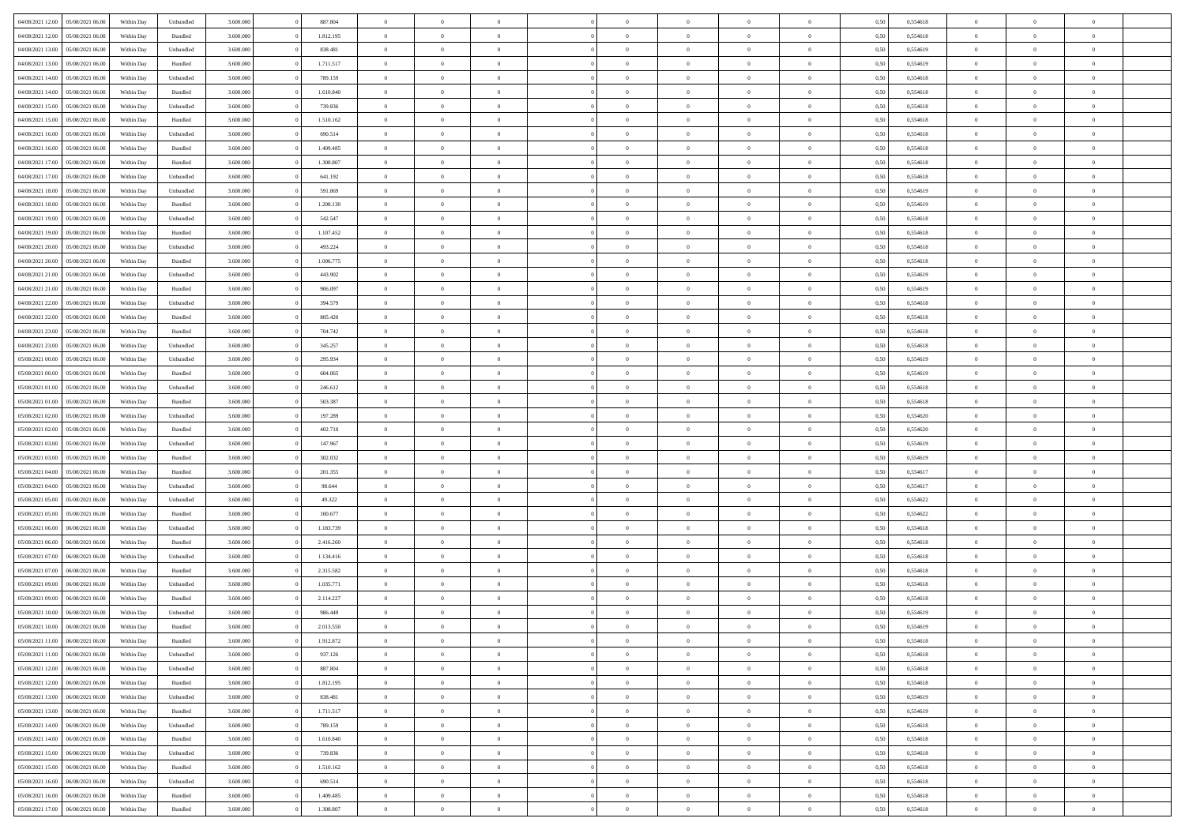| | | | | | | | | | | | | | | | | | | | | |
|---|---|---|---|---|---|---|---|---|---|---|---|---|---|---|---|---|---|---|---|---|
| 04/08/2021 12:00 | 05/08/2021 06:00 | Within Day | Unbundled | 3.600.000 | 0 | 887.804 | 0 | 0 | 0 | | 0 | 0 | 0 | 0 | 0,50 | 0,554618 | 0 | 0 | 0 | |
| 04/08/2021 12:00 | 05/08/2021 06:00 | Within Day | Bundled | 3.600.000 | 0 | 1.812.195 | 0 | 0 | 0 | | 0 | 0 | 0 | 0 | 0,50 | 0,554618 | 0 | 0 | 0 | |
| 04/08/2021 13:00 | 05/08/2021 06:00 | Within Day | Unbundled | 3.600.000 | 0 | 838.481 | 0 | 0 | 0 | | 0 | 0 | 0 | 0 | 0,50 | 0,554619 | 0 | 0 | 0 | |
| 04/08/2021 13:00 | 05/08/2021 06:00 | Within Day | Bundled | 3.600.000 | 0 | 1.711.517 | 0 | 0 | 0 | | 0 | 0 | 0 | 0 | 0,50 | 0,554619 | 0 | 0 | 0 | |
| 04/08/2021 14:00 | 05/08/2021 06:00 | Within Day | Unbundled | 3.600.000 | 0 | 789.159 | 0 | 0 | 0 | | 0 | 0 | 0 | 0 | 0,50 | 0,554618 | 0 | 0 | 0 | |
| 04/08/2021 14:00 | 05/08/2021 06:00 | Within Day | Bundled | 3.600.000 | 0 | 1.610.840 | 0 | 0 | 0 | | 0 | 0 | 0 | 0 | 0,50 | 0,554618 | 0 | 0 | 0 | |
| 04/08/2021 15:00 | 05/08/2021 06:00 | Within Day | Unbundled | 3.600.000 | 0 | 739.836 | 0 | 0 | 0 | | 0 | 0 | 0 | 0 | 0,50 | 0,554618 | 0 | 0 | 0 | |
| 04/08/2021 15:00 | 05/08/2021 06:00 | Within Day | Bundled | 3.600.000 | 0 | 1.510.162 | 0 | 0 | 0 | | 0 | 0 | 0 | 0 | 0,50 | 0,554618 | 0 | 0 | 0 | |
| 04/08/2021 16:00 | 05/08/2021 06:00 | Within Day | Unbundled | 3.600.000 | 0 | 690.514 | 0 | 0 | 0 | | 0 | 0 | 0 | 0 | 0,50 | 0,554618 | 0 | 0 | 0 | |
| 04/08/2021 16:00 | 05/08/2021 06:00 | Within Day | Bundled | 3.600.000 | 0 | 1.409.485 | 0 | 0 | 0 | | 0 | 0 | 0 | 0 | 0,50 | 0,554618 | 0 | 0 | 0 | |
| 04/08/2021 17:00 | 05/08/2021 06:00 | Within Day | Bundled | 3.600.000 | 0 | 1.308.807 | 0 | 0 | 0 | | 0 | 0 | 0 | 0 | 0,50 | 0,554618 | 0 | 0 | 0 | |
| 04/08/2021 17:00 | 05/08/2021 06:00 | Within Day | Unbundled | 3.600.000 | 0 | 641.192 | 0 | 0 | 0 | | 0 | 0 | 0 | 0 | 0,50 | 0,554618 | 0 | 0 | 0 | |
| 04/08/2021 18:00 | 05/08/2021 06:00 | Within Day | Unbundled | 3.600.000 | 0 | 591.869 | 0 | 0 | 0 | | 0 | 0 | 0 | 0 | 0,50 | 0,554619 | 0 | 0 | 0 | |
| 04/08/2021 18:00 | 05/08/2021 06:00 | Within Day | Bundled | 3.600.000 | 0 | 1.208.130 | 0 | 0 | 0 | | 0 | 0 | 0 | 0 | 0,50 | 0,554619 | 0 | 0 | 0 | |
| 04/08/2021 19:00 | 05/08/2021 06:00 | Within Day | Unbundled | 3.600.000 | 0 | 542.547 | 0 | 0 | 0 | | 0 | 0 | 0 | 0 | 0,50 | 0,554618 | 0 | 0 | 0 | |
| 04/08/2021 19:00 | 05/08/2021 06:00 | Within Day | Bundled | 3.600.000 | 0 | 1.107.452 | 0 | 0 | 0 | | 0 | 0 | 0 | 0 | 0,50 | 0,554618 | 0 | 0 | 0 | |
| 04/08/2021 20:00 | 05/08/2021 06:00 | Within Day | Unbundled | 3.600.000 | 0 | 493.224 | 0 | 0 | 0 | | 0 | 0 | 0 | 0 | 0,50 | 0,554618 | 0 | 0 | 0 | |
| 04/08/2021 20:00 | 05/08/2021 06:00 | Within Day | Bundled | 3.600.000 | 0 | 1.006.775 | 0 | 0 | 0 | | 0 | 0 | 0 | 0 | 0,50 | 0,554618 | 0 | 0 | 0 | |
| 04/08/2021 21:00 | 05/08/2021 06:00 | Within Day | Unbundled | 3.600.000 | 0 | 443.902 | 0 | 0 | 0 | | 0 | 0 | 0 | 0 | 0,50 | 0,554619 | 0 | 0 | 0 | |
| 04/08/2021 21:00 | 05/08/2021 06:00 | Within Day | Bundled | 3.600.000 | 0 | 906.097 | 0 | 0 | 0 | | 0 | 0 | 0 | 0 | 0,50 | 0,554619 | 0 | 0 | 0 | |
| 04/08/2021 22:00 | 05/08/2021 06:00 | Within Day | Unbundled | 3.600.000 | 0 | 394.579 | 0 | 0 | 0 | | 0 | 0 | 0 | 0 | 0,50 | 0,554618 | 0 | 0 | 0 | |
| 04/08/2021 22:00 | 05/08/2021 06:00 | Within Day | Bundled | 3.600.000 | 0 | 805.420 | 0 | 0 | 0 | | 0 | 0 | 0 | 0 | 0,50 | 0,554618 | 0 | 0 | 0 | |
| 04/08/2021 23:00 | 05/08/2021 06:00 | Within Day | Bundled | 3.600.000 | 0 | 704.742 | 0 | 0 | 0 | | 0 | 0 | 0 | 0 | 0,50 | 0,554618 | 0 | 0 | 0 | |
| 04/08/2021 23:00 | 05/08/2021 06:00 | Within Day | Unbundled | 3.600.000 | 0 | 345.257 | 0 | 0 | 0 | | 0 | 0 | 0 | 0 | 0,50 | 0,554618 | 0 | 0 | 0 | |
| 05/08/2021 00:00 | 05/08/2021 06:00 | Within Day | Unbundled | 3.600.000 | 0 | 295.934 | 0 | 0 | 0 | | 0 | 0 | 0 | 0 | 0,50 | 0,554619 | 0 | 0 | 0 | |
| 05/08/2021 00:00 | 05/08/2021 06:00 | Within Day | Bundled | 3.600.000 | 0 | 604.065 | 0 | 0 | 0 | | 0 | 0 | 0 | 0 | 0,50 | 0,554619 | 0 | 0 | 0 | |
| 05/08/2021 01:00 | 05/08/2021 06:00 | Within Day | Unbundled | 3.600.000 | 0 | 246.612 | 0 | 0 | 0 | | 0 | 0 | 0 | 0 | 0,50 | 0,554618 | 0 | 0 | 0 | |
| 05/08/2021 01:00 | 05/08/2021 06:00 | Within Day | Bundled | 3.600.000 | 0 | 503.387 | 0 | 0 | 0 | | 0 | 0 | 0 | 0 | 0,50 | 0,554618 | 0 | 0 | 0 | |
| 05/08/2021 02:00 | 05/08/2021 06:00 | Within Day | Unbundled | 3.600.000 | 0 | 197.289 | 0 | 0 | 0 | | 0 | 0 | 0 | 0 | 0,50 | 0,554620 | 0 | 0 | 0 | |
| 05/08/2021 02:00 | 05/08/2021 06:00 | Within Day | Bundled | 3.600.000 | 0 | 402.710 | 0 | 0 | 0 | | 0 | 0 | 0 | 0 | 0,50 | 0,554620 | 0 | 0 | 0 | |
| 05/08/2021 03:00 | 05/08/2021 06:00 | Within Day | Unbundled | 3.600.000 | 0 | 147.967 | 0 | 0 | 0 | | 0 | 0 | 0 | 0 | 0,50 | 0,554619 | 0 | 0 | 0 | |
| 05/08/2021 03:00 | 05/08/2021 06:00 | Within Day | Bundled | 3.600.000 | 0 | 302.032 | 0 | 0 | 0 | | 0 | 0 | 0 | 0 | 0,50 | 0,554619 | 0 | 0 | 0 | |
| 05/08/2021 04:00 | 05/08/2021 06:00 | Within Day | Bundled | 3.600.000 | 0 | 201.355 | 0 | 0 | 0 | | 0 | 0 | 0 | 0 | 0,50 | 0,554617 | 0 | 0 | 0 | |
| 05/08/2021 04:00 | 05/08/2021 06:00 | Within Day | Unbundled | 3.600.000 | 0 | 98.644 | 0 | 0 | 0 | | 0 | 0 | 0 | 0 | 0,50 | 0,554617 | 0 | 0 | 0 | |
| 05/08/2021 05:00 | 05/08/2021 06:00 | Within Day | Unbundled | 3.600.000 | 0 | 49.322 | 0 | 0 | 0 | | 0 | 0 | 0 | 0 | 0,50 | 0,554622 | 0 | 0 | 0 | |
| 05/08/2021 05:00 | 05/08/2021 06:00 | Within Day | Bundled | 3.600.000 | 0 | 100.677 | 0 | 0 | 0 | | 0 | 0 | 0 | 0 | 0,50 | 0,554622 | 0 | 0 | 0 | |
| 05/08/2021 06:00 | 06/08/2021 06:00 | Within Day | Unbundled | 3.600.000 | 0 | 1.183.739 | 0 | 0 | 0 | | 0 | 0 | 0 | 0 | 0,50 | 0,554618 | 0 | 0 | 0 | |
| 05/08/2021 06:00 | 06/08/2021 06:00 | Within Day | Bundled | 3.600.000 | 0 | 2.416.260 | 0 | 0 | 0 | | 0 | 0 | 0 | 0 | 0,50 | 0,554618 | 0 | 0 | 0 | |
| 05/08/2021 07:00 | 06/08/2021 06:00 | Within Day | Unbundled | 3.600.000 | 0 | 1.134.416 | 0 | 0 | 0 | | 0 | 0 | 0 | 0 | 0,50 | 0,554618 | 0 | 0 | 0 | |
| 05/08/2021 07:00 | 06/08/2021 06:00 | Within Day | Bundled | 3.600.000 | 0 | 2.315.582 | 0 | 0 | 0 | | 0 | 0 | 0 | 0 | 0,50 | 0,554618 | 0 | 0 | 0 | |
| 05/08/2021 09:00 | 06/08/2021 06:00 | Within Day | Unbundled | 3.600.000 | 0 | 1.035.771 | 0 | 0 | 0 | | 0 | 0 | 0 | 0 | 0,50 | 0,554618 | 0 | 0 | 0 | |
| 05/08/2021 09:00 | 06/08/2021 06:00 | Within Day | Bundled | 3.600.000 | 0 | 2.114.227 | 0 | 0 | 0 | | 0 | 0 | 0 | 0 | 0,50 | 0,554618 | 0 | 0 | 0 | |
| 05/08/2021 10:00 | 06/08/2021 06:00 | Within Day | Unbundled | 3.600.000 | 0 | 986.449 | 0 | 0 | 0 | | 0 | 0 | 0 | 0 | 0,50 | 0,554619 | 0 | 0 | 0 | |
| 05/08/2021 10:00 | 06/08/2021 06:00 | Within Day | Bundled | 3.600.000 | 0 | 2.013.550 | 0 | 0 | 0 | | 0 | 0 | 0 | 0 | 0,50 | 0,554619 | 0 | 0 | 0 | |
| 05/08/2021 11:00 | 06/08/2021 06:00 | Within Day | Bundled | 3.600.000 | 0 | 1.912.872 | 0 | 0 | 0 | | 0 | 0 | 0 | 0 | 0,50 | 0,554618 | 0 | 0 | 0 | |
| 05/08/2021 11:00 | 06/08/2021 06:00 | Within Day | Unbundled | 3.600.000 | 0 | 937.126 | 0 | 0 | 0 | | 0 | 0 | 0 | 0 | 0,50 | 0,554618 | 0 | 0 | 0 | |
| 05/08/2021 12:00 | 06/08/2021 06:00 | Within Day | Unbundled | 3.600.000 | 0 | 887.804 | 0 | 0 | 0 | | 0 | 0 | 0 | 0 | 0,50 | 0,554618 | 0 | 0 | 0 | |
| 05/08/2021 12:00 | 06/08/2021 06:00 | Within Day | Bundled | 3.600.000 | 0 | 1.812.195 | 0 | 0 | 0 | | 0 | 0 | 0 | 0 | 0,50 | 0,554618 | 0 | 0 | 0 | |
| 05/08/2021 13:00 | 06/08/2021 06:00 | Within Day | Unbundled | 3.600.000 | 0 | 838.481 | 0 | 0 | 0 | | 0 | 0 | 0 | 0 | 0,50 | 0,554619 | 0 | 0 | 0 | |
| 05/08/2021 13:00 | 06/08/2021 06:00 | Within Day | Bundled | 3.600.000 | 0 | 1.711.517 | 0 | 0 | 0 | | 0 | 0 | 0 | 0 | 0,50 | 0,554619 | 0 | 0 | 0 | |
| 05/08/2021 14:00 | 06/08/2021 06:00 | Within Day | Unbundled | 3.600.000 | 0 | 789.159 | 0 | 0 | 0 | | 0 | 0 | 0 | 0 | 0,50 | 0,554618 | 0 | 0 | 0 | |
| 05/08/2021 14:00 | 06/08/2021 06:00 | Within Day | Bundled | 3.600.000 | 0 | 1.610.840 | 0 | 0 | 0 | | 0 | 0 | 0 | 0 | 0,50 | 0,554618 | 0 | 0 | 0 | |
| 05/08/2021 15:00 | 06/08/2021 06:00 | Within Day | Unbundled | 3.600.000 | 0 | 739.836 | 0 | 0 | 0 | | 0 | 0 | 0 | 0 | 0,50 | 0,554618 | 0 | 0 | 0 | |
| 05/08/2021 15:00 | 06/08/2021 06:00 | Within Day | Bundled | 3.600.000 | 0 | 1.510.162 | 0 | 0 | 0 | | 0 | 0 | 0 | 0 | 0,50 | 0,554618 | 0 | 0 | 0 | |
| 05/08/2021 16:00 | 06/08/2021 06:00 | Within Day | Unbundled | 3.600.000 | 0 | 690.514 | 0 | 0 | 0 | | 0 | 0 | 0 | 0 | 0,50 | 0,554618 | 0 | 0 | 0 | |
| 05/08/2021 16:00 | 06/08/2021 06:00 | Within Day | Bundled | 3.600.000 | 0 | 1.409.485 | 0 | 0 | 0 | | 0 | 0 | 0 | 0 | 0,50 | 0,554618 | 0 | 0 | 0 | |
| 05/08/2021 17:00 | 06/08/2021 06:00 | Within Day | Bundled | 3.600.000 | 0 | 1.308.807 | 0 | 0 | 0 | | 0 | 0 | 0 | 0 | 0,50 | 0,554618 | 0 | 0 | 0 | |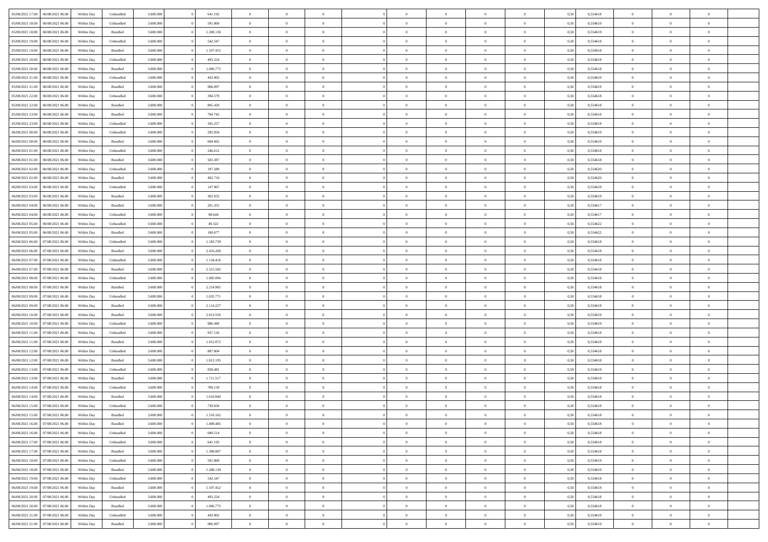| | | | | | | | | | | | | | | | | | | | | |
|---|---|---|---|---|---|---|---|---|---|---|---|---|---|---|---|---|---|---|---|---|
| 05/08/2021 17:00 | 06/08/2021 06:00 | Within Day | Unbundled | 3.600.000 | 0 | 641.192 | 0 | 0 | 0 | 0 | 0 | 0 | 0 | 0 | 0,50 | 0,554618 | 0 | 0 | 0 | |
| 05/08/2021 18:00 | 06/08/2021 06:00 | Within Day | Unbundled | 3.600.000 | 0 | 591.869 | 0 | 0 | 0 | 0 | 0 | 0 | 0 | 0 | 0,50 | 0,554619 | 0 | 0 | 0 | |
| 05/08/2021 18:00 | 06/08/2021 06:00 | Within Day | Bundled | 3.600.000 | 0 | 1.208.130 | 0 | 0 | 0 | 0 | 0 | 0 | 0 | 0 | 0,50 | 0,554619 | 0 | 0 | 0 | |
| 05/08/2021 19:00 | 06/08/2021 06:00 | Within Day | Unbundled | 3.600.000 | 0 | 542.547 | 0 | 0 | 0 | 0 | 0 | 0 | 0 | 0 | 0,50 | 0,554618 | 0 | 0 | 0 | |
| 05/08/2021 19:00 | 06/08/2021 06:00 | Within Day | Bundled | 3.600.000 | 0 | 1.107.452 | 0 | 0 | 0 | 0 | 0 | 0 | 0 | 0 | 0,50 | 0,554618 | 0 | 0 | 0 | |
| 05/08/2021 20:00 | 06/08/2021 06:00 | Within Day | Unbundled | 3.600.000 | 0 | 493.224 | 0 | 0 | 0 | 0 | 0 | 0 | 0 | 0 | 0,50 | 0,554618 | 0 | 0 | 0 | |
| 05/08/2021 20:00 | 06/08/2021 06:00 | Within Day | Bundled | 3.600.000 | 0 | 1.006.775 | 0 | 0 | 0 | 0 | 0 | 0 | 0 | 0 | 0,50 | 0,554618 | 0 | 0 | 0 | |
| 05/08/2021 21:00 | 06/08/2021 06:00 | Within Day | Unbundled | 3.600.000 | 0 | 443.902 | 0 | 0 | 0 | 0 | 0 | 0 | 0 | 0 | 0,50 | 0,554619 | 0 | 0 | 0 | |
| 05/08/2021 21:00 | 06/08/2021 06:00 | Within Day | Bundled | 3.600.000 | 0 | 906.097 | 0 | 0 | 0 | 0 | 0 | 0 | 0 | 0 | 0,50 | 0,554619 | 0 | 0 | 0 | |
| 05/08/2021 22:00 | 06/08/2021 06:00 | Within Day | Unbundled | 3.600.000 | 0 | 394.579 | 0 | 0 | 0 | 0 | 0 | 0 | 0 | 0 | 0,50 | 0,554618 | 0 | 0 | 0 | |
| 05/08/2021 22:00 | 06/08/2021 06:00 | Within Day | Bundled | 3.600.000 | 0 | 805.420 | 0 | 0 | 0 | 0 | 0 | 0 | 0 | 0 | 0,50 | 0,554618 | 0 | 0 | 0 | |
| 05/08/2021 23:00 | 06/08/2021 06:00 | Within Day | Bundled | 3.600.000 | 0 | 704.742 | 0 | 0 | 0 | 0 | 0 | 0 | 0 | 0 | 0,50 | 0,554618 | 0 | 0 | 0 | |
| 05/08/2021 23:00 | 06/08/2021 06:00 | Within Day | Unbundled | 3.600.000 | 0 | 345.257 | 0 | 0 | 0 | 0 | 0 | 0 | 0 | 0 | 0,50 | 0,554618 | 0 | 0 | 0 | |
| 06/08/2021 00:00 | 06/08/2021 06:00 | Within Day | Unbundled | 3.600.000 | 0 | 295.934 | 0 | 0 | 0 | 0 | 0 | 0 | 0 | 0 | 0,50 | 0,554619 | 0 | 0 | 0 | |
| 06/08/2021 00:00 | 06/08/2021 06:00 | Within Day | Bundled | 3.600.000 | 0 | 604.065 | 0 | 0 | 0 | 0 | 0 | 0 | 0 | 0 | 0,50 | 0,554619 | 0 | 0 | 0 | |
| 06/08/2021 01:00 | 06/08/2021 06:00 | Within Day | Unbundled | 3.600.000 | 0 | 246.612 | 0 | 0 | 0 | 0 | 0 | 0 | 0 | 0 | 0,50 | 0,554618 | 0 | 0 | 0 | |
| 06/08/2021 01:00 | 06/08/2021 06:00 | Within Day | Bundled | 3.600.000 | 0 | 503.387 | 0 | 0 | 0 | 0 | 0 | 0 | 0 | 0 | 0,50 | 0,554618 | 0 | 0 | 0 | |
| 06/08/2021 02:00 | 06/08/2021 06:00 | Within Day | Unbundled | 3.600.000 | 0 | 197.289 | 0 | 0 | 0 | 0 | 0 | 0 | 0 | 0 | 0,50 | 0,554620 | 0 | 0 | 0 | |
| 06/08/2021 02:00 | 06/08/2021 06:00 | Within Day | Bundled | 3.600.000 | 0 | 402.710 | 0 | 0 | 0 | 0 | 0 | 0 | 0 | 0 | 0,50 | 0,554620 | 0 | 0 | 0 | |
| 06/08/2021 03:00 | 06/08/2021 06:00 | Within Day | Unbundled | 3.600.000 | 0 | 147.967 | 0 | 0 | 0 | 0 | 0 | 0 | 0 | 0 | 0,50 | 0,554619 | 0 | 0 | 0 | |
| 06/08/2021 03:00 | 06/08/2021 06:00 | Within Day | Bundled | 3.600.000 | 0 | 302.032 | 0 | 0 | 0 | 0 | 0 | 0 | 0 | 0 | 0,50 | 0,554619 | 0 | 0 | 0 | |
| 06/08/2021 04:00 | 06/08/2021 06:00 | Within Day | Bundled | 3.600.000 | 0 | 201.355 | 0 | 0 | 0 | 0 | 0 | 0 | 0 | 0 | 0,50 | 0,554617 | 0 | 0 | 0 | |
| 06/08/2021 04:00 | 06/08/2021 06:00 | Within Day | Unbundled | 3.600.000 | 0 | 98.644 | 0 | 0 | 0 | 0 | 0 | 0 | 0 | 0 | 0,50 | 0,554617 | 0 | 0 | 0 | |
| 06/08/2021 05:00 | 06/08/2021 06:00 | Within Day | Unbundled | 3.600.000 | 0 | 49.322 | 0 | 0 | 0 | 0 | 0 | 0 | 0 | 0 | 0,50 | 0,554622 | 0 | 0 | 0 | |
| 06/08/2021 05:00 | 06/08/2021 06:00 | Within Day | Bundled | 3.600.000 | 0 | 100.677 | 0 | 0 | 0 | 0 | 0 | 0 | 0 | 0 | 0,50 | 0,554622 | 0 | 0 | 0 | |
| 06/08/2021 06:00 | 07/08/2021 06:00 | Within Day | Unbundled | 3.600.000 | 0 | 1.183.739 | 0 | 0 | 0 | 0 | 0 | 0 | 0 | 0 | 0,50 | 0,554618 | 0 | 0 | 0 | |
| 06/08/2021 06:00 | 07/08/2021 06:00 | Within Day | Bundled | 3.600.000 | 0 | 2.416.260 | 0 | 0 | 0 | 0 | 0 | 0 | 0 | 0 | 0,50 | 0,554618 | 0 | 0 | 0 | |
| 06/08/2021 07:00 | 07/08/2021 06:00 | Within Day | Unbundled | 3.600.000 | 0 | 1.134.416 | 0 | 0 | 0 | 0 | 0 | 0 | 0 | 0 | 0,50 | 0,554618 | 0 | 0 | 0 | |
| 06/08/2021 07:00 | 07/08/2021 06:00 | Within Day | Bundled | 3.600.000 | 0 | 2.315.582 | 0 | 0 | 0 | 0 | 0 | 0 | 0 | 0 | 0,50 | 0,554618 | 0 | 0 | 0 | |
| 06/08/2021 08:00 | 07/08/2021 06:00 | Within Day | Unbundled | 3.600.000 | 0 | 1.085.094 | 0 | 0 | 0 | 0 | 0 | 0 | 0 | 0 | 0,50 | 0,554618 | 0 | 0 | 0 | |
| 06/08/2021 08:00 | 07/08/2021 06:00 | Within Day | Bundled | 3.600.000 | 0 | 2.214.905 | 0 | 0 | 0 | 0 | 0 | 0 | 0 | 0 | 0,50 | 0,554618 | 0 | 0 | 0 | |
| 06/08/2021 09:00 | 07/08/2021 06:00 | Within Day | Unbundled | 3.600.000 | 0 | 1.035.771 | 0 | 0 | 0 | 0 | 0 | 0 | 0 | 0 | 0,50 | 0,554618 | 0 | 0 | 0 | |
| 06/08/2021 09:00 | 07/08/2021 06:00 | Within Day | Bundled | 3.600.000 | 0 | 2.114.227 | 0 | 0 | 0 | 0 | 0 | 0 | 0 | 0 | 0,50 | 0,554618 | 0 | 0 | 0 | |
| 06/08/2021 10:00 | 07/08/2021 06:00 | Within Day | Bundled | 3.600.000 | 0 | 2.013.550 | 0 | 0 | 0 | 0 | 0 | 0 | 0 | 0 | 0,50 | 0,554619 | 0 | 0 | 0 | |
| 06/08/2021 10:00 | 07/08/2021 06:00 | Within Day | Unbundled | 3.600.000 | 0 | 986.449 | 0 | 0 | 0 | 0 | 0 | 0 | 0 | 0 | 0,50 | 0,554619 | 0 | 0 | 0 | |
| 06/08/2021 11:00 | 07/08/2021 06:00 | Within Day | Unbundled | 3.600.000 | 0 | 937.126 | 0 | 0 | 0 | 0 | 0 | 0 | 0 | 0 | 0,50 | 0,554618 | 0 | 0 | 0 | |
| 06/08/2021 11:00 | 07/08/2021 06:00 | Within Day | Bundled | 3.600.000 | 0 | 1.912.872 | 0 | 0 | 0 | 0 | 0 | 0 | 0 | 0 | 0,50 | 0,554618 | 0 | 0 | 0 | |
| 06/08/2021 12:00 | 07/08/2021 06:00 | Within Day | Unbundled | 3.600.000 | 0 | 887.804 | 0 | 0 | 0 | 0 | 0 | 0 | 0 | 0 | 0,50 | 0,554618 | 0 | 0 | 0 | |
| 06/08/2021 12:00 | 07/08/2021 06:00 | Within Day | Bundled | 3.600.000 | 0 | 1.812.195 | 0 | 0 | 0 | 0 | 0 | 0 | 0 | 0 | 0,50 | 0,554618 | 0 | 0 | 0 | |
| 06/08/2021 13:00 | 07/08/2021 06:00 | Within Day | Unbundled | 3.600.000 | 0 | 838.481 | 0 | 0 | 0 | 0 | 0 | 0 | 0 | 0 | 0,50 | 0,554619 | 0 | 0 | 0 | |
| 06/08/2021 13:00 | 07/08/2021 06:00 | Within Day | Bundled | 3.600.000 | 0 | 1.711.517 | 0 | 0 | 0 | 0 | 0 | 0 | 0 | 0 | 0,50 | 0,554619 | 0 | 0 | 0 | |
| 06/08/2021 14:00 | 07/08/2021 06:00 | Within Day | Unbundled | 3.600.000 | 0 | 789.159 | 0 | 0 | 0 | 0 | 0 | 0 | 0 | 0 | 0,50 | 0,554618 | 0 | 0 | 0 | |
| 06/08/2021 14:00 | 07/08/2021 06:00 | Within Day | Bundled | 3.600.000 | 0 | 1.610.840 | 0 | 0 | 0 | 0 | 0 | 0 | 0 | 0 | 0,50 | 0,554618 | 0 | 0 | 0 | |
| 06/08/2021 15:00 | 07/08/2021 06:00 | Within Day | Unbundled | 3.600.000 | 0 | 739.836 | 0 | 0 | 0 | 0 | 0 | 0 | 0 | 0 | 0,50 | 0,554618 | 0 | 0 | 0 | |
| 06/08/2021 15:00 | 07/08/2021 06:00 | Within Day | Bundled | 3.600.000 | 0 | 1.510.162 | 0 | 0 | 0 | 0 | 0 | 0 | 0 | 0 | 0,50 | 0,554618 | 0 | 0 | 0 | |
| 06/08/2021 16:00 | 07/08/2021 06:00 | Within Day | Bundled | 3.600.000 | 0 | 1.409.485 | 0 | 0 | 0 | 0 | 0 | 0 | 0 | 0 | 0,50 | 0,554618 | 0 | 0 | 0 | |
| 06/08/2021 16:00 | 07/08/2021 06:00 | Within Day | Unbundled | 3.600.000 | 0 | 690.514 | 0 | 0 | 0 | 0 | 0 | 0 | 0 | 0 | 0,50 | 0,554618 | 0 | 0 | 0 | |
| 06/08/2021 17:00 | 07/08/2021 06:00 | Within Day | Unbundled | 3.600.000 | 0 | 641.192 | 0 | 0 | 0 | 0 | 0 | 0 | 0 | 0 | 0,50 | 0,554618 | 0 | 0 | 0 | |
| 06/08/2021 17:00 | 07/08/2021 06:00 | Within Day | Bundled | 3.600.000 | 0 | 1.308.807 | 0 | 0 | 0 | 0 | 0 | 0 | 0 | 0 | 0,50 | 0,554618 | 0 | 0 | 0 | |
| 06/08/2021 18:00 | 07/08/2021 06:00 | Within Day | Unbundled | 3.600.000 | 0 | 591.869 | 0 | 0 | 0 | 0 | 0 | 0 | 0 | 0 | 0,50 | 0,554619 | 0 | 0 | 0 | |
| 06/08/2021 18:00 | 07/08/2021 06:00 | Within Day | Bundled | 3.600.000 | 0 | 1.208.130 | 0 | 0 | 0 | 0 | 0 | 0 | 0 | 0 | 0,50 | 0,554619 | 0 | 0 | 0 | |
| 06/08/2021 19:00 | 07/08/2021 06:00 | Within Day | Unbundled | 3.600.000 | 0 | 542.547 | 0 | 0 | 0 | 0 | 0 | 0 | 0 | 0 | 0,50 | 0,554618 | 0 | 0 | 0 | |
| 06/08/2021 19:00 | 07/08/2021 06:00 | Within Day | Bundled | 3.600.000 | 0 | 1.107.452 | 0 | 0 | 0 | 0 | 0 | 0 | 0 | 0 | 0,50 | 0,554618 | 0 | 0 | 0 | |
| 06/08/2021 20:00 | 07/08/2021 06:00 | Within Day | Unbundled | 3.600.000 | 0 | 493.224 | 0 | 0 | 0 | 0 | 0 | 0 | 0 | 0 | 0,50 | 0,554618 | 0 | 0 | 0 | |
| 06/08/2021 20:00 | 07/08/2021 06:00 | Within Day | Bundled | 3.600.000 | 0 | 1.006.775 | 0 | 0 | 0 | 0 | 0 | 0 | 0 | 0 | 0,50 | 0,554618 | 0 | 0 | 0 | |
| 06/08/2021 21:00 | 07/08/2021 06:00 | Within Day | Unbundled | 3.600.000 | 0 | 443.902 | 0 | 0 | 0 | 0 | 0 | 0 | 0 | 0 | 0,50 | 0,554619 | 0 | 0 | 0 | |
| 06/08/2021 21:00 | 07/08/2021 06:00 | Within Day | Bundled | 3.600.000 | 0 | 906.097 | 0 | 0 | 0 | 0 | 0 | 0 | 0 | 0 | 0,50 | 0,554619 | 0 | 0 | 0 | |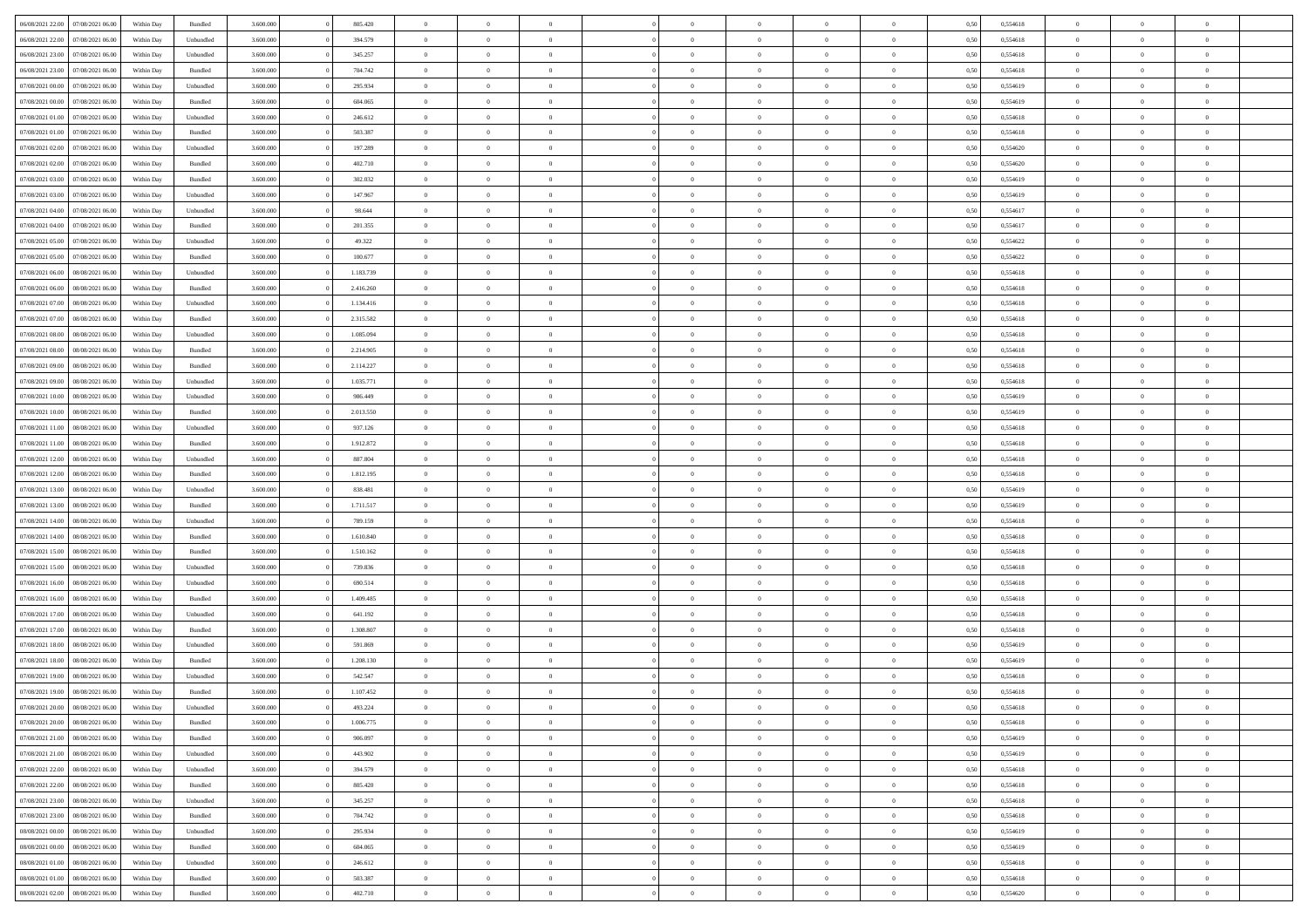| 06/08/2021 22:00 | 07/08/2021 06:00 | Within Day | Bundled | 3.600.000 | 0 | 805.420 | 0 | 0 | 0 | | 0 | 0 | 0 | 0 | 0,50 | 0,554618 | 0 | 0 | 0 | |
|---|---|---|---|---|---|---|---|---|---|---|---|---|---|---|---|---|---|---|---|---|
| 06/08/2021 22:00 | 07/08/2021 06:00 | Within Day | Unbundled | 3.600.000 | 0 | 394.579 | 0 | 0 | 0 | | 0 | 0 | 0 | 0 | 0,50 | 0,554618 | 0 | 0 | 0 | |
| 06/08/2021 23:00 | 07/08/2021 06:00 | Within Day | Unbundled | 3.600.000 | 0 | 345.257 | 0 | 0 | 0 | | 0 | 0 | 0 | 0 | 0,50 | 0,554618 | 0 | 0 | 0 | |
| 06/08/2021 23:00 | 07/08/2021 06:00 | Within Day | Bundled | 3.600.000 | 0 | 704.742 | 0 | 0 | 0 | | 0 | 0 | 0 | 0 | 0,50 | 0,554618 | 0 | 0 | 0 | |
| 07/08/2021 00:00 | 07/08/2021 06:00 | Within Day | Unbundled | 3.600.000 | 0 | 295.934 | 0 | 0 | 0 | | 0 | 0 | 0 | 0 | 0,50 | 0,554619 | 0 | 0 | 0 | |
| 07/08/2021 00:00 | 07/08/2021 06:00 | Within Day | Bundled | 3.600.000 | 0 | 604.065 | 0 | 0 | 0 | | 0 | 0 | 0 | 0 | 0,50 | 0,554619 | 0 | 0 | 0 | |
| 07/08/2021 01:00 | 07/08/2021 06:00 | Within Day | Unbundled | 3.600.000 | 0 | 246.612 | 0 | 0 | 0 | | 0 | 0 | 0 | 0 | 0,50 | 0,554618 | 0 | 0 | 0 | |
| 07/08/2021 01:00 | 07/08/2021 06:00 | Within Day | Bundled | 3.600.000 | 0 | 503.387 | 0 | 0 | 0 | | 0 | 0 | 0 | 0 | 0,50 | 0,554618 | 0 | 0 | 0 | |
| 07/08/2021 02:00 | 07/08/2021 06:00 | Within Day | Unbundled | 3.600.000 | 0 | 197.289 | 0 | 0 | 0 | | 0 | 0 | 0 | 0 | 0,50 | 0,554620 | 0 | 0 | 0 | |
| 07/08/2021 02:00 | 07/08/2021 06:00 | Within Day | Bundled | 3.600.000 | 0 | 402.710 | 0 | 0 | 0 | | 0 | 0 | 0 | 0 | 0,50 | 0,554620 | 0 | 0 | 0 | |
| 07/08/2021 03:00 | 07/08/2021 06:00 | Within Day | Bundled | 3.600.000 | 0 | 302.032 | 0 | 0 | 0 | | 0 | 0 | 0 | 0 | 0,50 | 0,554619 | 0 | 0 | 0 | |
| 07/08/2021 03:00 | 07/08/2021 06:00 | Within Day | Unbundled | 3.600.000 | 0 | 147.967 | 0 | 0 | 0 | | 0 | 0 | 0 | 0 | 0,50 | 0,554619 | 0 | 0 | 0 | |
| 07/08/2021 04:00 | 07/08/2021 06:00 | Within Day | Unbundled | 3.600.000 | 0 | 98.644 | 0 | 0 | 0 | | 0 | 0 | 0 | 0 | 0,50 | 0,554617 | 0 | 0 | 0 | |
| 07/08/2021 04:00 | 07/08/2021 06:00 | Within Day | Bundled | 3.600.000 | 0 | 201.355 | 0 | 0 | 0 | | 0 | 0 | 0 | 0 | 0,50 | 0,554617 | 0 | 0 | 0 | |
| 07/08/2021 05:00 | 07/08/2021 06:00 | Within Day | Unbundled | 3.600.000 | 0 | 49.322 | 0 | 0 | 0 | | 0 | 0 | 0 | 0 | 0,50 | 0,554622 | 0 | 0 | 0 | |
| 07/08/2021 05:00 | 07/08/2021 06:00 | Within Day | Bundled | 3.600.000 | 0 | 100.677 | 0 | 0 | 0 | | 0 | 0 | 0 | 0 | 0,50 | 0,554622 | 0 | 0 | 0 | |
| 07/08/2021 06:00 | 08/08/2021 06:00 | Within Day | Unbundled | 3.600.000 | 0 | 1.183.739 | 0 | 0 | 0 | | 0 | 0 | 0 | 0 | 0,50 | 0,554618 | 0 | 0 | 0 | |
| 07/08/2021 06:00 | 08/08/2021 06:00 | Within Day | Bundled | 3.600.000 | 0 | 2.416.260 | 0 | 0 | 0 | | 0 | 0 | 0 | 0 | 0,50 | 0,554618 | 0 | 0 | 0 | |
| 07/08/2021 07:00 | 08/08/2021 06:00 | Within Day | Unbundled | 3.600.000 | 0 | 1.134.416 | 0 | 0 | 0 | | 0 | 0 | 0 | 0 | 0,50 | 0,554618 | 0 | 0 | 0 | |
| 07/08/2021 07:00 | 08/08/2021 06:00 | Within Day | Bundled | 3.600.000 | 0 | 2.315.582 | 0 | 0 | 0 | | 0 | 0 | 0 | 0 | 0,50 | 0,554618 | 0 | 0 | 0 | |
| 07/08/2021 08:00 | 08/08/2021 06:00 | Within Day | Unbundled | 3.600.000 | 0 | 1.085.094 | 0 | 0 | 0 | | 0 | 0 | 0 | 0 | 0,50 | 0,554618 | 0 | 0 | 0 | |
| 07/08/2021 08:00 | 08/08/2021 06:00 | Within Day | Bundled | 3.600.000 | 0 | 2.214.905 | 0 | 0 | 0 | | 0 | 0 | 0 | 0 | 0,50 | 0,554618 | 0 | 0 | 0 | |
| 07/08/2021 09:00 | 08/08/2021 06:00 | Within Day | Bundled | 3.600.000 | 0 | 2.114.227 | 0 | 0 | 0 | | 0 | 0 | 0 | 0 | 0,50 | 0,554618 | 0 | 0 | 0 | |
| 07/08/2021 09:00 | 08/08/2021 06:00 | Within Day | Unbundled | 3.600.000 | 0 | 1.035.771 | 0 | 0 | 0 | | 0 | 0 | 0 | 0 | 0,50 | 0,554618 | 0 | 0 | 0 | |
| 07/08/2021 10:00 | 08/08/2021 06:00 | Within Day | Unbundled | 3.600.000 | 0 | 986.449 | 0 | 0 | 0 | | 0 | 0 | 0 | 0 | 0,50 | 0,554619 | 0 | 0 | 0 | |
| 07/08/2021 10:00 | 08/08/2021 06:00 | Within Day | Bundled | 3.600.000 | 0 | 2.013.550 | 0 | 0 | 0 | | 0 | 0 | 0 | 0 | 0,50 | 0,554619 | 0 | 0 | 0 | |
| 07/08/2021 11:00 | 08/08/2021 06:00 | Within Day | Unbundled | 3.600.000 | 0 | 937.126 | 0 | 0 | 0 | | 0 | 0 | 0 | 0 | 0,50 | 0,554618 | 0 | 0 | 0 | |
| 07/08/2021 11:00 | 08/08/2021 06:00 | Within Day | Bundled | 3.600.000 | 0 | 1.912.872 | 0 | 0 | 0 | | 0 | 0 | 0 | 0 | 0,50 | 0,554618 | 0 | 0 | 0 | |
| 07/08/2021 12:00 | 08/08/2021 06:00 | Within Day | Unbundled | 3.600.000 | 0 | 887.804 | 0 | 0 | 0 | | 0 | 0 | 0 | 0 | 0,50 | 0,554618 | 0 | 0 | 0 | |
| 07/08/2021 12:00 | 08/08/2021 06:00 | Within Day | Bundled | 3.600.000 | 0 | 1.812.195 | 0 | 0 | 0 | | 0 | 0 | 0 | 0 | 0,50 | 0,554618 | 0 | 0 | 0 | |
| 07/08/2021 13:00 | 08/08/2021 06:00 | Within Day | Unbundled | 3.600.000 | 0 | 838.481 | 0 | 0 | 0 | | 0 | 0 | 0 | 0 | 0,50 | 0,554619 | 0 | 0 | 0 | |
| 07/08/2021 13:00 | 08/08/2021 06:00 | Within Day | Bundled | 3.600.000 | 0 | 1.711.517 | 0 | 0 | 0 | | 0 | 0 | 0 | 0 | 0,50 | 0,554619 | 0 | 0 | 0 | |
| 07/08/2021 14:00 | 08/08/2021 06:00 | Within Day | Unbundled | 3.600.000 | 0 | 789.159 | 0 | 0 | 0 | | 0 | 0 | 0 | 0 | 0,50 | 0,554618 | 0 | 0 | 0 | |
| 07/08/2021 14:00 | 08/08/2021 06:00 | Within Day | Bundled | 3.600.000 | 0 | 1.610.840 | 0 | 0 | 0 | | 0 | 0 | 0 | 0 | 0,50 | 0,554618 | 0 | 0 | 0 | |
| 07/08/2021 15:00 | 08/08/2021 06:00 | Within Day | Bundled | 3.600.000 | 0 | 1.510.162 | 0 | 0 | 0 | | 0 | 0 | 0 | 0 | 0,50 | 0,554618 | 0 | 0 | 0 | |
| 07/08/2021 15:00 | 08/08/2021 06:00 | Within Day | Unbundled | 3.600.000 | 0 | 739.836 | 0 | 0 | 0 | | 0 | 0 | 0 | 0 | 0,50 | 0,554618 | 0 | 0 | 0 | |
| 07/08/2021 16:00 | 08/08/2021 06:00 | Within Day | Unbundled | 3.600.000 | 0 | 690.514 | 0 | 0 | 0 | | 0 | 0 | 0 | 0 | 0,50 | 0,554618 | 0 | 0 | 0 | |
| 07/08/2021 16:00 | 08/08/2021 06:00 | Within Day | Bundled | 3.600.000 | 0 | 1.409.485 | 0 | 0 | 0 | | 0 | 0 | 0 | 0 | 0,50 | 0,554618 | 0 | 0 | 0 | |
| 07/08/2021 17:00 | 08/08/2021 06:00 | Within Day | Unbundled | 3.600.000 | 0 | 641.192 | 0 | 0 | 0 | | 0 | 0 | 0 | 0 | 0,50 | 0,554618 | 0 | 0 | 0 | |
| 07/08/2021 17:00 | 08/08/2021 06:00 | Within Day | Bundled | 3.600.000 | 0 | 1.308.807 | 0 | 0 | 0 | | 0 | 0 | 0 | 0 | 0,50 | 0,554618 | 0 | 0 | 0 | |
| 07/08/2021 18:00 | 08/08/2021 06:00 | Within Day | Unbundled | 3.600.000 | 0 | 591.869 | 0 | 0 | 0 | | 0 | 0 | 0 | 0 | 0,50 | 0,554619 | 0 | 0 | 0 | |
| 07/08/2021 18:00 | 08/08/2021 06:00 | Within Day | Bundled | 3.600.000 | 0 | 1.208.130 | 0 | 0 | 0 | | 0 | 0 | 0 | 0 | 0,50 | 0,554619 | 0 | 0 | 0 | |
| 07/08/2021 19:00 | 08/08/2021 06:00 | Within Day | Unbundled | 3.600.000 | 0 | 542.547 | 0 | 0 | 0 | | 0 | 0 | 0 | 0 | 0,50 | 0,554618 | 0 | 0 | 0 | |
| 07/08/2021 19:00 | 08/08/2021 06:00 | Within Day | Bundled | 3.600.000 | 0 | 1.107.452 | 0 | 0 | 0 | | 0 | 0 | 0 | 0 | 0,50 | 0,554618 | 0 | 0 | 0 | |
| 07/08/2021 20:00 | 08/08/2021 06:00 | Within Day | Unbundled | 3.600.000 | 0 | 493.224 | 0 | 0 | 0 | | 0 | 0 | 0 | 0 | 0,50 | 0,554618 | 0 | 0 | 0 | |
| 07/08/2021 20:00 | 08/08/2021 06:00 | Within Day | Bundled | 3.600.000 | 0 | 1.006.775 | 0 | 0 | 0 | | 0 | 0 | 0 | 0 | 0,50 | 0,554618 | 0 | 0 | 0 | |
| 07/08/2021 21:00 | 08/08/2021 06:00 | Within Day | Bundled | 3.600.000 | 0 | 906.097 | 0 | 0 | 0 | | 0 | 0 | 0 | 0 | 0,50 | 0,554619 | 0 | 0 | 0 | |
| 07/08/2021 21:00 | 08/08/2021 06:00 | Within Day | Unbundled | 3.600.000 | 0 | 443.902 | 0 | 0 | 0 | | 0 | 0 | 0 | 0 | 0,50 | 0,554619 | 0 | 0 | 0 | |
| 07/08/2021 22:00 | 08/08/2021 06:00 | Within Day | Unbundled | 3.600.000 | 0 | 394.579 | 0 | 0 | 0 | | 0 | 0 | 0 | 0 | 0,50 | 0,554618 | 0 | 0 | 0 | |
| 07/08/2021 22:00 | 08/08/2021 06:00 | Within Day | Bundled | 3.600.000 | 0 | 805.420 | 0 | 0 | 0 | | 0 | 0 | 0 | 0 | 0,50 | 0,554618 | 0 | 0 | 0 | |
| 07/08/2021 23:00 | 08/08/2021 06:00 | Within Day | Unbundled | 3.600.000 | 0 | 345.257 | 0 | 0 | 0 | | 0 | 0 | 0 | 0 | 0,50 | 0,554618 | 0 | 0 | 0 | |
| 07/08/2021 23:00 | 08/08/2021 06:00 | Within Day | Bundled | 3.600.000 | 0 | 704.742 | 0 | 0 | 0 | | 0 | 0 | 0 | 0 | 0,50 | 0,554618 | 0 | 0 | 0 | |
| 08/08/2021 00:00 | 08/08/2021 06:00 | Within Day | Unbundled | 3.600.000 | 0 | 295.934 | 0 | 0 | 0 | | 0 | 0 | 0 | 0 | 0,50 | 0,554619 | 0 | 0 | 0 | |
| 08/08/2021 00:00 | 08/08/2021 06:00 | Within Day | Bundled | 3.600.000 | 0 | 604.065 | 0 | 0 | 0 | | 0 | 0 | 0 | 0 | 0,50 | 0,554619 | 0 | 0 | 0 | |
| 08/08/2021 01:00 | 08/08/2021 06:00 | Within Day | Unbundled | 3.600.000 | 0 | 246.612 | 0 | 0 | 0 | | 0 | 0 | 0 | 0 | 0,50 | 0,554618 | 0 | 0 | 0 | |
| 08/08/2021 01:00 | 08/08/2021 06:00 | Within Day | Bundled | 3.600.000 | 0 | 503.387 | 0 | 0 | 0 | | 0 | 0 | 0 | 0 | 0,50 | 0,554618 | 0 | 0 | 0 | |
| 08/08/2021 02:00 | 08/08/2021 06:00 | Within Day | Bundled | 3.600.000 | 0 | 402.710 | 0 | 0 | 0 | | 0 | 0 | 0 | 0 | 0,50 | 0,554620 | 0 | 0 | 0 | |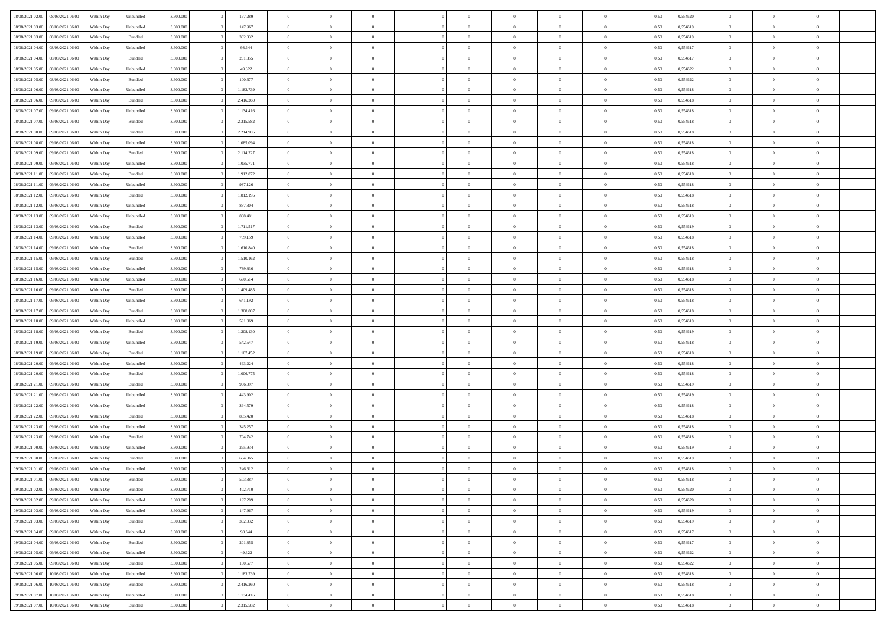| | | | | | | | | | | | | | | | | | | | | |
|---|---|---|---|---|---|---|---|---|---|---|---|---|---|---|---|---|---|---|---|---|
| 08/08/2021 02:00 | 08/08/2021 06:00 | Within Day | Unbundled | 3.600.000 | 0 | 197.289 | 0 | 0 | 0 | | 0 | 0 | 0 | 0 | 0,50 | 0,554620 | 0 | 0 | 0 | |
| 08/08/2021 03:00 | 08/08/2021 06:00 | Within Day | Unbundled | 3.600.000 | 0 | 147.967 | 0 | 0 | 0 | | 0 | 0 | 0 | 0 | 0,50 | 0,554619 | 0 | 0 | 0 | |
| 08/08/2021 03:00 | 08/08/2021 06:00 | Within Day | Bundled | 3.600.000 | 0 | 302.032 | 0 | 0 | 0 | | 0 | 0 | 0 | 0 | 0,50 | 0,554619 | 0 | 0 | 0 | |
| 08/08/2021 04:00 | 08/08/2021 06:00 | Within Day | Unbundled | 3.600.000 | 0 | 98.644 | 0 | 0 | 0 | | 0 | 0 | 0 | 0 | 0,50 | 0,554617 | 0 | 0 | 0 | |
| 08/08/2021 04:00 | 08/08/2021 06:00 | Within Day | Bundled | 3.600.000 | 0 | 201.355 | 0 | 0 | 0 | | 0 | 0 | 0 | 0 | 0,50 | 0,554617 | 0 | 0 | 0 | |
| 08/08/2021 05:00 | 08/08/2021 06:00 | Within Day | Unbundled | 3.600.000 | 0 | 49.322 | 0 | 0 | 0 | | 0 | 0 | 0 | 0 | 0,50 | 0,554622 | 0 | 0 | 0 | |
| 08/08/2021 05:00 | 08/08/2021 06:00 | Within Day | Bundled | 3.600.000 | 0 | 100.677 | 0 | 0 | 0 | | 0 | 0 | 0 | 0 | 0,50 | 0,554622 | 0 | 0 | 0 | |
| 08/08/2021 06:00 | 09/08/2021 06:00 | Within Day | Unbundled | 3.600.000 | 0 | 1.183.739 | 0 | 0 | 0 | | 0 | 0 | 0 | 0 | 0,50 | 0,554618 | 0 | 0 | 0 | |
| 08/08/2021 06:00 | 09/08/2021 06:00 | Within Day | Bundled | 3.600.000 | 0 | 2.416.260 | 0 | 0 | 0 | | 0 | 0 | 0 | 0 | 0,50 | 0,554618 | 0 | 0 | 0 | |
| 08/08/2021 07:00 | 09/08/2021 06:00 | Within Day | Unbundled | 3.600.000 | 0 | 1.134.416 | 0 | 0 | 0 | | 0 | 0 | 0 | 0 | 0,50 | 0,554618 | 0 | 0 | 0 | |
| 08/08/2021 07:00 | 09/08/2021 06:00 | Within Day | Bundled | 3.600.000 | 0 | 2.315.582 | 0 | 0 | 0 | | 0 | 0 | 0 | 0 | 0,50 | 0,554618 | 0 | 0 | 0 | |
| 08/08/2021 08:00 | 09/08/2021 06:00 | Within Day | Bundled | 3.600.000 | 0 | 2.214.905 | 0 | 0 | 0 | | 0 | 0 | 0 | 0 | 0,50 | 0,554618 | 0 | 0 | 0 | |
| 08/08/2021 08:00 | 09/08/2021 06:00 | Within Day | Unbundled | 3.600.000 | 0 | 1.085.094 | 0 | 0 | 0 | | 0 | 0 | 0 | 0 | 0,50 | 0,554618 | 0 | 0 | 0 | |
| 08/08/2021 09:00 | 09/08/2021 06:00 | Within Day | Bundled | 3.600.000 | 0 | 2.114.227 | 0 | 0 | 0 | | 0 | 0 | 0 | 0 | 0,50 | 0,554618 | 0 | 0 | 0 | |
| 08/08/2021 09:00 | 09/08/2021 06:00 | Within Day | Unbundled | 3.600.000 | 0 | 1.035.771 | 0 | 0 | 0 | | 0 | 0 | 0 | 0 | 0,50 | 0,554618 | 0 | 0 | 0 | |
| 08/08/2021 11:00 | 09/08/2021 06:00 | Within Day | Bundled | 3.600.000 | 0 | 1.912.872 | 0 | 0 | 0 | | 0 | 0 | 0 | 0 | 0,50 | 0,554618 | 0 | 0 | 0 | |
| 08/08/2021 11:00 | 09/08/2021 06:00 | Within Day | Unbundled | 3.600.000 | 0 | 937.126 | 0 | 0 | 0 | | 0 | 0 | 0 | 0 | 0,50 | 0,554618 | 0 | 0 | 0 | |
| 08/08/2021 12:00 | 09/08/2021 06:00 | Within Day | Bundled | 3.600.000 | 0 | 1.812.195 | 0 | 0 | 0 | | 0 | 0 | 0 | 0 | 0,50 | 0,554618 | 0 | 0 | 0 | |
| 08/08/2021 12:00 | 09/08/2021 06:00 | Within Day | Unbundled | 3.600.000 | 0 | 887.804 | 0 | 0 | 0 | | 0 | 0 | 0 | 0 | 0,50 | 0,554618 | 0 | 0 | 0 | |
| 08/08/2021 13:00 | 09/08/2021 06:00 | Within Day | Unbundled | 3.600.000 | 0 | 838.481 | 0 | 0 | 0 | | 0 | 0 | 0 | 0 | 0,50 | 0,554619 | 0 | 0 | 0 | |
| 08/08/2021 13:00 | 09/08/2021 06:00 | Within Day | Bundled | 3.600.000 | 0 | 1.711.517 | 0 | 0 | 0 | | 0 | 0 | 0 | 0 | 0,50 | 0,554619 | 0 | 0 | 0 | |
| 08/08/2021 14:00 | 09/08/2021 06:00 | Within Day | Unbundled | 3.600.000 | 0 | 789.159 | 0 | 0 | 0 | | 0 | 0 | 0 | 0 | 0,50 | 0,554618 | 0 | 0 | 0 | |
| 08/08/2021 14:00 | 09/08/2021 06:00 | Within Day | Bundled | 3.600.000 | 0 | 1.610.840 | 0 | 0 | 0 | | 0 | 0 | 0 | 0 | 0,50 | 0,554618 | 0 | 0 | 0 | |
| 08/08/2021 15:00 | 09/08/2021 06:00 | Within Day | Bundled | 3.600.000 | 0 | 1.510.162 | 0 | 0 | 0 | | 0 | 0 | 0 | 0 | 0,50 | 0,554618 | 0 | 0 | 0 | |
| 08/08/2021 15:00 | 09/08/2021 06:00 | Within Day | Unbundled | 3.600.000 | 0 | 739.836 | 0 | 0 | 0 | | 0 | 0 | 0 | 0 | 0,50 | 0,554618 | 0 | 0 | 0 | |
| 08/08/2021 16:00 | 09/08/2021 06:00 | Within Day | Unbundled | 3.600.000 | 0 | 690.514 | 0 | 0 | 0 | | 0 | 0 | 0 | 0 | 0,50 | 0,554618 | 0 | 0 | 0 | |
| 08/08/2021 16:00 | 09/08/2021 06:00 | Within Day | Bundled | 3.600.000 | 0 | 1.409.485 | 0 | 0 | 0 | | 0 | 0 | 0 | 0 | 0,50 | 0,554618 | 0 | 0 | 0 | |
| 08/08/2021 17:00 | 09/08/2021 06:00 | Within Day | Unbundled | 3.600.000 | 0 | 641.192 | 0 | 0 | 0 | | 0 | 0 | 0 | 0 | 0,50 | 0,554618 | 0 | 0 | 0 | |
| 08/08/2021 17:00 | 09/08/2021 06:00 | Within Day | Bundled | 3.600.000 | 0 | 1.308.807 | 0 | 0 | 0 | | 0 | 0 | 0 | 0 | 0,50 | 0,554618 | 0 | 0 | 0 | |
| 08/08/2021 18:00 | 09/08/2021 06:00 | Within Day | Unbundled | 3.600.000 | 0 | 591.869 | 0 | 0 | 0 | | 0 | 0 | 0 | 0 | 0,50 | 0,554619 | 0 | 0 | 0 | |
| 08/08/2021 18:00 | 09/08/2021 06:00 | Within Day | Bundled | 3.600.000 | 0 | 1.208.130 | 0 | 0 | 0 | | 0 | 0 | 0 | 0 | 0,50 | 0,554619 | 0 | 0 | 0 | |
| 08/08/2021 19:00 | 09/08/2021 06:00 | Within Day | Unbundled | 3.600.000 | 0 | 542.547 | 0 | 0 | 0 | | 0 | 0 | 0 | 0 | 0,50 | 0,554618 | 0 | 0 | 0 | |
| 08/08/2021 19:00 | 09/08/2021 06:00 | Within Day | Bundled | 3.600.000 | 0 | 1.107.452 | 0 | 0 | 0 | | 0 | 0 | 0 | 0 | 0,50 | 0,554618 | 0 | 0 | 0 | |
| 08/08/2021 20:00 | 09/08/2021 06:00 | Within Day | Unbundled | 3.600.000 | 0 | 493.224 | 0 | 0 | 0 | | 0 | 0 | 0 | 0 | 0,50 | 0,554618 | 0 | 0 | 0 | |
| 08/08/2021 20:00 | 09/08/2021 06:00 | Within Day | Bundled | 3.600.000 | 0 | 1.006.775 | 0 | 0 | 0 | | 0 | 0 | 0 | 0 | 0,50 | 0,554618 | 0 | 0 | 0 | |
| 08/08/2021 21:00 | 09/08/2021 06:00 | Within Day | Bundled | 3.600.000 | 0 | 906.097 | 0 | 0 | 0 | | 0 | 0 | 0 | 0 | 0,50 | 0,554619 | 0 | 0 | 0 | |
| 08/08/2021 21:00 | 09/08/2021 06:00 | Within Day | Unbundled | 3.600.000 | 0 | 443.902 | 0 | 0 | 0 | | 0 | 0 | 0 | 0 | 0,50 | 0,554619 | 0 | 0 | 0 | |
| 08/08/2021 22:00 | 09/08/2021 06:00 | Within Day | Unbundled | 3.600.000 | 0 | 394.579 | 0 | 0 | 0 | | 0 | 0 | 0 | 0 | 0,50 | 0,554618 | 0 | 0 | 0 | |
| 08/08/2021 22:00 | 09/08/2021 06:00 | Within Day | Bundled | 3.600.000 | 0 | 805.420 | 0 | 0 | 0 | | 0 | 0 | 0 | 0 | 0,50 | 0,554618 | 0 | 0 | 0 | |
| 08/08/2021 23:00 | 09/08/2021 06:00 | Within Day | Unbundled | 3.600.000 | 0 | 345.257 | 0 | 0 | 0 | | 0 | 0 | 0 | 0 | 0,50 | 0,554618 | 0 | 0 | 0 | |
| 08/08/2021 23:00 | 09/08/2021 06:00 | Within Day | Bundled | 3.600.000 | 0 | 704.742 | 0 | 0 | 0 | | 0 | 0 | 0 | 0 | 0,50 | 0,554618 | 0 | 0 | 0 | |
| 09/08/2021 00:00 | 09/08/2021 06:00 | Within Day | Unbundled | 3.600.000 | 0 | 295.934 | 0 | 0 | 0 | | 0 | 0 | 0 | 0 | 0,50 | 0,554619 | 0 | 0 | 0 | |
| 09/08/2021 00:00 | 09/08/2021 06:00 | Within Day | Bundled | 3.600.000 | 0 | 604.065 | 0 | 0 | 0 | | 0 | 0 | 0 | 0 | 0,50 | 0,554619 | 0 | 0 | 0 | |
| 09/08/2021 01:00 | 09/08/2021 06:00 | Within Day | Unbundled | 3.600.000 | 0 | 246.612 | 0 | 0 | 0 | | 0 | 0 | 0 | 0 | 0,50 | 0,554618 | 0 | 0 | 0 | |
| 09/08/2021 01:00 | 09/08/2021 06:00 | Within Day | Bundled | 3.600.000 | 0 | 503.387 | 0 | 0 | 0 | | 0 | 0 | 0 | 0 | 0,50 | 0,554618 | 0 | 0 | 0 | |
| 09/08/2021 02:00 | 09/08/2021 06:00 | Within Day | Bundled | 3.600.000 | 0 | 402.710 | 0 | 0 | 0 | | 0 | 0 | 0 | 0 | 0,50 | 0,554620 | 0 | 0 | 0 | |
| 09/08/2021 02:00 | 09/08/2021 06:00 | Within Day | Unbundled | 3.600.000 | 0 | 197.289 | 0 | 0 | 0 | | 0 | 0 | 0 | 0 | 0,50 | 0,554620 | 0 | 0 | 0 | |
| 09/08/2021 03:00 | 09/08/2021 06:00 | Within Day | Unbundled | 3.600.000 | 0 | 147.967 | 0 | 0 | 0 | | 0 | 0 | 0 | 0 | 0,50 | 0,554619 | 0 | 0 | 0 | |
| 09/08/2021 03:00 | 09/08/2021 06:00 | Within Day | Bundled | 3.600.000 | 0 | 302.032 | 0 | 0 | 0 | | 0 | 0 | 0 | 0 | 0,50 | 0,554619 | 0 | 0 | 0 | |
| 09/08/2021 04:00 | 09/08/2021 06:00 | Within Day | Unbundled | 3.600.000 | 0 | 98.644 | 0 | 0 | 0 | | 0 | 0 | 0 | 0 | 0,50 | 0,554617 | 0 | 0 | 0 | |
| 09/08/2021 04:00 | 09/08/2021 06:00 | Within Day | Bundled | 3.600.000 | 0 | 201.355 | 0 | 0 | 0 | | 0 | 0 | 0 | 0 | 0,50 | 0,554617 | 0 | 0 | 0 | |
| 09/08/2021 05:00 | 09/08/2021 06:00 | Within Day | Unbundled | 3.600.000 | 0 | 49.322 | 0 | 0 | 0 | | 0 | 0 | 0 | 0 | 0,50 | 0,554622 | 0 | 0 | 0 | |
| 09/08/2021 05:00 | 09/08/2021 06:00 | Within Day | Bundled | 3.600.000 | 0 | 100.677 | 0 | 0 | 0 | | 0 | 0 | 0 | 0 | 0,50 | 0,554622 | 0 | 0 | 0 | |
| 09/08/2021 06:00 | 10/08/2021 06:00 | Within Day | Unbundled | 3.600.000 | 0 | 1.183.739 | 0 | 0 | 0 | | 0 | 0 | 0 | 0 | 0,50 | 0,554618 | 0 | 0 | 0 | |
| 09/08/2021 06:00 | 10/08/2021 06:00 | Within Day | Bundled | 3.600.000 | 0 | 2.416.260 | 0 | 0 | 0 | | 0 | 0 | 0 | 0 | 0,50 | 0,554618 | 0 | 0 | 0 | |
| 09/08/2021 07:00 | 10/08/2021 06:00 | Within Day | Unbundled | 3.600.000 | 0 | 1.134.416 | 0 | 0 | 0 | | 0 | 0 | 0 | 0 | 0,50 | 0,554618 | 0 | 0 | 0 | |
| 09/08/2021 07:00 | 10/08/2021 06:00 | Within Day | Bundled | 3.600.000 | 0 | 2.315.582 | 0 | 0 | 0 | | 0 | 0 | 0 | 0 | 0,50 | 0,554618 | 0 | 0 | 0 | |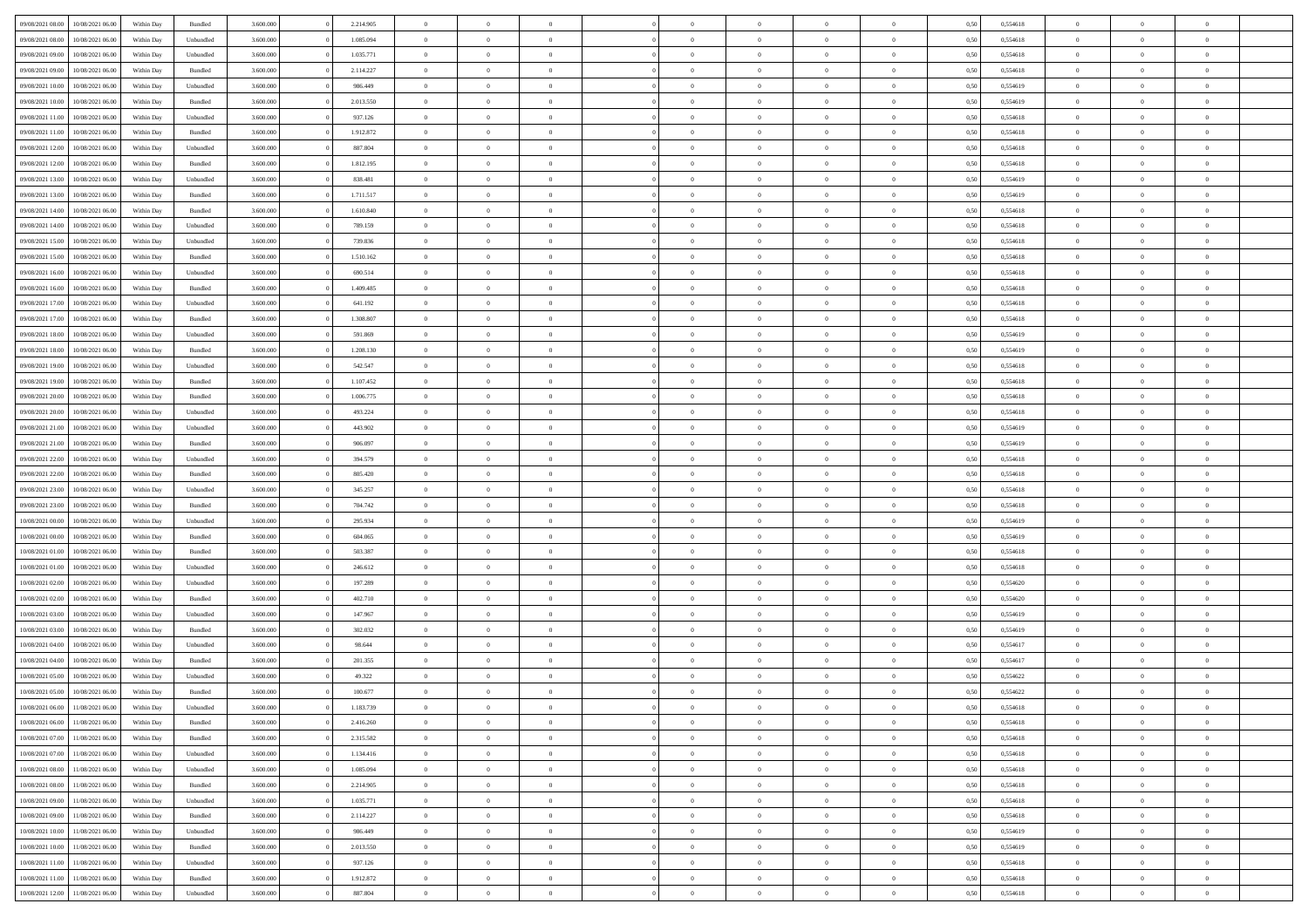| 09/08/2021 08:00 | 10/08/2021 06:00 | Within Day | Bundled | 3.600.000 | 0 | 2.214.905 | 0 | 0 | 0 | | 0 | 0 | 0 | 0 | 0,50 | 0,554618 | 0 | 0 | 0 | |
|---|---|---|---|---|---|---|---|---|---|---|---|---|---|---|---|---|---|---|---|---|
| 09/08/2021 08:00 | 10/08/2021 06:00 | Within Day | Unbundled | 3.600.000 | 0 | 1.085.094 | 0 | 0 | 0 | | 0 | 0 | 0 | 0 | 0,50 | 0,554618 | 0 | 0 | 0 | |
| 09/08/2021 09:00 | 10/08/2021 06:00 | Within Day | Unbundled | 3.600.000 | 0 | 1.035.771 | 0 | 0 | 0 | | 0 | 0 | 0 | 0 | 0,50 | 0,554618 | 0 | 0 | 0 | |
| 09/08/2021 09:00 | 10/08/2021 06:00 | Within Day | Bundled | 3.600.000 | 0 | 2.114.227 | 0 | 0 | 0 | | 0 | 0 | 0 | 0 | 0,50 | 0,554618 | 0 | 0 | 0 | |
| 09/08/2021 10:00 | 10/08/2021 06:00 | Within Day | Unbundled | 3.600.000 | 0 | 986.449 | 0 | 0 | 0 | | 0 | 0 | 0 | 0 | 0,50 | 0,554619 | 0 | 0 | 0 | |
| 09/08/2021 10:00 | 10/08/2021 06:00 | Within Day | Bundled | 3.600.000 | 0 | 2.013.550 | 0 | 0 | 0 | | 0 | 0 | 0 | 0 | 0,50 | 0,554619 | 0 | 0 | 0 | |
| 09/08/2021 11:00 | 10/08/2021 06:00 | Within Day | Unbundled | 3.600.000 | 0 | 937.126 | 0 | 0 | 0 | | 0 | 0 | 0 | 0 | 0,50 | 0,554618 | 0 | 0 | 0 | |
| 09/08/2021 11:00 | 10/08/2021 06:00 | Within Day | Bundled | 3.600.000 | 0 | 1.912.872 | 0 | 0 | 0 | | 0 | 0 | 0 | 0 | 0,50 | 0,554618 | 0 | 0 | 0 | |
| 09/08/2021 12:00 | 10/08/2021 06:00 | Within Day | Unbundled | 3.600.000 | 0 | 887.804 | 0 | 0 | 0 | | 0 | 0 | 0 | 0 | 0,50 | 0,554618 | 0 | 0 | 0 | |
| 09/08/2021 12:00 | 10/08/2021 06:00 | Within Day | Bundled | 3.600.000 | 0 | 1.812.195 | 0 | 0 | 0 | | 0 | 0 | 0 | 0 | 0,50 | 0,554618 | 0 | 0 | 0 | |
| 09/08/2021 13:00 | 10/08/2021 06:00 | Within Day | Unbundled | 3.600.000 | 0 | 838.481 | 0 | 0 | 0 | | 0 | 0 | 0 | 0 | 0,50 | 0,554619 | 0 | 0 | 0 | |
| 09/08/2021 13:00 | 10/08/2021 06:00 | Within Day | Bundled | 3.600.000 | 0 | 1.711.517 | 0 | 0 | 0 | | 0 | 0 | 0 | 0 | 0,50 | 0,554619 | 0 | 0 | 0 | |
| 09/08/2021 14:00 | 10/08/2021 06:00 | Within Day | Bundled | 3.600.000 | 0 | 1.610.840 | 0 | 0 | 0 | | 0 | 0 | 0 | 0 | 0,50 | 0,554618 | 0 | 0 | 0 | |
| 09/08/2021 14:00 | 10/08/2021 06:00 | Within Day | Unbundled | 3.600.000 | 0 | 789.159 | 0 | 0 | 0 | | 0 | 0 | 0 | 0 | 0,50 | 0,554618 | 0 | 0 | 0 | |
| 09/08/2021 15:00 | 10/08/2021 06:00 | Within Day | Unbundled | 3.600.000 | 0 | 739.836 | 0 | 0 | 0 | | 0 | 0 | 0 | 0 | 0,50 | 0,554618 | 0 | 0 | 0 | |
| 09/08/2021 15:00 | 10/08/2021 06:00 | Within Day | Bundled | 3.600.000 | 0 | 1.510.162 | 0 | 0 | 0 | | 0 | 0 | 0 | 0 | 0,50 | 0,554618 | 0 | 0 | 0 | |
| 09/08/2021 16:00 | 10/08/2021 06:00 | Within Day | Unbundled | 3.600.000 | 0 | 690.514 | 0 | 0 | 0 | | 0 | 0 | 0 | 0 | 0,50 | 0,554618 | 0 | 0 | 0 | |
| 09/08/2021 16:00 | 10/08/2021 06:00 | Within Day | Bundled | 3.600.000 | 0 | 1.409.485 | 0 | 0 | 0 | | 0 | 0 | 0 | 0 | 0,50 | 0,554618 | 0 | 0 | 0 | |
| 09/08/2021 17:00 | 10/08/2021 06:00 | Within Day | Unbundled | 3.600.000 | 0 | 641.192 | 0 | 0 | 0 | | 0 | 0 | 0 | 0 | 0,50 | 0,554618 | 0 | 0 | 0 | |
| 09/08/2021 17:00 | 10/08/2021 06:00 | Within Day | Bundled | 3.600.000 | 0 | 1.308.807 | 0 | 0 | 0 | | 0 | 0 | 0 | 0 | 0,50 | 0,554618 | 0 | 0 | 0 | |
| 09/08/2021 18:00 | 10/08/2021 06:00 | Within Day | Unbundled | 3.600.000 | 0 | 591.869 | 0 | 0 | 0 | | 0 | 0 | 0 | 0 | 0,50 | 0,554619 | 0 | 0 | 0 | |
| 09/08/2021 18:00 | 10/08/2021 06:00 | Within Day | Bundled | 3.600.000 | 0 | 1.208.130 | 0 | 0 | 0 | | 0 | 0 | 0 | 0 | 0,50 | 0,554619 | 0 | 0 | 0 | |
| 09/08/2021 19:00 | 10/08/2021 06:00 | Within Day | Unbundled | 3.600.000 | 0 | 542.547 | 0 | 0 | 0 | | 0 | 0 | 0 | 0 | 0,50 | 0,554618 | 0 | 0 | 0 | |
| 09/08/2021 19:00 | 10/08/2021 06:00 | Within Day | Bundled | 3.600.000 | 0 | 1.107.452 | 0 | 0 | 0 | | 0 | 0 | 0 | 0 | 0,50 | 0,554618 | 0 | 0 | 0 | |
| 09/08/2021 20:00 | 10/08/2021 06:00 | Within Day | Bundled | 3.600.000 | 0 | 1.006.775 | 0 | 0 | 0 | | 0 | 0 | 0 | 0 | 0,50 | 0,554618 | 0 | 0 | 0 | |
| 09/08/2021 20:00 | 10/08/2021 06:00 | Within Day | Unbundled | 3.600.000 | 0 | 493.224 | 0 | 0 | 0 | | 0 | 0 | 0 | 0 | 0,50 | 0,554618 | 0 | 0 | 0 | |
| 09/08/2021 21:00 | 10/08/2021 06:00 | Within Day | Unbundled | 3.600.000 | 0 | 443.902 | 0 | 0 | 0 | | 0 | 0 | 0 | 0 | 0,50 | 0,554619 | 0 | 0 | 0 | |
| 09/08/2021 21:00 | 10/08/2021 06:00 | Within Day | Bundled | 3.600.000 | 0 | 906.097 | 0 | 0 | 0 | | 0 | 0 | 0 | 0 | 0,50 | 0,554619 | 0 | 0 | 0 | |
| 09/08/2021 22:00 | 10/08/2021 06:00 | Within Day | Unbundled | 3.600.000 | 0 | 394.579 | 0 | 0 | 0 | | 0 | 0 | 0 | 0 | 0,50 | 0,554618 | 0 | 0 | 0 | |
| 09/08/2021 22:00 | 10/08/2021 06:00 | Within Day | Bundled | 3.600.000 | 0 | 805.420 | 0 | 0 | 0 | | 0 | 0 | 0 | 0 | 0,50 | 0,554618 | 0 | 0 | 0 | |
| 09/08/2021 23:00 | 10/08/2021 06:00 | Within Day | Unbundled | 3.600.000 | 0 | 345.257 | 0 | 0 | 0 | | 0 | 0 | 0 | 0 | 0,50 | 0,554618 | 0 | 0 | 0 | |
| 09/08/2021 23:00 | 10/08/2021 06:00 | Within Day | Bundled | 3.600.000 | 0 | 704.742 | 0 | 0 | 0 | | 0 | 0 | 0 | 0 | 0,50 | 0,554618 | 0 | 0 | 0 | |
| 10/08/2021 00:00 | 10/08/2021 06:00 | Within Day | Unbundled | 3.600.000 | 0 | 295.934 | 0 | 0 | 0 | | 0 | 0 | 0 | 0 | 0,50 | 0,554619 | 0 | 0 | 0 | |
| 10/08/2021 00:00 | 10/08/2021 06:00 | Within Day | Bundled | 3.600.000 | 0 | 604.065 | 0 | 0 | 0 | | 0 | 0 | 0 | 0 | 0,50 | 0,554619 | 0 | 0 | 0 | |
| 10/08/2021 01:00 | 10/08/2021 06:00 | Within Day | Bundled | 3.600.000 | 0 | 503.387 | 0 | 0 | 0 | | 0 | 0 | 0 | 0 | 0,50 | 0,554618 | 0 | 0 | 0 | |
| 10/08/2021 01:00 | 10/08/2021 06:00 | Within Day | Unbundled | 3.600.000 | 0 | 246.612 | 0 | 0 | 0 | | 0 | 0 | 0 | 0 | 0,50 | 0,554618 | 0 | 0 | 0 | |
| 10/08/2021 02:00 | 10/08/2021 06:00 | Within Day | Unbundled | 3.600.000 | 0 | 197.289 | 0 | 0 | 0 | | 0 | 0 | 0 | 0 | 0,50 | 0,554620 | 0 | 0 | 0 | |
| 10/08/2021 02:00 | 10/08/2021 06:00 | Within Day | Bundled | 3.600.000 | 0 | 402.710 | 0 | 0 | 0 | | 0 | 0 | 0 | 0 | 0,50 | 0,554620 | 0 | 0 | 0 | |
| 10/08/2021 03:00 | 10/08/2021 06:00 | Within Day | Unbundled | 3.600.000 | 0 | 147.967 | 0 | 0 | 0 | | 0 | 0 | 0 | 0 | 0,50 | 0,554619 | 0 | 0 | 0 | |
| 10/08/2021 03:00 | 10/08/2021 06:00 | Within Day | Bundled | 3.600.000 | 0 | 302.032 | 0 | 0 | 0 | | 0 | 0 | 0 | 0 | 0,50 | 0,554619 | 0 | 0 | 0 | |
| 10/08/2021 04:00 | 10/08/2021 06:00 | Within Day | Unbundled | 3.600.000 | 0 | 98.644 | 0 | 0 | 0 | | 0 | 0 | 0 | 0 | 0,50 | 0,554617 | 0 | 0 | 0 | |
| 10/08/2021 04:00 | 10/08/2021 06:00 | Within Day | Bundled | 3.600.000 | 0 | 201.355 | 0 | 0 | 0 | | 0 | 0 | 0 | 0 | 0,50 | 0,554617 | 0 | 0 | 0 | |
| 10/08/2021 05:00 | 10/08/2021 06:00 | Within Day | Unbundled | 3.600.000 | 0 | 49.322 | 0 | 0 | 0 | | 0 | 0 | 0 | 0 | 0,50 | 0,554622 | 0 | 0 | 0 | |
| 10/08/2021 05:00 | 10/08/2021 06:00 | Within Day | Bundled | 3.600.000 | 0 | 100.677 | 0 | 0 | 0 | | 0 | 0 | 0 | 0 | 0,50 | 0,554622 | 0 | 0 | 0 | |
| 10/08/2021 06:00 | 11/08/2021 06:00 | Within Day | Unbundled | 3.600.000 | 0 | 1.183.739 | 0 | 0 | 0 | | 0 | 0 | 0 | 0 | 0,50 | 0,554618 | 0 | 0 | 0 | |
| 10/08/2021 06:00 | 11/08/2021 06:00 | Within Day | Bundled | 3.600.000 | 0 | 2.416.260 | 0 | 0 | 0 | | 0 | 0 | 0 | 0 | 0,50 | 0,554618 | 0 | 0 | 0 | |
| 10/08/2021 07:00 | 11/08/2021 06:00 | Within Day | Bundled | 3.600.000 | 0 | 2.315.582 | 0 | 0 | 0 | | 0 | 0 | 0 | 0 | 0,50 | 0,554618 | 0 | 0 | 0 | |
| 10/08/2021 07:00 | 11/08/2021 06:00 | Within Day | Unbundled | 3.600.000 | 0 | 1.134.416 | 0 | 0 | 0 | | 0 | 0 | 0 | 0 | 0,50 | 0,554618 | 0 | 0 | 0 | |
| 10/08/2021 08:00 | 11/08/2021 06:00 | Within Day | Unbundled | 3.600.000 | 0 | 1.085.094 | 0 | 0 | 0 | | 0 | 0 | 0 | 0 | 0,50 | 0,554618 | 0 | 0 | 0 | |
| 10/08/2021 08:00 | 11/08/2021 06:00 | Within Day | Bundled | 3.600.000 | 0 | 2.214.905 | 0 | 0 | 0 | | 0 | 0 | 0 | 0 | 0,50 | 0,554618 | 0 | 0 | 0 | |
| 10/08/2021 09:00 | 11/08/2021 06:00 | Within Day | Unbundled | 3.600.000 | 0 | 1.035.771 | 0 | 0 | 0 | | 0 | 0 | 0 | 0 | 0,50 | 0,554618 | 0 | 0 | 0 | |
| 10/08/2021 09:00 | 11/08/2021 06:00 | Within Day | Bundled | 3.600.000 | 0 | 2.114.227 | 0 | 0 | 0 | | 0 | 0 | 0 | 0 | 0,50 | 0,554618 | 0 | 0 | 0 | |
| 10/08/2021 10:00 | 11/08/2021 06:00 | Within Day | Unbundled | 3.600.000 | 0 | 986.449 | 0 | 0 | 0 | | 0 | 0 | 0 | 0 | 0,50 | 0,554619 | 0 | 0 | 0 | |
| 10/08/2021 10:00 | 11/08/2021 06:00 | Within Day | Bundled | 3.600.000 | 0 | 2.013.550 | 0 | 0 | 0 | | 0 | 0 | 0 | 0 | 0,50 | 0,554619 | 0 | 0 | 0 | |
| 10/08/2021 11:00 | 11/08/2021 06:00 | Within Day | Unbundled | 3.600.000 | 0 | 937.126 | 0 | 0 | 0 | | 0 | 0 | 0 | 0 | 0,50 | 0,554618 | 0 | 0 | 0 | |
| 10/08/2021 11:00 | 11/08/2021 06:00 | Within Day | Bundled | 3.600.000 | 0 | 1.912.872 | 0 | 0 | 0 | | 0 | 0 | 0 | 0 | 0,50 | 0,554618 | 0 | 0 | 0 | |
| 10/08/2021 12:00 | 11/08/2021 06:00 | Within Day | Unbundled | 3.600.000 | 0 | 887.804 | 0 | 0 | 0 | | 0 | 0 | 0 | 0 | 0,50 | 0,554618 | 0 | 0 | 0 | |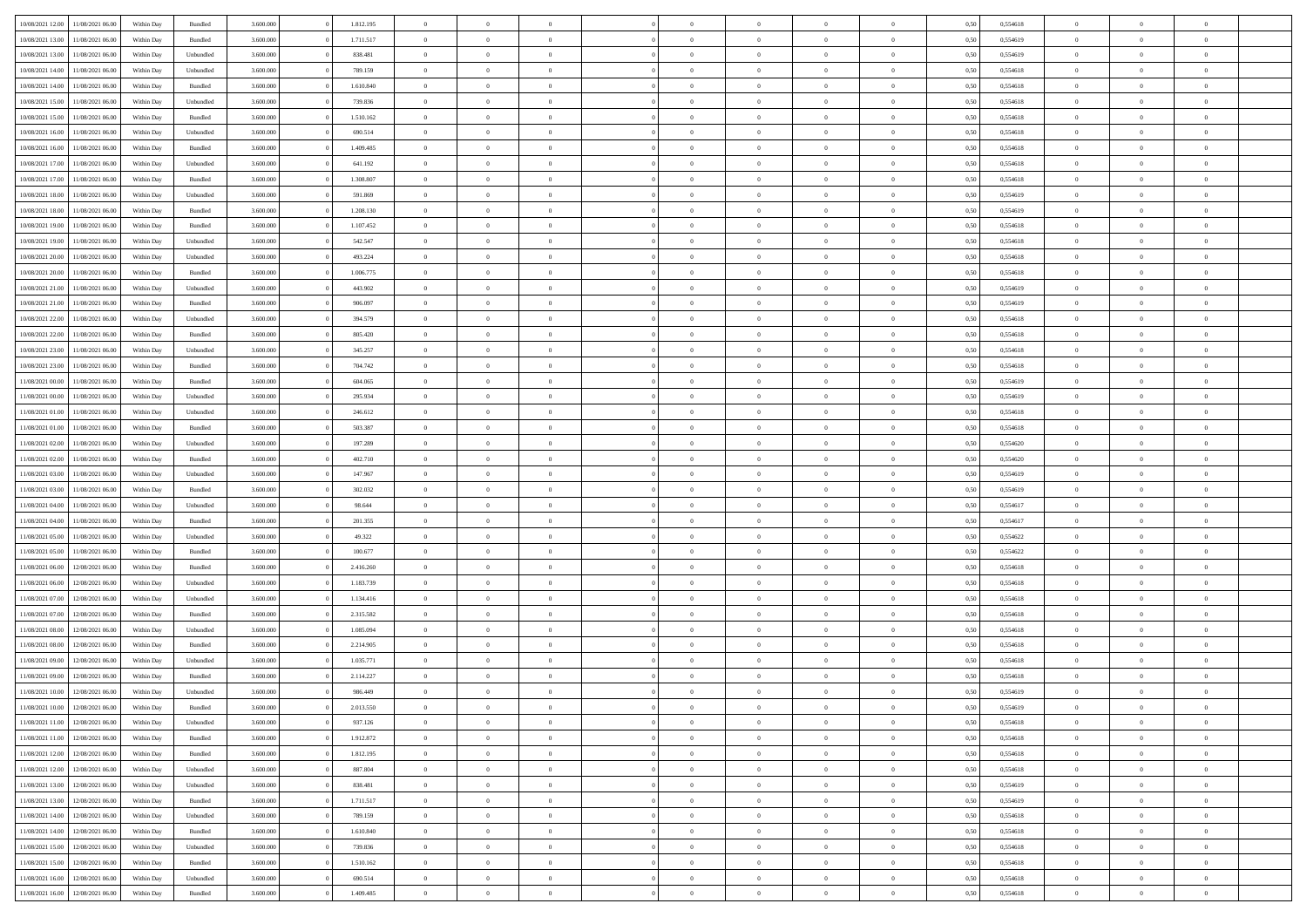| 10/08/2021 12:00 | 11/08/2021 06:00 | Within Day | Bundled | 3.600.000 | 0 | 1.812.195 | 0 | 0 | 0 | | 0 | 0 | 0 | 0 | 0,50 | 0,554618 | 0 | 0 | 0 | |
|---|---|---|---|---|---|---|---|---|---|---|---|---|---|---|---|---|---|---|---|---|
| 10/08/2021 13:00 | 11/08/2021 06:00 | Within Day | Bundled | 3.600.000 | 0 | 1.711.517 | 0 | 0 | 0 | | 0 | 0 | 0 | 0 | 0,50 | 0,554619 | 0 | 0 | 0 | |
| 10/08/2021 13:00 | 11/08/2021 06:00 | Within Day | Unbundled | 3.600.000 | 0 | 838.481 | 0 | 0 | 0 | | 0 | 0 | 0 | 0 | 0,50 | 0,554619 | 0 | 0 | 0 | |
| 10/08/2021 14:00 | 11/08/2021 06:00 | Within Day | Unbundled | 3.600.000 | 0 | 789.159 | 0 | 0 | 0 | | 0 | 0 | 0 | 0 | 0,50 | 0,554618 | 0 | 0 | 0 | |
| 10/08/2021 14:00 | 11/08/2021 06:00 | Within Day | Bundled | 3.600.000 | 0 | 1.610.840 | 0 | 0 | 0 | | 0 | 0 | 0 | 0 | 0,50 | 0,554618 | 0 | 0 | 0 | |
| 10/08/2021 15:00 | 11/08/2021 06:00 | Within Day | Unbundled | 3.600.000 | 0 | 739.836 | 0 | 0 | 0 | | 0 | 0 | 0 | 0 | 0,50 | 0,554618 | 0 | 0 | 0 | |
| 10/08/2021 15:00 | 11/08/2021 06:00 | Within Day | Bundled | 3.600.000 | 0 | 1.510.162 | 0 | 0 | 0 | | 0 | 0 | 0 | 0 | 0,50 | 0,554618 | 0 | 0 | 0 | |
| 10/08/2021 16:00 | 11/08/2021 06:00 | Within Day | Unbundled | 3.600.000 | 0 | 690.514 | 0 | 0 | 0 | | 0 | 0 | 0 | 0 | 0,50 | 0,554618 | 0 | 0 | 0 | |
| 10/08/2021 16:00 | 11/08/2021 06:00 | Within Day | Bundled | 3.600.000 | 0 | 1.409.485 | 0 | 0 | 0 | | 0 | 0 | 0 | 0 | 0,50 | 0,554618 | 0 | 0 | 0 | |
| 10/08/2021 17:00 | 11/08/2021 06:00 | Within Day | Unbundled | 3.600.000 | 0 | 641.192 | 0 | 0 | 0 | | 0 | 0 | 0 | 0 | 0,50 | 0,554618 | 0 | 0 | 0 | |
| 10/08/2021 17:00 | 11/08/2021 06:00 | Within Day | Bundled | 3.600.000 | 0 | 1.308.807 | 0 | 0 | 0 | | 0 | 0 | 0 | 0 | 0,50 | 0,554618 | 0 | 0 | 0 | |
| 10/08/2021 18:00 | 11/08/2021 06:00 | Within Day | Unbundled | 3.600.000 | 0 | 591.869 | 0 | 0 | 0 | | 0 | 0 | 0 | 0 | 0,50 | 0,554619 | 0 | 0 | 0 | |
| 10/08/2021 18:00 | 11/08/2021 06:00 | Within Day | Bundled | 3.600.000 | 0 | 1.208.130 | 0 | 0 | 0 | | 0 | 0 | 0 | 0 | 0,50 | 0,554619 | 0 | 0 | 0 | |
| 10/08/2021 19:00 | 11/08/2021 06:00 | Within Day | Bundled | 3.600.000 | 0 | 1.107.452 | 0 | 0 | 0 | | 0 | 0 | 0 | 0 | 0,50 | 0,554618 | 0 | 0 | 0 | |
| 10/08/2021 19:00 | 11/08/2021 06:00 | Within Day | Unbundled | 3.600.000 | 0 | 542.547 | 0 | 0 | 0 | | 0 | 0 | 0 | 0 | 0,50 | 0,554618 | 0 | 0 | 0 | |
| 10/08/2021 20:00 | 11/08/2021 06:00 | Within Day | Unbundled | 3.600.000 | 0 | 493.224 | 0 | 0 | 0 | | 0 | 0 | 0 | 0 | 0,50 | 0,554618 | 0 | 0 | 0 | |
| 10/08/2021 20:00 | 11/08/2021 06:00 | Within Day | Bundled | 3.600.000 | 0 | 1.006.775 | 0 | 0 | 0 | | 0 | 0 | 0 | 0 | 0,50 | 0,554618 | 0 | 0 | 0 | |
| 10/08/2021 21:00 | 11/08/2021 06:00 | Within Day | Unbundled | 3.600.000 | 0 | 443.902 | 0 | 0 | 0 | | 0 | 0 | 0 | 0 | 0,50 | 0,554619 | 0 | 0 | 0 | |
| 10/08/2021 21:00 | 11/08/2021 06:00 | Within Day | Bundled | 3.600.000 | 0 | 906.097 | 0 | 0 | 0 | | 0 | 0 | 0 | 0 | 0,50 | 0,554619 | 0 | 0 | 0 | |
| 10/08/2021 22:00 | 11/08/2021 06:00 | Within Day | Unbundled | 3.600.000 | 0 | 394.579 | 0 | 0 | 0 | | 0 | 0 | 0 | 0 | 0,50 | 0,554618 | 0 | 0 | 0 | |
| 10/08/2021 22:00 | 11/08/2021 06:00 | Within Day | Bundled | 3.600.000 | 0 | 805.420 | 0 | 0 | 0 | | 0 | 0 | 0 | 0 | 0,50 | 0,554618 | 0 | 0 | 0 | |
| 10/08/2021 23:00 | 11/08/2021 06:00 | Within Day | Unbundled | 3.600.000 | 0 | 345.257 | 0 | 0 | 0 | | 0 | 0 | 0 | 0 | 0,50 | 0,554618 | 0 | 0 | 0 | |
| 10/08/2021 23:00 | 11/08/2021 06:00 | Within Day | Bundled | 3.600.000 | 0 | 704.742 | 0 | 0 | 0 | | 0 | 0 | 0 | 0 | 0,50 | 0,554618 | 0 | 0 | 0 | |
| 11/08/2021 00:00 | 11/08/2021 06:00 | Within Day | Bundled | 3.600.000 | 0 | 604.065 | 0 | 0 | 0 | | 0 | 0 | 0 | 0 | 0,50 | 0,554619 | 0 | 0 | 0 | |
| 11/08/2021 00:00 | 11/08/2021 06:00 | Within Day | Unbundled | 3.600.000 | 0 | 295.934 | 0 | 0 | 0 | | 0 | 0 | 0 | 0 | 0,50 | 0,554619 | 0 | 0 | 0 | |
| 11/08/2021 01:00 | 11/08/2021 06:00 | Within Day | Unbundled | 3.600.000 | 0 | 246.612 | 0 | 0 | 0 | | 0 | 0 | 0 | 0 | 0,50 | 0,554618 | 0 | 0 | 0 | |
| 11/08/2021 01:00 | 11/08/2021 06:00 | Within Day | Bundled | 3.600.000 | 0 | 503.387 | 0 | 0 | 0 | | 0 | 0 | 0 | 0 | 0,50 | 0,554618 | 0 | 0 | 0 | |
| 11/08/2021 02:00 | 11/08/2021 06:00 | Within Day | Unbundled | 3.600.000 | 0 | 197.289 | 0 | 0 | 0 | | 0 | 0 | 0 | 0 | 0,50 | 0,554620 | 0 | 0 | 0 | |
| 11/08/2021 02:00 | 11/08/2021 06:00 | Within Day | Bundled | 3.600.000 | 0 | 402.710 | 0 | 0 | 0 | | 0 | 0 | 0 | 0 | 0,50 | 0,554620 | 0 | 0 | 0 | |
| 11/08/2021 03:00 | 11/08/2021 06:00 | Within Day | Unbundled | 3.600.000 | 0 | 147.967 | 0 | 0 | 0 | | 0 | 0 | 0 | 0 | 0,50 | 0,554619 | 0 | 0 | 0 | |
| 11/08/2021 03:00 | 11/08/2021 06:00 | Within Day | Bundled | 3.600.000 | 0 | 302.032 | 0 | 0 | 0 | | 0 | 0 | 0 | 0 | 0,50 | 0,554619 | 0 | 0 | 0 | |
| 11/08/2021 04:00 | 11/08/2021 06:00 | Within Day | Unbundled | 3.600.000 | 0 | 98.644 | 0 | 0 | 0 | | 0 | 0 | 0 | 0 | 0,50 | 0,554617 | 0 | 0 | 0 | |
| 11/08/2021 04:00 | 11/08/2021 06:00 | Within Day | Bundled | 3.600.000 | 0 | 201.355 | 0 | 0 | 0 | | 0 | 0 | 0 | 0 | 0,50 | 0,554617 | 0 | 0 | 0 | |
| 11/08/2021 05:00 | 11/08/2021 06:00 | Within Day | Unbundled | 3.600.000 | 0 | 49.322 | 0 | 0 | 0 | | 0 | 0 | 0 | 0 | 0,50 | 0,554622 | 0 | 0 | 0 | |
| 11/08/2021 05:00 | 11/08/2021 06:00 | Within Day | Bundled | 3.600.000 | 0 | 100.677 | 0 | 0 | 0 | | 0 | 0 | 0 | 0 | 0,50 | 0,554622 | 0 | 0 | 0 | |
| 11/08/2021 06:00 | 12/08/2021 06:00 | Within Day | Bundled | 3.600.000 | 0 | 2.416.260 | 0 | 0 | 0 | | 0 | 0 | 0 | 0 | 0,50 | 0,554618 | 0 | 0 | 0 | |
| 11/08/2021 06:00 | 12/08/2021 06:00 | Within Day | Unbundled | 3.600.000 | 0 | 1.183.739 | 0 | 0 | 0 | | 0 | 0 | 0 | 0 | 0,50 | 0,554618 | 0 | 0 | 0 | |
| 11/08/2021 07:00 | 12/08/2021 06:00 | Within Day | Unbundled | 3.600.000 | 0 | 1.134.416 | 0 | 0 | 0 | | 0 | 0 | 0 | 0 | 0,50 | 0,554618 | 0 | 0 | 0 | |
| 11/08/2021 07:00 | 12/08/2021 06:00 | Within Day | Bundled | 3.600.000 | 0 | 2.315.582 | 0 | 0 | 0 | | 0 | 0 | 0 | 0 | 0,50 | 0,554618 | 0 | 0 | 0 | |
| 11/08/2021 08:00 | 12/08/2021 06:00 | Within Day | Unbundled | 3.600.000 | 0 | 1.085.094 | 0 | 0 | 0 | | 0 | 0 | 0 | 0 | 0,50 | 0,554618 | 0 | 0 | 0 | |
| 11/08/2021 08:00 | 12/08/2021 06:00 | Within Day | Bundled | 3.600.000 | 0 | 2.214.905 | 0 | 0 | 0 | | 0 | 0 | 0 | 0 | 0,50 | 0,554618 | 0 | 0 | 0 | |
| 11/08/2021 09:00 | 12/08/2021 06:00 | Within Day | Unbundled | 3.600.000 | 0 | 1.035.771 | 0 | 0 | 0 | | 0 | 0 | 0 | 0 | 0,50 | 0,554618 | 0 | 0 | 0 | |
| 11/08/2021 09:00 | 12/08/2021 06:00 | Within Day | Bundled | 3.600.000 | 0 | 2.114.227 | 0 | 0 | 0 | | 0 | 0 | 0 | 0 | 0,50 | 0,554618 | 0 | 0 | 0 | |
| 11/08/2021 10:00 | 12/08/2021 06:00 | Within Day | Unbundled | 3.600.000 | 0 | 986.449 | 0 | 0 | 0 | | 0 | 0 | 0 | 0 | 0,50 | 0,554619 | 0 | 0 | 0 | |
| 11/08/2021 10:00 | 12/08/2021 06:00 | Within Day | Bundled | 3.600.000 | 0 | 2.013.550 | 0 | 0 | 0 | | 0 | 0 | 0 | 0 | 0,50 | 0,554619 | 0 | 0 | 0 | |
| 11/08/2021 11:00 | 12/08/2021 06:00 | Within Day | Unbundled | 3.600.000 | 0 | 937.126 | 0 | 0 | 0 | | 0 | 0 | 0 | 0 | 0,50 | 0,554618 | 0 | 0 | 0 | |
| 11/08/2021 11:00 | 12/08/2021 06:00 | Within Day | Bundled | 3.600.000 | 0 | 1.912.872 | 0 | 0 | 0 | | 0 | 0 | 0 | 0 | 0,50 | 0,554618 | 0 | 0 | 0 | |
| 11/08/2021 12:00 | 12/08/2021 06:00 | Within Day | Bundled | 3.600.000 | 0 | 1.812.195 | 0 | 0 | 0 | | 0 | 0 | 0 | 0 | 0,50 | 0,554618 | 0 | 0 | 0 | |
| 11/08/2021 12:00 | 12/08/2021 06:00 | Within Day | Unbundled | 3.600.000 | 0 | 887.804 | 0 | 0 | 0 | | 0 | 0 | 0 | 0 | 0,50 | 0,554618 | 0 | 0 | 0 | |
| 11/08/2021 13:00 | 12/08/2021 06:00 | Within Day | Unbundled | 3.600.000 | 0 | 838.481 | 0 | 0 | 0 | | 0 | 0 | 0 | 0 | 0,50 | 0,554619 | 0 | 0 | 0 | |
| 11/08/2021 13:00 | 12/08/2021 06:00 | Within Day | Bundled | 3.600.000 | 0 | 1.711.517 | 0 | 0 | 0 | | 0 | 0 | 0 | 0 | 0,50 | 0,554619 | 0 | 0 | 0 | |
| 11/08/2021 14:00 | 12/08/2021 06:00 | Within Day | Unbundled | 3.600.000 | 0 | 789.159 | 0 | 0 | 0 | | 0 | 0 | 0 | 0 | 0,50 | 0,554618 | 0 | 0 | 0 | |
| 11/08/2021 14:00 | 12/08/2021 06:00 | Within Day | Bundled | 3.600.000 | 0 | 1.610.840 | 0 | 0 | 0 | | 0 | 0 | 0 | 0 | 0,50 | 0,554618 | 0 | 0 | 0 | |
| 11/08/2021 15:00 | 12/08/2021 06:00 | Within Day | Unbundled | 3.600.000 | 0 | 739.836 | 0 | 0 | 0 | | 0 | 0 | 0 | 0 | 0,50 | 0,554618 | 0 | 0 | 0 | |
| 11/08/2021 15:00 | 12/08/2021 06:00 | Within Day | Bundled | 3.600.000 | 0 | 1.510.162 | 0 | 0 | 0 | | 0 | 0 | 0 | 0 | 0,50 | 0,554618 | 0 | 0 | 0 | |
| 11/08/2021 16:00 | 12/08/2021 06:00 | Within Day | Unbundled | 3.600.000 | 0 | 690.514 | 0 | 0 | 0 | | 0 | 0 | 0 | 0 | 0,50 | 0,554618 | 0 | 0 | 0 | |
| 11/08/2021 16:00 | 12/08/2021 06:00 | Within Day | Bundled | 3.600.000 | 0 | 1.409.485 | 0 | 0 | 0 | | 0 | 0 | 0 | 0 | 0,50 | 0,554618 | 0 | 0 | 0 | |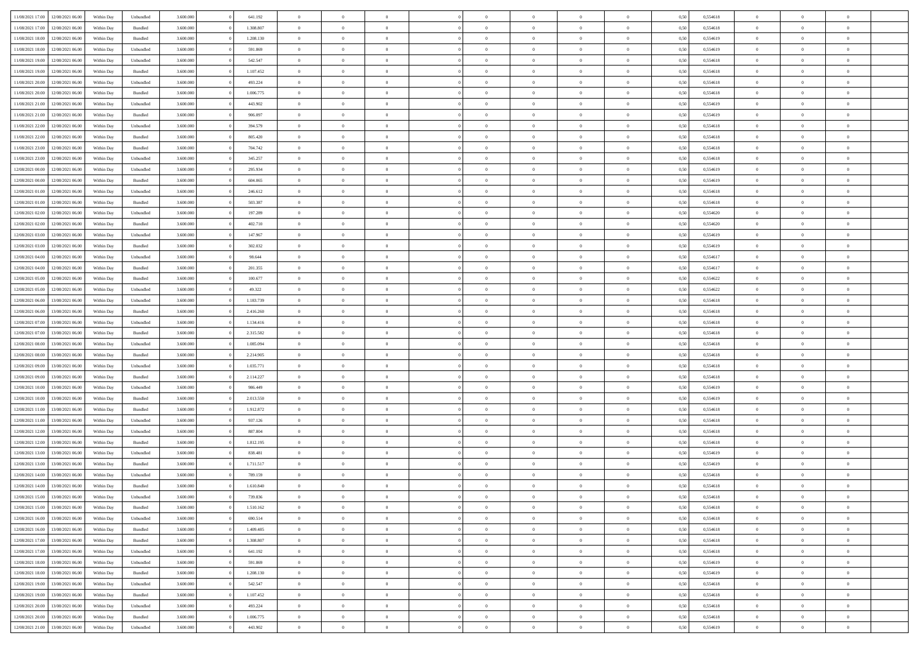| | | | | | | | | | | | | | | | | | | | | |
|---|---|---|---|---|---|---|---|---|---|---|---|---|---|---|---|---|---|---|---|---|
| 11/08/2021 17:00 | 12/08/2021 06:00 | Within Day | Unbundled | 3.600.000 | 0 | 641.192 | 0 | 0 | 0 | | 0 | 0 | 0 | 0 | 0,50 | 0,554618 | 0 | 0 | 0 | |
| 11/08/2021 17:00 | 12/08/2021 06:00 | Within Day | Bundled | 3.600.000 | 0 | 1.308.807 | 0 | 0 | 0 | | 0 | 0 | 0 | 0 | 0,50 | 0,554618 | 0 | 0 | 0 | |
| 11/08/2021 18:00 | 12/08/2021 06:00 | Within Day | Bundled | 3.600.000 | 0 | 1.208.130 | 0 | 0 | 0 | | 0 | 0 | 0 | 0 | 0,50 | 0,554619 | 0 | 0 | 0 | |
| 11/08/2021 18:00 | 12/08/2021 06:00 | Within Day | Unbundled | 3.600.000 | 0 | 591.869 | 0 | 0 | 0 | | 0 | 0 | 0 | 0 | 0,50 | 0,554619 | 0 | 0 | 0 | |
| 11/08/2021 19:00 | 12/08/2021 06:00 | Within Day | Unbundled | 3.600.000 | 0 | 542.547 | 0 | 0 | 0 | | 0 | 0 | 0 | 0 | 0,50 | 0,554618 | 0 | 0 | 0 | |
| 11/08/2021 19:00 | 12/08/2021 06:00 | Within Day | Bundled | 3.600.000 | 0 | 1.107.452 | 0 | 0 | 0 | | 0 | 0 | 0 | 0 | 0,50 | 0,554618 | 0 | 0 | 0 | |
| 11/08/2021 20:00 | 12/08/2021 06:00 | Within Day | Unbundled | 3.600.000 | 0 | 493.224 | 0 | 0 | 0 | | 0 | 0 | 0 | 0 | 0,50 | 0,554618 | 0 | 0 | 0 | |
| 11/08/2021 20:00 | 12/08/2021 06:00 | Within Day | Bundled | 3.600.000 | 0 | 1.006.775 | 0 | 0 | 0 | | 0 | 0 | 0 | 0 | 0,50 | 0,554618 | 0 | 0 | 0 | |
| 11/08/2021 21:00 | 12/08/2021 06:00 | Within Day | Unbundled | 3.600.000 | 0 | 443.902 | 0 | 0 | 0 | | 0 | 0 | 0 | 0 | 0,50 | 0,554619 | 0 | 0 | 0 | |
| 11/08/2021 21:00 | 12/08/2021 06:00 | Within Day | Bundled | 3.600.000 | 0 | 906.097 | 0 | 0 | 0 | | 0 | 0 | 0 | 0 | 0,50 | 0,554619 | 0 | 0 | 0 | |
| 11/08/2021 22:00 | 12/08/2021 06:00 | Within Day | Unbundled | 3.600.000 | 0 | 394.579 | 0 | 0 | 0 | | 0 | 0 | 0 | 0 | 0,50 | 0,554618 | 0 | 0 | 0 | |
| 11/08/2021 22:00 | 12/08/2021 06:00 | Within Day | Bundled | 3.600.000 | 0 | 805.420 | 0 | 0 | 0 | | 0 | 0 | 0 | 0 | 0,50 | 0,554618 | 0 | 0 | 0 | |
| 11/08/2021 23:00 | 12/08/2021 06:00 | Within Day | Bundled | 3.600.000 | 0 | 704.742 | 0 | 0 | 0 | | 0 | 0 | 0 | 0 | 0,50 | 0,554618 | 0 | 0 | 0 | |
| 11/08/2021 23:00 | 12/08/2021 06:00 | Within Day | Unbundled | 3.600.000 | 0 | 345.257 | 0 | 0 | 0 | | 0 | 0 | 0 | 0 | 0,50 | 0,554618 | 0 | 0 | 0 | |
| 12/08/2021 00:00 | 12/08/2021 06:00 | Within Day | Unbundled | 3.600.000 | 0 | 295.934 | 0 | 0 | 0 | | 0 | 0 | 0 | 0 | 0,50 | 0,554619 | 0 | 0 | 0 | |
| 12/08/2021 00:00 | 12/08/2021 06:00 | Within Day | Bundled | 3.600.000 | 0 | 604.065 | 0 | 0 | 0 | | 0 | 0 | 0 | 0 | 0,50 | 0,554619 | 0 | 0 | 0 | |
| 12/08/2021 01:00 | 12/08/2021 06:00 | Within Day | Unbundled | 3.600.000 | 0 | 246.612 | 0 | 0 | 0 | | 0 | 0 | 0 | 0 | 0,50 | 0,554618 | 0 | 0 | 0 | |
| 12/08/2021 01:00 | 12/08/2021 06:00 | Within Day | Bundled | 3.600.000 | 0 | 503.387 | 0 | 0 | 0 | | 0 | 0 | 0 | 0 | 0,50 | 0,554618 | 0 | 0 | 0 | |
| 12/08/2021 02:00 | 12/08/2021 06:00 | Within Day | Unbundled | 3.600.000 | 0 | 197.289 | 0 | 0 | 0 | | 0 | 0 | 0 | 0 | 0,50 | 0,554620 | 0 | 0 | 0 | |
| 12/08/2021 02:00 | 12/08/2021 06:00 | Within Day | Bundled | 3.600.000 | 0 | 402.710 | 0 | 0 | 0 | | 0 | 0 | 0 | 0 | 0,50 | 0,554620 | 0 | 0 | 0 | |
| 12/08/2021 03:00 | 12/08/2021 06:00 | Within Day | Unbundled | 3.600.000 | 0 | 147.967 | 0 | 0 | 0 | | 0 | 0 | 0 | 0 | 0,50 | 0,554619 | 0 | 0 | 0 | |
| 12/08/2021 03:00 | 12/08/2021 06:00 | Within Day | Bundled | 3.600.000 | 0 | 302.032 | 0 | 0 | 0 | | 0 | 0 | 0 | 0 | 0,50 | 0,554619 | 0 | 0 | 0 | |
| 12/08/2021 04:00 | 12/08/2021 06:00 | Within Day | Unbundled | 3.600.000 | 0 | 98.644 | 0 | 0 | 0 | | 0 | 0 | 0 | 0 | 0,50 | 0,554617 | 0 | 0 | 0 | |
| 12/08/2021 04:00 | 12/08/2021 06:00 | Within Day | Bundled | 3.600.000 | 0 | 201.355 | 0 | 0 | 0 | | 0 | 0 | 0 | 0 | 0,50 | 0,554617 | 0 | 0 | 0 | |
| 12/08/2021 05:00 | 12/08/2021 06:00 | Within Day | Bundled | 3.600.000 | 0 | 100.677 | 0 | 0 | 0 | | 0 | 0 | 0 | 0 | 0,50 | 0,554622 | 0 | 0 | 0 | |
| 12/08/2021 05:00 | 12/08/2021 06:00 | Within Day | Unbundled | 3.600.000 | 0 | 49.322 | 0 | 0 | 0 | | 0 | 0 | 0 | 0 | 0,50 | 0,554622 | 0 | 0 | 0 | |
| 12/08/2021 06:00 | 13/08/2021 06:00 | Within Day | Unbundled | 3.600.000 | 0 | 1.183.739 | 0 | 0 | 0 | | 0 | 0 | 0 | 0 | 0,50 | 0,554618 | 0 | 0 | 0 | |
| 12/08/2021 06:00 | 13/08/2021 06:00 | Within Day | Bundled | 3.600.000 | 0 | 2.416.260 | 0 | 0 | 0 | | 0 | 0 | 0 | 0 | 0,50 | 0,554618 | 0 | 0 | 0 | |
| 12/08/2021 07:00 | 13/08/2021 06:00 | Within Day | Unbundled | 3.600.000 | 0 | 1.134.416 | 0 | 0 | 0 | | 0 | 0 | 0 | 0 | 0,50 | 0,554618 | 0 | 0 | 0 | |
| 12/08/2021 07:00 | 13/08/2021 06:00 | Within Day | Bundled | 3.600.000 | 0 | 2.315.582 | 0 | 0 | 0 | | 0 | 0 | 0 | 0 | 0,50 | 0,554618 | 0 | 0 | 0 | |
| 12/08/2021 08:00 | 13/08/2021 06:00 | Within Day | Unbundled | 3.600.000 | 0 | 1.085.094 | 0 | 0 | 0 | | 0 | 0 | 0 | 0 | 0,50 | 0,554618 | 0 | 0 | 0 | |
| 12/08/2021 08:00 | 13/08/2021 06:00 | Within Day | Bundled | 3.600.000 | 0 | 2.214.905 | 0 | 0 | 0 | | 0 | 0 | 0 | 0 | 0,50 | 0,554618 | 0 | 0 | 0 | |
| 12/08/2021 09:00 | 13/08/2021 06:00 | Within Day | Unbundled | 3.600.000 | 0 | 1.035.771 | 0 | 0 | 0 | | 0 | 0 | 0 | 0 | 0,50 | 0,554618 | 0 | 0 | 0 | |
| 12/08/2021 09:00 | 13/08/2021 06:00 | Within Day | Bundled | 3.600.000 | 0 | 2.114.227 | 0 | 0 | 0 | | 0 | 0 | 0 | 0 | 0,50 | 0,554618 | 0 | 0 | 0 | |
| 12/08/2021 10:00 | 13/08/2021 06:00 | Within Day | Unbundled | 3.600.000 | 0 | 986.449 | 0 | 0 | 0 | | 0 | 0 | 0 | 0 | 0,50 | 0,554619 | 0 | 0 | 0 | |
| 12/08/2021 10:00 | 13/08/2021 06:00 | Within Day | Bundled | 3.600.000 | 0 | 2.013.550 | 0 | 0 | 0 | | 0 | 0 | 0 | 0 | 0,50 | 0,554619 | 0 | 0 | 0 | |
| 12/08/2021 11:00 | 13/08/2021 06:00 | Within Day | Bundled | 3.600.000 | 0 | 1.912.872 | 0 | 0 | 0 | | 0 | 0 | 0 | 0 | 0,50 | 0,554618 | 0 | 0 | 0 | |
| 12/08/2021 11:00 | 13/08/2021 06:00 | Within Day | Unbundled | 3.600.000 | 0 | 937.126 | 0 | 0 | 0 | | 0 | 0 | 0 | 0 | 0,50 | 0,554618 | 0 | 0 | 0 | |
| 12/08/2021 12:00 | 13/08/2021 06:00 | Within Day | Unbundled | 3.600.000 | 0 | 887.804 | 0 | 0 | 0 | | 0 | 0 | 0 | 0 | 0,50 | 0,554618 | 0 | 0 | 0 | |
| 12/08/2021 12:00 | 13/08/2021 06:00 | Within Day | Bundled | 3.600.000 | 0 | 1.812.195 | 0 | 0 | 0 | | 0 | 0 | 0 | 0 | 0,50 | 0,554618 | 0 | 0 | 0 | |
| 12/08/2021 13:00 | 13/08/2021 06:00 | Within Day | Unbundled | 3.600.000 | 0 | 838.481 | 0 | 0 | 0 | | 0 | 0 | 0 | 0 | 0,50 | 0,554619 | 0 | 0 | 0 | |
| 12/08/2021 13:00 | 13/08/2021 06:00 | Within Day | Bundled | 3.600.000 | 0 | 1.711.517 | 0 | 0 | 0 | | 0 | 0 | 0 | 0 | 0,50 | 0,554619 | 0 | 0 | 0 | |
| 12/08/2021 14:00 | 13/08/2021 06:00 | Within Day | Unbundled | 3.600.000 | 0 | 789.159 | 0 | 0 | 0 | | 0 | 0 | 0 | 0 | 0,50 | 0,554618 | 0 | 0 | 0 | |
| 12/08/2021 14:00 | 13/08/2021 06:00 | Within Day | Bundled | 3.600.000 | 0 | 1.610.840 | 0 | 0 | 0 | | 0 | 0 | 0 | 0 | 0,50 | 0,554618 | 0 | 0 | 0 | |
| 12/08/2021 15:00 | 13/08/2021 06:00 | Within Day | Unbundled | 3.600.000 | 0 | 739.836 | 0 | 0 | 0 | | 0 | 0 | 0 | 0 | 0,50 | 0,554618 | 0 | 0 | 0 | |
| 12/08/2021 15:00 | 13/08/2021 06:00 | Within Day | Bundled | 3.600.000 | 0 | 1.510.162 | 0 | 0 | 0 | | 0 | 0 | 0 | 0 | 0,50 | 0,554618 | 0 | 0 | 0 | |
| 12/08/2021 16:00 | 13/08/2021 06:00 | Within Day | Unbundled | 3.600.000 | 0 | 690.514 | 0 | 0 | 0 | | 0 | 0 | 0 | 0 | 0,50 | 0,554618 | 0 | 0 | 0 | |
| 12/08/2021 16:00 | 13/08/2021 06:00 | Within Day | Bundled | 3.600.000 | 0 | 1.409.485 | 0 | 0 | 0 | | 0 | 0 | 0 | 0 | 0,50 | 0,554618 | 0 | 0 | 0 | |
| 12/08/2021 17:00 | 13/08/2021 06:00 | Within Day | Bundled | 3.600.000 | 0 | 1.308.807 | 0 | 0 | 0 | | 0 | 0 | 0 | 0 | 0,50 | 0,554618 | 0 | 0 | 0 | |
| 12/08/2021 17:00 | 13/08/2021 06:00 | Within Day | Unbundled | 3.600.000 | 0 | 641.192 | 0 | 0 | 0 | | 0 | 0 | 0 | 0 | 0,50 | 0,554618 | 0 | 0 | 0 | |
| 12/08/2021 18:00 | 13/08/2021 06:00 | Within Day | Unbundled | 3.600.000 | 0 | 591.869 | 0 | 0 | 0 | | 0 | 0 | 0 | 0 | 0,50 | 0,554619 | 0 | 0 | 0 | |
| 12/08/2021 18:00 | 13/08/2021 06:00 | Within Day | Bundled | 3.600.000 | 0 | 1.208.130 | 0 | 0 | 0 | | 0 | 0 | 0 | 0 | 0,50 | 0,554619 | 0 | 0 | 0 | |
| 12/08/2021 19:00 | 13/08/2021 06:00 | Within Day | Unbundled | 3.600.000 | 0 | 542.547 | 0 | 0 | 0 | | 0 | 0 | 0 | 0 | 0,50 | 0,554618 | 0 | 0 | 0 | |
| 12/08/2021 19:00 | 13/08/2021 06:00 | Within Day | Bundled | 3.600.000 | 0 | 1.107.452 | 0 | 0 | 0 | | 0 | 0 | 0 | 0 | 0,50 | 0,554618 | 0 | 0 | 0 | |
| 12/08/2021 20:00 | 13/08/2021 06:00 | Within Day | Unbundled | 3.600.000 | 0 | 493.224 | 0 | 0 | 0 | | 0 | 0 | 0 | 0 | 0,50 | 0,554618 | 0 | 0 | 0 | |
| 12/08/2021 20:00 | 13/08/2021 06:00 | Within Day | Bundled | 3.600.000 | 0 | 1.006.775 | 0 | 0 | 0 | | 0 | 0 | 0 | 0 | 0,50 | 0,554618 | 0 | 0 | 0 | |
| 12/08/2021 21:00 | 13/08/2021 06:00 | Within Day | Unbundled | 3.600.000 | 0 | 443.902 | 0 | 0 | 0 | | 0 | 0 | 0 | 0 | 0,50 | 0,554619 | 0 | 0 | 0 | |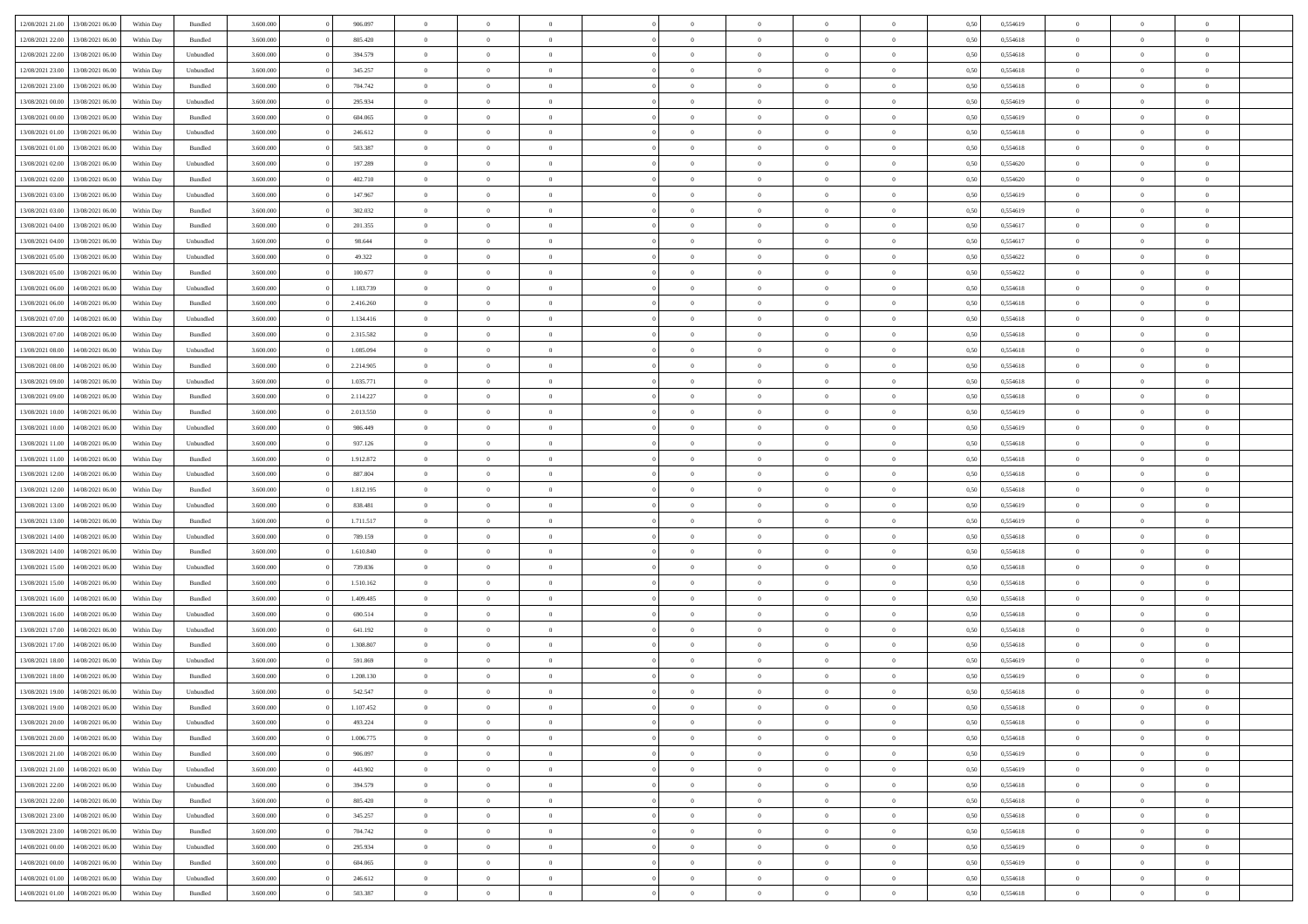| | | | | | | | | | | | | | | | | | | | | |
|---|---|---|---|---|---|---|---|---|---|---|---|---|---|---|---|---|---|---|---|---|
| 12/08/2021 21:00 | 13/08/2021 06:00 | Within Day | Bundled | 3.600.000 | 0 | 906.097 | 0 | 0 | 0 | | 0 | 0 | 0 | 0 | 0,50 | 0,554619 | 0 | 0 | 0 | |
| 12/08/2021 22:00 | 13/08/2021 06:00 | Within Day | Bundled | 3.600.000 | 0 | 805.420 | 0 | 0 | 0 | | 0 | 0 | 0 | 0 | 0,50 | 0,554618 | 0 | 0 | 0 | |
| 12/08/2021 22:00 | 13/08/2021 06:00 | Within Day | Unbundled | 3.600.000 | 0 | 394.579 | 0 | 0 | 0 | | 0 | 0 | 0 | 0 | 0,50 | 0,554618 | 0 | 0 | 0 | |
| 12/08/2021 23:00 | 13/08/2021 06:00 | Within Day | Unbundled | 3.600.000 | 0 | 345.257 | 0 | 0 | 0 | | 0 | 0 | 0 | 0 | 0,50 | 0,554618 | 0 | 0 | 0 | |
| 12/08/2021 23:00 | 13/08/2021 06:00 | Within Day | Bundled | 3.600.000 | 0 | 704.742 | 0 | 0 | 0 | | 0 | 0 | 0 | 0 | 0,50 | 0,554618 | 0 | 0 | 0 | |
| 13/08/2021 00:00 | 13/08/2021 06:00 | Within Day | Unbundled | 3.600.000 | 0 | 295.934 | 0 | 0 | 0 | | 0 | 0 | 0 | 0 | 0,50 | 0,554619 | 0 | 0 | 0 | |
| 13/08/2021 00:00 | 13/08/2021 06:00 | Within Day | Bundled | 3.600.000 | 0 | 604.065 | 0 | 0 | 0 | | 0 | 0 | 0 | 0 | 0,50 | 0,554619 | 0 | 0 | 0 | |
| 13/08/2021 01:00 | 13/08/2021 06:00 | Within Day | Unbundled | 3.600.000 | 0 | 246.612 | 0 | 0 | 0 | | 0 | 0 | 0 | 0 | 0,50 | 0,554618 | 0 | 0 | 0 | |
| 13/08/2021 01:00 | 13/08/2021 06:00 | Within Day | Bundled | 3.600.000 | 0 | 503.387 | 0 | 0 | 0 | | 0 | 0 | 0 | 0 | 0,50 | 0,554618 | 0 | 0 | 0 | |
| 13/08/2021 02:00 | 13/08/2021 06:00 | Within Day | Unbundled | 3.600.000 | 0 | 197.289 | 0 | 0 | 0 | | 0 | 0 | 0 | 0 | 0,50 | 0,554620 | 0 | 0 | 0 | |
| 13/08/2021 02:00 | 13/08/2021 06:00 | Within Day | Bundled | 3.600.000 | 0 | 402.710 | 0 | 0 | 0 | | 0 | 0 | 0 | 0 | 0,50 | 0,554620 | 0 | 0 | 0 | |
| 13/08/2021 03:00 | 13/08/2021 06:00 | Within Day | Unbundled | 3.600.000 | 0 | 147.967 | 0 | 0 | 0 | | 0 | 0 | 0 | 0 | 0,50 | 0,554619 | 0 | 0 | 0 | |
| 13/08/2021 03:00 | 13/08/2021 06:00 | Within Day | Bundled | 3.600.000 | 0 | 302.032 | 0 | 0 | 0 | | 0 | 0 | 0 | 0 | 0,50 | 0,554619 | 0 | 0 | 0 | |
| 13/08/2021 04:00 | 13/08/2021 06:00 | Within Day | Bundled | 3.600.000 | 0 | 201.355 | 0 | 0 | 0 | | 0 | 0 | 0 | 0 | 0,50 | 0,554617 | 0 | 0 | 0 | |
| 13/08/2021 04:00 | 13/08/2021 06:00 | Within Day | Unbundled | 3.600.000 | 0 | 98.644 | 0 | 0 | 0 | | 0 | 0 | 0 | 0 | 0,50 | 0,554617 | 0 | 0 | 0 | |
| 13/08/2021 05:00 | 13/08/2021 06:00 | Within Day | Unbundled | 3.600.000 | 0 | 49.322 | 0 | 0 | 0 | | 0 | 0 | 0 | 0 | 0,50 | 0,554622 | 0 | 0 | 0 | |
| 13/08/2021 05:00 | 13/08/2021 06:00 | Within Day | Bundled | 3.600.000 | 0 | 100.677 | 0 | 0 | 0 | | 0 | 0 | 0 | 0 | 0,50 | 0,554622 | 0 | 0 | 0 | |
| 13/08/2021 06:00 | 14/08/2021 06:00 | Within Day | Unbundled | 3.600.000 | 0 | 1.183.739 | 0 | 0 | 0 | | 0 | 0 | 0 | 0 | 0,50 | 0,554618 | 0 | 0 | 0 | |
| 13/08/2021 06:00 | 14/08/2021 06:00 | Within Day | Bundled | 3.600.000 | 0 | 2.416.260 | 0 | 0 | 0 | | 0 | 0 | 0 | 0 | 0,50 | 0,554618 | 0 | 0 | 0 | |
| 13/08/2021 07:00 | 14/08/2021 06:00 | Within Day | Unbundled | 3.600.000 | 0 | 1.134.416 | 0 | 0 | 0 | | 0 | 0 | 0 | 0 | 0,50 | 0,554618 | 0 | 0 | 0 | |
| 13/08/2021 07:00 | 14/08/2021 06:00 | Within Day | Bundled | 3.600.000 | 0 | 2.315.582 | 0 | 0 | 0 | | 0 | 0 | 0 | 0 | 0,50 | 0,554618 | 0 | 0 | 0 | |
| 13/08/2021 08:00 | 14/08/2021 06:00 | Within Day | Unbundled | 3.600.000 | 0 | 1.085.094 | 0 | 0 | 0 | | 0 | 0 | 0 | 0 | 0,50 | 0,554618 | 0 | 0 | 0 | |
| 13/08/2021 08:00 | 14/08/2021 06:00 | Within Day | Bundled | 3.600.000 | 0 | 2.214.905 | 0 | 0 | 0 | | 0 | 0 | 0 | 0 | 0,50 | 0,554618 | 0 | 0 | 0 | |
| 13/08/2021 09:00 | 14/08/2021 06:00 | Within Day | Unbundled | 3.600.000 | 0 | 1.035.771 | 0 | 0 | 0 | | 0 | 0 | 0 | 0 | 0,50 | 0,554618 | 0 | 0 | 0 | |
| 13/08/2021 09:00 | 14/08/2021 06:00 | Within Day | Bundled | 3.600.000 | 0 | 2.114.227 | 0 | 0 | 0 | | 0 | 0 | 0 | 0 | 0,50 | 0,554618 | 0 | 0 | 0 | |
| 13/08/2021 10:00 | 14/08/2021 06:00 | Within Day | Bundled | 3.600.000 | 0 | 2.013.550 | 0 | 0 | 0 | | 0 | 0 | 0 | 0 | 0,50 | 0,554619 | 0 | 0 | 0 | |
| 13/08/2021 10:00 | 14/08/2021 06:00 | Within Day | Unbundled | 3.600.000 | 0 | 986.449 | 0 | 0 | 0 | | 0 | 0 | 0 | 0 | 0,50 | 0,554619 | 0 | 0 | 0 | |
| 13/08/2021 11:00 | 14/08/2021 06:00 | Within Day | Unbundled | 3.600.000 | 0 | 937.126 | 0 | 0 | 0 | | 0 | 0 | 0 | 0 | 0,50 | 0,554618 | 0 | 0 | 0 | |
| 13/08/2021 11:00 | 14/08/2021 06:00 | Within Day | Bundled | 3.600.000 | 0 | 1.912.872 | 0 | 0 | 0 | | 0 | 0 | 0 | 0 | 0,50 | 0,554618 | 0 | 0 | 0 | |
| 13/08/2021 12:00 | 14/08/2021 06:00 | Within Day | Unbundled | 3.600.000 | 0 | 887.804 | 0 | 0 | 0 | | 0 | 0 | 0 | 0 | 0,50 | 0,554618 | 0 | 0 | 0 | |
| 13/08/2021 12:00 | 14/08/2021 06:00 | Within Day | Bundled | 3.600.000 | 0 | 1.812.195 | 0 | 0 | 0 | | 0 | 0 | 0 | 0 | 0,50 | 0,554618 | 0 | 0 | 0 | |
| 13/08/2021 13:00 | 14/08/2021 06:00 | Within Day | Unbundled | 3.600.000 | 0 | 838.481 | 0 | 0 | 0 | | 0 | 0 | 0 | 0 | 0,50 | 0,554619 | 0 | 0 | 0 | |
| 13/08/2021 13:00 | 14/08/2021 06:00 | Within Day | Bundled | 3.600.000 | 0 | 1.711.517 | 0 | 0 | 0 | | 0 | 0 | 0 | 0 | 0,50 | 0,554619 | 0 | 0 | 0 | |
| 13/08/2021 14:00 | 14/08/2021 06:00 | Within Day | Unbundled | 3.600.000 | 0 | 789.159 | 0 | 0 | 0 | | 0 | 0 | 0 | 0 | 0,50 | 0,554618 | 0 | 0 | 0 | |
| 13/08/2021 14:00 | 14/08/2021 06:00 | Within Day | Bundled | 3.600.000 | 0 | 1.610.840 | 0 | 0 | 0 | | 0 | 0 | 0 | 0 | 0,50 | 0,554618 | 0 | 0 | 0 | |
| 13/08/2021 15:00 | 14/08/2021 06:00 | Within Day | Unbundled | 3.600.000 | 0 | 739.836 | 0 | 0 | 0 | | 0 | 0 | 0 | 0 | 0,50 | 0,554618 | 0 | 0 | 0 | |
| 13/08/2021 15:00 | 14/08/2021 06:00 | Within Day | Bundled | 3.600.000 | 0 | 1.510.162 | 0 | 0 | 0 | | 0 | 0 | 0 | 0 | 0,50 | 0,554618 | 0 | 0 | 0 | |
| 13/08/2021 16:00 | 14/08/2021 06:00 | Within Day | Bundled | 3.600.000 | 0 | 1.409.485 | 0 | 0 | 0 | | 0 | 0 | 0 | 0 | 0,50 | 0,554618 | 0 | 0 | 0 | |
| 13/08/2021 16:00 | 14/08/2021 06:00 | Within Day | Unbundled | 3.600.000 | 0 | 690.514 | 0 | 0 | 0 | | 0 | 0 | 0 | 0 | 0,50 | 0,554618 | 0 | 0 | 0 | |
| 13/08/2021 17:00 | 14/08/2021 06:00 | Within Day | Unbundled | 3.600.000 | 0 | 641.192 | 0 | 0 | 0 | | 0 | 0 | 0 | 0 | 0,50 | 0,554618 | 0 | 0 | 0 | |
| 13/08/2021 17:00 | 14/08/2021 06:00 | Within Day | Bundled | 3.600.000 | 0 | 1.308.807 | 0 | 0 | 0 | | 0 | 0 | 0 | 0 | 0,50 | 0,554618 | 0 | 0 | 0 | |
| 13/08/2021 18:00 | 14/08/2021 06:00 | Within Day | Unbundled | 3.600.000 | 0 | 591.869 | 0 | 0 | 0 | | 0 | 0 | 0 | 0 | 0,50 | 0,554619 | 0 | 0 | 0 | |
| 13/08/2021 18:00 | 14/08/2021 06:00 | Within Day | Bundled | 3.600.000 | 0 | 1.208.130 | 0 | 0 | 0 | | 0 | 0 | 0 | 0 | 0,50 | 0,554619 | 0 | 0 | 0 | |
| 13/08/2021 19:00 | 14/08/2021 06:00 | Within Day | Unbundled | 3.600.000 | 0 | 542.547 | 0 | 0 | 0 | | 0 | 0 | 0 | 0 | 0,50 | 0,554618 | 0 | 0 | 0 | |
| 13/08/2021 19:00 | 14/08/2021 06:00 | Within Day | Bundled | 3.600.000 | 0 | 1.107.452 | 0 | 0 | 0 | | 0 | 0 | 0 | 0 | 0,50 | 0,554618 | 0 | 0 | 0 | |
| 13/08/2021 20:00 | 14/08/2021 06:00 | Within Day | Unbundled | 3.600.000 | 0 | 493.224 | 0 | 0 | 0 | | 0 | 0 | 0 | 0 | 0,50 | 0,554618 | 0 | 0 | 0 | |
| 13/08/2021 20:00 | 14/08/2021 06:00 | Within Day | Bundled | 3.600.000 | 0 | 1.006.775 | 0 | 0 | 0 | | 0 | 0 | 0 | 0 | 0,50 | 0,554618 | 0 | 0 | 0 | |
| 13/08/2021 21:00 | 14/08/2021 06:00 | Within Day | Bundled | 3.600.000 | 0 | 906.097 | 0 | 0 | 0 | | 0 | 0 | 0 | 0 | 0,50 | 0,554619 | 0 | 0 | 0 | |
| 13/08/2021 21:00 | 14/08/2021 06:00 | Within Day | Unbundled | 3.600.000 | 0 | 443.902 | 0 | 0 | 0 | | 0 | 0 | 0 | 0 | 0,50 | 0,554619 | 0 | 0 | 0 | |
| 13/08/2021 22:00 | 14/08/2021 06:00 | Within Day | Unbundled | 3.600.000 | 0 | 394.579 | 0 | 0 | 0 | | 0 | 0 | 0 | 0 | 0,50 | 0,554618 | 0 | 0 | 0 | |
| 13/08/2021 22:00 | 14/08/2021 06:00 | Within Day | Bundled | 3.600.000 | 0 | 805.420 | 0 | 0 | 0 | | 0 | 0 | 0 | 0 | 0,50 | 0,554618 | 0 | 0 | 0 | |
| 13/08/2021 23:00 | 14/08/2021 06:00 | Within Day | Unbundled | 3.600.000 | 0 | 345.257 | 0 | 0 | 0 | | 0 | 0 | 0 | 0 | 0,50 | 0,554618 | 0 | 0 | 0 | |
| 13/08/2021 23:00 | 14/08/2021 06:00 | Within Day | Bundled | 3.600.000 | 0 | 704.742 | 0 | 0 | 0 | | 0 | 0 | 0 | 0 | 0,50 | 0,554618 | 0 | 0 | 0 | |
| 14/08/2021 00:00 | 14/08/2021 06:00 | Within Day | Unbundled | 3.600.000 | 0 | 295.934 | 0 | 0 | 0 | | 0 | 0 | 0 | 0 | 0,50 | 0,554619 | 0 | 0 | 0 | |
| 14/08/2021 00:00 | 14/08/2021 06:00 | Within Day | Bundled | 3.600.000 | 0 | 604.065 | 0 | 0 | 0 | | 0 | 0 | 0 | 0 | 0,50 | 0,554619 | 0 | 0 | 0 | |
| 14/08/2021 01:00 | 14/08/2021 06:00 | Within Day | Unbundled | 3.600.000 | 0 | 246.612 | 0 | 0 | 0 | | 0 | 0 | 0 | 0 | 0,50 | 0,554618 | 0 | 0 | 0 | |
| 14/08/2021 01:00 | 14/08/2021 06:00 | Within Day | Bundled | 3.600.000 | 0 | 503.387 | 0 | 0 | 0 | | 0 | 0 | 0 | 0 | 0,50 | 0,554618 | 0 | 0 | 0 | |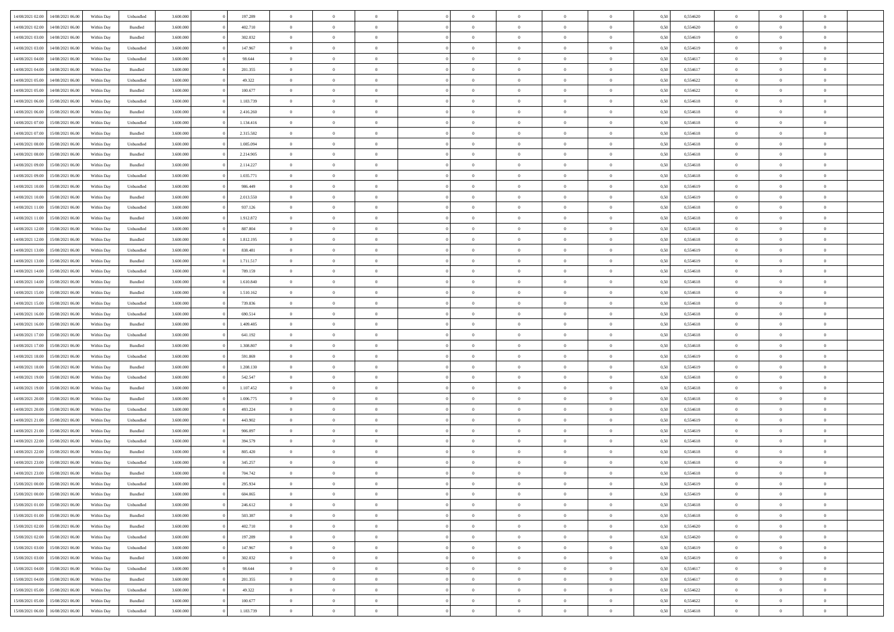| | | | | | | | | | | | | | | | | | | | | |
|---|---|---|---|---|---|---|---|---|---|---|---|---|---|---|---|---|---|---|---|---|
| 14/08/2021 02:00 | 14/08/2021 06:00 | Within Day | Unbundled | 3.600.000 | 0 | 197.289 | 0 | 0 | 0 | | 0 | 0 | 0 | 0 | 0,50 | 0,554620 | 0 | 0 | 0 | |
| 14/08/2021 02:00 | 14/08/2021 06:00 | Within Day | Bundled | 3.600.000 | 0 | 402.710 | 0 | 0 | 0 | | 0 | 0 | 0 | 0 | 0,50 | 0,554620 | 0 | 0 | 0 | |
| 14/08/2021 03:00 | 14/08/2021 06:00 | Within Day | Bundled | 3.600.000 | 0 | 302.032 | 0 | 0 | 0 | | 0 | 0 | 0 | 0 | 0,50 | 0,554619 | 0 | 0 | 0 | |
| 14/08/2021 03:00 | 14/08/2021 06:00 | Within Day | Unbundled | 3.600.000 | 0 | 147.967 | 0 | 0 | 0 | | 0 | 0 | 0 | 0 | 0,50 | 0,554619 | 0 | 0 | 0 | |
| 14/08/2021 04:00 | 14/08/2021 06:00 | Within Day | Unbundled | 3.600.000 | 0 | 98.644 | 0 | 0 | 0 | | 0 | 0 | 0 | 0 | 0,50 | 0,554617 | 0 | 0 | 0 | |
| 14/08/2021 04:00 | 14/08/2021 06:00 | Within Day | Bundled | 3.600.000 | 0 | 201.355 | 0 | 0 | 0 | | 0 | 0 | 0 | 0 | 0,50 | 0,554617 | 0 | 0 | 0 | |
| 14/08/2021 05:00 | 14/08/2021 06:00 | Within Day | Unbundled | 3.600.000 | 0 | 49.322 | 0 | 0 | 0 | | 0 | 0 | 0 | 0 | 0,50 | 0,554622 | 0 | 0 | 0 | |
| 14/08/2021 05:00 | 14/08/2021 06:00 | Within Day | Bundled | 3.600.000 | 0 | 100.677 | 0 | 0 | 0 | | 0 | 0 | 0 | 0 | 0,50 | 0,554622 | 0 | 0 | 0 | |
| 14/08/2021 06:00 | 15/08/2021 06:00 | Within Day | Unbundled | 3.600.000 | 0 | 1.183.739 | 0 | 0 | 0 | | 0 | 0 | 0 | 0 | 0,50 | 0,554618 | 0 | 0 | 0 | |
| 14/08/2021 06:00 | 15/08/2021 06:00 | Within Day | Bundled | 3.600.000 | 0 | 2.416.260 | 0 | 0 | 0 | | 0 | 0 | 0 | 0 | 0,50 | 0,554618 | 0 | 0 | 0 | |
| 14/08/2021 07:00 | 15/08/2021 06:00 | Within Day | Unbundled | 3.600.000 | 0 | 1.134.416 | 0 | 0 | 0 | | 0 | 0 | 0 | 0 | 0,50 | 0,554618 | 0 | 0 | 0 | |
| 14/08/2021 07:00 | 15/08/2021 06:00 | Within Day | Bundled | 3.600.000 | 0 | 2.315.582 | 0 | 0 | 0 | | 0 | 0 | 0 | 0 | 0,50 | 0,554618 | 0 | 0 | 0 | |
| 14/08/2021 08:00 | 15/08/2021 06:00 | Within Day | Unbundled | 3.600.000 | 0 | 1.085.094 | 0 | 0 | 0 | | 0 | 0 | 0 | 0 | 0,50 | 0,554618 | 0 | 0 | 0 | |
| 14/08/2021 08:00 | 15/08/2021 06:00 | Within Day | Bundled | 3.600.000 | 0 | 2.214.905 | 0 | 0 | 0 | | 0 | 0 | 0 | 0 | 0,50 | 0,554618 | 0 | 0 | 0 | |
| 14/08/2021 09:00 | 15/08/2021 06:00 | Within Day | Bundled | 3.600.000 | 0 | 2.114.227 | 0 | 0 | 0 | | 0 | 0 | 0 | 0 | 0,50 | 0,554618 | 0 | 0 | 0 | |
| 14/08/2021 09:00 | 15/08/2021 06:00 | Within Day | Unbundled | 3.600.000 | 0 | 1.035.771 | 0 | 0 | 0 | | 0 | 0 | 0 | 0 | 0,50 | 0,554618 | 0 | 0 | 0 | |
| 14/08/2021 10:00 | 15/08/2021 06:00 | Within Day | Unbundled | 3.600.000 | 0 | 986.449 | 0 | 0 | 0 | | 0 | 0 | 0 | 0 | 0,50 | 0,554619 | 0 | 0 | 0 | |
| 14/08/2021 10:00 | 15/08/2021 06:00 | Within Day | Bundled | 3.600.000 | 0 | 2.013.550 | 0 | 0 | 0 | | 0 | 0 | 0 | 0 | 0,50 | 0,554619 | 0 | 0 | 0 | |
| 14/08/2021 11:00 | 15/08/2021 06:00 | Within Day | Unbundled | 3.600.000 | 0 | 937.126 | 0 | 0 | 0 | | 0 | 0 | 0 | 0 | 0,50 | 0,554618 | 0 | 0 | 0 | |
| 14/08/2021 11:00 | 15/08/2021 06:00 | Within Day | Bundled | 3.600.000 | 0 | 1.912.872 | 0 | 0 | 0 | | 0 | 0 | 0 | 0 | 0,50 | 0,554618 | 0 | 0 | 0 | |
| 14/08/2021 12:00 | 15/08/2021 06:00 | Within Day | Unbundled | 3.600.000 | 0 | 887.804 | 0 | 0 | 0 | | 0 | 0 | 0 | 0 | 0,50 | 0,554618 | 0 | 0 | 0 | |
| 14/08/2021 12:00 | 15/08/2021 06:00 | Within Day | Bundled | 3.600.000 | 0 | 1.812.195 | 0 | 0 | 0 | | 0 | 0 | 0 | 0 | 0,50 | 0,554618 | 0 | 0 | 0 | |
| 14/08/2021 13:00 | 15/08/2021 06:00 | Within Day | Unbundled | 3.600.000 | 0 | 838.481 | 0 | 0 | 0 | | 0 | 0 | 0 | 0 | 0,50 | 0,554619 | 0 | 0 | 0 | |
| 14/08/2021 13:00 | 15/08/2021 06:00 | Within Day | Bundled | 3.600.000 | 0 | 1.711.517 | 0 | 0 | 0 | | 0 | 0 | 0 | 0 | 0,50 | 0,554619 | 0 | 0 | 0 | |
| 14/08/2021 14:00 | 15/08/2021 06:00 | Within Day | Unbundled | 3.600.000 | 0 | 789.159 | 0 | 0 | 0 | | 0 | 0 | 0 | 0 | 0,50 | 0,554618 | 0 | 0 | 0 | |
| 14/08/2021 14:00 | 15/08/2021 06:00 | Within Day | Bundled | 3.600.000 | 0 | 1.610.840 | 0 | 0 | 0 | | 0 | 0 | 0 | 0 | 0,50 | 0,554618 | 0 | 0 | 0 | |
| 14/08/2021 15:00 | 15/08/2021 06:00 | Within Day | Bundled | 3.600.000 | 0 | 1.510.162 | 0 | 0 | 0 | | 0 | 0 | 0 | 0 | 0,50 | 0,554618 | 0 | 0 | 0 | |
| 14/08/2021 15:00 | 15/08/2021 06:00 | Within Day | Unbundled | 3.600.000 | 0 | 739.836 | 0 | 0 | 0 | | 0 | 0 | 0 | 0 | 0,50 | 0,554618 | 0 | 0 | 0 | |
| 14/08/2021 16:00 | 15/08/2021 06:00 | Within Day | Unbundled | 3.600.000 | 0 | 690.514 | 0 | 0 | 0 | | 0 | 0 | 0 | 0 | 0,50 | 0,554618 | 0 | 0 | 0 | |
| 14/08/2021 16:00 | 15/08/2021 06:00 | Within Day | Bundled | 3.600.000 | 0 | 1.409.485 | 0 | 0 | 0 | | 0 | 0 | 0 | 0 | 0,50 | 0,554618 | 0 | 0 | 0 | |
| 14/08/2021 17:00 | 15/08/2021 06:00 | Within Day | Unbundled | 3.600.000 | 0 | 641.192 | 0 | 0 | 0 | | 0 | 0 | 0 | 0 | 0,50 | 0,554618 | 0 | 0 | 0 | |
| 14/08/2021 17:00 | 15/08/2021 06:00 | Within Day | Bundled | 3.600.000 | 0 | 1.308.807 | 0 | 0 | 0 | | 0 | 0 | 0 | 0 | 0,50 | 0,554618 | 0 | 0 | 0 | |
| 14/08/2021 18:00 | 15/08/2021 06:00 | Within Day | Unbundled | 3.600.000 | 0 | 591.869 | 0 | 0 | 0 | | 0 | 0 | 0 | 0 | 0,50 | 0,554619 | 0 | 0 | 0 | |
| 14/08/2021 18:00 | 15/08/2021 06:00 | Within Day | Bundled | 3.600.000 | 0 | 1.208.130 | 0 | 0 | 0 | | 0 | 0 | 0 | 0 | 0,50 | 0,554619 | 0 | 0 | 0 | |
| 14/08/2021 19:00 | 15/08/2021 06:00 | Within Day | Unbundled | 3.600.000 | 0 | 542.547 | 0 | 0 | 0 | | 0 | 0 | 0 | 0 | 0,50 | 0,554618 | 0 | 0 | 0 | |
| 14/08/2021 19:00 | 15/08/2021 06:00 | Within Day | Bundled | 3.600.000 | 0 | 1.107.452 | 0 | 0 | 0 | | 0 | 0 | 0 | 0 | 0,50 | 0,554618 | 0 | 0 | 0 | |
| 14/08/2021 20:00 | 15/08/2021 06:00 | Within Day | Bundled | 3.600.000 | 0 | 1.006.775 | 0 | 0 | 0 | | 0 | 0 | 0 | 0 | 0,50 | 0,554618 | 0 | 0 | 0 | |
| 14/08/2021 20:00 | 15/08/2021 06:00 | Within Day | Unbundled | 3.600.000 | 0 | 493.224 | 0 | 0 | 0 | | 0 | 0 | 0 | 0 | 0,50 | 0,554618 | 0 | 0 | 0 | |
| 14/08/2021 21:00 | 15/08/2021 06:00 | Within Day | Unbundled | 3.600.000 | 0 | 443.902 | 0 | 0 | 0 | | 0 | 0 | 0 | 0 | 0,50 | 0,554619 | 0 | 0 | 0 | |
| 14/08/2021 21:00 | 15/08/2021 06:00 | Within Day | Bundled | 3.600.000 | 0 | 906.097 | 0 | 0 | 0 | | 0 | 0 | 0 | 0 | 0,50 | 0,554619 | 0 | 0 | 0 | |
| 14/08/2021 22:00 | 15/08/2021 06:00 | Within Day | Unbundled | 3.600.000 | 0 | 394.579 | 0 | 0 | 0 | | 0 | 0 | 0 | 0 | 0,50 | 0,554618 | 0 | 0 | 0 | |
| 14/08/2021 22:00 | 15/08/2021 06:00 | Within Day | Bundled | 3.600.000 | 0 | 805.420 | 0 | 0 | 0 | | 0 | 0 | 0 | 0 | 0,50 | 0,554618 | 0 | 0 | 0 | |
| 14/08/2021 23:00 | 15/08/2021 06:00 | Within Day | Unbundled | 3.600.000 | 0 | 345.257 | 0 | 0 | 0 | | 0 | 0 | 0 | 0 | 0,50 | 0,554618 | 0 | 0 | 0 | |
| 14/08/2021 23:00 | 15/08/2021 06:00 | Within Day | Bundled | 3.600.000 | 0 | 704.742 | 0 | 0 | 0 | | 0 | 0 | 0 | 0 | 0,50 | 0,554618 | 0 | 0 | 0 | |
| 15/08/2021 00:00 | 15/08/2021 06:00 | Within Day | Unbundled | 3.600.000 | 0 | 295.934 | 0 | 0 | 0 | | 0 | 0 | 0 | 0 | 0,50 | 0,554619 | 0 | 0 | 0 | |
| 15/08/2021 00:00 | 15/08/2021 06:00 | Within Day | Bundled | 3.600.000 | 0 | 604.065 | 0 | 0 | 0 | | 0 | 0 | 0 | 0 | 0,50 | 0,554619 | 0 | 0 | 0 | |
| 15/08/2021 01:00 | 15/08/2021 06:00 | Within Day | Unbundled | 3.600.000 | 0 | 246.612 | 0 | 0 | 0 | | 0 | 0 | 0 | 0 | 0,50 | 0,554618 | 0 | 0 | 0 | |
| 15/08/2021 01:00 | 15/08/2021 06:00 | Within Day | Bundled | 3.600.000 | 0 | 503.387 | 0 | 0 | 0 | | 0 | 0 | 0 | 0 | 0,50 | 0,554618 | 0 | 0 | 0 | |
| 15/08/2021 02:00 | 15/08/2021 06:00 | Within Day | Bundled | 3.600.000 | 0 | 402.710 | 0 | 0 | 0 | | 0 | 0 | 0 | 0 | 0,50 | 0,554620 | 0 | 0 | 0 | |
| 15/08/2021 02:00 | 15/08/2021 06:00 | Within Day | Unbundled | 3.600.000 | 0 | 197.289 | 0 | 0 | 0 | | 0 | 0 | 0 | 0 | 0,50 | 0,554620 | 0 | 0 | 0 | |
| 15/08/2021 03:00 | 15/08/2021 06:00 | Within Day | Unbundled | 3.600.000 | 0 | 147.967 | 0 | 0 | 0 | | 0 | 0 | 0 | 0 | 0,50 | 0,554619 | 0 | 0 | 0 | |
| 15/08/2021 03:00 | 15/08/2021 06:00 | Within Day | Bundled | 3.600.000 | 0 | 302.032 | 0 | 0 | 0 | | 0 | 0 | 0 | 0 | 0,50 | 0,554619 | 0 | 0 | 0 | |
| 15/08/2021 04:00 | 15/08/2021 06:00 | Within Day | Unbundled | 3.600.000 | 0 | 98.644 | 0 | 0 | 0 | | 0 | 0 | 0 | 0 | 0,50 | 0,554617 | 0 | 0 | 0 | |
| 15/08/2021 04:00 | 15/08/2021 06:00 | Within Day | Bundled | 3.600.000 | 0 | 201.355 | 0 | 0 | 0 | | 0 | 0 | 0 | 0 | 0,50 | 0,554617 | 0 | 0 | 0 | |
| 15/08/2021 05:00 | 15/08/2021 06:00 | Within Day | Unbundled | 3.600.000 | 0 | 49.322 | 0 | 0 | 0 | | 0 | 0 | 0 | 0 | 0,50 | 0,554622 | 0 | 0 | 0 | |
| 15/08/2021 05:00 | 15/08/2021 06:00 | Within Day | Bundled | 3.600.000 | 0 | 100.677 | 0 | 0 | 0 | | 0 | 0 | 0 | 0 | 0,50 | 0,554622 | 0 | 0 | 0 | |
| 15/08/2021 06:00 | 16/08/2021 06:00 | Within Day | Unbundled | 3.600.000 | 0 | 1.183.739 | 0 | 0 | 0 | | 0 | 0 | 0 | 0 | 0,50 | 0,554618 | 0 | 0 | 0 | |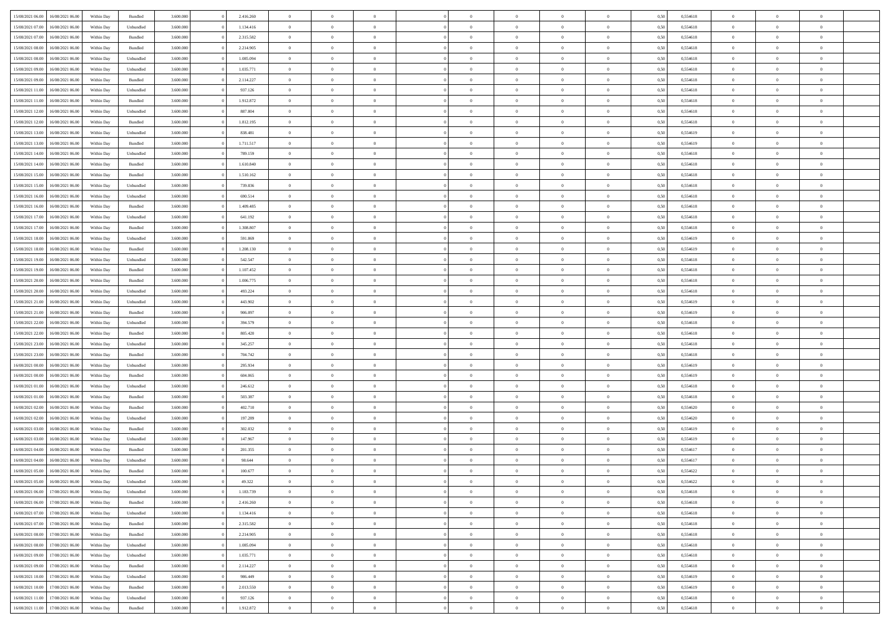| | | | | | | | | | | | | | | | | | | | | |
|---|---|---|---|---|---|---|---|---|---|---|---|---|---|---|---|---|---|---|---|---|
| 15/08/2021 06:00 | 16/08/2021 06:00 | Within Day | Bundled | 3.600.000 | 0 | 2.416.260 | 0 | 0 | 0 | | 0 | 0 | 0 | 0 | 0,50 | 0,554618 | 0 | 0 | 0 | |
| 15/08/2021 07:00 | 16/08/2021 06:00 | Within Day | Unbundled | 3.600.000 | 0 | 1.134.416 | 0 | 0 | 0 | | 0 | 0 | 0 | 0 | 0,50 | 0,554618 | 0 | 0 | 0 | |
| 15/08/2021 07:00 | 16/08/2021 06:00 | Within Day | Bundled | 3.600.000 | 0 | 2.315.582 | 0 | 0 | 0 | | 0 | 0 | 0 | 0 | 0,50 | 0,554618 | 0 | 0 | 0 | |
| 15/08/2021 08:00 | 16/08/2021 06:00 | Within Day | Bundled | 3.600.000 | 0 | 2.214.905 | 0 | 0 | 0 | | 0 | 0 | 0 | 0 | 0,50 | 0,554618 | 0 | 0 | 0 | |
| 15/08/2021 08:00 | 16/08/2021 06:00 | Within Day | Unbundled | 3.600.000 | 0 | 1.085.094 | 0 | 0 | 0 | | 0 | 0 | 0 | 0 | 0,50 | 0,554618 | 0 | 0 | 0 | |
| 15/08/2021 09:00 | 16/08/2021 06:00 | Within Day | Unbundled | 3.600.000 | 0 | 1.035.771 | 0 | 0 | 0 | | 0 | 0 | 0 | 0 | 0,50 | 0,554618 | 0 | 0 | 0 | |
| 15/08/2021 09:00 | 16/08/2021 06:00 | Within Day | Bundled | 3.600.000 | 0 | 2.114.227 | 0 | 0 | 0 | | 0 | 0 | 0 | 0 | 0,50 | 0,554618 | 0 | 0 | 0 | |
| 15/08/2021 11:00 | 16/08/2021 06:00 | Within Day | Unbundled | 3.600.000 | 0 | 937.126 | 0 | 0 | 0 | | 0 | 0 | 0 | 0 | 0,50 | 0,554618 | 0 | 0 | 0 | |
| 15/08/2021 11:00 | 16/08/2021 06:00 | Within Day | Bundled | 3.600.000 | 0 | 1.912.872 | 0 | 0 | 0 | | 0 | 0 | 0 | 0 | 0,50 | 0,554618 | 0 | 0 | 0 | |
| 15/08/2021 12:00 | 16/08/2021 06:00 | Within Day | Unbundled | 3.600.000 | 0 | 887.804 | 0 | 0 | 0 | | 0 | 0 | 0 | 0 | 0,50 | 0,554618 | 0 | 0 | 0 | |
| 15/08/2021 12:00 | 16/08/2021 06:00 | Within Day | Bundled | 3.600.000 | 0 | 1.812.195 | 0 | 0 | 0 | | 0 | 0 | 0 | 0 | 0,50 | 0,554618 | 0 | 0 | 0 | |
| 15/08/2021 13:00 | 16/08/2021 06:00 | Within Day | Unbundled | 3.600.000 | 0 | 838.481 | 0 | 0 | 0 | | 0 | 0 | 0 | 0 | 0,50 | 0,554619 | 0 | 0 | 0 | |
| 15/08/2021 13:00 | 16/08/2021 06:00 | Within Day | Bundled | 3.600.000 | 0 | 1.711.517 | 0 | 0 | 0 | | 0 | 0 | 0 | 0 | 0,50 | 0,554619 | 0 | 0 | 0 | |
| 15/08/2021 14:00 | 16/08/2021 06:00 | Within Day | Unbundled | 3.600.000 | 0 | 789.159 | 0 | 0 | 0 | | 0 | 0 | 0 | 0 | 0,50 | 0,554618 | 0 | 0 | 0 | |
| 15/08/2021 14:00 | 16/08/2021 06:00 | Within Day | Bundled | 3.600.000 | 0 | 1.610.840 | 0 | 0 | 0 | | 0 | 0 | 0 | 0 | 0,50 | 0,554618 | 0 | 0 | 0 | |
| 15/08/2021 15:00 | 16/08/2021 06:00 | Within Day | Bundled | 3.600.000 | 0 | 1.510.162 | 0 | 0 | 0 | | 0 | 0 | 0 | 0 | 0,50 | 0,554618 | 0 | 0 | 0 | |
| 15/08/2021 15:00 | 16/08/2021 06:00 | Within Day | Unbundled | 3.600.000 | 0 | 739.836 | 0 | 0 | 0 | | 0 | 0 | 0 | 0 | 0,50 | 0,554618 | 0 | 0 | 0 | |
| 15/08/2021 16:00 | 16/08/2021 06:00 | Within Day | Unbundled | 3.600.000 | 0 | 690.514 | 0 | 0 | 0 | | 0 | 0 | 0 | 0 | 0,50 | 0,554618 | 0 | 0 | 0 | |
| 15/08/2021 16:00 | 16/08/2021 06:00 | Within Day | Bundled | 3.600.000 | 0 | 1.409.485 | 0 | 0 | 0 | | 0 | 0 | 0 | 0 | 0,50 | 0,554618 | 0 | 0 | 0 | |
| 15/08/2021 17:00 | 16/08/2021 06:00 | Within Day | Unbundled | 3.600.000 | 0 | 641.192 | 0 | 0 | 0 | | 0 | 0 | 0 | 0 | 0,50 | 0,554618 | 0 | 0 | 0 | |
| 15/08/2021 17:00 | 16/08/2021 06:00 | Within Day | Bundled | 3.600.000 | 0 | 1.308.807 | 0 | 0 | 0 | | 0 | 0 | 0 | 0 | 0,50 | 0,554618 | 0 | 0 | 0 | |
| 15/08/2021 18:00 | 16/08/2021 06:00 | Within Day | Unbundled | 3.600.000 | 0 | 591.869 | 0 | 0 | 0 | | 0 | 0 | 0 | 0 | 0,50 | 0,554619 | 0 | 0 | 0 | |
| 15/08/2021 18:00 | 16/08/2021 06:00 | Within Day | Bundled | 3.600.000 | 0 | 1.208.130 | 0 | 0 | 0 | | 0 | 0 | 0 | 0 | 0,50 | 0,554619 | 0 | 0 | 0 | |
| 15/08/2021 19:00 | 16/08/2021 06:00 | Within Day | Unbundled | 3.600.000 | 0 | 542.547 | 0 | 0 | 0 | | 0 | 0 | 0 | 0 | 0,50 | 0,554618 | 0 | 0 | 0 | |
| 15/08/2021 19:00 | 16/08/2021 06:00 | Within Day | Bundled | 3.600.000 | 0 | 1.107.452 | 0 | 0 | 0 | | 0 | 0 | 0 | 0 | 0,50 | 0,554618 | 0 | 0 | 0 | |
| 15/08/2021 20:00 | 16/08/2021 06:00 | Within Day | Bundled | 3.600.000 | 0 | 1.006.775 | 0 | 0 | 0 | | 0 | 0 | 0 | 0 | 0,50 | 0,554618 | 0 | 0 | 0 | |
| 15/08/2021 20:00 | 16/08/2021 06:00 | Within Day | Unbundled | 3.600.000 | 0 | 493.224 | 0 | 0 | 0 | | 0 | 0 | 0 | 0 | 0,50 | 0,554618 | 0 | 0 | 0 | |
| 15/08/2021 21:00 | 16/08/2021 06:00 | Within Day | Unbundled | 3.600.000 | 0 | 443.902 | 0 | 0 | 0 | | 0 | 0 | 0 | 0 | 0,50 | 0,554619 | 0 | 0 | 0 | |
| 15/08/2021 21:00 | 16/08/2021 06:00 | Within Day | Bundled | 3.600.000 | 0 | 906.097 | 0 | 0 | 0 | | 0 | 0 | 0 | 0 | 0,50 | 0,554619 | 0 | 0 | 0 | |
| 15/08/2021 22:00 | 16/08/2021 06:00 | Within Day | Unbundled | 3.600.000 | 0 | 394.579 | 0 | 0 | 0 | | 0 | 0 | 0 | 0 | 0,50 | 0,554618 | 0 | 0 | 0 | |
| 15/08/2021 22:00 | 16/08/2021 06:00 | Within Day | Bundled | 3.600.000 | 0 | 805.420 | 0 | 0 | 0 | | 0 | 0 | 0 | 0 | 0,50 | 0,554618 | 0 | 0 | 0 | |
| 15/08/2021 23:00 | 16/08/2021 06:00 | Within Day | Unbundled | 3.600.000 | 0 | 345.257 | 0 | 0 | 0 | | 0 | 0 | 0 | 0 | 0,50 | 0,554618 | 0 | 0 | 0 | |
| 15/08/2021 23:00 | 16/08/2021 06:00 | Within Day | Bundled | 3.600.000 | 0 | 704.742 | 0 | 0 | 0 | | 0 | 0 | 0 | 0 | 0,50 | 0,554618 | 0 | 0 | 0 | |
| 16/08/2021 00:00 | 16/08/2021 06:00 | Within Day | Unbundled | 3.600.000 | 0 | 295.934 | 0 | 0 | 0 | | 0 | 0 | 0 | 0 | 0,50 | 0,554619 | 0 | 0 | 0 | |
| 16/08/2021 00:00 | 16/08/2021 06:00 | Within Day | Bundled | 3.600.000 | 0 | 604.065 | 0 | 0 | 0 | | 0 | 0 | 0 | 0 | 0,50 | 0,554619 | 0 | 0 | 0 | |
| 16/08/2021 01:00 | 16/08/2021 06:00 | Within Day | Unbundled | 3.600.000 | 0 | 246.612 | 0 | 0 | 0 | | 0 | 0 | 0 | 0 | 0,50 | 0,554618 | 0 | 0 | 0 | |
| 16/08/2021 01:00 | 16/08/2021 06:00 | Within Day | Bundled | 3.600.000 | 0 | 503.387 | 0 | 0 | 0 | | 0 | 0 | 0 | 0 | 0,50 | 0,554618 | 0 | 0 | 0 | |
| 16/08/2021 02:00 | 16/08/2021 06:00 | Within Day | Bundled | 3.600.000 | 0 | 402.710 | 0 | 0 | 0 | | 0 | 0 | 0 | 0 | 0,50 | 0,554620 | 0 | 0 | 0 | |
| 16/08/2021 02:00 | 16/08/2021 06:00 | Within Day | Unbundled | 3.600.000 | 0 | 197.289 | 0 | 0 | 0 | | 0 | 0 | 0 | 0 | 0,50 | 0,554620 | 0 | 0 | 0 | |
| 16/08/2021 03:00 | 16/08/2021 06:00 | Within Day | Bundled | 3.600.000 | 0 | 302.032 | 0 | 0 | 0 | | 0 | 0 | 0 | 0 | 0,50 | 0,554619 | 0 | 0 | 0 | |
| 16/08/2021 03:00 | 16/08/2021 06:00 | Within Day | Unbundled | 3.600.000 | 0 | 147.967 | 0 | 0 | 0 | | 0 | 0 | 0 | 0 | 0,50 | 0,554619 | 0 | 0 | 0 | |
| 16/08/2021 04:00 | 16/08/2021 06:00 | Within Day | Bundled | 3.600.000 | 0 | 201.355 | 0 | 0 | 0 | | 0 | 0 | 0 | 0 | 0,50 | 0,554617 | 0 | 0 | 0 | |
| 16/08/2021 04:00 | 16/08/2021 06:00 | Within Day | Unbundled | 3.600.000 | 0 | 98.644 | 0 | 0 | 0 | | 0 | 0 | 0 | 0 | 0,50 | 0,554617 | 0 | 0 | 0 | |
| 16/08/2021 05:00 | 16/08/2021 06:00 | Within Day | Bundled | 3.600.000 | 0 | 100.677 | 0 | 0 | 0 | | 0 | 0 | 0 | 0 | 0,50 | 0,554622 | 0 | 0 | 0 | |
| 16/08/2021 05:00 | 16/08/2021 06:00 | Within Day | Unbundled | 3.600.000 | 0 | 49.322 | 0 | 0 | 0 | | 0 | 0 | 0 | 0 | 0,50 | 0,554622 | 0 | 0 | 0 | |
| 16/08/2021 06:00 | 17/08/2021 06:00 | Within Day | Unbundled | 3.600.000 | 0 | 1.183.739 | 0 | 0 | 0 | | 0 | 0 | 0 | 0 | 0,50 | 0,554618 | 0 | 0 | 0 | |
| 16/08/2021 06:00 | 17/08/2021 06:00 | Within Day | Bundled | 3.600.000 | 0 | 2.416.260 | 0 | 0 | 0 | | 0 | 0 | 0 | 0 | 0,50 | 0,554618 | 0 | 0 | 0 | |
| 16/08/2021 07:00 | 17/08/2021 06:00 | Within Day | Unbundled | 3.600.000 | 0 | 1.134.416 | 0 | 0 | 0 | | 0 | 0 | 0 | 0 | 0,50 | 0,554618 | 0 | 0 | 0 | |
| 16/08/2021 07:00 | 17/08/2021 06:00 | Within Day | Bundled | 3.600.000 | 0 | 2.315.582 | 0 | 0 | 0 | | 0 | 0 | 0 | 0 | 0,50 | 0,554618 | 0 | 0 | 0 | |
| 16/08/2021 08:00 | 17/08/2021 06:00 | Within Day | Bundled | 3.600.000 | 0 | 2.214.905 | 0 | 0 | 0 | | 0 | 0 | 0 | 0 | 0,50 | 0,554618 | 0 | 0 | 0 | |
| 16/08/2021 08:00 | 17/08/2021 06:00 | Within Day | Unbundled | 3.600.000 | 0 | 1.085.094 | 0 | 0 | 0 | | 0 | 0 | 0 | 0 | 0,50 | 0,554618 | 0 | 0 | 0 | |
| 16/08/2021 09:00 | 17/08/2021 06:00 | Within Day | Unbundled | 3.600.000 | 0 | 1.035.771 | 0 | 0 | 0 | | 0 | 0 | 0 | 0 | 0,50 | 0,554618 | 0 | 0 | 0 | |
| 16/08/2021 09:00 | 17/08/2021 06:00 | Within Day | Bundled | 3.600.000 | 0 | 2.114.227 | 0 | 0 | 0 | | 0 | 0 | 0 | 0 | 0,50 | 0,554618 | 0 | 0 | 0 | |
| 16/08/2021 10:00 | 17/08/2021 06:00 | Within Day | Unbundled | 3.600.000 | 0 | 986.449 | 0 | 0 | 0 | | 0 | 0 | 0 | 0 | 0,50 | 0,554619 | 0 | 0 | 0 | |
| 16/08/2021 10:00 | 17/08/2021 06:00 | Within Day | Bundled | 3.600.000 | 0 | 2.013.550 | 0 | 0 | 0 | | 0 | 0 | 0 | 0 | 0,50 | 0,554619 | 0 | 0 | 0 | |
| 16/08/2021 11:00 | 17/08/2021 06:00 | Within Day | Unbundled | 3.600.000 | 0 | 937.126 | 0 | 0 | 0 | | 0 | 0 | 0 | 0 | 0,50 | 0,554618 | 0 | 0 | 0 | |
| 16/08/2021 11:00 | 17/08/2021 06:00 | Within Day | Bundled | 3.600.000 | 0 | 1.912.872 | 0 | 0 | 0 | | 0 | 0 | 0 | 0 | 0,50 | 0,554618 | 0 | 0 | 0 | |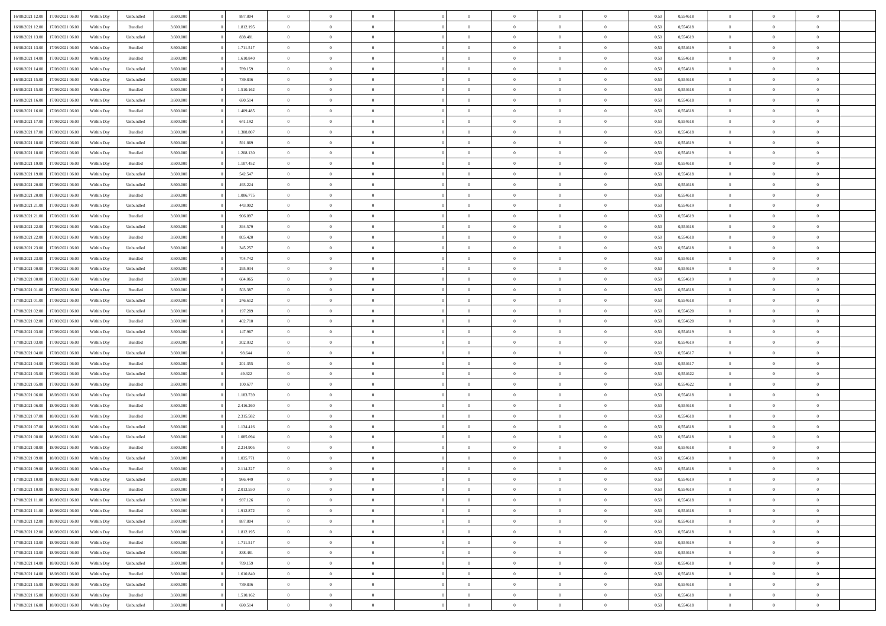| | | | | | | | | | | | | | | | | | | | | |
|---|---|---|---|---|---|---|---|---|---|---|---|---|---|---|---|---|---|---|---|---|
| 16/08/2021 12:00 | 17/08/2021 06:00 | Within Day | Unbundled | 3.600.000 | 0 | 887.804 | 0 | 0 | 0 | | 0 | 0 | 0 | 0 | 0,50 | 0,554618 | 0 | 0 | 0 | |
| 16/08/2021 12:00 | 17/08/2021 06:00 | Within Day | Bundled | 3.600.000 | 0 | 1.812.195 | 0 | 0 | 0 | | 0 | 0 | 0 | 0 | 0,50 | 0,554618 | 0 | 0 | 0 | |
| 16/08/2021 13:00 | 17/08/2021 06:00 | Within Day | Unbundled | 3.600.000 | 0 | 838.481 | 0 | 0 | 0 | | 0 | 0 | 0 | 0 | 0,50 | 0,554619 | 0 | 0 | 0 | |
| 16/08/2021 13:00 | 17/08/2021 06:00 | Within Day | Bundled | 3.600.000 | 0 | 1.711.517 | 0 | 0 | 0 | | 0 | 0 | 0 | 0 | 0,50 | 0,554619 | 0 | 0 | 0 | |
| 16/08/2021 14:00 | 17/08/2021 06:00 | Within Day | Bundled | 3.600.000 | 0 | 1.610.840 | 0 | 0 | 0 | | 0 | 0 | 0 | 0 | 0,50 | 0,554618 | 0 | 0 | 0 | |
| 16/08/2021 14:00 | 17/08/2021 06:00 | Within Day | Unbundled | 3.600.000 | 0 | 789.159 | 0 | 0 | 0 | | 0 | 0 | 0 | 0 | 0,50 | 0,554618 | 0 | 0 | 0 | |
| 16/08/2021 15:00 | 17/08/2021 06:00 | Within Day | Unbundled | 3.600.000 | 0 | 739.836 | 0 | 0 | 0 | | 0 | 0 | 0 | 0 | 0,50 | 0,554618 | 0 | 0 | 0 | |
| 16/08/2021 15:00 | 17/08/2021 06:00 | Within Day | Bundled | 3.600.000 | 0 | 1.510.162 | 0 | 0 | 0 | | 0 | 0 | 0 | 0 | 0,50 | 0,554618 | 0 | 0 | 0 | |
| 16/08/2021 16:00 | 17/08/2021 06:00 | Within Day | Unbundled | 3.600.000 | 0 | 690.514 | 0 | 0 | 0 | | 0 | 0 | 0 | 0 | 0,50 | 0,554618 | 0 | 0 | 0 | |
| 16/08/2021 16:00 | 17/08/2021 06:00 | Within Day | Bundled | 3.600.000 | 0 | 1.409.485 | 0 | 0 | 0 | | 0 | 0 | 0 | 0 | 0,50 | 0,554618 | 0 | 0 | 0 | |
| 16/08/2021 17:00 | 17/08/2021 06:00 | Within Day | Unbundled | 3.600.000 | 0 | 641.192 | 0 | 0 | 0 | | 0 | 0 | 0 | 0 | 0,50 | 0,554618 | 0 | 0 | 0 | |
| 16/08/2021 17:00 | 17/08/2021 06:00 | Within Day | Bundled | 3.600.000 | 0 | 1.308.807 | 0 | 0 | 0 | | 0 | 0 | 0 | 0 | 0,50 | 0,554618 | 0 | 0 | 0 | |
| 16/08/2021 18:00 | 17/08/2021 06:00 | Within Day | Unbundled | 3.600.000 | 0 | 591.869 | 0 | 0 | 0 | | 0 | 0 | 0 | 0 | 0,50 | 0,554619 | 0 | 0 | 0 | |
| 16/08/2021 18:00 | 17/08/2021 06:00 | Within Day | Bundled | 3.600.000 | 0 | 1.208.130 | 0 | 0 | 0 | | 0 | 0 | 0 | 0 | 0,50 | 0,554619 | 0 | 0 | 0 | |
| 16/08/2021 19:00 | 17/08/2021 06:00 | Within Day | Bundled | 3.600.000 | 0 | 1.107.452 | 0 | 0 | 0 | | 0 | 0 | 0 | 0 | 0,50 | 0,554618 | 0 | 0 | 0 | |
| 16/08/2021 19:00 | 17/08/2021 06:00 | Within Day | Unbundled | 3.600.000 | 0 | 542.547 | 0 | 0 | 0 | | 0 | 0 | 0 | 0 | 0,50 | 0,554618 | 0 | 0 | 0 | |
| 16/08/2021 20:00 | 17/08/2021 06:00 | Within Day | Unbundled | 3.600.000 | 0 | 493.224 | 0 | 0 | 0 | | 0 | 0 | 0 | 0 | 0,50 | 0,554618 | 0 | 0 | 0 | |
| 16/08/2021 20:00 | 17/08/2021 06:00 | Within Day | Bundled | 3.600.000 | 0 | 1.006.775 | 0 | 0 | 0 | | 0 | 0 | 0 | 0 | 0,50 | 0,554618 | 0 | 0 | 0 | |
| 16/08/2021 21:00 | 17/08/2021 06:00 | Within Day | Unbundled | 3.600.000 | 0 | 443.902 | 0 | 0 | 0 | | 0 | 0 | 0 | 0 | 0,50 | 0,554619 | 0 | 0 | 0 | |
| 16/08/2021 21:00 | 17/08/2021 06:00 | Within Day | Bundled | 3.600.000 | 0 | 906.097 | 0 | 0 | 0 | | 0 | 0 | 0 | 0 | 0,50 | 0,554619 | 0 | 0 | 0 | |
| 16/08/2021 22:00 | 17/08/2021 06:00 | Within Day | Unbundled | 3.600.000 | 0 | 394.579 | 0 | 0 | 0 | | 0 | 0 | 0 | 0 | 0,50 | 0,554618 | 0 | 0 | 0 | |
| 16/08/2021 22:00 | 17/08/2021 06:00 | Within Day | Bundled | 3.600.000 | 0 | 805.420 | 0 | 0 | 0 | | 0 | 0 | 0 | 0 | 0,50 | 0,554618 | 0 | 0 | 0 | |
| 16/08/2021 23:00 | 17/08/2021 06:00 | Within Day | Unbundled | 3.600.000 | 0 | 345.257 | 0 | 0 | 0 | | 0 | 0 | 0 | 0 | 0,50 | 0,554618 | 0 | 0 | 0 | |
| 16/08/2021 23:00 | 17/08/2021 06:00 | Within Day | Bundled | 3.600.000 | 0 | 704.742 | 0 | 0 | 0 | | 0 | 0 | 0 | 0 | 0,50 | 0,554618 | 0 | 0 | 0 | |
| 17/08/2021 00:00 | 17/08/2021 06:00 | Within Day | Unbundled | 3.600.000 | 0 | 295.934 | 0 | 0 | 0 | | 0 | 0 | 0 | 0 | 0,50 | 0,554619 | 0 | 0 | 0 | |
| 17/08/2021 00:00 | 17/08/2021 06:00 | Within Day | Bundled | 3.600.000 | 0 | 604.065 | 0 | 0 | 0 | | 0 | 0 | 0 | 0 | 0,50 | 0,554619 | 0 | 0 | 0 | |
| 17/08/2021 01:00 | 17/08/2021 06:00 | Within Day | Bundled | 3.600.000 | 0 | 503.387 | 0 | 0 | 0 | | 0 | 0 | 0 | 0 | 0,50 | 0,554618 | 0 | 0 | 0 | |
| 17/08/2021 01:00 | 17/08/2021 06:00 | Within Day | Unbundled | 3.600.000 | 0 | 246.612 | 0 | 0 | 0 | | 0 | 0 | 0 | 0 | 0,50 | 0,554618 | 0 | 0 | 0 | |
| 17/08/2021 02:00 | 17/08/2021 06:00 | Within Day | Unbundled | 3.600.000 | 0 | 197.289 | 0 | 0 | 0 | | 0 | 0 | 0 | 0 | 0,50 | 0,554620 | 0 | 0 | 0 | |
| 17/08/2021 02:00 | 17/08/2021 06:00 | Within Day | Bundled | 3.600.000 | 0 | 402.710 | 0 | 0 | 0 | | 0 | 0 | 0 | 0 | 0,50 | 0,554620 | 0 | 0 | 0 | |
| 17/08/2021 03:00 | 17/08/2021 06:00 | Within Day | Unbundled | 3.600.000 | 0 | 147.967 | 0 | 0 | 0 | | 0 | 0 | 0 | 0 | 0,50 | 0,554619 | 0 | 0 | 0 | |
| 17/08/2021 03:00 | 17/08/2021 06:00 | Within Day | Bundled | 3.600.000 | 0 | 302.032 | 0 | 0 | 0 | | 0 | 0 | 0 | 0 | 0,50 | 0,554619 | 0 | 0 | 0 | |
| 17/08/2021 04:00 | 17/08/2021 06:00 | Within Day | Unbundled | 3.600.000 | 0 | 98.644 | 0 | 0 | 0 | | 0 | 0 | 0 | 0 | 0,50 | 0,554617 | 0 | 0 | 0 | |
| 17/08/2021 04:00 | 17/08/2021 06:00 | Within Day | Bundled | 3.600.000 | 0 | 201.355 | 0 | 0 | 0 | | 0 | 0 | 0 | 0 | 0,50 | 0,554617 | 0 | 0 | 0 | |
| 17/08/2021 05:00 | 17/08/2021 06:00 | Within Day | Unbundled | 3.600.000 | 0 | 49.322 | 0 | 0 | 0 | | 0 | 0 | 0 | 0 | 0,50 | 0,554622 | 0 | 0 | 0 | |
| 17/08/2021 05:00 | 17/08/2021 06:00 | Within Day | Bundled | 3.600.000 | 0 | 100.677 | 0 | 0 | 0 | | 0 | 0 | 0 | 0 | 0,50 | 0,554622 | 0 | 0 | 0 | |
| 17/08/2021 06:00 | 18/08/2021 06:00 | Within Day | Unbundled | 3.600.000 | 0 | 1.183.739 | 0 | 0 | 0 | | 0 | 0 | 0 | 0 | 0,50 | 0,554618 | 0 | 0 | 0 | |
| 17/08/2021 06:00 | 18/08/2021 06:00 | Within Day | Bundled | 3.600.000 | 0 | 2.416.260 | 0 | 0 | 0 | | 0 | 0 | 0 | 0 | 0,50 | 0,554618 | 0 | 0 | 0 | |
| 17/08/2021 07:00 | 18/08/2021 06:00 | Within Day | Bundled | 3.600.000 | 0 | 2.315.582 | 0 | 0 | 0 | | 0 | 0 | 0 | 0 | 0,50 | 0,554618 | 0 | 0 | 0 | |
| 17/08/2021 07:00 | 18/08/2021 06:00 | Within Day | Unbundled | 3.600.000 | 0 | 1.134.416 | 0 | 0 | 0 | | 0 | 0 | 0 | 0 | 0,50 | 0,554618 | 0 | 0 | 0 | |
| 17/08/2021 08:00 | 18/08/2021 06:00 | Within Day | Unbundled | 3.600.000 | 0 | 1.085.094 | 0 | 0 | 0 | | 0 | 0 | 0 | 0 | 0,50 | 0,554618 | 0 | 0 | 0 | |
| 17/08/2021 08:00 | 18/08/2021 06:00 | Within Day | Bundled | 3.600.000 | 0 | 2.214.905 | 0 | 0 | 0 | | 0 | 0 | 0 | 0 | 0,50 | 0,554618 | 0 | 0 | 0 | |
| 17/08/2021 09:00 | 18/08/2021 06:00 | Within Day | Unbundled | 3.600.000 | 0 | 1.035.771 | 0 | 0 | 0 | | 0 | 0 | 0 | 0 | 0,50 | 0,554618 | 0 | 0 | 0 | |
| 17/08/2021 09:00 | 18/08/2021 06:00 | Within Day | Bundled | 3.600.000 | 0 | 2.114.227 | 0 | 0 | 0 | | 0 | 0 | 0 | 0 | 0,50 | 0,554618 | 0 | 0 | 0 | |
| 17/08/2021 10:00 | 18/08/2021 06:00 | Within Day | Unbundled | 3.600.000 | 0 | 986.449 | 0 | 0 | 0 | | 0 | 0 | 0 | 0 | 0,50 | 0,554619 | 0 | 0 | 0 | |
| 17/08/2021 10:00 | 18/08/2021 06:00 | Within Day | Bundled | 3.600.000 | 0 | 2.013.550 | 0 | 0 | 0 | | 0 | 0 | 0 | 0 | 0,50 | 0,554619 | 0 | 0 | 0 | |
| 17/08/2021 11:00 | 18/08/2021 06:00 | Within Day | Unbundled | 3.600.000 | 0 | 937.126 | 0 | 0 | 0 | | 0 | 0 | 0 | 0 | 0,50 | 0,554618 | 0 | 0 | 0 | |
| 17/08/2021 11:00 | 18/08/2021 06:00 | Within Day | Bundled | 3.600.000 | 0 | 1.912.872 | 0 | 0 | 0 | | 0 | 0 | 0 | 0 | 0,50 | 0,554618 | 0 | 0 | 0 | |
| 17/08/2021 12:00 | 18/08/2021 06:00 | Within Day | Unbundled | 3.600.000 | 0 | 887.804 | 0 | 0 | 0 | | 0 | 0 | 0 | 0 | 0,50 | 0,554618 | 0 | 0 | 0 | |
| 17/08/2021 12:00 | 18/08/2021 06:00 | Within Day | Bundled | 3.600.000 | 0 | 1.812.195 | 0 | 0 | 0 | | 0 | 0 | 0 | 0 | 0,50 | 0,554618 | 0 | 0 | 0 | |
| 17/08/2021 13:00 | 18/08/2021 06:00 | Within Day | Bundled | 3.600.000 | 0 | 1.711.517 | 0 | 0 | 0 | | 0 | 0 | 0 | 0 | 0,50 | 0,554619 | 0 | 0 | 0 | |
| 17/08/2021 13:00 | 18/08/2021 06:00 | Within Day | Unbundled | 3.600.000 | 0 | 838.481 | 0 | 0 | 0 | | 0 | 0 | 0 | 0 | 0,50 | 0,554619 | 0 | 0 | 0 | |
| 17/08/2021 14:00 | 18/08/2021 06:00 | Within Day | Unbundled | 3.600.000 | 0 | 789.159 | 0 | 0 | 0 | | 0 | 0 | 0 | 0 | 0,50 | 0,554618 | 0 | 0 | 0 | |
| 17/08/2021 14:00 | 18/08/2021 06:00 | Within Day | Bundled | 3.600.000 | 0 | 1.610.840 | 0 | 0 | 0 | | 0 | 0 | 0 | 0 | 0,50 | 0,554618 | 0 | 0 | 0 | |
| 17/08/2021 15:00 | 18/08/2021 06:00 | Within Day | Unbundled | 3.600.000 | 0 | 739.836 | 0 | 0 | 0 | | 0 | 0 | 0 | 0 | 0,50 | 0,554618 | 0 | 0 | 0 | |
| 17/08/2021 15:00 | 18/08/2021 06:00 | Within Day | Bundled | 3.600.000 | 0 | 1.510.162 | 0 | 0 | 0 | | 0 | 0 | 0 | 0 | 0,50 | 0,554618 | 0 | 0 | 0 | |
| 17/08/2021 16:00 | 18/08/2021 06:00 | Within Day | Unbundled | 3.600.000 | 0 | 690.514 | 0 | 0 | 0 | | 0 | 0 | 0 | 0 | 0,50 | 0,554618 | 0 | 0 | 0 | |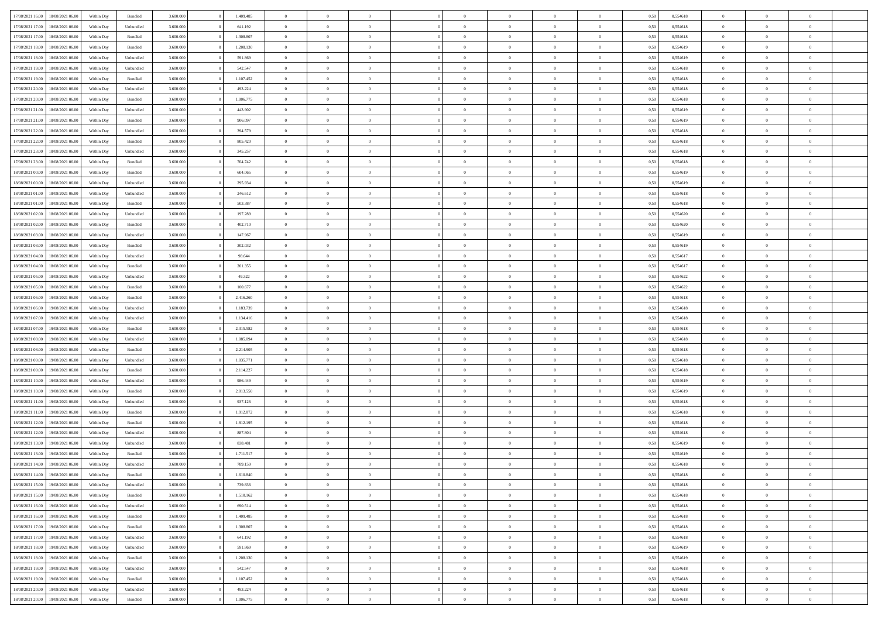| 17/08/2021 16:00 | 18/08/2021 06:00 | Within Day | Bundled | 3.600.000 | 0 | 1.409.485 | 0 | 0 | 0 | | 0 | 0 | 0 | 0 | 0,50 | 0,554618 | 0 | 0 | 0 | |
|---|---|---|---|---|---|---|---|---|---|---|---|---|---|---|---|---|---|---|---|---|
| 17/08/2021 17:00 | 18/08/2021 06:00 | Within Day | Unbundled | 3.600.000 | 0 | 641.192 | 0 | 0 | 0 | | 0 | 0 | 0 | 0 | 0,50 | 0,554618 | 0 | 0 | 0 | |
| 17/08/2021 17:00 | 18/08/2021 06:00 | Within Day | Bundled | 3.600.000 | 0 | 1.308.807 | 0 | 0 | 0 | | 0 | 0 | 0 | 0 | 0,50 | 0,554618 | 0 | 0 | 0 | |
| 17/08/2021 18:00 | 18/08/2021 06:00 | Within Day | Bundled | 3.600.000 | 0 | 1.208.130 | 0 | 0 | 0 | | 0 | 0 | 0 | 0 | 0,50 | 0,554619 | 0 | 0 | 0 | |
| 17/08/2021 18:00 | 18/08/2021 06:00 | Within Day | Unbundled | 3.600.000 | 0 | 591.869 | 0 | 0 | 0 | | 0 | 0 | 0 | 0 | 0,50 | 0,554619 | 0 | 0 | 0 | |
| 17/08/2021 19:00 | 18/08/2021 06:00 | Within Day | Unbundled | 3.600.000 | 0 | 542.547 | 0 | 0 | 0 | | 0 | 0 | 0 | 0 | 0,50 | 0,554618 | 0 | 0 | 0 | |
| 17/08/2021 19:00 | 18/08/2021 06:00 | Within Day | Bundled | 3.600.000 | 0 | 1.107.452 | 0 | 0 | 0 | | 0 | 0 | 0 | 0 | 0,50 | 0,554618 | 0 | 0 | 0 | |
| 17/08/2021 20:00 | 18/08/2021 06:00 | Within Day | Unbundled | 3.600.000 | 0 | 493.224 | 0 | 0 | 0 | | 0 | 0 | 0 | 0 | 0,50 | 0,554618 | 0 | 0 | 0 | |
| 17/08/2021 20:00 | 18/08/2021 06:00 | Within Day | Bundled | 3.600.000 | 0 | 1.006.775 | 0 | 0 | 0 | | 0 | 0 | 0 | 0 | 0,50 | 0,554618 | 0 | 0 | 0 | |
| 17/08/2021 21:00 | 18/08/2021 06:00 | Within Day | Unbundled | 3.600.000 | 0 | 443.902 | 0 | 0 | 0 | | 0 | 0 | 0 | 0 | 0,50 | 0,554619 | 0 | 0 | 0 | |
| 17/08/2021 21:00 | 18/08/2021 06:00 | Within Day | Bundled | 3.600.000 | 0 | 906.097 | 0 | 0 | 0 | | 0 | 0 | 0 | 0 | 0,50 | 0,554619 | 0 | 0 | 0 | |
| 17/08/2021 22:00 | 18/08/2021 06:00 | Within Day | Unbundled | 3.600.000 | 0 | 394.579 | 0 | 0 | 0 | | 0 | 0 | 0 | 0 | 0,50 | 0,554618 | 0 | 0 | 0 | |
| 17/08/2021 22:00 | 18/08/2021 06:00 | Within Day | Bundled | 3.600.000 | 0 | 805.420 | 0 | 0 | 0 | | 0 | 0 | 0 | 0 | 0,50 | 0,554618 | 0 | 0 | 0 | |
| 17/08/2021 23:00 | 18/08/2021 06:00 | Within Day | Unbundled | 3.600.000 | 0 | 345.257 | 0 | 0 | 0 | | 0 | 0 | 0 | 0 | 0,50 | 0,554618 | 0 | 0 | 0 | |
| 17/08/2021 23:00 | 18/08/2021 06:00 | Within Day | Bundled | 3.600.000 | 0 | 704.742 | 0 | 0 | 0 | | 0 | 0 | 0 | 0 | 0,50 | 0,554618 | 0 | 0 | 0 | |
| 18/08/2021 00:00 | 18/08/2021 06:00 | Within Day | Bundled | 3.600.000 | 0 | 604.065 | 0 | 0 | 0 | | 0 | 0 | 0 | 0 | 0,50 | 0,554619 | 0 | 0 | 0 | |
| 18/08/2021 00:00 | 18/08/2021 06:00 | Within Day | Unbundled | 3.600.000 | 0 | 295.934 | 0 | 0 | 0 | | 0 | 0 | 0 | 0 | 0,50 | 0,554619 | 0 | 0 | 0 | |
| 18/08/2021 01:00 | 18/08/2021 06:00 | Within Day | Unbundled | 3.600.000 | 0 | 246.612 | 0 | 0 | 0 | | 0 | 0 | 0 | 0 | 0,50 | 0,554618 | 0 | 0 | 0 | |
| 18/08/2021 01:00 | 18/08/2021 06:00 | Within Day | Bundled | 3.600.000 | 0 | 503.387 | 0 | 0 | 0 | | 0 | 0 | 0 | 0 | 0,50 | 0,554618 | 0 | 0 | 0 | |
| 18/08/2021 02:00 | 18/08/2021 06:00 | Within Day | Unbundled | 3.600.000 | 0 | 197.289 | 0 | 0 | 0 | | 0 | 0 | 0 | 0 | 0,50 | 0,554620 | 0 | 0 | 0 | |
| 18/08/2021 02:00 | 18/08/2021 06:00 | Within Day | Bundled | 3.600.000 | 0 | 402.710 | 0 | 0 | 0 | | 0 | 0 | 0 | 0 | 0,50 | 0,554620 | 0 | 0 | 0 | |
| 18/08/2021 03:00 | 18/08/2021 06:00 | Within Day | Unbundled | 3.600.000 | 0 | 147.967 | 0 | 0 | 0 | | 0 | 0 | 0 | 0 | 0,50 | 0,554619 | 0 | 0 | 0 | |
| 18/08/2021 03:00 | 18/08/2021 06:00 | Within Day | Bundled | 3.600.000 | 0 | 302.032 | 0 | 0 | 0 | | 0 | 0 | 0 | 0 | 0,50 | 0,554619 | 0 | 0 | 0 | |
| 18/08/2021 04:00 | 18/08/2021 06:00 | Within Day | Unbundled | 3.600.000 | 0 | 98.644 | 0 | 0 | 0 | | 0 | 0 | 0 | 0 | 0,50 | 0,554617 | 0 | 0 | 0 | |
| 18/08/2021 04:00 | 18/08/2021 06:00 | Within Day | Bundled | 3.600.000 | 0 | 201.355 | 0 | 0 | 0 | | 0 | 0 | 0 | 0 | 0,50 | 0,554617 | 0 | 0 | 0 | |
| 18/08/2021 05:00 | 18/08/2021 06:00 | Within Day | Unbundled | 3.600.000 | 0 | 49.322 | 0 | 0 | 0 | | 0 | 0 | 0 | 0 | 0,50 | 0,554622 | 0 | 0 | 0 | |
| 18/08/2021 05:00 | 18/08/2021 06:00 | Within Day | Bundled | 3.600.000 | 0 | 100.677 | 0 | 0 | 0 | | 0 | 0 | 0 | 0 | 0,50 | 0,554622 | 0 | 0 | 0 | |
| 18/08/2021 06:00 | 19/08/2021 06:00 | Within Day | Bundled | 3.600.000 | 0 | 2.416.260 | 0 | 0 | 0 | | 0 | 0 | 0 | 0 | 0,50 | 0,554618 | 0 | 0 | 0 | |
| 18/08/2021 06:00 | 19/08/2021 06:00 | Within Day | Unbundled | 3.600.000 | 0 | 1.183.739 | 0 | 0 | 0 | | 0 | 0 | 0 | 0 | 0,50 | 0,554618 | 0 | 0 | 0 | |
| 18/08/2021 07:00 | 19/08/2021 06:00 | Within Day | Unbundled | 3.600.000 | 0 | 1.134.416 | 0 | 0 | 0 | | 0 | 0 | 0 | 0 | 0,50 | 0,554618 | 0 | 0 | 0 | |
| 18/08/2021 07:00 | 19/08/2021 06:00 | Within Day | Bundled | 3.600.000 | 0 | 2.315.582 | 0 | 0 | 0 | | 0 | 0 | 0 | 0 | 0,50 | 0,554618 | 0 | 0 | 0 | |
| 18/08/2021 08:00 | 19/08/2021 06:00 | Within Day | Unbundled | 3.600.000 | 0 | 1.085.094 | 0 | 0 | 0 | | 0 | 0 | 0 | 0 | 0,50 | 0,554618 | 0 | 0 | 0 | |
| 18/08/2021 08:00 | 19/08/2021 06:00 | Within Day | Bundled | 3.600.000 | 0 | 2.214.905 | 0 | 0 | 0 | | 0 | 0 | 0 | 0 | 0,50 | 0,554618 | 0 | 0 | 0 | |
| 18/08/2021 09:00 | 19/08/2021 06:00 | Within Day | Unbundled | 3.600.000 | 0 | 1.035.771 | 0 | 0 | 0 | | 0 | 0 | 0 | 0 | 0,50 | 0,554618 | 0 | 0 | 0 | |
| 18/08/2021 09:00 | 19/08/2021 06:00 | Within Day | Bundled | 3.600.000 | 0 | 2.114.227 | 0 | 0 | 0 | | 0 | 0 | 0 | 0 | 0,50 | 0,554618 | 0 | 0 | 0 | |
| 18/08/2021 10:00 | 19/08/2021 06:00 | Within Day | Unbundled | 3.600.000 | 0 | 986.449 | 0 | 0 | 0 | | 0 | 0 | 0 | 0 | 0,50 | 0,554619 | 0 | 0 | 0 | |
| 18/08/2021 10:00 | 19/08/2021 06:00 | Within Day | Bundled | 3.600.000 | 0 | 2.013.550 | 0 | 0 | 0 | | 0 | 0 | 0 | 0 | 0,50 | 0,554619 | 0 | 0 | 0 | |
| 18/08/2021 11:00 | 19/08/2021 06:00 | Within Day | Unbundled | 3.600.000 | 0 | 937.126 | 0 | 0 | 0 | | 0 | 0 | 0 | 0 | 0,50 | 0,554618 | 0 | 0 | 0 | |
| 18/08/2021 11:00 | 19/08/2021 06:00 | Within Day | Bundled | 3.600.000 | 0 | 1.912.872 | 0 | 0 | 0 | | 0 | 0 | 0 | 0 | 0,50 | 0,554618 | 0 | 0 | 0 | |
| 18/08/2021 12:00 | 19/08/2021 06:00 | Within Day | Bundled | 3.600.000 | 0 | 1.812.195 | 0 | 0 | 0 | | 0 | 0 | 0 | 0 | 0,50 | 0,554618 | 0 | 0 | 0 | |
| 18/08/2021 12:00 | 19/08/2021 06:00 | Within Day | Unbundled | 3.600.000 | 0 | 887.804 | 0 | 0 | 0 | | 0 | 0 | 0 | 0 | 0,50 | 0,554618 | 0 | 0 | 0 | |
| 18/08/2021 13:00 | 19/08/2021 06:00 | Within Day | Unbundled | 3.600.000 | 0 | 838.481 | 0 | 0 | 0 | | 0 | 0 | 0 | 0 | 0,50 | 0,554619 | 0 | 0 | 0 | |
| 18/08/2021 13:00 | 19/08/2021 06:00 | Within Day | Bundled | 3.600.000 | 0 | 1.711.517 | 0 | 0 | 0 | | 0 | 0 | 0 | 0 | 0,50 | 0,554619 | 0 | 0 | 0 | |
| 18/08/2021 14:00 | 19/08/2021 06:00 | Within Day | Unbundled | 3.600.000 | 0 | 789.159 | 0 | 0 | 0 | | 0 | 0 | 0 | 0 | 0,50 | 0,554618 | 0 | 0 | 0 | |
| 18/08/2021 14:00 | 19/08/2021 06:00 | Within Day | Bundled | 3.600.000 | 0 | 1.610.840 | 0 | 0 | 0 | | 0 | 0 | 0 | 0 | 0,50 | 0,554618 | 0 | 0 | 0 | |
| 18/08/2021 15:00 | 19/08/2021 06:00 | Within Day | Unbundled | 3.600.000 | 0 | 739.836 | 0 | 0 | 0 | | 0 | 0 | 0 | 0 | 0,50 | 0,554618 | 0 | 0 | 0 | |
| 18/08/2021 15:00 | 19/08/2021 06:00 | Within Day | Bundled | 3.600.000 | 0 | 1.510.162 | 0 | 0 | 0 | | 0 | 0 | 0 | 0 | 0,50 | 0,554618 | 0 | 0 | 0 | |
| 18/08/2021 16:00 | 19/08/2021 06:00 | Within Day | Unbundled | 3.600.000 | 0 | 690.514 | 0 | 0 | 0 | | 0 | 0 | 0 | 0 | 0,50 | 0,554618 | 0 | 0 | 0 | |
| 18/08/2021 16:00 | 19/08/2021 06:00 | Within Day | Bundled | 3.600.000 | 0 | 1.409.485 | 0 | 0 | 0 | | 0 | 0 | 0 | 0 | 0,50 | 0,554618 | 0 | 0 | 0 | |
| 18/08/2021 17:00 | 19/08/2021 06:00 | Within Day | Bundled | 3.600.000 | 0 | 1.308.807 | 0 | 0 | 0 | | 0 | 0 | 0 | 0 | 0,50 | 0,554618 | 0 | 0 | 0 | |
| 18/08/2021 17:00 | 19/08/2021 06:00 | Within Day | Unbundled | 3.600.000 | 0 | 641.192 | 0 | 0 | 0 | | 0 | 0 | 0 | 0 | 0,50 | 0,554618 | 0 | 0 | 0 | |
| 18/08/2021 18:00 | 19/08/2021 06:00 | Within Day | Unbundled | 3.600.000 | 0 | 591.869 | 0 | 0 | 0 | | 0 | 0 | 0 | 0 | 0,50 | 0,554619 | 0 | 0 | 0 | |
| 18/08/2021 18:00 | 19/08/2021 06:00 | Within Day | Bundled | 3.600.000 | 0 | 1.208.130 | 0 | 0 | 0 | | 0 | 0 | 0 | 0 | 0,50 | 0,554619 | 0 | 0 | 0 | |
| 18/08/2021 19:00 | 19/08/2021 06:00 | Within Day | Unbundled | 3.600.000 | 0 | 542.547 | 0 | 0 | 0 | | 0 | 0 | 0 | 0 | 0,50 | 0,554618 | 0 | 0 | 0 | |
| 18/08/2021 19:00 | 19/08/2021 06:00 | Within Day | Bundled | 3.600.000 | 0 | 1.107.452 | 0 | 0 | 0 | | 0 | 0 | 0 | 0 | 0,50 | 0,554618 | 0 | 0 | 0 | |
| 18/08/2021 20:00 | 19/08/2021 06:00 | Within Day | Unbundled | 3.600.000 | 0 | 493.224 | 0 | 0 | 0 | | 0 | 0 | 0 | 0 | 0,50 | 0,554618 | 0 | 0 | 0 | |
| 18/08/2021 20:00 | 19/08/2021 06:00 | Within Day | Bundled | 3.600.000 | 0 | 1.006.775 | 0 | 0 | 0 | | 0 | 0 | 0 | 0 | 0,50 | 0,554618 | 0 | 0 | 0 | |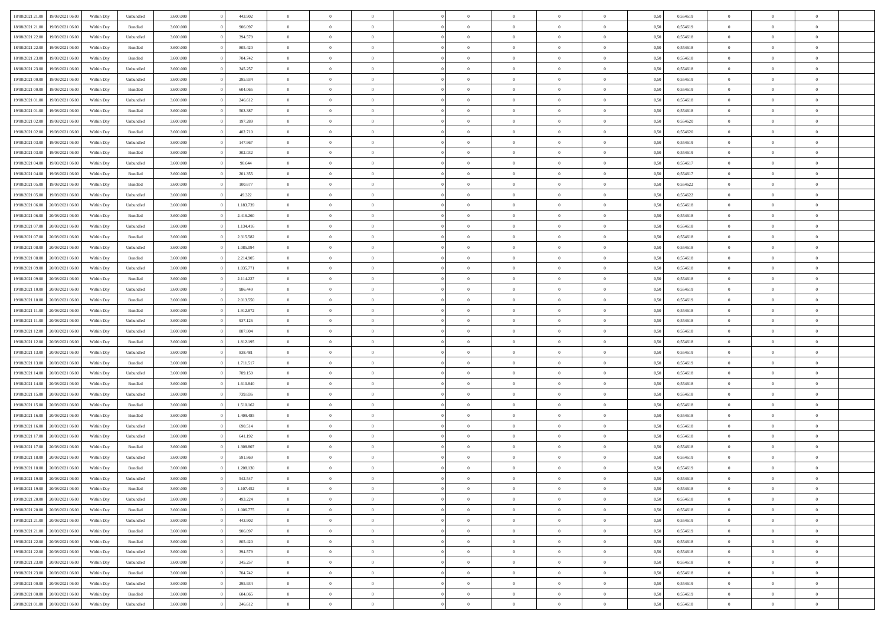| | | | | | | | | | | | | | | | | | | | | |
|---|---|---|---|---|---|---|---|---|---|---|---|---|---|---|---|---|---|---|---|---|
| 18/08/2021 21:00 | 19/08/2021 06:00 | Within Day | Unbundled | 3.600.000 | 0 | 443.902 | 0 | 0 | 0 | | 0 | 0 | 0 | 0 | 0,50 | 0,554619 | 0 | 0 | 0 | |
| 18/08/2021 21:00 | 19/08/2021 06:00 | Within Day | Bundled | 3.600.000 | 0 | 906.097 | 0 | 0 | 0 | | 0 | 0 | 0 | 0 | 0,50 | 0,554619 | 0 | 0 | 0 | |
| 18/08/2021 22:00 | 19/08/2021 06:00 | Within Day | Unbundled | 3.600.000 | 0 | 394.579 | 0 | 0 | 0 | | 0 | 0 | 0 | 0 | 0,50 | 0,554618 | 0 | 0 | 0 | |
| 18/08/2021 22:00 | 19/08/2021 06:00 | Within Day | Bundled | 3.600.000 | 0 | 805.420 | 0 | 0 | 0 | | 0 | 0 | 0 | 0 | 0,50 | 0,554618 | 0 | 0 | 0 | |
| 18/08/2021 23:00 | 19/08/2021 06:00 | Within Day | Bundled | 3.600.000 | 0 | 704.742 | 0 | 0 | 0 | | 0 | 0 | 0 | 0 | 0,50 | 0,554618 | 0 | 0 | 0 | |
| 18/08/2021 23:00 | 19/08/2021 06:00 | Within Day | Unbundled | 3.600.000 | 0 | 345.257 | 0 | 0 | 0 | | 0 | 0 | 0 | 0 | 0,50 | 0,554618 | 0 | 0 | 0 | |
| 19/08/2021 00:00 | 19/08/2021 06:00 | Within Day | Unbundled | 3.600.000 | 0 | 295.934 | 0 | 0 | 0 | | 0 | 0 | 0 | 0 | 0,50 | 0,554619 | 0 | 0 | 0 | |
| 19/08/2021 00:00 | 19/08/2021 06:00 | Within Day | Bundled | 3.600.000 | 0 | 604.065 | 0 | 0 | 0 | | 0 | 0 | 0 | 0 | 0,50 | 0,554619 | 0 | 0 | 0 | |
| 19/08/2021 01:00 | 19/08/2021 06:00 | Within Day | Unbundled | 3.600.000 | 0 | 246.612 | 0 | 0 | 0 | | 0 | 0 | 0 | 0 | 0,50 | 0,554618 | 0 | 0 | 0 | |
| 19/08/2021 01:00 | 19/08/2021 06:00 | Within Day | Bundled | 3.600.000 | 0 | 503.387 | 0 | 0 | 0 | | 0 | 0 | 0 | 0 | 0,50 | 0,554618 | 0 | 0 | 0 | |
| 19/08/2021 02:00 | 19/08/2021 06:00 | Within Day | Unbundled | 3.600.000 | 0 | 197.289 | 0 | 0 | 0 | | 0 | 0 | 0 | 0 | 0,50 | 0,554620 | 0 | 0 | 0 | |
| 19/08/2021 02:00 | 19/08/2021 06:00 | Within Day | Bundled | 3.600.000 | 0 | 402.710 | 0 | 0 | 0 | | 0 | 0 | 0 | 0 | 0,50 | 0,554620 | 0 | 0 | 0 | |
| 19/08/2021 03:00 | 19/08/2021 06:00 | Within Day | Unbundled | 3.600.000 | 0 | 147.967 | 0 | 0 | 0 | | 0 | 0 | 0 | 0 | 0,50 | 0,554619 | 0 | 0 | 0 | |
| 19/08/2021 03:00 | 19/08/2021 06:00 | Within Day | Bundled | 3.600.000 | 0 | 302.032 | 0 | 0 | 0 | | 0 | 0 | 0 | 0 | 0,50 | 0,554619 | 0 | 0 | 0 | |
| 19/08/2021 04:00 | 19/08/2021 06:00 | Within Day | Unbundled | 3.600.000 | 0 | 98.644 | 0 | 0 | 0 | | 0 | 0 | 0 | 0 | 0,50 | 0,554617 | 0 | 0 | 0 | |
| 19/08/2021 04:00 | 19/08/2021 06:00 | Within Day | Bundled | 3.600.000 | 0 | 201.355 | 0 | 0 | 0 | | 0 | 0 | 0 | 0 | 0,50 | 0,554617 | 0 | 0 | 0 | |
| 19/08/2021 05:00 | 19/08/2021 06:00 | Within Day | Bundled | 3.600.000 | 0 | 100.677 | 0 | 0 | 0 | | 0 | 0 | 0 | 0 | 0,50 | 0,554622 | 0 | 0 | 0 | |
| 19/08/2021 05:00 | 19/08/2021 06:00 | Within Day | Unbundled | 3.600.000 | 0 | 49.322 | 0 | 0 | 0 | | 0 | 0 | 0 | 0 | 0,50 | 0,554622 | 0 | 0 | 0 | |
| 19/08/2021 06:00 | 20/08/2021 06:00 | Within Day | Unbundled | 3.600.000 | 0 | 1.183.739 | 0 | 0 | 0 | | 0 | 0 | 0 | 0 | 0,50 | 0,554618 | 0 | 0 | 0 | |
| 19/08/2021 06:00 | 20/08/2021 06:00 | Within Day | Bundled | 3.600.000 | 0 | 2.416.260 | 0 | 0 | 0 | | 0 | 0 | 0 | 0 | 0,50 | 0,554618 | 0 | 0 | 0 | |
| 19/08/2021 07:00 | 20/08/2021 06:00 | Within Day | Unbundled | 3.600.000 | 0 | 1.134.416 | 0 | 0 | 0 | | 0 | 0 | 0 | 0 | 0,50 | 0,554618 | 0 | 0 | 0 | |
| 19/08/2021 07:00 | 20/08/2021 06:00 | Within Day | Bundled | 3.600.000 | 0 | 2.315.582 | 0 | 0 | 0 | | 0 | 0 | 0 | 0 | 0,50 | 0,554618 | 0 | 0 | 0 | |
| 19/08/2021 08:00 | 20/08/2021 06:00 | Within Day | Unbundled | 3.600.000 | 0 | 1.085.094 | 0 | 0 | 0 | | 0 | 0 | 0 | 0 | 0,50 | 0,554618 | 0 | 0 | 0 | |
| 19/08/2021 08:00 | 20/08/2021 06:00 | Within Day | Bundled | 3.600.000 | 0 | 2.214.905 | 0 | 0 | 0 | | 0 | 0 | 0 | 0 | 0,50 | 0,554618 | 0 | 0 | 0 | |
| 19/08/2021 09:00 | 20/08/2021 06:00 | Within Day | Unbundled | 3.600.000 | 0 | 1.035.771 | 0 | 0 | 0 | | 0 | 0 | 0 | 0 | 0,50 | 0,554618 | 0 | 0 | 0 | |
| 19/08/2021 09:00 | 20/08/2021 06:00 | Within Day | Bundled | 3.600.000 | 0 | 2.114.227 | 0 | 0 | 0 | | 0 | 0 | 0 | 0 | 0,50 | 0,554618 | 0 | 0 | 0 | |
| 19/08/2021 10:00 | 20/08/2021 06:00 | Within Day | Unbundled | 3.600.000 | 0 | 986.449 | 0 | 0 | 0 | | 0 | 0 | 0 | 0 | 0,50 | 0,554619 | 0 | 0 | 0 | |
| 19/08/2021 10:00 | 20/08/2021 06:00 | Within Day | Bundled | 3.600.000 | 0 | 2.013.550 | 0 | 0 | 0 | | 0 | 0 | 0 | 0 | 0,50 | 0,554619 | 0 | 0 | 0 | |
| 19/08/2021 11:00 | 20/08/2021 06:00 | Within Day | Bundled | 3.600.000 | 0 | 1.912.872 | 0 | 0 | 0 | | 0 | 0 | 0 | 0 | 0,50 | 0,554618 | 0 | 0 | 0 | |
| 19/08/2021 11:00 | 20/08/2021 06:00 | Within Day | Unbundled | 3.600.000 | 0 | 937.126 | 0 | 0 | 0 | | 0 | 0 | 0 | 0 | 0,50 | 0,554618 | 0 | 0 | 0 | |
| 19/08/2021 12:00 | 20/08/2021 06:00 | Within Day | Unbundled | 3.600.000 | 0 | 887.804 | 0 | 0 | 0 | | 0 | 0 | 0 | 0 | 0,50 | 0,554618 | 0 | 0 | 0 | |
| 19/08/2021 12:00 | 20/08/2021 06:00 | Within Day | Bundled | 3.600.000 | 0 | 1.812.195 | 0 | 0 | 0 | | 0 | 0 | 0 | 0 | 0,50 | 0,554618 | 0 | 0 | 0 | |
| 19/08/2021 13:00 | 20/08/2021 06:00 | Within Day | Unbundled | 3.600.000 | 0 | 838.481 | 0 | 0 | 0 | | 0 | 0 | 0 | 0 | 0,50 | 0,554619 | 0 | 0 | 0 | |
| 19/08/2021 13:00 | 20/08/2021 06:00 | Within Day | Bundled | 3.600.000 | 0 | 1.711.517 | 0 | 0 | 0 | | 0 | 0 | 0 | 0 | 0,50 | 0,554619 | 0 | 0 | 0 | |
| 19/08/2021 14:00 | 20/08/2021 06:00 | Within Day | Unbundled | 3.600.000 | 0 | 789.159 | 0 | 0 | 0 | | 0 | 0 | 0 | 0 | 0,50 | 0,554618 | 0 | 0 | 0 | |
| 19/08/2021 14:00 | 20/08/2021 06:00 | Within Day | Bundled | 3.600.000 | 0 | 1.610.840 | 0 | 0 | 0 | | 0 | 0 | 0 | 0 | 0,50 | 0,554618 | 0 | 0 | 0 | |
| 19/08/2021 15:00 | 20/08/2021 06:00 | Within Day | Unbundled | 3.600.000 | 0 | 739.836 | 0 | 0 | 0 | | 0 | 0 | 0 | 0 | 0,50 | 0,554618 | 0 | 0 | 0 | |
| 19/08/2021 15:00 | 20/08/2021 06:00 | Within Day | Bundled | 3.600.000 | 0 | 1.510.162 | 0 | 0 | 0 | | 0 | 0 | 0 | 0 | 0,50 | 0,554618 | 0 | 0 | 0 | |
| 19/08/2021 16:00 | 20/08/2021 06:00 | Within Day | Bundled | 3.600.000 | 0 | 1.409.485 | 0 | 0 | 0 | | 0 | 0 | 0 | 0 | 0,50 | 0,554618 | 0 | 0 | 0 | |
| 19/08/2021 16:00 | 20/08/2021 06:00 | Within Day | Unbundled | 3.600.000 | 0 | 690.514 | 0 | 0 | 0 | | 0 | 0 | 0 | 0 | 0,50 | 0,554618 | 0 | 0 | 0 | |
| 19/08/2021 17:00 | 20/08/2021 06:00 | Within Day | Unbundled | 3.600.000 | 0 | 641.192 | 0 | 0 | 0 | | 0 | 0 | 0 | 0 | 0,50 | 0,554618 | 0 | 0 | 0 | |
| 19/08/2021 17:00 | 20/08/2021 06:00 | Within Day | Bundled | 3.600.000 | 0 | 1.308.807 | 0 | 0 | 0 | | 0 | 0 | 0 | 0 | 0,50 | 0,554618 | 0 | 0 | 0 | |
| 19/08/2021 18:00 | 20/08/2021 06:00 | Within Day | Unbundled | 3.600.000 | 0 | 591.869 | 0 | 0 | 0 | | 0 | 0 | 0 | 0 | 0,50 | 0,554619 | 0 | 0 | 0 | |
| 19/08/2021 18:00 | 20/08/2021 06:00 | Within Day | Bundled | 3.600.000 | 0 | 1.208.130 | 0 | 0 | 0 | | 0 | 0 | 0 | 0 | 0,50 | 0,554619 | 0 | 0 | 0 | |
| 19/08/2021 19:00 | 20/08/2021 06:00 | Within Day | Unbundled | 3.600.000 | 0 | 542.547 | 0 | 0 | 0 | | 0 | 0 | 0 | 0 | 0,50 | 0,554618 | 0 | 0 | 0 | |
| 19/08/2021 19:00 | 20/08/2021 06:00 | Within Day | Bundled | 3.600.000 | 0 | 1.107.452 | 0 | 0 | 0 | | 0 | 0 | 0 | 0 | 0,50 | 0,554618 | 0 | 0 | 0 | |
| 19/08/2021 20:00 | 20/08/2021 06:00 | Within Day | Unbundled | 3.600.000 | 0 | 493.224 | 0 | 0 | 0 | | 0 | 0 | 0 | 0 | 0,50 | 0,554618 | 0 | 0 | 0 | |
| 19/08/2021 20:00 | 20/08/2021 06:00 | Within Day | Bundled | 3.600.000 | 0 | 1.006.775 | 0 | 0 | 0 | | 0 | 0 | 0 | 0 | 0,50 | 0,554618 | 0 | 0 | 0 | |
| 19/08/2021 21:00 | 20/08/2021 06:00 | Within Day | Unbundled | 3.600.000 | 0 | 443.902 | 0 | 0 | 0 | | 0 | 0 | 0 | 0 | 0,50 | 0,554619 | 0 | 0 | 0 | |
| 19/08/2021 21:00 | 20/08/2021 06:00 | Within Day | Bundled | 3.600.000 | 0 | 906.097 | 0 | 0 | 0 | | 0 | 0 | 0 | 0 | 0,50 | 0,554619 | 0 | 0 | 0 | |
| 19/08/2021 22:00 | 20/08/2021 06:00 | Within Day | Bundled | 3.600.000 | 0 | 805.420 | 0 | 0 | 0 | | 0 | 0 | 0 | 0 | 0,50 | 0,554618 | 0 | 0 | 0 | |
| 19/08/2021 22:00 | 20/08/2021 06:00 | Within Day | Unbundled | 3.600.000 | 0 | 394.579 | 0 | 0 | 0 | | 0 | 0 | 0 | 0 | 0,50 | 0,554618 | 0 | 0 | 0 | |
| 19/08/2021 23:00 | 20/08/2021 06:00 | Within Day | Unbundled | 3.600.000 | 0 | 345.257 | 0 | 0 | 0 | | 0 | 0 | 0 | 0 | 0,50 | 0,554618 | 0 | 0 | 0 | |
| 19/08/2021 23:00 | 20/08/2021 06:00 | Within Day | Bundled | 3.600.000 | 0 | 704.742 | 0 | 0 | 0 | | 0 | 0 | 0 | 0 | 0,50 | 0,554618 | 0 | 0 | 0 | |
| 20/08/2021 00:00 | 20/08/2021 06:00 | Within Day | Unbundled | 3.600.000 | 0 | 295.934 | 0 | 0 | 0 | | 0 | 0 | 0 | 0 | 0,50 | 0,554619 | 0 | 0 | 0 | |
| 20/08/2021 00:00 | 20/08/2021 06:00 | Within Day | Bundled | 3.600.000 | 0 | 604.065 | 0 | 0 | 0 | | 0 | 0 | 0 | 0 | 0,50 | 0,554619 | 0 | 0 | 0 | |
| 20/08/2021 01:00 | 20/08/2021 06:00 | Within Day | Unbundled | 3.600.000 | 0 | 246.612 | 0 | 0 | 0 | | 0 | 0 | 0 | 0 | 0,50 | 0,554618 | 0 | 0 | 0 | |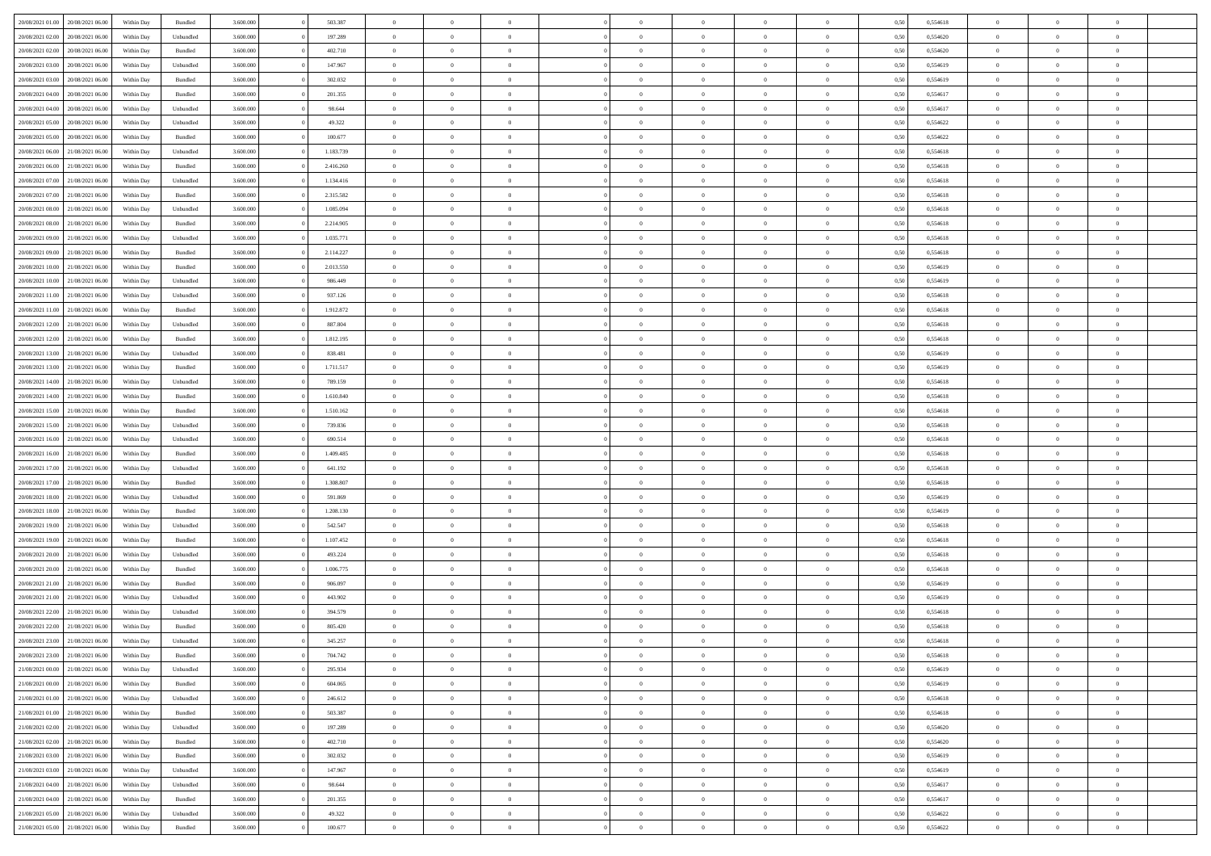| | | | | | | | | | | | | | | | | | | | | |
|---|---|---|---|---|---|---|---|---|---|---|---|---|---|---|---|---|---|---|---|---|
| 20/08/2021 01:00 | 20/08/2021 06:00 | Within Day | Bundled | 3.600.000 | 0 | 503.387 | 0 | 0 | 0 | | 0 | 0 | 0 | 0 | 0,50 | 0,554618 | 0 | 0 | 0 | |
| 20/08/2021 02:00 | 20/08/2021 06:00 | Within Day | Unbundled | 3.600.000 | 0 | 197.289 | 0 | 0 | 0 | | 0 | 0 | 0 | 0 | 0,50 | 0,554620 | 0 | 0 | 0 | |
| 20/08/2021 02:00 | 20/08/2021 06:00 | Within Day | Bundled | 3.600.000 | 0 | 402.710 | 0 | 0 | 0 | | 0 | 0 | 0 | 0 | 0,50 | 0,554620 | 0 | 0 | 0 | |
| 20/08/2021 03:00 | 20/08/2021 06:00 | Within Day | Unbundled | 3.600.000 | 0 | 147.967 | 0 | 0 | 0 | | 0 | 0 | 0 | 0 | 0,50 | 0,554619 | 0 | 0 | 0 | |
| 20/08/2021 03:00 | 20/08/2021 06:00 | Within Day | Bundled | 3.600.000 | 0 | 302.032 | 0 | 0 | 0 | | 0 | 0 | 0 | 0 | 0,50 | 0,554619 | 0 | 0 | 0 | |
| 20/08/2021 04:00 | 20/08/2021 06:00 | Within Day | Bundled | 3.600.000 | 0 | 201.355 | 0 | 0 | 0 | | 0 | 0 | 0 | 0 | 0,50 | 0,554617 | 0 | 0 | 0 | |
| 20/08/2021 04:00 | 20/08/2021 06:00 | Within Day | Unbundled | 3.600.000 | 0 | 98.644 | 0 | 0 | 0 | | 0 | 0 | 0 | 0 | 0,50 | 0,554617 | 0 | 0 | 0 | |
| 20/08/2021 05:00 | 20/08/2021 06:00 | Within Day | Unbundled | 3.600.000 | 0 | 49.322 | 0 | 0 | 0 | | 0 | 0 | 0 | 0 | 0,50 | 0,554622 | 0 | 0 | 0 | |
| 20/08/2021 05:00 | 20/08/2021 06:00 | Within Day | Bundled | 3.600.000 | 0 | 100.677 | 0 | 0 | 0 | | 0 | 0 | 0 | 0 | 0,50 | 0,554622 | 0 | 0 | 0 | |
| 20/08/2021 06:00 | 21/08/2021 06:00 | Within Day | Unbundled | 3.600.000 | 0 | 1.183.739 | 0 | 0 | 0 | | 0 | 0 | 0 | 0 | 0,50 | 0,554618 | 0 | 0 | 0 | |
| 20/08/2021 06:00 | 21/08/2021 06:00 | Within Day | Bundled | 3.600.000 | 0 | 2.416.260 | 0 | 0 | 0 | | 0 | 0 | 0 | 0 | 0,50 | 0,554618 | 0 | 0 | 0 | |
| 20/08/2021 07:00 | 21/08/2021 06:00 | Within Day | Unbundled | 3.600.000 | 0 | 1.134.416 | 0 | 0 | 0 | | 0 | 0 | 0 | 0 | 0,50 | 0,554618 | 0 | 0 | 0 | |
| 20/08/2021 07:00 | 21/08/2021 06:00 | Within Day | Bundled | 3.600.000 | 0 | 2.315.582 | 0 | 0 | 0 | | 0 | 0 | 0 | 0 | 0,50 | 0,554618 | 0 | 0 | 0 | |
| 20/08/2021 08:00 | 21/08/2021 06:00 | Within Day | Unbundled | 3.600.000 | 0 | 1.085.094 | 0 | 0 | 0 | | 0 | 0 | 0 | 0 | 0,50 | 0,554618 | 0 | 0 | 0 | |
| 20/08/2021 08:00 | 21/08/2021 06:00 | Within Day | Bundled | 3.600.000 | 0 | 2.214.905 | 0 | 0 | 0 | | 0 | 0 | 0 | 0 | 0,50 | 0,554618 | 0 | 0 | 0 | |
| 20/08/2021 09:00 | 21/08/2021 06:00 | Within Day | Unbundled | 3.600.000 | 0 | 1.035.771 | 0 | 0 | 0 | | 0 | 0 | 0 | 0 | 0,50 | 0,554618 | 0 | 0 | 0 | |
| 20/08/2021 09:00 | 21/08/2021 06:00 | Within Day | Bundled | 3.600.000 | 0 | 2.114.227 | 0 | 0 | 0 | | 0 | 0 | 0 | 0 | 0,50 | 0,554618 | 0 | 0 | 0 | |
| 20/08/2021 10:00 | 21/08/2021 06:00 | Within Day | Bundled | 3.600.000 | 0 | 2.013.550 | 0 | 0 | 0 | | 0 | 0 | 0 | 0 | 0,50 | 0,554619 | 0 | 0 | 0 | |
| 20/08/2021 10:00 | 21/08/2021 06:00 | Within Day | Unbundled | 3.600.000 | 0 | 986.449 | 0 | 0 | 0 | | 0 | 0 | 0 | 0 | 0,50 | 0,554619 | 0 | 0 | 0 | |
| 20/08/2021 11:00 | 21/08/2021 06:00 | Within Day | Unbundled | 3.600.000 | 0 | 937.126 | 0 | 0 | 0 | | 0 | 0 | 0 | 0 | 0,50 | 0,554618 | 0 | 0 | 0 | |
| 20/08/2021 11:00 | 21/08/2021 06:00 | Within Day | Bundled | 3.600.000 | 0 | 1.912.872 | 0 | 0 | 0 | | 0 | 0 | 0 | 0 | 0,50 | 0,554618 | 0 | 0 | 0 | |
| 20/08/2021 12:00 | 21/08/2021 06:00 | Within Day | Unbundled | 3.600.000 | 0 | 887.804 | 0 | 0 | 0 | | 0 | 0 | 0 | 0 | 0,50 | 0,554618 | 0 | 0 | 0 | |
| 20/08/2021 12:00 | 21/08/2021 06:00 | Within Day | Bundled | 3.600.000 | 0 | 1.812.195 | 0 | 0 | 0 | | 0 | 0 | 0 | 0 | 0,50 | 0,554618 | 0 | 0 | 0 | |
| 20/08/2021 13:00 | 21/08/2021 06:00 | Within Day | Unbundled | 3.600.000 | 0 | 838.481 | 0 | 0 | 0 | | 0 | 0 | 0 | 0 | 0,50 | 0,554619 | 0 | 0 | 0 | |
| 20/08/2021 13:00 | 21/08/2021 06:00 | Within Day | Bundled | 3.600.000 | 0 | 1.711.517 | 0 | 0 | 0 | | 0 | 0 | 0 | 0 | 0,50 | 0,554619 | 0 | 0 | 0 | |
| 20/08/2021 14:00 | 21/08/2021 06:00 | Within Day | Unbundled | 3.600.000 | 0 | 789.159 | 0 | 0 | 0 | | 0 | 0 | 0 | 0 | 0,50 | 0,554618 | 0 | 0 | 0 | |
| 20/08/2021 14:00 | 21/08/2021 06:00 | Within Day | Bundled | 3.600.000 | 0 | 1.610.840 | 0 | 0 | 0 | | 0 | 0 | 0 | 0 | 0,50 | 0,554618 | 0 | 0 | 0 | |
| 20/08/2021 15:00 | 21/08/2021 06:00 | Within Day | Bundled | 3.600.000 | 0 | 1.510.162 | 0 | 0 | 0 | | 0 | 0 | 0 | 0 | 0,50 | 0,554618 | 0 | 0 | 0 | |
| 20/08/2021 15:00 | 21/08/2021 06:00 | Within Day | Unbundled | 3.600.000 | 0 | 739.836 | 0 | 0 | 0 | | 0 | 0 | 0 | 0 | 0,50 | 0,554618 | 0 | 0 | 0 | |
| 20/08/2021 16:00 | 21/08/2021 06:00 | Within Day | Unbundled | 3.600.000 | 0 | 690.514 | 0 | 0 | 0 | | 0 | 0 | 0 | 0 | 0,50 | 0,554618 | 0 | 0 | 0 | |
| 20/08/2021 16:00 | 21/08/2021 06:00 | Within Day | Bundled | 3.600.000 | 0 | 1.409.485 | 0 | 0 | 0 | | 0 | 0 | 0 | 0 | 0,50 | 0,554618 | 0 | 0 | 0 | |
| 20/08/2021 17:00 | 21/08/2021 06:00 | Within Day | Unbundled | 3.600.000 | 0 | 641.192 | 0 | 0 | 0 | | 0 | 0 | 0 | 0 | 0,50 | 0,554618 | 0 | 0 | 0 | |
| 20/08/2021 17:00 | 21/08/2021 06:00 | Within Day | Bundled | 3.600.000 | 0 | 1.308.807 | 0 | 0 | 0 | | 0 | 0 | 0 | 0 | 0,50 | 0,554618 | 0 | 0 | 0 | |
| 20/08/2021 18:00 | 21/08/2021 06:00 | Within Day | Unbundled | 3.600.000 | 0 | 591.869 | 0 | 0 | 0 | | 0 | 0 | 0 | 0 | 0,50 | 0,554619 | 0 | 0 | 0 | |
| 20/08/2021 18:00 | 21/08/2021 06:00 | Within Day | Bundled | 3.600.000 | 0 | 1.208.130 | 0 | 0 | 0 | | 0 | 0 | 0 | 0 | 0,50 | 0,554619 | 0 | 0 | 0 | |
| 20/08/2021 19:00 | 21/08/2021 06:00 | Within Day | Unbundled | 3.600.000 | 0 | 542.547 | 0 | 0 | 0 | | 0 | 0 | 0 | 0 | 0,50 | 0,554618 | 0 | 0 | 0 | |
| 20/08/2021 19:00 | 21/08/2021 06:00 | Within Day | Bundled | 3.600.000 | 0 | 1.107.452 | 0 | 0 | 0 | | 0 | 0 | 0 | 0 | 0,50 | 0,554618 | 0 | 0 | 0 | |
| 20/08/2021 20:00 | 21/08/2021 06:00 | Within Day | Unbundled | 3.600.000 | 0 | 493.224 | 0 | 0 | 0 | | 0 | 0 | 0 | 0 | 0,50 | 0,554618 | 0 | 0 | 0 | |
| 20/08/2021 20:00 | 21/08/2021 06:00 | Within Day | Bundled | 3.600.000 | 0 | 1.006.775 | 0 | 0 | 0 | | 0 | 0 | 0 | 0 | 0,50 | 0,554618 | 0 | 0 | 0 | |
| 20/08/2021 21:00 | 21/08/2021 06:00 | Within Day | Bundled | 3.600.000 | 0 | 906.097 | 0 | 0 | 0 | | 0 | 0 | 0 | 0 | 0,50 | 0,554619 | 0 | 0 | 0 | |
| 20/08/2021 21:00 | 21/08/2021 06:00 | Within Day | Unbundled | 3.600.000 | 0 | 443.902 | 0 | 0 | 0 | | 0 | 0 | 0 | 0 | 0,50 | 0,554619 | 0 | 0 | 0 | |
| 20/08/2021 22:00 | 21/08/2021 06:00 | Within Day | Unbundled | 3.600.000 | 0 | 394.579 | 0 | 0 | 0 | | 0 | 0 | 0 | 0 | 0,50 | 0,554618 | 0 | 0 | 0 | |
| 20/08/2021 22:00 | 21/08/2021 06:00 | Within Day | Bundled | 3.600.000 | 0 | 805.420 | 0 | 0 | 0 | | 0 | 0 | 0 | 0 | 0,50 | 0,554618 | 0 | 0 | 0 | |
| 20/08/2021 23:00 | 21/08/2021 06:00 | Within Day | Unbundled | 3.600.000 | 0 | 345.257 | 0 | 0 | 0 | | 0 | 0 | 0 | 0 | 0,50 | 0,554618 | 0 | 0 | 0 | |
| 20/08/2021 23:00 | 21/08/2021 06:00 | Within Day | Bundled | 3.600.000 | 0 | 704.742 | 0 | 0 | 0 | | 0 | 0 | 0 | 0 | 0,50 | 0,554618 | 0 | 0 | 0 | |
| 21/08/2021 00:00 | 21/08/2021 06:00 | Within Day | Unbundled | 3.600.000 | 0 | 295.934 | 0 | 0 | 0 | | 0 | 0 | 0 | 0 | 0,50 | 0,554619 | 0 | 0 | 0 | |
| 21/08/2021 00:00 | 21/08/2021 06:00 | Within Day | Bundled | 3.600.000 | 0 | 604.065 | 0 | 0 | 0 | | 0 | 0 | 0 | 0 | 0,50 | 0,554619 | 0 | 0 | 0 | |
| 21/08/2021 01:00 | 21/08/2021 06:00 | Within Day | Unbundled | 3.600.000 | 0 | 246.612 | 0 | 0 | 0 | | 0 | 0 | 0 | 0 | 0,50 | 0,554618 | 0 | 0 | 0 | |
| 21/08/2021 01:00 | 21/08/2021 06:00 | Within Day | Bundled | 3.600.000 | 0 | 503.387 | 0 | 0 | 0 | | 0 | 0 | 0 | 0 | 0,50 | 0,554618 | 0 | 0 | 0 | |
| 21/08/2021 02:00 | 21/08/2021 06:00 | Within Day | Unbundled | 3.600.000 | 0 | 197.289 | 0 | 0 | 0 | | 0 | 0 | 0 | 0 | 0,50 | 0,554620 | 0 | 0 | 0 | |
| 21/08/2021 02:00 | 21/08/2021 06:00 | Within Day | Bundled | 3.600.000 | 0 | 402.710 | 0 | 0 | 0 | | 0 | 0 | 0 | 0 | 0,50 | 0,554620 | 0 | 0 | 0 | |
| 21/08/2021 03:00 | 21/08/2021 06:00 | Within Day | Bundled | 3.600.000 | 0 | 302.032 | 0 | 0 | 0 | | 0 | 0 | 0 | 0 | 0,50 | 0,554619 | 0 | 0 | 0 | |
| 21/08/2021 03:00 | 21/08/2021 06:00 | Within Day | Unbundled | 3.600.000 | 0 | 147.967 | 0 | 0 | 0 | | 0 | 0 | 0 | 0 | 0,50 | 0,554619 | 0 | 0 | 0 | |
| 21/08/2021 04:00 | 21/08/2021 06:00 | Within Day | Unbundled | 3.600.000 | 0 | 98.644 | 0 | 0 | 0 | | 0 | 0 | 0 | 0 | 0,50 | 0,554617 | 0 | 0 | 0 | |
| 21/08/2021 04:00 | 21/08/2021 06:00 | Within Day | Bundled | 3.600.000 | 0 | 201.355 | 0 | 0 | 0 | | 0 | 0 | 0 | 0 | 0,50 | 0,554617 | 0 | 0 | 0 | |
| 21/08/2021 05:00 | 21/08/2021 06:00 | Within Day | Unbundled | 3.600.000 | 0 | 49.322 | 0 | 0 | 0 | | 0 | 0 | 0 | 0 | 0,50 | 0,554622 | 0 | 0 | 0 | |
| 21/08/2021 05:00 | 21/08/2021 06:00 | Within Day | Bundled | 3.600.000 | 0 | 100.677 | 0 | 0 | 0 | | 0 | 0 | 0 | 0 | 0,50 | 0,554622 | 0 | 0 | 0 | |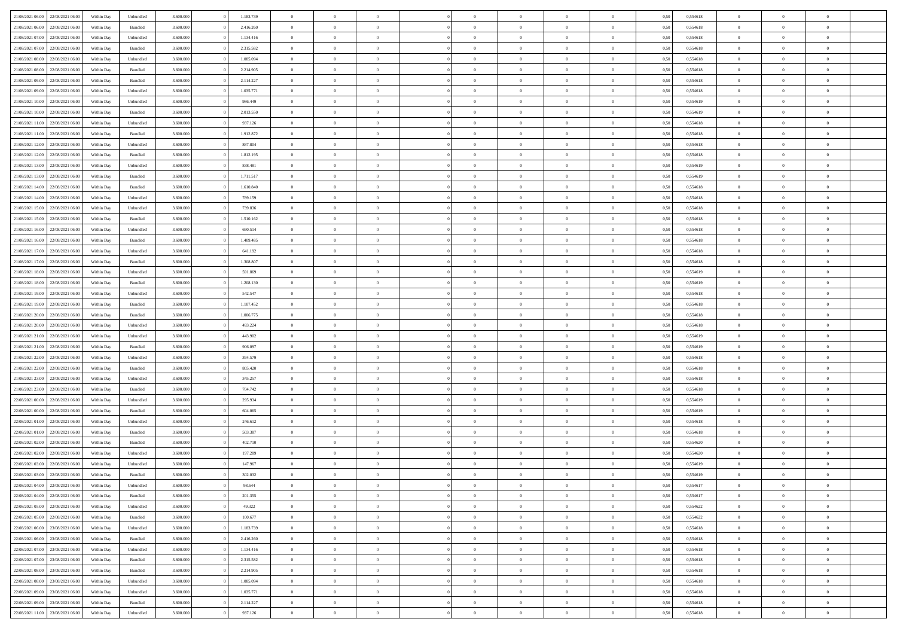| | | | | | | | | | | | | | | | | | | | | |
|---|---|---|---|---|---|---|---|---|---|---|---|---|---|---|---|---|---|---|---|---|
| 21/08/2021 06:00 | 22/08/2021 06:00 | Within Day | Unbundled | 3.600.000 | 0 | 1.183.739 | 0 | 0 | 0 | | 0 | 0 | 0 | 0 | 0 | 0,50 | 0,554618 | 0 | 0 | 0 | |
| 21/08/2021 06:00 | 22/08/2021 06:00 | Within Day | Bundled | 3.600.000 | 0 | 2.416.260 | 0 | 0 | 0 | | 0 | 0 | 0 | 0 | 0 | 0,50 | 0,554618 | 0 | 0 | 0 | |
| 21/08/2021 07:00 | 22/08/2021 06:00 | Within Day | Unbundled | 3.600.000 | 0 | 1.134.416 | 0 | 0 | 0 | | 0 | 0 | 0 | 0 | 0 | 0,50 | 0,554618 | 0 | 0 | 0 | |
| 21/08/2021 07:00 | 22/08/2021 06:00 | Within Day | Bundled | 3.600.000 | 0 | 2.315.582 | 0 | 0 | 0 | | 0 | 0 | 0 | 0 | 0 | 0,50 | 0,554618 | 0 | 0 | 0 | |
| 21/08/2021 08:00 | 22/08/2021 06:00 | Within Day | Unbundled | 3.600.000 | 0 | 1.085.094 | 0 | 0 | 0 | | 0 | 0 | 0 | 0 | 0 | 0,50 | 0,554618 | 0 | 0 | 0 | |
| 21/08/2021 08:00 | 22/08/2021 06:00 | Within Day | Bundled | 3.600.000 | 0 | 2.214.905 | 0 | 0 | 0 | | 0 | 0 | 0 | 0 | 0 | 0,50 | 0,554618 | 0 | 0 | 0 | |
| 21/08/2021 09:00 | 22/08/2021 06:00 | Within Day | Bundled | 3.600.000 | 0 | 2.114.227 | 0 | 0 | 0 | | 0 | 0 | 0 | 0 | 0 | 0,50 | 0,554618 | 0 | 0 | 0 | |
| 21/08/2021 09:00 | 22/08/2021 06:00 | Within Day | Unbundled | 3.600.000 | 0 | 1.035.771 | 0 | 0 | 0 | | 0 | 0 | 0 | 0 | 0 | 0,50 | 0,554618 | 0 | 0 | 0 | |
| 21/08/2021 10:00 | 22/08/2021 06:00 | Within Day | Unbundled | 3.600.000 | 0 | 986.449 | 0 | 0 | 0 | | 0 | 0 | 0 | 0 | 0 | 0,50 | 0,554619 | 0 | 0 | 0 | |
| 21/08/2021 10:00 | 22/08/2021 06:00 | Within Day | Bundled | 3.600.000 | 0 | 2.013.550 | 0 | 0 | 0 | | 0 | 0 | 0 | 0 | 0 | 0,50 | 0,554619 | 0 | 0 | 0 | |
| 21/08/2021 11:00 | 22/08/2021 06:00 | Within Day | Unbundled | 3.600.000 | 0 | 937.126 | 0 | 0 | 0 | | 0 | 0 | 0 | 0 | 0 | 0,50 | 0,554618 | 0 | 0 | 0 | |
| 21/08/2021 11:00 | 22/08/2021 06:00 | Within Day | Bundled | 3.600.000 | 0 | 1.912.872 | 0 | 0 | 0 | | 0 | 0 | 0 | 0 | 0 | 0,50 | 0,554618 | 0 | 0 | 0 | |
| 21/08/2021 12:00 | 22/08/2021 06:00 | Within Day | Unbundled | 3.600.000 | 0 | 887.804 | 0 | 0 | 0 | | 0 | 0 | 0 | 0 | 0 | 0,50 | 0,554618 | 0 | 0 | 0 | |
| 21/08/2021 12:00 | 22/08/2021 06:00 | Within Day | Bundled | 3.600.000 | 0 | 1.812.195 | 0 | 0 | 0 | | 0 | 0 | 0 | 0 | 0 | 0,50 | 0,554618 | 0 | 0 | 0 | |
| 21/08/2021 13:00 | 22/08/2021 06:00 | Within Day | Unbundled | 3.600.000 | 0 | 838.481 | 0 | 0 | 0 | | 0 | 0 | 0 | 0 | 0 | 0,50 | 0,554619 | 0 | 0 | 0 | |
| 21/08/2021 13:00 | 22/08/2021 06:00 | Within Day | Bundled | 3.600.000 | 0 | 1.711.517 | 0 | 0 | 0 | | 0 | 0 | 0 | 0 | 0 | 0,50 | 0,554619 | 0 | 0 | 0 | |
| 21/08/2021 14:00 | 22/08/2021 06:00 | Within Day | Bundled | 3.600.000 | 0 | 1.610.840 | 0 | 0 | 0 | | 0 | 0 | 0 | 0 | 0 | 0,50 | 0,554618 | 0 | 0 | 0 | |
| 21/08/2021 14:00 | 22/08/2021 06:00 | Within Day | Unbundled | 3.600.000 | 0 | 789.159 | 0 | 0 | 0 | | 0 | 0 | 0 | 0 | 0 | 0,50 | 0,554618 | 0 | 0 | 0 | |
| 21/08/2021 15:00 | 22/08/2021 06:00 | Within Day | Unbundled | 3.600.000 | 0 | 739.836 | 0 | 0 | 0 | | 0 | 0 | 0 | 0 | 0 | 0,50 | 0,554618 | 0 | 0 | 0 | |
| 21/08/2021 15:00 | 22/08/2021 06:00 | Within Day | Bundled | 3.600.000 | 0 | 1.510.162 | 0 | 0 | 0 | | 0 | 0 | 0 | 0 | 0 | 0,50 | 0,554618 | 0 | 0 | 0 | |
| 21/08/2021 16:00 | 22/08/2021 06:00 | Within Day | Unbundled | 3.600.000 | 0 | 690.514 | 0 | 0 | 0 | | 0 | 0 | 0 | 0 | 0 | 0,50 | 0,554618 | 0 | 0 | 0 | |
| 21/08/2021 16:00 | 22/08/2021 06:00 | Within Day | Bundled | 3.600.000 | 0 | 1.409.485 | 0 | 0 | 0 | | 0 | 0 | 0 | 0 | 0 | 0,50 | 0,554618 | 0 | 0 | 0 | |
| 21/08/2021 17:00 | 22/08/2021 06:00 | Within Day | Unbundled | 3.600.000 | 0 | 641.192 | 0 | 0 | 0 | | 0 | 0 | 0 | 0 | 0 | 0,50 | 0,554618 | 0 | 0 | 0 | |
| 21/08/2021 17:00 | 22/08/2021 06:00 | Within Day | Bundled | 3.600.000 | 0 | 1.308.807 | 0 | 0 | 0 | | 0 | 0 | 0 | 0 | 0 | 0,50 | 0,554618 | 0 | 0 | 0 | |
| 21/08/2021 18:00 | 22/08/2021 06:00 | Within Day | Unbundled | 3.600.000 | 0 | 591.869 | 0 | 0 | 0 | | 0 | 0 | 0 | 0 | 0 | 0,50 | 0,554619 | 0 | 0 | 0 | |
| 21/08/2021 18:00 | 22/08/2021 06:00 | Within Day | Bundled | 3.600.000 | 0 | 1.208.130 | 0 | 0 | 0 | | 0 | 0 | 0 | 0 | 0 | 0,50 | 0,554619 | 0 | 0 | 0 | |
| 21/08/2021 19:00 | 22/08/2021 06:00 | Within Day | Unbundled | 3.600.000 | 0 | 542.547 | 0 | 0 | 0 | | 0 | 0 | 0 | 0 | 0 | 0,50 | 0,554618 | 0 | 0 | 0 | |
| 21/08/2021 19:00 | 22/08/2021 06:00 | Within Day | Bundled | 3.600.000 | 0 | 1.107.452 | 0 | 0 | 0 | | 0 | 0 | 0 | 0 | 0 | 0,50 | 0,554618 | 0 | 0 | 0 | |
| 21/08/2021 20:00 | 22/08/2021 06:00 | Within Day | Bundled | 3.600.000 | 0 | 1.006.775 | 0 | 0 | 0 | | 0 | 0 | 0 | 0 | 0 | 0,50 | 0,554618 | 0 | 0 | 0 | |
| 21/08/2021 20:00 | 22/08/2021 06:00 | Within Day | Unbundled | 3.600.000 | 0 | 493.224 | 0 | 0 | 0 | | 0 | 0 | 0 | 0 | 0 | 0,50 | 0,554618 | 0 | 0 | 0 | |
| 21/08/2021 21:00 | 22/08/2021 06:00 | Within Day | Unbundled | 3.600.000 | 0 | 443.902 | 0 | 0 | 0 | | 0 | 0 | 0 | 0 | 0 | 0,50 | 0,554619 | 0 | 0 | 0 | |
| 21/08/2021 21:00 | 22/08/2021 06:00 | Within Day | Bundled | 3.600.000 | 0 | 906.097 | 0 | 0 | 0 | | 0 | 0 | 0 | 0 | 0 | 0,50 | 0,554619 | 0 | 0 | 0 | |
| 21/08/2021 22:00 | 22/08/2021 06:00 | Within Day | Unbundled | 3.600.000 | 0 | 394.579 | 0 | 0 | 0 | | 0 | 0 | 0 | 0 | 0 | 0,50 | 0,554618 | 0 | 0 | 0 | |
| 21/08/2021 22:00 | 22/08/2021 06:00 | Within Day | Bundled | 3.600.000 | 0 | 805.420 | 0 | 0 | 0 | | 0 | 0 | 0 | 0 | 0 | 0,50 | 0,554618 | 0 | 0 | 0 | |
| 21/08/2021 23:00 | 22/08/2021 06:00 | Within Day | Unbundled | 3.600.000 | 0 | 345.257 | 0 | 0 | 0 | | 0 | 0 | 0 | 0 | 0 | 0,50 | 0,554618 | 0 | 0 | 0 | |
| 21/08/2021 23:00 | 22/08/2021 06:00 | Within Day | Bundled | 3.600.000 | 0 | 704.742 | 0 | 0 | 0 | | 0 | 0 | 0 | 0 | 0 | 0,50 | 0,554618 | 0 | 0 | 0 | |
| 22/08/2021 00:00 | 22/08/2021 06:00 | Within Day | Unbundled | 3.600.000 | 0 | 295.934 | 0 | 0 | 0 | | 0 | 0 | 0 | 0 | 0 | 0,50 | 0,554619 | 0 | 0 | 0 | |
| 22/08/2021 00:00 | 22/08/2021 06:00 | Within Day | Bundled | 3.600.000 | 0 | 604.065 | 0 | 0 | 0 | | 0 | 0 | 0 | 0 | 0 | 0,50 | 0,554619 | 0 | 0 | 0 | |
| 22/08/2021 01:00 | 22/08/2021 06:00 | Within Day | Unbundled | 3.600.000 | 0 | 246.612 | 0 | 0 | 0 | | 0 | 0 | 0 | 0 | 0 | 0,50 | 0,554618 | 0 | 0 | 0 | |
| 22/08/2021 01:00 | 22/08/2021 06:00 | Within Day | Bundled | 3.600.000 | 0 | 503.387 | 0 | 0 | 0 | | 0 | 0 | 0 | 0 | 0 | 0,50 | 0,554618 | 0 | 0 | 0 | |
| 22/08/2021 02:00 | 22/08/2021 06:00 | Within Day | Bundled | 3.600.000 | 0 | 402.710 | 0 | 0 | 0 | | 0 | 0 | 0 | 0 | 0 | 0,50 | 0,554620 | 0 | 0 | 0 | |
| 22/08/2021 02:00 | 22/08/2021 06:00 | Within Day | Unbundled | 3.600.000 | 0 | 197.289 | 0 | 0 | 0 | | 0 | 0 | 0 | 0 | 0 | 0,50 | 0,554620 | 0 | 0 | 0 | |
| 22/08/2021 03:00 | 22/08/2021 06:00 | Within Day | Unbundled | 3.600.000 | 0 | 147.967 | 0 | 0 | 0 | | 0 | 0 | 0 | 0 | 0 | 0,50 | 0,554619 | 0 | 0 | 0 | |
| 22/08/2021 03:00 | 22/08/2021 06:00 | Within Day | Bundled | 3.600.000 | 0 | 302.032 | 0 | 0 | 0 | | 0 | 0 | 0 | 0 | 0 | 0,50 | 0,554619 | 0 | 0 | 0 | |
| 22/08/2021 04:00 | 22/08/2021 06:00 | Within Day | Unbundled | 3.600.000 | 0 | 98.644 | 0 | 0 | 0 | | 0 | 0 | 0 | 0 | 0 | 0,50 | 0,554617 | 0 | 0 | 0 | |
| 22/08/2021 04:00 | 22/08/2021 06:00 | Within Day | Bundled | 3.600.000 | 0 | 201.355 | 0 | 0 | 0 | | 0 | 0 | 0 | 0 | 0 | 0,50 | 0,554617 | 0 | 0 | 0 | |
| 22/08/2021 05:00 | 22/08/2021 06:00 | Within Day | Unbundled | 3.600.000 | 0 | 49.322 | 0 | 0 | 0 | | 0 | 0 | 0 | 0 | 0 | 0,50 | 0,554622 | 0 | 0 | 0 | |
| 22/08/2021 05:00 | 22/08/2021 06:00 | Within Day | Bundled | 3.600.000 | 0 | 100.677 | 0 | 0 | 0 | | 0 | 0 | 0 | 0 | 0 | 0,50 | 0,554622 | 0 | 0 | 0 | |
| 22/08/2021 06:00 | 23/08/2021 06:00 | Within Day | Unbundled | 3.600.000 | 0 | 1.183.739 | 0 | 0 | 0 | | 0 | 0 | 0 | 0 | 0 | 0,50 | 0,554618 | 0 | 0 | 0 | |
| 22/08/2021 06:00 | 23/08/2021 06:00 | Within Day | Bundled | 3.600.000 | 0 | 2.416.260 | 0 | 0 | 0 | | 0 | 0 | 0 | 0 | 0 | 0,50 | 0,554618 | 0 | 0 | 0 | |
| 22/08/2021 07:00 | 23/08/2021 06:00 | Within Day | Unbundled | 3.600.000 | 0 | 1.134.416 | 0 | 0 | 0 | | 0 | 0 | 0 | 0 | 0 | 0,50 | 0,554618 | 0 | 0 | 0 | |
| 22/08/2021 07:00 | 23/08/2021 06:00 | Within Day | Bundled | 3.600.000 | 0 | 2.315.582 | 0 | 0 | 0 | | 0 | 0 | 0 | 0 | 0 | 0,50 | 0,554618 | 0 | 0 | 0 | |
| 22/08/2021 08:00 | 23/08/2021 06:00 | Within Day | Bundled | 3.600.000 | 0 | 2.214.905 | 0 | 0 | 0 | | 0 | 0 | 0 | 0 | 0 | 0,50 | 0,554618 | 0 | 0 | 0 | |
| 22/08/2021 08:00 | 23/08/2021 06:00 | Within Day | Unbundled | 3.600.000 | 0 | 1.085.094 | 0 | 0 | 0 | | 0 | 0 | 0 | 0 | 0 | 0,50 | 0,554618 | 0 | 0 | 0 | |
| 22/08/2021 09:00 | 23/08/2021 06:00 | Within Day | Unbundled | 3.600.000 | 0 | 1.035.771 | 0 | 0 | 0 | | 0 | 0 | 0 | 0 | 0 | 0,50 | 0,554618 | 0 | 0 | 0 | |
| 22/08/2021 09:00 | 23/08/2021 06:00 | Within Day | Bundled | 3.600.000 | 0 | 2.114.227 | 0 | 0 | 0 | | 0 | 0 | 0 | 0 | 0 | 0,50 | 0,554618 | 0 | 0 | 0 | |
| 22/08/2021 11:00 | 23/08/2021 06:00 | Within Day | Unbundled | 3.600.000 | 0 | 937.126 | 0 | 0 | 0 | | 0 | 0 | 0 | 0 | 0 | 0,50 | 0,554618 | 0 | 0 | 0 | |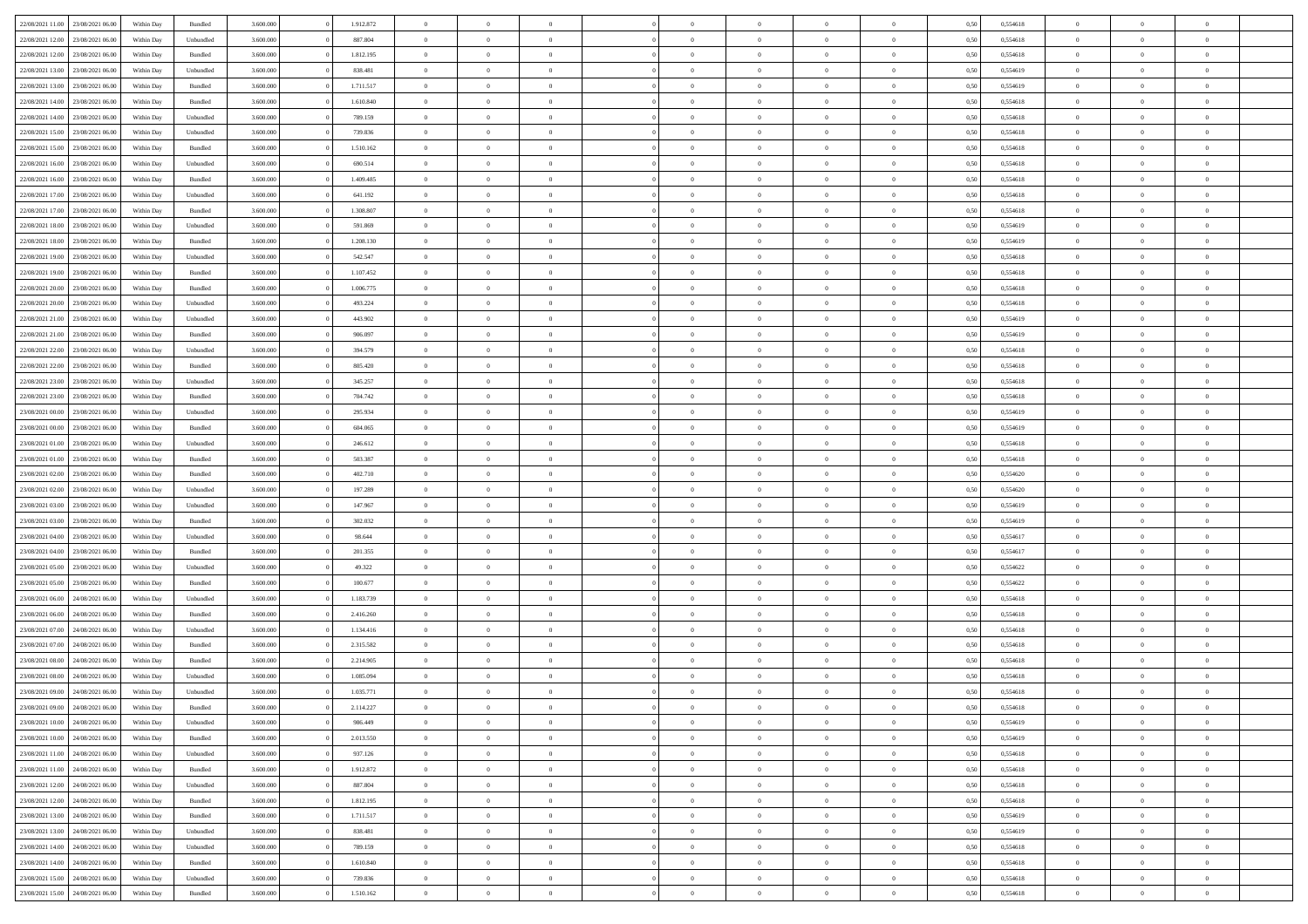| | | | | | | | | | | | | | | | | | | | | |
|---|---|---|---|---|---|---|---|---|---|---|---|---|---|---|---|---|---|---|---|---|
| 22/08/2021 11:00 | 23/08/2021 06:00 | Within Day | Bundled | 3.600.000 | 0 | 1.912.872 | 0 | 0 | 0 | | 0 | 0 | 0 | 0 | 0,50 | 0,554618 | 0 | 0 | 0 | |
| 22/08/2021 12:00 | 23/08/2021 06:00 | Within Day | Unbundled | 3.600.000 | 0 | 887.804 | 0 | 0 | 0 | | 0 | 0 | 0 | 0 | 0,50 | 0,554618 | 0 | 0 | 0 | |
| 22/08/2021 12:00 | 23/08/2021 06:00 | Within Day | Bundled | 3.600.000 | 0 | 1.812.195 | 0 | 0 | 0 | | 0 | 0 | 0 | 0 | 0,50 | 0,554618 | 0 | 0 | 0 | |
| 22/08/2021 13:00 | 23/08/2021 06:00 | Within Day | Unbundled | 3.600.000 | 0 | 838.481 | 0 | 0 | 0 | | 0 | 0 | 0 | 0 | 0,50 | 0,554619 | 0 | 0 | 0 | |
| 22/08/2021 13:00 | 23/08/2021 06:00 | Within Day | Bundled | 3.600.000 | 0 | 1.711.517 | 0 | 0 | 0 | | 0 | 0 | 0 | 0 | 0,50 | 0,554619 | 0 | 0 | 0 | |
| 22/08/2021 14:00 | 23/08/2021 06:00 | Within Day | Bundled | 3.600.000 | 0 | 1.610.840 | 0 | 0 | 0 | | 0 | 0 | 0 | 0 | 0,50 | 0,554618 | 0 | 0 | 0 | |
| 22/08/2021 14:00 | 23/08/2021 06:00 | Within Day | Unbundled | 3.600.000 | 0 | 789.159 | 0 | 0 | 0 | | 0 | 0 | 0 | 0 | 0,50 | 0,554618 | 0 | 0 | 0 | |
| 22/08/2021 15:00 | 23/08/2021 06:00 | Within Day | Unbundled | 3.600.000 | 0 | 739.836 | 0 | 0 | 0 | | 0 | 0 | 0 | 0 | 0,50 | 0,554618 | 0 | 0 | 0 | |
| 22/08/2021 15:00 | 23/08/2021 06:00 | Within Day | Bundled | 3.600.000 | 0 | 1.510.162 | 0 | 0 | 0 | | 0 | 0 | 0 | 0 | 0,50 | 0,554618 | 0 | 0 | 0 | |
| 22/08/2021 16:00 | 23/08/2021 06:00 | Within Day | Unbundled | 3.600.000 | 0 | 690.514 | 0 | 0 | 0 | | 0 | 0 | 0 | 0 | 0,50 | 0,554618 | 0 | 0 | 0 | |
| 22/08/2021 16:00 | 23/08/2021 06:00 | Within Day | Bundled | 3.600.000 | 0 | 1.409.485 | 0 | 0 | 0 | | 0 | 0 | 0 | 0 | 0,50 | 0,554618 | 0 | 0 | 0 | |
| 22/08/2021 17:00 | 23/08/2021 06:00 | Within Day | Unbundled | 3.600.000 | 0 | 641.192 | 0 | 0 | 0 | | 0 | 0 | 0 | 0 | 0,50 | 0,554618 | 0 | 0 | 0 | |
| 22/08/2021 17:00 | 23/08/2021 06:00 | Within Day | Bundled | 3.600.000 | 0 | 1.308.807 | 0 | 0 | 0 | | 0 | 0 | 0 | 0 | 0,50 | 0,554618 | 0 | 0 | 0 | |
| 22/08/2021 18:00 | 23/08/2021 06:00 | Within Day | Unbundled | 3.600.000 | 0 | 591.869 | 0 | 0 | 0 | | 0 | 0 | 0 | 0 | 0,50 | 0,554619 | 0 | 0 | 0 | |
| 22/08/2021 18:00 | 23/08/2021 06:00 | Within Day | Bundled | 3.600.000 | 0 | 1.208.130 | 0 | 0 | 0 | | 0 | 0 | 0 | 0 | 0,50 | 0,554619 | 0 | 0 | 0 | |
| 22/08/2021 19:00 | 23/08/2021 06:00 | Within Day | Unbundled | 3.600.000 | 0 | 542.547 | 0 | 0 | 0 | | 0 | 0 | 0 | 0 | 0,50 | 0,554618 | 0 | 0 | 0 | |
| 22/08/2021 19:00 | 23/08/2021 06:00 | Within Day | Bundled | 3.600.000 | 0 | 1.107.452 | 0 | 0 | 0 | | 0 | 0 | 0 | 0 | 0,50 | 0,554618 | 0 | 0 | 0 | |
| 22/08/2021 20:00 | 23/08/2021 06:00 | Within Day | Bundled | 3.600.000 | 0 | 1.006.775 | 0 | 0 | 0 | | 0 | 0 | 0 | 0 | 0,50 | 0,554618 | 0 | 0 | 0 | |
| 22/08/2021 20:00 | 23/08/2021 06:00 | Within Day | Unbundled | 3.600.000 | 0 | 493.224 | 0 | 0 | 0 | | 0 | 0 | 0 | 0 | 0,50 | 0,554618 | 0 | 0 | 0 | |
| 22/08/2021 21:00 | 23/08/2021 06:00 | Within Day | Unbundled | 3.600.000 | 0 | 443.902 | 0 | 0 | 0 | | 0 | 0 | 0 | 0 | 0,50 | 0,554619 | 0 | 0 | 0 | |
| 22/08/2021 21:00 | 23/08/2021 06:00 | Within Day | Bundled | 3.600.000 | 0 | 906.097 | 0 | 0 | 0 | | 0 | 0 | 0 | 0 | 0,50 | 0,554619 | 0 | 0 | 0 | |
| 22/08/2021 22:00 | 23/08/2021 06:00 | Within Day | Unbundled | 3.600.000 | 0 | 394.579 | 0 | 0 | 0 | | 0 | 0 | 0 | 0 | 0,50 | 0,554618 | 0 | 0 | 0 | |
| 22/08/2021 22:00 | 23/08/2021 06:00 | Within Day | Bundled | 3.600.000 | 0 | 805.420 | 0 | 0 | 0 | | 0 | 0 | 0 | 0 | 0,50 | 0,554618 | 0 | 0 | 0 | |
| 22/08/2021 23:00 | 23/08/2021 06:00 | Within Day | Unbundled | 3.600.000 | 0 | 345.257 | 0 | 0 | 0 | | 0 | 0 | 0 | 0 | 0,50 | 0,554618 | 0 | 0 | 0 | |
| 22/08/2021 23:00 | 23/08/2021 06:00 | Within Day | Bundled | 3.600.000 | 0 | 704.742 | 0 | 0 | 0 | | 0 | 0 | 0 | 0 | 0,50 | 0,554618 | 0 | 0 | 0 | |
| 23/08/2021 00:00 | 23/08/2021 06:00 | Within Day | Unbundled | 3.600.000 | 0 | 295.934 | 0 | 0 | 0 | | 0 | 0 | 0 | 0 | 0,50 | 0,554619 | 0 | 0 | 0 | |
| 23/08/2021 00:00 | 23/08/2021 06:00 | Within Day | Bundled | 3.600.000 | 0 | 604.065 | 0 | 0 | 0 | | 0 | 0 | 0 | 0 | 0,50 | 0,554619 | 0 | 0 | 0 | |
| 23/08/2021 01:00 | 23/08/2021 06:00 | Within Day | Unbundled | 3.600.000 | 0 | 246.612 | 0 | 0 | 0 | | 0 | 0 | 0 | 0 | 0,50 | 0,554618 | 0 | 0 | 0 | |
| 23/08/2021 01:00 | 23/08/2021 06:00 | Within Day | Bundled | 3.600.000 | 0 | 503.387 | 0 | 0 | 0 | | 0 | 0 | 0 | 0 | 0,50 | 0,554618 | 0 | 0 | 0 | |
| 23/08/2021 02:00 | 23/08/2021 06:00 | Within Day | Bundled | 3.600.000 | 0 | 402.710 | 0 | 0 | 0 | | 0 | 0 | 0 | 0 | 0,50 | 0,554620 | 0 | 0 | 0 | |
| 23/08/2021 02:00 | 23/08/2021 06:00 | Within Day | Unbundled | 3.600.000 | 0 | 197.289 | 0 | 0 | 0 | | 0 | 0 | 0 | 0 | 0,50 | 0,554620 | 0 | 0 | 0 | |
| 23/08/2021 03:00 | 23/08/2021 06:00 | Within Day | Unbundled | 3.600.000 | 0 | 147.967 | 0 | 0 | 0 | | 0 | 0 | 0 | 0 | 0,50 | 0,554619 | 0 | 0 | 0 | |
| 23/08/2021 03:00 | 23/08/2021 06:00 | Within Day | Bundled | 3.600.000 | 0 | 302.032 | 0 | 0 | 0 | | 0 | 0 | 0 | 0 | 0,50 | 0,554619 | 0 | 0 | 0 | |
| 23/08/2021 04:00 | 23/08/2021 06:00 | Within Day | Unbundled | 3.600.000 | 0 | 98.644 | 0 | 0 | 0 | | 0 | 0 | 0 | 0 | 0,50 | 0,554617 | 0 | 0 | 0 | |
| 23/08/2021 04:00 | 23/08/2021 06:00 | Within Day | Bundled | 3.600.000 | 0 | 201.355 | 0 | 0 | 0 | | 0 | 0 | 0 | 0 | 0,50 | 0,554617 | 0 | 0 | 0 | |
| 23/08/2021 05:00 | 23/08/2021 06:00 | Within Day | Unbundled | 3.600.000 | 0 | 49.322 | 0 | 0 | 0 | | 0 | 0 | 0 | 0 | 0,50 | 0,554622 | 0 | 0 | 0 | |
| 23/08/2021 05:00 | 23/08/2021 06:00 | Within Day | Bundled | 3.600.000 | 0 | 100.677 | 0 | 0 | 0 | | 0 | 0 | 0 | 0 | 0,50 | 0,554622 | 0 | 0 | 0 | |
| 23/08/2021 06:00 | 24/08/2021 06:00 | Within Day | Unbundled | 3.600.000 | 0 | 1.183.739 | 0 | 0 | 0 | | 0 | 0 | 0 | 0 | 0,50 | 0,554618 | 0 | 0 | 0 | |
| 23/08/2021 06:00 | 24/08/2021 06:00 | Within Day | Bundled | 3.600.000 | 0 | 2.416.260 | 0 | 0 | 0 | | 0 | 0 | 0 | 0 | 0,50 | 0,554618 | 0 | 0 | 0 | |
| 23/08/2021 07:00 | 24/08/2021 06:00 | Within Day | Unbundled | 3.600.000 | 0 | 1.134.416 | 0 | 0 | 0 | | 0 | 0 | 0 | 0 | 0,50 | 0,554618 | 0 | 0 | 0 | |
| 23/08/2021 07:00 | 24/08/2021 06:00 | Within Day | Bundled | 3.600.000 | 0 | 2.315.582 | 0 | 0 | 0 | | 0 | 0 | 0 | 0 | 0,50 | 0,554618 | 0 | 0 | 0 | |
| 23/08/2021 08:00 | 24/08/2021 06:00 | Within Day | Bundled | 3.600.000 | 0 | 2.214.905 | 0 | 0 | 0 | | 0 | 0 | 0 | 0 | 0,50 | 0,554618 | 0 | 0 | 0 | |
| 23/08/2021 08:00 | 24/08/2021 06:00 | Within Day | Unbundled | 3.600.000 | 0 | 1.085.094 | 0 | 0 | 0 | | 0 | 0 | 0 | 0 | 0,50 | 0,554618 | 0 | 0 | 0 | |
| 23/08/2021 09:00 | 24/08/2021 06:00 | Within Day | Unbundled | 3.600.000 | 0 | 1.035.771 | 0 | 0 | 0 | | 0 | 0 | 0 | 0 | 0,50 | 0,554618 | 0 | 0 | 0 | |
| 23/08/2021 09:00 | 24/08/2021 06:00 | Within Day | Bundled | 3.600.000 | 0 | 2.114.227 | 0 | 0 | 0 | | 0 | 0 | 0 | 0 | 0,50 | 0,554618 | 0 | 0 | 0 | |
| 23/08/2021 10:00 | 24/08/2021 06:00 | Within Day | Unbundled | 3.600.000 | 0 | 986.449 | 0 | 0 | 0 | | 0 | 0 | 0 | 0 | 0,50 | 0,554619 | 0 | 0 | 0 | |
| 23/08/2021 10:00 | 24/08/2021 06:00 | Within Day | Bundled | 3.600.000 | 0 | 2.013.550 | 0 | 0 | 0 | | 0 | 0 | 0 | 0 | 0,50 | 0,554619 | 0 | 0 | 0 | |
| 23/08/2021 11:00 | 24/08/2021 06:00 | Within Day | Unbundled | 3.600.000 | 0 | 937.126 | 0 | 0 | 0 | | 0 | 0 | 0 | 0 | 0,50 | 0,554618 | 0 | 0 | 0 | |
| 23/08/2021 11:00 | 24/08/2021 06:00 | Within Day | Bundled | 3.600.000 | 0 | 1.912.872 | 0 | 0 | 0 | | 0 | 0 | 0 | 0 | 0,50 | 0,554618 | 0 | 0 | 0 | |
| 23/08/2021 12:00 | 24/08/2021 06:00 | Within Day | Unbundled | 3.600.000 | 0 | 887.804 | 0 | 0 | 0 | | 0 | 0 | 0 | 0 | 0,50 | 0,554618 | 0 | 0 | 0 | |
| 23/08/2021 12:00 | 24/08/2021 06:00 | Within Day | Bundled | 3.600.000 | 0 | 1.812.195 | 0 | 0 | 0 | | 0 | 0 | 0 | 0 | 0,50 | 0,554618 | 0 | 0 | 0 | |
| 23/08/2021 13:00 | 24/08/2021 06:00 | Within Day | Bundled | 3.600.000 | 0 | 1.711.517 | 0 | 0 | 0 | | 0 | 0 | 0 | 0 | 0,50 | 0,554619 | 0 | 0 | 0 | |
| 23/08/2021 13:00 | 24/08/2021 06:00 | Within Day | Unbundled | 3.600.000 | 0 | 838.481 | 0 | 0 | 0 | | 0 | 0 | 0 | 0 | 0,50 | 0,554619 | 0 | 0 | 0 | |
| 23/08/2021 14:00 | 24/08/2021 06:00 | Within Day | Unbundled | 3.600.000 | 0 | 789.159 | 0 | 0 | 0 | | 0 | 0 | 0 | 0 | 0,50 | 0,554618 | 0 | 0 | 0 | |
| 23/08/2021 14:00 | 24/08/2021 06:00 | Within Day | Bundled | 3.600.000 | 0 | 1.610.840 | 0 | 0 | 0 | | 0 | 0 | 0 | 0 | 0,50 | 0,554618 | 0 | 0 | 0 | |
| 23/08/2021 15:00 | 24/08/2021 06:00 | Within Day | Unbundled | 3.600.000 | 0 | 739.836 | 0 | 0 | 0 | | 0 | 0 | 0 | 0 | 0,50 | 0,554618 | 0 | 0 | 0 | |
| 23/08/2021 15:00 | 24/08/2021 06:00 | Within Day | Bundled | 3.600.000 | 0 | 1.510.162 | 0 | 0 | 0 | | 0 | 0 | 0 | 0 | 0,50 | 0,554618 | 0 | 0 | 0 | |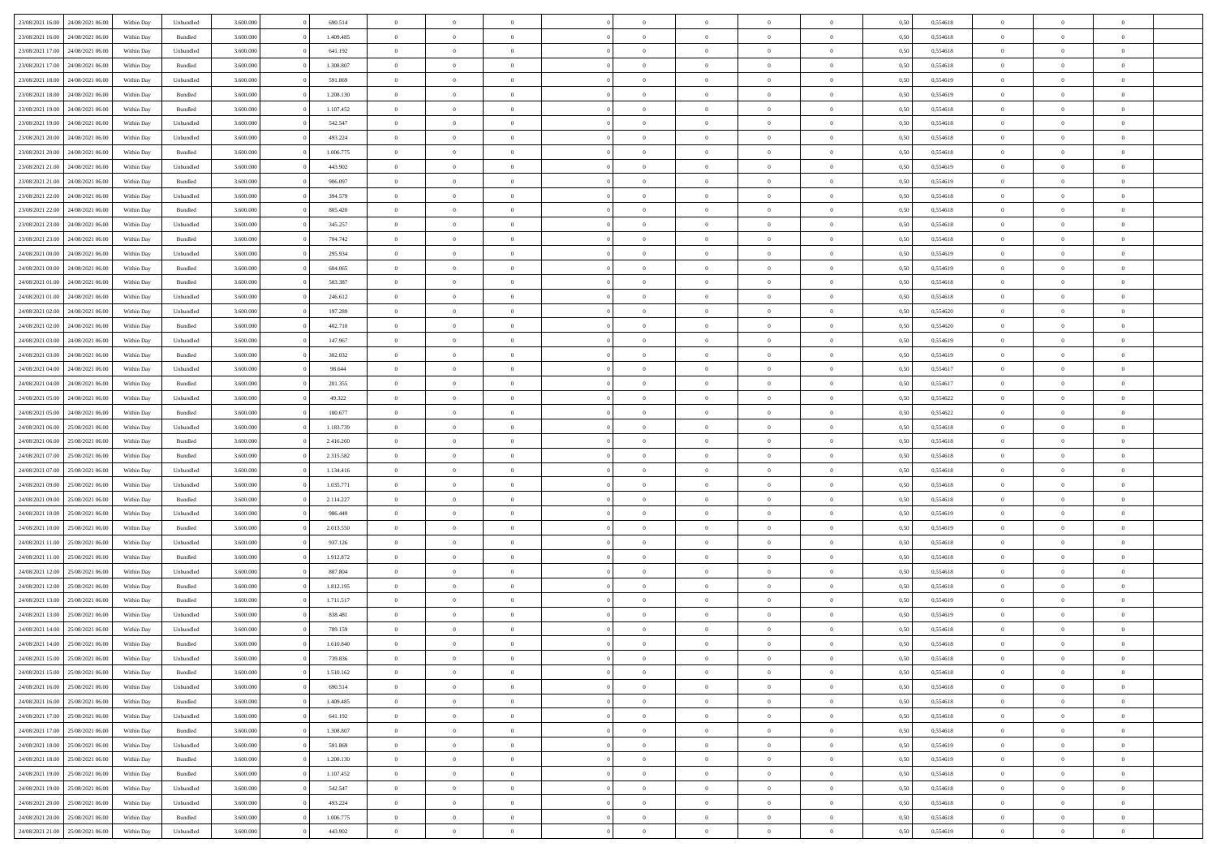| | | | | | | | | | | | | | | | | | | | |
|---|---|---|---|---|---|---|---|---|---|---|---|---|---|---|---|---|---|---|---|
| 23/08/2021 16:00 | 24/08/2021 06:00 | Within Day | Unbundled | 3.600.000 | 0 | 690.514 | 0 | 0 | 0 | | 0 | 0 | 0 | 0 | 0,50 | 0,554618 | 0 | 0 | 0 |
| 23/08/2021 16:00 | 24/08/2021 06:00 | Within Day | Bundled | 3.600.000 | 0 | 1.409.485 | 0 | 0 | 0 | | 0 | 0 | 0 | 0 | 0,50 | 0,554618 | 0 | 0 | 0 |
| 23/08/2021 17:00 | 24/08/2021 06:00 | Within Day | Unbundled | 3.600.000 | 0 | 641.192 | 0 | 0 | 0 | | 0 | 0 | 0 | 0 | 0,50 | 0,554618 | 0 | 0 | 0 |
| 23/08/2021 17:00 | 24/08/2021 06:00 | Within Day | Bundled | 3.600.000 | 0 | 1.308.807 | 0 | 0 | 0 | | 0 | 0 | 0 | 0 | 0,50 | 0,554618 | 0 | 0 | 0 |
| 23/08/2021 18:00 | 24/08/2021 06:00 | Within Day | Unbundled | 3.600.000 | 0 | 591.869 | 0 | 0 | 0 | | 0 | 0 | 0 | 0 | 0,50 | 0,554619 | 0 | 0 | 0 |
| 23/08/2021 18:00 | 24/08/2021 06:00 | Within Day | Bundled | 3.600.000 | 0 | 1.208.130 | 0 | 0 | 0 | | 0 | 0 | 0 | 0 | 0,50 | 0,554619 | 0 | 0 | 0 |
| 23/08/2021 19:00 | 24/08/2021 06:00 | Within Day | Bundled | 3.600.000 | 0 | 1.107.452 | 0 | 0 | 0 | | 0 | 0 | 0 | 0 | 0,50 | 0,554618 | 0 | 0 | 0 |
| 23/08/2021 19:00 | 24/08/2021 06:00 | Within Day | Unbundled | 3.600.000 | 0 | 542.547 | 0 | 0 | 0 | | 0 | 0 | 0 | 0 | 0,50 | 0,554618 | 0 | 0 | 0 |
| 23/08/2021 20:00 | 24/08/2021 06:00 | Within Day | Unbundled | 3.600.000 | 0 | 493.224 | 0 | 0 | 0 | | 0 | 0 | 0 | 0 | 0,50 | 0,554618 | 0 | 0 | 0 |
| 23/08/2021 20:00 | 24/08/2021 06:00 | Within Day | Bundled | 3.600.000 | 0 | 1.006.775 | 0 | 0 | 0 | | 0 | 0 | 0 | 0 | 0,50 | 0,554618 | 0 | 0 | 0 |
| 23/08/2021 21:00 | 24/08/2021 06:00 | Within Day | Unbundled | 3.600.000 | 0 | 443.902 | 0 | 0 | 0 | | 0 | 0 | 0 | 0 | 0,50 | 0,554619 | 0 | 0 | 0 |
| 23/08/2021 21:00 | 24/08/2021 06:00 | Within Day | Bundled | 3.600.000 | 0 | 906.097 | 0 | 0 | 0 | | 0 | 0 | 0 | 0 | 0,50 | 0,554619 | 0 | 0 | 0 |
| 23/08/2021 22:00 | 24/08/2021 06:00 | Within Day | Unbundled | 3.600.000 | 0 | 394.579 | 0 | 0 | 0 | | 0 | 0 | 0 | 0 | 0,50 | 0,554618 | 0 | 0 | 0 |
| 23/08/2021 22:00 | 24/08/2021 06:00 | Within Day | Bundled | 3.600.000 | 0 | 805.420 | 0 | 0 | 0 | | 0 | 0 | 0 | 0 | 0,50 | 0,554618 | 0 | 0 | 0 |
| 23/08/2021 23:00 | 24/08/2021 06:00 | Within Day | Unbundled | 3.600.000 | 0 | 345.257 | 0 | 0 | 0 | | 0 | 0 | 0 | 0 | 0,50 | 0,554618 | 0 | 0 | 0 |
| 23/08/2021 23:00 | 24/08/2021 06:00 | Within Day | Bundled | 3.600.000 | 0 | 704.742 | 0 | 0 | 0 | | 0 | 0 | 0 | 0 | 0,50 | 0,554618 | 0 | 0 | 0 |
| 24/08/2021 00:00 | 24/08/2021 06:00 | Within Day | Unbundled | 3.600.000 | 0 | 295.934 | 0 | 0 | 0 | | 0 | 0 | 0 | 0 | 0,50 | 0,554619 | 0 | 0 | 0 |
| 24/08/2021 00:00 | 24/08/2021 06:00 | Within Day | Bundled | 3.600.000 | 0 | 604.065 | 0 | 0 | 0 | | 0 | 0 | 0 | 0 | 0,50 | 0,554619 | 0 | 0 | 0 |
| 24/08/2021 01:00 | 24/08/2021 06:00 | Within Day | Bundled | 3.600.000 | 0 | 503.387 | 0 | 0 | 0 | | 0 | 0 | 0 | 0 | 0,50 | 0,554618 | 0 | 0 | 0 |
| 24/08/2021 01:00 | 24/08/2021 06:00 | Within Day | Unbundled | 3.600.000 | 0 | 246.612 | 0 | 0 | 0 | | 0 | 0 | 0 | 0 | 0,50 | 0,554618 | 0 | 0 | 0 |
| 24/08/2021 02:00 | 24/08/2021 06:00 | Within Day | Unbundled | 3.600.000 | 0 | 197.289 | 0 | 0 | 0 | | 0 | 0 | 0 | 0 | 0,50 | 0,554620 | 0 | 0 | 0 |
| 24/08/2021 02:00 | 24/08/2021 06:00 | Within Day | Bundled | 3.600.000 | 0 | 402.710 | 0 | 0 | 0 | | 0 | 0 | 0 | 0 | 0,50 | 0,554620 | 0 | 0 | 0 |
| 24/08/2021 03:00 | 24/08/2021 06:00 | Within Day | Unbundled | 3.600.000 | 0 | 147.967 | 0 | 0 | 0 | | 0 | 0 | 0 | 0 | 0,50 | 0,554619 | 0 | 0 | 0 |
| 24/08/2021 03:00 | 24/08/2021 06:00 | Within Day | Bundled | 3.600.000 | 0 | 302.032 | 0 | 0 | 0 | | 0 | 0 | 0 | 0 | 0,50 | 0,554619 | 0 | 0 | 0 |
| 24/08/2021 04:00 | 24/08/2021 06:00 | Within Day | Unbundled | 3.600.000 | 0 | 98.644 | 0 | 0 | 0 | | 0 | 0 | 0 | 0 | 0,50 | 0,554617 | 0 | 0 | 0 |
| 24/08/2021 04:00 | 24/08/2021 06:00 | Within Day | Bundled | 3.600.000 | 0 | 201.355 | 0 | 0 | 0 | | 0 | 0 | 0 | 0 | 0,50 | 0,554617 | 0 | 0 | 0 |
| 24/08/2021 05:00 | 24/08/2021 06:00 | Within Day | Unbundled | 3.600.000 | 0 | 49.322 | 0 | 0 | 0 | | 0 | 0 | 0 | 0 | 0,50 | 0,554622 | 0 | 0 | 0 |
| 24/08/2021 05:00 | 24/08/2021 06:00 | Within Day | Bundled | 3.600.000 | 0 | 100.677 | 0 | 0 | 0 | | 0 | 0 | 0 | 0 | 0,50 | 0,554622 | 0 | 0 | 0 |
| 24/08/2021 06:00 | 25/08/2021 06:00 | Within Day | Unbundled | 3.600.000 | 0 | 1.183.739 | 0 | 0 | 0 | | 0 | 0 | 0 | 0 | 0,50 | 0,554618 | 0 | 0 | 0 |
| 24/08/2021 06:00 | 25/08/2021 06:00 | Within Day | Bundled | 3.600.000 | 0 | 2.416.260 | 0 | 0 | 0 | | 0 | 0 | 0 | 0 | 0,50 | 0,554618 | 0 | 0 | 0 |
| 24/08/2021 07:00 | 25/08/2021 06:00 | Within Day | Bundled | 3.600.000 | 0 | 2.315.582 | 0 | 0 | 0 | | 0 | 0 | 0 | 0 | 0,50 | 0,554618 | 0 | 0 | 0 |
| 24/08/2021 07:00 | 25/08/2021 06:00 | Within Day | Unbundled | 3.600.000 | 0 | 1.134.416 | 0 | 0 | 0 | | 0 | 0 | 0 | 0 | 0,50 | 0,554618 | 0 | 0 | 0 |
| 24/08/2021 09:00 | 25/08/2021 06:00 | Within Day | Unbundled | 3.600.000 | 0 | 1.035.771 | 0 | 0 | 0 | | 0 | 0 | 0 | 0 | 0,50 | 0,554618 | 0 | 0 | 0 |
| 24/08/2021 09:00 | 25/08/2021 06:00 | Within Day | Bundled | 3.600.000 | 0 | 2.114.227 | 0 | 0 | 0 | | 0 | 0 | 0 | 0 | 0,50 | 0,554618 | 0 | 0 | 0 |
| 24/08/2021 10:00 | 25/08/2021 06:00 | Within Day | Unbundled | 3.600.000 | 0 | 986.449 | 0 | 0 | 0 | | 0 | 0 | 0 | 0 | 0,50 | 0,554619 | 0 | 0 | 0 |
| 24/08/2021 10:00 | 25/08/2021 06:00 | Within Day | Bundled | 3.600.000 | 0 | 2.013.550 | 0 | 0 | 0 | | 0 | 0 | 0 | 0 | 0,50 | 0,554619 | 0 | 0 | 0 |
| 24/08/2021 11:00 | 25/08/2021 06:00 | Within Day | Unbundled | 3.600.000 | 0 | 937.126 | 0 | 0 | 0 | | 0 | 0 | 0 | 0 | 0,50 | 0,554618 | 0 | 0 | 0 |
| 24/08/2021 11:00 | 25/08/2021 06:00 | Within Day | Bundled | 3.600.000 | 0 | 1.912.872 | 0 | 0 | 0 | | 0 | 0 | 0 | 0 | 0,50 | 0,554618 | 0 | 0 | 0 |
| 24/08/2021 12:00 | 25/08/2021 06:00 | Within Day | Unbundled | 3.600.000 | 0 | 887.804 | 0 | 0 | 0 | | 0 | 0 | 0 | 0 | 0,50 | 0,554618 | 0 | 0 | 0 |
| 24/08/2021 12:00 | 25/08/2021 06:00 | Within Day | Bundled | 3.600.000 | 0 | 1.812.195 | 0 | 0 | 0 | | 0 | 0 | 0 | 0 | 0,50 | 0,554618 | 0 | 0 | 0 |
| 24/08/2021 13:00 | 25/08/2021 06:00 | Within Day | Bundled | 3.600.000 | 0 | 1.711.517 | 0 | 0 | 0 | | 0 | 0 | 0 | 0 | 0,50 | 0,554619 | 0 | 0 | 0 |
| 24/08/2021 13:00 | 25/08/2021 06:00 | Within Day | Unbundled | 3.600.000 | 0 | 838.481 | 0 | 0 | 0 | | 0 | 0 | 0 | 0 | 0,50 | 0,554619 | 0 | 0 | 0 |
| 24/08/2021 14:00 | 25/08/2021 06:00 | Within Day | Unbundled | 3.600.000 | 0 | 789.159 | 0 | 0 | 0 | | 0 | 0 | 0 | 0 | 0,50 | 0,554618 | 0 | 0 | 0 |
| 24/08/2021 14:00 | 25/08/2021 06:00 | Within Day | Bundled | 3.600.000 | 0 | 1.610.840 | 0 | 0 | 0 | | 0 | 0 | 0 | 0 | 0,50 | 0,554618 | 0 | 0 | 0 |
| 24/08/2021 15:00 | 25/08/2021 06:00 | Within Day | Unbundled | 3.600.000 | 0 | 739.836 | 0 | 0 | 0 | | 0 | 0 | 0 | 0 | 0,50 | 0,554618 | 0 | 0 | 0 |
| 24/08/2021 15:00 | 25/08/2021 06:00 | Within Day | Bundled | 3.600.000 | 0 | 1.510.162 | 0 | 0 | 0 | | 0 | 0 | 0 | 0 | 0,50 | 0,554618 | 0 | 0 | 0 |
| 24/08/2021 16:00 | 25/08/2021 06:00 | Within Day | Unbundled | 3.600.000 | 0 | 690.514 | 0 | 0 | 0 | | 0 | 0 | 0 | 0 | 0,50 | 0,554618 | 0 | 0 | 0 |
| 24/08/2021 16:00 | 25/08/2021 06:00 | Within Day | Bundled | 3.600.000 | 0 | 1.409.485 | 0 | 0 | 0 | | 0 | 0 | 0 | 0 | 0,50 | 0,554618 | 0 | 0 | 0 |
| 24/08/2021 17:00 | 25/08/2021 06:00 | Within Day | Unbundled | 3.600.000 | 0 | 641.192 | 0 | 0 | 0 | | 0 | 0 | 0 | 0 | 0,50 | 0,554618 | 0 | 0 | 0 |
| 24/08/2021 17:00 | 25/08/2021 06:00 | Within Day | Bundled | 3.600.000 | 0 | 1.308.807 | 0 | 0 | 0 | | 0 | 0 | 0 | 0 | 0,50 | 0,554618 | 0 | 0 | 0 |
| 24/08/2021 18:00 | 25/08/2021 06:00 | Within Day | Unbundled | 3.600.000 | 0 | 591.869 | 0 | 0 | 0 | | 0 | 0 | 0 | 0 | 0,50 | 0,554619 | 0 | 0 | 0 |
| 24/08/2021 18:00 | 25/08/2021 06:00 | Within Day | Bundled | 3.600.000 | 0 | 1.208.130 | 0 | 0 | 0 | | 0 | 0 | 0 | 0 | 0,50 | 0,554619 | 0 | 0 | 0 |
| 24/08/2021 19:00 | 25/08/2021 06:00 | Within Day | Bundled | 3.600.000 | 0 | 1.107.452 | 0 | 0 | 0 | | 0 | 0 | 0 | 0 | 0,50 | 0,554618 | 0 | 0 | 0 |
| 24/08/2021 19:00 | 25/08/2021 06:00 | Within Day | Unbundled | 3.600.000 | 0 | 542.547 | 0 | 0 | 0 | | 0 | 0 | 0 | 0 | 0,50 | 0,554618 | 0 | 0 | 0 |
| 24/08/2021 20:00 | 25/08/2021 06:00 | Within Day | Unbundled | 3.600.000 | 0 | 493.224 | 0 | 0 | 0 | | 0 | 0 | 0 | 0 | 0,50 | 0,554618 | 0 | 0 | 0 |
| 24/08/2021 20:00 | 25/08/2021 06:00 | Within Day | Bundled | 3.600.000 | 0 | 1.006.775 | 0 | 0 | 0 | | 0 | 0 | 0 | 0 | 0,50 | 0,554618 | 0 | 0 | 0 |
| 24/08/2021 21:00 | 25/08/2021 06:00 | Within Day | Unbundled | 3.600.000 | 0 | 443.902 | 0 | 0 | 0 | | 0 | 0 | 0 | 0 | 0,50 | 0,554619 | 0 | 0 | 0 |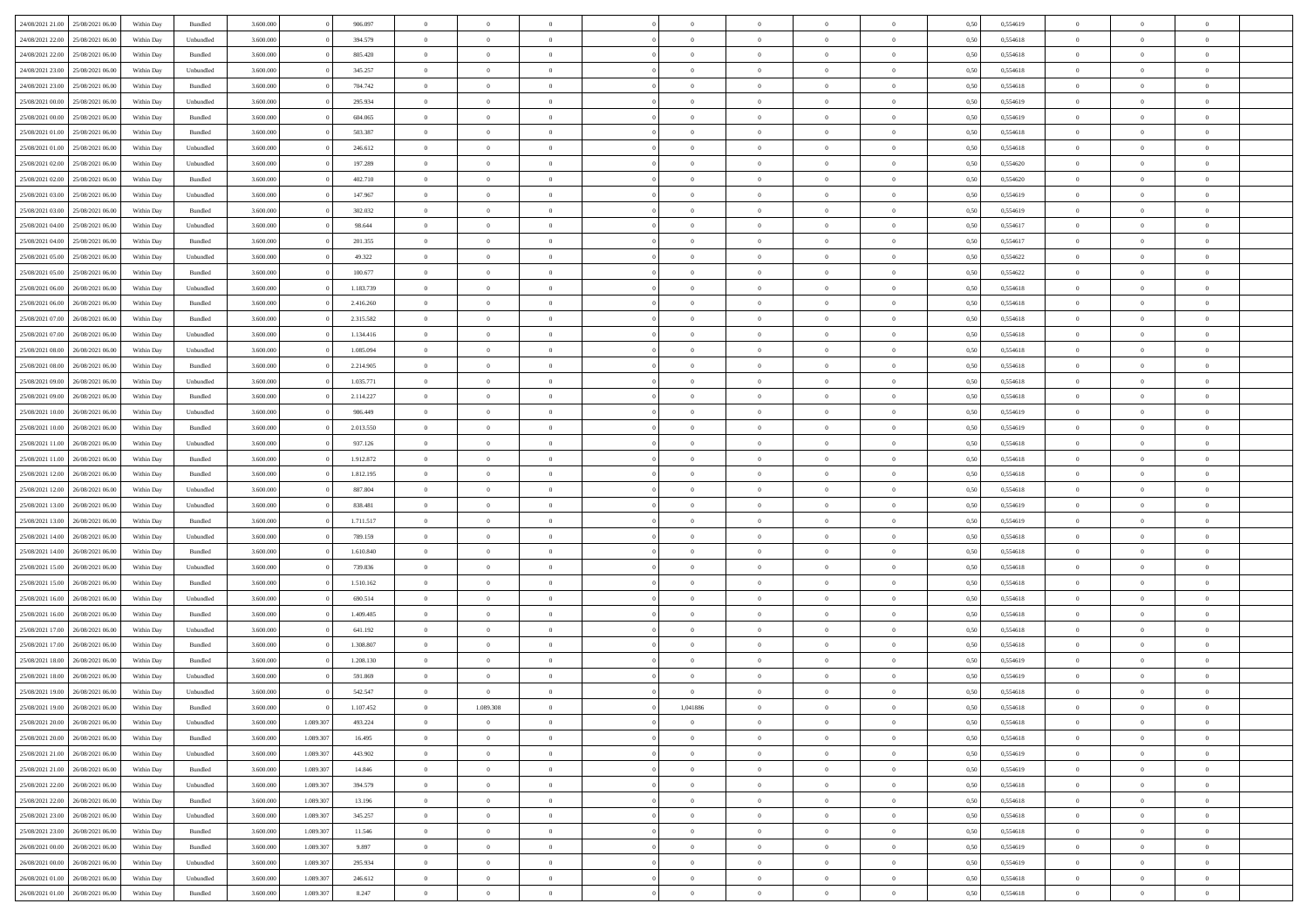| 24/08/2021 21:00 | 25/08/2021 06:00 | Within Day | Bundled | 3.600.000 | 0 | 906.097 | 0 | 0 | 0 | | 0 | 0 | 0 | 0 | 0,50 | 0,554619 | 0 | 0 | 0 | |
|---|---|---|---|---|---|---|---|---|---|---|---|---|---|---|---|---|---|---|---|---|
| 24/08/2021 22:00 | 25/08/2021 06:00 | Within Day | Unbundled | 3.600.000 | 0 | 394.579 | 0 | 0 | 0 | | 0 | 0 | 0 | 0 | 0,50 | 0,554618 | 0 | 0 | 0 | |
| 24/08/2021 22:00 | 25/08/2021 06:00 | Within Day | Bundled | 3.600.000 | 0 | 805.420 | 0 | 0 | 0 | | 0 | 0 | 0 | 0 | 0,50 | 0,554618 | 0 | 0 | 0 | |
| 24/08/2021 23:00 | 25/08/2021 06:00 | Within Day | Unbundled | 3.600.000 | 0 | 345.257 | 0 | 0 | 0 | | 0 | 0 | 0 | 0 | 0,50 | 0,554618 | 0 | 0 | 0 | |
| 24/08/2021 23:00 | 25/08/2021 06:00 | Within Day | Bundled | 3.600.000 | 0 | 704.742 | 0 | 0 | 0 | | 0 | 0 | 0 | 0 | 0,50 | 0,554618 | 0 | 0 | 0 | |
| 25/08/2021 00:00 | 25/08/2021 06:00 | Within Day | Unbundled | 3.600.000 | 0 | 295.934 | 0 | 0 | 0 | | 0 | 0 | 0 | 0 | 0,50 | 0,554619 | 0 | 0 | 0 | |
| 25/08/2021 00:00 | 25/08/2021 06:00 | Within Day | Bundled | 3.600.000 | 0 | 604.065 | 0 | 0 | 0 | | 0 | 0 | 0 | 0 | 0,50 | 0,554619 | 0 | 0 | 0 | |
| 25/08/2021 01:00 | 25/08/2021 06:00 | Within Day | Bundled | 3.600.000 | 0 | 503.387 | 0 | 0 | 0 | | 0 | 0 | 0 | 0 | 0,50 | 0,554618 | 0 | 0 | 0 | |
| 25/08/2021 01:00 | 25/08/2021 06:00 | Within Day | Unbundled | 3.600.000 | 0 | 246.612 | 0 | 0 | 0 | | 0 | 0 | 0 | 0 | 0,50 | 0,554618 | 0 | 0 | 0 | |
| 25/08/2021 02:00 | 25/08/2021 06:00 | Within Day | Unbundled | 3.600.000 | 0 | 197.289 | 0 | 0 | 0 | | 0 | 0 | 0 | 0 | 0,50 | 0,554620 | 0 | 0 | 0 | |
| 25/08/2021 02:00 | 25/08/2021 06:00 | Within Day | Bundled | 3.600.000 | 0 | 402.710 | 0 | 0 | 0 | | 0 | 0 | 0 | 0 | 0,50 | 0,554620 | 0 | 0 | 0 | |
| 25/08/2021 03:00 | 25/08/2021 06:00 | Within Day | Unbundled | 3.600.000 | 0 | 147.967 | 0 | 0 | 0 | | 0 | 0 | 0 | 0 | 0,50 | 0,554619 | 0 | 0 | 0 | |
| 25/08/2021 03:00 | 25/08/2021 06:00 | Within Day | Bundled | 3.600.000 | 0 | 302.032 | 0 | 0 | 0 | | 0 | 0 | 0 | 0 | 0,50 | 0,554619 | 0 | 0 | 0 | |
| 25/08/2021 04:00 | 25/08/2021 06:00 | Within Day | Unbundled | 3.600.000 | 0 | 98.644 | 0 | 0 | 0 | | 0 | 0 | 0 | 0 | 0,50 | 0,554617 | 0 | 0 | 0 | |
| 25/08/2021 04:00 | 25/08/2021 06:00 | Within Day | Bundled | 3.600.000 | 0 | 201.355 | 0 | 0 | 0 | | 0 | 0 | 0 | 0 | 0,50 | 0,554617 | 0 | 0 | 0 | |
| 25/08/2021 05:00 | 25/08/2021 06:00 | Within Day | Unbundled | 3.600.000 | 0 | 49.322 | 0 | 0 | 0 | | 0 | 0 | 0 | 0 | 0,50 | 0,554622 | 0 | 0 | 0 | |
| 25/08/2021 05:00 | 25/08/2021 06:00 | Within Day | Bundled | 3.600.000 | 0 | 100.677 | 0 | 0 | 0 | | 0 | 0 | 0 | 0 | 0,50 | 0,554622 | 0 | 0 | 0 | |
| 25/08/2021 06:00 | 26/08/2021 06:00 | Within Day | Unbundled | 3.600.000 | 0 | 1.183.739 | 0 | 0 | 0 | | 0 | 0 | 0 | 0 | 0,50 | 0,554618 | 0 | 0 | 0 | |
| 25/08/2021 06:00 | 26/08/2021 06:00 | Within Day | Bundled | 3.600.000 | 0 | 2.416.260 | 0 | 0 | 0 | | 0 | 0 | 0 | 0 | 0,50 | 0,554618 | 0 | 0 | 0 | |
| 25/08/2021 07:00 | 26/08/2021 06:00 | Within Day | Bundled | 3.600.000 | 0 | 2.315.582 | 0 | 0 | 0 | | 0 | 0 | 0 | 0 | 0,50 | 0,554618 | 0 | 0 | 0 | |
| 25/08/2021 07:00 | 26/08/2021 06:00 | Within Day | Unbundled | 3.600.000 | 0 | 1.134.416 | 0 | 0 | 0 | | 0 | 0 | 0 | 0 | 0,50 | 0,554618 | 0 | 0 | 0 | |
| 25/08/2021 08:00 | 26/08/2021 06:00 | Within Day | Unbundled | 3.600.000 | 0 | 1.085.094 | 0 | 0 | 0 | | 0 | 0 | 0 | 0 | 0,50 | 0,554618 | 0 | 0 | 0 | |
| 25/08/2021 08:00 | 26/08/2021 06:00 | Within Day | Bundled | 3.600.000 | 0 | 2.214.905 | 0 | 0 | 0 | | 0 | 0 | 0 | 0 | 0,50 | 0,554618 | 0 | 0 | 0 | |
| 25/08/2021 09:00 | 26/08/2021 06:00 | Within Day | Unbundled | 3.600.000 | 0 | 1.035.771 | 0 | 0 | 0 | | 0 | 0 | 0 | 0 | 0,50 | 0,554618 | 0 | 0 | 0 | |
| 25/08/2021 09:00 | 26/08/2021 06:00 | Within Day | Bundled | 3.600.000 | 0 | 2.114.227 | 0 | 0 | 0 | | 0 | 0 | 0 | 0 | 0,50 | 0,554618 | 0 | 0 | 0 | |
| 25/08/2021 10:00 | 26/08/2021 06:00 | Within Day | Unbundled | 3.600.000 | 0 | 986.449 | 0 | 0 | 0 | | 0 | 0 | 0 | 0 | 0,50 | 0,554619 | 0 | 0 | 0 | |
| 25/08/2021 10:00 | 26/08/2021 06:00 | Within Day | Bundled | 3.600.000 | 0 | 2.013.550 | 0 | 0 | 0 | | 0 | 0 | 0 | 0 | 0,50 | 0,554619 | 0 | 0 | 0 | |
| 25/08/2021 11:00 | 26/08/2021 06:00 | Within Day | Unbundled | 3.600.000 | 0 | 937.126 | 0 | 0 | 0 | | 0 | 0 | 0 | 0 | 0,50 | 0,554618 | 0 | 0 | 0 | |
| 25/08/2021 11:00 | 26/08/2021 06:00 | Within Day | Bundled | 3.600.000 | 0 | 1.912.872 | 0 | 0 | 0 | | 0 | 0 | 0 | 0 | 0,50 | 0,554618 | 0 | 0 | 0 | |
| 25/08/2021 12:00 | 26/08/2021 06:00 | Within Day | Bundled | 3.600.000 | 0 | 1.812.195 | 0 | 0 | 0 | | 0 | 0 | 0 | 0 | 0,50 | 0,554618 | 0 | 0 | 0 | |
| 25/08/2021 12:00 | 26/08/2021 06:00 | Within Day | Unbundled | 3.600.000 | 0 | 887.804 | 0 | 0 | 0 | | 0 | 0 | 0 | 0 | 0,50 | 0,554618 | 0 | 0 | 0 | |
| 25/08/2021 13:00 | 26/08/2021 06:00 | Within Day | Unbundled | 3.600.000 | 0 | 838.481 | 0 | 0 | 0 | | 0 | 0 | 0 | 0 | 0,50 | 0,554619 | 0 | 0 | 0 | |
| 25/08/2021 13:00 | 26/08/2021 06:00 | Within Day | Bundled | 3.600.000 | 0 | 1.711.517 | 0 | 0 | 0 | | 0 | 0 | 0 | 0 | 0,50 | 0,554619 | 0 | 0 | 0 | |
| 25/08/2021 14:00 | 26/08/2021 06:00 | Within Day | Unbundled | 3.600.000 | 0 | 789.159 | 0 | 0 | 0 | | 0 | 0 | 0 | 0 | 0,50 | 0,554618 | 0 | 0 | 0 | |
| 25/08/2021 14:00 | 26/08/2021 06:00 | Within Day | Bundled | 3.600.000 | 0 | 1.610.840 | 0 | 0 | 0 | | 0 | 0 | 0 | 0 | 0,50 | 0,554618 | 0 | 0 | 0 | |
| 25/08/2021 15:00 | 26/08/2021 06:00 | Within Day | Unbundled | 3.600.000 | 0 | 739.836 | 0 | 0 | 0 | | 0 | 0 | 0 | 0 | 0,50 | 0,554618 | 0 | 0 | 0 | |
| 25/08/2021 15:00 | 26/08/2021 06:00 | Within Day | Bundled | 3.600.000 | 0 | 1.510.162 | 0 | 0 | 0 | | 0 | 0 | 0 | 0 | 0,50 | 0,554618 | 0 | 0 | 0 | |
| 25/08/2021 16:00 | 26/08/2021 06:00 | Within Day | Unbundled | 3.600.000 | 0 | 690.514 | 0 | 0 | 0 | | 0 | 0 | 0 | 0 | 0,50 | 0,554618 | 0 | 0 | 0 | |
| 25/08/2021 16:00 | 26/08/2021 06:00 | Within Day | Bundled | 3.600.000 | 0 | 1.409.485 | 0 | 0 | 0 | | 0 | 0 | 0 | 0 | 0,50 | 0,554618 | 0 | 0 | 0 | |
| 25/08/2021 17:00 | 26/08/2021 06:00 | Within Day | Unbundled | 3.600.000 | 0 | 641.192 | 0 | 0 | 0 | | 0 | 0 | 0 | 0 | 0,50 | 0,554618 | 0 | 0 | 0 | |
| 25/08/2021 17:00 | 26/08/2021 06:00 | Within Day | Bundled | 3.600.000 | 0 | 1.308.807 | 0 | 0 | 0 | | 0 | 0 | 0 | 0 | 0,50 | 0,554618 | 0 | 0 | 0 | |
| 25/08/2021 18:00 | 26/08/2021 06:00 | Within Day | Bundled | 3.600.000 | 0 | 1.208.130 | 0 | 0 | 0 | | 0 | 0 | 0 | 0 | 0,50 | 0,554619 | 0 | 0 | 0 | |
| 25/08/2021 18:00 | 26/08/2021 06:00 | Within Day | Unbundled | 3.600.000 | 0 | 591.869 | 0 | 0 | 0 | | 0 | 0 | 0 | 0 | 0,50 | 0,554619 | 0 | 0 | 0 | |
| 25/08/2021 19:00 | 26/08/2021 06:00 | Within Day | Unbundled | 3.600.000 | 0 | 542.547 | 0 | 0 | 0 | | 0 | 0 | 0 | 0 | 0,50 | 0,554618 | 0 | 0 | 0 | |
| 25/08/2021 19:00 | 26/08/2021 06:00 | Within Day | Bundled | 3.600.000 | 0 | 1.107.452 | 0 | 1.089.308 | 0 | | 1,041886 | 0 | 0 | 0 | 0,50 | 0,554618 | 0 | 0 | 0 | |
| 25/08/2021 20:00 | 26/08/2021 06:00 | Within Day | Unbundled | 3.600.000 | 1.089.307 | 493.224 | 0 | 0 | 0 | | 0 | 0 | 0 | 0 | 0,50 | 0,554618 | 0 | 0 | 0 | |
| 25/08/2021 20:00 | 26/08/2021 06:00 | Within Day | Bundled | 3.600.000 | 1.089.307 | 16.495 | 0 | 0 | 0 | | 0 | 0 | 0 | 0 | 0,50 | 0,554618 | 0 | 0 | 0 | |
| 25/08/2021 21:00 | 26/08/2021 06:00 | Within Day | Unbundled | 3.600.000 | 1.089.307 | 443.902 | 0 | 0 | 0 | | 0 | 0 | 0 | 0 | 0,50 | 0,554619 | 0 | 0 | 0 | |
| 25/08/2021 21:00 | 26/08/2021 06:00 | Within Day | Bundled | 3.600.000 | 1.089.307 | 14.846 | 0 | 0 | 0 | | 0 | 0 | 0 | 0 | 0,50 | 0,554619 | 0 | 0 | 0 | |
| 25/08/2021 22:00 | 26/08/2021 06:00 | Within Day | Unbundled | 3.600.000 | 1.089.307 | 394.579 | 0 | 0 | 0 | | 0 | 0 | 0 | 0 | 0,50 | 0,554618 | 0 | 0 | 0 | |
| 25/08/2021 22:00 | 26/08/2021 06:00 | Within Day | Bundled | 3.600.000 | 1.089.307 | 13.196 | 0 | 0 | 0 | | 0 | 0 | 0 | 0 | 0,50 | 0,554618 | 0 | 0 | 0 | |
| 25/08/2021 23:00 | 26/08/2021 06:00 | Within Day | Unbundled | 3.600.000 | 1.089.307 | 345.257 | 0 | 0 | 0 | | 0 | 0 | 0 | 0 | 0,50 | 0,554618 | 0 | 0 | 0 | |
| 25/08/2021 23:00 | 26/08/2021 06:00 | Within Day | Bundled | 3.600.000 | 1.089.307 | 11.546 | 0 | 0 | 0 | | 0 | 0 | 0 | 0 | 0,50 | 0,554618 | 0 | 0 | 0 | |
| 26/08/2021 00:00 | 26/08/2021 06:00 | Within Day | Bundled | 3.600.000 | 1.089.307 | 9.897 | 0 | 0 | 0 | | 0 | 0 | 0 | 0 | 0,50 | 0,554619 | 0 | 0 | 0 | |
| 26/08/2021 00:00 | 26/08/2021 06:00 | Within Day | Unbundled | 3.600.000 | 1.089.307 | 295.934 | 0 | 0 | 0 | | 0 | 0 | 0 | 0 | 0,50 | 0,554619 | 0 | 0 | 0 | |
| 26/08/2021 01:00 | 26/08/2021 06:00 | Within Day | Unbundled | 3.600.000 | 1.089.307 | 246.612 | 0 | 0 | 0 | | 0 | 0 | 0 | 0 | 0,50 | 0,554618 | 0 | 0 | 0 | |
| 26/08/2021 01:00 | 26/08/2021 06:00 | Within Day | Bundled | 3.600.000 | 1.089.307 | 8.247 | 0 | 0 | 0 | | 0 | 0 | 0 | 0 | 0,50 | 0,554618 | 0 | 0 | 0 | |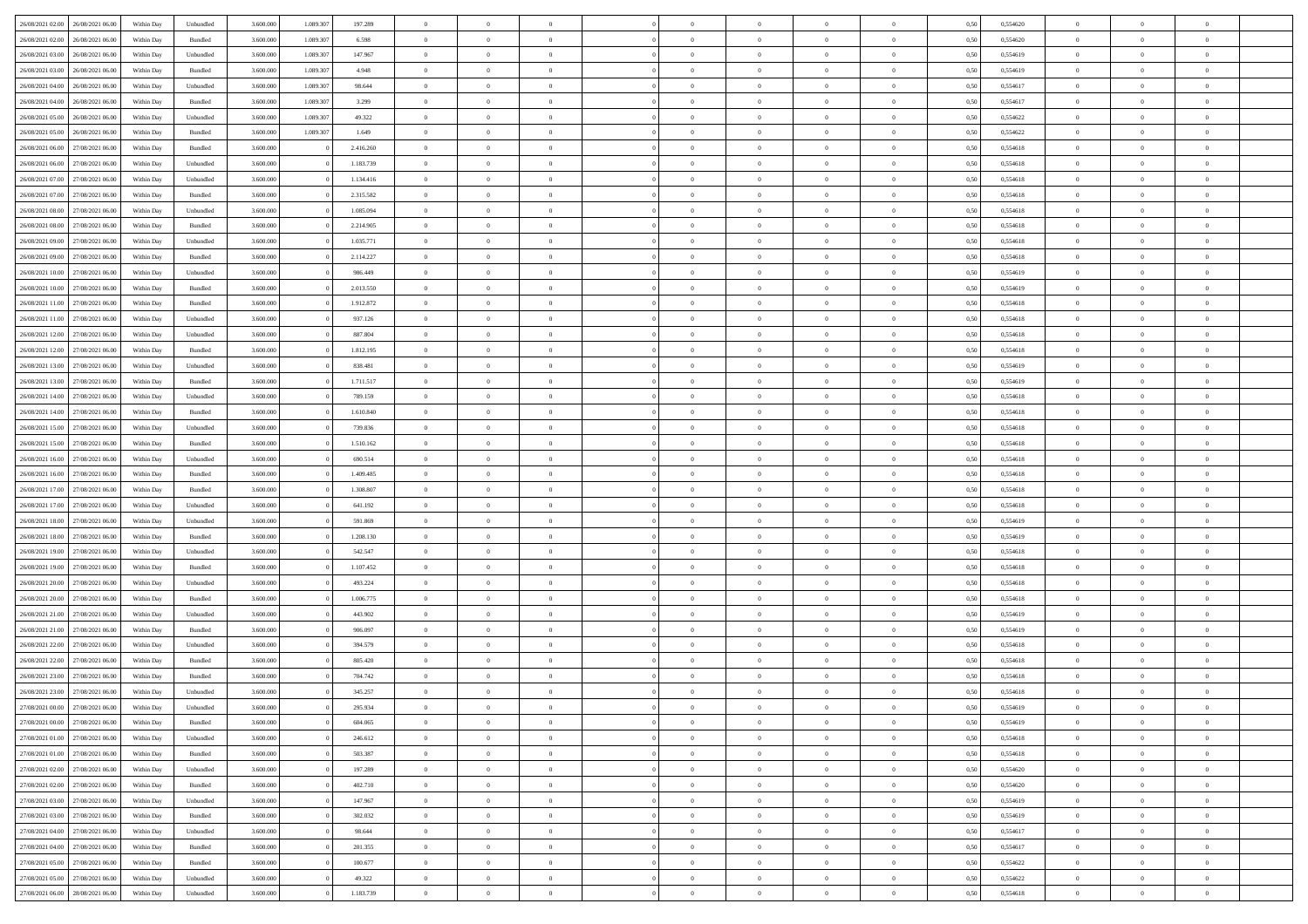| | | | | | | | | | | | | | | | | | | | | | |
|---|---|---|---|---|---|---|---|---|---|---|---|---|---|---|---|---|---|---|---|---|---|
| 26/08/2021 02:00 | 26/08/2021 06:00 | Within Day | Unbundled | 3.600.000 | 1.089.307 | 197.289 | 0 | 0 | 0 | | 0 | 0 | 0 | 0 | 0 | 0,50 | 0,554620 | 0 | 0 | 0 | |
| 26/08/2021 02:00 | 26/08/2021 06:00 | Within Day | Bundled | 3.600.000 | 1.089.307 | 6.598 | 0 | 0 | 0 | | 0 | 0 | 0 | 0 | 0 | 0,50 | 0,554620 | 0 | 0 | 0 | |
| 26/08/2021 03:00 | 26/08/2021 06:00 | Within Day | Unbundled | 3.600.000 | 1.089.307 | 147.967 | 0 | 0 | 0 | | 0 | 0 | 0 | 0 | 0 | 0,50 | 0,554619 | 0 | 0 | 0 | |
| 26/08/2021 03:00 | 26/08/2021 06:00 | Within Day | Bundled | 3.600.000 | 1.089.307 | 4.948 | 0 | 0 | 0 | | 0 | 0 | 0 | 0 | 0 | 0,50 | 0,554619 | 0 | 0 | 0 | |
| 26/08/2021 04:00 | 26/08/2021 06:00 | Within Day | Unbundled | 3.600.000 | 1.089.307 | 98.644 | 0 | 0 | 0 | | 0 | 0 | 0 | 0 | 0 | 0,50 | 0,554617 | 0 | 0 | 0 | |
| 26/08/2021 04:00 | 26/08/2021 06:00 | Within Day | Bundled | 3.600.000 | 1.089.307 | 3.299 | 0 | 0 | 0 | | 0 | 0 | 0 | 0 | 0 | 0,50 | 0,554617 | 0 | 0 | 0 | |
| 26/08/2021 05:00 | 26/08/2021 06:00 | Within Day | Unbundled | 3.600.000 | 1.089.307 | 49.322 | 0 | 0 | 0 | | 0 | 0 | 0 | 0 | 0 | 0,50 | 0,554622 | 0 | 0 | 0 | |
| 26/08/2021 05:00 | 26/08/2021 06:00 | Within Day | Bundled | 3.600.000 | 1.089.307 | 1.649 | 0 | 0 | 0 | | 0 | 0 | 0 | 0 | 0 | 0,50 | 0,554622 | 0 | 0 | 0 | |
| 26/08/2021 06:00 | 27/08/2021 06:00 | Within Day | Bundled | 3.600.000 | 0 | 2.416.260 | 0 | 0 | 0 | | 0 | 0 | 0 | 0 | 0 | 0,50 | 0,554618 | 0 | 0 | 0 | |
| 26/08/2021 06:00 | 27/08/2021 06:00 | Within Day | Unbundled | 3.600.000 | 0 | 1.183.739 | 0 | 0 | 0 | | 0 | 0 | 0 | 0 | 0 | 0,50 | 0,554618 | 0 | 0 | 0 | |
| 26/08/2021 07:00 | 27/08/2021 06:00 | Within Day | Unbundled | 3.600.000 | 0 | 1.134.416 | 0 | 0 | 0 | | 0 | 0 | 0 | 0 | 0 | 0,50 | 0,554618 | 0 | 0 | 0 | |
| 26/08/2021 07:00 | 27/08/2021 06:00 | Within Day | Bundled | 3.600.000 | 0 | 2.315.582 | 0 | 0 | 0 | | 0 | 0 | 0 | 0 | 0 | 0,50 | 0,554618 | 0 | 0 | 0 | |
| 26/08/2021 08:00 | 27/08/2021 06:00 | Within Day | Unbundled | 3.600.000 | 0 | 1.085.094 | 0 | 0 | 0 | | 0 | 0 | 0 | 0 | 0 | 0,50 | 0,554618 | 0 | 0 | 0 | |
| 26/08/2021 08:00 | 27/08/2021 06:00 | Within Day | Bundled | 3.600.000 | 0 | 2.214.905 | 0 | 0 | 0 | | 0 | 0 | 0 | 0 | 0 | 0,50 | 0,554618 | 0 | 0 | 0 | |
| 26/08/2021 09:00 | 27/08/2021 06:00 | Within Day | Unbundled | 3.600.000 | 0 | 1.035.771 | 0 | 0 | 0 | | 0 | 0 | 0 | 0 | 0 | 0,50 | 0,554618 | 0 | 0 | 0 | |
| 26/08/2021 09:00 | 27/08/2021 06:00 | Within Day | Bundled | 3.600.000 | 0 | 2.114.227 | 0 | 0 | 0 | | 0 | 0 | 0 | 0 | 0 | 0,50 | 0,554618 | 0 | 0 | 0 | |
| 26/08/2021 10:00 | 27/08/2021 06:00 | Within Day | Unbundled | 3.600.000 | 0 | 986.449 | 0 | 0 | 0 | | 0 | 0 | 0 | 0 | 0 | 0,50 | 0,554619 | 0 | 0 | 0 | |
| 26/08/2021 10:00 | 27/08/2021 06:00 | Within Day | Bundled | 3.600.000 | 0 | 2.013.550 | 0 | 0 | 0 | | 0 | 0 | 0 | 0 | 0 | 0,50 | 0,554619 | 0 | 0 | 0 | |
| 26/08/2021 11:00 | 27/08/2021 06:00 | Within Day | Bundled | 3.600.000 | 0 | 1.912.872 | 0 | 0 | 0 | | 0 | 0 | 0 | 0 | 0 | 0,50 | 0,554618 | 0 | 0 | 0 | |
| 26/08/2021 11:00 | 27/08/2021 06:00 | Within Day | Unbundled | 3.600.000 | 0 | 937.126 | 0 | 0 | 0 | | 0 | 0 | 0 | 0 | 0 | 0,50 | 0,554618 | 0 | 0 | 0 | |
| 26/08/2021 12:00 | 27/08/2021 06:00 | Within Day | Unbundled | 3.600.000 | 0 | 887.804 | 0 | 0 | 0 | | 0 | 0 | 0 | 0 | 0 | 0,50 | 0,554618 | 0 | 0 | 0 | |
| 26/08/2021 12:00 | 27/08/2021 06:00 | Within Day | Bundled | 3.600.000 | 0 | 1.812.195 | 0 | 0 | 0 | | 0 | 0 | 0 | 0 | 0 | 0,50 | 0,554618 | 0 | 0 | 0 | |
| 26/08/2021 13:00 | 27/08/2021 06:00 | Within Day | Unbundled | 3.600.000 | 0 | 838.481 | 0 | 0 | 0 | | 0 | 0 | 0 | 0 | 0 | 0,50 | 0,554619 | 0 | 0 | 0 | |
| 26/08/2021 13:00 | 27/08/2021 06:00 | Within Day | Bundled | 3.600.000 | 0 | 1.711.517 | 0 | 0 | 0 | | 0 | 0 | 0 | 0 | 0 | 0,50 | 0,554619 | 0 | 0 | 0 | |
| 26/08/2021 14:00 | 27/08/2021 06:00 | Within Day | Unbundled | 3.600.000 | 0 | 789.159 | 0 | 0 | 0 | | 0 | 0 | 0 | 0 | 0 | 0,50 | 0,554618 | 0 | 0 | 0 | |
| 26/08/2021 14:00 | 27/08/2021 06:00 | Within Day | Bundled | 3.600.000 | 0 | 1.610.840 | 0 | 0 | 0 | | 0 | 0 | 0 | 0 | 0 | 0,50 | 0,554618 | 0 | 0 | 0 | |
| 26/08/2021 15:00 | 27/08/2021 06:00 | Within Day | Unbundled | 3.600.000 | 0 | 739.836 | 0 | 0 | 0 | | 0 | 0 | 0 | 0 | 0 | 0,50 | 0,554618 | 0 | 0 | 0 | |
| 26/08/2021 15:00 | 27/08/2021 06:00 | Within Day | Bundled | 3.600.000 | 0 | 1.510.162 | 0 | 0 | 0 | | 0 | 0 | 0 | 0 | 0 | 0,50 | 0,554618 | 0 | 0 | 0 | |
| 26/08/2021 16:00 | 27/08/2021 06:00 | Within Day | Unbundled | 3.600.000 | 0 | 690.514 | 0 | 0 | 0 | | 0 | 0 | 0 | 0 | 0 | 0,50 | 0,554618 | 0 | 0 | 0 | |
| 26/08/2021 16:00 | 27/08/2021 06:00 | Within Day | Bundled | 3.600.000 | 0 | 1.409.485 | 0 | 0 | 0 | | 0 | 0 | 0 | 0 | 0 | 0,50 | 0,554618 | 0 | 0 | 0 | |
| 26/08/2021 17:00 | 27/08/2021 06:00 | Within Day | Bundled | 3.600.000 | 0 | 1.308.807 | 0 | 0 | 0 | | 0 | 0 | 0 | 0 | 0 | 0,50 | 0,554618 | 0 | 0 | 0 | |
| 26/08/2021 17:00 | 27/08/2021 06:00 | Within Day | Unbundled | 3.600.000 | 0 | 641.192 | 0 | 0 | 0 | | 0 | 0 | 0 | 0 | 0 | 0,50 | 0,554618 | 0 | 0 | 0 | |
| 26/08/2021 18:00 | 27/08/2021 06:00 | Within Day | Unbundled | 3.600.000 | 0 | 591.869 | 0 | 0 | 0 | | 0 | 0 | 0 | 0 | 0 | 0,50 | 0,554619 | 0 | 0 | 0 | |
| 26/08/2021 18:00 | 27/08/2021 06:00 | Within Day | Bundled | 3.600.000 | 0 | 1.208.130 | 0 | 0 | 0 | | 0 | 0 | 0 | 0 | 0 | 0,50 | 0,554619 | 0 | 0 | 0 | |
| 26/08/2021 19:00 | 27/08/2021 06:00 | Within Day | Unbundled | 3.600.000 | 0 | 542.547 | 0 | 0 | 0 | | 0 | 0 | 0 | 0 | 0 | 0,50 | 0,554618 | 0 | 0 | 0 | |
| 26/08/2021 19:00 | 27/08/2021 06:00 | Within Day | Bundled | 3.600.000 | 0 | 1.107.452 | 0 | 0 | 0 | | 0 | 0 | 0 | 0 | 0 | 0,50 | 0,554618 | 0 | 0 | 0 | |
| 26/08/2021 20:00 | 27/08/2021 06:00 | Within Day | Unbundled | 3.600.000 | 0 | 493.224 | 0 | 0 | 0 | | 0 | 0 | 0 | 0 | 0 | 0,50 | 0,554618 | 0 | 0 | 0 | |
| 26/08/2021 20:00 | 27/08/2021 06:00 | Within Day | Bundled | 3.600.000 | 0 | 1.006.775 | 0 | 0 | 0 | | 0 | 0 | 0 | 0 | 0 | 0,50 | 0,554618 | 0 | 0 | 0 | |
| 26/08/2021 21:00 | 27/08/2021 06:00 | Within Day | Unbundled | 3.600.000 | 0 | 443.902 | 0 | 0 | 0 | | 0 | 0 | 0 | 0 | 0 | 0,50 | 0,554619 | 0 | 0 | 0 | |
| 26/08/2021 21:00 | 27/08/2021 06:00 | Within Day | Bundled | 3.600.000 | 0 | 906.097 | 0 | 0 | 0 | | 0 | 0 | 0 | 0 | 0 | 0,50 | 0,554619 | 0 | 0 | 0 | |
| 26/08/2021 22:00 | 27/08/2021 06:00 | Within Day | Unbundled | 3.600.000 | 0 | 394.579 | 0 | 0 | 0 | | 0 | 0 | 0 | 0 | 0 | 0,50 | 0,554618 | 0 | 0 | 0 | |
| 26/08/2021 22:00 | 27/08/2021 06:00 | Within Day | Bundled | 3.600.000 | 0 | 805.420 | 0 | 0 | 0 | | 0 | 0 | 0 | 0 | 0 | 0,50 | 0,554618 | 0 | 0 | 0 | |
| 26/08/2021 23:00 | 27/08/2021 06:00 | Within Day | Bundled | 3.600.000 | 0 | 704.742 | 0 | 0 | 0 | | 0 | 0 | 0 | 0 | 0 | 0,50 | 0,554618 | 0 | 0 | 0 | |
| 26/08/2021 23:00 | 27/08/2021 06:00 | Within Day | Unbundled | 3.600.000 | 0 | 345.257 | 0 | 0 | 0 | | 0 | 0 | 0 | 0 | 0 | 0,50 | 0,554618 | 0 | 0 | 0 | |
| 27/08/2021 00:00 | 27/08/2021 06:00 | Within Day | Unbundled | 3.600.000 | 0 | 295.934 | 0 | 0 | 0 | | 0 | 0 | 0 | 0 | 0 | 0,50 | 0,554619 | 0 | 0 | 0 | |
| 27/08/2021 00:00 | 27/08/2021 06:00 | Within Day | Bundled | 3.600.000 | 0 | 604.065 | 0 | 0 | 0 | | 0 | 0 | 0 | 0 | 0 | 0,50 | 0,554619 | 0 | 0 | 0 | |
| 27/08/2021 01:00 | 27/08/2021 06:00 | Within Day | Unbundled | 3.600.000 | 0 | 246.612 | 0 | 0 | 0 | | 0 | 0 | 0 | 0 | 0 | 0,50 | 0,554618 | 0 | 0 | 0 | |
| 27/08/2021 01:00 | 27/08/2021 06:00 | Within Day | Bundled | 3.600.000 | 0 | 503.387 | 0 | 0 | 0 | | 0 | 0 | 0 | 0 | 0 | 0,50 | 0,554618 | 0 | 0 | 0 | |
| 27/08/2021 02:00 | 27/08/2021 06:00 | Within Day | Unbundled | 3.600.000 | 0 | 197.289 | 0 | 0 | 0 | | 0 | 0 | 0 | 0 | 0 | 0,50 | 0,554620 | 0 | 0 | 0 | |
| 27/08/2021 02:00 | 27/08/2021 06:00 | Within Day | Bundled | 3.600.000 | 0 | 402.710 | 0 | 0 | 0 | | 0 | 0 | 0 | 0 | 0 | 0,50 | 0,554620 | 0 | 0 | 0 | |
| 27/08/2021 03:00 | 27/08/2021 06:00 | Within Day | Unbundled | 3.600.000 | 0 | 147.967 | 0 | 0 | 0 | | 0 | 0 | 0 | 0 | 0 | 0,50 | 0,554619 | 0 | 0 | 0 | |
| 27/08/2021 03:00 | 27/08/2021 06:00 | Within Day | Bundled | 3.600.000 | 0 | 302.032 | 0 | 0 | 0 | | 0 | 0 | 0 | 0 | 0 | 0,50 | 0,554619 | 0 | 0 | 0 | |
| 27/08/2021 04:00 | 27/08/2021 06:00 | Within Day | Unbundled | 3.600.000 | 0 | 98.644 | 0 | 0 | 0 | | 0 | 0 | 0 | 0 | 0 | 0,50 | 0,554617 | 0 | 0 | 0 | |
| 27/08/2021 04:00 | 27/08/2021 06:00 | Within Day | Bundled | 3.600.000 | 0 | 201.355 | 0 | 0 | 0 | | 0 | 0 | 0 | 0 | 0 | 0,50 | 0,554617 | 0 | 0 | 0 | |
| 27/08/2021 05:00 | 27/08/2021 06:00 | Within Day | Bundled | 3.600.000 | 0 | 100.677 | 0 | 0 | 0 | | 0 | 0 | 0 | 0 | 0 | 0,50 | 0,554622 | 0 | 0 | 0 | |
| 27/08/2021 05:00 | 27/08/2021 06:00 | Within Day | Unbundled | 3.600.000 | 0 | 49.322 | 0 | 0 | 0 | | 0 | 0 | 0 | 0 | 0 | 0,50 | 0,554622 | 0 | 0 | 0 | |
| 27/08/2021 06:00 | 28/08/2021 06:00 | Within Day | Unbundled | 3.600.000 | 0 | 1.183.739 | 0 | 0 | 0 | | 0 | 0 | 0 | 0 | 0 | 0,50 | 0,554618 | 0 | 0 | 0 | |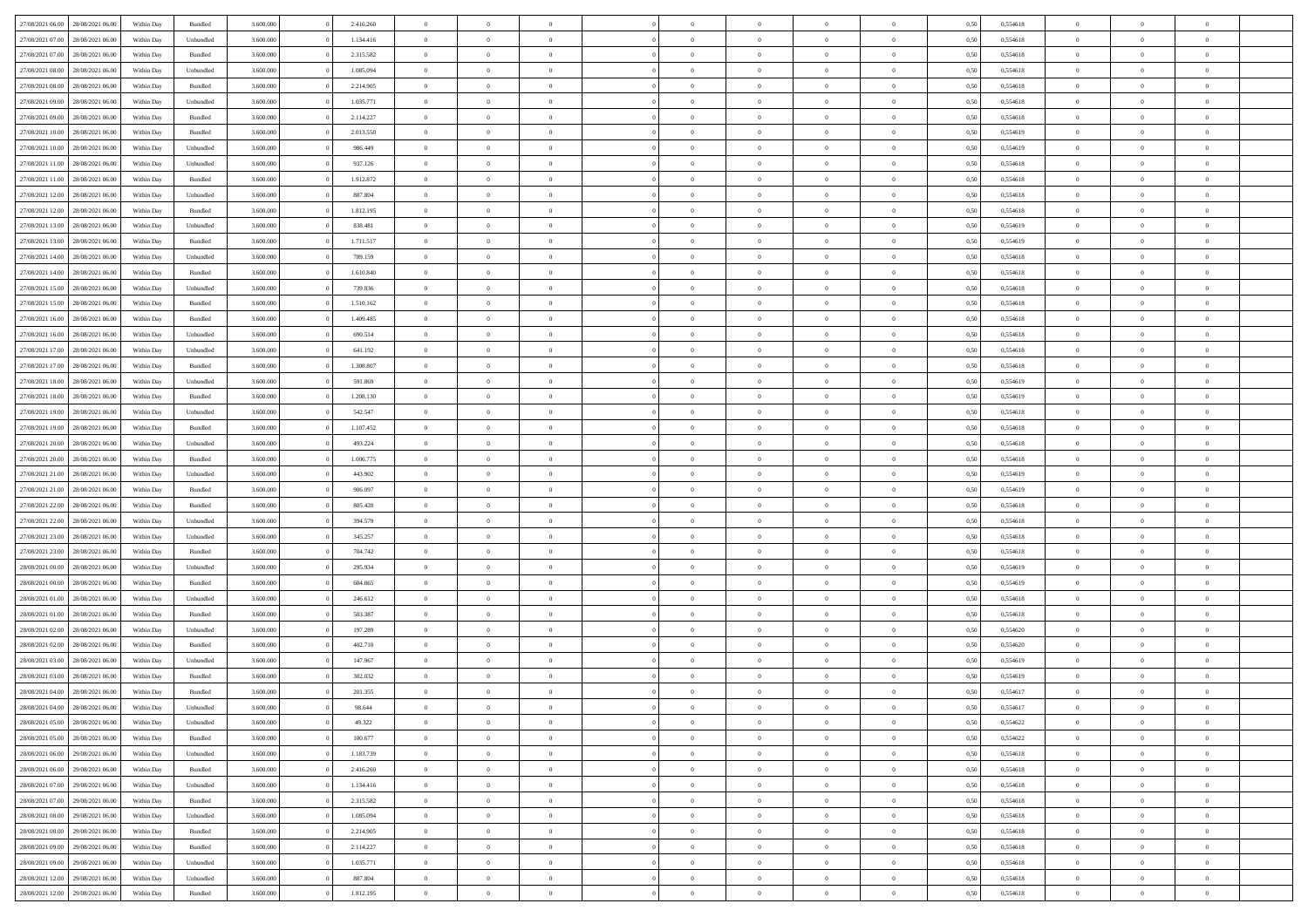| 27/08/2021 06:00 | 28/08/2021 06:00 | Within Day | Bundled | 3.600.000 | 0 | 2.416.260 | 0 | 0 | 0 | | 0 | 0 | 0 | 0 | 0,50 | 0,554618 | 0 | 0 | 0 | |
|---|---|---|---|---|---|---|---|---|---|---|---|---|---|---|---|---|---|---|---|---|
| 27/08/2021 07:00 | 28/08/2021 06:00 | Within Day | Unbundled | 3.600.000 | 0 | 1.134.416 | 0 | 0 | 0 | | 0 | 0 | 0 | 0 | 0,50 | 0,554618 | 0 | 0 | 0 | |
| 27/08/2021 07:00 | 28/08/2021 06:00 | Within Day | Bundled | 3.600.000 | 0 | 2.315.582 | 0 | 0 | 0 | | 0 | 0 | 0 | 0 | 0,50 | 0,554618 | 0 | 0 | 0 | |
| 27/08/2021 08:00 | 28/08/2021 06:00 | Within Day | Unbundled | 3.600.000 | 0 | 1.085.094 | 0 | 0 | 0 | | 0 | 0 | 0 | 0 | 0,50 | 0,554618 | 0 | 0 | 0 | |
| 27/08/2021 08:00 | 28/08/2021 06:00 | Within Day | Bundled | 3.600.000 | 0 | 2.214.905 | 0 | 0 | 0 | | 0 | 0 | 0 | 0 | 0,50 | 0,554618 | 0 | 0 | 0 | |
| 27/08/2021 09:00 | 28/08/2021 06:00 | Within Day | Unbundled | 3.600.000 | 0 | 1.035.771 | 0 | 0 | 0 | | 0 | 0 | 0 | 0 | 0,50 | 0,554618 | 0 | 0 | 0 | |
| 27/08/2021 09:00 | 28/08/2021 06:00 | Within Day | Bundled | 3.600.000 | 0 | 2.114.227 | 0 | 0 | 0 | | 0 | 0 | 0 | 0 | 0,50 | 0,554618 | 0 | 0 | 0 | |
| 27/08/2021 10:00 | 28/08/2021 06:00 | Within Day | Bundled | 3.600.000 | 0 | 2.013.550 | 0 | 0 | 0 | | 0 | 0 | 0 | 0 | 0,50 | 0,554619 | 0 | 0 | 0 | |
| 27/08/2021 10:00 | 28/08/2021 06:00 | Within Day | Unbundled | 3.600.000 | 0 | 986.449 | 0 | 0 | 0 | | 0 | 0 | 0 | 0 | 0,50 | 0,554619 | 0 | 0 | 0 | |
| 27/08/2021 11:00 | 28/08/2021 06:00 | Within Day | Unbundled | 3.600.000 | 0 | 937.126 | 0 | 0 | 0 | | 0 | 0 | 0 | 0 | 0,50 | 0,554618 | 0 | 0 | 0 | |
| 27/08/2021 11:00 | 28/08/2021 06:00 | Within Day | Bundled | 3.600.000 | 0 | 1.912.872 | 0 | 0 | 0 | | 0 | 0 | 0 | 0 | 0,50 | 0,554618 | 0 | 0 | 0 | |
| 27/08/2021 12:00 | 28/08/2021 06:00 | Within Day | Unbundled | 3.600.000 | 0 | 887.804 | 0 | 0 | 0 | | 0 | 0 | 0 | 0 | 0,50 | 0,554618 | 0 | 0 | 0 | |
| 27/08/2021 12:00 | 28/08/2021 06:00 | Within Day | Bundled | 3.600.000 | 0 | 1.812.195 | 0 | 0 | 0 | | 0 | 0 | 0 | 0 | 0,50 | 0,554618 | 0 | 0 | 0 | |
| 27/08/2021 13:00 | 28/08/2021 06:00 | Within Day | Unbundled | 3.600.000 | 0 | 838.481 | 0 | 0 | 0 | | 0 | 0 | 0 | 0 | 0,50 | 0,554619 | 0 | 0 | 0 | |
| 27/08/2021 13:00 | 28/08/2021 06:00 | Within Day | Bundled | 3.600.000 | 0 | 1.711.517 | 0 | 0 | 0 | | 0 | 0 | 0 | 0 | 0,50 | 0,554619 | 0 | 0 | 0 | |
| 27/08/2021 14:00 | 28/08/2021 06:00 | Within Day | Unbundled | 3.600.000 | 0 | 789.159 | 0 | 0 | 0 | | 0 | 0 | 0 | 0 | 0,50 | 0,554618 | 0 | 0 | 0 | |
| 27/08/2021 14:00 | 28/08/2021 06:00 | Within Day | Bundled | 3.600.000 | 0 | 1.610.840 | 0 | 0 | 0 | | 0 | 0 | 0 | 0 | 0,50 | 0,554618 | 0 | 0 | 0 | |
| 27/08/2021 15:00 | 28/08/2021 06:00 | Within Day | Unbundled | 3.600.000 | 0 | 739.836 | 0 | 0 | 0 | | 0 | 0 | 0 | 0 | 0,50 | 0,554618 | 0 | 0 | 0 | |
| 27/08/2021 15:00 | 28/08/2021 06:00 | Within Day | Bundled | 3.600.000 | 0 | 1.510.162 | 0 | 0 | 0 | | 0 | 0 | 0 | 0 | 0,50 | 0,554618 | 0 | 0 | 0 | |
| 27/08/2021 16:00 | 28/08/2021 06:00 | Within Day | Bundled | 3.600.000 | 0 | 1.409.485 | 0 | 0 | 0 | | 0 | 0 | 0 | 0 | 0,50 | 0,554618 | 0 | 0 | 0 | |
| 27/08/2021 16:00 | 28/08/2021 06:00 | Within Day | Unbundled | 3.600.000 | 0 | 690.514 | 0 | 0 | 0 | | 0 | 0 | 0 | 0 | 0,50 | 0,554618 | 0 | 0 | 0 | |
| 27/08/2021 17:00 | 28/08/2021 06:00 | Within Day | Unbundled | 3.600.000 | 0 | 641.192 | 0 | 0 | 0 | | 0 | 0 | 0 | 0 | 0,50 | 0,554618 | 0 | 0 | 0 | |
| 27/08/2021 17:00 | 28/08/2021 06:00 | Within Day | Bundled | 3.600.000 | 0 | 1.308.807 | 0 | 0 | 0 | | 0 | 0 | 0 | 0 | 0,50 | 0,554618 | 0 | 0 | 0 | |
| 27/08/2021 18:00 | 28/08/2021 06:00 | Within Day | Unbundled | 3.600.000 | 0 | 591.869 | 0 | 0 | 0 | | 0 | 0 | 0 | 0 | 0,50 | 0,554619 | 0 | 0 | 0 | |
| 27/08/2021 18:00 | 28/08/2021 06:00 | Within Day | Bundled | 3.600.000 | 0 | 1.208.130 | 0 | 0 | 0 | | 0 | 0 | 0 | 0 | 0,50 | 0,554619 | 0 | 0 | 0 | |
| 27/08/2021 19:00 | 28/08/2021 06:00 | Within Day | Unbundled | 3.600.000 | 0 | 542.547 | 0 | 0 | 0 | | 0 | 0 | 0 | 0 | 0,50 | 0,554618 | 0 | 0 | 0 | |
| 27/08/2021 19:00 | 28/08/2021 06:00 | Within Day | Bundled | 3.600.000 | 0 | 1.107.452 | 0 | 0 | 0 | | 0 | 0 | 0 | 0 | 0,50 | 0,554618 | 0 | 0 | 0 | |
| 27/08/2021 20:00 | 28/08/2021 06:00 | Within Day | Unbundled | 3.600.000 | 0 | 493.224 | 0 | 0 | 0 | | 0 | 0 | 0 | 0 | 0,50 | 0,554618 | 0 | 0 | 0 | |
| 27/08/2021 20:00 | 28/08/2021 06:00 | Within Day | Bundled | 3.600.000 | 0 | 1.006.775 | 0 | 0 | 0 | | 0 | 0 | 0 | 0 | 0,50 | 0,554618 | 0 | 0 | 0 | |
| 27/08/2021 21:00 | 28/08/2021 06:00 | Within Day | Unbundled | 3.600.000 | 0 | 443.902 | 0 | 0 | 0 | | 0 | 0 | 0 | 0 | 0,50 | 0,554619 | 0 | 0 | 0 | |
| 27/08/2021 21:00 | 28/08/2021 06:00 | Within Day | Bundled | 3.600.000 | 0 | 906.097 | 0 | 0 | 0 | | 0 | 0 | 0 | 0 | 0,50 | 0,554619 | 0 | 0 | 0 | |
| 27/08/2021 22:00 | 28/08/2021 06:00 | Within Day | Bundled | 3.600.000 | 0 | 805.420 | 0 | 0 | 0 | | 0 | 0 | 0 | 0 | 0,50 | 0,554618 | 0 | 0 | 0 | |
| 27/08/2021 22:00 | 28/08/2021 06:00 | Within Day | Unbundled | 3.600.000 | 0 | 394.579 | 0 | 0 | 0 | | 0 | 0 | 0 | 0 | 0,50 | 0,554618 | 0 | 0 | 0 | |
| 27/08/2021 23:00 | 28/08/2021 06:00 | Within Day | Unbundled | 3.600.000 | 0 | 345.257 | 0 | 0 | 0 | | 0 | 0 | 0 | 0 | 0,50 | 0,554618 | 0 | 0 | 0 | |
| 27/08/2021 23:00 | 28/08/2021 06:00 | Within Day | Bundled | 3.600.000 | 0 | 704.742 | 0 | 0 | 0 | | 0 | 0 | 0 | 0 | 0,50 | 0,554618 | 0 | 0 | 0 | |
| 28/08/2021 00:00 | 28/08/2021 06:00 | Within Day | Unbundled | 3.600.000 | 0 | 295.934 | 0 | 0 | 0 | | 0 | 0 | 0 | 0 | 0,50 | 0,554619 | 0 | 0 | 0 | |
| 28/08/2021 00:00 | 28/08/2021 06:00 | Within Day | Bundled | 3.600.000 | 0 | 604.065 | 0 | 0 | 0 | | 0 | 0 | 0 | 0 | 0,50 | 0,554619 | 0 | 0 | 0 | |
| 28/08/2021 01:00 | 28/08/2021 06:00 | Within Day | Unbundled | 3.600.000 | 0 | 246.612 | 0 | 0 | 0 | | 0 | 0 | 0 | 0 | 0,50 | 0,554618 | 0 | 0 | 0 | |
| 28/08/2021 01:00 | 28/08/2021 06:00 | Within Day | Bundled | 3.600.000 | 0 | 503.387 | 0 | 0 | 0 | | 0 | 0 | 0 | 0 | 0,50 | 0,554618 | 0 | 0 | 0 | |
| 28/08/2021 02:00 | 28/08/2021 06:00 | Within Day | Unbundled | 3.600.000 | 0 | 197.289 | 0 | 0 | 0 | | 0 | 0 | 0 | 0 | 0,50 | 0,554620 | 0 | 0 | 0 | |
| 28/08/2021 02:00 | 28/08/2021 06:00 | Within Day | Bundled | 3.600.000 | 0 | 402.710 | 0 | 0 | 0 | | 0 | 0 | 0 | 0 | 0,50 | 0,554620 | 0 | 0 | 0 | |
| 28/08/2021 03:00 | 28/08/2021 06:00 | Within Day | Unbundled | 3.600.000 | 0 | 147.967 | 0 | 0 | 0 | | 0 | 0 | 0 | 0 | 0,50 | 0,554619 | 0 | 0 | 0 | |
| 28/08/2021 03:00 | 28/08/2021 06:00 | Within Day | Bundled | 3.600.000 | 0 | 302.032 | 0 | 0 | 0 | | 0 | 0 | 0 | 0 | 0,50 | 0,554619 | 0 | 0 | 0 | |
| 28/08/2021 04:00 | 28/08/2021 06:00 | Within Day | Bundled | 3.600.000 | 0 | 201.355 | 0 | 0 | 0 | | 0 | 0 | 0 | 0 | 0,50 | 0,554617 | 0 | 0 | 0 | |
| 28/08/2021 04:00 | 28/08/2021 06:00 | Within Day | Unbundled | 3.600.000 | 0 | 98.644 | 0 | 0 | 0 | | 0 | 0 | 0 | 0 | 0,50 | 0,554617 | 0 | 0 | 0 | |
| 28/08/2021 05:00 | 28/08/2021 06:00 | Within Day | Unbundled | 3.600.000 | 0 | 49.322 | 0 | 0 | 0 | | 0 | 0 | 0 | 0 | 0,50 | 0,554622 | 0 | 0 | 0 | |
| 28/08/2021 05:00 | 28/08/2021 06:00 | Within Day | Bundled | 3.600.000 | 0 | 100.677 | 0 | 0 | 0 | | 0 | 0 | 0 | 0 | 0,50 | 0,554622 | 0 | 0 | 0 | |
| 28/08/2021 06:00 | 29/08/2021 06:00 | Within Day | Unbundled | 3.600.000 | 0 | 1.183.739 | 0 | 0 | 0 | | 0 | 0 | 0 | 0 | 0,50 | 0,554618 | 0 | 0 | 0 | |
| 28/08/2021 06:00 | 29/08/2021 06:00 | Within Day | Bundled | 3.600.000 | 0 | 2.416.260 | 0 | 0 | 0 | | 0 | 0 | 0 | 0 | 0,50 | 0,554618 | 0 | 0 | 0 | |
| 28/08/2021 07:00 | 29/08/2021 06:00 | Within Day | Unbundled | 3.600.000 | 0 | 1.134.416 | 0 | 0 | 0 | | 0 | 0 | 0 | 0 | 0,50 | 0,554618 | 0 | 0 | 0 | |
| 28/08/2021 07:00 | 29/08/2021 06:00 | Within Day | Bundled | 3.600.000 | 0 | 2.315.582 | 0 | 0 | 0 | | 0 | 0 | 0 | 0 | 0,50 | 0,554618 | 0 | 0 | 0 | |
| 28/08/2021 08:00 | 29/08/2021 06:00 | Within Day | Unbundled | 3.600.000 | 0 | 1.085.094 | 0 | 0 | 0 | | 0 | 0 | 0 | 0 | 0,50 | 0,554618 | 0 | 0 | 0 | |
| 28/08/2021 08:00 | 29/08/2021 06:00 | Within Day | Bundled | 3.600.000 | 0 | 2.214.905 | 0 | 0 | 0 | | 0 | 0 | 0 | 0 | 0,50 | 0,554618 | 0 | 0 | 0 | |
| 28/08/2021 09:00 | 29/08/2021 06:00 | Within Day | Bundled | 3.600.000 | 0 | 2.114.227 | 0 | 0 | 0 | | 0 | 0 | 0 | 0 | 0,50 | 0,554618 | 0 | 0 | 0 | |
| 28/08/2021 09:00 | 29/08/2021 06:00 | Within Day | Unbundled | 3.600.000 | 0 | 1.035.771 | 0 | 0 | 0 | | 0 | 0 | 0 | 0 | 0,50 | 0,554618 | 0 | 0 | 0 | |
| 28/08/2021 12:00 | 29/08/2021 06:00 | Within Day | Unbundled | 3.600.000 | 0 | 887.804 | 0 | 0 | 0 | | 0 | 0 | 0 | 0 | 0,50 | 0,554618 | 0 | 0 | 0 | |
| 28/08/2021 12:00 | 29/08/2021 06:00 | Within Day | Bundled | 3.600.000 | 0 | 1.812.195 | 0 | 0 | 0 | | 0 | 0 | 0 | 0 | 0,50 | 0,554618 | 0 | 0 | 0 | |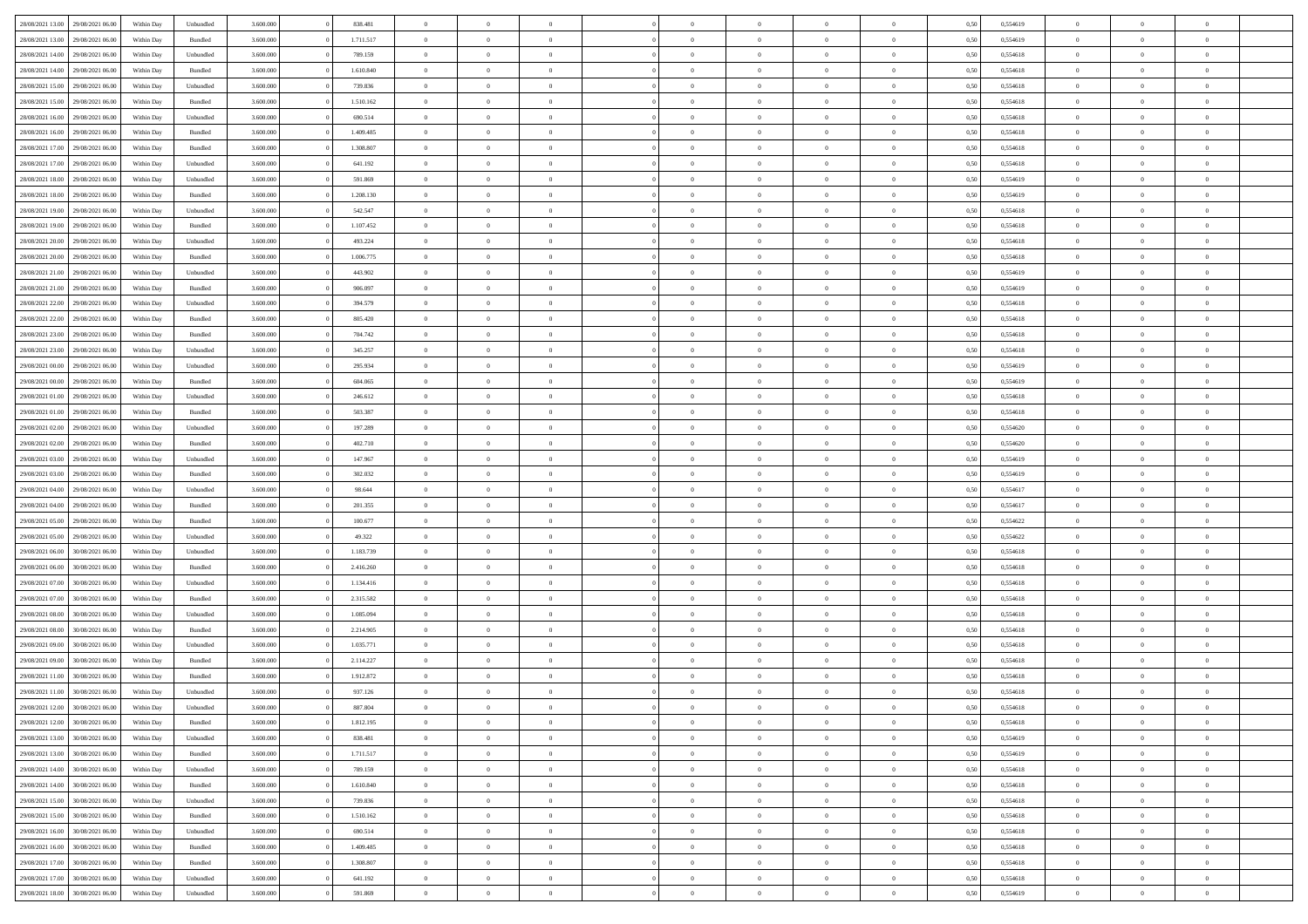| | | | | | | | | | | | | | | | | | | | | |
|---|---|---|---|---|---|---|---|---|---|---|---|---|---|---|---|---|---|---|---|---|
| 28/08/2021 13:00 | 29/08/2021 06:00 | Within Day | Unbundled | 3.600.000 | 0 | 838.481 | 0 | 0 | 0 | | 0 | 0 | 0 | 0 | 0,50 | 0,554619 | 0 | 0 | 0 | |
| 28/08/2021 13:00 | 29/08/2021 06:00 | Within Day | Bundled | 3.600.000 | 0 | 1.711.517 | 0 | 0 | 0 | | 0 | 0 | 0 | 0 | 0,50 | 0,554619 | 0 | 0 | 0 | |
| 28/08/2021 14:00 | 29/08/2021 06:00 | Within Day | Unbundled | 3.600.000 | 0 | 789.159 | 0 | 0 | 0 | | 0 | 0 | 0 | 0 | 0,50 | 0,554618 | 0 | 0 | 0 | |
| 28/08/2021 14:00 | 29/08/2021 06:00 | Within Day | Bundled | 3.600.000 | 0 | 1.610.840 | 0 | 0 | 0 | | 0 | 0 | 0 | 0 | 0,50 | 0,554618 | 0 | 0 | 0 | |
| 28/08/2021 15:00 | 29/08/2021 06:00 | Within Day | Unbundled | 3.600.000 | 0 | 739.836 | 0 | 0 | 0 | | 0 | 0 | 0 | 0 | 0,50 | 0,554618 | 0 | 0 | 0 | |
| 28/08/2021 15:00 | 29/08/2021 06:00 | Within Day | Bundled | 3.600.000 | 0 | 1.510.162 | 0 | 0 | 0 | | 0 | 0 | 0 | 0 | 0,50 | 0,554618 | 0 | 0 | 0 | |
| 28/08/2021 16:00 | 29/08/2021 06:00 | Within Day | Unbundled | 3.600.000 | 0 | 690.514 | 0 | 0 | 0 | | 0 | 0 | 0 | 0 | 0,50 | 0,554618 | 0 | 0 | 0 | |
| 28/08/2021 16:00 | 29/08/2021 06:00 | Within Day | Bundled | 3.600.000 | 0 | 1.409.485 | 0 | 0 | 0 | | 0 | 0 | 0 | 0 | 0,50 | 0,554618 | 0 | 0 | 0 | |
| 28/08/2021 17:00 | 29/08/2021 06:00 | Within Day | Bundled | 3.600.000 | 0 | 1.308.807 | 0 | 0 | 0 | | 0 | 0 | 0 | 0 | 0,50 | 0,554618 | 0 | 0 | 0 | |
| 28/08/2021 17:00 | 29/08/2021 06:00 | Within Day | Unbundled | 3.600.000 | 0 | 641.192 | 0 | 0 | 0 | | 0 | 0 | 0 | 0 | 0,50 | 0,554618 | 0 | 0 | 0 | |
| 28/08/2021 18:00 | 29/08/2021 06:00 | Within Day | Unbundled | 3.600.000 | 0 | 591.869 | 0 | 0 | 0 | | 0 | 0 | 0 | 0 | 0,50 | 0,554619 | 0 | 0 | 0 | |
| 28/08/2021 18:00 | 29/08/2021 06:00 | Within Day | Bundled | 3.600.000 | 0 | 1.208.130 | 0 | 0 | 0 | | 0 | 0 | 0 | 0 | 0,50 | 0,554619 | 0 | 0 | 0 | |
| 28/08/2021 19:00 | 29/08/2021 06:00 | Within Day | Unbundled | 3.600.000 | 0 | 542.547 | 0 | 0 | 0 | | 0 | 0 | 0 | 0 | 0,50 | 0,554618 | 0 | 0 | 0 | |
| 28/08/2021 19:00 | 29/08/2021 06:00 | Within Day | Bundled | 3.600.000 | 0 | 1.107.452 | 0 | 0 | 0 | | 0 | 0 | 0 | 0 | 0,50 | 0,554618 | 0 | 0 | 0 | |
| 28/08/2021 20:00 | 29/08/2021 06:00 | Within Day | Unbundled | 3.600.000 | 0 | 493.224 | 0 | 0 | 0 | | 0 | 0 | 0 | 0 | 0,50 | 0,554618 | 0 | 0 | 0 | |
| 28/08/2021 20:00 | 29/08/2021 06:00 | Within Day | Bundled | 3.600.000 | 0 | 1.006.775 | 0 | 0 | 0 | | 0 | 0 | 0 | 0 | 0,50 | 0,554618 | 0 | 0 | 0 | |
| 28/08/2021 21:00 | 29/08/2021 06:00 | Within Day | Unbundled | 3.600.000 | 0 | 443.902 | 0 | 0 | 0 | | 0 | 0 | 0 | 0 | 0,50 | 0,554619 | 0 | 0 | 0 | |
| 28/08/2021 21:00 | 29/08/2021 06:00 | Within Day | Bundled | 3.600.000 | 0 | 906.097 | 0 | 0 | 0 | | 0 | 0 | 0 | 0 | 0,50 | 0,554619 | 0 | 0 | 0 | |
| 28/08/2021 22:00 | 29/08/2021 06:00 | Within Day | Unbundled | 3.600.000 | 0 | 394.579 | 0 | 0 | 0 | | 0 | 0 | 0 | 0 | 0,50 | 0,554618 | 0 | 0 | 0 | |
| 28/08/2021 22:00 | 29/08/2021 06:00 | Within Day | Bundled | 3.600.000 | 0 | 805.420 | 0 | 0 | 0 | | 0 | 0 | 0 | 0 | 0,50 | 0,554618 | 0 | 0 | 0 | |
| 28/08/2021 23:00 | 29/08/2021 06:00 | Within Day | Bundled | 3.600.000 | 0 | 704.742 | 0 | 0 | 0 | | 0 | 0 | 0 | 0 | 0,50 | 0,554618 | 0 | 0 | 0 | |
| 28/08/2021 23:00 | 29/08/2021 06:00 | Within Day | Unbundled | 3.600.000 | 0 | 345.257 | 0 | 0 | 0 | | 0 | 0 | 0 | 0 | 0,50 | 0,554618 | 0 | 0 | 0 | |
| 29/08/2021 00:00 | 29/08/2021 06:00 | Within Day | Unbundled | 3.600.000 | 0 | 295.934 | 0 | 0 | 0 | | 0 | 0 | 0 | 0 | 0,50 | 0,554619 | 0 | 0 | 0 | |
| 29/08/2021 00:00 | 29/08/2021 06:00 | Within Day | Bundled | 3.600.000 | 0 | 604.065 | 0 | 0 | 0 | | 0 | 0 | 0 | 0 | 0,50 | 0,554619 | 0 | 0 | 0 | |
| 29/08/2021 01:00 | 29/08/2021 06:00 | Within Day | Unbundled | 3.600.000 | 0 | 246.612 | 0 | 0 | 0 | | 0 | 0 | 0 | 0 | 0,50 | 0,554618 | 0 | 0 | 0 | |
| 29/08/2021 01:00 | 29/08/2021 06:00 | Within Day | Bundled | 3.600.000 | 0 | 503.387 | 0 | 0 | 0 | | 0 | 0 | 0 | 0 | 0,50 | 0,554618 | 0 | 0 | 0 | |
| 29/08/2021 02:00 | 29/08/2021 06:00 | Within Day | Unbundled | 3.600.000 | 0 | 197.289 | 0 | 0 | 0 | | 0 | 0 | 0 | 0 | 0,50 | 0,554620 | 0 | 0 | 0 | |
| 29/08/2021 02:00 | 29/08/2021 06:00 | Within Day | Bundled | 3.600.000 | 0 | 402.710 | 0 | 0 | 0 | | 0 | 0 | 0 | 0 | 0,50 | 0,554620 | 0 | 0 | 0 | |
| 29/08/2021 03:00 | 29/08/2021 06:00 | Within Day | Unbundled | 3.600.000 | 0 | 147.967 | 0 | 0 | 0 | | 0 | 0 | 0 | 0 | 0,50 | 0,554619 | 0 | 0 | 0 | |
| 29/08/2021 03:00 | 29/08/2021 06:00 | Within Day | Bundled | 3.600.000 | 0 | 302.032 | 0 | 0 | 0 | | 0 | 0 | 0 | 0 | 0,50 | 0,554619 | 0 | 0 | 0 | |
| 29/08/2021 04:00 | 29/08/2021 06:00 | Within Day | Unbundled | 3.600.000 | 0 | 98.644 | 0 | 0 | 0 | | 0 | 0 | 0 | 0 | 0,50 | 0,554617 | 0 | 0 | 0 | |
| 29/08/2021 04:00 | 29/08/2021 06:00 | Within Day | Bundled | 3.600.000 | 0 | 201.355 | 0 | 0 | 0 | | 0 | 0 | 0 | 0 | 0,50 | 0,554617 | 0 | 0 | 0 | |
| 29/08/2021 05:00 | 29/08/2021 06:00 | Within Day | Bundled | 3.600.000 | 0 | 100.677 | 0 | 0 | 0 | | 0 | 0 | 0 | 0 | 0,50 | 0,554622 | 0 | 0 | 0 | |
| 29/08/2021 05:00 | 29/08/2021 06:00 | Within Day | Unbundled | 3.600.000 | 0 | 49.322 | 0 | 0 | 0 | | 0 | 0 | 0 | 0 | 0,50 | 0,554622 | 0 | 0 | 0 | |
| 29/08/2021 06:00 | 30/08/2021 06:00 | Within Day | Unbundled | 3.600.000 | 0 | 1.183.739 | 0 | 0 | 0 | | 0 | 0 | 0 | 0 | 0,50 | 0,554618 | 0 | 0 | 0 | |
| 29/08/2021 06:00 | 30/08/2021 06:00 | Within Day | Bundled | 3.600.000 | 0 | 2.416.260 | 0 | 0 | 0 | | 0 | 0 | 0 | 0 | 0,50 | 0,554618 | 0 | 0 | 0 | |
| 29/08/2021 07:00 | 30/08/2021 06:00 | Within Day | Unbundled | 3.600.000 | 0 | 1.134.416 | 0 | 0 | 0 | | 0 | 0 | 0 | 0 | 0,50 | 0,554618 | 0 | 0 | 0 | |
| 29/08/2021 07:00 | 30/08/2021 06:00 | Within Day | Bundled | 3.600.000 | 0 | 2.315.582 | 0 | 0 | 0 | | 0 | 0 | 0 | 0 | 0,50 | 0,554618 | 0 | 0 | 0 | |
| 29/08/2021 08:00 | 30/08/2021 06:00 | Within Day | Unbundled | 3.600.000 | 0 | 1.085.094 | 0 | 0 | 0 | | 0 | 0 | 0 | 0 | 0,50 | 0,554618 | 0 | 0 | 0 | |
| 29/08/2021 08:00 | 30/08/2021 06:00 | Within Day | Bundled | 3.600.000 | 0 | 2.214.905 | 0 | 0 | 0 | | 0 | 0 | 0 | 0 | 0,50 | 0,554618 | 0 | 0 | 0 | |
| 29/08/2021 09:00 | 30/08/2021 06:00 | Within Day | Unbundled | 3.600.000 | 0 | 1.035.771 | 0 | 0 | 0 | | 0 | 0 | 0 | 0 | 0,50 | 0,554618 | 0 | 0 | 0 | |
| 29/08/2021 09:00 | 30/08/2021 06:00 | Within Day | Bundled | 3.600.000 | 0 | 2.114.227 | 0 | 0 | 0 | | 0 | 0 | 0 | 0 | 0,50 | 0,554618 | 0 | 0 | 0 | |
| 29/08/2021 11:00 | 30/08/2021 06:00 | Within Day | Bundled | 3.600.000 | 0 | 1.912.872 | 0 | 0 | 0 | | 0 | 0 | 0 | 0 | 0,50 | 0,554618 | 0 | 0 | 0 | |
| 29/08/2021 11:00 | 30/08/2021 06:00 | Within Day | Unbundled | 3.600.000 | 0 | 937.126 | 0 | 0 | 0 | | 0 | 0 | 0 | 0 | 0,50 | 0,554618 | 0 | 0 | 0 | |
| 29/08/2021 12:00 | 30/08/2021 06:00 | Within Day | Unbundled | 3.600.000 | 0 | 887.804 | 0 | 0 | 0 | | 0 | 0 | 0 | 0 | 0,50 | 0,554618 | 0 | 0 | 0 | |
| 29/08/2021 12:00 | 30/08/2021 06:00 | Within Day | Bundled | 3.600.000 | 0 | 1.812.195 | 0 | 0 | 0 | | 0 | 0 | 0 | 0 | 0,50 | 0,554618 | 0 | 0 | 0 | |
| 29/08/2021 13:00 | 30/08/2021 06:00 | Within Day | Unbundled | 3.600.000 | 0 | 838.481 | 0 | 0 | 0 | | 0 | 0 | 0 | 0 | 0,50 | 0,554619 | 0 | 0 | 0 | |
| 29/08/2021 13:00 | 30/08/2021 06:00 | Within Day | Bundled | 3.600.000 | 0 | 1.711.517 | 0 | 0 | 0 | | 0 | 0 | 0 | 0 | 0,50 | 0,554619 | 0 | 0 | 0 | |
| 29/08/2021 14:00 | 30/08/2021 06:00 | Within Day | Unbundled | 3.600.000 | 0 | 789.159 | 0 | 0 | 0 | | 0 | 0 | 0 | 0 | 0,50 | 0,554618 | 0 | 0 | 0 | |
| 29/08/2021 14:00 | 30/08/2021 06:00 | Within Day | Bundled | 3.600.000 | 0 | 1.610.840 | 0 | 0 | 0 | | 0 | 0 | 0 | 0 | 0,50 | 0,554618 | 0 | 0 | 0 | |
| 29/08/2021 15:00 | 30/08/2021 06:00 | Within Day | Unbundled | 3.600.000 | 0 | 739.836 | 0 | 0 | 0 | | 0 | 0 | 0 | 0 | 0,50 | 0,554618 | 0 | 0 | 0 | |
| 29/08/2021 15:00 | 30/08/2021 06:00 | Within Day | Bundled | 3.600.000 | 0 | 1.510.162 | 0 | 0 | 0 | | 0 | 0 | 0 | 0 | 0,50 | 0,554618 | 0 | 0 | 0 | |
| 29/08/2021 16:00 | 30/08/2021 06:00 | Within Day | Unbundled | 3.600.000 | 0 | 690.514 | 0 | 0 | 0 | | 0 | 0 | 0 | 0 | 0,50 | 0,554618 | 0 | 0 | 0 | |
| 29/08/2021 16:00 | 30/08/2021 06:00 | Within Day | Bundled | 3.600.000 | 0 | 1.409.485 | 0 | 0 | 0 | | 0 | 0 | 0 | 0 | 0,50 | 0,554618 | 0 | 0 | 0 | |
| 29/08/2021 17:00 | 30/08/2021 06:00 | Within Day | Bundled | 3.600.000 | 0 | 1.308.807 | 0 | 0 | 0 | | 0 | 0 | 0 | 0 | 0,50 | 0,554618 | 0 | 0 | 0 | |
| 29/08/2021 17:00 | 30/08/2021 06:00 | Within Day | Unbundled | 3.600.000 | 0 | 641.192 | 0 | 0 | 0 | | 0 | 0 | 0 | 0 | 0,50 | 0,554618 | 0 | 0 | 0 | |
| 29/08/2021 18:00 | 30/08/2021 06:00 | Within Day | Unbundled | 3.600.000 | 0 | 591.869 | 0 | 0 | 0 | | 0 | 0 | 0 | 0 | 0,50 | 0,554619 | 0 | 0 | 0 | |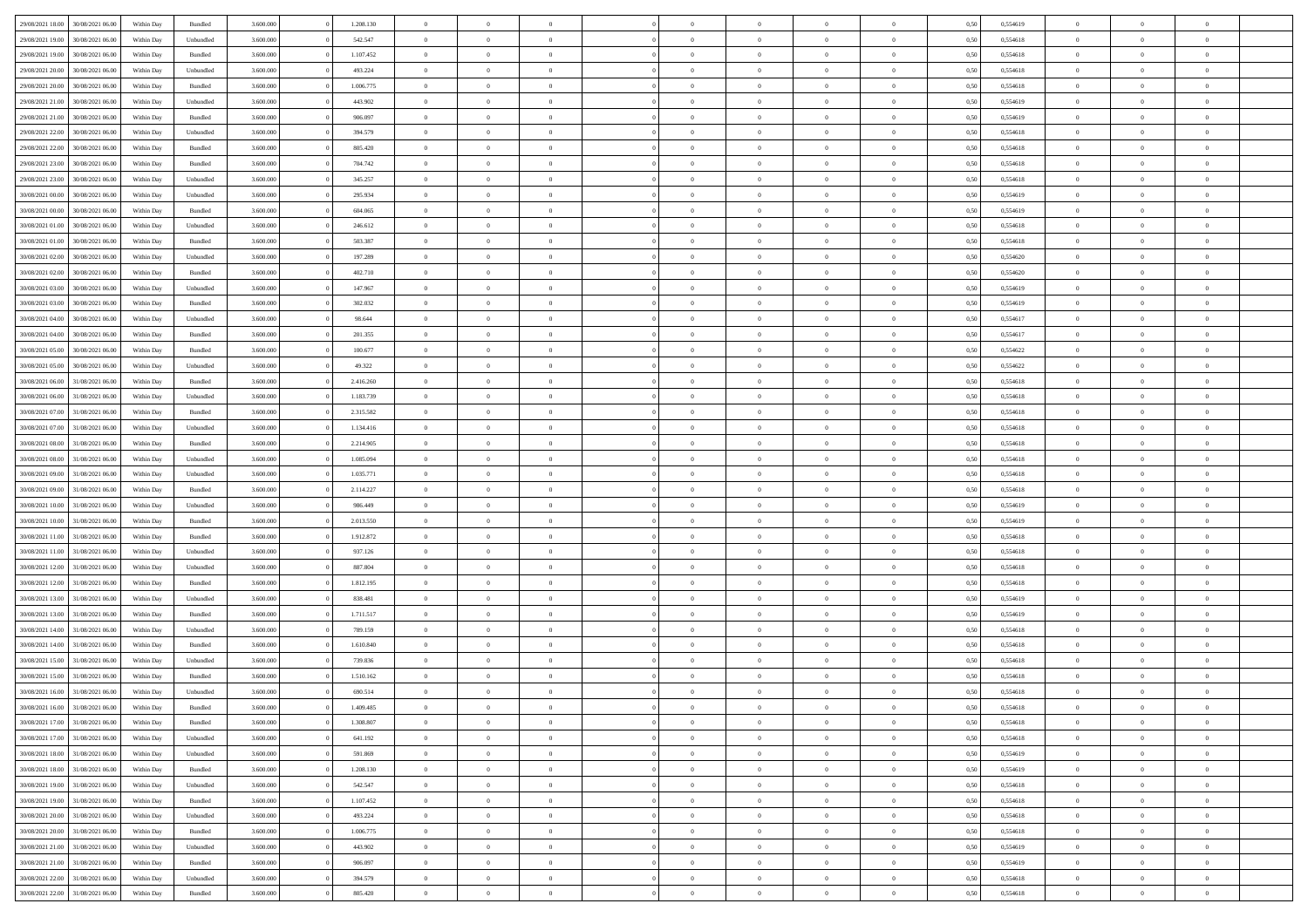| | | | | | | | | | | | | | | | | | | | | |
|---|---|---|---|---|---|---|---|---|---|---|---|---|---|---|---|---|---|---|---|---|
| 29/08/2021 18:00 | 30/08/2021 06:00 | Within Day | Bundled | 3.600.000 | 0 | 1.208.130 | 0 | 0 | 0 | | 0 | 0 | 0 | 0 | 0,50 | 0,554619 | 0 | 0 | 0 | |
| 29/08/2021 19:00 | 30/08/2021 06:00 | Within Day | Unbundled | 3.600.000 | 0 | 542.547 | 0 | 0 | 0 | | 0 | 0 | 0 | 0 | 0,50 | 0,554618 | 0 | 0 | 0 | |
| 29/08/2021 19:00 | 30/08/2021 06:00 | Within Day | Bundled | 3.600.000 | 0 | 1.107.452 | 0 | 0 | 0 | | 0 | 0 | 0 | 0 | 0,50 | 0,554618 | 0 | 0 | 0 | |
| 29/08/2021 20:00 | 30/08/2021 06:00 | Within Day | Unbundled | 3.600.000 | 0 | 493.224 | 0 | 0 | 0 | | 0 | 0 | 0 | 0 | 0,50 | 0,554618 | 0 | 0 | 0 | |
| 29/08/2021 20:00 | 30/08/2021 06:00 | Within Day | Bundled | 3.600.000 | 0 | 1.006.775 | 0 | 0 | 0 | | 0 | 0 | 0 | 0 | 0,50 | 0,554618 | 0 | 0 | 0 | |
| 29/08/2021 21:00 | 30/08/2021 06:00 | Within Day | Unbundled | 3.600.000 | 0 | 443.902 | 0 | 0 | 0 | | 0 | 0 | 0 | 0 | 0,50 | 0,554619 | 0 | 0 | 0 | |
| 29/08/2021 21:00 | 30/08/2021 06:00 | Within Day | Bundled | 3.600.000 | 0 | 906.097 | 0 | 0 | 0 | | 0 | 0 | 0 | 0 | 0,50 | 0,554619 | 0 | 0 | 0 | |
| 29/08/2021 22:00 | 30/08/2021 06:00 | Within Day | Unbundled | 3.600.000 | 0 | 394.579 | 0 | 0 | 0 | | 0 | 0 | 0 | 0 | 0,50 | 0,554618 | 0 | 0 | 0 | |
| 29/08/2021 22:00 | 30/08/2021 06:00 | Within Day | Bundled | 3.600.000 | 0 | 805.420 | 0 | 0 | 0 | | 0 | 0 | 0 | 0 | 0,50 | 0,554618 | 0 | 0 | 0 | |
| 29/08/2021 23:00 | 30/08/2021 06:00 | Within Day | Bundled | 3.600.000 | 0 | 704.742 | 0 | 0 | 0 | | 0 | 0 | 0 | 0 | 0,50 | 0,554618 | 0 | 0 | 0 | |
| 29/08/2021 23:00 | 30/08/2021 06:00 | Within Day | Unbundled | 3.600.000 | 0 | 345.257 | 0 | 0 | 0 | | 0 | 0 | 0 | 0 | 0,50 | 0,554618 | 0 | 0 | 0 | |
| 30/08/2021 00:00 | 30/08/2021 06:00 | Within Day | Unbundled | 3.600.000 | 0 | 295.934 | 0 | 0 | 0 | | 0 | 0 | 0 | 0 | 0,50 | 0,554619 | 0 | 0 | 0 | |
| 30/08/2021 00:00 | 30/08/2021 06:00 | Within Day | Bundled | 3.600.000 | 0 | 604.065 | 0 | 0 | 0 | | 0 | 0 | 0 | 0 | 0,50 | 0,554619 | 0 | 0 | 0 | |
| 30/08/2021 01:00 | 30/08/2021 06:00 | Within Day | Unbundled | 3.600.000 | 0 | 246.612 | 0 | 0 | 0 | | 0 | 0 | 0 | 0 | 0,50 | 0,554618 | 0 | 0 | 0 | |
| 30/08/2021 01:00 | 30/08/2021 06:00 | Within Day | Bundled | 3.600.000 | 0 | 503.387 | 0 | 0 | 0 | | 0 | 0 | 0 | 0 | 0,50 | 0,554618 | 0 | 0 | 0 | |
| 30/08/2021 02:00 | 30/08/2021 06:00 | Within Day | Unbundled | 3.600.000 | 0 | 197.289 | 0 | 0 | 0 | | 0 | 0 | 0 | 0 | 0,50 | 0,554620 | 0 | 0 | 0 | |
| 30/08/2021 02:00 | 30/08/2021 06:00 | Within Day | Bundled | 3.600.000 | 0 | 402.710 | 0 | 0 | 0 | | 0 | 0 | 0 | 0 | 0,50 | 0,554620 | 0 | 0 | 0 | |
| 30/08/2021 03:00 | 30/08/2021 06:00 | Within Day | Unbundled | 3.600.000 | 0 | 147.967 | 0 | 0 | 0 | | 0 | 0 | 0 | 0 | 0,50 | 0,554619 | 0 | 0 | 0 | |
| 30/08/2021 03:00 | 30/08/2021 06:00 | Within Day | Bundled | 3.600.000 | 0 | 302.032 | 0 | 0 | 0 | | 0 | 0 | 0 | 0 | 0,50 | 0,554619 | 0 | 0 | 0 | |
| 30/08/2021 04:00 | 30/08/2021 06:00 | Within Day | Unbundled | 3.600.000 | 0 | 98.644 | 0 | 0 | 0 | | 0 | 0 | 0 | 0 | 0,50 | 0,554617 | 0 | 0 | 0 | |
| 30/08/2021 04:00 | 30/08/2021 06:00 | Within Day | Bundled | 3.600.000 | 0 | 201.355 | 0 | 0 | 0 | | 0 | 0 | 0 | 0 | 0,50 | 0,554617 | 0 | 0 | 0 | |
| 30/08/2021 05:00 | 30/08/2021 06:00 | Within Day | Bundled | 3.600.000 | 0 | 100.677 | 0 | 0 | 0 | | 0 | 0 | 0 | 0 | 0,50 | 0,554622 | 0 | 0 | 0 | |
| 30/08/2021 05:00 | 30/08/2021 06:00 | Within Day | Unbundled | 3.600.000 | 0 | 49.322 | 0 | 0 | 0 | | 0 | 0 | 0 | 0 | 0,50 | 0,554622 | 0 | 0 | 0 | |
| 30/08/2021 06:00 | 31/08/2021 06:00 | Within Day | Bundled | 3.600.000 | 0 | 2.416.260 | 0 | 0 | 0 | | 0 | 0 | 0 | 0 | 0,50 | 0,554618 | 0 | 0 | 0 | |
| 30/08/2021 06:00 | 31/08/2021 06:00 | Within Day | Unbundled | 3.600.000 | 0 | 1.183.739 | 0 | 0 | 0 | | 0 | 0 | 0 | 0 | 0,50 | 0,554618 | 0 | 0 | 0 | |
| 30/08/2021 07:00 | 31/08/2021 06:00 | Within Day | Bundled | 3.600.000 | 0 | 2.315.582 | 0 | 0 | 0 | | 0 | 0 | 0 | 0 | 0,50 | 0,554618 | 0 | 0 | 0 | |
| 30/08/2021 07:00 | 31/08/2021 06:00 | Within Day | Unbundled | 3.600.000 | 0 | 1.134.416 | 0 | 0 | 0 | | 0 | 0 | 0 | 0 | 0,50 | 0,554618 | 0 | 0 | 0 | |
| 30/08/2021 08:00 | 31/08/2021 06:00 | Within Day | Bundled | 3.600.000 | 0 | 2.214.905 | 0 | 0 | 0 | | 0 | 0 | 0 | 0 | 0,50 | 0,554618 | 0 | 0 | 0 | |
| 30/08/2021 08:00 | 31/08/2021 06:00 | Within Day | Unbundled | 3.600.000 | 0 | 1.085.094 | 0 | 0 | 0 | | 0 | 0 | 0 | 0 | 0,50 | 0,554618 | 0 | 0 | 0 | |
| 30/08/2021 09:00 | 31/08/2021 06:00 | Within Day | Unbundled | 3.600.000 | 0 | 1.035.771 | 0 | 0 | 0 | | 0 | 0 | 0 | 0 | 0,50 | 0,554618 | 0 | 0 | 0 | |
| 30/08/2021 09:00 | 31/08/2021 06:00 | Within Day | Bundled | 3.600.000 | 0 | 2.114.227 | 0 | 0 | 0 | | 0 | 0 | 0 | 0 | 0,50 | 0,554618 | 0 | 0 | 0 | |
| 30/08/2021 10:00 | 31/08/2021 06:00 | Within Day | Unbundled | 3.600.000 | 0 | 986.449 | 0 | 0 | 0 | | 0 | 0 | 0 | 0 | 0,50 | 0,554619 | 0 | 0 | 0 | |
| 30/08/2021 10:00 | 31/08/2021 06:00 | Within Day | Bundled | 3.600.000 | 0 | 2.013.550 | 0 | 0 | 0 | | 0 | 0 | 0 | 0 | 0,50 | 0,554619 | 0 | 0 | 0 | |
| 30/08/2021 11:00 | 31/08/2021 06:00 | Within Day | Bundled | 3.600.000 | 0 | 1.912.872 | 0 | 0 | 0 | | 0 | 0 | 0 | 0 | 0,50 | 0,554618 | 0 | 0 | 0 | |
| 30/08/2021 11:00 | 31/08/2021 06:00 | Within Day | Unbundled | 3.600.000 | 0 | 937.126 | 0 | 0 | 0 | | 0 | 0 | 0 | 0 | 0,50 | 0,554618 | 0 | 0 | 0 | |
| 30/08/2021 12:00 | 31/08/2021 06:00 | Within Day | Unbundled | 3.600.000 | 0 | 887.804 | 0 | 0 | 0 | | 0 | 0 | 0 | 0 | 0,50 | 0,554618 | 0 | 0 | 0 | |
| 30/08/2021 12:00 | 31/08/2021 06:00 | Within Day | Bundled | 3.600.000 | 0 | 1.812.195 | 0 | 0 | 0 | | 0 | 0 | 0 | 0 | 0,50 | 0,554618 | 0 | 0 | 0 | |
| 30/08/2021 13:00 | 31/08/2021 06:00 | Within Day | Unbundled | 3.600.000 | 0 | 838.481 | 0 | 0 | 0 | | 0 | 0 | 0 | 0 | 0,50 | 0,554619 | 0 | 0 | 0 | |
| 30/08/2021 13:00 | 31/08/2021 06:00 | Within Day | Bundled | 3.600.000 | 0 | 1.711.517 | 0 | 0 | 0 | | 0 | 0 | 0 | 0 | 0,50 | 0,554619 | 0 | 0 | 0 | |
| 30/08/2021 14:00 | 31/08/2021 06:00 | Within Day | Unbundled | 3.600.000 | 0 | 789.159 | 0 | 0 | 0 | | 0 | 0 | 0 | 0 | 0,50 | 0,554618 | 0 | 0 | 0 | |
| 30/08/2021 14:00 | 31/08/2021 06:00 | Within Day | Bundled | 3.600.000 | 0 | 1.610.840 | 0 | 0 | 0 | | 0 | 0 | 0 | 0 | 0,50 | 0,554618 | 0 | 0 | 0 | |
| 30/08/2021 15:00 | 31/08/2021 06:00 | Within Day | Unbundled | 3.600.000 | 0 | 739.836 | 0 | 0 | 0 | | 0 | 0 | 0 | 0 | 0,50 | 0,554618 | 0 | 0 | 0 | |
| 30/08/2021 15:00 | 31/08/2021 06:00 | Within Day | Bundled | 3.600.000 | 0 | 1.510.162 | 0 | 0 | 0 | | 0 | 0 | 0 | 0 | 0,50 | 0,554618 | 0 | 0 | 0 | |
| 30/08/2021 16:00 | 31/08/2021 06:00 | Within Day | Unbundled | 3.600.000 | 0 | 690.514 | 0 | 0 | 0 | | 0 | 0 | 0 | 0 | 0,50 | 0,554618 | 0 | 0 | 0 | |
| 30/08/2021 16:00 | 31/08/2021 06:00 | Within Day | Bundled | 3.600.000 | 0 | 1.409.485 | 0 | 0 | 0 | | 0 | 0 | 0 | 0 | 0,50 | 0,554618 | 0 | 0 | 0 | |
| 30/08/2021 17:00 | 31/08/2021 06:00 | Within Day | Bundled | 3.600.000 | 0 | 1.308.807 | 0 | 0 | 0 | | 0 | 0 | 0 | 0 | 0,50 | 0,554618 | 0 | 0 | 0 | |
| 30/08/2021 17:00 | 31/08/2021 06:00 | Within Day | Unbundled | 3.600.000 | 0 | 641.192 | 0 | 0 | 0 | | 0 | 0 | 0 | 0 | 0,50 | 0,554618 | 0 | 0 | 0 | |
| 30/08/2021 18:00 | 31/08/2021 06:00 | Within Day | Unbundled | 3.600.000 | 0 | 591.869 | 0 | 0 | 0 | | 0 | 0 | 0 | 0 | 0,50 | 0,554619 | 0 | 0 | 0 | |
| 30/08/2021 18:00 | 31/08/2021 06:00 | Within Day | Bundled | 3.600.000 | 0 | 1.208.130 | 0 | 0 | 0 | | 0 | 0 | 0 | 0 | 0,50 | 0,554619 | 0 | 0 | 0 | |
| 30/08/2021 19:00 | 31/08/2021 06:00 | Within Day | Unbundled | 3.600.000 | 0 | 542.547 | 0 | 0 | 0 | | 0 | 0 | 0 | 0 | 0,50 | 0,554618 | 0 | 0 | 0 | |
| 30/08/2021 19:00 | 31/08/2021 06:00 | Within Day | Bundled | 3.600.000 | 0 | 1.107.452 | 0 | 0 | 0 | | 0 | 0 | 0 | 0 | 0,50 | 0,554618 | 0 | 0 | 0 | |
| 30/08/2021 20:00 | 31/08/2021 06:00 | Within Day | Unbundled | 3.600.000 | 0 | 493.224 | 0 | 0 | 0 | | 0 | 0 | 0 | 0 | 0,50 | 0,554618 | 0 | 0 | 0 | |
| 30/08/2021 20:00 | 31/08/2021 06:00 | Within Day | Bundled | 3.600.000 | 0 | 1.006.775 | 0 | 0 | 0 | | 0 | 0 | 0 | 0 | 0,50 | 0,554618 | 0 | 0 | 0 | |
| 30/08/2021 21:00 | 31/08/2021 06:00 | Within Day | Unbundled | 3.600.000 | 0 | 443.902 | 0 | 0 | 0 | | 0 | 0 | 0 | 0 | 0,50 | 0,554619 | 0 | 0 | 0 | |
| 30/08/2021 21:00 | 31/08/2021 06:00 | Within Day | Bundled | 3.600.000 | 0 | 906.097 | 0 | 0 | 0 | | 0 | 0 | 0 | 0 | 0,50 | 0,554619 | 0 | 0 | 0 | |
| 30/08/2021 22:00 | 31/08/2021 06:00 | Within Day | Unbundled | 3.600.000 | 0 | 394.579 | 0 | 0 | 0 | | 0 | 0 | 0 | 0 | 0,50 | 0,554618 | 0 | 0 | 0 | |
| 30/08/2021 22:00 | 31/08/2021 06:00 | Within Day | Bundled | 3.600.000 | 0 | 805.420 | 0 | 0 | 0 | | 0 | 0 | 0 | 0 | 0,50 | 0,554618 | 0 | 0 | 0 | |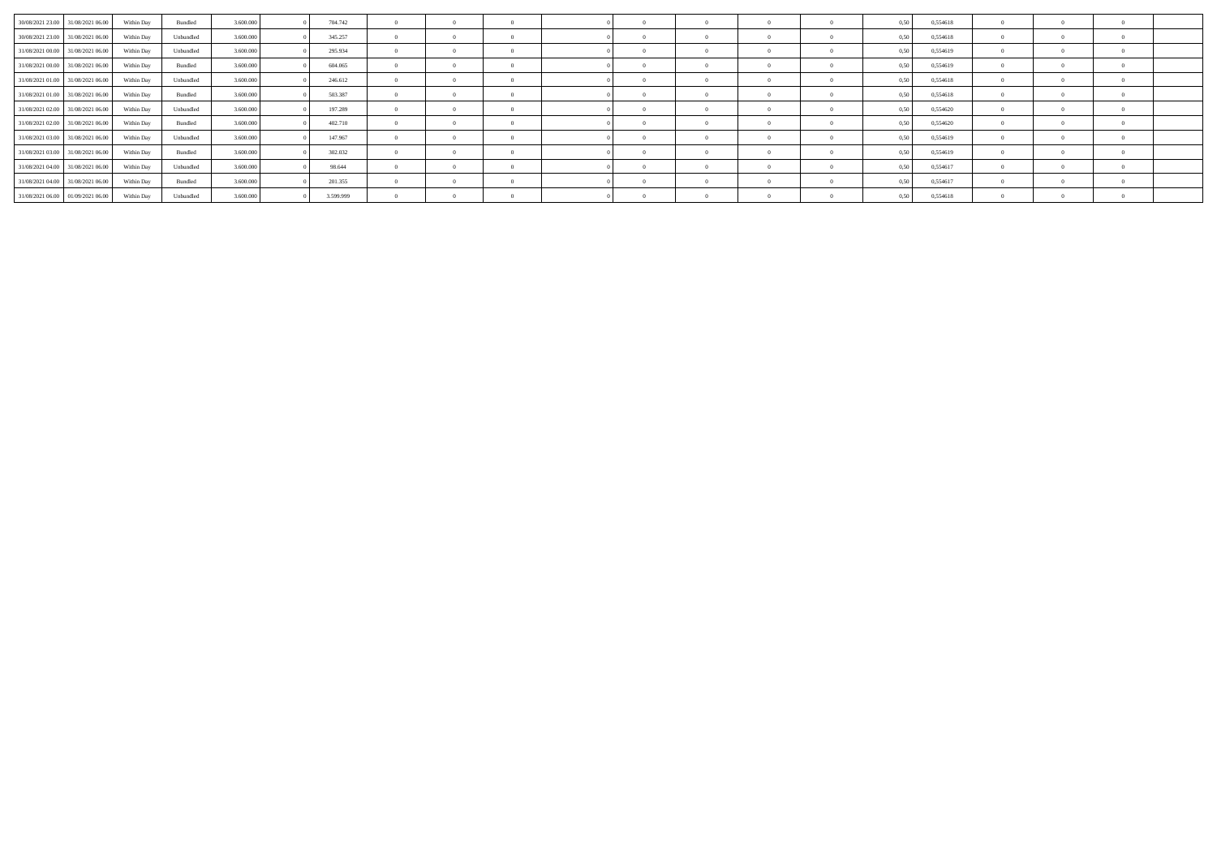| | | | | | | | | | | | | | | | | | | | | | |
|---|---|---|---|---|---|---|---|---|---|---|---|---|---|---|---|---|---|---|---|---|---|
| 30/08/2021 23.00 | 31/08/2021 06.00 | Within Day | Bundled | 3.600.000 | 0 | 704.742 | 0 | 0 | 0 | | 0 | 0 | 0 | 0 | 0 | 0,50 | 0,554618 | 0 | 0 | 0 | |
| 30/08/2021 23.00 | 31/08/2021 06.00 | Within Day | Unbundled | 3.600.000 | 0 | 345.257 | 0 | 0 | 0 | | 0 | 0 | 0 | 0 | 0 | 0,50 | 0,554618 | 0 | 0 | 0 | |
| 31/08/2021 00.00 | 31/08/2021 06.00 | Within Day | Unbundled | 3.600.000 | 0 | 295.934 | 0 | 0 | 0 | | 0 | 0 | 0 | 0 | 0 | 0,50 | 0,554619 | 0 | 0 | 0 | |
| 31/08/2021 00.00 | 31/08/2021 06.00 | Within Day | Bundled | 3.600.000 | 0 | 604.065 | 0 | 0 | 0 | | 0 | 0 | 0 | 0 | 0 | 0,50 | 0,554619 | 0 | 0 | 0 | |
| 31/08/2021 01.00 | 31/08/2021 06.00 | Within Day | Unbundled | 3.600.000 | 0 | 246.612 | 0 | 0 | 0 | | 0 | 0 | 0 | 0 | 0 | 0,50 | 0,554618 | 0 | 0 | 0 | |
| 31/08/2021 01.00 | 31/08/2021 06.00 | Within Day | Bundled | 3.600.000 | 0 | 503.387 | 0 | 0 | 0 | | 0 | 0 | 0 | 0 | 0 | 0,50 | 0,554618 | 0 | 0 | 0 | |
| 31/08/2021 02.00 | 31/08/2021 06.00 | Within Day | Unbundled | 3.600.000 | 0 | 197.289 | 0 | 0 | 0 | | 0 | 0 | 0 | 0 | 0 | 0,50 | 0,554620 | 0 | 0 | 0 | |
| 31/08/2021 02.00 | 31/08/2021 06.00 | Within Day | Bundled | 3.600.000 | 0 | 402.710 | 0 | 0 | 0 | | 0 | 0 | 0 | 0 | 0 | 0,50 | 0,554620 | 0 | 0 | 0 | |
| 31/08/2021 03.00 | 31/08/2021 06.00 | Within Day | Unbundled | 3.600.000 | 0 | 147.967 | 0 | 0 | 0 | | 0 | 0 | 0 | 0 | 0 | 0,50 | 0,554619 | 0 | 0 | 0 | |
| 31/08/2021 03.00 | 31/08/2021 06.00 | Within Day | Bundled | 3.600.000 | 0 | 302.032 | 0 | 0 | 0 | | 0 | 0 | 0 | 0 | 0 | 0,50 | 0,554619 | 0 | 0 | 0 | |
| 31/08/2021 04.00 | 31/08/2021 06.00 | Within Day | Unbundled | 3.600.000 | 0 | 98.644 | 0 | 0 | 0 | | 0 | 0 | 0 | 0 | 0 | 0,50 | 0,554617 | 0 | 0 | 0 | |
| 31/08/2021 04.00 | 31/08/2021 06.00 | Within Day | Bundled | 3.600.000 | 0 | 201.355 | 0 | 0 | 0 | | 0 | 0 | 0 | 0 | 0 | 0,50 | 0,554617 | 0 | 0 | 0 | |
| 31/08/2021 06.00 | 01/09/2021 06.00 | Within Day | Unbundled | 3.600.000 | 0 | 3.599.999 | 0 | 0 | 0 | | 0 | 0 | 0 | 0 | 0 | 0,50 | 0,554618 | 0 | 0 | 0 | |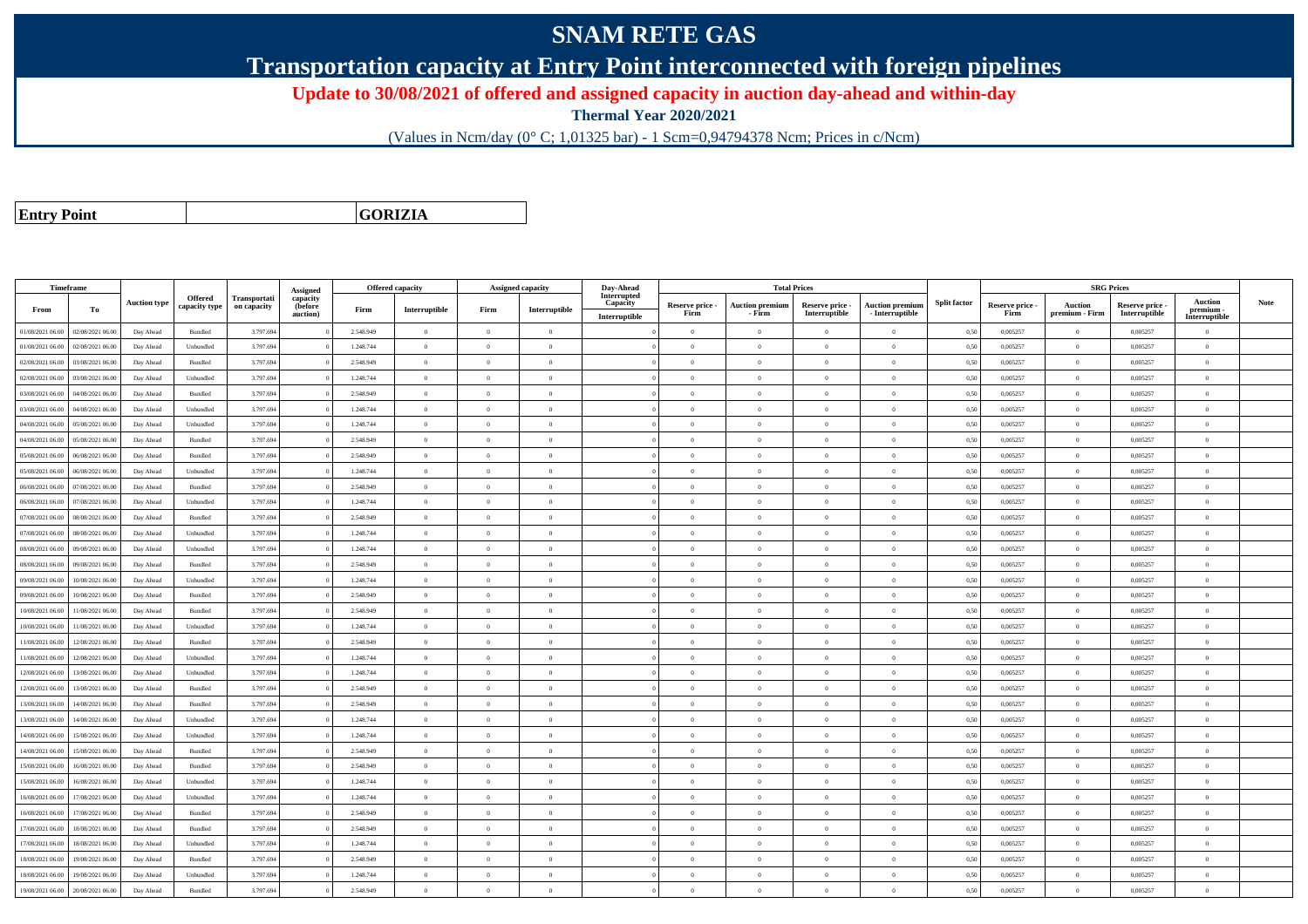# SNAM RETE GAS

## Transportation capacity at Entry Point interconnected with foreign pipelines

### Update to 30/08/2021 of offered and assigned capacity in auction day-ahead and within-day

**Thermal Year 2020/2021**

(Values in Ncm/day (0° C; 1,01325 bar) - 1 Scm=0,94794378 Ncm; Prices in c/Ncm)

| **Entry Point** | **GORIZIA** |
|---|---|

| Timeframe | | Auction type | Offered capacity type | Transportation capacity | Assigned capacity (before auction) | Offered capacity | | Assigned capacity | | Day-Ahead Interrupted Capacity | Total Prices | | | | Split factor | SRG Prices | | | | Note |
|---|---|---|---|---|---|---|---|---|---|---|---|---|---|---|---|---|---|---|---|---|
| From | To | | | | | Firm | Interruptible | Firm | Interruptible | Interruptible | Reserve price - Firm | Auction premium - Firm | Reserve price - Interruptible | Auction premium - Interruptible | | Reserve price - Firm | Auction premium - Firm | Reserve price - Interruptible | Auction premium - Interruptible | |
| 01/08/2021 06.00 | 02/08/2021 06.00 | Day Ahead | Bundled | 3.797.694 | 0 | 2.548.949 | 0 | 0 | 0 | 0 | 0 | 0 | 0 | 0 | 0,50 | 0,005257 | 0 | 0,005257 | 0 | |
| 01/08/2021 06.00 | 02/08/2021 06.00 | Day Ahead | Unbundled | 3.797.694 | 0 | 1.248.744 | 0 | 0 | 0 | 0 | 0 | 0 | 0 | 0 | 0,50 | 0,005257 | 0 | 0,005257 | 0 | |
| 02/08/2021 06.00 | 03/08/2021 06.00 | Day Ahead | Bundled | 3.797.694 | 0 | 2.548.949 | 0 | 0 | 0 | 0 | 0 | 0 | 0 | 0 | 0,50 | 0,005257 | 0 | 0,005257 | 0 | |
| 02/08/2021 06.00 | 03/08/2021 06.00 | Day Ahead | Unbundled | 3.797.694 | 0 | 1.248.744 | 0 | 0 | 0 | 0 | 0 | 0 | 0 | 0 | 0,50 | 0,005257 | 0 | 0,005257 | 0 | |
| 03/08/2021 06.00 | 04/08/2021 06.00 | Day Ahead | Bundled | 3.797.694 | 0 | 2.548.949 | 0 | 0 | 0 | 0 | 0 | 0 | 0 | 0 | 0,50 | 0,005257 | 0 | 0,005257 | 0 | |
| 03/08/2021 06.00 | 04/08/2021 06.00 | Day Ahead | Unbundled | 3.797.694 | 0 | 1.248.744 | 0 | 0 | 0 | 0 | 0 | 0 | 0 | 0 | 0,50 | 0,005257 | 0 | 0,005257 | 0 | |
| 04/08/2021 06.00 | 05/08/2021 06.00 | Day Ahead | Unbundled | 3.797.694 | 0 | 1.248.744 | 0 | 0 | 0 | 0 | 0 | 0 | 0 | 0 | 0,50 | 0,005257 | 0 | 0,005257 | 0 | |
| 04/08/2021 06.00 | 05/08/2021 06.00 | Day Ahead | Bundled | 3.797.694 | 0 | 2.548.949 | 0 | 0 | 0 | 0 | 0 | 0 | 0 | 0 | 0,50 | 0,005257 | 0 | 0,005257 | 0 | |
| 05/08/2021 06.00 | 06/08/2021 06.00 | Day Ahead | Bundled | 3.797.694 | 0 | 2.548.949 | 0 | 0 | 0 | 0 | 0 | 0 | 0 | 0 | 0,50 | 0,005257 | 0 | 0,005257 | 0 | |
| 05/08/2021 06.00 | 06/08/2021 06.00 | Day Ahead | Unbundled | 3.797.694 | 0 | 1.248.744 | 0 | 0 | 0 | 0 | 0 | 0 | 0 | 0 | 0,50 | 0,005257 | 0 | 0,005257 | 0 | |
| 06/08/2021 06.00 | 07/08/2021 06.00 | Day Ahead | Bundled | 3.797.694 | 0 | 2.548.949 | 0 | 0 | 0 | 0 | 0 | 0 | 0 | 0 | 0,50 | 0,005257 | 0 | 0,005257 | 0 | |
| 06/08/2021 06.00 | 07/08/2021 06.00 | Day Ahead | Unbundled | 3.797.694 | 0 | 1.248.744 | 0 | 0 | 0 | 0 | 0 | 0 | 0 | 0 | 0,50 | 0,005257 | 0 | 0,005257 | 0 | |
| 07/08/2021 06.00 | 08/08/2021 06.00 | Day Ahead | Bundled | 3.797.694 | 0 | 2.548.949 | 0 | 0 | 0 | 0 | 0 | 0 | 0 | 0 | 0,50 | 0,005257 | 0 | 0,005257 | 0 | |
| 07/08/2021 06.00 | 08/08/2021 06.00 | Day Ahead | Unbundled | 3.797.694 | 0 | 1.248.744 | 0 | 0 | 0 | 0 | 0 | 0 | 0 | 0 | 0,50 | 0,005257 | 0 | 0,005257 | 0 | |
| 08/08/2021 06.00 | 09/08/2021 06.00 | Day Ahead | Unbundled | 3.797.694 | 0 | 1.248.744 | 0 | 0 | 0 | 0 | 0 | 0 | 0 | 0 | 0,50 | 0,005257 | 0 | 0,005257 | 0 | |
| 08/08/2021 06.00 | 09/08/2021 06.00 | Day Ahead | Bundled | 3.797.694 | 0 | 2.548.949 | 0 | 0 | 0 | 0 | 0 | 0 | 0 | 0 | 0,50 | 0,005257 | 0 | 0,005257 | 0 | |
| 09/08/2021 06.00 | 10/08/2021 06.00 | Day Ahead | Unbundled | 3.797.694 | 0 | 1.248.744 | 0 | 0 | 0 | 0 | 0 | 0 | 0 | 0 | 0,50 | 0,005257 | 0 | 0,005257 | 0 | |
| 09/08/2021 06.00 | 10/08/2021 06.00 | Day Ahead | Bundled | 3.797.694 | 0 | 2.548.949 | 0 | 0 | 0 | 0 | 0 | 0 | 0 | 0 | 0,50 | 0,005257 | 0 | 0,005257 | 0 | |
| 10/08/2021 06.00 | 11/08/2021 06.00 | Day Ahead | Bundled | 3.797.694 | 0 | 2.548.949 | 0 | 0 | 0 | 0 | 0 | 0 | 0 | 0 | 0,50 | 0,005257 | 0 | 0,005257 | 0 | |
| 10/08/2021 06.00 | 11/08/2021 06.00 | Day Ahead | Unbundled | 3.797.694 | 0 | 1.248.744 | 0 | 0 | 0 | 0 | 0 | 0 | 0 | 0 | 0,50 | 0,005257 | 0 | 0,005257 | 0 | |
| 11/08/2021 06.00 | 12/08/2021 06.00 | Day Ahead | Bundled | 3.797.694 | 0 | 2.548.949 | 0 | 0 | 0 | 0 | 0 | 0 | 0 | 0 | 0,50 | 0,005257 | 0 | 0,005257 | 0 | |
| 11/08/2021 06.00 | 12/08/2021 06.00 | Day Ahead | Unbundled | 3.797.694 | 0 | 1.248.744 | 0 | 0 | 0 | 0 | 0 | 0 | 0 | 0 | 0,50 | 0,005257 | 0 | 0,005257 | 0 | |
| 12/08/2021 06.00 | 13/08/2021 06.00 | Day Ahead | Unbundled | 3.797.694 | 0 | 1.248.744 | 0 | 0 | 0 | 0 | 0 | 0 | 0 | 0 | 0,50 | 0,005257 | 0 | 0,005257 | 0 | |
| 12/08/2021 06.00 | 13/08/2021 06.00 | Day Ahead | Bundled | 3.797.694 | 0 | 2.548.949 | 0 | 0 | 0 | 0 | 0 | 0 | 0 | 0 | 0,50 | 0,005257 | 0 | 0,005257 | 0 | |
| 13/08/2021 06.00 | 14/08/2021 06.00 | Day Ahead | Bundled | 3.797.694 | 0 | 2.548.949 | 0 | 0 | 0 | 0 | 0 | 0 | 0 | 0 | 0,50 | 0,005257 | 0 | 0,005257 | 0 | |
| 13/08/2021 06.00 | 14/08/2021 06.00 | Day Ahead | Unbundled | 3.797.694 | 0 | 1.248.744 | 0 | 0 | 0 | 0 | 0 | 0 | 0 | 0 | 0,50 | 0,005257 | 0 | 0,005257 | 0 | |
| 14/08/2021 06.00 | 15/08/2021 06.00 | Day Ahead | Unbundled | 3.797.694 | 0 | 1.248.744 | 0 | 0 | 0 | 0 | 0 | 0 | 0 | 0 | 0,50 | 0,005257 | 0 | 0,005257 | 0 | |
| 14/08/2021 06.00 | 15/08/2021 06.00 | Day Ahead | Bundled | 3.797.694 | 0 | 2.548.949 | 0 | 0 | 0 | 0 | 0 | 0 | 0 | 0 | 0,50 | 0,005257 | 0 | 0,005257 | 0 | |
| 15/08/2021 06.00 | 16/08/2021 06.00 | Day Ahead | Bundled | 3.797.694 | 0 | 2.548.949 | 0 | 0 | 0 | 0 | 0 | 0 | 0 | 0 | 0,50 | 0,005257 | 0 | 0,005257 | 0 | |
| 15/08/2021 06.00 | 16/08/2021 06.00 | Day Ahead | Unbundled | 3.797.694 | 0 | 1.248.744 | 0 | 0 | 0 | 0 | 0 | 0 | 0 | 0 | 0,50 | 0,005257 | 0 | 0,005257 | 0 | |
| 16/08/2021 06.00 | 17/08/2021 06.00 | Day Ahead | Unbundled | 3.797.694 | 0 | 1.248.744 | 0 | 0 | 0 | 0 | 0 | 0 | 0 | 0 | 0,50 | 0,005257 | 0 | 0,005257 | 0 | |
| 16/08/2021 06.00 | 17/08/2021 06.00 | Day Ahead | Bundled | 3.797.694 | 0 | 2.548.949 | 0 | 0 | 0 | 0 | 0 | 0 | 0 | 0 | 0,50 | 0,005257 | 0 | 0,005257 | 0 | |
| 17/08/2021 06.00 | 18/08/2021 06.00 | Day Ahead | Bundled | 3.797.694 | 0 | 2.548.949 | 0 | 0 | 0 | 0 | 0 | 0 | 0 | 0 | 0,50 | 0,005257 | 0 | 0,005257 | 0 | |
| 17/08/2021 06.00 | 18/08/2021 06.00 | Day Ahead | Unbundled | 3.797.694 | 0 | 1.248.744 | 0 | 0 | 0 | 0 | 0 | 0 | 0 | 0 | 0,50 | 0,005257 | 0 | 0,005257 | 0 | |
| 18/08/2021 06.00 | 19/08/2021 06.00 | Day Ahead | Bundled | 3.797.694 | 0 | 2.548.949 | 0 | 0 | 0 | 0 | 0 | 0 | 0 | 0 | 0,50 | 0,005257 | 0 | 0,005257 | 0 | |
| 18/08/2021 06.00 | 19/08/2021 06.00 | Day Ahead | Unbundled | 3.797.694 | 0 | 1.248.744 | 0 | 0 | 0 | 0 | 0 | 0 | 0 | 0 | 0,50 | 0,005257 | 0 | 0,005257 | 0 | |
| 19/08/2021 06.00 | 20/08/2021 06.00 | Day Ahead | Bundled | 3.797.694 | 0 | 2.548.949 | 0 | 0 | 0 | 0 | 0 | 0 | 0 | 0 | 0,50 | 0,005257 | 0 | 0,005257 | 0 | |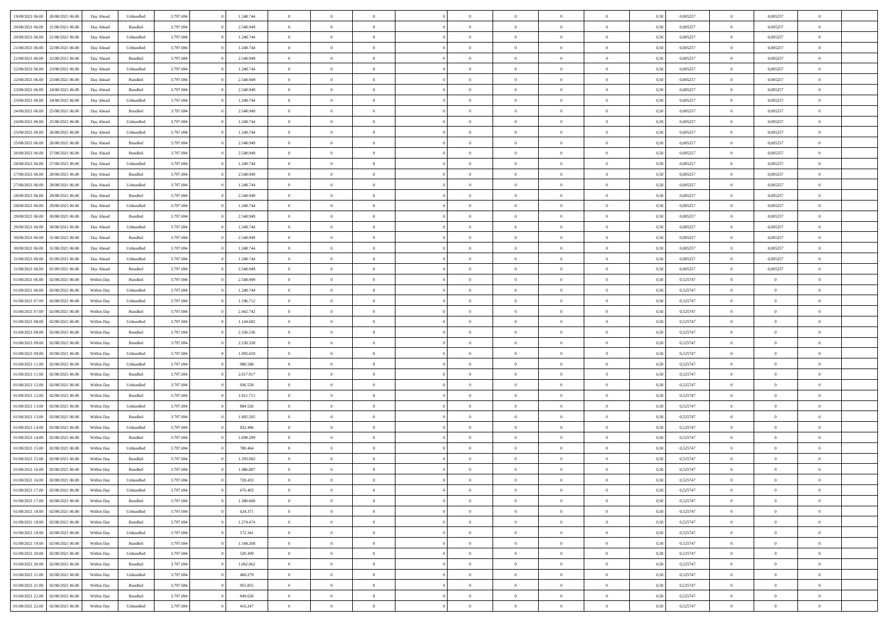| | | | | | | | | | | | | | | | | | | | | |
|---|---|---|---|---|---|---|---|---|---|---|---|---|---|---|---|---|---|---|---|---|
| 19/08/2021 06:00 | 20/08/2021 06:00 | Day Ahead | Unbundled | 3.797.694 | 0 | 1.248.744 | 0 | 0 | 0 | | 0 | 0 | 0 | 0 | 0,50 | 0,005257 | 0 | 0,005257 | 0 | |
| 20/08/2021 06:00 | 21/08/2021 06:00 | Day Ahead | Bundled | 3.797.694 | 0 | 2.548.949 | 0 | 0 | 0 | | 0 | 0 | 0 | 0 | 0,50 | 0,005257 | 0 | 0,005257 | 0 | |
| 20/08/2021 06:00 | 21/08/2021 06:00 | Day Ahead | Unbundled | 3.797.694 | 0 | 1.248.744 | 0 | 0 | 0 | | 0 | 0 | 0 | 0 | 0,50 | 0,005257 | 0 | 0,005257 | 0 | |
| 21/08/2021 06:00 | 22/08/2021 06:00 | Day Ahead | Unbundled | 3.797.694 | 0 | 1.248.744 | 0 | 0 | 0 | | 0 | 0 | 0 | 0 | 0,50 | 0,005257 | 0 | 0,005257 | 0 | |
| 21/08/2021 06:00 | 22/08/2021 06:00 | Day Ahead | Bundled | 3.797.694 | 0 | 2.548.949 | 0 | 0 | 0 | | 0 | 0 | 0 | 0 | 0,50 | 0,005257 | 0 | 0,005257 | 0 | |
| 22/08/2021 06:00 | 23/08/2021 06:00 | Day Ahead | Unbundled | 3.797.694 | 0 | 1.248.744 | 0 | 0 | 0 | | 0 | 0 | 0 | 0 | 0,50 | 0,005257 | 0 | 0,005257 | 0 | |
| 22/08/2021 06:00 | 23/08/2021 06:00 | Day Ahead | Bundled | 3.797.694 | 0 | 2.548.949 | 0 | 0 | 0 | | 0 | 0 | 0 | 0 | 0,50 | 0,005257 | 0 | 0,005257 | 0 | |
| 23/08/2021 06:00 | 24/08/2021 06:00 | Day Ahead | Bundled | 3.797.694 | 0 | 2.548.949 | 0 | 0 | 0 | | 0 | 0 | 0 | 0 | 0,50 | 0,005257 | 0 | 0,005257 | 0 | |
| 23/08/2021 06:00 | 24/08/2021 06:00 | Day Ahead | Unbundled | 3.797.694 | 0 | 1.248.744 | 0 | 0 | 0 | | 0 | 0 | 0 | 0 | 0,50 | 0,005257 | 0 | 0,005257 | 0 | |
| 24/08/2021 06:00 | 25/08/2021 06:00 | Day Ahead | Bundled | 3.797.694 | 0 | 2.548.949 | 0 | 0 | 0 | | 0 | 0 | 0 | 0 | 0,50 | 0,005257 | 0 | 0,005257 | 0 | |
| 24/08/2021 06:00 | 25/08/2021 06:00 | Day Ahead | Unbundled | 3.797.694 | 0 | 1.248.744 | 0 | 0 | 0 | | 0 | 0 | 0 | 0 | 0,50 | 0,005257 | 0 | 0,005257 | 0 | |
| 25/08/2021 06:00 | 26/08/2021 06:00 | Day Ahead | Unbundled | 3.797.694 | 0 | 1.248.744 | 0 | 0 | 0 | | 0 | 0 | 0 | 0 | 0,50 | 0,005257 | 0 | 0,005257 | 0 | |
| 25/08/2021 06:00 | 26/08/2021 06:00 | Day Ahead | Bundled | 3.797.694 | 0 | 2.548.949 | 0 | 0 | 0 | | 0 | 0 | 0 | 0 | 0,50 | 0,005257 | 0 | 0,005257 | 0 | |
| 26/08/2021 06:00 | 27/08/2021 06:00 | Day Ahead | Bundled | 3.797.694 | 0 | 2.548.949 | 0 | 0 | 0 | | 0 | 0 | 0 | 0 | 0,50 | 0,005257 | 0 | 0,005257 | 0 | |
| 26/08/2021 06:00 | 27/08/2021 06:00 | Day Ahead | Unbundled | 3.797.694 | 0 | 1.248.744 | 0 | 0 | 0 | | 0 | 0 | 0 | 0 | 0,50 | 0,005257 | 0 | 0,005257 | 0 | |
| 27/08/2021 06:00 | 28/08/2021 06:00 | Day Ahead | Bundled | 3.797.694 | 0 | 2.548.949 | 0 | 0 | 0 | | 0 | 0 | 0 | 0 | 0,50 | 0,005257 | 0 | 0,005257 | 0 | |
| 27/08/2021 06:00 | 28/08/2021 06:00 | Day Ahead | Unbundled | 3.797.694 | 0 | 1.248.744 | 0 | 0 | 0 | | 0 | 0 | 0 | 0 | 0,50 | 0,005257 | 0 | 0,005257 | 0 | |
| 28/08/2021 06:00 | 29/08/2021 06:00 | Day Ahead | Bundled | 3.797.694 | 0 | 2.548.949 | 0 | 0 | 0 | | 0 | 0 | 0 | 0 | 0,50 | 0,005257 | 0 | 0,005257 | 0 | |
| 28/08/2021 06:00 | 29/08/2021 06:00 | Day Ahead | Unbundled | 3.797.694 | 0 | 1.248.744 | 0 | 0 | 0 | | 0 | 0 | 0 | 0 | 0,50 | 0,005257 | 0 | 0,005257 | 0 | |
| 29/08/2021 06:00 | 30/08/2021 06:00 | Day Ahead | Bundled | 3.797.694 | 0 | 2.548.949 | 0 | 0 | 0 | | 0 | 0 | 0 | 0 | 0,50 | 0,005257 | 0 | 0,005257 | 0 | |
| 29/08/2021 06:00 | 30/08/2021 06:00 | Day Ahead | Unbundled | 3.797.694 | 0 | 1.248.744 | 0 | 0 | 0 | | 0 | 0 | 0 | 0 | 0,50 | 0,005257 | 0 | 0,005257 | 0 | |
| 30/08/2021 06:00 | 31/08/2021 06:00 | Day Ahead | Bundled | 3.797.694 | 0 | 2.548.949 | 0 | 0 | 0 | | 0 | 0 | 0 | 0 | 0,50 | 0,005257 | 0 | 0,005257 | 0 | |
| 30/08/2021 06:00 | 31/08/2021 06:00 | Day Ahead | Unbundled | 3.797.694 | 0 | 1.248.744 | 0 | 0 | 0 | | 0 | 0 | 0 | 0 | 0,50 | 0,005257 | 0 | 0,005257 | 0 | |
| 31/08/2021 06:00 | 01/09/2021 06:00 | Day Ahead | Unbundled | 3.797.694 | 0 | 1.248.744 | 0 | 0 | 0 | | 0 | 0 | 0 | 0 | 0,50 | 0,005257 | 0 | 0,005257 | 0 | |
| 31/08/2021 06:00 | 01/09/2021 06:00 | Day Ahead | Bundled | 3.797.694 | 0 | 2.548.949 | 0 | 0 | 0 | | 0 | 0 | 0 | 0 | 0,50 | 0,005257 | 0 | 0,005257 | 0 | |
| 01/08/2021 06:00 | 02/08/2021 06:00 | Within Day | Bundled | 3.797.694 | 0 | 2.548.949 | 0 | 0 | 0 | | 0 | 0 | 0 | 0 | 0,50 | 0,525747 | 0 | 0 | 0 | |
| 01/08/2021 06:00 | 02/08/2021 06:00 | Within Day | Unbundled | 3.797.694 | 0 | 1.248.744 | 0 | 0 | 0 | | 0 | 0 | 0 | 0 | 0,50 | 0,525747 | 0 | 0 | 0 | |
| 01/08/2021 07:00 | 02/08/2021 06:00 | Within Day | Unbundled | 3.797.694 | 0 | 1.196.712 | 0 | 0 | 0 | | 0 | 0 | 0 | 0 | 0,50 | 0,525747 | 0 | 0 | 0 | |
| 01/08/2021 07:00 | 02/08/2021 06:00 | Within Day | Bundled | 3.797.694 | 0 | 2.442.742 | 0 | 0 | 0 | | 0 | 0 | 0 | 0 | 0,50 | 0,525747 | 0 | 0 | 0 | |
| 01/08/2021 08:00 | 02/08/2021 06:00 | Within Day | Unbundled | 3.797.694 | 0 | 1.144.682 | 0 | 0 | 0 | | 0 | 0 | 0 | 0 | 0,50 | 0,525747 | 0 | 0 | 0 | |
| 01/08/2021 08:00 | 02/08/2021 06:00 | Within Day | Bundled | 3.797.694 | 0 | 2.336.536 | 0 | 0 | 0 | | 0 | 0 | 0 | 0 | 0,50 | 0,525747 | 0 | 0 | 0 | |
| 01/08/2021 09:00 | 02/08/2021 06:00 | Within Day | Bundled | 3.797.694 | 0 | 2.230.330 | 0 | 0 | 0 | | 0 | 0 | 0 | 0 | 0,50 | 0,525747 | 0 | 0 | 0 | |
| 01/08/2021 09:00 | 02/08/2021 06:00 | Within Day | Unbundled | 3.797.694 | 0 | 1.092.650 | 0 | 0 | 0 | | 0 | 0 | 0 | 0 | 0,50 | 0,525747 | 0 | 0 | 0 | |
| 01/08/2021 11:00 | 02/08/2021 06:00 | Within Day | Unbundled | 3.797.694 | 0 | 988.588 | 0 | 0 | 0 | | 0 | 0 | 0 | 0 | 0,50 | 0,525747 | 0 | 0 | 0 | |
| 01/08/2021 11:00 | 02/08/2021 06:00 | Within Day | Bundled | 3.797.694 | 0 | 2.017.917 | 0 | 0 | 0 | | 0 | 0 | 0 | 0 | 0,50 | 0,525747 | 0 | 0 | 0 | |
| 01/08/2021 12:00 | 02/08/2021 06:00 | Within Day | Unbundled | 3.797.694 | 0 | 936.558 | 0 | 0 | 0 | | 0 | 0 | 0 | 0 | 0,50 | 0,525747 | 0 | 0 | 0 | |
| 01/08/2021 12:00 | 02/08/2021 06:00 | Within Day | Bundled | 3.797.694 | 0 | 1.911.711 | 0 | 0 | 0 | | 0 | 0 | 0 | 0 | 0,50 | 0,525747 | 0 | 0 | 0 | |
| 01/08/2021 13:00 | 02/08/2021 06:00 | Within Day | Unbundled | 3.797.694 | 0 | 884.526 | 0 | 0 | 0 | | 0 | 0 | 0 | 0 | 0,50 | 0,525747 | 0 | 0 | 0 | |
| 01/08/2021 13:00 | 02/08/2021 06:00 | Within Day | Bundled | 3.797.694 | 0 | 1.805.505 | 0 | 0 | 0 | | 0 | 0 | 0 | 0 | 0,50 | 0,525747 | 0 | 0 | 0 | |
| 01/08/2021 14:00 | 02/08/2021 06:00 | Within Day | Unbundled | 3.797.694 | 0 | 832.496 | 0 | 0 | 0 | | 0 | 0 | 0 | 0 | 0,50 | 0,525747 | 0 | 0 | 0 | |
| 01/08/2021 14:00 | 02/08/2021 06:00 | Within Day | Bundled | 3.797.694 | 0 | 1.699.299 | 0 | 0 | 0 | | 0 | 0 | 0 | 0 | 0,50 | 0,525747 | 0 | 0 | 0 | |
| 01/08/2021 15:00 | 02/08/2021 06:00 | Within Day | Unbundled | 3.797.694 | 0 | 780.464 | 0 | 0 | 0 | | 0 | 0 | 0 | 0 | 0,50 | 0,525747 | 0 | 0 | 0 | |
| 01/08/2021 15:00 | 02/08/2021 06:00 | Within Day | Bundled | 3.797.694 | 0 | 1.593.092 | 0 | 0 | 0 | | 0 | 0 | 0 | 0 | 0,50 | 0,525747 | 0 | 0 | 0 | |
| 01/08/2021 16:00 | 02/08/2021 06:00 | Within Day | Bundled | 3.797.694 | 0 | 1.486.887 | 0 | 0 | 0 | | 0 | 0 | 0 | 0 | 0,50 | 0,525747 | 0 | 0 | 0 | |
| 01/08/2021 16:00 | 02/08/2021 06:00 | Within Day | Unbundled | 3.797.694 | 0 | 728.433 | 0 | 0 | 0 | | 0 | 0 | 0 | 0 | 0,50 | 0,525747 | 0 | 0 | 0 | |
| 01/08/2021 17:00 | 02/08/2021 06:00 | Within Day | Unbundled | 3.797.694 | 0 | 676.403 | 0 | 0 | 0 | | 0 | 0 | 0 | 0 | 0,50 | 0,525747 | 0 | 0 | 0 | |
| 01/08/2021 17:00 | 02/08/2021 06:00 | Within Day | Bundled | 3.797.694 | 0 | 1.380.680 | 0 | 0 | 0 | | 0 | 0 | 0 | 0 | 0,50 | 0,525747 | 0 | 0 | 0 | |
| 01/08/2021 18:00 | 02/08/2021 06:00 | Within Day | Unbundled | 3.797.694 | 0 | 624.371 | 0 | 0 | 0 | | 0 | 0 | 0 | 0 | 0,50 | 0,525747 | 0 | 0 | 0 | |
| 01/08/2021 18:00 | 02/08/2021 06:00 | Within Day | Bundled | 3.797.694 | 0 | 1.274.474 | 0 | 0 | 0 | | 0 | 0 | 0 | 0 | 0,50 | 0,525747 | 0 | 0 | 0 | |
| 01/08/2021 19:00 | 02/08/2021 06:00 | Within Day | Unbundled | 3.797.694 | 0 | 572.341 | 0 | 0 | 0 | | 0 | 0 | 0 | 0 | 0,50 | 0,525747 | 0 | 0 | 0 | |
| 01/08/2021 19:00 | 02/08/2021 06:00 | Within Day | Bundled | 3.797.694 | 0 | 1.168.268 | 0 | 0 | 0 | | 0 | 0 | 0 | 0 | 0,50 | 0,525747 | 0 | 0 | 0 | |
| 01/08/2021 20:00 | 02/08/2021 06:00 | Within Day | Unbundled | 3.797.694 | 0 | 520.309 | 0 | 0 | 0 | | 0 | 0 | 0 | 0 | 0,50 | 0,525747 | 0 | 0 | 0 | |
| 01/08/2021 20:00 | 02/08/2021 06:00 | Within Day | Bundled | 3.797.694 | 0 | 1.062.062 | 0 | 0 | 0 | | 0 | 0 | 0 | 0 | 0,50 | 0,525747 | 0 | 0 | 0 | |
| 01/08/2021 21:00 | 02/08/2021 06:00 | Within Day | Unbundled | 3.797.694 | 0 | 468.279 | 0 | 0 | 0 | | 0 | 0 | 0 | 0 | 0,50 | 0,525747 | 0 | 0 | 0 | |
| 01/08/2021 21:00 | 02/08/2021 06:00 | Within Day | Bundled | 3.797.694 | 0 | 955.855 | 0 | 0 | 0 | | 0 | 0 | 0 | 0 | 0,50 | 0,525747 | 0 | 0 | 0 | |
| 01/08/2021 22:00 | 02/08/2021 06:00 | Within Day | Bundled | 3.797.694 | 0 | 849.650 | 0 | 0 | 0 | | 0 | 0 | 0 | 0 | 0,50 | 0,525747 | 0 | 0 | 0 | |
| 01/08/2021 22:00 | 02/08/2021 06:00 | Within Day | Unbundled | 3.797.694 | 0 | 416.247 | 0 | 0 | 0 | | 0 | 0 | 0 | 0 | 0,50 | 0,525747 | 0 | 0 | 0 | |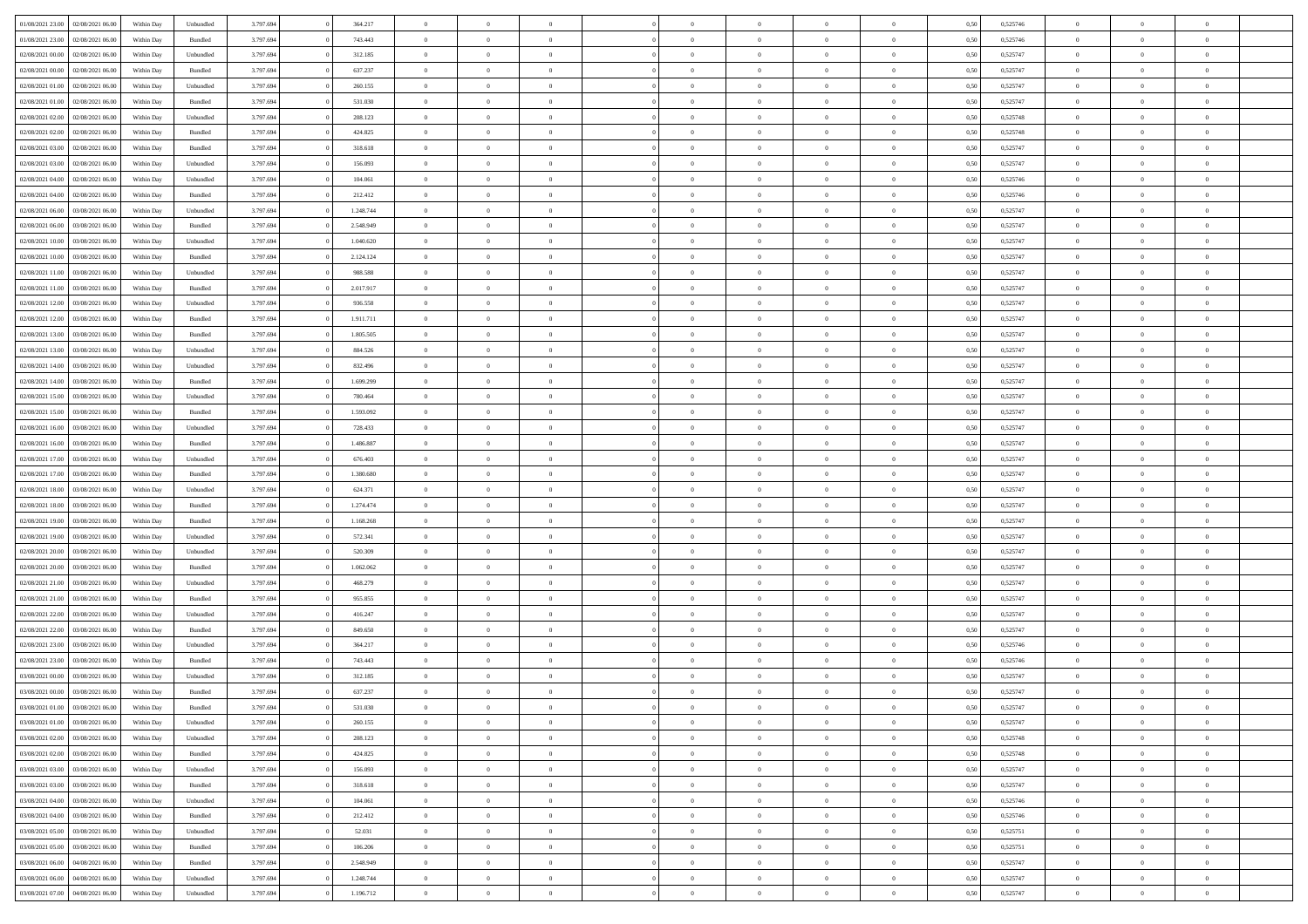| | | | | | | | | | | | | | | | | | | | | |
|---|---|---|---|---|---|---|---|---|---|---|---|---|---|---|---|---|---|---|---|---|
| 01/08/2021 23:00 | 02/08/2021 06:00 | Within Day | Unbundled | 3.797.694 | 0 | 364.217 | 0 | 0 | 0 | 0 | 0 | 0 | 0 | 0 | 0,50 | 0,525746 | 0 | 0 | 0 | |
| 01/08/2021 23:00 | 02/08/2021 06:00 | Within Day | Bundled | 3.797.694 | 0 | 743.443 | 0 | 0 | 0 | 0 | 0 | 0 | 0 | 0 | 0,50 | 0,525746 | 0 | 0 | 0 | |
| 02/08/2021 00:00 | 02/08/2021 06:00 | Within Day | Unbundled | 3.797.694 | 0 | 312.185 | 0 | 0 | 0 | 0 | 0 | 0 | 0 | 0 | 0,50 | 0,525747 | 0 | 0 | 0 | |
| 02/08/2021 00:00 | 02/08/2021 06:00 | Within Day | Bundled | 3.797.694 | 0 | 637.237 | 0 | 0 | 0 | 0 | 0 | 0 | 0 | 0 | 0,50 | 0,525747 | 0 | 0 | 0 | |
| 02/08/2021 01:00 | 02/08/2021 06:00 | Within Day | Unbundled | 3.797.694 | 0 | 260.155 | 0 | 0 | 0 | 0 | 0 | 0 | 0 | 0 | 0,50 | 0,525747 | 0 | 0 | 0 | |
| 02/08/2021 01:00 | 02/08/2021 06:00 | Within Day | Bundled | 3.797.694 | 0 | 531.030 | 0 | 0 | 0 | 0 | 0 | 0 | 0 | 0 | 0,50 | 0,525747 | 0 | 0 | 0 | |
| 02/08/2021 02:00 | 02/08/2021 06:00 | Within Day | Unbundled | 3.797.694 | 0 | 208.123 | 0 | 0 | 0 | 0 | 0 | 0 | 0 | 0 | 0,50 | 0,525748 | 0 | 0 | 0 | |
| 02/08/2021 02:00 | 02/08/2021 06:00 | Within Day | Bundled | 3.797.694 | 0 | 424.825 | 0 | 0 | 0 | 0 | 0 | 0 | 0 | 0 | 0,50 | 0,525748 | 0 | 0 | 0 | |
| 02/08/2021 03:00 | 02/08/2021 06:00 | Within Day | Bundled | 3.797.694 | 0 | 318.618 | 0 | 0 | 0 | 0 | 0 | 0 | 0 | 0 | 0,50 | 0,525747 | 0 | 0 | 0 | |
| 02/08/2021 03:00 | 02/08/2021 06:00 | Within Day | Unbundled | 3.797.694 | 0 | 156.093 | 0 | 0 | 0 | 0 | 0 | 0 | 0 | 0 | 0,50 | 0,525747 | 0 | 0 | 0 | |
| 02/08/2021 04:00 | 02/08/2021 06:00 | Within Day | Unbundled | 3.797.694 | 0 | 104.061 | 0 | 0 | 0 | 0 | 0 | 0 | 0 | 0 | 0,50 | 0,525746 | 0 | 0 | 0 | |
| 02/08/2021 04:00 | 02/08/2021 06:00 | Within Day | Bundled | 3.797.694 | 0 | 212.412 | 0 | 0 | 0 | 0 | 0 | 0 | 0 | 0 | 0,50 | 0,525746 | 0 | 0 | 0 | |
| 02/08/2021 06:00 | 03/08/2021 06:00 | Within Day | Unbundled | 3.797.694 | 0 | 1.248.744 | 0 | 0 | 0 | 0 | 0 | 0 | 0 | 0 | 0,50 | 0,525747 | 0 | 0 | 0 | |
| 02/08/2021 06:00 | 03/08/2021 06:00 | Within Day | Bundled | 3.797.694 | 0 | 2.548.949 | 0 | 0 | 0 | 0 | 0 | 0 | 0 | 0 | 0,50 | 0,525747 | 0 | 0 | 0 | |
| 02/08/2021 10:00 | 03/08/2021 06:00 | Within Day | Unbundled | 3.797.694 | 0 | 1.040.620 | 0 | 0 | 0 | 0 | 0 | 0 | 0 | 0 | 0,50 | 0,525747 | 0 | 0 | 0 | |
| 02/08/2021 10:00 | 03/08/2021 06:00 | Within Day | Bundled | 3.797.694 | 0 | 2.124.124 | 0 | 0 | 0 | 0 | 0 | 0 | 0 | 0 | 0,50 | 0,525747 | 0 | 0 | 0 | |
| 02/08/2021 11:00 | 03/08/2021 06:00 | Within Day | Unbundled | 3.797.694 | 0 | 988.588 | 0 | 0 | 0 | 0 | 0 | 0 | 0 | 0 | 0,50 | 0,525747 | 0 | 0 | 0 | |
| 02/08/2021 11:00 | 03/08/2021 06:00 | Within Day | Bundled | 3.797.694 | 0 | 2.017.917 | 0 | 0 | 0 | 0 | 0 | 0 | 0 | 0 | 0,50 | 0,525747 | 0 | 0 | 0 | |
| 02/08/2021 12:00 | 03/08/2021 06:00 | Within Day | Unbundled | 3.797.694 | 0 | 936.558 | 0 | 0 | 0 | 0 | 0 | 0 | 0 | 0 | 0,50 | 0,525747 | 0 | 0 | 0 | |
| 02/08/2021 12:00 | 03/08/2021 06:00 | Within Day | Bundled | 3.797.694 | 0 | 1.911.711 | 0 | 0 | 0 | 0 | 0 | 0 | 0 | 0 | 0,50 | 0,525747 | 0 | 0 | 0 | |
| 02/08/2021 13:00 | 03/08/2021 06:00 | Within Day | Bundled | 3.797.694 | 0 | 1.805.505 | 0 | 0 | 0 | 0 | 0 | 0 | 0 | 0 | 0,50 | 0,525747 | 0 | 0 | 0 | |
| 02/08/2021 13:00 | 03/08/2021 06:00 | Within Day | Unbundled | 3.797.694 | 0 | 884.526 | 0 | 0 | 0 | 0 | 0 | 0 | 0 | 0 | 0,50 | 0,525747 | 0 | 0 | 0 | |
| 02/08/2021 14:00 | 03/08/2021 06:00 | Within Day | Unbundled | 3.797.694 | 0 | 832.496 | 0 | 0 | 0 | 0 | 0 | 0 | 0 | 0 | 0,50 | 0,525747 | 0 | 0 | 0 | |
| 02/08/2021 14:00 | 03/08/2021 06:00 | Within Day | Bundled | 3.797.694 | 0 | 1.699.299 | 0 | 0 | 0 | 0 | 0 | 0 | 0 | 0 | 0,50 | 0,525747 | 0 | 0 | 0 | |
| 02/08/2021 15:00 | 03/08/2021 06:00 | Within Day | Unbundled | 3.797.694 | 0 | 780.464 | 0 | 0 | 0 | 0 | 0 | 0 | 0 | 0 | 0,50 | 0,525747 | 0 | 0 | 0 | |
| 02/08/2021 15:00 | 03/08/2021 06:00 | Within Day | Bundled | 3.797.694 | 0 | 1.593.092 | 0 | 0 | 0 | 0 | 0 | 0 | 0 | 0 | 0,50 | 0,525747 | 0 | 0 | 0 | |
| 02/08/2021 16:00 | 03/08/2021 06:00 | Within Day | Unbundled | 3.797.694 | 0 | 728.433 | 0 | 0 | 0 | 0 | 0 | 0 | 0 | 0 | 0,50 | 0,525747 | 0 | 0 | 0 | |
| 02/08/2021 16:00 | 03/08/2021 06:00 | Within Day | Bundled | 3.797.694 | 0 | 1.486.887 | 0 | 0 | 0 | 0 | 0 | 0 | 0 | 0 | 0,50 | 0,525747 | 0 | 0 | 0 | |
| 02/08/2021 17:00 | 03/08/2021 06:00 | Within Day | Unbundled | 3.797.694 | 0 | 676.403 | 0 | 0 | 0 | 0 | 0 | 0 | 0 | 0 | 0,50 | 0,525747 | 0 | 0 | 0 | |
| 02/08/2021 17:00 | 03/08/2021 06:00 | Within Day | Bundled | 3.797.694 | 0 | 1.380.680 | 0 | 0 | 0 | 0 | 0 | 0 | 0 | 0 | 0,50 | 0,525747 | 0 | 0 | 0 | |
| 02/08/2021 18:00 | 03/08/2021 06:00 | Within Day | Unbundled | 3.797.694 | 0 | 624.371 | 0 | 0 | 0 | 0 | 0 | 0 | 0 | 0 | 0,50 | 0,525747 | 0 | 0 | 0 | |
| 02/08/2021 18:00 | 03/08/2021 06:00 | Within Day | Bundled | 3.797.694 | 0 | 1.274.474 | 0 | 0 | 0 | 0 | 0 | 0 | 0 | 0 | 0,50 | 0,525747 | 0 | 0 | 0 | |
| 02/08/2021 19:00 | 03/08/2021 06:00 | Within Day | Bundled | 3.797.694 | 0 | 1.168.268 | 0 | 0 | 0 | 0 | 0 | 0 | 0 | 0 | 0,50 | 0,525747 | 0 | 0 | 0 | |
| 02/08/2021 19:00 | 03/08/2021 06:00 | Within Day | Unbundled | 3.797.694 | 0 | 572.341 | 0 | 0 | 0 | 0 | 0 | 0 | 0 | 0 | 0,50 | 0,525747 | 0 | 0 | 0 | |
| 02/08/2021 20:00 | 03/08/2021 06:00 | Within Day | Unbundled | 3.797.694 | 0 | 520.309 | 0 | 0 | 0 | 0 | 0 | 0 | 0 | 0 | 0,50 | 0,525747 | 0 | 0 | 0 | |
| 02/08/2021 20:00 | 03/08/2021 06:00 | Within Day | Bundled | 3.797.694 | 0 | 1.062.062 | 0 | 0 | 0 | 0 | 0 | 0 | 0 | 0 | 0,50 | 0,525747 | 0 | 0 | 0 | |
| 02/08/2021 21:00 | 03/08/2021 06:00 | Within Day | Unbundled | 3.797.694 | 0 | 468.279 | 0 | 0 | 0 | 0 | 0 | 0 | 0 | 0 | 0,50 | 0,525747 | 0 | 0 | 0 | |
| 02/08/2021 21:00 | 03/08/2021 06:00 | Within Day | Bundled | 3.797.694 | 0 | 955.855 | 0 | 0 | 0 | 0 | 0 | 0 | 0 | 0 | 0,50 | 0,525747 | 0 | 0 | 0 | |
| 02/08/2021 22:00 | 03/08/2021 06:00 | Within Day | Unbundled | 3.797.694 | 0 | 416.247 | 0 | 0 | 0 | 0 | 0 | 0 | 0 | 0 | 0,50 | 0,525747 | 0 | 0 | 0 | |
| 02/08/2021 22:00 | 03/08/2021 06:00 | Within Day | Bundled | 3.797.694 | 0 | 849.650 | 0 | 0 | 0 | 0 | 0 | 0 | 0 | 0 | 0,50 | 0,525747 | 0 | 0 | 0 | |
| 02/08/2021 23:00 | 03/08/2021 06:00 | Within Day | Unbundled | 3.797.694 | 0 | 364.217 | 0 | 0 | 0 | 0 | 0 | 0 | 0 | 0 | 0,50 | 0,525746 | 0 | 0 | 0 | |
| 02/08/2021 23:00 | 03/08/2021 06:00 | Within Day | Bundled | 3.797.694 | 0 | 743.443 | 0 | 0 | 0 | 0 | 0 | 0 | 0 | 0 | 0,50 | 0,525746 | 0 | 0 | 0 | |
| 03/08/2021 00:00 | 03/08/2021 06:00 | Within Day | Unbundled | 3.797.694 | 0 | 312.185 | 0 | 0 | 0 | 0 | 0 | 0 | 0 | 0 | 0,50 | 0,525747 | 0 | 0 | 0 | |
| 03/08/2021 00:00 | 03/08/2021 06:00 | Within Day | Bundled | 3.797.694 | 0 | 637.237 | 0 | 0 | 0 | 0 | 0 | 0 | 0 | 0 | 0,50 | 0,525747 | 0 | 0 | 0 | |
| 03/08/2021 01:00 | 03/08/2021 06:00 | Within Day | Bundled | 3.797.694 | 0 | 531.030 | 0 | 0 | 0 | 0 | 0 | 0 | 0 | 0 | 0,50 | 0,525747 | 0 | 0 | 0 | |
| 03/08/2021 01:00 | 03/08/2021 06:00 | Within Day | Unbundled | 3.797.694 | 0 | 260.155 | 0 | 0 | 0 | 0 | 0 | 0 | 0 | 0 | 0,50 | 0,525747 | 0 | 0 | 0 | |
| 03/08/2021 02:00 | 03/08/2021 06:00 | Within Day | Unbundled | 3.797.694 | 0 | 208.123 | 0 | 0 | 0 | 0 | 0 | 0 | 0 | 0 | 0,50 | 0,525748 | 0 | 0 | 0 | |
| 03/08/2021 02:00 | 03/08/2021 06:00 | Within Day | Bundled | 3.797.694 | 0 | 424.825 | 0 | 0 | 0 | 0 | 0 | 0 | 0 | 0 | 0,50 | 0,525748 | 0 | 0 | 0 | |
| 03/08/2021 03:00 | 03/08/2021 06:00 | Within Day | Unbundled | 3.797.694 | 0 | 156.093 | 0 | 0 | 0 | 0 | 0 | 0 | 0 | 0 | 0,50 | 0,525747 | 0 | 0 | 0 | |
| 03/08/2021 03:00 | 03/08/2021 06:00 | Within Day | Bundled | 3.797.694 | 0 | 318.618 | 0 | 0 | 0 | 0 | 0 | 0 | 0 | 0 | 0,50 | 0,525747 | 0 | 0 | 0 | |
| 03/08/2021 04:00 | 03/08/2021 06:00 | Within Day | Unbundled | 3.797.694 | 0 | 104.061 | 0 | 0 | 0 | 0 | 0 | 0 | 0 | 0 | 0,50 | 0,525746 | 0 | 0 | 0 | |
| 03/08/2021 04:00 | 03/08/2021 06:00 | Within Day | Bundled | 3.797.694 | 0 | 212.412 | 0 | 0 | 0 | 0 | 0 | 0 | 0 | 0 | 0,50 | 0,525746 | 0 | 0 | 0 | |
| 03/08/2021 05:00 | 03/08/2021 06:00 | Within Day | Unbundled | 3.797.694 | 0 | 52.031 | 0 | 0 | 0 | 0 | 0 | 0 | 0 | 0 | 0,50 | 0,525751 | 0 | 0 | 0 | |
| 03/08/2021 05:00 | 03/08/2021 06:00 | Within Day | Bundled | 3.797.694 | 0 | 106.206 | 0 | 0 | 0 | 0 | 0 | 0 | 0 | 0 | 0,50 | 0,525751 | 0 | 0 | 0 | |
| 03/08/2021 06:00 | 04/08/2021 06:00 | Within Day | Bundled | 3.797.694 | 0 | 2.548.949 | 0 | 0 | 0 | 0 | 0 | 0 | 0 | 0 | 0,50 | 0,525747 | 0 | 0 | 0 | |
| 03/08/2021 06:00 | 04/08/2021 06:00 | Within Day | Unbundled | 3.797.694 | 0 | 1.248.744 | 0 | 0 | 0 | 0 | 0 | 0 | 0 | 0 | 0,50 | 0,525747 | 0 | 0 | 0 | |
| 03/08/2021 07:00 | 04/08/2021 06:00 | Within Day | Unbundled | 3.797.694 | 0 | 1.196.712 | 0 | 0 | 0 | 0 | 0 | 0 | 0 | 0 | 0,50 | 0,525747 | 0 | 0 | 0 | |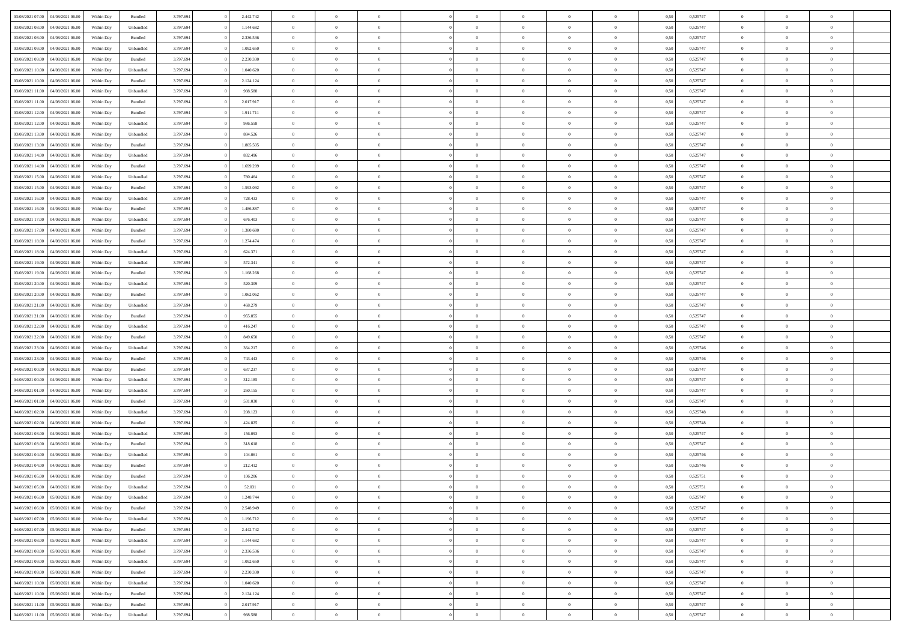| | | | | | | | | | | | | | | | | | | | | |
|---|---|---|---|---|---|---|---|---|---|---|---|---|---|---|---|---|---|---|---|---|
| 03/08/2021 07:00 | 04/08/2021 06:00 | Within Day | Bundled | 3.797.694 | 0 | 2.442.742 | 0 | 0 | 0 | 0 | 0 | 0 | 0 | 0 | 0,50 | 0,525747 | 0 | 0 | 0 | |
| 03/08/2021 08:00 | 04/08/2021 06:00 | Within Day | Unbundled | 3.797.694 | 0 | 1.144.682 | 0 | 0 | 0 | 0 | 0 | 0 | 0 | 0 | 0,50 | 0,525747 | 0 | 0 | 0 | |
| 03/08/2021 08:00 | 04/08/2021 06:00 | Within Day | Bundled | 3.797.694 | 0 | 2.336.536 | 0 | 0 | 0 | 0 | 0 | 0 | 0 | 0 | 0,50 | 0,525747 | 0 | 0 | 0 | |
| 03/08/2021 09:00 | 04/08/2021 06:00 | Within Day | Unbundled | 3.797.694 | 0 | 1.092.650 | 0 | 0 | 0 | 0 | 0 | 0 | 0 | 0 | 0,50 | 0,525747 | 0 | 0 | 0 | |
| 03/08/2021 09:00 | 04/08/2021 06:00 | Within Day | Bundled | 3.797.694 | 0 | 2.230.330 | 0 | 0 | 0 | 0 | 0 | 0 | 0 | 0 | 0,50 | 0,525747 | 0 | 0 | 0 | |
| 03/08/2021 10:00 | 04/08/2021 06:00 | Within Day | Unbundled | 3.797.694 | 0 | 1.040.620 | 0 | 0 | 0 | 0 | 0 | 0 | 0 | 0 | 0,50 | 0,525747 | 0 | 0 | 0 | |
| 03/08/2021 10:00 | 04/08/2021 06:00 | Within Day | Bundled | 3.797.694 | 0 | 2.124.124 | 0 | 0 | 0 | 0 | 0 | 0 | 0 | 0 | 0,50 | 0,525747 | 0 | 0 | 0 | |
| 03/08/2021 11:00 | 04/08/2021 06:00 | Within Day | Unbundled | 3.797.694 | 0 | 988.588 | 0 | 0 | 0 | 0 | 0 | 0 | 0 | 0 | 0,50 | 0,525747 | 0 | 0 | 0 | |
| 03/08/2021 11:00 | 04/08/2021 06:00 | Within Day | Bundled | 3.797.694 | 0 | 2.017.917 | 0 | 0 | 0 | 0 | 0 | 0 | 0 | 0 | 0,50 | 0,525747 | 0 | 0 | 0 | |
| 03/08/2021 12:00 | 04/08/2021 06:00 | Within Day | Bundled | 3.797.694 | 0 | 1.911.711 | 0 | 0 | 0 | 0 | 0 | 0 | 0 | 0 | 0,50 | 0,525747 | 0 | 0 | 0 | |
| 03/08/2021 12:00 | 04/08/2021 06:00 | Within Day | Unbundled | 3.797.694 | 0 | 936.558 | 0 | 0 | 0 | 0 | 0 | 0 | 0 | 0 | 0,50 | 0,525747 | 0 | 0 | 0 | |
| 03/08/2021 13:00 | 04/08/2021 06:00 | Within Day | Unbundled | 3.797.694 | 0 | 884.526 | 0 | 0 | 0 | 0 | 0 | 0 | 0 | 0 | 0,50 | 0,525747 | 0 | 0 | 0 | |
| 03/08/2021 13:00 | 04/08/2021 06:00 | Within Day | Bundled | 3.797.694 | 0 | 1.805.505 | 0 | 0 | 0 | 0 | 0 | 0 | 0 | 0 | 0,50 | 0,525747 | 0 | 0 | 0 | |
| 03/08/2021 14:00 | 04/08/2021 06:00 | Within Day | Unbundled | 3.797.694 | 0 | 832.496 | 0 | 0 | 0 | 0 | 0 | 0 | 0 | 0 | 0,50 | 0,525747 | 0 | 0 | 0 | |
| 03/08/2021 14:00 | 04/08/2021 06:00 | Within Day | Bundled | 3.797.694 | 0 | 1.699.299 | 0 | 0 | 0 | 0 | 0 | 0 | 0 | 0 | 0,50 | 0,525747 | 0 | 0 | 0 | |
| 03/08/2021 15:00 | 04/08/2021 06:00 | Within Day | Unbundled | 3.797.694 | 0 | 780.464 | 0 | 0 | 0 | 0 | 0 | 0 | 0 | 0 | 0,50 | 0,525747 | 0 | 0 | 0 | |
| 03/08/2021 15:00 | 04/08/2021 06:00 | Within Day | Bundled | 3.797.694 | 0 | 1.593.092 | 0 | 0 | 0 | 0 | 0 | 0 | 0 | 0 | 0,50 | 0,525747 | 0 | 0 | 0 | |
| 03/08/2021 16:00 | 04/08/2021 06:00 | Within Day | Unbundled | 3.797.694 | 0 | 728.433 | 0 | 0 | 0 | 0 | 0 | 0 | 0 | 0 | 0,50 | 0,525747 | 0 | 0 | 0 | |
| 03/08/2021 16:00 | 04/08/2021 06:00 | Within Day | Bundled | 3.797.694 | 0 | 1.486.887 | 0 | 0 | 0 | 0 | 0 | 0 | 0 | 0 | 0,50 | 0,525747 | 0 | 0 | 0 | |
| 03/08/2021 17:00 | 04/08/2021 06:00 | Within Day | Unbundled | 3.797.694 | 0 | 676.403 | 0 | 0 | 0 | 0 | 0 | 0 | 0 | 0 | 0,50 | 0,525747 | 0 | 0 | 0 | |
| 03/08/2021 17:00 | 04/08/2021 06:00 | Within Day | Bundled | 3.797.694 | 0 | 1.380.680 | 0 | 0 | 0 | 0 | 0 | 0 | 0 | 0 | 0,50 | 0,525747 | 0 | 0 | 0 | |
| 03/08/2021 18:00 | 04/08/2021 06:00 | Within Day | Bundled | 3.797.694 | 0 | 1.274.474 | 0 | 0 | 0 | 0 | 0 | 0 | 0 | 0 | 0,50 | 0,525747 | 0 | 0 | 0 | |
| 03/08/2021 18:00 | 04/08/2021 06:00 | Within Day | Unbundled | 3.797.694 | 0 | 624.371 | 0 | 0 | 0 | 0 | 0 | 0 | 0 | 0 | 0,50 | 0,525747 | 0 | 0 | 0 | |
| 03/08/2021 19:00 | 04/08/2021 06:00 | Within Day | Unbundled | 3.797.694 | 0 | 572.341 | 0 | 0 | 0 | 0 | 0 | 0 | 0 | 0 | 0,50 | 0,525747 | 0 | 0 | 0 | |
| 03/08/2021 19:00 | 04/08/2021 06:00 | Within Day | Bundled | 3.797.694 | 0 | 1.168.268 | 0 | 0 | 0 | 0 | 0 | 0 | 0 | 0 | 0,50 | 0,525747 | 0 | 0 | 0 | |
| 03/08/2021 20:00 | 04/08/2021 06:00 | Within Day | Unbundled | 3.797.694 | 0 | 520.309 | 0 | 0 | 0 | 0 | 0 | 0 | 0 | 0 | 0,50 | 0,525747 | 0 | 0 | 0 | |
| 03/08/2021 20:00 | 04/08/2021 06:00 | Within Day | Bundled | 3.797.694 | 0 | 1.062.062 | 0 | 0 | 0 | 0 | 0 | 0 | 0 | 0 | 0,50 | 0,525747 | 0 | 0 | 0 | |
| 03/08/2021 21:00 | 04/08/2021 06:00 | Within Day | Unbundled | 3.797.694 | 0 | 468.279 | 0 | 0 | 0 | 0 | 0 | 0 | 0 | 0 | 0,50 | 0,525747 | 0 | 0 | 0 | |
| 03/08/2021 21:00 | 04/08/2021 06:00 | Within Day | Bundled | 3.797.694 | 0 | 955.855 | 0 | 0 | 0 | 0 | 0 | 0 | 0 | 0 | 0,50 | 0,525747 | 0 | 0 | 0 | |
| 03/08/2021 22:00 | 04/08/2021 06:00 | Within Day | Unbundled | 3.797.694 | 0 | 416.247 | 0 | 0 | 0 | 0 | 0 | 0 | 0 | 0 | 0,50 | 0,525747 | 0 | 0 | 0 | |
| 03/08/2021 22:00 | 04/08/2021 06:00 | Within Day | Bundled | 3.797.694 | 0 | 849.650 | 0 | 0 | 0 | 0 | 0 | 0 | 0 | 0 | 0,50 | 0,525747 | 0 | 0 | 0 | |
| 03/08/2021 23:00 | 04/08/2021 06:00 | Within Day | Unbundled | 3.797.694 | 0 | 364.217 | 0 | 0 | 0 | 0 | 0 | 0 | 0 | 0 | 0,50 | 0,525746 | 0 | 0 | 0 | |
| 03/08/2021 23:00 | 04/08/2021 06:00 | Within Day | Bundled | 3.797.694 | 0 | 743.443 | 0 | 0 | 0 | 0 | 0 | 0 | 0 | 0 | 0,50 | 0,525746 | 0 | 0 | 0 | |
| 04/08/2021 00:00 | 04/08/2021 06:00 | Within Day | Bundled | 3.797.694 | 0 | 637.237 | 0 | 0 | 0 | 0 | 0 | 0 | 0 | 0 | 0,50 | 0,525747 | 0 | 0 | 0 | |
| 04/08/2021 00:00 | 04/08/2021 06:00 | Within Day | Unbundled | 3.797.694 | 0 | 312.185 | 0 | 0 | 0 | 0 | 0 | 0 | 0 | 0 | 0,50 | 0,525747 | 0 | 0 | 0 | |
| 04/08/2021 01:00 | 04/08/2021 06:00 | Within Day | Unbundled | 3.797.694 | 0 | 260.155 | 0 | 0 | 0 | 0 | 0 | 0 | 0 | 0 | 0,50 | 0,525747 | 0 | 0 | 0 | |
| 04/08/2021 01:00 | 04/08/2021 06:00 | Within Day | Bundled | 3.797.694 | 0 | 531.030 | 0 | 0 | 0 | 0 | 0 | 0 | 0 | 0 | 0,50 | 0,525747 | 0 | 0 | 0 | |
| 04/08/2021 02:00 | 04/08/2021 06:00 | Within Day | Unbundled | 3.797.694 | 0 | 208.123 | 0 | 0 | 0 | 0 | 0 | 0 | 0 | 0 | 0,50 | 0,525748 | 0 | 0 | 0 | |
| 04/08/2021 02:00 | 04/08/2021 06:00 | Within Day | Bundled | 3.797.694 | 0 | 424.825 | 0 | 0 | 0 | 0 | 0 | 0 | 0 | 0 | 0,50 | 0,525748 | 0 | 0 | 0 | |
| 04/08/2021 03:00 | 04/08/2021 06:00 | Within Day | Unbundled | 3.797.694 | 0 | 156.093 | 0 | 0 | 0 | 0 | 0 | 0 | 0 | 0 | 0,50 | 0,525747 | 0 | 0 | 0 | |
| 04/08/2021 03:00 | 04/08/2021 06:00 | Within Day | Bundled | 3.797.694 | 0 | 318.618 | 0 | 0 | 0 | 0 | 0 | 0 | 0 | 0 | 0,50 | 0,525747 | 0 | 0 | 0 | |
| 04/08/2021 04:00 | 04/08/2021 06:00 | Within Day | Unbundled | 3.797.694 | 0 | 104.061 | 0 | 0 | 0 | 0 | 0 | 0 | 0 | 0 | 0,50 | 0,525746 | 0 | 0 | 0 | |
| 04/08/2021 04:00 | 04/08/2021 06:00 | Within Day | Bundled | 3.797.694 | 0 | 212.412 | 0 | 0 | 0 | 0 | 0 | 0 | 0 | 0 | 0,50 | 0,525746 | 0 | 0 | 0 | |
| 04/08/2021 05:00 | 04/08/2021 06:00 | Within Day | Bundled | 3.797.694 | 0 | 106.206 | 0 | 0 | 0 | 0 | 0 | 0 | 0 | 0 | 0,50 | 0,525751 | 0 | 0 | 0 | |
| 04/08/2021 05:00 | 04/08/2021 06:00 | Within Day | Unbundled | 3.797.694 | 0 | 52.031 | 0 | 0 | 0 | 0 | 0 | 0 | 0 | 0 | 0,50 | 0,525751 | 0 | 0 | 0 | |
| 04/08/2021 06:00 | 05/08/2021 06:00 | Within Day | Unbundled | 3.797.694 | 0 | 1.248.744 | 0 | 0 | 0 | 0 | 0 | 0 | 0 | 0 | 0,50 | 0,525747 | 0 | 0 | 0 | |
| 04/08/2021 06:00 | 05/08/2021 06:00 | Within Day | Bundled | 3.797.694 | 0 | 2.548.949 | 0 | 0 | 0 | 0 | 0 | 0 | 0 | 0 | 0,50 | 0,525747 | 0 | 0 | 0 | |
| 04/08/2021 07:00 | 05/08/2021 06:00 | Within Day | Unbundled | 3.797.694 | 0 | 1.196.712 | 0 | 0 | 0 | 0 | 0 | 0 | 0 | 0 | 0,50 | 0,525747 | 0 | 0 | 0 | |
| 04/08/2021 07:00 | 05/08/2021 06:00 | Within Day | Bundled | 3.797.694 | 0 | 2.442.742 | 0 | 0 | 0 | 0 | 0 | 0 | 0 | 0 | 0,50 | 0,525747 | 0 | 0 | 0 | |
| 04/08/2021 08:00 | 05/08/2021 06:00 | Within Day | Unbundled | 3.797.694 | 0 | 1.144.682 | 0 | 0 | 0 | 0 | 0 | 0 | 0 | 0 | 0,50 | 0,525747 | 0 | 0 | 0 | |
| 04/08/2021 08:00 | 05/08/2021 06:00 | Within Day | Bundled | 3.797.694 | 0 | 2.336.536 | 0 | 0 | 0 | 0 | 0 | 0 | 0 | 0 | 0,50 | 0,525747 | 0 | 0 | 0 | |
| 04/08/2021 09:00 | 05/08/2021 06:00 | Within Day | Unbundled | 3.797.694 | 0 | 1.092.650 | 0 | 0 | 0 | 0 | 0 | 0 | 0 | 0 | 0,50 | 0,525747 | 0 | 0 | 0 | |
| 04/08/2021 09:00 | 05/08/2021 06:00 | Within Day | Bundled | 3.797.694 | 0 | 2.230.330 | 0 | 0 | 0 | 0 | 0 | 0 | 0 | 0 | 0,50 | 0,525747 | 0 | 0 | 0 | |
| 04/08/2021 10:00 | 05/08/2021 06:00 | Within Day | Unbundled | 3.797.694 | 0 | 1.040.620 | 0 | 0 | 0 | 0 | 0 | 0 | 0 | 0 | 0,50 | 0,525747 | 0 | 0 | 0 | |
| 04/08/2021 10:00 | 05/08/2021 06:00 | Within Day | Bundled | 3.797.694 | 0 | 2.124.124 | 0 | 0 | 0 | 0 | 0 | 0 | 0 | 0 | 0,50 | 0,525747 | 0 | 0 | 0 | |
| 04/08/2021 11:00 | 05/08/2021 06:00 | Within Day | Bundled | 3.797.694 | 0 | 2.017.917 | 0 | 0 | 0 | 0 | 0 | 0 | 0 | 0 | 0,50 | 0,525747 | 0 | 0 | 0 | |
| 04/08/2021 11:00 | 05/08/2021 06:00 | Within Day | Unbundled | 3.797.694 | 0 | 988.588 | 0 | 0 | 0 | 0 | 0 | 0 | 0 | 0 | 0,50 | 0,525747 | 0 | 0 | 0 | |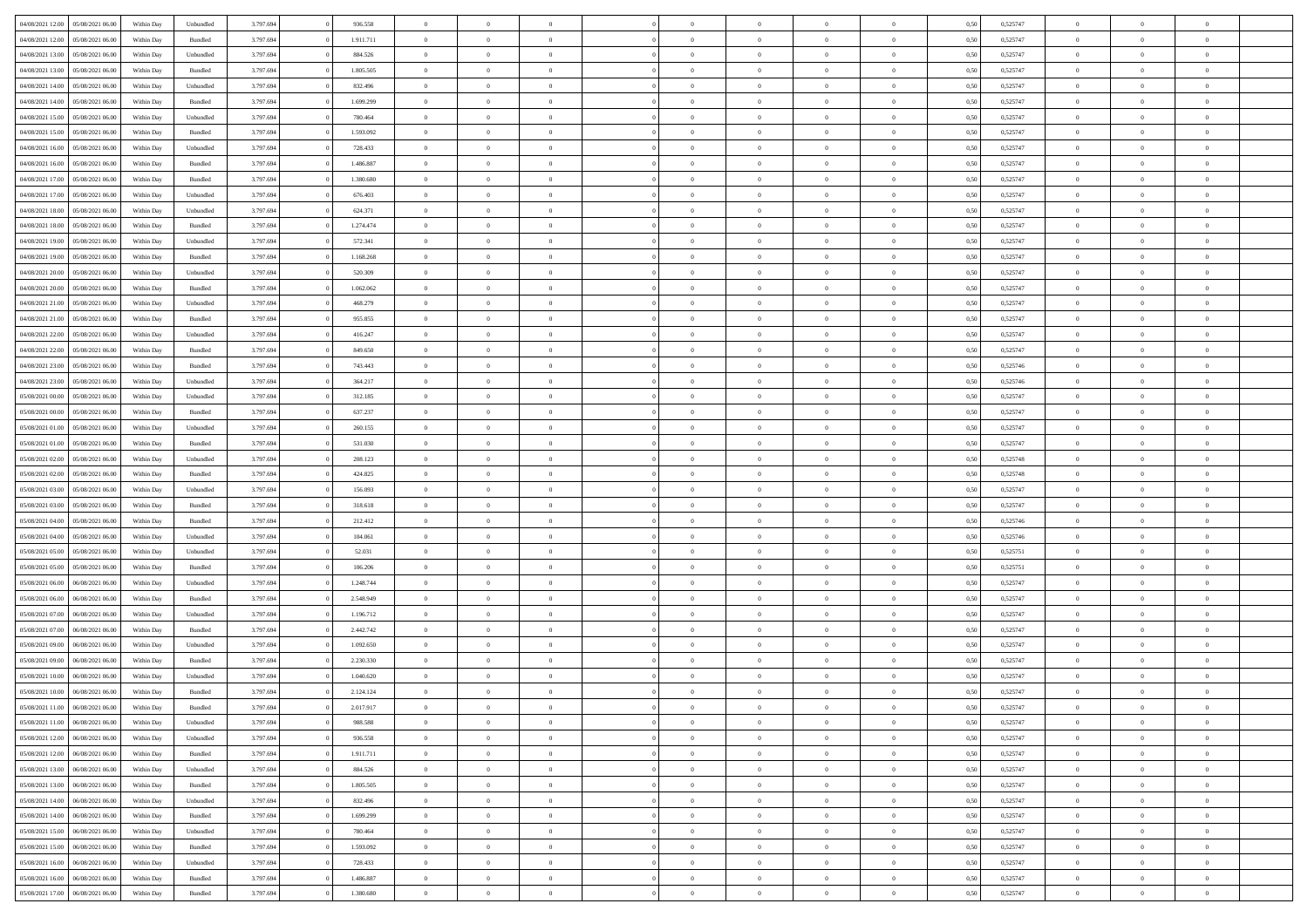| | | | | | | | | | | | | | | | | | | | | |
|---|---|---|---|---|---|---|---|---|---|---|---|---|---|---|---|---|---|---|---|---|
| 04/08/2021 12:00 | 05/08/2021 06:00 | Within Day | Unbundled | 3.797.694 | 0 | 936.558 | 0 | 0 | 0 | | 0 | 0 | 0 | 0 | 0,50 | 0,525747 | 0 | 0 | 0 | |
| 04/08/2021 12:00 | 05/08/2021 06:00 | Within Day | Bundled | 3.797.694 | 0 | 1.911.711 | 0 | 0 | 0 | | 0 | 0 | 0 | 0 | 0,50 | 0,525747 | 0 | 0 | 0 | |
| 04/08/2021 13:00 | 05/08/2021 06:00 | Within Day | Unbundled | 3.797.694 | 0 | 884.526 | 0 | 0 | 0 | | 0 | 0 | 0 | 0 | 0,50 | 0,525747 | 0 | 0 | 0 | |
| 04/08/2021 13:00 | 05/08/2021 06:00 | Within Day | Bundled | 3.797.694 | 0 | 1.805.505 | 0 | 0 | 0 | | 0 | 0 | 0 | 0 | 0,50 | 0,525747 | 0 | 0 | 0 | |
| 04/08/2021 14:00 | 05/08/2021 06:00 | Within Day | Unbundled | 3.797.694 | 0 | 832.496 | 0 | 0 | 0 | | 0 | 0 | 0 | 0 | 0,50 | 0,525747 | 0 | 0 | 0 | |
| 04/08/2021 14:00 | 05/08/2021 06:00 | Within Day | Bundled | 3.797.694 | 0 | 1.699.299 | 0 | 0 | 0 | | 0 | 0 | 0 | 0 | 0,50 | 0,525747 | 0 | 0 | 0 | |
| 04/08/2021 15:00 | 05/08/2021 06:00 | Within Day | Unbundled | 3.797.694 | 0 | 780.464 | 0 | 0 | 0 | | 0 | 0 | 0 | 0 | 0,50 | 0,525747 | 0 | 0 | 0 | |
| 04/08/2021 15:00 | 05/08/2021 06:00 | Within Day | Bundled | 3.797.694 | 0 | 1.593.092 | 0 | 0 | 0 | | 0 | 0 | 0 | 0 | 0,50 | 0,525747 | 0 | 0 | 0 | |
| 04/08/2021 16:00 | 05/08/2021 06:00 | Within Day | Unbundled | 3.797.694 | 0 | 728.433 | 0 | 0 | 0 | | 0 | 0 | 0 | 0 | 0,50 | 0,525747 | 0 | 0 | 0 | |
| 04/08/2021 16:00 | 05/08/2021 06:00 | Within Day | Bundled | 3.797.694 | 0 | 1.486.887 | 0 | 0 | 0 | | 0 | 0 | 0 | 0 | 0,50 | 0,525747 | 0 | 0 | 0 | |
| 04/08/2021 17:00 | 05/08/2021 06:00 | Within Day | Bundled | 3.797.694 | 0 | 1.380.680 | 0 | 0 | 0 | | 0 | 0 | 0 | 0 | 0,50 | 0,525747 | 0 | 0 | 0 | |
| 04/08/2021 17:00 | 05/08/2021 06:00 | Within Day | Unbundled | 3.797.694 | 0 | 676.403 | 0 | 0 | 0 | | 0 | 0 | 0 | 0 | 0,50 | 0,525747 | 0 | 0 | 0 | |
| 04/08/2021 18:00 | 05/08/2021 06:00 | Within Day | Unbundled | 3.797.694 | 0 | 624.371 | 0 | 0 | 0 | | 0 | 0 | 0 | 0 | 0,50 | 0,525747 | 0 | 0 | 0 | |
| 04/08/2021 18:00 | 05/08/2021 06:00 | Within Day | Bundled | 3.797.694 | 0 | 1.274.474 | 0 | 0 | 0 | | 0 | 0 | 0 | 0 | 0,50 | 0,525747 | 0 | 0 | 0 | |
| 04/08/2021 19:00 | 05/08/2021 06:00 | Within Day | Unbundled | 3.797.694 | 0 | 572.341 | 0 | 0 | 0 | | 0 | 0 | 0 | 0 | 0,50 | 0,525747 | 0 | 0 | 0 | |
| 04/08/2021 19:00 | 05/08/2021 06:00 | Within Day | Bundled | 3.797.694 | 0 | 1.168.268 | 0 | 0 | 0 | | 0 | 0 | 0 | 0 | 0,50 | 0,525747 | 0 | 0 | 0 | |
| 04/08/2021 20:00 | 05/08/2021 06:00 | Within Day | Unbundled | 3.797.694 | 0 | 520.309 | 0 | 0 | 0 | | 0 | 0 | 0 | 0 | 0,50 | 0,525747 | 0 | 0 | 0 | |
| 04/08/2021 20:00 | 05/08/2021 06:00 | Within Day | Bundled | 3.797.694 | 0 | 1.062.062 | 0 | 0 | 0 | | 0 | 0 | 0 | 0 | 0,50 | 0,525747 | 0 | 0 | 0 | |
| 04/08/2021 21:00 | 05/08/2021 06:00 | Within Day | Unbundled | 3.797.694 | 0 | 468.279 | 0 | 0 | 0 | | 0 | 0 | 0 | 0 | 0,50 | 0,525747 | 0 | 0 | 0 | |
| 04/08/2021 21:00 | 05/08/2021 06:00 | Within Day | Bundled | 3.797.694 | 0 | 955.855 | 0 | 0 | 0 | | 0 | 0 | 0 | 0 | 0,50 | 0,525747 | 0 | 0 | 0 | |
| 04/08/2021 22:00 | 05/08/2021 06:00 | Within Day | Unbundled | 3.797.694 | 0 | 416.247 | 0 | 0 | 0 | | 0 | 0 | 0 | 0 | 0,50 | 0,525747 | 0 | 0 | 0 | |
| 04/08/2021 22:00 | 05/08/2021 06:00 | Within Day | Bundled | 3.797.694 | 0 | 849.650 | 0 | 0 | 0 | | 0 | 0 | 0 | 0 | 0,50 | 0,525747 | 0 | 0 | 0 | |
| 04/08/2021 23:00 | 05/08/2021 06:00 | Within Day | Bundled | 3.797.694 | 0 | 743.443 | 0 | 0 | 0 | | 0 | 0 | 0 | 0 | 0,50 | 0,525746 | 0 | 0 | 0 | |
| 04/08/2021 23:00 | 05/08/2021 06:00 | Within Day | Unbundled | 3.797.694 | 0 | 364.217 | 0 | 0 | 0 | | 0 | 0 | 0 | 0 | 0,50 | 0,525746 | 0 | 0 | 0 | |
| 05/08/2021 00:00 | 05/08/2021 06:00 | Within Day | Unbundled | 3.797.694 | 0 | 312.185 | 0 | 0 | 0 | | 0 | 0 | 0 | 0 | 0,50 | 0,525747 | 0 | 0 | 0 | |
| 05/08/2021 00:00 | 05/08/2021 06:00 | Within Day | Bundled | 3.797.694 | 0 | 637.237 | 0 | 0 | 0 | | 0 | 0 | 0 | 0 | 0,50 | 0,525747 | 0 | 0 | 0 | |
| 05/08/2021 01:00 | 05/08/2021 06:00 | Within Day | Unbundled | 3.797.694 | 0 | 260.155 | 0 | 0 | 0 | | 0 | 0 | 0 | 0 | 0,50 | 0,525747 | 0 | 0 | 0 | |
| 05/08/2021 01:00 | 05/08/2021 06:00 | Within Day | Bundled | 3.797.694 | 0 | 531.030 | 0 | 0 | 0 | | 0 | 0 | 0 | 0 | 0,50 | 0,525747 | 0 | 0 | 0 | |
| 05/08/2021 02:00 | 05/08/2021 06:00 | Within Day | Unbundled | 3.797.694 | 0 | 208.123 | 0 | 0 | 0 | | 0 | 0 | 0 | 0 | 0,50 | 0,525748 | 0 | 0 | 0 | |
| 05/08/2021 02:00 | 05/08/2021 06:00 | Within Day | Bundled | 3.797.694 | 0 | 424.825 | 0 | 0 | 0 | | 0 | 0 | 0 | 0 | 0,50 | 0,525748 | 0 | 0 | 0 | |
| 05/08/2021 03:00 | 05/08/2021 06:00 | Within Day | Unbundled | 3.797.694 | 0 | 156.093 | 0 | 0 | 0 | | 0 | 0 | 0 | 0 | 0,50 | 0,525747 | 0 | 0 | 0 | |
| 05/08/2021 03:00 | 05/08/2021 06:00 | Within Day | Bundled | 3.797.694 | 0 | 318.618 | 0 | 0 | 0 | | 0 | 0 | 0 | 0 | 0,50 | 0,525747 | 0 | 0 | 0 | |
| 05/08/2021 04:00 | 05/08/2021 06:00 | Within Day | Bundled | 3.797.694 | 0 | 212.412 | 0 | 0 | 0 | | 0 | 0 | 0 | 0 | 0,50 | 0,525746 | 0 | 0 | 0 | |
| 05/08/2021 04:00 | 05/08/2021 06:00 | Within Day | Unbundled | 3.797.694 | 0 | 104.061 | 0 | 0 | 0 | | 0 | 0 | 0 | 0 | 0,50 | 0,525746 | 0 | 0 | 0 | |
| 05/08/2021 05:00 | 05/08/2021 06:00 | Within Day | Unbundled | 3.797.694 | 0 | 52.031 | 0 | 0 | 0 | | 0 | 0 | 0 | 0 | 0,50 | 0,525751 | 0 | 0 | 0 | |
| 05/08/2021 05:00 | 05/08/2021 06:00 | Within Day | Bundled | 3.797.694 | 0 | 106.206 | 0 | 0 | 0 | | 0 | 0 | 0 | 0 | 0,50 | 0,525751 | 0 | 0 | 0 | |
| 05/08/2021 06:00 | 06/08/2021 06:00 | Within Day | Unbundled | 3.797.694 | 0 | 1.248.744 | 0 | 0 | 0 | | 0 | 0 | 0 | 0 | 0,50 | 0,525747 | 0 | 0 | 0 | |
| 05/08/2021 06:00 | 06/08/2021 06:00 | Within Day | Bundled | 3.797.694 | 0 | 2.548.949 | 0 | 0 | 0 | | 0 | 0 | 0 | 0 | 0,50 | 0,525747 | 0 | 0 | 0 | |
| 05/08/2021 07:00 | 06/08/2021 06:00 | Within Day | Unbundled | 3.797.694 | 0 | 1.196.712 | 0 | 0 | 0 | | 0 | 0 | 0 | 0 | 0,50 | 0,525747 | 0 | 0 | 0 | |
| 05/08/2021 07:00 | 06/08/2021 06:00 | Within Day | Bundled | 3.797.694 | 0 | 2.442.742 | 0 | 0 | 0 | | 0 | 0 | 0 | 0 | 0,50 | 0,525747 | 0 | 0 | 0 | |
| 05/08/2021 09:00 | 06/08/2021 06:00 | Within Day | Unbundled | 3.797.694 | 0 | 1.092.650 | 0 | 0 | 0 | | 0 | 0 | 0 | 0 | 0,50 | 0,525747 | 0 | 0 | 0 | |
| 05/08/2021 09:00 | 06/08/2021 06:00 | Within Day | Bundled | 3.797.694 | 0 | 2.230.330 | 0 | 0 | 0 | | 0 | 0 | 0 | 0 | 0,50 | 0,525747 | 0 | 0 | 0 | |
| 05/08/2021 10:00 | 06/08/2021 06:00 | Within Day | Unbundled | 3.797.694 | 0 | 1.040.620 | 0 | 0 | 0 | | 0 | 0 | 0 | 0 | 0,50 | 0,525747 | 0 | 0 | 0 | |
| 05/08/2021 10:00 | 06/08/2021 06:00 | Within Day | Bundled | 3.797.694 | 0 | 2.124.124 | 0 | 0 | 0 | | 0 | 0 | 0 | 0 | 0,50 | 0,525747 | 0 | 0 | 0 | |
| 05/08/2021 11:00 | 06/08/2021 06:00 | Within Day | Bundled | 3.797.694 | 0 | 2.017.917 | 0 | 0 | 0 | | 0 | 0 | 0 | 0 | 0,50 | 0,525747 | 0 | 0 | 0 | |
| 05/08/2021 11:00 | 06/08/2021 06:00 | Within Day | Unbundled | 3.797.694 | 0 | 988.588 | 0 | 0 | 0 | | 0 | 0 | 0 | 0 | 0,50 | 0,525747 | 0 | 0 | 0 | |
| 05/08/2021 12:00 | 06/08/2021 06:00 | Within Day | Unbundled | 3.797.694 | 0 | 936.558 | 0 | 0 | 0 | | 0 | 0 | 0 | 0 | 0,50 | 0,525747 | 0 | 0 | 0 | |
| 05/08/2021 12:00 | 06/08/2021 06:00 | Within Day | Bundled | 3.797.694 | 0 | 1.911.711 | 0 | 0 | 0 | | 0 | 0 | 0 | 0 | 0,50 | 0,525747 | 0 | 0 | 0 | |
| 05/08/2021 13:00 | 06/08/2021 06:00 | Within Day | Unbundled | 3.797.694 | 0 | 884.526 | 0 | 0 | 0 | | 0 | 0 | 0 | 0 | 0,50 | 0,525747 | 0 | 0 | 0 | |
| 05/08/2021 13:00 | 06/08/2021 06:00 | Within Day | Bundled | 3.797.694 | 0 | 1.805.505 | 0 | 0 | 0 | | 0 | 0 | 0 | 0 | 0,50 | 0,525747 | 0 | 0 | 0 | |
| 05/08/2021 14:00 | 06/08/2021 06:00 | Within Day | Unbundled | 3.797.694 | 0 | 832.496 | 0 | 0 | 0 | | 0 | 0 | 0 | 0 | 0,50 | 0,525747 | 0 | 0 | 0 | |
| 05/08/2021 14:00 | 06/08/2021 06:00 | Within Day | Bundled | 3.797.694 | 0 | 1.699.299 | 0 | 0 | 0 | | 0 | 0 | 0 | 0 | 0,50 | 0,525747 | 0 | 0 | 0 | |
| 05/08/2021 15:00 | 06/08/2021 06:00 | Within Day | Unbundled | 3.797.694 | 0 | 780.464 | 0 | 0 | 0 | | 0 | 0 | 0 | 0 | 0,50 | 0,525747 | 0 | 0 | 0 | |
| 05/08/2021 15:00 | 06/08/2021 06:00 | Within Day | Bundled | 3.797.694 | 0 | 1.593.092 | 0 | 0 | 0 | | 0 | 0 | 0 | 0 | 0,50 | 0,525747 | 0 | 0 | 0 | |
| 05/08/2021 16:00 | 06/08/2021 06:00 | Within Day | Unbundled | 3.797.694 | 0 | 728.433 | 0 | 0 | 0 | | 0 | 0 | 0 | 0 | 0,50 | 0,525747 | 0 | 0 | 0 | |
| 05/08/2021 16:00 | 06/08/2021 06:00 | Within Day | Bundled | 3.797.694 | 0 | 1.486.887 | 0 | 0 | 0 | | 0 | 0 | 0 | 0 | 0,50 | 0,525747 | 0 | 0 | 0 | |
| 05/08/2021 17:00 | 06/08/2021 06:00 | Within Day | Bundled | 3.797.694 | 0 | 1.380.680 | 0 | 0 | 0 | | 0 | 0 | 0 | 0 | 0,50 | 0,525747 | 0 | 0 | 0 | |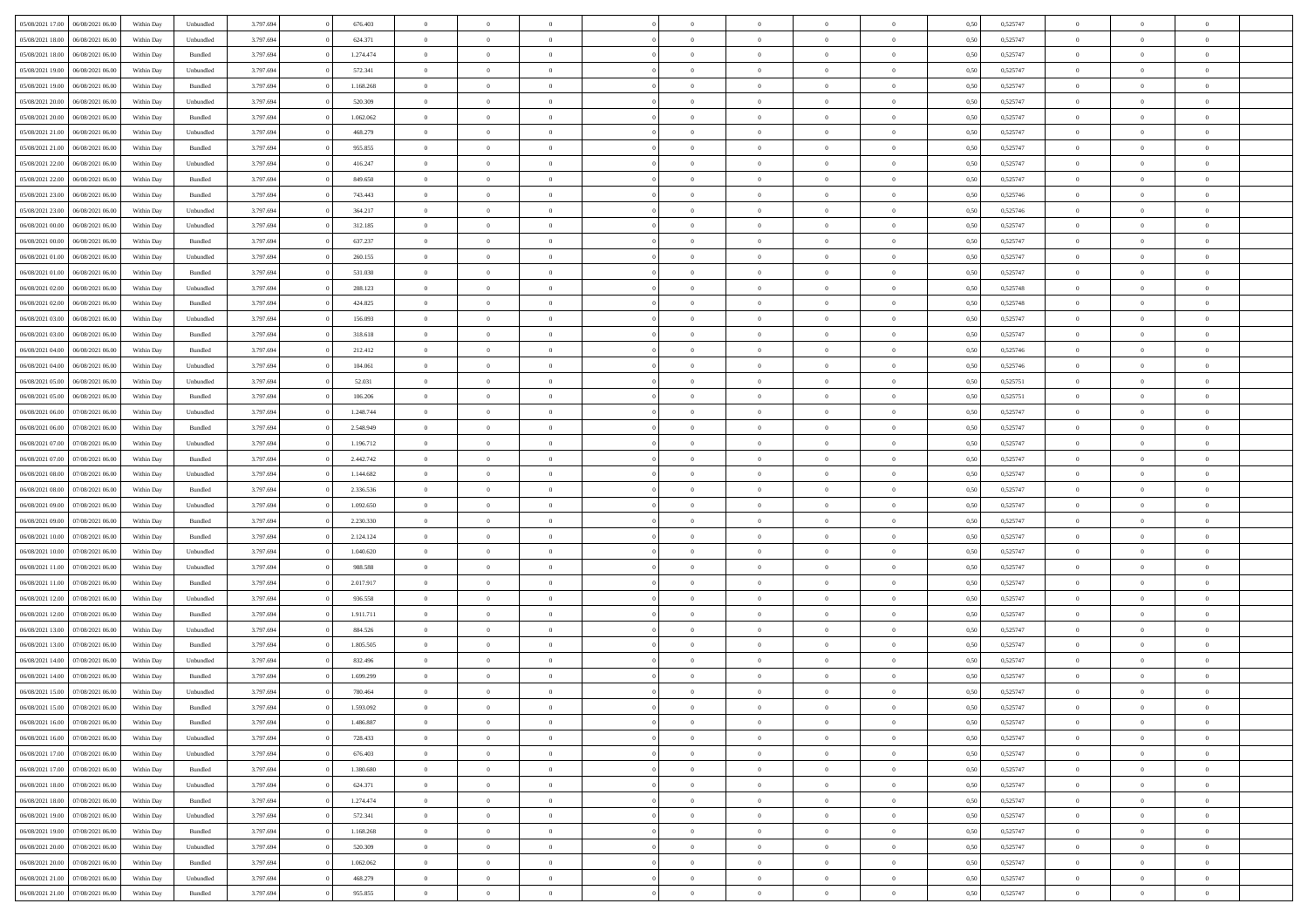| | | | | | | | | | | | | | | | | | | | | | |
|---|---|---|---|---|---|---|---|---|---|---|---|---|---|---|---|---|---|---|---|---|---|
| 05/08/2021 17:00 | 06/08/2021 06:00 | Within Day | Unbundled | 3.797.694 | 0 | 676.403 | 0 | 0 | 0 | | 0 | 0 | 0 | 0 | 0,50 | 0,525747 | 0 | 0 | 0 | |
| 05/08/2021 18:00 | 06/08/2021 06:00 | Within Day | Unbundled | 3.797.694 | 0 | 624.371 | 0 | 0 | 0 | | 0 | 0 | 0 | 0 | 0,50 | 0,525747 | 0 | 0 | 0 | |
| 05/08/2021 18:00 | 06/08/2021 06:00 | Within Day | Bundled | 3.797.694 | 0 | 1.274.474 | 0 | 0 | 0 | | 0 | 0 | 0 | 0 | 0,50 | 0,525747 | 0 | 0 | 0 | |
| 05/08/2021 19:00 | 06/08/2021 06:00 | Within Day | Unbundled | 3.797.694 | 0 | 572.341 | 0 | 0 | 0 | | 0 | 0 | 0 | 0 | 0,50 | 0,525747 | 0 | 0 | 0 | |
| 05/08/2021 19:00 | 06/08/2021 06:00 | Within Day | Bundled | 3.797.694 | 0 | 1.168.268 | 0 | 0 | 0 | | 0 | 0 | 0 | 0 | 0,50 | 0,525747 | 0 | 0 | 0 | |
| 05/08/2021 20:00 | 06/08/2021 06:00 | Within Day | Unbundled | 3.797.694 | 0 | 520.309 | 0 | 0 | 0 | | 0 | 0 | 0 | 0 | 0,50 | 0,525747 | 0 | 0 | 0 | |
| 05/08/2021 20:00 | 06/08/2021 06:00 | Within Day | Bundled | 3.797.694 | 0 | 1.062.062 | 0 | 0 | 0 | | 0 | 0 | 0 | 0 | 0,50 | 0,525747 | 0 | 0 | 0 | |
| 05/08/2021 21:00 | 06/08/2021 06:00 | Within Day | Unbundled | 3.797.694 | 0 | 468.279 | 0 | 0 | 0 | | 0 | 0 | 0 | 0 | 0,50 | 0,525747 | 0 | 0 | 0 | |
| 05/08/2021 21:00 | 06/08/2021 06:00 | Within Day | Bundled | 3.797.694 | 0 | 955.855 | 0 | 0 | 0 | | 0 | 0 | 0 | 0 | 0,50 | 0,525747 | 0 | 0 | 0 | |
| 05/08/2021 22:00 | 06/08/2021 06:00 | Within Day | Unbundled | 3.797.694 | 0 | 416.247 | 0 | 0 | 0 | | 0 | 0 | 0 | 0 | 0,50 | 0,525747 | 0 | 0 | 0 | |
| 05/08/2021 22:00 | 06/08/2021 06:00 | Within Day | Bundled | 3.797.694 | 0 | 849.650 | 0 | 0 | 0 | | 0 | 0 | 0 | 0 | 0,50 | 0,525747 | 0 | 0 | 0 | |
| 05/08/2021 23:00 | 06/08/2021 06:00 | Within Day | Bundled | 3.797.694 | 0 | 743.443 | 0 | 0 | 0 | | 0 | 0 | 0 | 0 | 0,50 | 0,525746 | 0 | 0 | 0 | |
| 05/08/2021 23:00 | 06/08/2021 06:00 | Within Day | Unbundled | 3.797.694 | 0 | 364.217 | 0 | 0 | 0 | | 0 | 0 | 0 | 0 | 0,50 | 0,525746 | 0 | 0 | 0 | |
| 06/08/2021 00:00 | 06/08/2021 06:00 | Within Day | Unbundled | 3.797.694 | 0 | 312.185 | 0 | 0 | 0 | | 0 | 0 | 0 | 0 | 0,50 | 0,525747 | 0 | 0 | 0 | |
| 06/08/2021 00:00 | 06/08/2021 06:00 | Within Day | Bundled | 3.797.694 | 0 | 637.237 | 0 | 0 | 0 | | 0 | 0 | 0 | 0 | 0,50 | 0,525747 | 0 | 0 | 0 | |
| 06/08/2021 01:00 | 06/08/2021 06:00 | Within Day | Unbundled | 3.797.694 | 0 | 260.155 | 0 | 0 | 0 | | 0 | 0 | 0 | 0 | 0,50 | 0,525747 | 0 | 0 | 0 | |
| 06/08/2021 01:00 | 06/08/2021 06:00 | Within Day | Bundled | 3.797.694 | 0 | 531.030 | 0 | 0 | 0 | | 0 | 0 | 0 | 0 | 0,50 | 0,525747 | 0 | 0 | 0 | |
| 06/08/2021 02:00 | 06/08/2021 06:00 | Within Day | Unbundled | 3.797.694 | 0 | 208.123 | 0 | 0 | 0 | | 0 | 0 | 0 | 0 | 0,50 | 0,525748 | 0 | 0 | 0 | |
| 06/08/2021 02:00 | 06/08/2021 06:00 | Within Day | Bundled | 3.797.694 | 0 | 424.825 | 0 | 0 | 0 | | 0 | 0 | 0 | 0 | 0,50 | 0,525748 | 0 | 0 | 0 | |
| 06/08/2021 03:00 | 06/08/2021 06:00 | Within Day | Unbundled | 3.797.694 | 0 | 156.093 | 0 | 0 | 0 | | 0 | 0 | 0 | 0 | 0,50 | 0,525747 | 0 | 0 | 0 | |
| 06/08/2021 03:00 | 06/08/2021 06:00 | Within Day | Bundled | 3.797.694 | 0 | 318.618 | 0 | 0 | 0 | | 0 | 0 | 0 | 0 | 0,50 | 0,525747 | 0 | 0 | 0 | |
| 06/08/2021 04:00 | 06/08/2021 06:00 | Within Day | Bundled | 3.797.694 | 0 | 212.412 | 0 | 0 | 0 | | 0 | 0 | 0 | 0 | 0,50 | 0,525746 | 0 | 0 | 0 | |
| 06/08/2021 04:00 | 06/08/2021 06:00 | Within Day | Unbundled | 3.797.694 | 0 | 104.061 | 0 | 0 | 0 | | 0 | 0 | 0 | 0 | 0,50 | 0,525746 | 0 | 0 | 0 | |
| 06/08/2021 05:00 | 06/08/2021 06:00 | Within Day | Unbundled | 3.797.694 | 0 | 52.031 | 0 | 0 | 0 | | 0 | 0 | 0 | 0 | 0,50 | 0,525751 | 0 | 0 | 0 | |
| 06/08/2021 05:00 | 06/08/2021 06:00 | Within Day | Bundled | 3.797.694 | 0 | 106.206 | 0 | 0 | 0 | | 0 | 0 | 0 | 0 | 0,50 | 0,525751 | 0 | 0 | 0 | |
| 06/08/2021 06:00 | 07/08/2021 06:00 | Within Day | Unbundled | 3.797.694 | 0 | 1.248.744 | 0 | 0 | 0 | | 0 | 0 | 0 | 0 | 0,50 | 0,525747 | 0 | 0 | 0 | |
| 06/08/2021 06:00 | 07/08/2021 06:00 | Within Day | Bundled | 3.797.694 | 0 | 2.548.949 | 0 | 0 | 0 | | 0 | 0 | 0 | 0 | 0,50 | 0,525747 | 0 | 0 | 0 | |
| 06/08/2021 07:00 | 07/08/2021 06:00 | Within Day | Unbundled | 3.797.694 | 0 | 1.196.712 | 0 | 0 | 0 | | 0 | 0 | 0 | 0 | 0,50 | 0,525747 | 0 | 0 | 0 | |
| 06/08/2021 07:00 | 07/08/2021 06:00 | Within Day | Bundled | 3.797.694 | 0 | 2.442.742 | 0 | 0 | 0 | | 0 | 0 | 0 | 0 | 0,50 | 0,525747 | 0 | 0 | 0 | |
| 06/08/2021 08:00 | 07/08/2021 06:00 | Within Day | Unbundled | 3.797.694 | 0 | 1.144.682 | 0 | 0 | 0 | | 0 | 0 | 0 | 0 | 0,50 | 0,525747 | 0 | 0 | 0 | |
| 06/08/2021 08:00 | 07/08/2021 06:00 | Within Day | Bundled | 3.797.694 | 0 | 2.336.536 | 0 | 0 | 0 | | 0 | 0 | 0 | 0 | 0,50 | 0,525747 | 0 | 0 | 0 | |
| 06/08/2021 09:00 | 07/08/2021 06:00 | Within Day | Unbundled | 3.797.694 | 0 | 1.092.650 | 0 | 0 | 0 | | 0 | 0 | 0 | 0 | 0,50 | 0,525747 | 0 | 0 | 0 | |
| 06/08/2021 09:00 | 07/08/2021 06:00 | Within Day | Bundled | 3.797.694 | 0 | 2.230.330 | 0 | 0 | 0 | | 0 | 0 | 0 | 0 | 0,50 | 0,525747 | 0 | 0 | 0 | |
| 06/08/2021 10:00 | 07/08/2021 06:00 | Within Day | Bundled | 3.797.694 | 0 | 2.124.124 | 0 | 0 | 0 | | 0 | 0 | 0 | 0 | 0,50 | 0,525747 | 0 | 0 | 0 | |
| 06/08/2021 10:00 | 07/08/2021 06:00 | Within Day | Unbundled | 3.797.694 | 0 | 1.040.620 | 0 | 0 | 0 | | 0 | 0 | 0 | 0 | 0,50 | 0,525747 | 0 | 0 | 0 | |
| 06/08/2021 11:00 | 07/08/2021 06:00 | Within Day | Unbundled | 3.797.694 | 0 | 988.588 | 0 | 0 | 0 | | 0 | 0 | 0 | 0 | 0,50 | 0,525747 | 0 | 0 | 0 | |
| 06/08/2021 11:00 | 07/08/2021 06:00 | Within Day | Bundled | 3.797.694 | 0 | 2.017.917 | 0 | 0 | 0 | | 0 | 0 | 0 | 0 | 0,50 | 0,525747 | 0 | 0 | 0 | |
| 06/08/2021 12:00 | 07/08/2021 06:00 | Within Day | Unbundled | 3.797.694 | 0 | 936.558 | 0 | 0 | 0 | | 0 | 0 | 0 | 0 | 0,50 | 0,525747 | 0 | 0 | 0 | |
| 06/08/2021 12:00 | 07/08/2021 06:00 | Within Day | Bundled | 3.797.694 | 0 | 1.911.711 | 0 | 0 | 0 | | 0 | 0 | 0 | 0 | 0,50 | 0,525747 | 0 | 0 | 0 | |
| 06/08/2021 13:00 | 07/08/2021 06:00 | Within Day | Unbundled | 3.797.694 | 0 | 884.526 | 0 | 0 | 0 | | 0 | 0 | 0 | 0 | 0,50 | 0,525747 | 0 | 0 | 0 | |
| 06/08/2021 13:00 | 07/08/2021 06:00 | Within Day | Bundled | 3.797.694 | 0 | 1.805.505 | 0 | 0 | 0 | | 0 | 0 | 0 | 0 | 0,50 | 0,525747 | 0 | 0 | 0 | |
| 06/08/2021 14:00 | 07/08/2021 06:00 | Within Day | Unbundled | 3.797.694 | 0 | 832.496 | 0 | 0 | 0 | | 0 | 0 | 0 | 0 | 0,50 | 0,525747 | 0 | 0 | 0 | |
| 06/08/2021 14:00 | 07/08/2021 06:00 | Within Day | Bundled | 3.797.694 | 0 | 1.699.299 | 0 | 0 | 0 | | 0 | 0 | 0 | 0 | 0,50 | 0,525747 | 0 | 0 | 0 | |
| 06/08/2021 15:00 | 07/08/2021 06:00 | Within Day | Unbundled | 3.797.694 | 0 | 780.464 | 0 | 0 | 0 | | 0 | 0 | 0 | 0 | 0,50 | 0,525747 | 0 | 0 | 0 | |
| 06/08/2021 15:00 | 07/08/2021 06:00 | Within Day | Bundled | 3.797.694 | 0 | 1.593.092 | 0 | 0 | 0 | | 0 | 0 | 0 | 0 | 0,50 | 0,525747 | 0 | 0 | 0 | |
| 06/08/2021 16:00 | 07/08/2021 06:00 | Within Day | Bundled | 3.797.694 | 0 | 1.486.887 | 0 | 0 | 0 | | 0 | 0 | 0 | 0 | 0,50 | 0,525747 | 0 | 0 | 0 | |
| 06/08/2021 16:00 | 07/08/2021 06:00 | Within Day | Unbundled | 3.797.694 | 0 | 728.433 | 0 | 0 | 0 | | 0 | 0 | 0 | 0 | 0,50 | 0,525747 | 0 | 0 | 0 | |
| 06/08/2021 17:00 | 07/08/2021 06:00 | Within Day | Unbundled | 3.797.694 | 0 | 676.403 | 0 | 0 | 0 | | 0 | 0 | 0 | 0 | 0,50 | 0,525747 | 0 | 0 | 0 | |
| 06/08/2021 17:00 | 07/08/2021 06:00 | Within Day | Bundled | 3.797.694 | 0 | 1.380.680 | 0 | 0 | 0 | | 0 | 0 | 0 | 0 | 0,50 | 0,525747 | 0 | 0 | 0 | |
| 06/08/2021 18:00 | 07/08/2021 06:00 | Within Day | Unbundled | 3.797.694 | 0 | 624.371 | 0 | 0 | 0 | | 0 | 0 | 0 | 0 | 0,50 | 0,525747 | 0 | 0 | 0 | |
| 06/08/2021 18:00 | 07/08/2021 06:00 | Within Day | Bundled | 3.797.694 | 0 | 1.274.474 | 0 | 0 | 0 | | 0 | 0 | 0 | 0 | 0,50 | 0,525747 | 0 | 0 | 0 | |
| 06/08/2021 19:00 | 07/08/2021 06:00 | Within Day | Unbundled | 3.797.694 | 0 | 572.341 | 0 | 0 | 0 | | 0 | 0 | 0 | 0 | 0,50 | 0,525747 | 0 | 0 | 0 | |
| 06/08/2021 19:00 | 07/08/2021 06:00 | Within Day | Bundled | 3.797.694 | 0 | 1.168.268 | 0 | 0 | 0 | | 0 | 0 | 0 | 0 | 0,50 | 0,525747 | 0 | 0 | 0 | |
| 06/08/2021 20:00 | 07/08/2021 06:00 | Within Day | Unbundled | 3.797.694 | 0 | 520.309 | 0 | 0 | 0 | | 0 | 0 | 0 | 0 | 0,50 | 0,525747 | 0 | 0 | 0 | |
| 06/08/2021 20:00 | 07/08/2021 06:00 | Within Day | Bundled | 3.797.694 | 0 | 1.062.062 | 0 | 0 | 0 | | 0 | 0 | 0 | 0 | 0,50 | 0,525747 | 0 | 0 | 0 | |
| 06/08/2021 21:00 | 07/08/2021 06:00 | Within Day | Unbundled | 3.797.694 | 0 | 468.279 | 0 | 0 | 0 | | 0 | 0 | 0 | 0 | 0,50 | 0,525747 | 0 | 0 | 0 | |
| 06/08/2021 21:00 | 07/08/2021 06:00 | Within Day | Bundled | 3.797.694 | 0 | 955.855 | 0 | 0 | 0 | | 0 | 0 | 0 | 0 | 0,50 | 0,525747 | 0 | 0 | 0 | |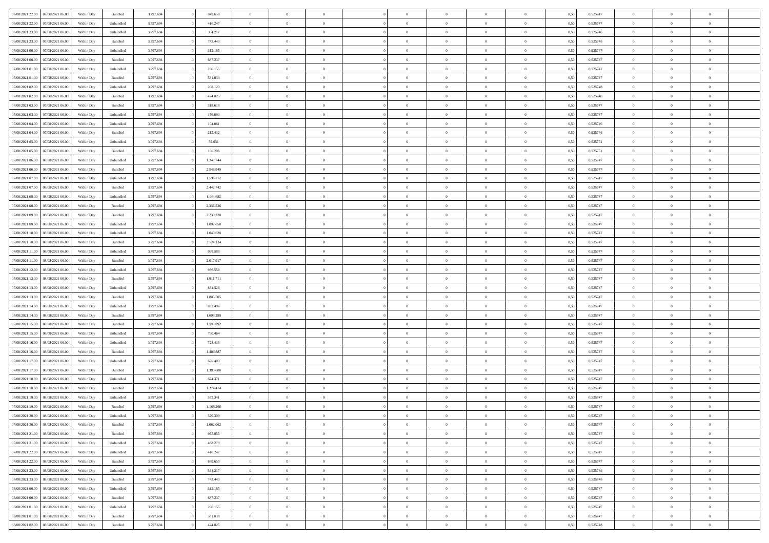| | | | | | | | | | | | | | | | | | | | | |
|---|---|---|---|---|---|---|---|---|---|---|---|---|---|---|---|---|---|---|---|---|
| 06/08/2021 22.00 | 07/08/2021 06.00 | Within Day | Bundled | 3.797.694 | 0 | 849.650 | 0 | 0 | 0 | | 0 | 0 | 0 | 0 | 0,50 | 0,525747 | 0 | 0 | 0 | |
| 06/08/2021 22.00 | 07/08/2021 06.00 | Within Day | Unbundled | 3.797.694 | 0 | 416.247 | 0 | 0 | 0 | | 0 | 0 | 0 | 0 | 0,50 | 0,525747 | 0 | 0 | 0 | |
| 06/08/2021 23.00 | 07/08/2021 06.00 | Within Day | Unbundled | 3.797.694 | 0 | 364.217 | 0 | 0 | 0 | | 0 | 0 | 0 | 0 | 0,50 | 0,525746 | 0 | 0 | 0 | |
| 06/08/2021 23.00 | 07/08/2021 06.00 | Within Day | Bundled | 3.797.694 | 0 | 743.443 | 0 | 0 | 0 | | 0 | 0 | 0 | 0 | 0,50 | 0,525746 | 0 | 0 | 0 | |
| 07/08/2021 00.00 | 07/08/2021 06.00 | Within Day | Unbundled | 3.797.694 | 0 | 312.185 | 0 | 0 | 0 | | 0 | 0 | 0 | 0 | 0,50 | 0,525747 | 0 | 0 | 0 | |
| 07/08/2021 00.00 | 07/08/2021 06.00 | Within Day | Bundled | 3.797.694 | 0 | 637.237 | 0 | 0 | 0 | | 0 | 0 | 0 | 0 | 0,50 | 0,525747 | 0 | 0 | 0 | |
| 07/08/2021 01.00 | 07/08/2021 06.00 | Within Day | Unbundled | 3.797.694 | 0 | 260.155 | 0 | 0 | 0 | | 0 | 0 | 0 | 0 | 0,50 | 0,525747 | 0 | 0 | 0 | |
| 07/08/2021 01.00 | 07/08/2021 06.00 | Within Day | Bundled | 3.797.694 | 0 | 531.030 | 0 | 0 | 0 | | 0 | 0 | 0 | 0 | 0,50 | 0,525747 | 0 | 0 | 0 | |
| 07/08/2021 02.00 | 07/08/2021 06.00 | Within Day | Unbundled | 3.797.694 | 0 | 208.123 | 0 | 0 | 0 | | 0 | 0 | 0 | 0 | 0,50 | 0,525748 | 0 | 0 | 0 | |
| 07/08/2021 02.00 | 07/08/2021 06.00 | Within Day | Bundled | 3.797.694 | 0 | 424.825 | 0 | 0 | 0 | | 0 | 0 | 0 | 0 | 0,50 | 0,525748 | 0 | 0 | 0 | |
| 07/08/2021 03.00 | 07/08/2021 06.00 | Within Day | Bundled | 3.797.694 | 0 | 318.618 | 0 | 0 | 0 | | 0 | 0 | 0 | 0 | 0,50 | 0,525747 | 0 | 0 | 0 | |
| 07/08/2021 03.00 | 07/08/2021 06.00 | Within Day | Unbundled | 3.797.694 | 0 | 156.093 | 0 | 0 | 0 | | 0 | 0 | 0 | 0 | 0,50 | 0,525747 | 0 | 0 | 0 | |
| 07/08/2021 04.00 | 07/08/2021 06.00 | Within Day | Unbundled | 3.797.694 | 0 | 104.061 | 0 | 0 | 0 | | 0 | 0 | 0 | 0 | 0,50 | 0,525746 | 0 | 0 | 0 | |
| 07/08/2021 04.00 | 07/08/2021 06.00 | Within Day | Bundled | 3.797.694 | 0 | 212.412 | 0 | 0 | 0 | | 0 | 0 | 0 | 0 | 0,50 | 0,525746 | 0 | 0 | 0 | |
| 07/08/2021 05.00 | 07/08/2021 06.00 | Within Day | Unbundled | 3.797.694 | 0 | 52.031 | 0 | 0 | 0 | | 0 | 0 | 0 | 0 | 0,50 | 0,525751 | 0 | 0 | 0 | |
| 07/08/2021 05.00 | 07/08/2021 06.00 | Within Day | Bundled | 3.797.694 | 0 | 106.206 | 0 | 0 | 0 | | 0 | 0 | 0 | 0 | 0,50 | 0,525751 | 0 | 0 | 0 | |
| 07/08/2021 06.00 | 08/08/2021 06.00 | Within Day | Unbundled | 3.797.694 | 0 | 1.248.744 | 0 | 0 | 0 | | 0 | 0 | 0 | 0 | 0,50 | 0,525747 | 0 | 0 | 0 | |
| 07/08/2021 06.00 | 08/08/2021 06.00 | Within Day | Bundled | 3.797.694 | 0 | 2.548.949 | 0 | 0 | 0 | | 0 | 0 | 0 | 0 | 0,50 | 0,525747 | 0 | 0 | 0 | |
| 07/08/2021 07.00 | 08/08/2021 06.00 | Within Day | Unbundled | 3.797.694 | 0 | 1.196.712 | 0 | 0 | 0 | | 0 | 0 | 0 | 0 | 0,50 | 0,525747 | 0 | 0 | 0 | |
| 07/08/2021 07.00 | 08/08/2021 06.00 | Within Day | Bundled | 3.797.694 | 0 | 2.442.742 | 0 | 0 | 0 | | 0 | 0 | 0 | 0 | 0,50 | 0,525747 | 0 | 0 | 0 | |
| 07/08/2021 08.00 | 08/08/2021 06.00 | Within Day | Unbundled | 3.797.694 | 0 | 1.144.682 | 0 | 0 | 0 | | 0 | 0 | 0 | 0 | 0,50 | 0,525747 | 0 | 0 | 0 | |
| 07/08/2021 08.00 | 08/08/2021 06.00 | Within Day | Bundled | 3.797.694 | 0 | 2.336.536 | 0 | 0 | 0 | | 0 | 0 | 0 | 0 | 0,50 | 0,525747 | 0 | 0 | 0 | |
| 07/08/2021 09.00 | 08/08/2021 06.00 | Within Day | Bundled | 3.797.694 | 0 | 2.230.330 | 0 | 0 | 0 | | 0 | 0 | 0 | 0 | 0,50 | 0,525747 | 0 | 0 | 0 | |
| 07/08/2021 09.00 | 08/08/2021 06.00 | Within Day | Unbundled | 3.797.694 | 0 | 1.092.650 | 0 | 0 | 0 | | 0 | 0 | 0 | 0 | 0,50 | 0,525747 | 0 | 0 | 0 | |
| 07/08/2021 10.00 | 08/08/2021 06.00 | Within Day | Unbundled | 3.797.694 | 0 | 1.040.620 | 0 | 0 | 0 | | 0 | 0 | 0 | 0 | 0,50 | 0,525747 | 0 | 0 | 0 | |
| 07/08/2021 10.00 | 08/08/2021 06.00 | Within Day | Bundled | 3.797.694 | 0 | 2.124.124 | 0 | 0 | 0 | | 0 | 0 | 0 | 0 | 0,50 | 0,525747 | 0 | 0 | 0 | |
| 07/08/2021 11.00 | 08/08/2021 06.00 | Within Day | Unbundled | 3.797.694 | 0 | 988.588 | 0 | 0 | 0 | | 0 | 0 | 0 | 0 | 0,50 | 0,525747 | 0 | 0 | 0 | |
| 07/08/2021 11.00 | 08/08/2021 06.00 | Within Day | Bundled | 3.797.694 | 0 | 2.017.917 | 0 | 0 | 0 | | 0 | 0 | 0 | 0 | 0,50 | 0,525747 | 0 | 0 | 0 | |
| 07/08/2021 12.00 | 08/08/2021 06.00 | Within Day | Unbundled | 3.797.694 | 0 | 936.558 | 0 | 0 | 0 | | 0 | 0 | 0 | 0 | 0,50 | 0,525747 | 0 | 0 | 0 | |
| 07/08/2021 12.00 | 08/08/2021 06.00 | Within Day | Bundled | 3.797.694 | 0 | 1.911.711 | 0 | 0 | 0 | | 0 | 0 | 0 | 0 | 0,50 | 0,525747 | 0 | 0 | 0 | |
| 07/08/2021 13.00 | 08/08/2021 06.00 | Within Day | Unbundled | 3.797.694 | 0 | 884.526 | 0 | 0 | 0 | | 0 | 0 | 0 | 0 | 0,50 | 0,525747 | 0 | 0 | 0 | |
| 07/08/2021 13.00 | 08/08/2021 06.00 | Within Day | Bundled | 3.797.694 | 0 | 1.805.505 | 0 | 0 | 0 | | 0 | 0 | 0 | 0 | 0,50 | 0,525747 | 0 | 0 | 0 | |
| 07/08/2021 14.00 | 08/08/2021 06.00 | Within Day | Unbundled | 3.797.694 | 0 | 832.496 | 0 | 0 | 0 | | 0 | 0 | 0 | 0 | 0,50 | 0,525747 | 0 | 0 | 0 | |
| 07/08/2021 14.00 | 08/08/2021 06.00 | Within Day | Bundled | 3.797.694 | 0 | 1.699.299 | 0 | 0 | 0 | | 0 | 0 | 0 | 0 | 0,50 | 0,525747 | 0 | 0 | 0 | |
| 07/08/2021 15.00 | 08/08/2021 06.00 | Within Day | Bundled | 3.797.694 | 0 | 1.593.092 | 0 | 0 | 0 | | 0 | 0 | 0 | 0 | 0,50 | 0,525747 | 0 | 0 | 0 | |
| 07/08/2021 15.00 | 08/08/2021 06.00 | Within Day | Unbundled | 3.797.694 | 0 | 780.464 | 0 | 0 | 0 | | 0 | 0 | 0 | 0 | 0,50 | 0,525747 | 0 | 0 | 0 | |
| 07/08/2021 16.00 | 08/08/2021 06.00 | Within Day | Unbundled | 3.797.694 | 0 | 728.433 | 0 | 0 | 0 | | 0 | 0 | 0 | 0 | 0,50 | 0,525747 | 0 | 0 | 0 | |
| 07/08/2021 16.00 | 08/08/2021 06.00 | Within Day | Bundled | 3.797.694 | 0 | 1.486.887 | 0 | 0 | 0 | | 0 | 0 | 0 | 0 | 0,50 | 0,525747 | 0 | 0 | 0 | |
| 07/08/2021 17.00 | 08/08/2021 06.00 | Within Day | Unbundled | 3.797.694 | 0 | 676.403 | 0 | 0 | 0 | | 0 | 0 | 0 | 0 | 0,50 | 0,525747 | 0 | 0 | 0 | |
| 07/08/2021 17.00 | 08/08/2021 06.00 | Within Day | Bundled | 3.797.694 | 0 | 1.380.680 | 0 | 0 | 0 | | 0 | 0 | 0 | 0 | 0,50 | 0,525747 | 0 | 0 | 0 | |
| 07/08/2021 18.00 | 08/08/2021 06.00 | Within Day | Unbundled | 3.797.694 | 0 | 624.371 | 0 | 0 | 0 | | 0 | 0 | 0 | 0 | 0,50 | 0,525747 | 0 | 0 | 0 | |
| 07/08/2021 18.00 | 08/08/2021 06.00 | Within Day | Bundled | 3.797.694 | 0 | 1.274.474 | 0 | 0 | 0 | | 0 | 0 | 0 | 0 | 0,50 | 0,525747 | 0 | 0 | 0 | |
| 07/08/2021 19.00 | 08/08/2021 06.00 | Within Day | Unbundled | 3.797.694 | 0 | 572.341 | 0 | 0 | 0 | | 0 | 0 | 0 | 0 | 0,50 | 0,525747 | 0 | 0 | 0 | |
| 07/08/2021 19.00 | 08/08/2021 06.00 | Within Day | Bundled | 3.797.694 | 0 | 1.168.268 | 0 | 0 | 0 | | 0 | 0 | 0 | 0 | 0,50 | 0,525747 | 0 | 0 | 0 | |
| 07/08/2021 20.00 | 08/08/2021 06.00 | Within Day | Unbundled | 3.797.694 | 0 | 520.309 | 0 | 0 | 0 | | 0 | 0 | 0 | 0 | 0,50 | 0,525747 | 0 | 0 | 0 | |
| 07/08/2021 20.00 | 08/08/2021 06.00 | Within Day | Bundled | 3.797.694 | 0 | 1.062.062 | 0 | 0 | 0 | | 0 | 0 | 0 | 0 | 0,50 | 0,525747 | 0 | 0 | 0 | |
| 07/08/2021 21.00 | 08/08/2021 06.00 | Within Day | Bundled | 3.797.694 | 0 | 955.855 | 0 | 0 | 0 | | 0 | 0 | 0 | 0 | 0,50 | 0,525747 | 0 | 0 | 0 | |
| 07/08/2021 21.00 | 08/08/2021 06.00 | Within Day | Unbundled | 3.797.694 | 0 | 468.279 | 0 | 0 | 0 | | 0 | 0 | 0 | 0 | 0,50 | 0,525747 | 0 | 0 | 0 | |
| 07/08/2021 22.00 | 08/08/2021 06.00 | Within Day | Unbundled | 3.797.694 | 0 | 416.247 | 0 | 0 | 0 | | 0 | 0 | 0 | 0 | 0,50 | 0,525747 | 0 | 0 | 0 | |
| 07/08/2021 22.00 | 08/08/2021 06.00 | Within Day | Bundled | 3.797.694 | 0 | 849.650 | 0 | 0 | 0 | | 0 | 0 | 0 | 0 | 0,50 | 0,525747 | 0 | 0 | 0 | |
| 07/08/2021 23.00 | 08/08/2021 06.00 | Within Day | Unbundled | 3.797.694 | 0 | 364.217 | 0 | 0 | 0 | | 0 | 0 | 0 | 0 | 0,50 | 0,525746 | 0 | 0 | 0 | |
| 07/08/2021 23.00 | 08/08/2021 06.00 | Within Day | Bundled | 3.797.694 | 0 | 743.443 | 0 | 0 | 0 | | 0 | 0 | 0 | 0 | 0,50 | 0,525746 | 0 | 0 | 0 | |
| 08/08/2021 00.00 | 08/08/2021 06.00 | Within Day | Unbundled | 3.797.694 | 0 | 312.185 | 0 | 0 | 0 | | 0 | 0 | 0 | 0 | 0,50 | 0,525747 | 0 | 0 | 0 | |
| 08/08/2021 00.00 | 08/08/2021 06.00 | Within Day | Bundled | 3.797.694 | 0 | 637.237 | 0 | 0 | 0 | | 0 | 0 | 0 | 0 | 0,50 | 0,525747 | 0 | 0 | 0 | |
| 08/08/2021 01.00 | 08/08/2021 06.00 | Within Day | Unbundled | 3.797.694 | 0 | 260.155 | 0 | 0 | 0 | | 0 | 0 | 0 | 0 | 0,50 | 0,525747 | 0 | 0 | 0 | |
| 08/08/2021 01.00 | 08/08/2021 06.00 | Within Day | Bundled | 3.797.694 | 0 | 531.030 | 0 | 0 | 0 | | 0 | 0 | 0 | 0 | 0,50 | 0,525747 | 0 | 0 | 0 | |
| 08/08/2021 02.00 | 08/08/2021 06.00 | Within Day | Bundled | 3.797.694 | 0 | 424.825 | 0 | 0 | 0 | | 0 | 0 | 0 | 0 | 0,50 | 0,525748 | 0 | 0 | 0 | |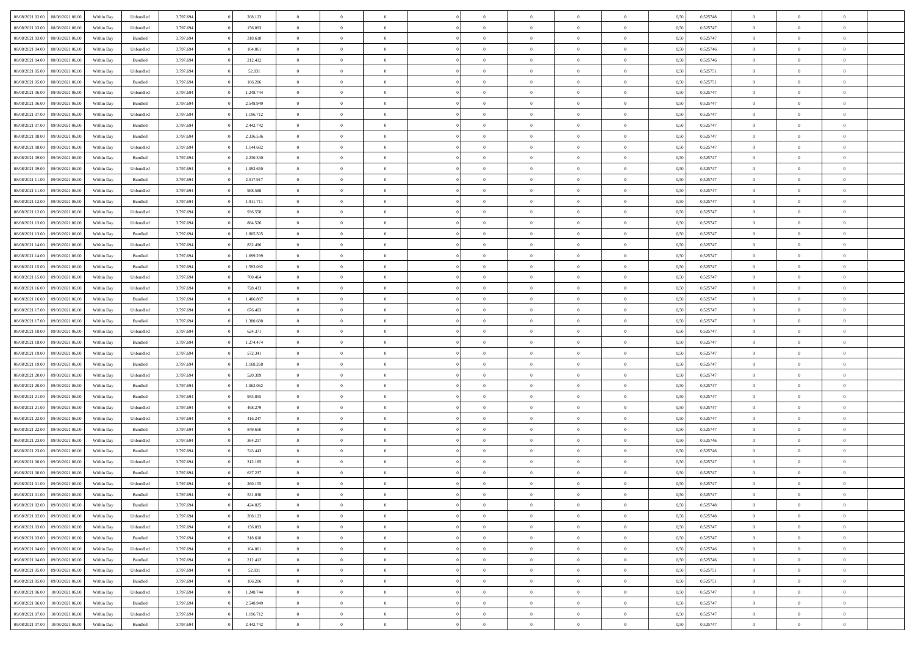| | | | | | | | | | | | | | | | | | | | | |
|---|---|---|---|---|---|---|---|---|---|---|---|---|---|---|---|---|---|---|---|---|
| 08/08/2021 02:00 | 08/08/2021 06:00 | Within Day | Unbundled | 3.797.694 | 0 | 208.123 | 0 | 0 | 0 | 0 | 0 | 0 | 0 | 0 | 0,50 | 0,525748 | 0 | 0 | 0 | |
| 08/08/2021 03:00 | 08/08/2021 06:00 | Within Day | Unbundled | 3.797.694 | 0 | 156.093 | 0 | 0 | 0 | 0 | 0 | 0 | 0 | 0 | 0,50 | 0,525747 | 0 | 0 | 0 | |
| 08/08/2021 03:00 | 08/08/2021 06:00 | Within Day | Bundled | 3.797.694 | 0 | 318.618 | 0 | 0 | 0 | 0 | 0 | 0 | 0 | 0 | 0,50 | 0,525747 | 0 | 0 | 0 | |
| 08/08/2021 04:00 | 08/08/2021 06:00 | Within Day | Unbundled | 3.797.694 | 0 | 104.061 | 0 | 0 | 0 | 0 | 0 | 0 | 0 | 0 | 0,50 | 0,525746 | 0 | 0 | 0 | |
| 08/08/2021 04:00 | 08/08/2021 06:00 | Within Day | Bundled | 3.797.694 | 0 | 212.412 | 0 | 0 | 0 | 0 | 0 | 0 | 0 | 0 | 0,50 | 0,525746 | 0 | 0 | 0 | |
| 08/08/2021 05:00 | 08/08/2021 06:00 | Within Day | Unbundled | 3.797.694 | 0 | 52.031 | 0 | 0 | 0 | 0 | 0 | 0 | 0 | 0 | 0,50 | 0,525751 | 0 | 0 | 0 | |
| 08/08/2021 05:00 | 08/08/2021 06:00 | Within Day | Bundled | 3.797.694 | 0 | 106.206 | 0 | 0 | 0 | 0 | 0 | 0 | 0 | 0 | 0,50 | 0,525751 | 0 | 0 | 0 | |
| 08/08/2021 06:00 | 09/08/2021 06:00 | Within Day | Unbundled | 3.797.694 | 0 | 1.248.744 | 0 | 0 | 0 | 0 | 0 | 0 | 0 | 0 | 0,50 | 0,525747 | 0 | 0 | 0 | |
| 08/08/2021 06:00 | 09/08/2021 06:00 | Within Day | Bundled | 3.797.694 | 0 | 2.548.949 | 0 | 0 | 0 | 0 | 0 | 0 | 0 | 0 | 0,50 | 0,525747 | 0 | 0 | 0 | |
| 08/08/2021 07:00 | 09/08/2021 06:00 | Within Day | Unbundled | 3.797.694 | 0 | 1.196.712 | 0 | 0 | 0 | 0 | 0 | 0 | 0 | 0 | 0,50 | 0,525747 | 0 | 0 | 0 | |
| 08/08/2021 07:00 | 09/08/2021 06:00 | Within Day | Bundled | 3.797.694 | 0 | 2.442.742 | 0 | 0 | 0 | 0 | 0 | 0 | 0 | 0 | 0,50 | 0,525747 | 0 | 0 | 0 | |
| 08/08/2021 08:00 | 09/08/2021 06:00 | Within Day | Bundled | 3.797.694 | 0 | 2.336.536 | 0 | 0 | 0 | 0 | 0 | 0 | 0 | 0 | 0,50 | 0,525747 | 0 | 0 | 0 | |
| 08/08/2021 08:00 | 09/08/2021 06:00 | Within Day | Unbundled | 3.797.694 | 0 | 1.144.682 | 0 | 0 | 0 | 0 | 0 | 0 | 0 | 0 | 0,50 | 0,525747 | 0 | 0 | 0 | |
| 08/08/2021 09:00 | 09/08/2021 06:00 | Within Day | Bundled | 3.797.694 | 0 | 2.230.330 | 0 | 0 | 0 | 0 | 0 | 0 | 0 | 0 | 0,50 | 0,525747 | 0 | 0 | 0 | |
| 08/08/2021 09:00 | 09/08/2021 06:00 | Within Day | Unbundled | 3.797.694 | 0 | 1.092.650 | 0 | 0 | 0 | 0 | 0 | 0 | 0 | 0 | 0,50 | 0,525747 | 0 | 0 | 0 | |
| 08/08/2021 11:00 | 09/08/2021 06:00 | Within Day | Bundled | 3.797.694 | 0 | 2.017.917 | 0 | 0 | 0 | 0 | 0 | 0 | 0 | 0 | 0,50 | 0,525747 | 0 | 0 | 0 | |
| 08/08/2021 11:00 | 09/08/2021 06:00 | Within Day | Unbundled | 3.797.694 | 0 | 988.588 | 0 | 0 | 0 | 0 | 0 | 0 | 0 | 0 | 0,50 | 0,525747 | 0 | 0 | 0 | |
| 08/08/2021 12:00 | 09/08/2021 06:00 | Within Day | Bundled | 3.797.694 | 0 | 1.911.711 | 0 | 0 | 0 | 0 | 0 | 0 | 0 | 0 | 0,50 | 0,525747 | 0 | 0 | 0 | |
| 08/08/2021 12:00 | 09/08/2021 06:00 | Within Day | Unbundled | 3.797.694 | 0 | 936.558 | 0 | 0 | 0 | 0 | 0 | 0 | 0 | 0 | 0,50 | 0,525747 | 0 | 0 | 0 | |
| 08/08/2021 13:00 | 09/08/2021 06:00 | Within Day | Unbundled | 3.797.694 | 0 | 884.526 | 0 | 0 | 0 | 0 | 0 | 0 | 0 | 0 | 0,50 | 0,525747 | 0 | 0 | 0 | |
| 08/08/2021 13:00 | 09/08/2021 06:00 | Within Day | Bundled | 3.797.694 | 0 | 1.805.505 | 0 | 0 | 0 | 0 | 0 | 0 | 0 | 0 | 0,50 | 0,525747 | 0 | 0 | 0 | |
| 08/08/2021 14:00 | 09/08/2021 06:00 | Within Day | Unbundled | 3.797.694 | 0 | 832.496 | 0 | 0 | 0 | 0 | 0 | 0 | 0 | 0 | 0,50 | 0,525747 | 0 | 0 | 0 | |
| 08/08/2021 14:00 | 09/08/2021 06:00 | Within Day | Bundled | 3.797.694 | 0 | 1.699.299 | 0 | 0 | 0 | 0 | 0 | 0 | 0 | 0 | 0,50 | 0,525747 | 0 | 0 | 0 | |
| 08/08/2021 15:00 | 09/08/2021 06:00 | Within Day | Bundled | 3.797.694 | 0 | 1.593.092 | 0 | 0 | 0 | 0 | 0 | 0 | 0 | 0 | 0,50 | 0,525747 | 0 | 0 | 0 | |
| 08/08/2021 15:00 | 09/08/2021 06:00 | Within Day | Unbundled | 3.797.694 | 0 | 780.464 | 0 | 0 | 0 | 0 | 0 | 0 | 0 | 0 | 0,50 | 0,525747 | 0 | 0 | 0 | |
| 08/08/2021 16:00 | 09/08/2021 06:00 | Within Day | Unbundled | 3.797.694 | 0 | 728.433 | 0 | 0 | 0 | 0 | 0 | 0 | 0 | 0 | 0,50 | 0,525747 | 0 | 0 | 0 | |
| 08/08/2021 16:00 | 09/08/2021 06:00 | Within Day | Bundled | 3.797.694 | 0 | 1.486.887 | 0 | 0 | 0 | 0 | 0 | 0 | 0 | 0 | 0,50 | 0,525747 | 0 | 0 | 0 | |
| 08/08/2021 17:00 | 09/08/2021 06:00 | Within Day | Unbundled | 3.797.694 | 0 | 676.403 | 0 | 0 | 0 | 0 | 0 | 0 | 0 | 0 | 0,50 | 0,525747 | 0 | 0 | 0 | |
| 08/08/2021 17:00 | 09/08/2021 06:00 | Within Day | Bundled | 3.797.694 | 0 | 1.380.680 | 0 | 0 | 0 | 0 | 0 | 0 | 0 | 0 | 0,50 | 0,525747 | 0 | 0 | 0 | |
| 08/08/2021 18:00 | 09/08/2021 06:00 | Within Day | Unbundled | 3.797.694 | 0 | 624.371 | 0 | 0 | 0 | 0 | 0 | 0 | 0 | 0 | 0,50 | 0,525747 | 0 | 0 | 0 | |
| 08/08/2021 18:00 | 09/08/2021 06:00 | Within Day | Bundled | 3.797.694 | 0 | 1.274.474 | 0 | 0 | 0 | 0 | 0 | 0 | 0 | 0 | 0,50 | 0,525747 | 0 | 0 | 0 | |
| 08/08/2021 19:00 | 09/08/2021 06:00 | Within Day | Unbundled | 3.797.694 | 0 | 572.341 | 0 | 0 | 0 | 0 | 0 | 0 | 0 | 0 | 0,50 | 0,525747 | 0 | 0 | 0 | |
| 08/08/2021 19:00 | 09/08/2021 06:00 | Within Day | Bundled | 3.797.694 | 0 | 1.168.268 | 0 | 0 | 0 | 0 | 0 | 0 | 0 | 0 | 0,50 | 0,525747 | 0 | 0 | 0 | |
| 08/08/2021 20:00 | 09/08/2021 06:00 | Within Day | Unbundled | 3.797.694 | 0 | 520.309 | 0 | 0 | 0 | 0 | 0 | 0 | 0 | 0 | 0,50 | 0,525747 | 0 | 0 | 0 | |
| 08/08/2021 20:00 | 09/08/2021 06:00 | Within Day | Bundled | 3.797.694 | 0 | 1.062.062 | 0 | 0 | 0 | 0 | 0 | 0 | 0 | 0 | 0,50 | 0,525747 | 0 | 0 | 0 | |
| 08/08/2021 21:00 | 09/08/2021 06:00 | Within Day | Bundled | 3.797.694 | 0 | 955.855 | 0 | 0 | 0 | 0 | 0 | 0 | 0 | 0 | 0,50 | 0,525747 | 0 | 0 | 0 | |
| 08/08/2021 21:00 | 09/08/2021 06:00 | Within Day | Unbundled | 3.797.694 | 0 | 468.279 | 0 | 0 | 0 | 0 | 0 | 0 | 0 | 0 | 0,50 | 0,525747 | 0 | 0 | 0 | |
| 08/08/2021 22:00 | 09/08/2021 06:00 | Within Day | Unbundled | 3.797.694 | 0 | 416.247 | 0 | 0 | 0 | 0 | 0 | 0 | 0 | 0 | 0,50 | 0,525747 | 0 | 0 | 0 | |
| 08/08/2021 22:00 | 09/08/2021 06:00 | Within Day | Bundled | 3.797.694 | 0 | 849.650 | 0 | 0 | 0 | 0 | 0 | 0 | 0 | 0 | 0,50 | 0,525747 | 0 | 0 | 0 | |
| 08/08/2021 23:00 | 09/08/2021 06:00 | Within Day | Unbundled | 3.797.694 | 0 | 364.217 | 0 | 0 | 0 | 0 | 0 | 0 | 0 | 0 | 0,50 | 0,525746 | 0 | 0 | 0 | |
| 08/08/2021 23:00 | 09/08/2021 06:00 | Within Day | Bundled | 3.797.694 | 0 | 743.443 | 0 | 0 | 0 | 0 | 0 | 0 | 0 | 0 | 0,50 | 0,525746 | 0 | 0 | 0 | |
| 09/08/2021 00:00 | 09/08/2021 06:00 | Within Day | Unbundled | 3.797.694 | 0 | 312.185 | 0 | 0 | 0 | 0 | 0 | 0 | 0 | 0 | 0,50 | 0,525747 | 0 | 0 | 0 | |
| 09/08/2021 00:00 | 09/08/2021 06:00 | Within Day | Bundled | 3.797.694 | 0 | 637.237 | 0 | 0 | 0 | 0 | 0 | 0 | 0 | 0 | 0,50 | 0,525747 | 0 | 0 | 0 | |
| 09/08/2021 01:00 | 09/08/2021 06:00 | Within Day | Unbundled | 3.797.694 | 0 | 260.155 | 0 | 0 | 0 | 0 | 0 | 0 | 0 | 0 | 0,50 | 0,525747 | 0 | 0 | 0 | |
| 09/08/2021 01:00 | 09/08/2021 06:00 | Within Day | Bundled | 3.797.694 | 0 | 531.030 | 0 | 0 | 0 | 0 | 0 | 0 | 0 | 0 | 0,50 | 0,525747 | 0 | 0 | 0 | |
| 09/08/2021 02:00 | 09/08/2021 06:00 | Within Day | Bundled | 3.797.694 | 0 | 424.825 | 0 | 0 | 0 | 0 | 0 | 0 | 0 | 0 | 0,50 | 0,525748 | 0 | 0 | 0 | |
| 09/08/2021 02:00 | 09/08/2021 06:00 | Within Day | Unbundled | 3.797.694 | 0 | 208.123 | 0 | 0 | 0 | 0 | 0 | 0 | 0 | 0 | 0,50 | 0,525748 | 0 | 0 | 0 | |
| 09/08/2021 03:00 | 09/08/2021 06:00 | Within Day | Unbundled | 3.797.694 | 0 | 156.093 | 0 | 0 | 0 | 0 | 0 | 0 | 0 | 0 | 0,50 | 0,525747 | 0 | 0 | 0 | |
| 09/08/2021 03:00 | 09/08/2021 06:00 | Within Day | Bundled | 3.797.694 | 0 | 318.618 | 0 | 0 | 0 | 0 | 0 | 0 | 0 | 0 | 0,50 | 0,525747 | 0 | 0 | 0 | |
| 09/08/2021 04:00 | 09/08/2021 06:00 | Within Day | Unbundled | 3.797.694 | 0 | 104.061 | 0 | 0 | 0 | 0 | 0 | 0 | 0 | 0 | 0,50 | 0,525746 | 0 | 0 | 0 | |
| 09/08/2021 04:00 | 09/08/2021 06:00 | Within Day | Bundled | 3.797.694 | 0 | 212.412 | 0 | 0 | 0 | 0 | 0 | 0 | 0 | 0 | 0,50 | 0,525746 | 0 | 0 | 0 | |
| 09/08/2021 05:00 | 09/08/2021 06:00 | Within Day | Unbundled | 3.797.694 | 0 | 52.031 | 0 | 0 | 0 | 0 | 0 | 0 | 0 | 0 | 0,50 | 0,525751 | 0 | 0 | 0 | |
| 09/08/2021 05:00 | 09/08/2021 06:00 | Within Day | Bundled | 3.797.694 | 0 | 106.206 | 0 | 0 | 0 | 0 | 0 | 0 | 0 | 0 | 0,50 | 0,525751 | 0 | 0 | 0 | |
| 09/08/2021 06:00 | 10/08/2021 06:00 | Within Day | Unbundled | 3.797.694 | 0 | 1.248.744 | 0 | 0 | 0 | 0 | 0 | 0 | 0 | 0 | 0,50 | 0,525747 | 0 | 0 | 0 | |
| 09/08/2021 06:00 | 10/08/2021 06:00 | Within Day | Bundled | 3.797.694 | 0 | 2.548.949 | 0 | 0 | 0 | 0 | 0 | 0 | 0 | 0 | 0,50 | 0,525747 | 0 | 0 | 0 | |
| 09/08/2021 07:00 | 10/08/2021 06:00 | Within Day | Unbundled | 3.797.694 | 0 | 1.196.712 | 0 | 0 | 0 | 0 | 0 | 0 | 0 | 0 | 0,50 | 0,525747 | 0 | 0 | 0 | |
| 09/08/2021 07:00 | 10/08/2021 06:00 | Within Day | Bundled | 3.797.694 | 0 | 2.442.742 | 0 | 0 | 0 | 0 | 0 | 0 | 0 | 0 | 0,50 | 0,525747 | 0 | 0 | 0 | |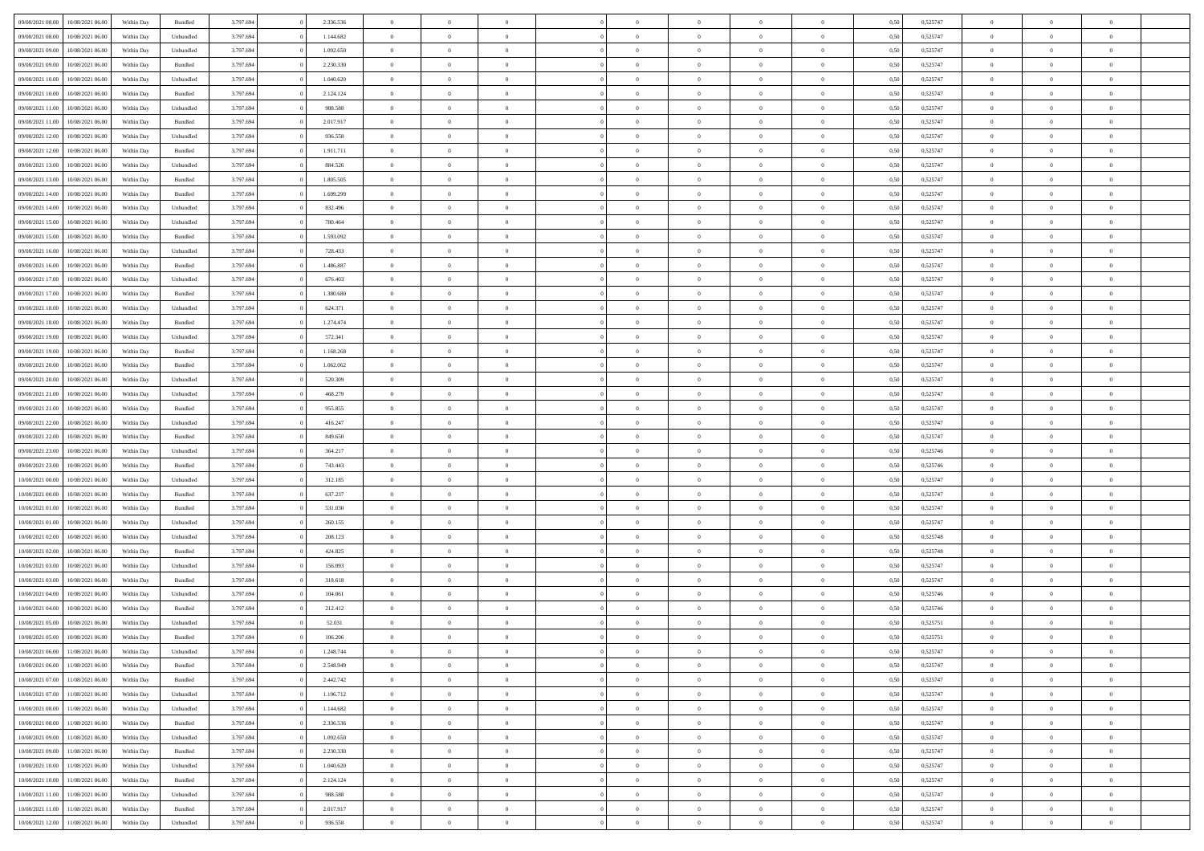| | | | | | | | | | | | | | | | | | | | | |
|---|---|---|---|---|---|---|---|---|---|---|---|---|---|---|---|---|---|---|---|---|
| 09/08/2021 08:00 | 10/08/2021 06:00 | Within Day | Bundled | 3.797.694 | 0 | 2.336.536 | 0 | 0 | 0 | | 0 | 0 | 0 | 0 | 0,50 | 0,525747 | 0 | 0 | 0 | |
| 09/08/2021 08:00 | 10/08/2021 06:00 | Within Day | Unbundled | 3.797.694 | 0 | 1.144.682 | 0 | 0 | 0 | | 0 | 0 | 0 | 0 | 0,50 | 0,525747 | 0 | 0 | 0 | |
| 09/08/2021 09:00 | 10/08/2021 06:00 | Within Day | Unbundled | 3.797.694 | 0 | 1.092.650 | 0 | 0 | 0 | | 0 | 0 | 0 | 0 | 0,50 | 0,525747 | 0 | 0 | 0 | |
| 09/08/2021 09:00 | 10/08/2021 06:00 | Within Day | Bundled | 3.797.694 | 0 | 2.230.330 | 0 | 0 | 0 | | 0 | 0 | 0 | 0 | 0,50 | 0,525747 | 0 | 0 | 0 | |
| 09/08/2021 10:00 | 10/08/2021 06:00 | Within Day | Unbundled | 3.797.694 | 0 | 1.040.620 | 0 | 0 | 0 | | 0 | 0 | 0 | 0 | 0,50 | 0,525747 | 0 | 0 | 0 | |
| 09/08/2021 10:00 | 10/08/2021 06:00 | Within Day | Bundled | 3.797.694 | 0 | 2.124.124 | 0 | 0 | 0 | | 0 | 0 | 0 | 0 | 0,50 | 0,525747 | 0 | 0 | 0 | |
| 09/08/2021 11:00 | 10/08/2021 06:00 | Within Day | Unbundled | 3.797.694 | 0 | 988.588 | 0 | 0 | 0 | | 0 | 0 | 0 | 0 | 0,50 | 0,525747 | 0 | 0 | 0 | |
| 09/08/2021 11:00 | 10/08/2021 06:00 | Within Day | Bundled | 3.797.694 | 0 | 2.017.917 | 0 | 0 | 0 | | 0 | 0 | 0 | 0 | 0,50 | 0,525747 | 0 | 0 | 0 | |
| 09/08/2021 12:00 | 10/08/2021 06:00 | Within Day | Unbundled | 3.797.694 | 0 | 936.558 | 0 | 0 | 0 | | 0 | 0 | 0 | 0 | 0,50 | 0,525747 | 0 | 0 | 0 | |
| 09/08/2021 12:00 | 10/08/2021 06:00 | Within Day | Bundled | 3.797.694 | 0 | 1.911.711 | 0 | 0 | 0 | | 0 | 0 | 0 | 0 | 0,50 | 0,525747 | 0 | 0 | 0 | |
| 09/08/2021 13:00 | 10/08/2021 06:00 | Within Day | Unbundled | 3.797.694 | 0 | 884.526 | 0 | 0 | 0 | | 0 | 0 | 0 | 0 | 0,50 | 0,525747 | 0 | 0 | 0 | |
| 09/08/2021 13:00 | 10/08/2021 06:00 | Within Day | Bundled | 3.797.694 | 0 | 1.805.505 | 0 | 0 | 0 | | 0 | 0 | 0 | 0 | 0,50 | 0,525747 | 0 | 0 | 0 | |
| 09/08/2021 14:00 | 10/08/2021 06:00 | Within Day | Bundled | 3.797.694 | 0 | 1.699.299 | 0 | 0 | 0 | | 0 | 0 | 0 | 0 | 0,50 | 0,525747 | 0 | 0 | 0 | |
| 09/08/2021 14:00 | 10/08/2021 06:00 | Within Day | Unbundled | 3.797.694 | 0 | 832.496 | 0 | 0 | 0 | | 0 | 0 | 0 | 0 | 0,50 | 0,525747 | 0 | 0 | 0 | |
| 09/08/2021 15:00 | 10/08/2021 06:00 | Within Day | Unbundled | 3.797.694 | 0 | 780.464 | 0 | 0 | 0 | | 0 | 0 | 0 | 0 | 0,50 | 0,525747 | 0 | 0 | 0 | |
| 09/08/2021 15:00 | 10/08/2021 06:00 | Within Day | Bundled | 3.797.694 | 0 | 1.593.092 | 0 | 0 | 0 | | 0 | 0 | 0 | 0 | 0,50 | 0,525747 | 0 | 0 | 0 | |
| 09/08/2021 16:00 | 10/08/2021 06:00 | Within Day | Unbundled | 3.797.694 | 0 | 728.433 | 0 | 0 | 0 | | 0 | 0 | 0 | 0 | 0,50 | 0,525747 | 0 | 0 | 0 | |
| 09/08/2021 16:00 | 10/08/2021 06:00 | Within Day | Bundled | 3.797.694 | 0 | 1.486.887 | 0 | 0 | 0 | | 0 | 0 | 0 | 0 | 0,50 | 0,525747 | 0 | 0 | 0 | |
| 09/08/2021 17:00 | 10/08/2021 06:00 | Within Day | Unbundled | 3.797.694 | 0 | 676.403 | 0 | 0 | 0 | | 0 | 0 | 0 | 0 | 0,50 | 0,525747 | 0 | 0 | 0 | |
| 09/08/2021 17:00 | 10/08/2021 06:00 | Within Day | Bundled | 3.797.694 | 0 | 1.380.680 | 0 | 0 | 0 | | 0 | 0 | 0 | 0 | 0,50 | 0,525747 | 0 | 0 | 0 | |
| 09/08/2021 18:00 | 10/08/2021 06:00 | Within Day | Unbundled | 3.797.694 | 0 | 624.371 | 0 | 0 | 0 | | 0 | 0 | 0 | 0 | 0,50 | 0,525747 | 0 | 0 | 0 | |
| 09/08/2021 18:00 | 10/08/2021 06:00 | Within Day | Bundled | 3.797.694 | 0 | 1.274.474 | 0 | 0 | 0 | | 0 | 0 | 0 | 0 | 0,50 | 0,525747 | 0 | 0 | 0 | |
| 09/08/2021 19:00 | 10/08/2021 06:00 | Within Day | Unbundled | 3.797.694 | 0 | 572.341 | 0 | 0 | 0 | | 0 | 0 | 0 | 0 | 0,50 | 0,525747 | 0 | 0 | 0 | |
| 09/08/2021 19:00 | 10/08/2021 06:00 | Within Day | Bundled | 3.797.694 | 0 | 1.168.268 | 0 | 0 | 0 | | 0 | 0 | 0 | 0 | 0,50 | 0,525747 | 0 | 0 | 0 | |
| 09/08/2021 20:00 | 10/08/2021 06:00 | Within Day | Bundled | 3.797.694 | 0 | 1.062.062 | 0 | 0 | 0 | | 0 | 0 | 0 | 0 | 0,50 | 0,525747 | 0 | 0 | 0 | |
| 09/08/2021 20:00 | 10/08/2021 06:00 | Within Day | Unbundled | 3.797.694 | 0 | 520.309 | 0 | 0 | 0 | | 0 | 0 | 0 | 0 | 0,50 | 0,525747 | 0 | 0 | 0 | |
| 09/08/2021 21:00 | 10/08/2021 06:00 | Within Day | Unbundled | 3.797.694 | 0 | 468.279 | 0 | 0 | 0 | | 0 | 0 | 0 | 0 | 0,50 | 0,525747 | 0 | 0 | 0 | |
| 09/08/2021 21:00 | 10/08/2021 06:00 | Within Day | Bundled | 3.797.694 | 0 | 955.855 | 0 | 0 | 0 | | 0 | 0 | 0 | 0 | 0,50 | 0,525747 | 0 | 0 | 0 | |
| 09/08/2021 22:00 | 10/08/2021 06:00 | Within Day | Unbundled | 3.797.694 | 0 | 416.247 | 0 | 0 | 0 | | 0 | 0 | 0 | 0 | 0,50 | 0,525747 | 0 | 0 | 0 | |
| 09/08/2021 22:00 | 10/08/2021 06:00 | Within Day | Bundled | 3.797.694 | 0 | 849.650 | 0 | 0 | 0 | | 0 | 0 | 0 | 0 | 0,50 | 0,525747 | 0 | 0 | 0 | |
| 09/08/2021 23:00 | 10/08/2021 06:00 | Within Day | Unbundled | 3.797.694 | 0 | 364.217 | 0 | 0 | 0 | | 0 | 0 | 0 | 0 | 0,50 | 0,525746 | 0 | 0 | 0 | |
| 09/08/2021 23:00 | 10/08/2021 06:00 | Within Day | Bundled | 3.797.694 | 0 | 743.443 | 0 | 0 | 0 | | 0 | 0 | 0 | 0 | 0,50 | 0,525746 | 0 | 0 | 0 | |
| 10/08/2021 00:00 | 10/08/2021 06:00 | Within Day | Unbundled | 3.797.694 | 0 | 312.185 | 0 | 0 | 0 | | 0 | 0 | 0 | 0 | 0,50 | 0,525747 | 0 | 0 | 0 | |
| 10/08/2021 00:00 | 10/08/2021 06:00 | Within Day | Bundled | 3.797.694 | 0 | 637.237 | 0 | 0 | 0 | | 0 | 0 | 0 | 0 | 0,50 | 0,525747 | 0 | 0 | 0 | |
| 10/08/2021 01:00 | 10/08/2021 06:00 | Within Day | Bundled | 3.797.694 | 0 | 531.030 | 0 | 0 | 0 | | 0 | 0 | 0 | 0 | 0,50 | 0,525747 | 0 | 0 | 0 | |
| 10/08/2021 01:00 | 10/08/2021 06:00 | Within Day | Unbundled | 3.797.694 | 0 | 260.155 | 0 | 0 | 0 | | 0 | 0 | 0 | 0 | 0,50 | 0,525747 | 0 | 0 | 0 | |
| 10/08/2021 02:00 | 10/08/2021 06:00 | Within Day | Unbundled | 3.797.694 | 0 | 208.123 | 0 | 0 | 0 | | 0 | 0 | 0 | 0 | 0,50 | 0,525748 | 0 | 0 | 0 | |
| 10/08/2021 02:00 | 10/08/2021 06:00 | Within Day | Bundled | 3.797.694 | 0 | 424.825 | 0 | 0 | 0 | | 0 | 0 | 0 | 0 | 0,50 | 0,525748 | 0 | 0 | 0 | |
| 10/08/2021 03:00 | 10/08/2021 06:00 | Within Day | Unbundled | 3.797.694 | 0 | 156.093 | 0 | 0 | 0 | | 0 | 0 | 0 | 0 | 0,50 | 0,525747 | 0 | 0 | 0 | |
| 10/08/2021 03:00 | 10/08/2021 06:00 | Within Day | Bundled | 3.797.694 | 0 | 318.618 | 0 | 0 | 0 | | 0 | 0 | 0 | 0 | 0,50 | 0,525747 | 0 | 0 | 0 | |
| 10/08/2021 04:00 | 10/08/2021 06:00 | Within Day | Unbundled | 3.797.694 | 0 | 104.061 | 0 | 0 | 0 | | 0 | 0 | 0 | 0 | 0,50 | 0,525746 | 0 | 0 | 0 | |
| 10/08/2021 04:00 | 10/08/2021 06:00 | Within Day | Bundled | 3.797.694 | 0 | 212.412 | 0 | 0 | 0 | | 0 | 0 | 0 | 0 | 0,50 | 0,525746 | 0 | 0 | 0 | |
| 10/08/2021 05:00 | 10/08/2021 06:00 | Within Day | Unbundled | 3.797.694 | 0 | 52.031 | 0 | 0 | 0 | | 0 | 0 | 0 | 0 | 0,50 | 0,525751 | 0 | 0 | 0 | |
| 10/08/2021 05:00 | 10/08/2021 06:00 | Within Day | Bundled | 3.797.694 | 0 | 106.206 | 0 | 0 | 0 | | 0 | 0 | 0 | 0 | 0,50 | 0,525751 | 0 | 0 | 0 | |
| 10/08/2021 06:00 | 11/08/2021 06:00 | Within Day | Unbundled | 3.797.694 | 0 | 1.248.744 | 0 | 0 | 0 | | 0 | 0 | 0 | 0 | 0,50 | 0,525747 | 0 | 0 | 0 | |
| 10/08/2021 06:00 | 11/08/2021 06:00 | Within Day | Bundled | 3.797.694 | 0 | 2.548.949 | 0 | 0 | 0 | | 0 | 0 | 0 | 0 | 0,50 | 0,525747 | 0 | 0 | 0 | |
| 10/08/2021 07:00 | 11/08/2021 06:00 | Within Day | Bundled | 3.797.694 | 0 | 2.442.742 | 0 | 0 | 0 | | 0 | 0 | 0 | 0 | 0,50 | 0,525747 | 0 | 0 | 0 | |
| 10/08/2021 07:00 | 11/08/2021 06:00 | Within Day | Unbundled | 3.797.694 | 0 | 1.196.712 | 0 | 0 | 0 | | 0 | 0 | 0 | 0 | 0,50 | 0,525747 | 0 | 0 | 0 | |
| 10/08/2021 08:00 | 11/08/2021 06:00 | Within Day | Unbundled | 3.797.694 | 0 | 1.144.682 | 0 | 0 | 0 | | 0 | 0 | 0 | 0 | 0,50 | 0,525747 | 0 | 0 | 0 | |
| 10/08/2021 08:00 | 11/08/2021 06:00 | Within Day | Bundled | 3.797.694 | 0 | 2.336.536 | 0 | 0 | 0 | | 0 | 0 | 0 | 0 | 0,50 | 0,525747 | 0 | 0 | 0 | |
| 10/08/2021 09:00 | 11/08/2021 06:00 | Within Day | Unbundled | 3.797.694 | 0 | 1.092.650 | 0 | 0 | 0 | | 0 | 0 | 0 | 0 | 0,50 | 0,525747 | 0 | 0 | 0 | |
| 10/08/2021 09:00 | 11/08/2021 06:00 | Within Day | Bundled | 3.797.694 | 0 | 2.230.330 | 0 | 0 | 0 | | 0 | 0 | 0 | 0 | 0,50 | 0,525747 | 0 | 0 | 0 | |
| 10/08/2021 10:00 | 11/08/2021 06:00 | Within Day | Unbundled | 3.797.694 | 0 | 1.040.620 | 0 | 0 | 0 | | 0 | 0 | 0 | 0 | 0,50 | 0,525747 | 0 | 0 | 0 | |
| 10/08/2021 10:00 | 11/08/2021 06:00 | Within Day | Bundled | 3.797.694 | 0 | 2.124.124 | 0 | 0 | 0 | | 0 | 0 | 0 | 0 | 0,50 | 0,525747 | 0 | 0 | 0 | |
| 10/08/2021 11:00 | 11/08/2021 06:00 | Within Day | Unbundled | 3.797.694 | 0 | 988.588 | 0 | 0 | 0 | | 0 | 0 | 0 | 0 | 0,50 | 0,525747 | 0 | 0 | 0 | |
| 10/08/2021 11:00 | 11/08/2021 06:00 | Within Day | Bundled | 3.797.694 | 0 | 2.017.917 | 0 | 0 | 0 | | 0 | 0 | 0 | 0 | 0,50 | 0,525747 | 0 | 0 | 0 | |
| 10/08/2021 12:00 | 11/08/2021 06:00 | Within Day | Unbundled | 3.797.694 | 0 | 936.558 | 0 | 0 | 0 | | 0 | 0 | 0 | 0 | 0,50 | 0,525747 | 0 | 0 | 0 | |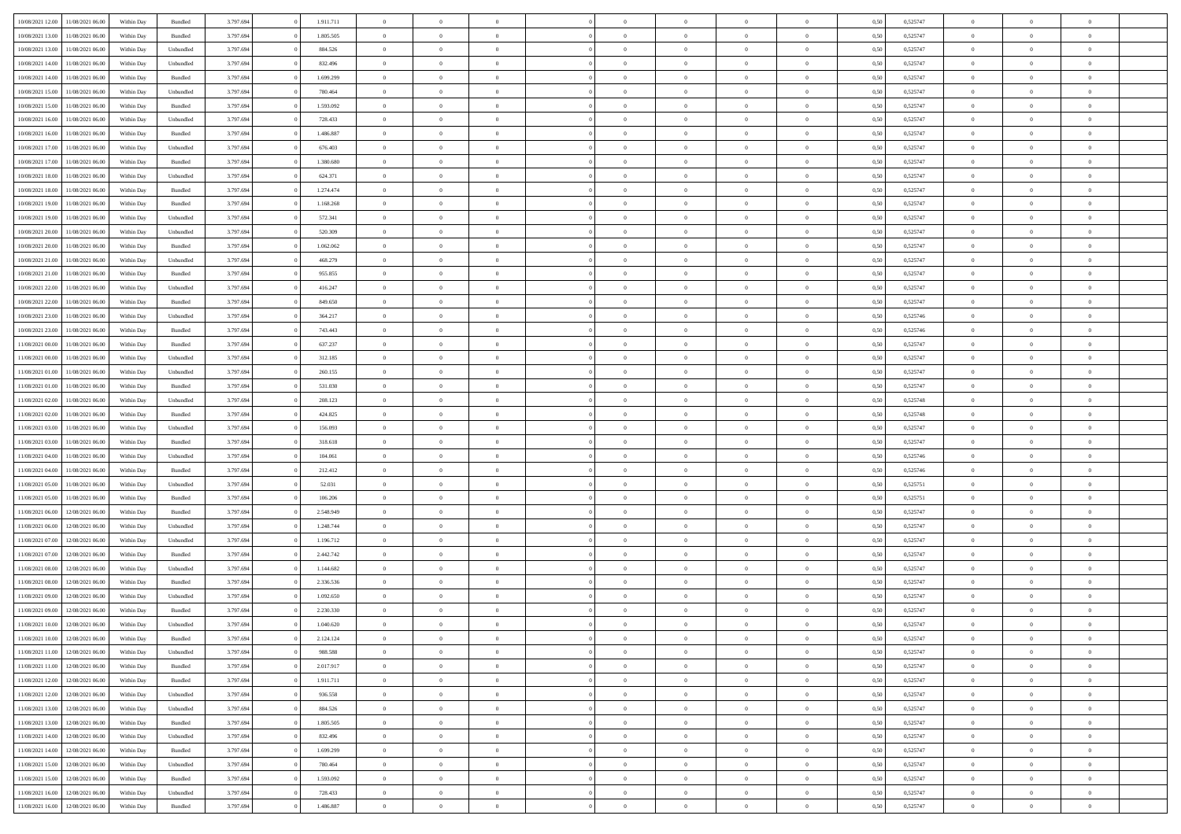| | | | | | | | | | | | | | | | | | | | | |
|---|---|---|---|---|---|---|---|---|---|---|---|---|---|---|---|---|---|---|---|---|
| 10/08/2021 12:00 | 11/08/2021 06:00 | Within Day | Bundled | 3.797.694 | 0 | 1.911.711 | 0 | 0 | 0 | | 0 | 0 | 0 | 0 | 0,50 | 0,525747 | 0 | 0 | 0 | |
| 10/08/2021 13:00 | 11/08/2021 06:00 | Within Day | Bundled | 3.797.694 | 0 | 1.805.505 | 0 | 0 | 0 | | 0 | 0 | 0 | 0 | 0,50 | 0,525747 | 0 | 0 | 0 | |
| 10/08/2021 13:00 | 11/08/2021 06:00 | Within Day | Unbundled | 3.797.694 | 0 | 884.526 | 0 | 0 | 0 | | 0 | 0 | 0 | 0 | 0,50 | 0,525747 | 0 | 0 | 0 | |
| 10/08/2021 14:00 | 11/08/2021 06:00 | Within Day | Unbundled | 3.797.694 | 0 | 832.496 | 0 | 0 | 0 | | 0 | 0 | 0 | 0 | 0,50 | 0,525747 | 0 | 0 | 0 | |
| 10/08/2021 14:00 | 11/08/2021 06:00 | Within Day | Bundled | 3.797.694 | 0 | 1.699.299 | 0 | 0 | 0 | | 0 | 0 | 0 | 0 | 0,50 | 0,525747 | 0 | 0 | 0 | |
| 10/08/2021 15:00 | 11/08/2021 06:00 | Within Day | Unbundled | 3.797.694 | 0 | 780.464 | 0 | 0 | 0 | | 0 | 0 | 0 | 0 | 0,50 | 0,525747 | 0 | 0 | 0 | |
| 10/08/2021 15:00 | 11/08/2021 06:00 | Within Day | Bundled | 3.797.694 | 0 | 1.593.092 | 0 | 0 | 0 | | 0 | 0 | 0 | 0 | 0,50 | 0,525747 | 0 | 0 | 0 | |
| 10/08/2021 16:00 | 11/08/2021 06:00 | Within Day | Unbundled | 3.797.694 | 0 | 728.433 | 0 | 0 | 0 | | 0 | 0 | 0 | 0 | 0,50 | 0,525747 | 0 | 0 | 0 | |
| 10/08/2021 16:00 | 11/08/2021 06:00 | Within Day | Bundled | 3.797.694 | 0 | 1.486.887 | 0 | 0 | 0 | | 0 | 0 | 0 | 0 | 0,50 | 0,525747 | 0 | 0 | 0 | |
| 10/08/2021 17:00 | 11/08/2021 06:00 | Within Day | Unbundled | 3.797.694 | 0 | 676.403 | 0 | 0 | 0 | | 0 | 0 | 0 | 0 | 0,50 | 0,525747 | 0 | 0 | 0 | |
| 10/08/2021 17:00 | 11/08/2021 06:00 | Within Day | Bundled | 3.797.694 | 0 | 1.380.680 | 0 | 0 | 0 | | 0 | 0 | 0 | 0 | 0,50 | 0,525747 | 0 | 0 | 0 | |
| 10/08/2021 18:00 | 11/08/2021 06:00 | Within Day | Unbundled | 3.797.694 | 0 | 624.371 | 0 | 0 | 0 | | 0 | 0 | 0 | 0 | 0,50 | 0,525747 | 0 | 0 | 0 | |
| 10/08/2021 18:00 | 11/08/2021 06:00 | Within Day | Bundled | 3.797.694 | 0 | 1.274.474 | 0 | 0 | 0 | | 0 | 0 | 0 | 0 | 0,50 | 0,525747 | 0 | 0 | 0 | |
| 10/08/2021 19:00 | 11/08/2021 06:00 | Within Day | Bundled | 3.797.694 | 0 | 1.168.268 | 0 | 0 | 0 | | 0 | 0 | 0 | 0 | 0,50 | 0,525747 | 0 | 0 | 0 | |
| 10/08/2021 19:00 | 11/08/2021 06:00 | Within Day | Unbundled | 3.797.694 | 0 | 572.341 | 0 | 0 | 0 | | 0 | 0 | 0 | 0 | 0,50 | 0,525747 | 0 | 0 | 0 | |
| 10/08/2021 20:00 | 11/08/2021 06:00 | Within Day | Unbundled | 3.797.694 | 0 | 520.309 | 0 | 0 | 0 | | 0 | 0 | 0 | 0 | 0,50 | 0,525747 | 0 | 0 | 0 | |
| 10/08/2021 20:00 | 11/08/2021 06:00 | Within Day | Bundled | 3.797.694 | 0 | 1.062.062 | 0 | 0 | 0 | | 0 | 0 | 0 | 0 | 0,50 | 0,525747 | 0 | 0 | 0 | |
| 10/08/2021 21:00 | 11/08/2021 06:00 | Within Day | Unbundled | 3.797.694 | 0 | 468.279 | 0 | 0 | 0 | | 0 | 0 | 0 | 0 | 0,50 | 0,525747 | 0 | 0 | 0 | |
| 10/08/2021 21:00 | 11/08/2021 06:00 | Within Day | Bundled | 3.797.694 | 0 | 955.855 | 0 | 0 | 0 | | 0 | 0 | 0 | 0 | 0,50 | 0,525747 | 0 | 0 | 0 | |
| 10/08/2021 22:00 | 11/08/2021 06:00 | Within Day | Unbundled | 3.797.694 | 0 | 416.247 | 0 | 0 | 0 | | 0 | 0 | 0 | 0 | 0,50 | 0,525747 | 0 | 0 | 0 | |
| 10/08/2021 22:00 | 11/08/2021 06:00 | Within Day | Bundled | 3.797.694 | 0 | 849.650 | 0 | 0 | 0 | | 0 | 0 | 0 | 0 | 0,50 | 0,525747 | 0 | 0 | 0 | |
| 10/08/2021 23:00 | 11/08/2021 06:00 | Within Day | Unbundled | 3.797.694 | 0 | 364.217 | 0 | 0 | 0 | | 0 | 0 | 0 | 0 | 0,50 | 0,525746 | 0 | 0 | 0 | |
| 10/08/2021 23:00 | 11/08/2021 06:00 | Within Day | Bundled | 3.797.694 | 0 | 743.443 | 0 | 0 | 0 | | 0 | 0 | 0 | 0 | 0,50 | 0,525746 | 0 | 0 | 0 | |
| 11/08/2021 00:00 | 11/08/2021 06:00 | Within Day | Bundled | 3.797.694 | 0 | 637.237 | 0 | 0 | 0 | | 0 | 0 | 0 | 0 | 0,50 | 0,525747 | 0 | 0 | 0 | |
| 11/08/2021 00:00 | 11/08/2021 06:00 | Within Day | Unbundled | 3.797.694 | 0 | 312.185 | 0 | 0 | 0 | | 0 | 0 | 0 | 0 | 0,50 | 0,525747 | 0 | 0 | 0 | |
| 11/08/2021 01:00 | 11/08/2021 06:00 | Within Day | Unbundled | 3.797.694 | 0 | 260.155 | 0 | 0 | 0 | | 0 | 0 | 0 | 0 | 0,50 | 0,525747 | 0 | 0 | 0 | |
| 11/08/2021 01:00 | 11/08/2021 06:00 | Within Day | Bundled | 3.797.694 | 0 | 531.030 | 0 | 0 | 0 | | 0 | 0 | 0 | 0 | 0,50 | 0,525747 | 0 | 0 | 0 | |
| 11/08/2021 02:00 | 11/08/2021 06:00 | Within Day | Unbundled | 3.797.694 | 0 | 208.123 | 0 | 0 | 0 | | 0 | 0 | 0 | 0 | 0,50 | 0,525748 | 0 | 0 | 0 | |
| 11/08/2021 02:00 | 11/08/2021 06:00 | Within Day | Bundled | 3.797.694 | 0 | 424.825 | 0 | 0 | 0 | | 0 | 0 | 0 | 0 | 0,50 | 0,525748 | 0 | 0 | 0 | |
| 11/08/2021 03:00 | 11/08/2021 06:00 | Within Day | Unbundled | 3.797.694 | 0 | 156.093 | 0 | 0 | 0 | | 0 | 0 | 0 | 0 | 0,50 | 0,525747 | 0 | 0 | 0 | |
| 11/08/2021 03:00 | 11/08/2021 06:00 | Within Day | Bundled | 3.797.694 | 0 | 318.618 | 0 | 0 | 0 | | 0 | 0 | 0 | 0 | 0,50 | 0,525747 | 0 | 0 | 0 | |
| 11/08/2021 04:00 | 11/08/2021 06:00 | Within Day | Unbundled | 3.797.694 | 0 | 104.061 | 0 | 0 | 0 | | 0 | 0 | 0 | 0 | 0,50 | 0,525746 | 0 | 0 | 0 | |
| 11/08/2021 04:00 | 11/08/2021 06:00 | Within Day | Bundled | 3.797.694 | 0 | 212.412 | 0 | 0 | 0 | | 0 | 0 | 0 | 0 | 0,50 | 0,525746 | 0 | 0 | 0 | |
| 11/08/2021 05:00 | 11/08/2021 06:00 | Within Day | Unbundled | 3.797.694 | 0 | 52.031 | 0 | 0 | 0 | | 0 | 0 | 0 | 0 | 0,50 | 0,525751 | 0 | 0 | 0 | |
| 11/08/2021 05:00 | 11/08/2021 06:00 | Within Day | Bundled | 3.797.694 | 0 | 106.206 | 0 | 0 | 0 | | 0 | 0 | 0 | 0 | 0,50 | 0,525751 | 0 | 0 | 0 | |
| 11/08/2021 06:00 | 12/08/2021 06:00 | Within Day | Bundled | 3.797.694 | 0 | 2.548.949 | 0 | 0 | 0 | | 0 | 0 | 0 | 0 | 0,50 | 0,525747 | 0 | 0 | 0 | |
| 11/08/2021 06:00 | 12/08/2021 06:00 | Within Day | Unbundled | 3.797.694 | 0 | 1.248.744 | 0 | 0 | 0 | | 0 | 0 | 0 | 0 | 0,50 | 0,525747 | 0 | 0 | 0 | |
| 11/08/2021 07:00 | 12/08/2021 06:00 | Within Day | Unbundled | 3.797.694 | 0 | 1.196.712 | 0 | 0 | 0 | | 0 | 0 | 0 | 0 | 0,50 | 0,525747 | 0 | 0 | 0 | |
| 11/08/2021 07:00 | 12/08/2021 06:00 | Within Day | Bundled | 3.797.694 | 0 | 2.442.742 | 0 | 0 | 0 | | 0 | 0 | 0 | 0 | 0,50 | 0,525747 | 0 | 0 | 0 | |
| 11/08/2021 08:00 | 12/08/2021 06:00 | Within Day | Unbundled | 3.797.694 | 0 | 1.144.682 | 0 | 0 | 0 | | 0 | 0 | 0 | 0 | 0,50 | 0,525747 | 0 | 0 | 0 | |
| 11/08/2021 08:00 | 12/08/2021 06:00 | Within Day | Bundled | 3.797.694 | 0 | 2.336.536 | 0 | 0 | 0 | | 0 | 0 | 0 | 0 | 0,50 | 0,525747 | 0 | 0 | 0 | |
| 11/08/2021 09:00 | 12/08/2021 06:00 | Within Day | Unbundled | 3.797.694 | 0 | 1.092.650 | 0 | 0 | 0 | | 0 | 0 | 0 | 0 | 0,50 | 0,525747 | 0 | 0 | 0 | |
| 11/08/2021 09:00 | 12/08/2021 06:00 | Within Day | Bundled | 3.797.694 | 0 | 2.230.330 | 0 | 0 | 0 | | 0 | 0 | 0 | 0 | 0,50 | 0,525747 | 0 | 0 | 0 | |
| 11/08/2021 10:00 | 12/08/2021 06:00 | Within Day | Unbundled | 3.797.694 | 0 | 1.040.620 | 0 | 0 | 0 | | 0 | 0 | 0 | 0 | 0,50 | 0,525747 | 0 | 0 | 0 | |
| 11/08/2021 10:00 | 12/08/2021 06:00 | Within Day | Bundled | 3.797.694 | 0 | 2.124.124 | 0 | 0 | 0 | | 0 | 0 | 0 | 0 | 0,50 | 0,525747 | 0 | 0 | 0 | |
| 11/08/2021 11:00 | 12/08/2021 06:00 | Within Day | Unbundled | 3.797.694 | 0 | 988.588 | 0 | 0 | 0 | | 0 | 0 | 0 | 0 | 0,50 | 0,525747 | 0 | 0 | 0 | |
| 11/08/2021 11:00 | 12/08/2021 06:00 | Within Day | Bundled | 3.797.694 | 0 | 2.017.917 | 0 | 0 | 0 | | 0 | 0 | 0 | 0 | 0,50 | 0,525747 | 0 | 0 | 0 | |
| 11/08/2021 12:00 | 12/08/2021 06:00 | Within Day | Bundled | 3.797.694 | 0 | 1.911.711 | 0 | 0 | 0 | | 0 | 0 | 0 | 0 | 0,50 | 0,525747 | 0 | 0 | 0 | |
| 11/08/2021 12:00 | 12/08/2021 06:00 | Within Day | Unbundled | 3.797.694 | 0 | 936.558 | 0 | 0 | 0 | | 0 | 0 | 0 | 0 | 0,50 | 0,525747 | 0 | 0 | 0 | |
| 11/08/2021 13:00 | 12/08/2021 06:00 | Within Day | Unbundled | 3.797.694 | 0 | 884.526 | 0 | 0 | 0 | | 0 | 0 | 0 | 0 | 0,50 | 0,525747 | 0 | 0 | 0 | |
| 11/08/2021 13:00 | 12/08/2021 06:00 | Within Day | Bundled | 3.797.694 | 0 | 1.805.505 | 0 | 0 | 0 | | 0 | 0 | 0 | 0 | 0,50 | 0,525747 | 0 | 0 | 0 | |
| 11/08/2021 14:00 | 12/08/2021 06:00 | Within Day | Unbundled | 3.797.694 | 0 | 832.496 | 0 | 0 | 0 | | 0 | 0 | 0 | 0 | 0,50 | 0,525747 | 0 | 0 | 0 | |
| 11/08/2021 14:00 | 12/08/2021 06:00 | Within Day | Bundled | 3.797.694 | 0 | 1.699.299 | 0 | 0 | 0 | | 0 | 0 | 0 | 0 | 0,50 | 0,525747 | 0 | 0 | 0 | |
| 11/08/2021 15:00 | 12/08/2021 06:00 | Within Day | Unbundled | 3.797.694 | 0 | 780.464 | 0 | 0 | 0 | | 0 | 0 | 0 | 0 | 0,50 | 0,525747 | 0 | 0 | 0 | |
| 11/08/2021 15:00 | 12/08/2021 06:00 | Within Day | Bundled | 3.797.694 | 0 | 1.593.092 | 0 | 0 | 0 | | 0 | 0 | 0 | 0 | 0,50 | 0,525747 | 0 | 0 | 0 | |
| 11/08/2021 16:00 | 12/08/2021 06:00 | Within Day | Unbundled | 3.797.694 | 0 | 728.433 | 0 | 0 | 0 | | 0 | 0 | 0 | 0 | 0,50 | 0,525747 | 0 | 0 | 0 | |
| 11/08/2021 16:00 | 12/08/2021 06:00 | Within Day | Bundled | 3.797.694 | 0 | 1.486.887 | 0 | 0 | 0 | | 0 | 0 | 0 | 0 | 0,50 | 0,525747 | 0 | 0 | 0 | |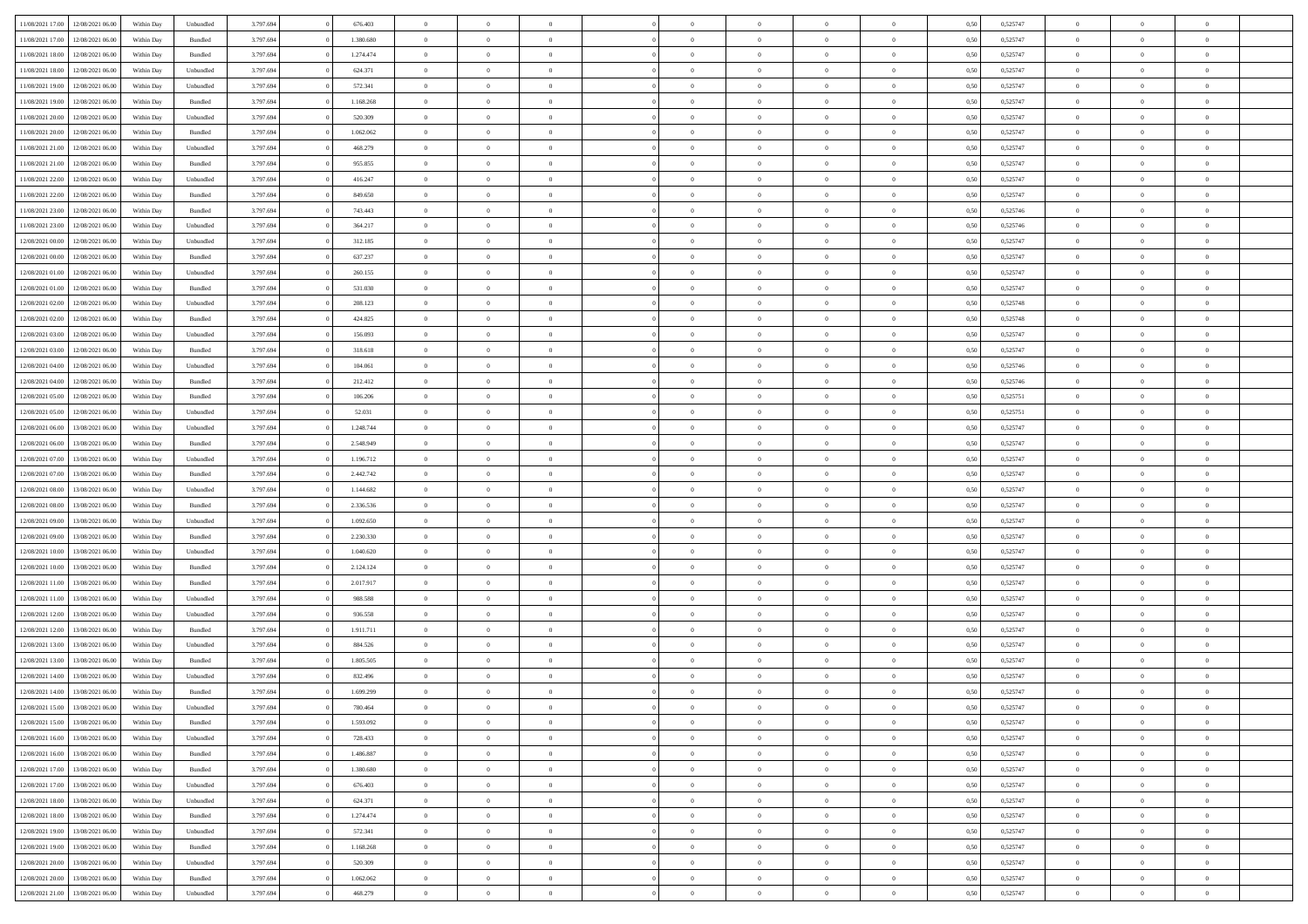| | | | | | | | | | | | | | | | | | | | | |
|---|---|---|---|---|---|---|---|---|---|---|---|---|---|---|---|---|---|---|---|---|
| 11/08/2021 17.00 | 12/08/2021 06.00 | Within Day | Unbundled | 3.797.694 | 0 | 676.403 | 0 | 0 | 0 | | 0 | 0 | 0 | 0 | 0,50 | 0,525747 | 0 | 0 | 0 | |
| 11/08/2021 17.00 | 12/08/2021 06.00 | Within Day | Bundled | 3.797.694 | 0 | 1.380.680 | 0 | 0 | 0 | | 0 | 0 | 0 | 0 | 0,50 | 0,525747 | 0 | 0 | 0 | |
| 11/08/2021 18.00 | 12/08/2021 06.00 | Within Day | Bundled | 3.797.694 | 0 | 1.274.474 | 0 | 0 | 0 | | 0 | 0 | 0 | 0 | 0,50 | 0,525747 | 0 | 0 | 0 | |
| 11/08/2021 18.00 | 12/08/2021 06.00 | Within Day | Unbundled | 3.797.694 | 0 | 624.371 | 0 | 0 | 0 | | 0 | 0 | 0 | 0 | 0,50 | 0,525747 | 0 | 0 | 0 | |
| 11/08/2021 19.00 | 12/08/2021 06.00 | Within Day | Unbundled | 3.797.694 | 0 | 572.341 | 0 | 0 | 0 | | 0 | 0 | 0 | 0 | 0,50 | 0,525747 | 0 | 0 | 0 | |
| 11/08/2021 19.00 | 12/08/2021 06.00 | Within Day | Bundled | 3.797.694 | 0 | 1.168.268 | 0 | 0 | 0 | | 0 | 0 | 0 | 0 | 0,50 | 0,525747 | 0 | 0 | 0 | |
| 11/08/2021 20.00 | 12/08/2021 06.00 | Within Day | Unbundled | 3.797.694 | 0 | 520.309 | 0 | 0 | 0 | | 0 | 0 | 0 | 0 | 0,50 | 0,525747 | 0 | 0 | 0 | |
| 11/08/2021 20.00 | 12/08/2021 06.00 | Within Day | Bundled | 3.797.694 | 0 | 1.062.062 | 0 | 0 | 0 | | 0 | 0 | 0 | 0 | 0,50 | 0,525747 | 0 | 0 | 0 | |
| 11/08/2021 21.00 | 12/08/2021 06.00 | Within Day | Unbundled | 3.797.694 | 0 | 468.279 | 0 | 0 | 0 | | 0 | 0 | 0 | 0 | 0,50 | 0,525747 | 0 | 0 | 0 | |
| 11/08/2021 21.00 | 12/08/2021 06.00 | Within Day | Bundled | 3.797.694 | 0 | 955.855 | 0 | 0 | 0 | | 0 | 0 | 0 | 0 | 0,50 | 0,525747 | 0 | 0 | 0 | |
| 11/08/2021 22.00 | 12/08/2021 06.00 | Within Day | Unbundled | 3.797.694 | 0 | 416.247 | 0 | 0 | 0 | | 0 | 0 | 0 | 0 | 0,50 | 0,525747 | 0 | 0 | 0 | |
| 11/08/2021 22.00 | 12/08/2021 06.00 | Within Day | Bundled | 3.797.694 | 0 | 849.650 | 0 | 0 | 0 | | 0 | 0 | 0 | 0 | 0,50 | 0,525747 | 0 | 0 | 0 | |
| 11/08/2021 23.00 | 12/08/2021 06.00 | Within Day | Bundled | 3.797.694 | 0 | 743.443 | 0 | 0 | 0 | | 0 | 0 | 0 | 0 | 0,50 | 0,525746 | 0 | 0 | 0 | |
| 11/08/2021 23.00 | 12/08/2021 06.00 | Within Day | Unbundled | 3.797.694 | 0 | 364.217 | 0 | 0 | 0 | | 0 | 0 | 0 | 0 | 0,50 | 0,525746 | 0 | 0 | 0 | |
| 12/08/2021 00.00 | 12/08/2021 06.00 | Within Day | Unbundled | 3.797.694 | 0 | 312.185 | 0 | 0 | 0 | | 0 | 0 | 0 | 0 | 0,50 | 0,525747 | 0 | 0 | 0 | |
| 12/08/2021 00.00 | 12/08/2021 06.00 | Within Day | Bundled | 3.797.694 | 0 | 637.237 | 0 | 0 | 0 | | 0 | 0 | 0 | 0 | 0,50 | 0,525747 | 0 | 0 | 0 | |
| 12/08/2021 01.00 | 12/08/2021 06.00 | Within Day | Unbundled | 3.797.694 | 0 | 260.155 | 0 | 0 | 0 | | 0 | 0 | 0 | 0 | 0,50 | 0,525747 | 0 | 0 | 0 | |
| 12/08/2021 01.00 | 12/08/2021 06.00 | Within Day | Bundled | 3.797.694 | 0 | 531.030 | 0 | 0 | 0 | | 0 | 0 | 0 | 0 | 0,50 | 0,525747 | 0 | 0 | 0 | |
| 12/08/2021 02.00 | 12/08/2021 06.00 | Within Day | Unbundled | 3.797.694 | 0 | 208.123 | 0 | 0 | 0 | | 0 | 0 | 0 | 0 | 0,50 | 0,525748 | 0 | 0 | 0 | |
| 12/08/2021 02.00 | 12/08/2021 06.00 | Within Day | Bundled | 3.797.694 | 0 | 424.825 | 0 | 0 | 0 | | 0 | 0 | 0 | 0 | 0,50 | 0,525748 | 0 | 0 | 0 | |
| 12/08/2021 03.00 | 12/08/2021 06.00 | Within Day | Unbundled | 3.797.694 | 0 | 156.093 | 0 | 0 | 0 | | 0 | 0 | 0 | 0 | 0,50 | 0,525747 | 0 | 0 | 0 | |
| 12/08/2021 03.00 | 12/08/2021 06.00 | Within Day | Bundled | 3.797.694 | 0 | 318.618 | 0 | 0 | 0 | | 0 | 0 | 0 | 0 | 0,50 | 0,525747 | 0 | 0 | 0 | |
| 12/08/2021 04.00 | 12/08/2021 06.00 | Within Day | Unbundled | 3.797.694 | 0 | 104.061 | 0 | 0 | 0 | | 0 | 0 | 0 | 0 | 0,50 | 0,525746 | 0 | 0 | 0 | |
| 12/08/2021 04.00 | 12/08/2021 06.00 | Within Day | Bundled | 3.797.694 | 0 | 212.412 | 0 | 0 | 0 | | 0 | 0 | 0 | 0 | 0,50 | 0,525746 | 0 | 0 | 0 | |
| 12/08/2021 05.00 | 12/08/2021 06.00 | Within Day | Bundled | 3.797.694 | 0 | 106.206 | 0 | 0 | 0 | | 0 | 0 | 0 | 0 | 0,50 | 0,525751 | 0 | 0 | 0 | |
| 12/08/2021 05.00 | 12/08/2021 06.00 | Within Day | Unbundled | 3.797.694 | 0 | 52.031 | 0 | 0 | 0 | | 0 | 0 | 0 | 0 | 0,50 | 0,525751 | 0 | 0 | 0 | |
| 12/08/2021 06.00 | 13/08/2021 06.00 | Within Day | Unbundled | 3.797.694 | 0 | 1.248.744 | 0 | 0 | 0 | | 0 | 0 | 0 | 0 | 0,50 | 0,525747 | 0 | 0 | 0 | |
| 12/08/2021 06.00 | 13/08/2021 06.00 | Within Day | Bundled | 3.797.694 | 0 | 2.548.949 | 0 | 0 | 0 | | 0 | 0 | 0 | 0 | 0,50 | 0,525747 | 0 | 0 | 0 | |
| 12/08/2021 07.00 | 13/08/2021 06.00 | Within Day | Unbundled | 3.797.694 | 0 | 1.196.712 | 0 | 0 | 0 | | 0 | 0 | 0 | 0 | 0,50 | 0,525747 | 0 | 0 | 0 | |
| 12/08/2021 07.00 | 13/08/2021 06.00 | Within Day | Bundled | 3.797.694 | 0 | 2.442.742 | 0 | 0 | 0 | | 0 | 0 | 0 | 0 | 0,50 | 0,525747 | 0 | 0 | 0 | |
| 12/08/2021 08.00 | 13/08/2021 06.00 | Within Day | Unbundled | 3.797.694 | 0 | 1.144.682 | 0 | 0 | 0 | | 0 | 0 | 0 | 0 | 0,50 | 0,525747 | 0 | 0 | 0 | |
| 12/08/2021 08.00 | 13/08/2021 06.00 | Within Day | Bundled | 3.797.694 | 0 | 2.336.536 | 0 | 0 | 0 | | 0 | 0 | 0 | 0 | 0,50 | 0,525747 | 0 | 0 | 0 | |
| 12/08/2021 09.00 | 13/08/2021 06.00 | Within Day | Unbundled | 3.797.694 | 0 | 1.092.650 | 0 | 0 | 0 | | 0 | 0 | 0 | 0 | 0,50 | 0,525747 | 0 | 0 | 0 | |
| 12/08/2021 09.00 | 13/08/2021 06.00 | Within Day | Bundled | 3.797.694 | 0 | 2.230.330 | 0 | 0 | 0 | | 0 | 0 | 0 | 0 | 0,50 | 0,525747 | 0 | 0 | 0 | |
| 12/08/2021 10.00 | 13/08/2021 06.00 | Within Day | Unbundled | 3.797.694 | 0 | 1.040.620 | 0 | 0 | 0 | | 0 | 0 | 0 | 0 | 0,50 | 0,525747 | 0 | 0 | 0 | |
| 12/08/2021 10.00 | 13/08/2021 06.00 | Within Day | Bundled | 3.797.694 | 0 | 2.124.124 | 0 | 0 | 0 | | 0 | 0 | 0 | 0 | 0,50 | 0,525747 | 0 | 0 | 0 | |
| 12/08/2021 11.00 | 13/08/2021 06.00 | Within Day | Bundled | 3.797.694 | 0 | 2.017.917 | 0 | 0 | 0 | | 0 | 0 | 0 | 0 | 0,50 | 0,525747 | 0 | 0 | 0 | |
| 12/08/2021 11.00 | 13/08/2021 06.00 | Within Day | Unbundled | 3.797.694 | 0 | 988.588 | 0 | 0 | 0 | | 0 | 0 | 0 | 0 | 0,50 | 0,525747 | 0 | 0 | 0 | |
| 12/08/2021 12.00 | 13/08/2021 06.00 | Within Day | Unbundled | 3.797.694 | 0 | 936.558 | 0 | 0 | 0 | | 0 | 0 | 0 | 0 | 0,50 | 0,525747 | 0 | 0 | 0 | |
| 12/08/2021 12.00 | 13/08/2021 06.00 | Within Day | Bundled | 3.797.694 | 0 | 1.911.711 | 0 | 0 | 0 | | 0 | 0 | 0 | 0 | 0,50 | 0,525747 | 0 | 0 | 0 | |
| 12/08/2021 13.00 | 13/08/2021 06.00 | Within Day | Unbundled | 3.797.694 | 0 | 884.526 | 0 | 0 | 0 | | 0 | 0 | 0 | 0 | 0,50 | 0,525747 | 0 | 0 | 0 | |
| 12/08/2021 13.00 | 13/08/2021 06.00 | Within Day | Bundled | 3.797.694 | 0 | 1.805.505 | 0 | 0 | 0 | | 0 | 0 | 0 | 0 | 0,50 | 0,525747 | 0 | 0 | 0 | |
| 12/08/2021 14.00 | 13/08/2021 06.00 | Within Day | Unbundled | 3.797.694 | 0 | 832.496 | 0 | 0 | 0 | | 0 | 0 | 0 | 0 | 0,50 | 0,525747 | 0 | 0 | 0 | |
| 12/08/2021 14.00 | 13/08/2021 06.00 | Within Day | Bundled | 3.797.694 | 0 | 1.699.299 | 0 | 0 | 0 | | 0 | 0 | 0 | 0 | 0,50 | 0,525747 | 0 | 0 | 0 | |
| 12/08/2021 15.00 | 13/08/2021 06.00 | Within Day | Unbundled | 3.797.694 | 0 | 780.464 | 0 | 0 | 0 | | 0 | 0 | 0 | 0 | 0,50 | 0,525747 | 0 | 0 | 0 | |
| 12/08/2021 15.00 | 13/08/2021 06.00 | Within Day | Bundled | 3.797.694 | 0 | 1.593.092 | 0 | 0 | 0 | | 0 | 0 | 0 | 0 | 0,50 | 0,525747 | 0 | 0 | 0 | |
| 12/08/2021 16.00 | 13/08/2021 06.00 | Within Day | Unbundled | 3.797.694 | 0 | 728.433 | 0 | 0 | 0 | | 0 | 0 | 0 | 0 | 0,50 | 0,525747 | 0 | 0 | 0 | |
| 12/08/2021 16.00 | 13/08/2021 06.00 | Within Day | Bundled | 3.797.694 | 0 | 1.486.887 | 0 | 0 | 0 | | 0 | 0 | 0 | 0 | 0,50 | 0,525747 | 0 | 0 | 0 | |
| 12/08/2021 17.00 | 13/08/2021 06.00 | Within Day | Bundled | 3.797.694 | 0 | 1.380.680 | 0 | 0 | 0 | | 0 | 0 | 0 | 0 | 0,50 | 0,525747 | 0 | 0 | 0 | |
| 12/08/2021 17.00 | 13/08/2021 06.00 | Within Day | Unbundled | 3.797.694 | 0 | 676.403 | 0 | 0 | 0 | | 0 | 0 | 0 | 0 | 0,50 | 0,525747 | 0 | 0 | 0 | |
| 12/08/2021 18.00 | 13/08/2021 06.00 | Within Day | Unbundled | 3.797.694 | 0 | 624.371 | 0 | 0 | 0 | | 0 | 0 | 0 | 0 | 0,50 | 0,525747 | 0 | 0 | 0 | |
| 12/08/2021 18.00 | 13/08/2021 06.00 | Within Day | Bundled | 3.797.694 | 0 | 1.274.474 | 0 | 0 | 0 | | 0 | 0 | 0 | 0 | 0,50 | 0,525747 | 0 | 0 | 0 | |
| 12/08/2021 19.00 | 13/08/2021 06.00 | Within Day | Unbundled | 3.797.694 | 0 | 572.341 | 0 | 0 | 0 | | 0 | 0 | 0 | 0 | 0,50 | 0,525747 | 0 | 0 | 0 | |
| 12/08/2021 19.00 | 13/08/2021 06.00 | Within Day | Bundled | 3.797.694 | 0 | 1.168.268 | 0 | 0 | 0 | | 0 | 0 | 0 | 0 | 0,50 | 0,525747 | 0 | 0 | 0 | |
| 12/08/2021 20.00 | 13/08/2021 06.00 | Within Day | Unbundled | 3.797.694 | 0 | 520.309 | 0 | 0 | 0 | | 0 | 0 | 0 | 0 | 0,50 | 0,525747 | 0 | 0 | 0 | |
| 12/08/2021 20.00 | 13/08/2021 06.00 | Within Day | Bundled | 3.797.694 | 0 | 1.062.062 | 0 | 0 | 0 | | 0 | 0 | 0 | 0 | 0,50 | 0,525747 | 0 | 0 | 0 | |
| 12/08/2021 21.00 | 13/08/2021 06.00 | Within Day | Unbundled | 3.797.694 | 0 | 468.279 | 0 | 0 | 0 | | 0 | 0 | 0 | 0 | 0,50 | 0,525747 | 0 | 0 | 0 | |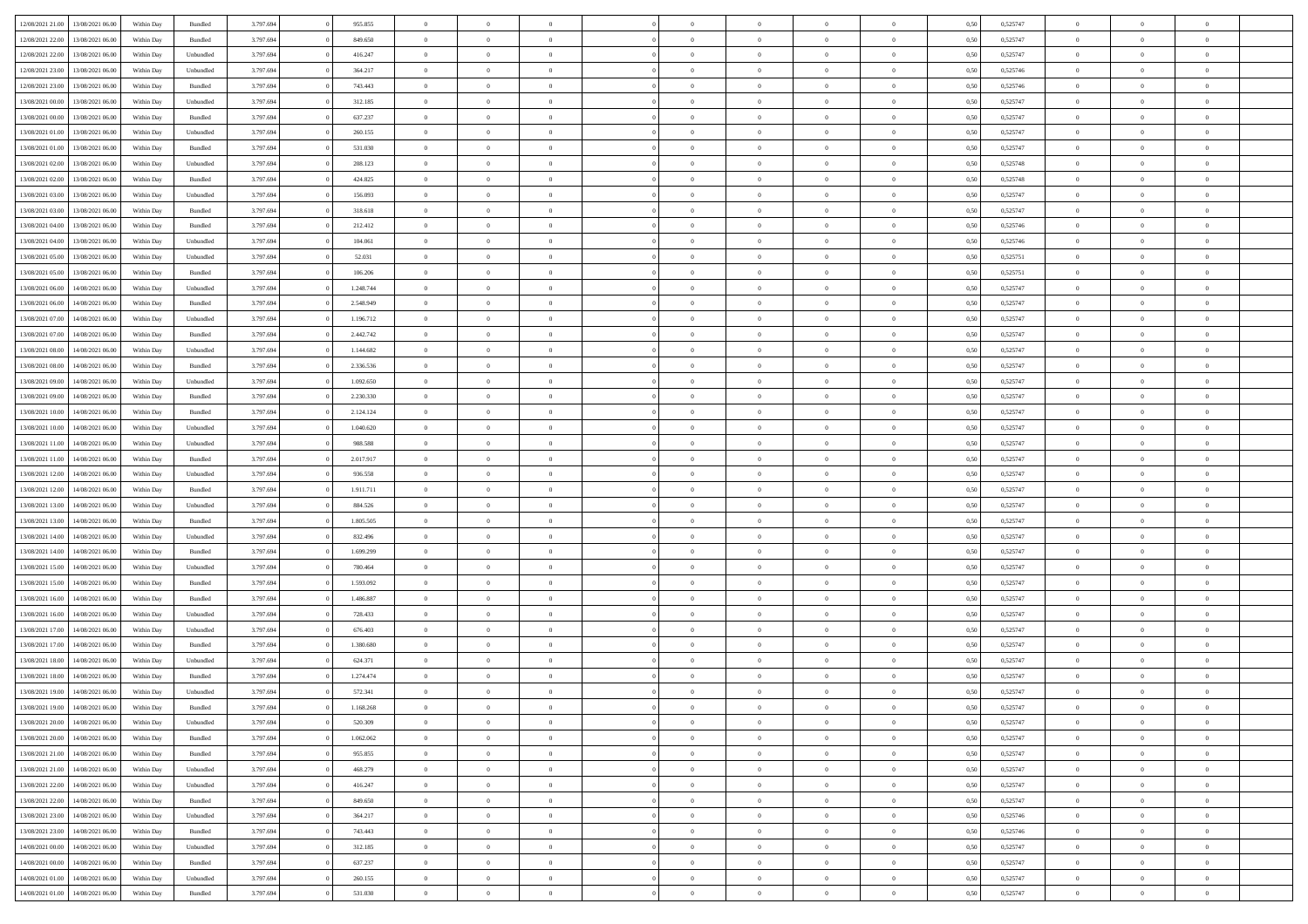| | | | | | | | | | | | | | | | | | | | | |
|---|---|---|---|---|---|---|---|---|---|---|---|---|---|---|---|---|---|---|---|---|
| 12/08/2021 21:00 | 13/08/2021 06:00 | Within Day | Bundled | 3.797.694 | 0 | 955.855 | 0 | 0 | 0 | | 0 | 0 | 0 | 0 | 0,50 | 0,525747 | 0 | 0 | 0 | |
| 12/08/2021 22:00 | 13/08/2021 06:00 | Within Day | Bundled | 3.797.694 | 0 | 849.650 | 0 | 0 | 0 | | 0 | 0 | 0 | 0 | 0,50 | 0,525747 | 0 | 0 | 0 | |
| 12/08/2021 22:00 | 13/08/2021 06:00 | Within Day | Unbundled | 3.797.694 | 0 | 416.247 | 0 | 0 | 0 | | 0 | 0 | 0 | 0 | 0,50 | 0,525747 | 0 | 0 | 0 | |
| 12/08/2021 23:00 | 13/08/2021 06:00 | Within Day | Unbundled | 3.797.694 | 0 | 364.217 | 0 | 0 | 0 | | 0 | 0 | 0 | 0 | 0,50 | 0,525746 | 0 | 0 | 0 | |
| 12/08/2021 23:00 | 13/08/2021 06:00 | Within Day | Bundled | 3.797.694 | 0 | 743.443 | 0 | 0 | 0 | | 0 | 0 | 0 | 0 | 0,50 | 0,525746 | 0 | 0 | 0 | |
| 13/08/2021 00:00 | 13/08/2021 06:00 | Within Day | Unbundled | 3.797.694 | 0 | 312.185 | 0 | 0 | 0 | | 0 | 0 | 0 | 0 | 0,50 | 0,525747 | 0 | 0 | 0 | |
| 13/08/2021 00:00 | 13/08/2021 06:00 | Within Day | Bundled | 3.797.694 | 0 | 637.237 | 0 | 0 | 0 | | 0 | 0 | 0 | 0 | 0,50 | 0,525747 | 0 | 0 | 0 | |
| 13/08/2021 01:00 | 13/08/2021 06:00 | Within Day | Unbundled | 3.797.694 | 0 | 260.155 | 0 | 0 | 0 | | 0 | 0 | 0 | 0 | 0,50 | 0,525747 | 0 | 0 | 0 | |
| 13/08/2021 01:00 | 13/08/2021 06:00 | Within Day | Bundled | 3.797.694 | 0 | 531.030 | 0 | 0 | 0 | | 0 | 0 | 0 | 0 | 0,50 | 0,525747 | 0 | 0 | 0 | |
| 13/08/2021 02:00 | 13/08/2021 06:00 | Within Day | Unbundled | 3.797.694 | 0 | 208.123 | 0 | 0 | 0 | | 0 | 0 | 0 | 0 | 0,50 | 0,525748 | 0 | 0 | 0 | |
| 13/08/2021 02:00 | 13/08/2021 06:00 | Within Day | Bundled | 3.797.694 | 0 | 424.825 | 0 | 0 | 0 | | 0 | 0 | 0 | 0 | 0,50 | 0,525748 | 0 | 0 | 0 | |
| 13/08/2021 03:00 | 13/08/2021 06:00 | Within Day | Unbundled | 3.797.694 | 0 | 156.093 | 0 | 0 | 0 | | 0 | 0 | 0 | 0 | 0,50 | 0,525747 | 0 | 0 | 0 | |
| 13/08/2021 03:00 | 13/08/2021 06:00 | Within Day | Bundled | 3.797.694 | 0 | 318.618 | 0 | 0 | 0 | | 0 | 0 | 0 | 0 | 0,50 | 0,525747 | 0 | 0 | 0 | |
| 13/08/2021 04:00 | 13/08/2021 06:00 | Within Day | Bundled | 3.797.694 | 0 | 212.412 | 0 | 0 | 0 | | 0 | 0 | 0 | 0 | 0,50 | 0,525746 | 0 | 0 | 0 | |
| 13/08/2021 04:00 | 13/08/2021 06:00 | Within Day | Unbundled | 3.797.694 | 0 | 104.061 | 0 | 0 | 0 | | 0 | 0 | 0 | 0 | 0,50 | 0,525746 | 0 | 0 | 0 | |
| 13/08/2021 05:00 | 13/08/2021 06:00 | Within Day | Unbundled | 3.797.694 | 0 | 52.031 | 0 | 0 | 0 | | 0 | 0 | 0 | 0 | 0,50 | 0,525751 | 0 | 0 | 0 | |
| 13/08/2021 05:00 | 13/08/2021 06:00 | Within Day | Bundled | 3.797.694 | 0 | 106.206 | 0 | 0 | 0 | | 0 | 0 | 0 | 0 | 0,50 | 0,525751 | 0 | 0 | 0 | |
| 13/08/2021 06:00 | 14/08/2021 06:00 | Within Day | Unbundled | 3.797.694 | 0 | 1.248.744 | 0 | 0 | 0 | | 0 | 0 | 0 | 0 | 0,50 | 0,525747 | 0 | 0 | 0 | |
| 13/08/2021 06:00 | 14/08/2021 06:00 | Within Day | Bundled | 3.797.694 | 0 | 2.548.949 | 0 | 0 | 0 | | 0 | 0 | 0 | 0 | 0,50 | 0,525747 | 0 | 0 | 0 | |
| 13/08/2021 07:00 | 14/08/2021 06:00 | Within Day | Unbundled | 3.797.694 | 0 | 1.196.712 | 0 | 0 | 0 | | 0 | 0 | 0 | 0 | 0,50 | 0,525747 | 0 | 0 | 0 | |
| 13/08/2021 07:00 | 14/08/2021 06:00 | Within Day | Bundled | 3.797.694 | 0 | 2.442.742 | 0 | 0 | 0 | | 0 | 0 | 0 | 0 | 0,50 | 0,525747 | 0 | 0 | 0 | |
| 13/08/2021 08:00 | 14/08/2021 06:00 | Within Day | Unbundled | 3.797.694 | 0 | 1.144.682 | 0 | 0 | 0 | | 0 | 0 | 0 | 0 | 0,50 | 0,525747 | 0 | 0 | 0 | |
| 13/08/2021 08:00 | 14/08/2021 06:00 | Within Day | Bundled | 3.797.694 | 0 | 2.336.536 | 0 | 0 | 0 | | 0 | 0 | 0 | 0 | 0,50 | 0,525747 | 0 | 0 | 0 | |
| 13/08/2021 09:00 | 14/08/2021 06:00 | Within Day | Unbundled | 3.797.694 | 0 | 1.092.650 | 0 | 0 | 0 | | 0 | 0 | 0 | 0 | 0,50 | 0,525747 | 0 | 0 | 0 | |
| 13/08/2021 09:00 | 14/08/2021 06:00 | Within Day | Bundled | 3.797.694 | 0 | 2.230.330 | 0 | 0 | 0 | | 0 | 0 | 0 | 0 | 0,50 | 0,525747 | 0 | 0 | 0 | |
| 13/08/2021 10:00 | 14/08/2021 06:00 | Within Day | Bundled | 3.797.694 | 0 | 2.124.124 | 0 | 0 | 0 | | 0 | 0 | 0 | 0 | 0,50 | 0,525747 | 0 | 0 | 0 | |
| 13/08/2021 10:00 | 14/08/2021 06:00 | Within Day | Unbundled | 3.797.694 | 0 | 1.040.620 | 0 | 0 | 0 | | 0 | 0 | 0 | 0 | 0,50 | 0,525747 | 0 | 0 | 0 | |
| 13/08/2021 11:00 | 14/08/2021 06:00 | Within Day | Unbundled | 3.797.694 | 0 | 988.588 | 0 | 0 | 0 | | 0 | 0 | 0 | 0 | 0,50 | 0,525747 | 0 | 0 | 0 | |
| 13/08/2021 11:00 | 14/08/2021 06:00 | Within Day | Bundled | 3.797.694 | 0 | 2.017.917 | 0 | 0 | 0 | | 0 | 0 | 0 | 0 | 0,50 | 0,525747 | 0 | 0 | 0 | |
| 13/08/2021 12:00 | 14/08/2021 06:00 | Within Day | Unbundled | 3.797.694 | 0 | 936.558 | 0 | 0 | 0 | | 0 | 0 | 0 | 0 | 0,50 | 0,525747 | 0 | 0 | 0 | |
| 13/08/2021 12:00 | 14/08/2021 06:00 | Within Day | Bundled | 3.797.694 | 0 | 1.911.711 | 0 | 0 | 0 | | 0 | 0 | 0 | 0 | 0,50 | 0,525747 | 0 | 0 | 0 | |
| 13/08/2021 13:00 | 14/08/2021 06:00 | Within Day | Unbundled | 3.797.694 | 0 | 884.526 | 0 | 0 | 0 | | 0 | 0 | 0 | 0 | 0,50 | 0,525747 | 0 | 0 | 0 | |
| 13/08/2021 13:00 | 14/08/2021 06:00 | Within Day | Bundled | 3.797.694 | 0 | 1.805.505 | 0 | 0 | 0 | | 0 | 0 | 0 | 0 | 0,50 | 0,525747 | 0 | 0 | 0 | |
| 13/08/2021 14:00 | 14/08/2021 06:00 | Within Day | Unbundled | 3.797.694 | 0 | 832.496 | 0 | 0 | 0 | | 0 | 0 | 0 | 0 | 0,50 | 0,525747 | 0 | 0 | 0 | |
| 13/08/2021 14:00 | 14/08/2021 06:00 | Within Day | Bundled | 3.797.694 | 0 | 1.699.299 | 0 | 0 | 0 | | 0 | 0 | 0 | 0 | 0,50 | 0,525747 | 0 | 0 | 0 | |
| 13/08/2021 15:00 | 14/08/2021 06:00 | Within Day | Unbundled | 3.797.694 | 0 | 780.464 | 0 | 0 | 0 | | 0 | 0 | 0 | 0 | 0,50 | 0,525747 | 0 | 0 | 0 | |
| 13/08/2021 15:00 | 14/08/2021 06:00 | Within Day | Bundled | 3.797.694 | 0 | 1.593.092 | 0 | 0 | 0 | | 0 | 0 | 0 | 0 | 0,50 | 0,525747 | 0 | 0 | 0 | |
| 13/08/2021 16:00 | 14/08/2021 06:00 | Within Day | Bundled | 3.797.694 | 0 | 1.486.887 | 0 | 0 | 0 | | 0 | 0 | 0 | 0 | 0,50 | 0,525747 | 0 | 0 | 0 | |
| 13/08/2021 16:00 | 14/08/2021 06:00 | Within Day | Unbundled | 3.797.694 | 0 | 728.433 | 0 | 0 | 0 | | 0 | 0 | 0 | 0 | 0,50 | 0,525747 | 0 | 0 | 0 | |
| 13/08/2021 17:00 | 14/08/2021 06:00 | Within Day | Unbundled | 3.797.694 | 0 | 676.403 | 0 | 0 | 0 | | 0 | 0 | 0 | 0 | 0,50 | 0,525747 | 0 | 0 | 0 | |
| 13/08/2021 17:00 | 14/08/2021 06:00 | Within Day | Bundled | 3.797.694 | 0 | 1.380.680 | 0 | 0 | 0 | | 0 | 0 | 0 | 0 | 0,50 | 0,525747 | 0 | 0 | 0 | |
| 13/08/2021 18:00 | 14/08/2021 06:00 | Within Day | Unbundled | 3.797.694 | 0 | 624.371 | 0 | 0 | 0 | | 0 | 0 | 0 | 0 | 0,50 | 0,525747 | 0 | 0 | 0 | |
| 13/08/2021 18:00 | 14/08/2021 06:00 | Within Day | Bundled | 3.797.694 | 0 | 1.274.474 | 0 | 0 | 0 | | 0 | 0 | 0 | 0 | 0,50 | 0,525747 | 0 | 0 | 0 | |
| 13/08/2021 19:00 | 14/08/2021 06:00 | Within Day | Unbundled | 3.797.694 | 0 | 572.341 | 0 | 0 | 0 | | 0 | 0 | 0 | 0 | 0,50 | 0,525747 | 0 | 0 | 0 | |
| 13/08/2021 19:00 | 14/08/2021 06:00 | Within Day | Bundled | 3.797.694 | 0 | 1.168.268 | 0 | 0 | 0 | | 0 | 0 | 0 | 0 | 0,50 | 0,525747 | 0 | 0 | 0 | |
| 13/08/2021 20:00 | 14/08/2021 06:00 | Within Day | Unbundled | 3.797.694 | 0 | 520.309 | 0 | 0 | 0 | | 0 | 0 | 0 | 0 | 0,50 | 0,525747 | 0 | 0 | 0 | |
| 13/08/2021 20:00 | 14/08/2021 06:00 | Within Day | Bundled | 3.797.694 | 0 | 1.062.062 | 0 | 0 | 0 | | 0 | 0 | 0 | 0 | 0,50 | 0,525747 | 0 | 0 | 0 | |
| 13/08/2021 21:00 | 14/08/2021 06:00 | Within Day | Bundled | 3.797.694 | 0 | 955.855 | 0 | 0 | 0 | | 0 | 0 | 0 | 0 | 0,50 | 0,525747 | 0 | 0 | 0 | |
| 13/08/2021 21:00 | 14/08/2021 06:00 | Within Day | Unbundled | 3.797.694 | 0 | 468.279 | 0 | 0 | 0 | | 0 | 0 | 0 | 0 | 0,50 | 0,525747 | 0 | 0 | 0 | |
| 13/08/2021 22:00 | 14/08/2021 06:00 | Within Day | Unbundled | 3.797.694 | 0 | 416.247 | 0 | 0 | 0 | | 0 | 0 | 0 | 0 | 0,50 | 0,525747 | 0 | 0 | 0 | |
| 13/08/2021 22:00 | 14/08/2021 06:00 | Within Day | Bundled | 3.797.694 | 0 | 849.650 | 0 | 0 | 0 | | 0 | 0 | 0 | 0 | 0,50 | 0,525747 | 0 | 0 | 0 | |
| 13/08/2021 23:00 | 14/08/2021 06:00 | Within Day | Unbundled | 3.797.694 | 0 | 364.217 | 0 | 0 | 0 | | 0 | 0 | 0 | 0 | 0,50 | 0,525746 | 0 | 0 | 0 | |
| 13/08/2021 23:00 | 14/08/2021 06:00 | Within Day | Bundled | 3.797.694 | 0 | 743.443 | 0 | 0 | 0 | | 0 | 0 | 0 | 0 | 0,50 | 0,525746 | 0 | 0 | 0 | |
| 14/08/2021 00:00 | 14/08/2021 06:00 | Within Day | Unbundled | 3.797.694 | 0 | 312.185 | 0 | 0 | 0 | | 0 | 0 | 0 | 0 | 0,50 | 0,525747 | 0 | 0 | 0 | |
| 14/08/2021 00:00 | 14/08/2021 06:00 | Within Day | Bundled | 3.797.694 | 0 | 637.237 | 0 | 0 | 0 | | 0 | 0 | 0 | 0 | 0,50 | 0,525747 | 0 | 0 | 0 | |
| 14/08/2021 01:00 | 14/08/2021 06:00 | Within Day | Unbundled | 3.797.694 | 0 | 260.155 | 0 | 0 | 0 | | 0 | 0 | 0 | 0 | 0,50 | 0,525747 | 0 | 0 | 0 | |
| 14/08/2021 01:00 | 14/08/2021 06:00 | Within Day | Bundled | 3.797.694 | 0 | 531.030 | 0 | 0 | 0 | | 0 | 0 | 0 | 0 | 0,50 | 0,525747 | 0 | 0 | 0 | |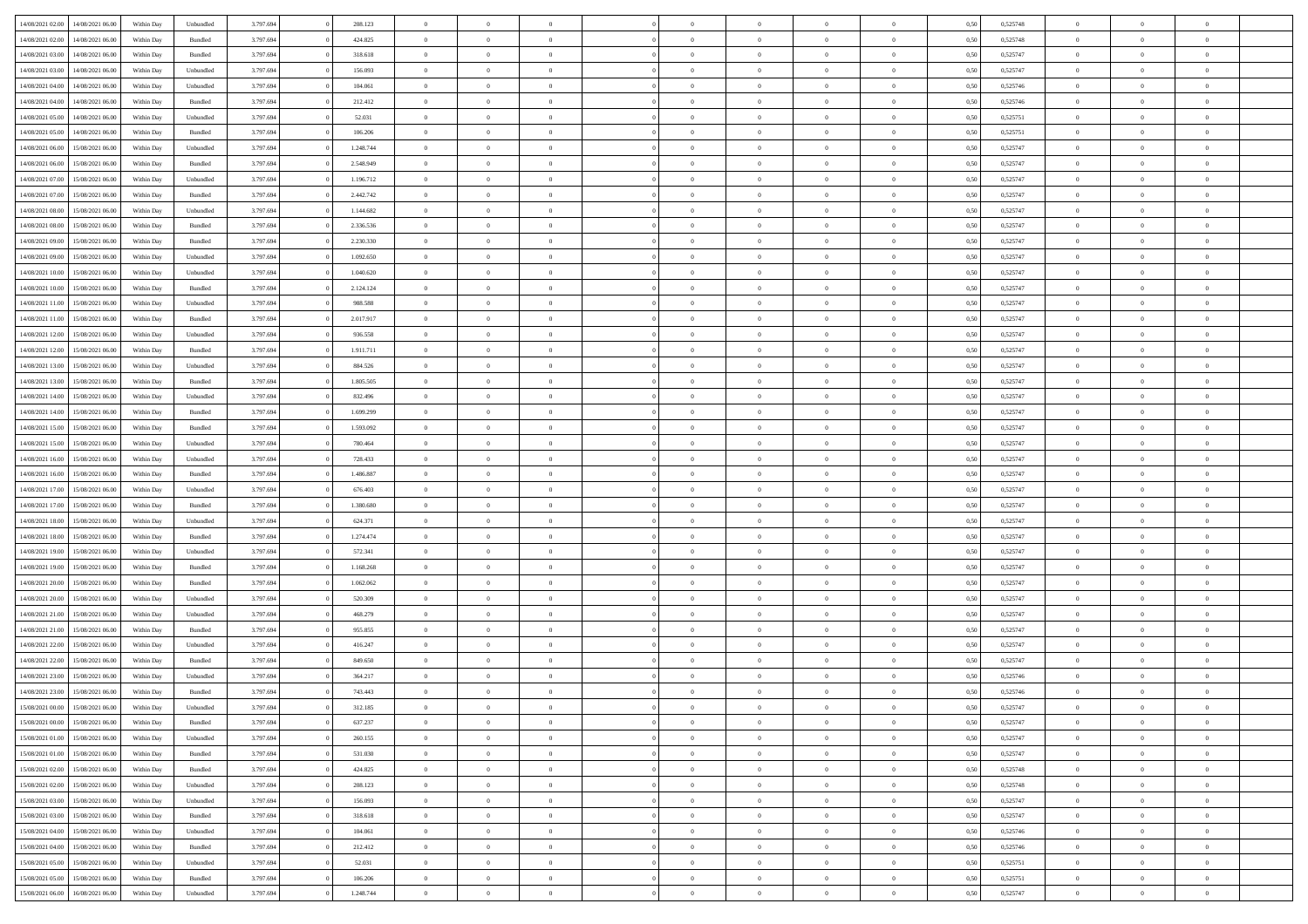| | | | | | | | | | | | | | | | | | | | | |
|---|---|---|---|---|---|---|---|---|---|---|---|---|---|---|---|---|---|---|---|---|
| 14/08/2021 02:00 | 14/08/2021 06:00 | Within Day | Unbundled | 3.797.694 | 0 | 208.123 | 0 | 0 | 0 | | 0 | 0 | 0 | 0 | 0,50 | 0,525748 | 0 | 0 | 0 | |
| 14/08/2021 02:00 | 14/08/2021 06:00 | Within Day | Bundled | 3.797.694 | 0 | 424.825 | 0 | 0 | 0 | | 0 | 0 | 0 | 0 | 0,50 | 0,525748 | 0 | 0 | 0 | |
| 14/08/2021 03:00 | 14/08/2021 06:00 | Within Day | Bundled | 3.797.694 | 0 | 318.618 | 0 | 0 | 0 | | 0 | 0 | 0 | 0 | 0,50 | 0,525747 | 0 | 0 | 0 | |
| 14/08/2021 03:00 | 14/08/2021 06:00 | Within Day | Unbundled | 3.797.694 | 0 | 156.093 | 0 | 0 | 0 | | 0 | 0 | 0 | 0 | 0,50 | 0,525747 | 0 | 0 | 0 | |
| 14/08/2021 04:00 | 14/08/2021 06:00 | Within Day | Unbundled | 3.797.694 | 0 | 104.061 | 0 | 0 | 0 | | 0 | 0 | 0 | 0 | 0,50 | 0,525746 | 0 | 0 | 0 | |
| 14/08/2021 04:00 | 14/08/2021 06:00 | Within Day | Bundled | 3.797.694 | 0 | 212.412 | 0 | 0 | 0 | | 0 | 0 | 0 | 0 | 0,50 | 0,525746 | 0 | 0 | 0 | |
| 14/08/2021 05:00 | 14/08/2021 06:00 | Within Day | Unbundled | 3.797.694 | 0 | 52.031 | 0 | 0 | 0 | | 0 | 0 | 0 | 0 | 0,50 | 0,525751 | 0 | 0 | 0 | |
| 14/08/2021 05:00 | 14/08/2021 06:00 | Within Day | Bundled | 3.797.694 | 0 | 106.206 | 0 | 0 | 0 | | 0 | 0 | 0 | 0 | 0,50 | 0,525751 | 0 | 0 | 0 | |
| 14/08/2021 06:00 | 15/08/2021 06:00 | Within Day | Unbundled | 3.797.694 | 0 | 1.248.744 | 0 | 0 | 0 | | 0 | 0 | 0 | 0 | 0,50 | 0,525747 | 0 | 0 | 0 | |
| 14/08/2021 06:00 | 15/08/2021 06:00 | Within Day | Bundled | 3.797.694 | 0 | 2.548.949 | 0 | 0 | 0 | | 0 | 0 | 0 | 0 | 0,50 | 0,525747 | 0 | 0 | 0 | |
| 14/08/2021 07:00 | 15/08/2021 06:00 | Within Day | Unbundled | 3.797.694 | 0 | 1.196.712 | 0 | 0 | 0 | | 0 | 0 | 0 | 0 | 0,50 | 0,525747 | 0 | 0 | 0 | |
| 14/08/2021 07:00 | 15/08/2021 06:00 | Within Day | Bundled | 3.797.694 | 0 | 2.442.742 | 0 | 0 | 0 | | 0 | 0 | 0 | 0 | 0,50 | 0,525747 | 0 | 0 | 0 | |
| 14/08/2021 08:00 | 15/08/2021 06:00 | Within Day | Unbundled | 3.797.694 | 0 | 1.144.682 | 0 | 0 | 0 | | 0 | 0 | 0 | 0 | 0,50 | 0,525747 | 0 | 0 | 0 | |
| 14/08/2021 08:00 | 15/08/2021 06:00 | Within Day | Bundled | 3.797.694 | 0 | 2.336.536 | 0 | 0 | 0 | | 0 | 0 | 0 | 0 | 0,50 | 0,525747 | 0 | 0 | 0 | |
| 14/08/2021 09:00 | 15/08/2021 06:00 | Within Day | Bundled | 3.797.694 | 0 | 2.230.330 | 0 | 0 | 0 | | 0 | 0 | 0 | 0 | 0,50 | 0,525747 | 0 | 0 | 0 | |
| 14/08/2021 09:00 | 15/08/2021 06:00 | Within Day | Unbundled | 3.797.694 | 0 | 1.092.650 | 0 | 0 | 0 | | 0 | 0 | 0 | 0 | 0,50 | 0,525747 | 0 | 0 | 0 | |
| 14/08/2021 10:00 | 15/08/2021 06:00 | Within Day | Unbundled | 3.797.694 | 0 | 1.040.620 | 0 | 0 | 0 | | 0 | 0 | 0 | 0 | 0,50 | 0,525747 | 0 | 0 | 0 | |
| 14/08/2021 10:00 | 15/08/2021 06:00 | Within Day | Bundled | 3.797.694 | 0 | 2.124.124 | 0 | 0 | 0 | | 0 | 0 | 0 | 0 | 0,50 | 0,525747 | 0 | 0 | 0 | |
| 14/08/2021 11:00 | 15/08/2021 06:00 | Within Day | Unbundled | 3.797.694 | 0 | 988.588 | 0 | 0 | 0 | | 0 | 0 | 0 | 0 | 0,50 | 0,525747 | 0 | 0 | 0 | |
| 14/08/2021 11:00 | 15/08/2021 06:00 | Within Day | Bundled | 3.797.694 | 0 | 2.017.917 | 0 | 0 | 0 | | 0 | 0 | 0 | 0 | 0,50 | 0,525747 | 0 | 0 | 0 | |
| 14/08/2021 12:00 | 15/08/2021 06:00 | Within Day | Unbundled | 3.797.694 | 0 | 936.558 | 0 | 0 | 0 | | 0 | 0 | 0 | 0 | 0,50 | 0,525747 | 0 | 0 | 0 | |
| 14/08/2021 12:00 | 15/08/2021 06:00 | Within Day | Bundled | 3.797.694 | 0 | 1.911.711 | 0 | 0 | 0 | | 0 | 0 | 0 | 0 | 0,50 | 0,525747 | 0 | 0 | 0 | |
| 14/08/2021 13:00 | 15/08/2021 06:00 | Within Day | Unbundled | 3.797.694 | 0 | 884.526 | 0 | 0 | 0 | | 0 | 0 | 0 | 0 | 0,50 | 0,525747 | 0 | 0 | 0 | |
| 14/08/2021 13:00 | 15/08/2021 06:00 | Within Day | Bundled | 3.797.694 | 0 | 1.805.505 | 0 | 0 | 0 | | 0 | 0 | 0 | 0 | 0,50 | 0,525747 | 0 | 0 | 0 | |
| 14/08/2021 14:00 | 15/08/2021 06:00 | Within Day | Unbundled | 3.797.694 | 0 | 832.496 | 0 | 0 | 0 | | 0 | 0 | 0 | 0 | 0,50 | 0,525747 | 0 | 0 | 0 | |
| 14/08/2021 14:00 | 15/08/2021 06:00 | Within Day | Bundled | 3.797.694 | 0 | 1.699.299 | 0 | 0 | 0 | | 0 | 0 | 0 | 0 | 0,50 | 0,525747 | 0 | 0 | 0 | |
| 14/08/2021 15:00 | 15/08/2021 06:00 | Within Day | Bundled | 3.797.694 | 0 | 1.593.092 | 0 | 0 | 0 | | 0 | 0 | 0 | 0 | 0,50 | 0,525747 | 0 | 0 | 0 | |
| 14/08/2021 15:00 | 15/08/2021 06:00 | Within Day | Unbundled | 3.797.694 | 0 | 780.464 | 0 | 0 | 0 | | 0 | 0 | 0 | 0 | 0,50 | 0,525747 | 0 | 0 | 0 | |
| 14/08/2021 16:00 | 15/08/2021 06:00 | Within Day | Unbundled | 3.797.694 | 0 | 728.433 | 0 | 0 | 0 | | 0 | 0 | 0 | 0 | 0,50 | 0,525747 | 0 | 0 | 0 | |
| 14/08/2021 16:00 | 15/08/2021 06:00 | Within Day | Bundled | 3.797.694 | 0 | 1.486.887 | 0 | 0 | 0 | | 0 | 0 | 0 | 0 | 0,50 | 0,525747 | 0 | 0 | 0 | |
| 14/08/2021 17:00 | 15/08/2021 06:00 | Within Day | Unbundled | 3.797.694 | 0 | 676.403 | 0 | 0 | 0 | | 0 | 0 | 0 | 0 | 0,50 | 0,525747 | 0 | 0 | 0 | |
| 14/08/2021 17:00 | 15/08/2021 06:00 | Within Day | Bundled | 3.797.694 | 0 | 1.380.680 | 0 | 0 | 0 | | 0 | 0 | 0 | 0 | 0,50 | 0,525747 | 0 | 0 | 0 | |
| 14/08/2021 18:00 | 15/08/2021 06:00 | Within Day | Unbundled | 3.797.694 | 0 | 624.371 | 0 | 0 | 0 | | 0 | 0 | 0 | 0 | 0,50 | 0,525747 | 0 | 0 | 0 | |
| 14/08/2021 18:00 | 15/08/2021 06:00 | Within Day | Bundled | 3.797.694 | 0 | 1.274.474 | 0 | 0 | 0 | | 0 | 0 | 0 | 0 | 0,50 | 0,525747 | 0 | 0 | 0 | |
| 14/08/2021 19:00 | 15/08/2021 06:00 | Within Day | Unbundled | 3.797.694 | 0 | 572.341 | 0 | 0 | 0 | | 0 | 0 | 0 | 0 | 0,50 | 0,525747 | 0 | 0 | 0 | |
| 14/08/2021 19:00 | 15/08/2021 06:00 | Within Day | Bundled | 3.797.694 | 0 | 1.168.268 | 0 | 0 | 0 | | 0 | 0 | 0 | 0 | 0,50 | 0,525747 | 0 | 0 | 0 | |
| 14/08/2021 20:00 | 15/08/2021 06:00 | Within Day | Bundled | 3.797.694 | 0 | 1.062.062 | 0 | 0 | 0 | | 0 | 0 | 0 | 0 | 0,50 | 0,525747 | 0 | 0 | 0 | |
| 14/08/2021 20:00 | 15/08/2021 06:00 | Within Day | Unbundled | 3.797.694 | 0 | 520.309 | 0 | 0 | 0 | | 0 | 0 | 0 | 0 | 0,50 | 0,525747 | 0 | 0 | 0 | |
| 14/08/2021 21:00 | 15/08/2021 06:00 | Within Day | Unbundled | 3.797.694 | 0 | 468.279 | 0 | 0 | 0 | | 0 | 0 | 0 | 0 | 0,50 | 0,525747 | 0 | 0 | 0 | |
| 14/08/2021 21:00 | 15/08/2021 06:00 | Within Day | Bundled | 3.797.694 | 0 | 955.855 | 0 | 0 | 0 | | 0 | 0 | 0 | 0 | 0,50 | 0,525747 | 0 | 0 | 0 | |
| 14/08/2021 22:00 | 15/08/2021 06:00 | Within Day | Unbundled | 3.797.694 | 0 | 416.247 | 0 | 0 | 0 | | 0 | 0 | 0 | 0 | 0,50 | 0,525747 | 0 | 0 | 0 | |
| 14/08/2021 22:00 | 15/08/2021 06:00 | Within Day | Bundled | 3.797.694 | 0 | 849.650 | 0 | 0 | 0 | | 0 | 0 | 0 | 0 | 0,50 | 0,525747 | 0 | 0 | 0 | |
| 14/08/2021 23:00 | 15/08/2021 06:00 | Within Day | Unbundled | 3.797.694 | 0 | 364.217 | 0 | 0 | 0 | | 0 | 0 | 0 | 0 | 0,50 | 0,525746 | 0 | 0 | 0 | |
| 14/08/2021 23:00 | 15/08/2021 06:00 | Within Day | Bundled | 3.797.694 | 0 | 743.443 | 0 | 0 | 0 | | 0 | 0 | 0 | 0 | 0,50 | 0,525746 | 0 | 0 | 0 | |
| 15/08/2021 00:00 | 15/08/2021 06:00 | Within Day | Unbundled | 3.797.694 | 0 | 312.185 | 0 | 0 | 0 | | 0 | 0 | 0 | 0 | 0,50 | 0,525747 | 0 | 0 | 0 | |
| 15/08/2021 00:00 | 15/08/2021 06:00 | Within Day | Bundled | 3.797.694 | 0 | 637.237 | 0 | 0 | 0 | | 0 | 0 | 0 | 0 | 0,50 | 0,525747 | 0 | 0 | 0 | |
| 15/08/2021 01:00 | 15/08/2021 06:00 | Within Day | Unbundled | 3.797.694 | 0 | 260.155 | 0 | 0 | 0 | | 0 | 0 | 0 | 0 | 0,50 | 0,525747 | 0 | 0 | 0 | |
| 15/08/2021 01:00 | 15/08/2021 06:00 | Within Day | Bundled | 3.797.694 | 0 | 531.030 | 0 | 0 | 0 | | 0 | 0 | 0 | 0 | 0,50 | 0,525747 | 0 | 0 | 0 | |
| 15/08/2021 02:00 | 15/08/2021 06:00 | Within Day | Bundled | 3.797.694 | 0 | 424.825 | 0 | 0 | 0 | | 0 | 0 | 0 | 0 | 0,50 | 0,525748 | 0 | 0 | 0 | |
| 15/08/2021 02:00 | 15/08/2021 06:00 | Within Day | Unbundled | 3.797.694 | 0 | 208.123 | 0 | 0 | 0 | | 0 | 0 | 0 | 0 | 0,50 | 0,525748 | 0 | 0 | 0 | |
| 15/08/2021 03:00 | 15/08/2021 06:00 | Within Day | Unbundled | 3.797.694 | 0 | 156.093 | 0 | 0 | 0 | | 0 | 0 | 0 | 0 | 0,50 | 0,525747 | 0 | 0 | 0 | |
| 15/08/2021 03:00 | 15/08/2021 06:00 | Within Day | Bundled | 3.797.694 | 0 | 318.618 | 0 | 0 | 0 | | 0 | 0 | 0 | 0 | 0,50 | 0,525747 | 0 | 0 | 0 | |
| 15/08/2021 04:00 | 15/08/2021 06:00 | Within Day | Unbundled | 3.797.694 | 0 | 104.061 | 0 | 0 | 0 | | 0 | 0 | 0 | 0 | 0,50 | 0,525746 | 0 | 0 | 0 | |
| 15/08/2021 04:00 | 15/08/2021 06:00 | Within Day | Bundled | 3.797.694 | 0 | 212.412 | 0 | 0 | 0 | | 0 | 0 | 0 | 0 | 0,50 | 0,525746 | 0 | 0 | 0 | |
| 15/08/2021 05:00 | 15/08/2021 06:00 | Within Day | Unbundled | 3.797.694 | 0 | 52.031 | 0 | 0 | 0 | | 0 | 0 | 0 | 0 | 0,50 | 0,525751 | 0 | 0 | 0 | |
| 15/08/2021 05:00 | 15/08/2021 06:00 | Within Day | Bundled | 3.797.694 | 0 | 106.206 | 0 | 0 | 0 | | 0 | 0 | 0 | 0 | 0,50 | 0,525751 | 0 | 0 | 0 | |
| 15/08/2021 06:00 | 16/08/2021 06:00 | Within Day | Unbundled | 3.797.694 | 0 | 1.248.744 | 0 | 0 | 0 | | 0 | 0 | 0 | 0 | 0,50 | 0,525747 | 0 | 0 | 0 | |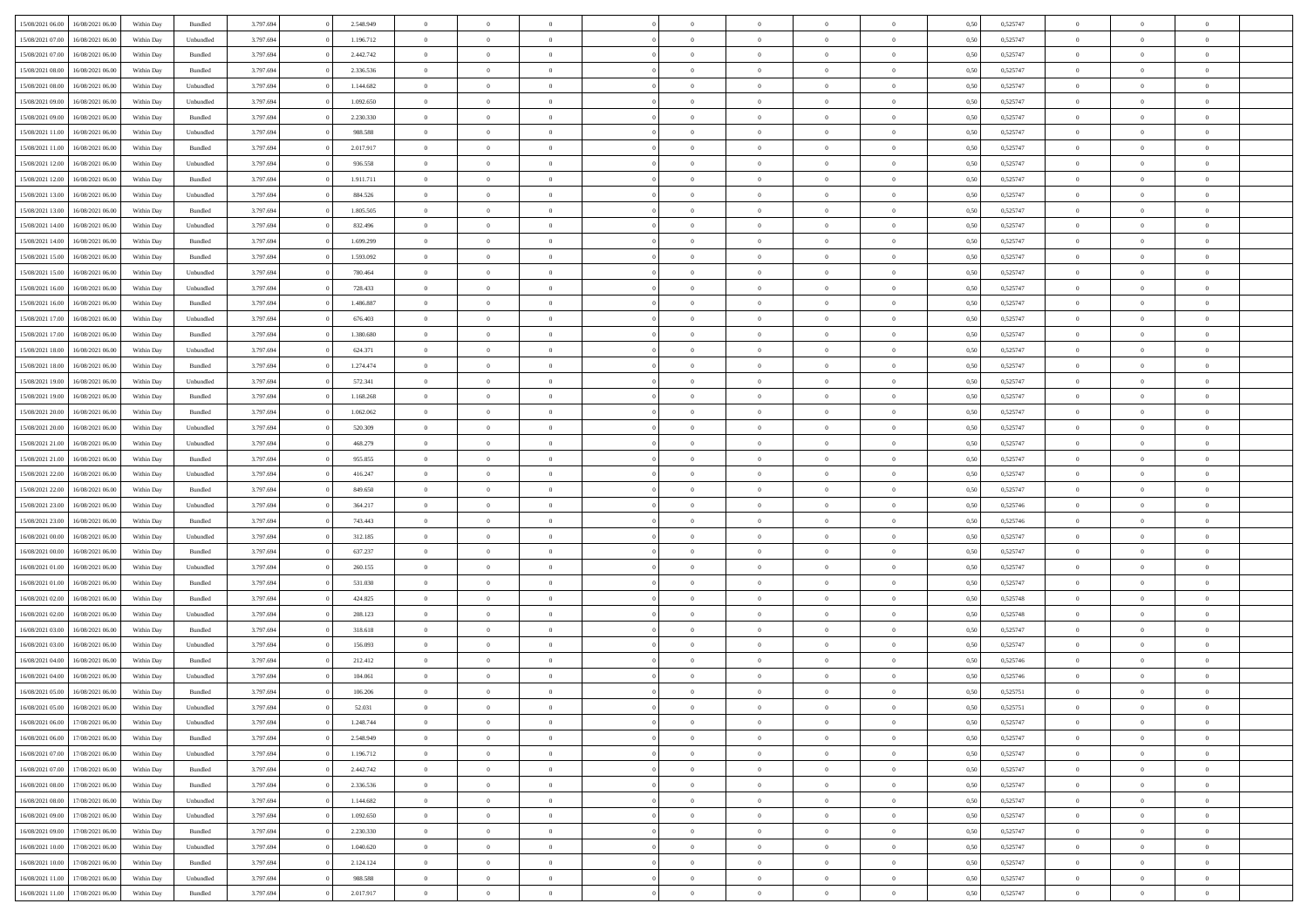| | | | | | | | | | | | | | | | | | | | |
|---|---|---|---|---|---|---|---|---|---|---|---|---|---|---|---|---|---|---|---|
| 15/08/2021 06:00 | 16/08/2021 06:00 | Within Day | Bundled | 3.797.694 | 0 | 2.548.949 | 0 | 0 | 0 | 0 | 0 | 0 | 0 | 0 | 0,50 | 0,525747 | 0 | 0 | 0 |
| 15/08/2021 07:00 | 16/08/2021 06:00 | Within Day | Unbundled | 3.797.694 | 0 | 1.196.712 | 0 | 0 | 0 | 0 | 0 | 0 | 0 | 0 | 0,50 | 0,525747 | 0 | 0 | 0 |
| 15/08/2021 07:00 | 16/08/2021 06:00 | Within Day | Bundled | 3.797.694 | 0 | 2.442.742 | 0 | 0 | 0 | 0 | 0 | 0 | 0 | 0 | 0,50 | 0,525747 | 0 | 0 | 0 |
| 15/08/2021 08:00 | 16/08/2021 06:00 | Within Day | Bundled | 3.797.694 | 0 | 2.336.536 | 0 | 0 | 0 | 0 | 0 | 0 | 0 | 0 | 0,50 | 0,525747 | 0 | 0 | 0 |
| 15/08/2021 08:00 | 16/08/2021 06:00 | Within Day | Unbundled | 3.797.694 | 0 | 1.144.682 | 0 | 0 | 0 | 0 | 0 | 0 | 0 | 0 | 0,50 | 0,525747 | 0 | 0 | 0 |
| 15/08/2021 09:00 | 16/08/2021 06:00 | Within Day | Unbundled | 3.797.694 | 0 | 1.092.650 | 0 | 0 | 0 | 0 | 0 | 0 | 0 | 0 | 0,50 | 0,525747 | 0 | 0 | 0 |
| 15/08/2021 09:00 | 16/08/2021 06:00 | Within Day | Bundled | 3.797.694 | 0 | 2.230.330 | 0 | 0 | 0 | 0 | 0 | 0 | 0 | 0 | 0,50 | 0,525747 | 0 | 0 | 0 |
| 15/08/2021 11:00 | 16/08/2021 06:00 | Within Day | Unbundled | 3.797.694 | 0 | 988.588 | 0 | 0 | 0 | 0 | 0 | 0 | 0 | 0 | 0,50 | 0,525747 | 0 | 0 | 0 |
| 15/08/2021 11:00 | 16/08/2021 06:00 | Within Day | Bundled | 3.797.694 | 0 | 2.017.917 | 0 | 0 | 0 | 0 | 0 | 0 | 0 | 0 | 0,50 | 0,525747 | 0 | 0 | 0 |
| 15/08/2021 12:00 | 16/08/2021 06:00 | Within Day | Unbundled | 3.797.694 | 0 | 936.558 | 0 | 0 | 0 | 0 | 0 | 0 | 0 | 0 | 0,50 | 0,525747 | 0 | 0 | 0 |
| 15/08/2021 12:00 | 16/08/2021 06:00 | Within Day | Bundled | 3.797.694 | 0 | 1.911.711 | 0 | 0 | 0 | 0 | 0 | 0 | 0 | 0 | 0,50 | 0,525747 | 0 | 0 | 0 |
| 15/08/2021 13:00 | 16/08/2021 06:00 | Within Day | Unbundled | 3.797.694 | 0 | 884.526 | 0 | 0 | 0 | 0 | 0 | 0 | 0 | 0 | 0,50 | 0,525747 | 0 | 0 | 0 |
| 15/08/2021 13:00 | 16/08/2021 06:00 | Within Day | Bundled | 3.797.694 | 0 | 1.805.505 | 0 | 0 | 0 | 0 | 0 | 0 | 0 | 0 | 0,50 | 0,525747 | 0 | 0 | 0 |
| 15/08/2021 14:00 | 16/08/2021 06:00 | Within Day | Unbundled | 3.797.694 | 0 | 832.496 | 0 | 0 | 0 | 0 | 0 | 0 | 0 | 0 | 0,50 | 0,525747 | 0 | 0 | 0 |
| 15/08/2021 14:00 | 16/08/2021 06:00 | Within Day | Bundled | 3.797.694 | 0 | 1.699.299 | 0 | 0 | 0 | 0 | 0 | 0 | 0 | 0 | 0,50 | 0,525747 | 0 | 0 | 0 |
| 15/08/2021 15:00 | 16/08/2021 06:00 | Within Day | Bundled | 3.797.694 | 0 | 1.593.092 | 0 | 0 | 0 | 0 | 0 | 0 | 0 | 0 | 0,50 | 0,525747 | 0 | 0 | 0 |
| 15/08/2021 15:00 | 16/08/2021 06:00 | Within Day | Unbundled | 3.797.694 | 0 | 780.464 | 0 | 0 | 0 | 0 | 0 | 0 | 0 | 0 | 0,50 | 0,525747 | 0 | 0 | 0 |
| 15/08/2021 16:00 | 16/08/2021 06:00 | Within Day | Unbundled | 3.797.694 | 0 | 728.433 | 0 | 0 | 0 | 0 | 0 | 0 | 0 | 0 | 0,50 | 0,525747 | 0 | 0 | 0 |
| 15/08/2021 16:00 | 16/08/2021 06:00 | Within Day | Bundled | 3.797.694 | 0 | 1.486.887 | 0 | 0 | 0 | 0 | 0 | 0 | 0 | 0 | 0,50 | 0,525747 | 0 | 0 | 0 |
| 15/08/2021 17:00 | 16/08/2021 06:00 | Within Day | Unbundled | 3.797.694 | 0 | 676.403 | 0 | 0 | 0 | 0 | 0 | 0 | 0 | 0 | 0,50 | 0,525747 | 0 | 0 | 0 |
| 15/08/2021 17:00 | 16/08/2021 06:00 | Within Day | Bundled | 3.797.694 | 0 | 1.380.680 | 0 | 0 | 0 | 0 | 0 | 0 | 0 | 0 | 0,50 | 0,525747 | 0 | 0 | 0 |
| 15/08/2021 18:00 | 16/08/2021 06:00 | Within Day | Unbundled | 3.797.694 | 0 | 624.371 | 0 | 0 | 0 | 0 | 0 | 0 | 0 | 0 | 0,50 | 0,525747 | 0 | 0 | 0 |
| 15/08/2021 18:00 | 16/08/2021 06:00 | Within Day | Bundled | 3.797.694 | 0 | 1.274.474 | 0 | 0 | 0 | 0 | 0 | 0 | 0 | 0 | 0,50 | 0,525747 | 0 | 0 | 0 |
| 15/08/2021 19:00 | 16/08/2021 06:00 | Within Day | Unbundled | 3.797.694 | 0 | 572.341 | 0 | 0 | 0 | 0 | 0 | 0 | 0 | 0 | 0,50 | 0,525747 | 0 | 0 | 0 |
| 15/08/2021 19:00 | 16/08/2021 06:00 | Within Day | Bundled | 3.797.694 | 0 | 1.168.268 | 0 | 0 | 0 | 0 | 0 | 0 | 0 | 0 | 0,50 | 0,525747 | 0 | 0 | 0 |
| 15/08/2021 20:00 | 16/08/2021 06:00 | Within Day | Bundled | 3.797.694 | 0 | 1.062.062 | 0 | 0 | 0 | 0 | 0 | 0 | 0 | 0 | 0,50 | 0,525747 | 0 | 0 | 0 |
| 15/08/2021 20:00 | 16/08/2021 06:00 | Within Day | Unbundled | 3.797.694 | 0 | 520.309 | 0 | 0 | 0 | 0 | 0 | 0 | 0 | 0 | 0,50 | 0,525747 | 0 | 0 | 0 |
| 15/08/2021 21:00 | 16/08/2021 06:00 | Within Day | Unbundled | 3.797.694 | 0 | 468.279 | 0 | 0 | 0 | 0 | 0 | 0 | 0 | 0 | 0,50 | 0,525747 | 0 | 0 | 0 |
| 15/08/2021 21:00 | 16/08/2021 06:00 | Within Day | Bundled | 3.797.694 | 0 | 955.855 | 0 | 0 | 0 | 0 | 0 | 0 | 0 | 0 | 0,50 | 0,525747 | 0 | 0 | 0 |
| 15/08/2021 22:00 | 16/08/2021 06:00 | Within Day | Unbundled | 3.797.694 | 0 | 416.247 | 0 | 0 | 0 | 0 | 0 | 0 | 0 | 0 | 0,50 | 0,525747 | 0 | 0 | 0 |
| 15/08/2021 22:00 | 16/08/2021 06:00 | Within Day | Bundled | 3.797.694 | 0 | 849.650 | 0 | 0 | 0 | 0 | 0 | 0 | 0 | 0 | 0,50 | 0,525747 | 0 | 0 | 0 |
| 15/08/2021 23:00 | 16/08/2021 06:00 | Within Day | Unbundled | 3.797.694 | 0 | 364.217 | 0 | 0 | 0 | 0 | 0 | 0 | 0 | 0 | 0,50 | 0,525746 | 0 | 0 | 0 |
| 15/08/2021 23:00 | 16/08/2021 06:00 | Within Day | Bundled | 3.797.694 | 0 | 743.443 | 0 | 0 | 0 | 0 | 0 | 0 | 0 | 0 | 0,50 | 0,525746 | 0 | 0 | 0 |
| 16/08/2021 00:00 | 16/08/2021 06:00 | Within Day | Unbundled | 3.797.694 | 0 | 312.185 | 0 | 0 | 0 | 0 | 0 | 0 | 0 | 0 | 0,50 | 0,525747 | 0 | 0 | 0 |
| 16/08/2021 00:00 | 16/08/2021 06:00 | Within Day | Bundled | 3.797.694 | 0 | 637.237 | 0 | 0 | 0 | 0 | 0 | 0 | 0 | 0 | 0,50 | 0,525747 | 0 | 0 | 0 |
| 16/08/2021 01:00 | 16/08/2021 06:00 | Within Day | Unbundled | 3.797.694 | 0 | 260.155 | 0 | 0 | 0 | 0 | 0 | 0 | 0 | 0 | 0,50 | 0,525747 | 0 | 0 | 0 |
| 16/08/2021 01:00 | 16/08/2021 06:00 | Within Day | Bundled | 3.797.694 | 0 | 531.030 | 0 | 0 | 0 | 0 | 0 | 0 | 0 | 0 | 0,50 | 0,525747 | 0 | 0 | 0 |
| 16/08/2021 02:00 | 16/08/2021 06:00 | Within Day | Bundled | 3.797.694 | 0 | 424.825 | 0 | 0 | 0 | 0 | 0 | 0 | 0 | 0 | 0,50 | 0,525748 | 0 | 0 | 0 |
| 16/08/2021 02:00 | 16/08/2021 06:00 | Within Day | Unbundled | 3.797.694 | 0 | 208.123 | 0 | 0 | 0 | 0 | 0 | 0 | 0 | 0 | 0,50 | 0,525748 | 0 | 0 | 0 |
| 16/08/2021 03:00 | 16/08/2021 06:00 | Within Day | Bundled | 3.797.694 | 0 | 318.618 | 0 | 0 | 0 | 0 | 0 | 0 | 0 | 0 | 0,50 | 0,525747 | 0 | 0 | 0 |
| 16/08/2021 03:00 | 16/08/2021 06:00 | Within Day | Unbundled | 3.797.694 | 0 | 156.093 | 0 | 0 | 0 | 0 | 0 | 0 | 0 | 0 | 0,50 | 0,525747 | 0 | 0 | 0 |
| 16/08/2021 04:00 | 16/08/2021 06:00 | Within Day | Bundled | 3.797.694 | 0 | 212.412 | 0 | 0 | 0 | 0 | 0 | 0 | 0 | 0 | 0,50 | 0,525746 | 0 | 0 | 0 |
| 16/08/2021 04:00 | 16/08/2021 06:00 | Within Day | Unbundled | 3.797.694 | 0 | 104.061 | 0 | 0 | 0 | 0 | 0 | 0 | 0 | 0 | 0,50 | 0,525746 | 0 | 0 | 0 |
| 16/08/2021 05:00 | 16/08/2021 06:00 | Within Day | Bundled | 3.797.694 | 0 | 106.206 | 0 | 0 | 0 | 0 | 0 | 0 | 0 | 0 | 0,50 | 0,525751 | 0 | 0 | 0 |
| 16/08/2021 05:00 | 16/08/2021 06:00 | Within Day | Unbundled | 3.797.694 | 0 | 52.031 | 0 | 0 | 0 | 0 | 0 | 0 | 0 | 0 | 0,50 | 0,525751 | 0 | 0 | 0 |
| 16/08/2021 06:00 | 17/08/2021 06:00 | Within Day | Unbundled | 3.797.694 | 0 | 1.248.744 | 0 | 0 | 0 | 0 | 0 | 0 | 0 | 0 | 0,50 | 0,525747 | 0 | 0 | 0 |
| 16/08/2021 06:00 | 17/08/2021 06:00 | Within Day | Bundled | 3.797.694 | 0 | 2.548.949 | 0 | 0 | 0 | 0 | 0 | 0 | 0 | 0 | 0,50 | 0,525747 | 0 | 0 | 0 |
| 16/08/2021 07:00 | 17/08/2021 06:00 | Within Day | Unbundled | 3.797.694 | 0 | 1.196.712 | 0 | 0 | 0 | 0 | 0 | 0 | 0 | 0 | 0,50 | 0,525747 | 0 | 0 | 0 |
| 16/08/2021 07:00 | 17/08/2021 06:00 | Within Day | Bundled | 3.797.694 | 0 | 2.442.742 | 0 | 0 | 0 | 0 | 0 | 0 | 0 | 0 | 0,50 | 0,525747 | 0 | 0 | 0 |
| 16/08/2021 08:00 | 17/08/2021 06:00 | Within Day | Bundled | 3.797.694 | 0 | 2.336.536 | 0 | 0 | 0 | 0 | 0 | 0 | 0 | 0 | 0,50 | 0,525747 | 0 | 0 | 0 |
| 16/08/2021 08:00 | 17/08/2021 06:00 | Within Day | Unbundled | 3.797.694 | 0 | 1.144.682 | 0 | 0 | 0 | 0 | 0 | 0 | 0 | 0 | 0,50 | 0,525747 | 0 | 0 | 0 |
| 16/08/2021 09:00 | 17/08/2021 06:00 | Within Day | Unbundled | 3.797.694 | 0 | 1.092.650 | 0 | 0 | 0 | 0 | 0 | 0 | 0 | 0 | 0,50 | 0,525747 | 0 | 0 | 0 |
| 16/08/2021 09:00 | 17/08/2021 06:00 | Within Day | Bundled | 3.797.694 | 0 | 2.230.330 | 0 | 0 | 0 | 0 | 0 | 0 | 0 | 0 | 0,50 | 0,525747 | 0 | 0 | 0 |
| 16/08/2021 10:00 | 17/08/2021 06:00 | Within Day | Unbundled | 3.797.694 | 0 | 1.040.620 | 0 | 0 | 0 | 0 | 0 | 0 | 0 | 0 | 0,50 | 0,525747 | 0 | 0 | 0 |
| 16/08/2021 10:00 | 17/08/2021 06:00 | Within Day | Bundled | 3.797.694 | 0 | 2.124.124 | 0 | 0 | 0 | 0 | 0 | 0 | 0 | 0 | 0,50 | 0,525747 | 0 | 0 | 0 |
| 16/08/2021 11:00 | 17/08/2021 06:00 | Within Day | Unbundled | 3.797.694 | 0 | 988.588 | 0 | 0 | 0 | 0 | 0 | 0 | 0 | 0 | 0,50 | 0,525747 | 0 | 0 | 0 |
| 16/08/2021 11:00 | 17/08/2021 06:00 | Within Day | Bundled | 3.797.694 | 0 | 2.017.917 | 0 | 0 | 0 | 0 | 0 | 0 | 0 | 0 | 0,50 | 0,525747 | 0 | 0 | 0 |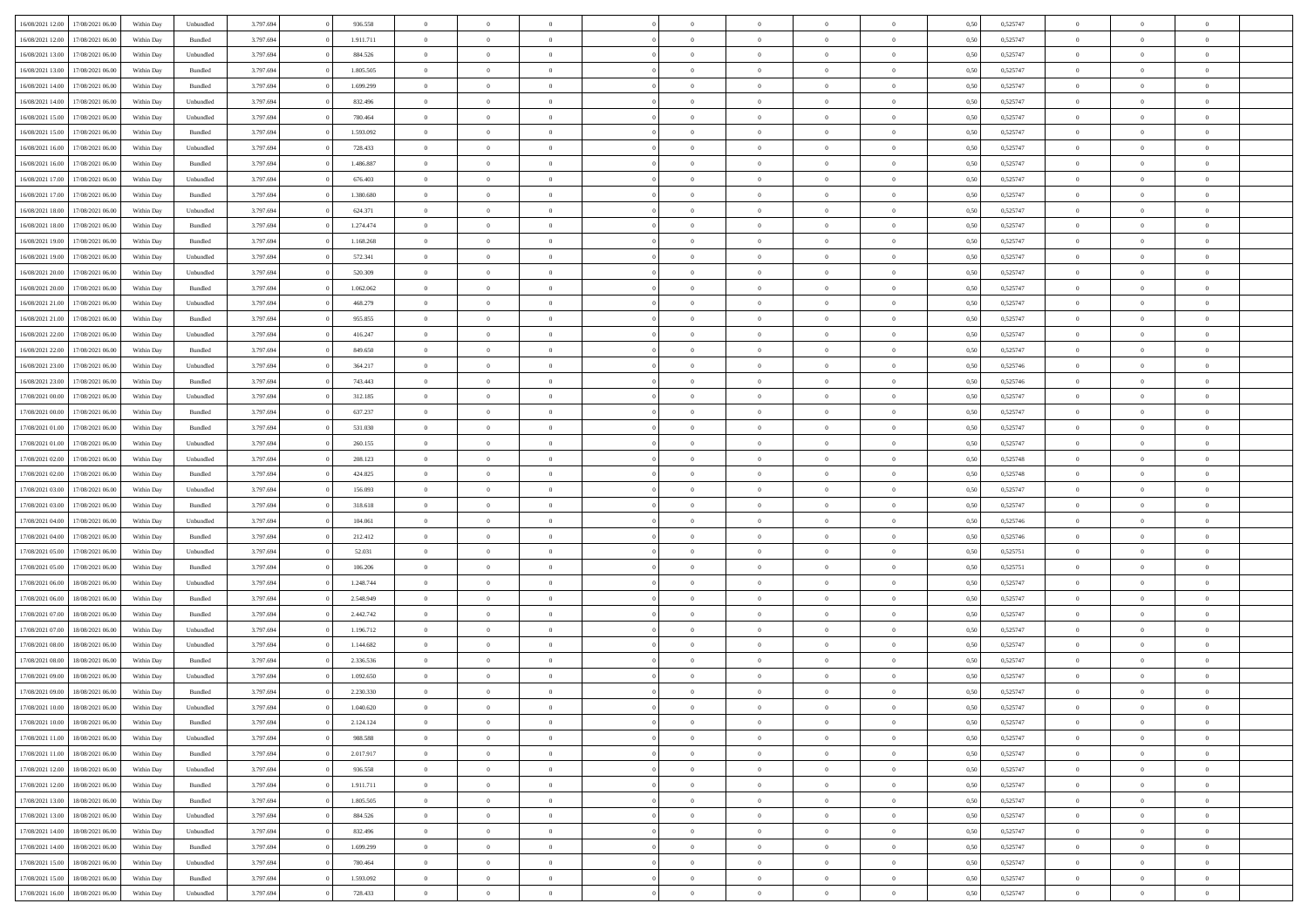| | | | | | | | | | | | | | | | | | | | | |
|---|---|---|---|---|---|---|---|---|---|---|---|---|---|---|---|---|---|---|---|---|
| 16/08/2021 12:00 | 17/08/2021 06:00 | Within Day | Unbundled | 3.797.694 | 0 | 936.558 | 0 | 0 | 0 | | 0 | 0 | 0 | 0 | 0,50 | 0,525747 | 0 | 0 | 0 | |
| 16/08/2021 12:00 | 17/08/2021 06:00 | Within Day | Bundled | 3.797.694 | 0 | 1.911.711 | 0 | 0 | 0 | | 0 | 0 | 0 | 0 | 0,50 | 0,525747 | 0 | 0 | 0 | |
| 16/08/2021 13:00 | 17/08/2021 06:00 | Within Day | Unbundled | 3.797.694 | 0 | 884.526 | 0 | 0 | 0 | | 0 | 0 | 0 | 0 | 0,50 | 0,525747 | 0 | 0 | 0 | |
| 16/08/2021 13:00 | 17/08/2021 06:00 | Within Day | Bundled | 3.797.694 | 0 | 1.805.505 | 0 | 0 | 0 | | 0 | 0 | 0 | 0 | 0,50 | 0,525747 | 0 | 0 | 0 | |
| 16/08/2021 14:00 | 17/08/2021 06:00 | Within Day | Bundled | 3.797.694 | 0 | 1.699.299 | 0 | 0 | 0 | | 0 | 0 | 0 | 0 | 0,50 | 0,525747 | 0 | 0 | 0 | |
| 16/08/2021 14:00 | 17/08/2021 06:00 | Within Day | Unbundled | 3.797.694 | 0 | 832.496 | 0 | 0 | 0 | | 0 | 0 | 0 | 0 | 0,50 | 0,525747 | 0 | 0 | 0 | |
| 16/08/2021 15:00 | 17/08/2021 06:00 | Within Day | Unbundled | 3.797.694 | 0 | 780.464 | 0 | 0 | 0 | | 0 | 0 | 0 | 0 | 0,50 | 0,525747 | 0 | 0 | 0 | |
| 16/08/2021 15:00 | 17/08/2021 06:00 | Within Day | Bundled | 3.797.694 | 0 | 1.593.092 | 0 | 0 | 0 | | 0 | 0 | 0 | 0 | 0,50 | 0,525747 | 0 | 0 | 0 | |
| 16/08/2021 16:00 | 17/08/2021 06:00 | Within Day | Unbundled | 3.797.694 | 0 | 728.433 | 0 | 0 | 0 | | 0 | 0 | 0 | 0 | 0,50 | 0,525747 | 0 | 0 | 0 | |
| 16/08/2021 16:00 | 17/08/2021 06:00 | Within Day | Bundled | 3.797.694 | 0 | 1.486.887 | 0 | 0 | 0 | | 0 | 0 | 0 | 0 | 0,50 | 0,525747 | 0 | 0 | 0 | |
| 16/08/2021 17:00 | 17/08/2021 06:00 | Within Day | Unbundled | 3.797.694 | 0 | 676.403 | 0 | 0 | 0 | | 0 | 0 | 0 | 0 | 0,50 | 0,525747 | 0 | 0 | 0 | |
| 16/08/2021 17:00 | 17/08/2021 06:00 | Within Day | Bundled | 3.797.694 | 0 | 1.380.680 | 0 | 0 | 0 | | 0 | 0 | 0 | 0 | 0,50 | 0,525747 | 0 | 0 | 0 | |
| 16/08/2021 18:00 | 17/08/2021 06:00 | Within Day | Unbundled | 3.797.694 | 0 | 624.371 | 0 | 0 | 0 | | 0 | 0 | 0 | 0 | 0,50 | 0,525747 | 0 | 0 | 0 | |
| 16/08/2021 18:00 | 17/08/2021 06:00 | Within Day | Bundled | 3.797.694 | 0 | 1.274.474 | 0 | 0 | 0 | | 0 | 0 | 0 | 0 | 0,50 | 0,525747 | 0 | 0 | 0 | |
| 16/08/2021 19:00 | 17/08/2021 06:00 | Within Day | Bundled | 3.797.694 | 0 | 1.168.268 | 0 | 0 | 0 | | 0 | 0 | 0 | 0 | 0,50 | 0,525747 | 0 | 0 | 0 | |
| 16/08/2021 19:00 | 17/08/2021 06:00 | Within Day | Unbundled | 3.797.694 | 0 | 572.341 | 0 | 0 | 0 | | 0 | 0 | 0 | 0 | 0,50 | 0,525747 | 0 | 0 | 0 | |
| 16/08/2021 20:00 | 17/08/2021 06:00 | Within Day | Unbundled | 3.797.694 | 0 | 520.309 | 0 | 0 | 0 | | 0 | 0 | 0 | 0 | 0,50 | 0,525747 | 0 | 0 | 0 | |
| 16/08/2021 20:00 | 17/08/2021 06:00 | Within Day | Bundled | 3.797.694 | 0 | 1.062.062 | 0 | 0 | 0 | | 0 | 0 | 0 | 0 | 0,50 | 0,525747 | 0 | 0 | 0 | |
| 16/08/2021 21:00 | 17/08/2021 06:00 | Within Day | Unbundled | 3.797.694 | 0 | 468.279 | 0 | 0 | 0 | | 0 | 0 | 0 | 0 | 0,50 | 0,525747 | 0 | 0 | 0 | |
| 16/08/2021 21:00 | 17/08/2021 06:00 | Within Day | Bundled | 3.797.694 | 0 | 955.855 | 0 | 0 | 0 | | 0 | 0 | 0 | 0 | 0,50 | 0,525747 | 0 | 0 | 0 | |
| 16/08/2021 22:00 | 17/08/2021 06:00 | Within Day | Unbundled | 3.797.694 | 0 | 416.247 | 0 | 0 | 0 | | 0 | 0 | 0 | 0 | 0,50 | 0,525747 | 0 | 0 | 0 | |
| 16/08/2021 22:00 | 17/08/2021 06:00 | Within Day | Bundled | 3.797.694 | 0 | 849.650 | 0 | 0 | 0 | | 0 | 0 | 0 | 0 | 0,50 | 0,525747 | 0 | 0 | 0 | |
| 16/08/2021 23:00 | 17/08/2021 06:00 | Within Day | Unbundled | 3.797.694 | 0 | 364.217 | 0 | 0 | 0 | | 0 | 0 | 0 | 0 | 0,50 | 0,525746 | 0 | 0 | 0 | |
| 16/08/2021 23:00 | 17/08/2021 06:00 | Within Day | Bundled | 3.797.694 | 0 | 743.443 | 0 | 0 | 0 | | 0 | 0 | 0 | 0 | 0,50 | 0,525746 | 0 | 0 | 0 | |
| 17/08/2021 00:00 | 17/08/2021 06:00 | Within Day | Unbundled | 3.797.694 | 0 | 312.185 | 0 | 0 | 0 | | 0 | 0 | 0 | 0 | 0,50 | 0,525747 | 0 | 0 | 0 | |
| 17/08/2021 00:00 | 17/08/2021 06:00 | Within Day | Bundled | 3.797.694 | 0 | 637.237 | 0 | 0 | 0 | | 0 | 0 | 0 | 0 | 0,50 | 0,525747 | 0 | 0 | 0 | |
| 17/08/2021 01:00 | 17/08/2021 06:00 | Within Day | Bundled | 3.797.694 | 0 | 531.030 | 0 | 0 | 0 | | 0 | 0 | 0 | 0 | 0,50 | 0,525747 | 0 | 0 | 0 | |
| 17/08/2021 01:00 | 17/08/2021 06:00 | Within Day | Unbundled | 3.797.694 | 0 | 260.155 | 0 | 0 | 0 | | 0 | 0 | 0 | 0 | 0,50 | 0,525747 | 0 | 0 | 0 | |
| 17/08/2021 02:00 | 17/08/2021 06:00 | Within Day | Unbundled | 3.797.694 | 0 | 208.123 | 0 | 0 | 0 | | 0 | 0 | 0 | 0 | 0,50 | 0,525748 | 0 | 0 | 0 | |
| 17/08/2021 02:00 | 17/08/2021 06:00 | Within Day | Bundled | 3.797.694 | 0 | 424.825 | 0 | 0 | 0 | | 0 | 0 | 0 | 0 | 0,50 | 0,525748 | 0 | 0 | 0 | |
| 17/08/2021 03:00 | 17/08/2021 06:00 | Within Day | Unbundled | 3.797.694 | 0 | 156.093 | 0 | 0 | 0 | | 0 | 0 | 0 | 0 | 0,50 | 0,525747 | 0 | 0 | 0 | |
| 17/08/2021 03:00 | 17/08/2021 06:00 | Within Day | Bundled | 3.797.694 | 0 | 318.618 | 0 | 0 | 0 | | 0 | 0 | 0 | 0 | 0,50 | 0,525747 | 0 | 0 | 0 | |
| 17/08/2021 04:00 | 17/08/2021 06:00 | Within Day | Unbundled | 3.797.694 | 0 | 104.061 | 0 | 0 | 0 | | 0 | 0 | 0 | 0 | 0,50 | 0,525746 | 0 | 0 | 0 | |
| 17/08/2021 04:00 | 17/08/2021 06:00 | Within Day | Bundled | 3.797.694 | 0 | 212.412 | 0 | 0 | 0 | | 0 | 0 | 0 | 0 | 0,50 | 0,525746 | 0 | 0 | 0 | |
| 17/08/2021 05:00 | 17/08/2021 06:00 | Within Day | Unbundled | 3.797.694 | 0 | 52.031 | 0 | 0 | 0 | | 0 | 0 | 0 | 0 | 0,50 | 0,525751 | 0 | 0 | 0 | |
| 17/08/2021 05:00 | 17/08/2021 06:00 | Within Day | Bundled | 3.797.694 | 0 | 106.206 | 0 | 0 | 0 | | 0 | 0 | 0 | 0 | 0,50 | 0,525751 | 0 | 0 | 0 | |
| 17/08/2021 06:00 | 18/08/2021 06:00 | Within Day | Unbundled | 3.797.694 | 0 | 1.248.744 | 0 | 0 | 0 | | 0 | 0 | 0 | 0 | 0,50 | 0,525747 | 0 | 0 | 0 | |
| 17/08/2021 06:00 | 18/08/2021 06:00 | Within Day | Bundled | 3.797.694 | 0 | 2.548.949 | 0 | 0 | 0 | | 0 | 0 | 0 | 0 | 0,50 | 0,525747 | 0 | 0 | 0 | |
| 17/08/2021 07:00 | 18/08/2021 06:00 | Within Day | Bundled | 3.797.694 | 0 | 2.442.742 | 0 | 0 | 0 | | 0 | 0 | 0 | 0 | 0,50 | 0,525747 | 0 | 0 | 0 | |
| 17/08/2021 07:00 | 18/08/2021 06:00 | Within Day | Unbundled | 3.797.694 | 0 | 1.196.712 | 0 | 0 | 0 | | 0 | 0 | 0 | 0 | 0,50 | 0,525747 | 0 | 0 | 0 | |
| 17/08/2021 08:00 | 18/08/2021 06:00 | Within Day | Unbundled | 3.797.694 | 0 | 1.144.682 | 0 | 0 | 0 | | 0 | 0 | 0 | 0 | 0,50 | 0,525747 | 0 | 0 | 0 | |
| 17/08/2021 08:00 | 18/08/2021 06:00 | Within Day | Bundled | 3.797.694 | 0 | 2.336.536 | 0 | 0 | 0 | | 0 | 0 | 0 | 0 | 0,50 | 0,525747 | 0 | 0 | 0 | |
| 17/08/2021 09:00 | 18/08/2021 06:00 | Within Day | Unbundled | 3.797.694 | 0 | 1.092.650 | 0 | 0 | 0 | | 0 | 0 | 0 | 0 | 0,50 | 0,525747 | 0 | 0 | 0 | |
| 17/08/2021 09:00 | 18/08/2021 06:00 | Within Day | Bundled | 3.797.694 | 0 | 2.230.330 | 0 | 0 | 0 | | 0 | 0 | 0 | 0 | 0,50 | 0,525747 | 0 | 0 | 0 | |
| 17/08/2021 10:00 | 18/08/2021 06:00 | Within Day | Unbundled | 3.797.694 | 0 | 1.040.620 | 0 | 0 | 0 | | 0 | 0 | 0 | 0 | 0,50 | 0,525747 | 0 | 0 | 0 | |
| 17/08/2021 10:00 | 18/08/2021 06:00 | Within Day | Bundled | 3.797.694 | 0 | 2.124.124 | 0 | 0 | 0 | | 0 | 0 | 0 | 0 | 0,50 | 0,525747 | 0 | 0 | 0 | |
| 17/08/2021 11:00 | 18/08/2021 06:00 | Within Day | Unbundled | 3.797.694 | 0 | 988.588 | 0 | 0 | 0 | | 0 | 0 | 0 | 0 | 0,50 | 0,525747 | 0 | 0 | 0 | |
| 17/08/2021 11:00 | 18/08/2021 06:00 | Within Day | Bundled | 3.797.694 | 0 | 2.017.917 | 0 | 0 | 0 | | 0 | 0 | 0 | 0 | 0,50 | 0,525747 | 0 | 0 | 0 | |
| 17/08/2021 12:00 | 18/08/2021 06:00 | Within Day | Unbundled | 3.797.694 | 0 | 936.558 | 0 | 0 | 0 | | 0 | 0 | 0 | 0 | 0,50 | 0,525747 | 0 | 0 | 0 | |
| 17/08/2021 12:00 | 18/08/2021 06:00 | Within Day | Bundled | 3.797.694 | 0 | 1.911.711 | 0 | 0 | 0 | | 0 | 0 | 0 | 0 | 0,50 | 0,525747 | 0 | 0 | 0 | |
| 17/08/2021 13:00 | 18/08/2021 06:00 | Within Day | Bundled | 3.797.694 | 0 | 1.805.505 | 0 | 0 | 0 | | 0 | 0 | 0 | 0 | 0,50 | 0,525747 | 0 | 0 | 0 | |
| 17/08/2021 13:00 | 18/08/2021 06:00 | Within Day | Unbundled | 3.797.694 | 0 | 884.526 | 0 | 0 | 0 | | 0 | 0 | 0 | 0 | 0,50 | 0,525747 | 0 | 0 | 0 | |
| 17/08/2021 14:00 | 18/08/2021 06:00 | Within Day | Unbundled | 3.797.694 | 0 | 832.496 | 0 | 0 | 0 | | 0 | 0 | 0 | 0 | 0,50 | 0,525747 | 0 | 0 | 0 | |
| 17/08/2021 14:00 | 18/08/2021 06:00 | Within Day | Bundled | 3.797.694 | 0 | 1.699.299 | 0 | 0 | 0 | | 0 | 0 | 0 | 0 | 0,50 | 0,525747 | 0 | 0 | 0 | |
| 17/08/2021 15:00 | 18/08/2021 06:00 | Within Day | Unbundled | 3.797.694 | 0 | 780.464 | 0 | 0 | 0 | | 0 | 0 | 0 | 0 | 0,50 | 0,525747 | 0 | 0 | 0 | |
| 17/08/2021 15:00 | 18/08/2021 06:00 | Within Day | Bundled | 3.797.694 | 0 | 1.593.092 | 0 | 0 | 0 | | 0 | 0 | 0 | 0 | 0,50 | 0,525747 | 0 | 0 | 0 | |
| 17/08/2021 16:00 | 18/08/2021 06:00 | Within Day | Unbundled | 3.797.694 | 0 | 728.433 | 0 | 0 | 0 | | 0 | 0 | 0 | 0 | 0,50 | 0,525747 | 0 | 0 | 0 | |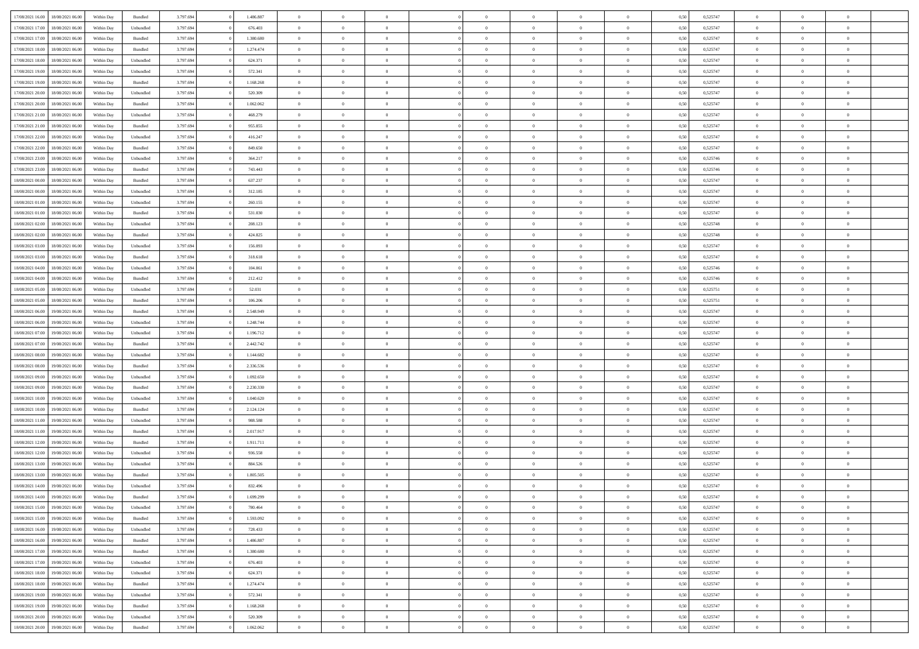| | | | | | | | | | | | | | | | | | | | | |
|---|---|---|---|---|---|---|---|---|---|---|---|---|---|---|---|---|---|---|---|---|
| 17/08/2021 16:00 | 18/08/2021 06:00 | Within Day | Bundled | 3.797.694 | 0 | 1.486.887 | 0 | 0 | 0 | | 0 | 0 | 0 | 0 | 0 | 0,50 | 0,525747 | 0 | 0 | 0 |
| 17/08/2021 17:00 | 18/08/2021 06:00 | Within Day | Unbundled | 3.797.694 | 0 | 676.403 | 0 | 0 | 0 | | 0 | 0 | 0 | 0 | 0 | 0,50 | 0,525747 | 0 | 0 | 0 |
| 17/08/2021 17:00 | 18/08/2021 06:00 | Within Day | Bundled | 3.797.694 | 0 | 1.380.680 | 0 | 0 | 0 | | 0 | 0 | 0 | 0 | 0 | 0,50 | 0,525747 | 0 | 0 | 0 |
| 17/08/2021 18:00 | 18/08/2021 06:00 | Within Day | Bundled | 3.797.694 | 0 | 1.274.474 | 0 | 0 | 0 | | 0 | 0 | 0 | 0 | 0 | 0,50 | 0,525747 | 0 | 0 | 0 |
| 17/08/2021 18:00 | 18/08/2021 06:00 | Within Day | Unbundled | 3.797.694 | 0 | 624.371 | 0 | 0 | 0 | | 0 | 0 | 0 | 0 | 0 | 0,50 | 0,525747 | 0 | 0 | 0 |
| 17/08/2021 19:00 | 18/08/2021 06:00 | Within Day | Unbundled | 3.797.694 | 0 | 572.341 | 0 | 0 | 0 | | 0 | 0 | 0 | 0 | 0 | 0,50 | 0,525747 | 0 | 0 | 0 |
| 17/08/2021 19:00 | 18/08/2021 06:00 | Within Day | Bundled | 3.797.694 | 0 | 1.168.268 | 0 | 0 | 0 | | 0 | 0 | 0 | 0 | 0 | 0,50 | 0,525747 | 0 | 0 | 0 |
| 17/08/2021 20:00 | 18/08/2021 06:00 | Within Day | Unbundled | 3.797.694 | 0 | 520.309 | 0 | 0 | 0 | | 0 | 0 | 0 | 0 | 0 | 0,50 | 0,525747 | 0 | 0 | 0 |
| 17/08/2021 20:00 | 18/08/2021 06:00 | Within Day | Bundled | 3.797.694 | 0 | 1.062.062 | 0 | 0 | 0 | | 0 | 0 | 0 | 0 | 0 | 0,50 | 0,525747 | 0 | 0 | 0 |
| 17/08/2021 21:00 | 18/08/2021 06:00 | Within Day | Unbundled | 3.797.694 | 0 | 468.279 | 0 | 0 | 0 | | 0 | 0 | 0 | 0 | 0 | 0,50 | 0,525747 | 0 | 0 | 0 |
| 17/08/2021 21:00 | 18/08/2021 06:00 | Within Day | Bundled | 3.797.694 | 0 | 955.855 | 0 | 0 | 0 | | 0 | 0 | 0 | 0 | 0 | 0,50 | 0,525747 | 0 | 0 | 0 |
| 17/08/2021 22:00 | 18/08/2021 06:00 | Within Day | Unbundled | 3.797.694 | 0 | 416.247 | 0 | 0 | 0 | | 0 | 0 | 0 | 0 | 0 | 0,50 | 0,525747 | 0 | 0 | 0 |
| 17/08/2021 22:00 | 18/08/2021 06:00 | Within Day | Bundled | 3.797.694 | 0 | 849.650 | 0 | 0 | 0 | | 0 | 0 | 0 | 0 | 0 | 0,50 | 0,525747 | 0 | 0 | 0 |
| 17/08/2021 23:00 | 18/08/2021 06:00 | Within Day | Unbundled | 3.797.694 | 0 | 364.217 | 0 | 0 | 0 | | 0 | 0 | 0 | 0 | 0 | 0,50 | 0,525746 | 0 | 0 | 0 |
| 17/08/2021 23:00 | 18/08/2021 06:00 | Within Day | Bundled | 3.797.694 | 0 | 743.443 | 0 | 0 | 0 | | 0 | 0 | 0 | 0 | 0 | 0,50 | 0,525746 | 0 | 0 | 0 |
| 18/08/2021 00:00 | 18/08/2021 06:00 | Within Day | Bundled | 3.797.694 | 0 | 637.237 | 0 | 0 | 0 | | 0 | 0 | 0 | 0 | 0 | 0,50 | 0,525747 | 0 | 0 | 0 |
| 18/08/2021 00:00 | 18/08/2021 06:00 | Within Day | Unbundled | 3.797.694 | 0 | 312.185 | 0 | 0 | 0 | | 0 | 0 | 0 | 0 | 0 | 0,50 | 0,525747 | 0 | 0 | 0 |
| 18/08/2021 01:00 | 18/08/2021 06:00 | Within Day | Unbundled | 3.797.694 | 0 | 260.155 | 0 | 0 | 0 | | 0 | 0 | 0 | 0 | 0 | 0,50 | 0,525747 | 0 | 0 | 0 |
| 18/08/2021 01:00 | 18/08/2021 06:00 | Within Day | Bundled | 3.797.694 | 0 | 531.030 | 0 | 0 | 0 | | 0 | 0 | 0 | 0 | 0 | 0,50 | 0,525747 | 0 | 0 | 0 |
| 18/08/2021 02:00 | 18/08/2021 06:00 | Within Day | Unbundled | 3.797.694 | 0 | 208.123 | 0 | 0 | 0 | | 0 | 0 | 0 | 0 | 0 | 0,50 | 0,525748 | 0 | 0 | 0 |
| 18/08/2021 02:00 | 18/08/2021 06:00 | Within Day | Bundled | 3.797.694 | 0 | 424.825 | 0 | 0 | 0 | | 0 | 0 | 0 | 0 | 0 | 0,50 | 0,525748 | 0 | 0 | 0 |
| 18/08/2021 03:00 | 18/08/2021 06:00 | Within Day | Unbundled | 3.797.694 | 0 | 156.093 | 0 | 0 | 0 | | 0 | 0 | 0 | 0 | 0 | 0,50 | 0,525747 | 0 | 0 | 0 |
| 18/08/2021 03:00 | 18/08/2021 06:00 | Within Day | Bundled | 3.797.694 | 0 | 318.618 | 0 | 0 | 0 | | 0 | 0 | 0 | 0 | 0 | 0,50 | 0,525747 | 0 | 0 | 0 |
| 18/08/2021 04:00 | 18/08/2021 06:00 | Within Day | Unbundled | 3.797.694 | 0 | 104.061 | 0 | 0 | 0 | | 0 | 0 | 0 | 0 | 0 | 0,50 | 0,525746 | 0 | 0 | 0 |
| 18/08/2021 04:00 | 18/08/2021 06:00 | Within Day | Bundled | 3.797.694 | 0 | 212.412 | 0 | 0 | 0 | | 0 | 0 | 0 | 0 | 0 | 0,50 | 0,525746 | 0 | 0 | 0 |
| 18/08/2021 05:00 | 18/08/2021 06:00 | Within Day | Unbundled | 3.797.694 | 0 | 52.031 | 0 | 0 | 0 | | 0 | 0 | 0 | 0 | 0 | 0,50 | 0,525751 | 0 | 0 | 0 |
| 18/08/2021 05:00 | 18/08/2021 06:00 | Within Day | Bundled | 3.797.694 | 0 | 106.206 | 0 | 0 | 0 | | 0 | 0 | 0 | 0 | 0 | 0,50 | 0,525751 | 0 | 0 | 0 |
| 18/08/2021 06:00 | 19/08/2021 06:00 | Within Day | Bundled | 3.797.694 | 0 | 2.548.949 | 0 | 0 | 0 | | 0 | 0 | 0 | 0 | 0 | 0,50 | 0,525747 | 0 | 0 | 0 |
| 18/08/2021 06:00 | 19/08/2021 06:00 | Within Day | Unbundled | 3.797.694 | 0 | 1.248.744 | 0 | 0 | 0 | | 0 | 0 | 0 | 0 | 0 | 0,50 | 0,525747 | 0 | 0 | 0 |
| 18/08/2021 07:00 | 19/08/2021 06:00 | Within Day | Unbundled | 3.797.694 | 0 | 1.196.712 | 0 | 0 | 0 | | 0 | 0 | 0 | 0 | 0 | 0,50 | 0,525747 | 0 | 0 | 0 |
| 18/08/2021 07:00 | 19/08/2021 06:00 | Within Day | Bundled | 3.797.694 | 0 | 2.442.742 | 0 | 0 | 0 | | 0 | 0 | 0 | 0 | 0 | 0,50 | 0,525747 | 0 | 0 | 0 |
| 18/08/2021 08:00 | 19/08/2021 06:00 | Within Day | Unbundled | 3.797.694 | 0 | 1.144.682 | 0 | 0 | 0 | | 0 | 0 | 0 | 0 | 0 | 0,50 | 0,525747 | 0 | 0 | 0 |
| 18/08/2021 08:00 | 19/08/2021 06:00 | Within Day | Bundled | 3.797.694 | 0 | 2.336.536 | 0 | 0 | 0 | | 0 | 0 | 0 | 0 | 0 | 0,50 | 0,525747 | 0 | 0 | 0 |
| 18/08/2021 09:00 | 19/08/2021 06:00 | Within Day | Unbundled | 3.797.694 | 0 | 1.092.650 | 0 | 0 | 0 | | 0 | 0 | 0 | 0 | 0 | 0,50 | 0,525747 | 0 | 0 | 0 |
| 18/08/2021 09:00 | 19/08/2021 06:00 | Within Day | Bundled | 3.797.694 | 0 | 2.230.330 | 0 | 0 | 0 | | 0 | 0 | 0 | 0 | 0 | 0,50 | 0,525747 | 0 | 0 | 0 |
| 18/08/2021 10:00 | 19/08/2021 06:00 | Within Day | Unbundled | 3.797.694 | 0 | 1.040.620 | 0 | 0 | 0 | | 0 | 0 | 0 | 0 | 0 | 0,50 | 0,525747 | 0 | 0 | 0 |
| 18/08/2021 10:00 | 19/08/2021 06:00 | Within Day | Bundled | 3.797.694 | 0 | 2.124.124 | 0 | 0 | 0 | | 0 | 0 | 0 | 0 | 0 | 0,50 | 0,525747 | 0 | 0 | 0 |
| 18/08/2021 11:00 | 19/08/2021 06:00 | Within Day | Unbundled | 3.797.694 | 0 | 988.588 | 0 | 0 | 0 | | 0 | 0 | 0 | 0 | 0 | 0,50 | 0,525747 | 0 | 0 | 0 |
| 18/08/2021 11:00 | 19/08/2021 06:00 | Within Day | Bundled | 3.797.694 | 0 | 2.017.917 | 0 | 0 | 0 | | 0 | 0 | 0 | 0 | 0 | 0,50 | 0,525747 | 0 | 0 | 0 |
| 18/08/2021 12:00 | 19/08/2021 06:00 | Within Day | Bundled | 3.797.694 | 0 | 1.911.711 | 0 | 0 | 0 | | 0 | 0 | 0 | 0 | 0 | 0,50 | 0,525747 | 0 | 0 | 0 |
| 18/08/2021 12:00 | 19/08/2021 06:00 | Within Day | Unbundled | 3.797.694 | 0 | 936.558 | 0 | 0 | 0 | | 0 | 0 | 0 | 0 | 0 | 0,50 | 0,525747 | 0 | 0 | 0 |
| 18/08/2021 13:00 | 19/08/2021 06:00 | Within Day | Unbundled | 3.797.694 | 0 | 884.526 | 0 | 0 | 0 | | 0 | 0 | 0 | 0 | 0 | 0,50 | 0,525747 | 0 | 0 | 0 |
| 18/08/2021 13:00 | 19/08/2021 06:00 | Within Day | Bundled | 3.797.694 | 0 | 1.805.505 | 0 | 0 | 0 | | 0 | 0 | 0 | 0 | 0 | 0,50 | 0,525747 | 0 | 0 | 0 |
| 18/08/2021 14:00 | 19/08/2021 06:00 | Within Day | Unbundled | 3.797.694 | 0 | 832.496 | 0 | 0 | 0 | | 0 | 0 | 0 | 0 | 0 | 0,50 | 0,525747 | 0 | 0 | 0 |
| 18/08/2021 14:00 | 19/08/2021 06:00 | Within Day | Bundled | 3.797.694 | 0 | 1.699.299 | 0 | 0 | 0 | | 0 | 0 | 0 | 0 | 0 | 0,50 | 0,525747 | 0 | 0 | 0 |
| 18/08/2021 15:00 | 19/08/2021 06:00 | Within Day | Unbundled | 3.797.694 | 0 | 780.464 | 0 | 0 | 0 | | 0 | 0 | 0 | 0 | 0 | 0,50 | 0,525747 | 0 | 0 | 0 |
| 18/08/2021 15:00 | 19/08/2021 06:00 | Within Day | Bundled | 3.797.694 | 0 | 1.593.092 | 0 | 0 | 0 | | 0 | 0 | 0 | 0 | 0 | 0,50 | 0,525747 | 0 | 0 | 0 |
| 18/08/2021 16:00 | 19/08/2021 06:00 | Within Day | Unbundled | 3.797.694 | 0 | 728.433 | 0 | 0 | 0 | | 0 | 0 | 0 | 0 | 0 | 0,50 | 0,525747 | 0 | 0 | 0 |
| 18/08/2021 16:00 | 19/08/2021 06:00 | Within Day | Bundled | 3.797.694 | 0 | 1.486.887 | 0 | 0 | 0 | | 0 | 0 | 0 | 0 | 0 | 0,50 | 0,525747 | 0 | 0 | 0 |
| 18/08/2021 17:00 | 19/08/2021 06:00 | Within Day | Bundled | 3.797.694 | 0 | 1.380.680 | 0 | 0 | 0 | | 0 | 0 | 0 | 0 | 0 | 0,50 | 0,525747 | 0 | 0 | 0 |
| 18/08/2021 17:00 | 19/08/2021 06:00 | Within Day | Unbundled | 3.797.694 | 0 | 676.403 | 0 | 0 | 0 | | 0 | 0 | 0 | 0 | 0 | 0,50 | 0,525747 | 0 | 0 | 0 |
| 18/08/2021 18:00 | 19/08/2021 06:00 | Within Day | Unbundled | 3.797.694 | 0 | 624.371 | 0 | 0 | 0 | | 0 | 0 | 0 | 0 | 0 | 0,50 | 0,525747 | 0 | 0 | 0 |
| 18/08/2021 18:00 | 19/08/2021 06:00 | Within Day | Bundled | 3.797.694 | 0 | 1.274.474 | 0 | 0 | 0 | | 0 | 0 | 0 | 0 | 0 | 0,50 | 0,525747 | 0 | 0 | 0 |
| 18/08/2021 19:00 | 19/08/2021 06:00 | Within Day | Unbundled | 3.797.694 | 0 | 572.341 | 0 | 0 | 0 | | 0 | 0 | 0 | 0 | 0 | 0,50 | 0,525747 | 0 | 0 | 0 |
| 18/08/2021 19:00 | 19/08/2021 06:00 | Within Day | Bundled | 3.797.694 | 0 | 1.168.268 | 0 | 0 | 0 | | 0 | 0 | 0 | 0 | 0 | 0,50 | 0,525747 | 0 | 0 | 0 |
| 18/08/2021 20:00 | 19/08/2021 06:00 | Within Day | Unbundled | 3.797.694 | 0 | 520.309 | 0 | 0 | 0 | | 0 | 0 | 0 | 0 | 0 | 0,50 | 0,525747 | 0 | 0 | 0 |
| 18/08/2021 20:00 | 19/08/2021 06:00 | Within Day | Bundled | 3.797.694 | 0 | 1.062.062 | 0 | 0 | 0 | | 0 | 0 | 0 | 0 | 0 | 0,50 | 0,525747 | 0 | 0 | 0 |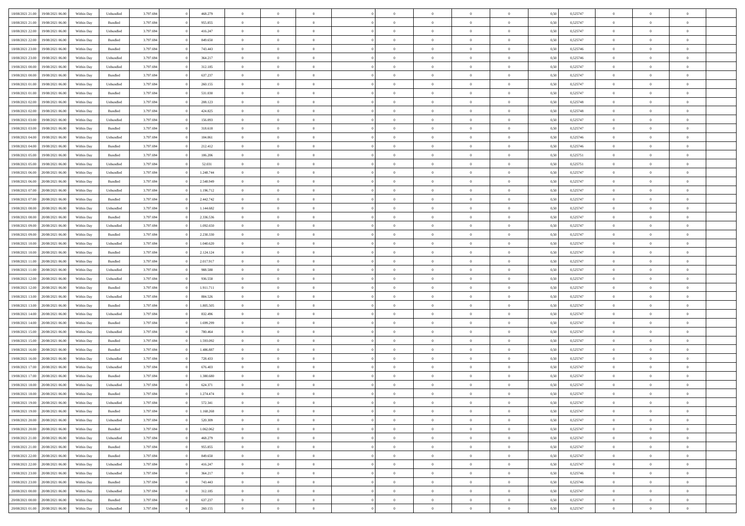| | | | | | | | | | | | | | | | | | | | |
|---|---|---|---|---|---|---|---|---|---|---|---|---|---|---|---|---|---|---|---|
| 18/08/2021 21:00 | 19/08/2021 06:00 | Within Day | Unbundled | 3.797.694 | 0 | 468.279 | 0 | 0 | 0 | 0 | 0 | 0 | 0 | 0 | 0,50 | 0,525747 | 0 | 0 | 0 |
| 18/08/2021 21:00 | 19/08/2021 06:00 | Within Day | Bundled | 3.797.694 | 0 | 955.855 | 0 | 0 | 0 | 0 | 0 | 0 | 0 | 0 | 0,50 | 0,525747 | 0 | 0 | 0 |
| 18/08/2021 22:00 | 19/08/2021 06:00 | Within Day | Unbundled | 3.797.694 | 0 | 416.247 | 0 | 0 | 0 | 0 | 0 | 0 | 0 | 0 | 0,50 | 0,525747 | 0 | 0 | 0 |
| 18/08/2021 22:00 | 19/08/2021 06:00 | Within Day | Bundled | 3.797.694 | 0 | 849.650 | 0 | 0 | 0 | 0 | 0 | 0 | 0 | 0 | 0,50 | 0,525747 | 0 | 0 | 0 |
| 18/08/2021 23:00 | 19/08/2021 06:00 | Within Day | Bundled | 3.797.694 | 0 | 743.443 | 0 | 0 | 0 | 0 | 0 | 0 | 0 | 0 | 0,50 | 0,525746 | 0 | 0 | 0 |
| 18/08/2021 23:00 | 19/08/2021 06:00 | Within Day | Unbundled | 3.797.694 | 0 | 364.217 | 0 | 0 | 0 | 0 | 0 | 0 | 0 | 0 | 0,50 | 0,525746 | 0 | 0 | 0 |
| 19/08/2021 00:00 | 19/08/2021 06:00 | Within Day | Unbundled | 3.797.694 | 0 | 312.185 | 0 | 0 | 0 | 0 | 0 | 0 | 0 | 0 | 0,50 | 0,525747 | 0 | 0 | 0 |
| 19/08/2021 00:00 | 19/08/2021 06:00 | Within Day | Bundled | 3.797.694 | 0 | 637.237 | 0 | 0 | 0 | 0 | 0 | 0 | 0 | 0 | 0,50 | 0,525747 | 0 | 0 | 0 |
| 19/08/2021 01:00 | 19/08/2021 06:00 | Within Day | Unbundled | 3.797.694 | 0 | 260.155 | 0 | 0 | 0 | 0 | 0 | 0 | 0 | 0 | 0,50 | 0,525747 | 0 | 0 | 0 |
| 19/08/2021 01:00 | 19/08/2021 06:00 | Within Day | Bundled | 3.797.694 | 0 | 531.030 | 0 | 0 | 0 | 0 | 0 | 0 | 0 | 0 | 0,50 | 0,525747 | 0 | 0 | 0 |
| 19/08/2021 02:00 | 19/08/2021 06:00 | Within Day | Unbundled | 3.797.694 | 0 | 208.123 | 0 | 0 | 0 | 0 | 0 | 0 | 0 | 0 | 0,50 | 0,525748 | 0 | 0 | 0 |
| 19/08/2021 02:00 | 19/08/2021 06:00 | Within Day | Bundled | 3.797.694 | 0 | 424.825 | 0 | 0 | 0 | 0 | 0 | 0 | 0 | 0 | 0,50 | 0,525748 | 0 | 0 | 0 |
| 19/08/2021 03:00 | 19/08/2021 06:00 | Within Day | Unbundled | 3.797.694 | 0 | 156.093 | 0 | 0 | 0 | 0 | 0 | 0 | 0 | 0 | 0,50 | 0,525747 | 0 | 0 | 0 |
| 19/08/2021 03:00 | 19/08/2021 06:00 | Within Day | Bundled | 3.797.694 | 0 | 318.618 | 0 | 0 | 0 | 0 | 0 | 0 | 0 | 0 | 0,50 | 0,525747 | 0 | 0 | 0 |
| 19/08/2021 04:00 | 19/08/2021 06:00 | Within Day | Unbundled | 3.797.694 | 0 | 104.061 | 0 | 0 | 0 | 0 | 0 | 0 | 0 | 0 | 0,50 | 0,525746 | 0 | 0 | 0 |
| 19/08/2021 04:00 | 19/08/2021 06:00 | Within Day | Bundled | 3.797.694 | 0 | 212.412 | 0 | 0 | 0 | 0 | 0 | 0 | 0 | 0 | 0,50 | 0,525746 | 0 | 0 | 0 |
| 19/08/2021 05:00 | 19/08/2021 06:00 | Within Day | Bundled | 3.797.694 | 0 | 106.206 | 0 | 0 | 0 | 0 | 0 | 0 | 0 | 0 | 0,50 | 0,525751 | 0 | 0 | 0 |
| 19/08/2021 05:00 | 19/08/2021 06:00 | Within Day | Unbundled | 3.797.694 | 0 | 52.031 | 0 | 0 | 0 | 0 | 0 | 0 | 0 | 0 | 0,50 | 0,525751 | 0 | 0 | 0 |
| 19/08/2021 06:00 | 20/08/2021 06:00 | Within Day | Unbundled | 3.797.694 | 0 | 1.248.744 | 0 | 0 | 0 | 0 | 0 | 0 | 0 | 0 | 0,50 | 0,525747 | 0 | 0 | 0 |
| 19/08/2021 06:00 | 20/08/2021 06:00 | Within Day | Bundled | 3.797.694 | 0 | 2.548.949 | 0 | 0 | 0 | 0 | 0 | 0 | 0 | 0 | 0,50 | 0,525747 | 0 | 0 | 0 |
| 19/08/2021 07:00 | 20/08/2021 06:00 | Within Day | Unbundled | 3.797.694 | 0 | 1.196.712 | 0 | 0 | 0 | 0 | 0 | 0 | 0 | 0 | 0,50 | 0,525747 | 0 | 0 | 0 |
| 19/08/2021 07:00 | 20/08/2021 06:00 | Within Day | Bundled | 3.797.694 | 0 | 2.442.742 | 0 | 0 | 0 | 0 | 0 | 0 | 0 | 0 | 0,50 | 0,525747 | 0 | 0 | 0 |
| 19/08/2021 08:00 | 20/08/2021 06:00 | Within Day | Unbundled | 3.797.694 | 0 | 1.144.682 | 0 | 0 | 0 | 0 | 0 | 0 | 0 | 0 | 0,50 | 0,525747 | 0 | 0 | 0 |
| 19/08/2021 08:00 | 20/08/2021 06:00 | Within Day | Bundled | 3.797.694 | 0 | 2.336.536 | 0 | 0 | 0 | 0 | 0 | 0 | 0 | 0 | 0,50 | 0,525747 | 0 | 0 | 0 |
| 19/08/2021 09:00 | 20/08/2021 06:00 | Within Day | Unbundled | 3.797.694 | 0 | 1.092.650 | 0 | 0 | 0 | 0 | 0 | 0 | 0 | 0 | 0,50 | 0,525747 | 0 | 0 | 0 |
| 19/08/2021 09:00 | 20/08/2021 06:00 | Within Day | Bundled | 3.797.694 | 0 | 2.230.330 | 0 | 0 | 0 | 0 | 0 | 0 | 0 | 0 | 0,50 | 0,525747 | 0 | 0 | 0 |
| 19/08/2021 10:00 | 20/08/2021 06:00 | Within Day | Unbundled | 3.797.694 | 0 | 1.040.620 | 0 | 0 | 0 | 0 | 0 | 0 | 0 | 0 | 0,50 | 0,525747 | 0 | 0 | 0 |
| 19/08/2021 10:00 | 20/08/2021 06:00 | Within Day | Bundled | 3.797.694 | 0 | 2.124.124 | 0 | 0 | 0 | 0 | 0 | 0 | 0 | 0 | 0,50 | 0,525747 | 0 | 0 | 0 |
| 19/08/2021 11:00 | 20/08/2021 06:00 | Within Day | Bundled | 3.797.694 | 0 | 2.017.917 | 0 | 0 | 0 | 0 | 0 | 0 | 0 | 0 | 0,50 | 0,525747 | 0 | 0 | 0 |
| 19/08/2021 11:00 | 20/08/2021 06:00 | Within Day | Unbundled | 3.797.694 | 0 | 988.588 | 0 | 0 | 0 | 0 | 0 | 0 | 0 | 0 | 0,50 | 0,525747 | 0 | 0 | 0 |
| 19/08/2021 12:00 | 20/08/2021 06:00 | Within Day | Unbundled | 3.797.694 | 0 | 936.558 | 0 | 0 | 0 | 0 | 0 | 0 | 0 | 0 | 0,50 | 0,525747 | 0 | 0 | 0 |
| 19/08/2021 12:00 | 20/08/2021 06:00 | Within Day | Bundled | 3.797.694 | 0 | 1.911.711 | 0 | 0 | 0 | 0 | 0 | 0 | 0 | 0 | 0,50 | 0,525747 | 0 | 0 | 0 |
| 19/08/2021 13:00 | 20/08/2021 06:00 | Within Day | Unbundled | 3.797.694 | 0 | 884.526 | 0 | 0 | 0 | 0 | 0 | 0 | 0 | 0 | 0,50 | 0,525747 | 0 | 0 | 0 |
| 19/08/2021 13:00 | 20/08/2021 06:00 | Within Day | Bundled | 3.797.694 | 0 | 1.805.505 | 0 | 0 | 0 | 0 | 0 | 0 | 0 | 0 | 0,50 | 0,525747 | 0 | 0 | 0 |
| 19/08/2021 14:00 | 20/08/2021 06:00 | Within Day | Unbundled | 3.797.694 | 0 | 832.496 | 0 | 0 | 0 | 0 | 0 | 0 | 0 | 0 | 0,50 | 0,525747 | 0 | 0 | 0 |
| 19/08/2021 14:00 | 20/08/2021 06:00 | Within Day | Bundled | 3.797.694 | 0 | 1.699.299 | 0 | 0 | 0 | 0 | 0 | 0 | 0 | 0 | 0,50 | 0,525747 | 0 | 0 | 0 |
| 19/08/2021 15:00 | 20/08/2021 06:00 | Within Day | Unbundled | 3.797.694 | 0 | 780.464 | 0 | 0 | 0 | 0 | 0 | 0 | 0 | 0 | 0,50 | 0,525747 | 0 | 0 | 0 |
| 19/08/2021 15:00 | 20/08/2021 06:00 | Within Day | Bundled | 3.797.694 | 0 | 1.593.092 | 0 | 0 | 0 | 0 | 0 | 0 | 0 | 0 | 0,50 | 0,525747 | 0 | 0 | 0 |
| 19/08/2021 16:00 | 20/08/2021 06:00 | Within Day | Bundled | 3.797.694 | 0 | 1.486.887 | 0 | 0 | 0 | 0 | 0 | 0 | 0 | 0 | 0,50 | 0,525747 | 0 | 0 | 0 |
| 19/08/2021 16:00 | 20/08/2021 06:00 | Within Day | Unbundled | 3.797.694 | 0 | 728.433 | 0 | 0 | 0 | 0 | 0 | 0 | 0 | 0 | 0,50 | 0,525747 | 0 | 0 | 0 |
| 19/08/2021 17:00 | 20/08/2021 06:00 | Within Day | Unbundled | 3.797.694 | 0 | 676.403 | 0 | 0 | 0 | 0 | 0 | 0 | 0 | 0 | 0,50 | 0,525747 | 0 | 0 | 0 |
| 19/08/2021 17:00 | 20/08/2021 06:00 | Within Day | Bundled | 3.797.694 | 0 | 1.380.680 | 0 | 0 | 0 | 0 | 0 | 0 | 0 | 0 | 0,50 | 0,525747 | 0 | 0 | 0 |
| 19/08/2021 18:00 | 20/08/2021 06:00 | Within Day | Unbundled | 3.797.694 | 0 | 624.371 | 0 | 0 | 0 | 0 | 0 | 0 | 0 | 0 | 0,50 | 0,525747 | 0 | 0 | 0 |
| 19/08/2021 18:00 | 20/08/2021 06:00 | Within Day | Bundled | 3.797.694 | 0 | 1.274.474 | 0 | 0 | 0 | 0 | 0 | 0 | 0 | 0 | 0,50 | 0,525747 | 0 | 0 | 0 |
| 19/08/2021 19:00 | 20/08/2021 06:00 | Within Day | Unbundled | 3.797.694 | 0 | 572.341 | 0 | 0 | 0 | 0 | 0 | 0 | 0 | 0 | 0,50 | 0,525747 | 0 | 0 | 0 |
| 19/08/2021 19:00 | 20/08/2021 06:00 | Within Day | Bundled | 3.797.694 | 0 | 1.168.268 | 0 | 0 | 0 | 0 | 0 | 0 | 0 | 0 | 0,50 | 0,525747 | 0 | 0 | 0 |
| 19/08/2021 20:00 | 20/08/2021 06:00 | Within Day | Unbundled | 3.797.694 | 0 | 520.309 | 0 | 0 | 0 | 0 | 0 | 0 | 0 | 0 | 0,50 | 0,525747 | 0 | 0 | 0 |
| 19/08/2021 20:00 | 20/08/2021 06:00 | Within Day | Bundled | 3.797.694 | 0 | 1.062.062 | 0 | 0 | 0 | 0 | 0 | 0 | 0 | 0 | 0,50 | 0,525747 | 0 | 0 | 0 |
| 19/08/2021 21:00 | 20/08/2021 06:00 | Within Day | Unbundled | 3.797.694 | 0 | 468.279 | 0 | 0 | 0 | 0 | 0 | 0 | 0 | 0 | 0,50 | 0,525747 | 0 | 0 | 0 |
| 19/08/2021 21:00 | 20/08/2021 06:00 | Within Day | Bundled | 3.797.694 | 0 | 955.855 | 0 | 0 | 0 | 0 | 0 | 0 | 0 | 0 | 0,50 | 0,525747 | 0 | 0 | 0 |
| 19/08/2021 22:00 | 20/08/2021 06:00 | Within Day | Bundled | 3.797.694 | 0 | 849.650 | 0 | 0 | 0 | 0 | 0 | 0 | 0 | 0 | 0,50 | 0,525747 | 0 | 0 | 0 |
| 19/08/2021 22:00 | 20/08/2021 06:00 | Within Day | Unbundled | 3.797.694 | 0 | 416.247 | 0 | 0 | 0 | 0 | 0 | 0 | 0 | 0 | 0,50 | 0,525747 | 0 | 0 | 0 |
| 19/08/2021 23:00 | 20/08/2021 06:00 | Within Day | Unbundled | 3.797.694 | 0 | 364.217 | 0 | 0 | 0 | 0 | 0 | 0 | 0 | 0 | 0,50 | 0,525746 | 0 | 0 | 0 |
| 19/08/2021 23:00 | 20/08/2021 06:00 | Within Day | Bundled | 3.797.694 | 0 | 743.443 | 0 | 0 | 0 | 0 | 0 | 0 | 0 | 0 | 0,50 | 0,525746 | 0 | 0 | 0 |
| 20/08/2021 00:00 | 20/08/2021 06:00 | Within Day | Unbundled | 3.797.694 | 0 | 312.185 | 0 | 0 | 0 | 0 | 0 | 0 | 0 | 0 | 0,50 | 0,525747 | 0 | 0 | 0 |
| 20/08/2021 00:00 | 20/08/2021 06:00 | Within Day | Bundled | 3.797.694 | 0 | 637.237 | 0 | 0 | 0 | 0 | 0 | 0 | 0 | 0 | 0,50 | 0,525747 | 0 | 0 | 0 |
| 20/08/2021 01:00 | 20/08/2021 06:00 | Within Day | Unbundled | 3.797.694 | 0 | 260.155 | 0 | 0 | 0 | 0 | 0 | 0 | 0 | 0 | 0,50 | 0,525747 | 0 | 0 | 0 |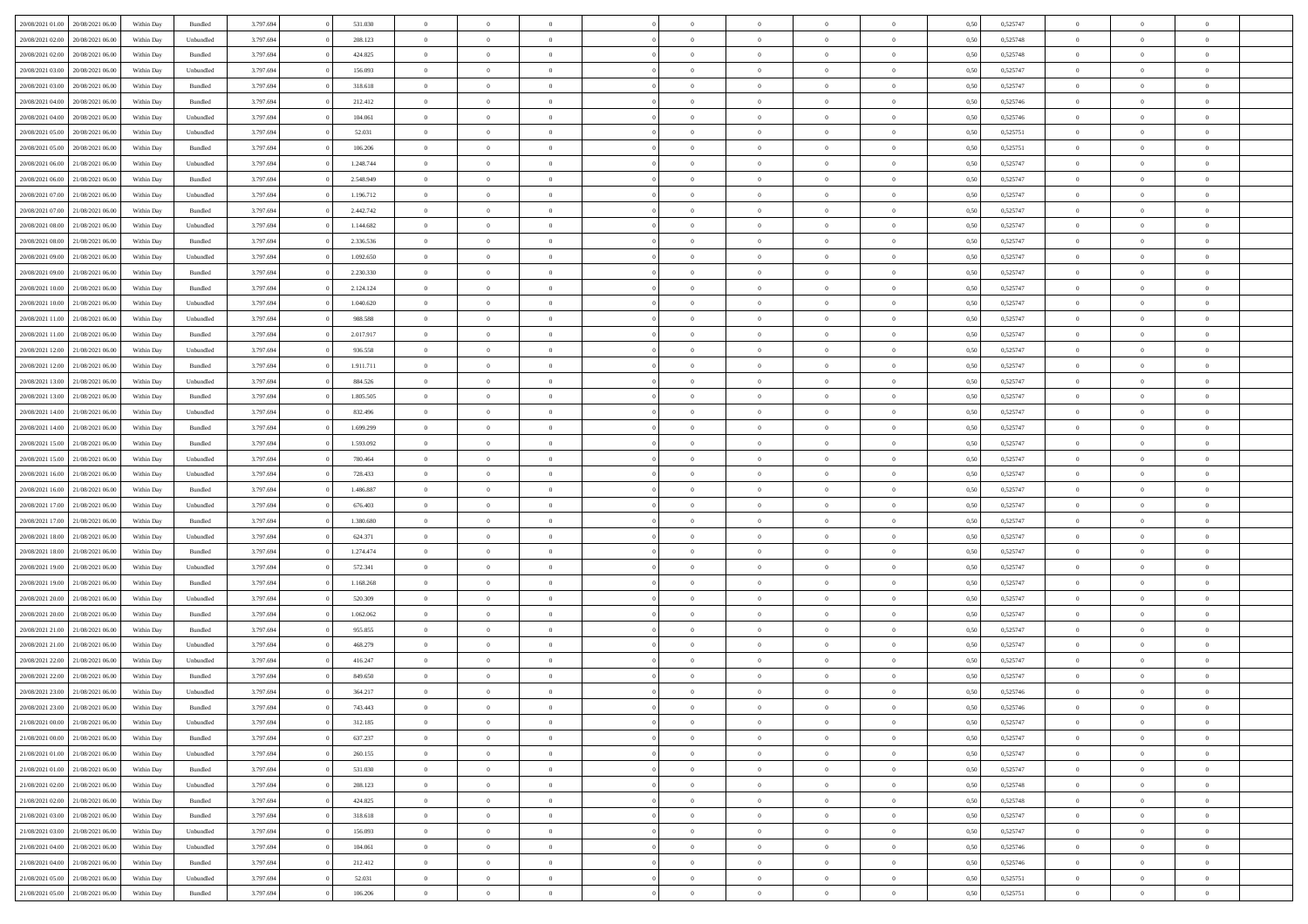| | | | | | | | | | | | | | | | | | | | | | |
|---|---|---|---|---|---|---|---|---|---|---|---|---|---|---|---|---|---|---|---|---|---|
| 20/08/2021 01:00 | 20/08/2021 06:00 | Within Day | Bundled | 3.797.694 | 0 | 531.030 | 0 | 0 | 0 | | 0 | 0 | 0 | 0 | 0,50 | 0,525747 | 0 | 0 | 0 | |
| 20/08/2021 02:00 | 20/08/2021 06:00 | Within Day | Unbundled | 3.797.694 | 0 | 208.123 | 0 | 0 | 0 | | 0 | 0 | 0 | 0 | 0,50 | 0,525748 | 0 | 0 | 0 | |
| 20/08/2021 02:00 | 20/08/2021 06:00 | Within Day | Bundled | 3.797.694 | 0 | 424.825 | 0 | 0 | 0 | | 0 | 0 | 0 | 0 | 0,50 | 0,525748 | 0 | 0 | 0 | |
| 20/08/2021 03:00 | 20/08/2021 06:00 | Within Day | Unbundled | 3.797.694 | 0 | 156.093 | 0 | 0 | 0 | | 0 | 0 | 0 | 0 | 0,50 | 0,525747 | 0 | 0 | 0 | |
| 20/08/2021 03:00 | 20/08/2021 06:00 | Within Day | Bundled | 3.797.694 | 0 | 318.618 | 0 | 0 | 0 | | 0 | 0 | 0 | 0 | 0,50 | 0,525747 | 0 | 0 | 0 | |
| 20/08/2021 04:00 | 20/08/2021 06:00 | Within Day | Bundled | 3.797.694 | 0 | 212.412 | 0 | 0 | 0 | | 0 | 0 | 0 | 0 | 0,50 | 0,525746 | 0 | 0 | 0 | |
| 20/08/2021 04:00 | 20/08/2021 06:00 | Within Day | Unbundled | 3.797.694 | 0 | 104.061 | 0 | 0 | 0 | | 0 | 0 | 0 | 0 | 0,50 | 0,525746 | 0 | 0 | 0 | |
| 20/08/2021 05:00 | 20/08/2021 06:00 | Within Day | Unbundled | 3.797.694 | 0 | 52.031 | 0 | 0 | 0 | | 0 | 0 | 0 | 0 | 0,50 | 0,525751 | 0 | 0 | 0 | |
| 20/08/2021 05:00 | 20/08/2021 06:00 | Within Day | Bundled | 3.797.694 | 0 | 106.206 | 0 | 0 | 0 | | 0 | 0 | 0 | 0 | 0,50 | 0,525751 | 0 | 0 | 0 | |
| 20/08/2021 06:00 | 21/08/2021 06:00 | Within Day | Unbundled | 3.797.694 | 0 | 1.248.744 | 0 | 0 | 0 | | 0 | 0 | 0 | 0 | 0,50 | 0,525747 | 0 | 0 | 0 | |
| 20/08/2021 06:00 | 21/08/2021 06:00 | Within Day | Bundled | 3.797.694 | 0 | 2.548.949 | 0 | 0 | 0 | | 0 | 0 | 0 | 0 | 0,50 | 0,525747 | 0 | 0 | 0 | |
| 20/08/2021 07:00 | 21/08/2021 06:00 | Within Day | Unbundled | 3.797.694 | 0 | 1.196.712 | 0 | 0 | 0 | | 0 | 0 | 0 | 0 | 0,50 | 0,525747 | 0 | 0 | 0 | |
| 20/08/2021 07:00 | 21/08/2021 06:00 | Within Day | Bundled | 3.797.694 | 0 | 2.442.742 | 0 | 0 | 0 | | 0 | 0 | 0 | 0 | 0,50 | 0,525747 | 0 | 0 | 0 | |
| 20/08/2021 08:00 | 21/08/2021 06:00 | Within Day | Unbundled | 3.797.694 | 0 | 1.144.682 | 0 | 0 | 0 | | 0 | 0 | 0 | 0 | 0,50 | 0,525747 | 0 | 0 | 0 | |
| 20/08/2021 08:00 | 21/08/2021 06:00 | Within Day | Bundled | 3.797.694 | 0 | 2.336.536 | 0 | 0 | 0 | | 0 | 0 | 0 | 0 | 0,50 | 0,525747 | 0 | 0 | 0 | |
| 20/08/2021 09:00 | 21/08/2021 06:00 | Within Day | Unbundled | 3.797.694 | 0 | 1.092.650 | 0 | 0 | 0 | | 0 | 0 | 0 | 0 | 0,50 | 0,525747 | 0 | 0 | 0 | |
| 20/08/2021 09:00 | 21/08/2021 06:00 | Within Day | Bundled | 3.797.694 | 0 | 2.230.330 | 0 | 0 | 0 | | 0 | 0 | 0 | 0 | 0,50 | 0,525747 | 0 | 0 | 0 | |
| 20/08/2021 10:00 | 21/08/2021 06:00 | Within Day | Bundled | 3.797.694 | 0 | 2.124.124 | 0 | 0 | 0 | | 0 | 0 | 0 | 0 | 0,50 | 0,525747 | 0 | 0 | 0 | |
| 20/08/2021 10:00 | 21/08/2021 06:00 | Within Day | Unbundled | 3.797.694 | 0 | 1.040.620 | 0 | 0 | 0 | | 0 | 0 | 0 | 0 | 0,50 | 0,525747 | 0 | 0 | 0 | |
| 20/08/2021 11:00 | 21/08/2021 06:00 | Within Day | Unbundled | 3.797.694 | 0 | 988.588 | 0 | 0 | 0 | | 0 | 0 | 0 | 0 | 0,50 | 0,525747 | 0 | 0 | 0 | |
| 20/08/2021 11:00 | 21/08/2021 06:00 | Within Day | Bundled | 3.797.694 | 0 | 2.017.917 | 0 | 0 | 0 | | 0 | 0 | 0 | 0 | 0,50 | 0,525747 | 0 | 0 | 0 | |
| 20/08/2021 12:00 | 21/08/2021 06:00 | Within Day | Unbundled | 3.797.694 | 0 | 936.558 | 0 | 0 | 0 | | 0 | 0 | 0 | 0 | 0,50 | 0,525747 | 0 | 0 | 0 | |
| 20/08/2021 12:00 | 21/08/2021 06:00 | Within Day | Bundled | 3.797.694 | 0 | 1.911.711 | 0 | 0 | 0 | | 0 | 0 | 0 | 0 | 0,50 | 0,525747 | 0 | 0 | 0 | |
| 20/08/2021 13:00 | 21/08/2021 06:00 | Within Day | Unbundled | 3.797.694 | 0 | 884.526 | 0 | 0 | 0 | | 0 | 0 | 0 | 0 | 0,50 | 0,525747 | 0 | 0 | 0 | |
| 20/08/2021 13:00 | 21/08/2021 06:00 | Within Day | Bundled | 3.797.694 | 0 | 1.805.505 | 0 | 0 | 0 | | 0 | 0 | 0 | 0 | 0,50 | 0,525747 | 0 | 0 | 0 | |
| 20/08/2021 14:00 | 21/08/2021 06:00 | Within Day | Unbundled | 3.797.694 | 0 | 832.496 | 0 | 0 | 0 | | 0 | 0 | 0 | 0 | 0,50 | 0,525747 | 0 | 0 | 0 | |
| 20/08/2021 14:00 | 21/08/2021 06:00 | Within Day | Bundled | 3.797.694 | 0 | 1.699.299 | 0 | 0 | 0 | | 0 | 0 | 0 | 0 | 0,50 | 0,525747 | 0 | 0 | 0 | |
| 20/08/2021 15:00 | 21/08/2021 06:00 | Within Day | Bundled | 3.797.694 | 0 | 1.593.092 | 0 | 0 | 0 | | 0 | 0 | 0 | 0 | 0,50 | 0,525747 | 0 | 0 | 0 | |
| 20/08/2021 15:00 | 21/08/2021 06:00 | Within Day | Unbundled | 3.797.694 | 0 | 780.464 | 0 | 0 | 0 | | 0 | 0 | 0 | 0 | 0,50 | 0,525747 | 0 | 0 | 0 | |
| 20/08/2021 16:00 | 21/08/2021 06:00 | Within Day | Unbundled | 3.797.694 | 0 | 728.433 | 0 | 0 | 0 | | 0 | 0 | 0 | 0 | 0,50 | 0,525747 | 0 | 0 | 0 | |
| 20/08/2021 16:00 | 21/08/2021 06:00 | Within Day | Bundled | 3.797.694 | 0 | 1.486.887 | 0 | 0 | 0 | | 0 | 0 | 0 | 0 | 0,50 | 0,525747 | 0 | 0 | 0 | |
| 20/08/2021 17:00 | 21/08/2021 06:00 | Within Day | Unbundled | 3.797.694 | 0 | 676.403 | 0 | 0 | 0 | | 0 | 0 | 0 | 0 | 0,50 | 0,525747 | 0 | 0 | 0 | |
| 20/08/2021 17:00 | 21/08/2021 06:00 | Within Day | Bundled | 3.797.694 | 0 | 1.380.680 | 0 | 0 | 0 | | 0 | 0 | 0 | 0 | 0,50 | 0,525747 | 0 | 0 | 0 | |
| 20/08/2021 18:00 | 21/08/2021 06:00 | Within Day | Unbundled | 3.797.694 | 0 | 624.371 | 0 | 0 | 0 | | 0 | 0 | 0 | 0 | 0,50 | 0,525747 | 0 | 0 | 0 | |
| 20/08/2021 18:00 | 21/08/2021 06:00 | Within Day | Bundled | 3.797.694 | 0 | 1.274.474 | 0 | 0 | 0 | | 0 | 0 | 0 | 0 | 0,50 | 0,525747 | 0 | 0 | 0 | |
| 20/08/2021 19:00 | 21/08/2021 06:00 | Within Day | Unbundled | 3.797.694 | 0 | 572.341 | 0 | 0 | 0 | | 0 | 0 | 0 | 0 | 0,50 | 0,525747 | 0 | 0 | 0 | |
| 20/08/2021 19:00 | 21/08/2021 06:00 | Within Day | Bundled | 3.797.694 | 0 | 1.168.268 | 0 | 0 | 0 | | 0 | 0 | 0 | 0 | 0,50 | 0,525747 | 0 | 0 | 0 | |
| 20/08/2021 20:00 | 21/08/2021 06:00 | Within Day | Unbundled | 3.797.694 | 0 | 520.309 | 0 | 0 | 0 | | 0 | 0 | 0 | 0 | 0,50 | 0,525747 | 0 | 0 | 0 | |
| 20/08/2021 20:00 | 21/08/2021 06:00 | Within Day | Bundled | 3.797.694 | 0 | 1.062.062 | 0 | 0 | 0 | | 0 | 0 | 0 | 0 | 0,50 | 0,525747 | 0 | 0 | 0 | |
| 20/08/2021 21:00 | 21/08/2021 06:00 | Within Day | Bundled | 3.797.694 | 0 | 955.855 | 0 | 0 | 0 | | 0 | 0 | 0 | 0 | 0,50 | 0,525747 | 0 | 0 | 0 | |
| 20/08/2021 21:00 | 21/08/2021 06:00 | Within Day | Unbundled | 3.797.694 | 0 | 468.279 | 0 | 0 | 0 | | 0 | 0 | 0 | 0 | 0,50 | 0,525747 | 0 | 0 | 0 | |
| 20/08/2021 22:00 | 21/08/2021 06:00 | Within Day | Unbundled | 3.797.694 | 0 | 416.247 | 0 | 0 | 0 | | 0 | 0 | 0 | 0 | 0,50 | 0,525747 | 0 | 0 | 0 | |
| 20/08/2021 22:00 | 21/08/2021 06:00 | Within Day | Bundled | 3.797.694 | 0 | 849.650 | 0 | 0 | 0 | | 0 | 0 | 0 | 0 | 0,50 | 0,525747 | 0 | 0 | 0 | |
| 20/08/2021 23:00 | 21/08/2021 06:00 | Within Day | Unbundled | 3.797.694 | 0 | 364.217 | 0 | 0 | 0 | | 0 | 0 | 0 | 0 | 0,50 | 0,525746 | 0 | 0 | 0 | |
| 20/08/2021 23:00 | 21/08/2021 06:00 | Within Day | Bundled | 3.797.694 | 0 | 743.443 | 0 | 0 | 0 | | 0 | 0 | 0 | 0 | 0,50 | 0,525746 | 0 | 0 | 0 | |
| 21/08/2021 00:00 | 21/08/2021 06:00 | Within Day | Unbundled | 3.797.694 | 0 | 312.185 | 0 | 0 | 0 | | 0 | 0 | 0 | 0 | 0,50 | 0,525747 | 0 | 0 | 0 | |
| 21/08/2021 00:00 | 21/08/2021 06:00 | Within Day | Bundled | 3.797.694 | 0 | 637.237 | 0 | 0 | 0 | | 0 | 0 | 0 | 0 | 0,50 | 0,525747 | 0 | 0 | 0 | |
| 21/08/2021 01:00 | 21/08/2021 06:00 | Within Day | Unbundled | 3.797.694 | 0 | 260.155 | 0 | 0 | 0 | | 0 | 0 | 0 | 0 | 0,50 | 0,525747 | 0 | 0 | 0 | |
| 21/08/2021 01:00 | 21/08/2021 06:00 | Within Day | Bundled | 3.797.694 | 0 | 531.030 | 0 | 0 | 0 | | 0 | 0 | 0 | 0 | 0,50 | 0,525747 | 0 | 0 | 0 | |
| 21/08/2021 02:00 | 21/08/2021 06:00 | Within Day | Unbundled | 3.797.694 | 0 | 208.123 | 0 | 0 | 0 | | 0 | 0 | 0 | 0 | 0,50 | 0,525748 | 0 | 0 | 0 | |
| 21/08/2021 02:00 | 21/08/2021 06:00 | Within Day | Bundled | 3.797.694 | 0 | 424.825 | 0 | 0 | 0 | | 0 | 0 | 0 | 0 | 0,50 | 0,525748 | 0 | 0 | 0 | |
| 21/08/2021 03:00 | 21/08/2021 06:00 | Within Day | Bundled | 3.797.694 | 0 | 318.618 | 0 | 0 | 0 | | 0 | 0 | 0 | 0 | 0,50 | 0,525747 | 0 | 0 | 0 | |
| 21/08/2021 03:00 | 21/08/2021 06:00 | Within Day | Unbundled | 3.797.694 | 0 | 156.093 | 0 | 0 | 0 | | 0 | 0 | 0 | 0 | 0,50 | 0,525747 | 0 | 0 | 0 | |
| 21/08/2021 04:00 | 21/08/2021 06:00 | Within Day | Unbundled | 3.797.694 | 0 | 104.061 | 0 | 0 | 0 | | 0 | 0 | 0 | 0 | 0,50 | 0,525746 | 0 | 0 | 0 | |
| 21/08/2021 04:00 | 21/08/2021 06:00 | Within Day | Bundled | 3.797.694 | 0 | 212.412 | 0 | 0 | 0 | | 0 | 0 | 0 | 0 | 0,50 | 0,525746 | 0 | 0 | 0 | |
| 21/08/2021 05:00 | 21/08/2021 06:00 | Within Day | Unbundled | 3.797.694 | 0 | 52.031 | 0 | 0 | 0 | | 0 | 0 | 0 | 0 | 0,50 | 0,525751 | 0 | 0 | 0 | |
| 21/08/2021 05:00 | 21/08/2021 06:00 | Within Day | Bundled | 3.797.694 | 0 | 106.206 | 0 | 0 | 0 | | 0 | 0 | 0 | 0 | 0,50 | 0,525751 | 0 | 0 | 0 | |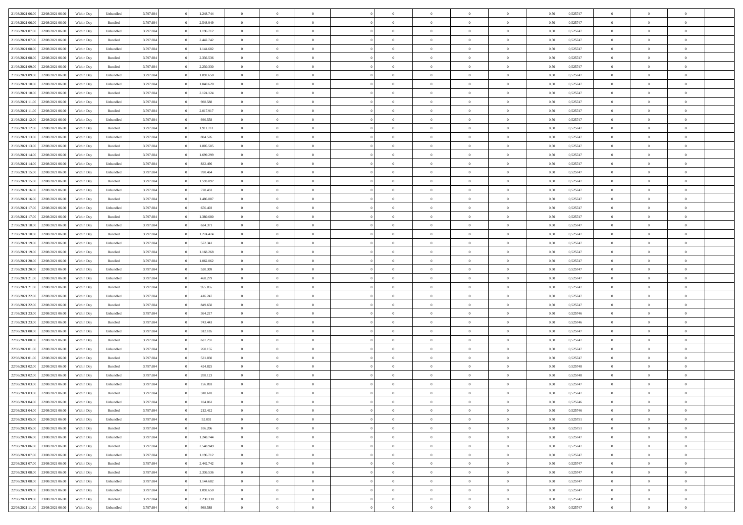| | | | | | | | | | | | | | | | | | | | | |
|---|---|---|---|---|---|---|---|---|---|---|---|---|---|---|---|---|---|---|---|---|
| 21/08/2021 06:00 | 22/08/2021 06:00 | Within Day | Unbundled | 3.797.694 | 0 | 1.248.744 | 0 | 0 | 0 | | 0 | 0 | 0 | 0 | 0,50 | 0,525747 | 0 | 0 | 0 | |
| 21/08/2021 06:00 | 22/08/2021 06:00 | Within Day | Bundled | 3.797.694 | 0 | 2.548.949 | 0 | 0 | 0 | | 0 | 0 | 0 | 0 | 0,50 | 0,525747 | 0 | 0 | 0 | |
| 21/08/2021 07:00 | 22/08/2021 06:00 | Within Day | Unbundled | 3.797.694 | 0 | 1.196.712 | 0 | 0 | 0 | | 0 | 0 | 0 | 0 | 0,50 | 0,525747 | 0 | 0 | 0 | |
| 21/08/2021 07:00 | 22/08/2021 06:00 | Within Day | Bundled | 3.797.694 | 0 | 2.442.742 | 0 | 0 | 0 | | 0 | 0 | 0 | 0 | 0,50 | 0,525747 | 0 | 0 | 0 | |
| 21/08/2021 08:00 | 22/08/2021 06:00 | Within Day | Unbundled | 3.797.694 | 0 | 1.144.682 | 0 | 0 | 0 | | 0 | 0 | 0 | 0 | 0,50 | 0,525747 | 0 | 0 | 0 | |
| 21/08/2021 08:00 | 22/08/2021 06:00 | Within Day | Bundled | 3.797.694 | 0 | 2.336.536 | 0 | 0 | 0 | | 0 | 0 | 0 | 0 | 0,50 | 0,525747 | 0 | 0 | 0 | |
| 21/08/2021 09:00 | 22/08/2021 06:00 | Within Day | Bundled | 3.797.694 | 0 | 2.230.330 | 0 | 0 | 0 | | 0 | 0 | 0 | 0 | 0,50 | 0,525747 | 0 | 0 | 0 | |
| 21/08/2021 09:00 | 22/08/2021 06:00 | Within Day | Unbundled | 3.797.694 | 0 | 1.092.650 | 0 | 0 | 0 | | 0 | 0 | 0 | 0 | 0,50 | 0,525747 | 0 | 0 | 0 | |
| 21/08/2021 10:00 | 22/08/2021 06:00 | Within Day | Unbundled | 3.797.694 | 0 | 1.040.620 | 0 | 0 | 0 | | 0 | 0 | 0 | 0 | 0,50 | 0,525747 | 0 | 0 | 0 | |
| 21/08/2021 10:00 | 22/08/2021 06:00 | Within Day | Bundled | 3.797.694 | 0 | 2.124.124 | 0 | 0 | 0 | | 0 | 0 | 0 | 0 | 0,50 | 0,525747 | 0 | 0 | 0 | |
| 21/08/2021 11:00 | 22/08/2021 06:00 | Within Day | Unbundled | 3.797.694 | 0 | 988.588 | 0 | 0 | 0 | | 0 | 0 | 0 | 0 | 0,50 | 0,525747 | 0 | 0 | 0 | |
| 21/08/2021 11:00 | 22/08/2021 06:00 | Within Day | Bundled | 3.797.694 | 0 | 2.017.917 | 0 | 0 | 0 | | 0 | 0 | 0 | 0 | 0,50 | 0,525747 | 0 | 0 | 0 | |
| 21/08/2021 12:00 | 22/08/2021 06:00 | Within Day | Unbundled | 3.797.694 | 0 | 936.558 | 0 | 0 | 0 | | 0 | 0 | 0 | 0 | 0,50 | 0,525747 | 0 | 0 | 0 | |
| 21/08/2021 12:00 | 22/08/2021 06:00 | Within Day | Bundled | 3.797.694 | 0 | 1.911.711 | 0 | 0 | 0 | | 0 | 0 | 0 | 0 | 0,50 | 0,525747 | 0 | 0 | 0 | |
| 21/08/2021 13:00 | 22/08/2021 06:00 | Within Day | Unbundled | 3.797.694 | 0 | 884.526 | 0 | 0 | 0 | | 0 | 0 | 0 | 0 | 0,50 | 0,525747 | 0 | 0 | 0 | |
| 21/08/2021 13:00 | 22/08/2021 06:00 | Within Day | Bundled | 3.797.694 | 0 | 1.805.505 | 0 | 0 | 0 | | 0 | 0 | 0 | 0 | 0,50 | 0,525747 | 0 | 0 | 0 | |
| 21/08/2021 14:00 | 22/08/2021 06:00 | Within Day | Bundled | 3.797.694 | 0 | 1.699.299 | 0 | 0 | 0 | | 0 | 0 | 0 | 0 | 0,50 | 0,525747 | 0 | 0 | 0 | |
| 21/08/2021 14:00 | 22/08/2021 06:00 | Within Day | Unbundled | 3.797.694 | 0 | 832.496 | 0 | 0 | 0 | | 0 | 0 | 0 | 0 | 0,50 | 0,525747 | 0 | 0 | 0 | |
| 21/08/2021 15:00 | 22/08/2021 06:00 | Within Day | Unbundled | 3.797.694 | 0 | 780.464 | 0 | 0 | 0 | | 0 | 0 | 0 | 0 | 0,50 | 0,525747 | 0 | 0 | 0 | |
| 21/08/2021 15:00 | 22/08/2021 06:00 | Within Day | Bundled | 3.797.694 | 0 | 1.593.092 | 0 | 0 | 0 | | 0 | 0 | 0 | 0 | 0,50 | 0,525747 | 0 | 0 | 0 | |
| 21/08/2021 16:00 | 22/08/2021 06:00 | Within Day | Unbundled | 3.797.694 | 0 | 728.433 | 0 | 0 | 0 | | 0 | 0 | 0 | 0 | 0,50 | 0,525747 | 0 | 0 | 0 | |
| 21/08/2021 16:00 | 22/08/2021 06:00 | Within Day | Bundled | 3.797.694 | 0 | 1.486.887 | 0 | 0 | 0 | | 0 | 0 | 0 | 0 | 0,50 | 0,525747 | 0 | 0 | 0 | |
| 21/08/2021 17:00 | 22/08/2021 06:00 | Within Day | Unbundled | 3.797.694 | 0 | 676.403 | 0 | 0 | 0 | | 0 | 0 | 0 | 0 | 0,50 | 0,525747 | 0 | 0 | 0 | |
| 21/08/2021 17:00 | 22/08/2021 06:00 | Within Day | Bundled | 3.797.694 | 0 | 1.380.680 | 0 | 0 | 0 | | 0 | 0 | 0 | 0 | 0,50 | 0,525747 | 0 | 0 | 0 | |
| 21/08/2021 18:00 | 22/08/2021 06:00 | Within Day | Unbundled | 3.797.694 | 0 | 624.371 | 0 | 0 | 0 | | 0 | 0 | 0 | 0 | 0,50 | 0,525747 | 0 | 0 | 0 | |
| 21/08/2021 18:00 | 22/08/2021 06:00 | Within Day | Bundled | 3.797.694 | 0 | 1.274.474 | 0 | 0 | 0 | | 0 | 0 | 0 | 0 | 0,50 | 0,525747 | 0 | 0 | 0 | |
| 21/08/2021 19:00 | 22/08/2021 06:00 | Within Day | Unbundled | 3.797.694 | 0 | 572.341 | 0 | 0 | 0 | | 0 | 0 | 0 | 0 | 0,50 | 0,525747 | 0 | 0 | 0 | |
| 21/08/2021 19:00 | 22/08/2021 06:00 | Within Day | Bundled | 3.797.694 | 0 | 1.168.268 | 0 | 0 | 0 | | 0 | 0 | 0 | 0 | 0,50 | 0,525747 | 0 | 0 | 0 | |
| 21/08/2021 20:00 | 22/08/2021 06:00 | Within Day | Bundled | 3.797.694 | 0 | 1.062.062 | 0 | 0 | 0 | | 0 | 0 | 0 | 0 | 0,50 | 0,525747 | 0 | 0 | 0 | |
| 21/08/2021 20:00 | 22/08/2021 06:00 | Within Day | Unbundled | 3.797.694 | 0 | 520.309 | 0 | 0 | 0 | | 0 | 0 | 0 | 0 | 0,50 | 0,525747 | 0 | 0 | 0 | |
| 21/08/2021 21:00 | 22/08/2021 06:00 | Within Day | Unbundled | 3.797.694 | 0 | 468.279 | 0 | 0 | 0 | | 0 | 0 | 0 | 0 | 0,50 | 0,525747 | 0 | 0 | 0 | |
| 21/08/2021 21:00 | 22/08/2021 06:00 | Within Day | Bundled | 3.797.694 | 0 | 955.855 | 0 | 0 | 0 | | 0 | 0 | 0 | 0 | 0,50 | 0,525747 | 0 | 0 | 0 | |
| 21/08/2021 22:00 | 22/08/2021 06:00 | Within Day | Unbundled | 3.797.694 | 0 | 416.247 | 0 | 0 | 0 | | 0 | 0 | 0 | 0 | 0,50 | 0,525747 | 0 | 0 | 0 | |
| 21/08/2021 22:00 | 22/08/2021 06:00 | Within Day | Bundled | 3.797.694 | 0 | 849.650 | 0 | 0 | 0 | | 0 | 0 | 0 | 0 | 0,50 | 0,525747 | 0 | 0 | 0 | |
| 21/08/2021 23:00 | 22/08/2021 06:00 | Within Day | Unbundled | 3.797.694 | 0 | 364.217 | 0 | 0 | 0 | | 0 | 0 | 0 | 0 | 0,50 | 0,525746 | 0 | 0 | 0 | |
| 21/08/2021 23:00 | 22/08/2021 06:00 | Within Day | Bundled | 3.797.694 | 0 | 743.443 | 0 | 0 | 0 | | 0 | 0 | 0 | 0 | 0,50 | 0,525746 | 0 | 0 | 0 | |
| 22/08/2021 00:00 | 22/08/2021 06:00 | Within Day | Unbundled | 3.797.694 | 0 | 312.185 | 0 | 0 | 0 | | 0 | 0 | 0 | 0 | 0,50 | 0,525747 | 0 | 0 | 0 | |
| 22/08/2021 00:00 | 22/08/2021 06:00 | Within Day | Bundled | 3.797.694 | 0 | 637.237 | 0 | 0 | 0 | | 0 | 0 | 0 | 0 | 0,50 | 0,525747 | 0 | 0 | 0 | |
| 22/08/2021 01:00 | 22/08/2021 06:00 | Within Day | Unbundled | 3.797.694 | 0 | 260.155 | 0 | 0 | 0 | | 0 | 0 | 0 | 0 | 0,50 | 0,525747 | 0 | 0 | 0 | |
| 22/08/2021 01:00 | 22/08/2021 06:00 | Within Day | Bundled | 3.797.694 | 0 | 531.030 | 0 | 0 | 0 | | 0 | 0 | 0 | 0 | 0,50 | 0,525747 | 0 | 0 | 0 | |
| 22/08/2021 02:00 | 22/08/2021 06:00 | Within Day | Bundled | 3.797.694 | 0 | 424.825 | 0 | 0 | 0 | | 0 | 0 | 0 | 0 | 0,50 | 0,525748 | 0 | 0 | 0 | |
| 22/08/2021 02:00 | 22/08/2021 06:00 | Within Day | Unbundled | 3.797.694 | 0 | 208.123 | 0 | 0 | 0 | | 0 | 0 | 0 | 0 | 0,50 | 0,525748 | 0 | 0 | 0 | |
| 22/08/2021 03:00 | 22/08/2021 06:00 | Within Day | Unbundled | 3.797.694 | 0 | 156.093 | 0 | 0 | 0 | | 0 | 0 | 0 | 0 | 0,50 | 0,525747 | 0 | 0 | 0 | |
| 22/08/2021 03:00 | 22/08/2021 06:00 | Within Day | Bundled | 3.797.694 | 0 | 318.618 | 0 | 0 | 0 | | 0 | 0 | 0 | 0 | 0,50 | 0,525747 | 0 | 0 | 0 | |
| 22/08/2021 04:00 | 22/08/2021 06:00 | Within Day | Unbundled | 3.797.694 | 0 | 104.061 | 0 | 0 | 0 | | 0 | 0 | 0 | 0 | 0,50 | 0,525746 | 0 | 0 | 0 | |
| 22/08/2021 04:00 | 22/08/2021 06:00 | Within Day | Bundled | 3.797.694 | 0 | 212.412 | 0 | 0 | 0 | | 0 | 0 | 0 | 0 | 0,50 | 0,525746 | 0 | 0 | 0 | |
| 22/08/2021 05:00 | 22/08/2021 06:00 | Within Day | Unbundled | 3.797.694 | 0 | 52.031 | 0 | 0 | 0 | | 0 | 0 | 0 | 0 | 0,50 | 0,525751 | 0 | 0 | 0 | |
| 22/08/2021 05:00 | 22/08/2021 06:00 | Within Day | Bundled | 3.797.694 | 0 | 106.206 | 0 | 0 | 0 | | 0 | 0 | 0 | 0 | 0,50 | 0,525751 | 0 | 0 | 0 | |
| 22/08/2021 06:00 | 23/08/2021 06:00 | Within Day | Unbundled | 3.797.694 | 0 | 1.248.744 | 0 | 0 | 0 | | 0 | 0 | 0 | 0 | 0,50 | 0,525747 | 0 | 0 | 0 | |
| 22/08/2021 06:00 | 23/08/2021 06:00 | Within Day | Bundled | 3.797.694 | 0 | 2.548.949 | 0 | 0 | 0 | | 0 | 0 | 0 | 0 | 0,50 | 0,525747 | 0 | 0 | 0 | |
| 22/08/2021 07:00 | 23/08/2021 06:00 | Within Day | Unbundled | 3.797.694 | 0 | 1.196.712 | 0 | 0 | 0 | | 0 | 0 | 0 | 0 | 0,50 | 0,525747 | 0 | 0 | 0 | |
| 22/08/2021 07:00 | 23/08/2021 06:00 | Within Day | Bundled | 3.797.694 | 0 | 2.442.742 | 0 | 0 | 0 | | 0 | 0 | 0 | 0 | 0,50 | 0,525747 | 0 | 0 | 0 | |
| 22/08/2021 08:00 | 23/08/2021 06:00 | Within Day | Bundled | 3.797.694 | 0 | 2.336.536 | 0 | 0 | 0 | | 0 | 0 | 0 | 0 | 0,50 | 0,525747 | 0 | 0 | 0 | |
| 22/08/2021 08:00 | 23/08/2021 06:00 | Within Day | Unbundled | 3.797.694 | 0 | 1.144.682 | 0 | 0 | 0 | | 0 | 0 | 0 | 0 | 0,50 | 0,525747 | 0 | 0 | 0 | |
| 22/08/2021 09:00 | 23/08/2021 06:00 | Within Day | Unbundled | 3.797.694 | 0 | 1.092.650 | 0 | 0 | 0 | | 0 | 0 | 0 | 0 | 0,50 | 0,525747 | 0 | 0 | 0 | |
| 22/08/2021 09:00 | 23/08/2021 06:00 | Within Day | Bundled | 3.797.694 | 0 | 2.230.330 | 0 | 0 | 0 | | 0 | 0 | 0 | 0 | 0,50 | 0,525747 | 0 | 0 | 0 | |
| 22/08/2021 11:00 | 23/08/2021 06:00 | Within Day | Unbundled | 3.797.694 | 0 | 988.588 | 0 | 0 | 0 | | 0 | 0 | 0 | 0 | 0,50 | 0,525747 | 0 | 0 | 0 | |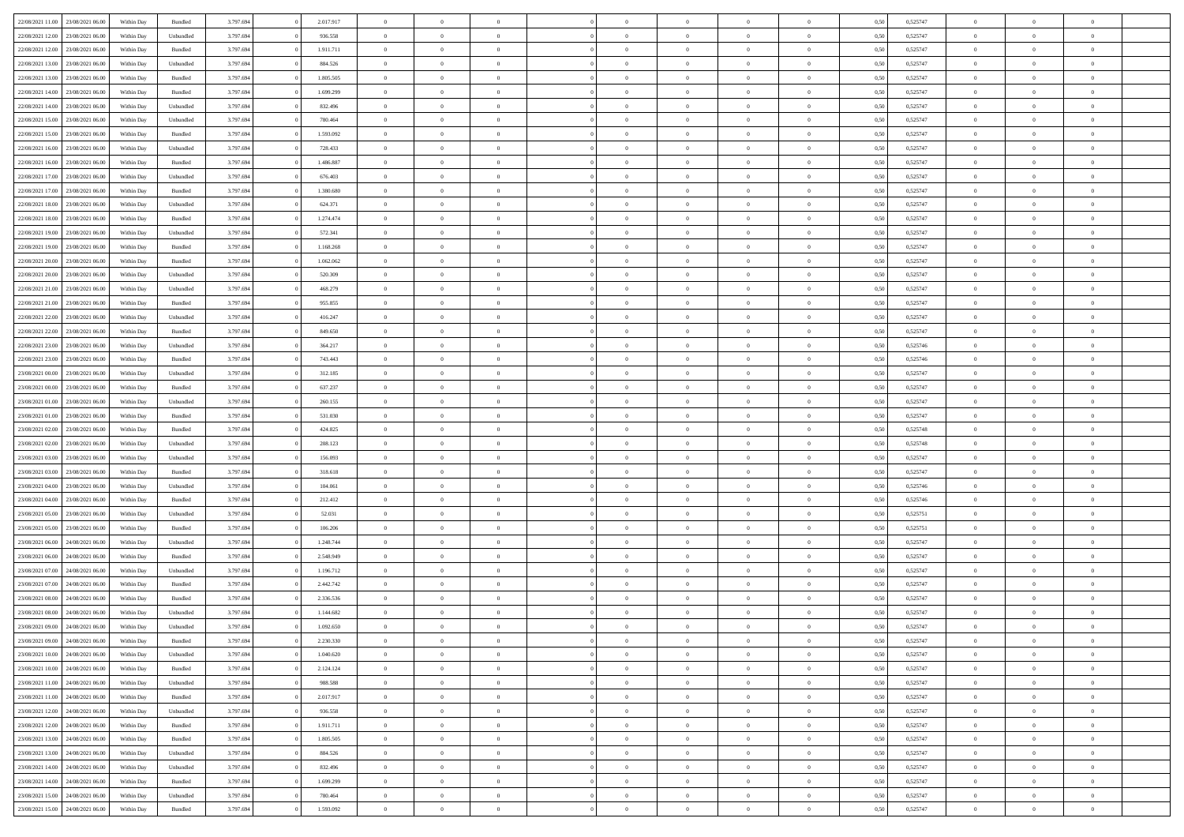| | | | | | | | | | | | | | | | | | | | | |
|---|---|---|---|---|---|---|---|---|---|---|---|---|---|---|---|---|---|---|---|---|
| 22/08/2021 11:00 | 23/08/2021 06:00 | Within Day | Bundled | 3.797.694 | 0 | 2.017.917 | 0 | 0 | 0 | | 0 | 0 | 0 | 0 | 0,50 | 0,525747 | 0 | 0 | 0 | |
| 22/08/2021 12:00 | 23/08/2021 06:00 | Within Day | Unbundled | 3.797.694 | 0 | 936.558 | 0 | 0 | 0 | | 0 | 0 | 0 | 0 | 0,50 | 0,525747 | 0 | 0 | 0 | |
| 22/08/2021 12:00 | 23/08/2021 06:00 | Within Day | Bundled | 3.797.694 | 0 | 1.911.711 | 0 | 0 | 0 | | 0 | 0 | 0 | 0 | 0,50 | 0,525747 | 0 | 0 | 0 | |
| 22/08/2021 13:00 | 23/08/2021 06:00 | Within Day | Unbundled | 3.797.694 | 0 | 884.526 | 0 | 0 | 0 | | 0 | 0 | 0 | 0 | 0,50 | 0,525747 | 0 | 0 | 0 | |
| 22/08/2021 13:00 | 23/08/2021 06:00 | Within Day | Bundled | 3.797.694 | 0 | 1.805.505 | 0 | 0 | 0 | | 0 | 0 | 0 | 0 | 0,50 | 0,525747 | 0 | 0 | 0 | |
| 22/08/2021 14:00 | 23/08/2021 06:00 | Within Day | Bundled | 3.797.694 | 0 | 1.699.299 | 0 | 0 | 0 | | 0 | 0 | 0 | 0 | 0,50 | 0,525747 | 0 | 0 | 0 | |
| 22/08/2021 14:00 | 23/08/2021 06:00 | Within Day | Unbundled | 3.797.694 | 0 | 832.496 | 0 | 0 | 0 | | 0 | 0 | 0 | 0 | 0,50 | 0,525747 | 0 | 0 | 0 | |
| 22/08/2021 15:00 | 23/08/2021 06:00 | Within Day | Unbundled | 3.797.694 | 0 | 780.464 | 0 | 0 | 0 | | 0 | 0 | 0 | 0 | 0,50 | 0,525747 | 0 | 0 | 0 | |
| 22/08/2021 15:00 | 23/08/2021 06:00 | Within Day | Bundled | 3.797.694 | 0 | 1.593.092 | 0 | 0 | 0 | | 0 | 0 | 0 | 0 | 0,50 | 0,525747 | 0 | 0 | 0 | |
| 22/08/2021 16:00 | 23/08/2021 06:00 | Within Day | Unbundled | 3.797.694 | 0 | 728.433 | 0 | 0 | 0 | | 0 | 0 | 0 | 0 | 0,50 | 0,525747 | 0 | 0 | 0 | |
| 22/08/2021 16:00 | 23/08/2021 06:00 | Within Day | Bundled | 3.797.694 | 0 | 1.486.887 | 0 | 0 | 0 | | 0 | 0 | 0 | 0 | 0,50 | 0,525747 | 0 | 0 | 0 | |
| 22/08/2021 17:00 | 23/08/2021 06:00 | Within Day | Unbundled | 3.797.694 | 0 | 676.403 | 0 | 0 | 0 | | 0 | 0 | 0 | 0 | 0,50 | 0,525747 | 0 | 0 | 0 | |
| 22/08/2021 17:00 | 23/08/2021 06:00 | Within Day | Bundled | 3.797.694 | 0 | 1.380.680 | 0 | 0 | 0 | | 0 | 0 | 0 | 0 | 0,50 | 0,525747 | 0 | 0 | 0 | |
| 22/08/2021 18:00 | 23/08/2021 06:00 | Within Day | Unbundled | 3.797.694 | 0 | 624.371 | 0 | 0 | 0 | | 0 | 0 | 0 | 0 | 0,50 | 0,525747 | 0 | 0 | 0 | |
| 22/08/2021 18:00 | 23/08/2021 06:00 | Within Day | Bundled | 3.797.694 | 0 | 1.274.474 | 0 | 0 | 0 | | 0 | 0 | 0 | 0 | 0,50 | 0,525747 | 0 | 0 | 0 | |
| 22/08/2021 19:00 | 23/08/2021 06:00 | Within Day | Unbundled | 3.797.694 | 0 | 572.341 | 0 | 0 | 0 | | 0 | 0 | 0 | 0 | 0,50 | 0,525747 | 0 | 0 | 0 | |
| 22/08/2021 19:00 | 23/08/2021 06:00 | Within Day | Bundled | 3.797.694 | 0 | 1.168.268 | 0 | 0 | 0 | | 0 | 0 | 0 | 0 | 0,50 | 0,525747 | 0 | 0 | 0 | |
| 22/08/2021 20:00 | 23/08/2021 06:00 | Within Day | Bundled | 3.797.694 | 0 | 1.062.062 | 0 | 0 | 0 | | 0 | 0 | 0 | 0 | 0,50 | 0,525747 | 0 | 0 | 0 | |
| 22/08/2021 20:00 | 23/08/2021 06:00 | Within Day | Unbundled | 3.797.694 | 0 | 520.309 | 0 | 0 | 0 | | 0 | 0 | 0 | 0 | 0,50 | 0,525747 | 0 | 0 | 0 | |
| 22/08/2021 21:00 | 23/08/2021 06:00 | Within Day | Unbundled | 3.797.694 | 0 | 468.279 | 0 | 0 | 0 | | 0 | 0 | 0 | 0 | 0,50 | 0,525747 | 0 | 0 | 0 | |
| 22/08/2021 21:00 | 23/08/2021 06:00 | Within Day | Bundled | 3.797.694 | 0 | 955.855 | 0 | 0 | 0 | | 0 | 0 | 0 | 0 | 0,50 | 0,525747 | 0 | 0 | 0 | |
| 22/08/2021 22:00 | 23/08/2021 06:00 | Within Day | Unbundled | 3.797.694 | 0 | 416.247 | 0 | 0 | 0 | | 0 | 0 | 0 | 0 | 0,50 | 0,525747 | 0 | 0 | 0 | |
| 22/08/2021 22:00 | 23/08/2021 06:00 | Within Day | Bundled | 3.797.694 | 0 | 849.650 | 0 | 0 | 0 | | 0 | 0 | 0 | 0 | 0,50 | 0,525747 | 0 | 0 | 0 | |
| 22/08/2021 23:00 | 23/08/2021 06:00 | Within Day | Unbundled | 3.797.694 | 0 | 364.217 | 0 | 0 | 0 | | 0 | 0 | 0 | 0 | 0,50 | 0,525746 | 0 | 0 | 0 | |
| 22/08/2021 23:00 | 23/08/2021 06:00 | Within Day | Bundled | 3.797.694 | 0 | 743.443 | 0 | 0 | 0 | | 0 | 0 | 0 | 0 | 0,50 | 0,525746 | 0 | 0 | 0 | |
| 23/08/2021 00:00 | 23/08/2021 06:00 | Within Day | Unbundled | 3.797.694 | 0 | 312.185 | 0 | 0 | 0 | | 0 | 0 | 0 | 0 | 0,50 | 0,525747 | 0 | 0 | 0 | |
| 23/08/2021 00:00 | 23/08/2021 06:00 | Within Day | Bundled | 3.797.694 | 0 | 637.237 | 0 | 0 | 0 | | 0 | 0 | 0 | 0 | 0,50 | 0,525747 | 0 | 0 | 0 | |
| 23/08/2021 01:00 | 23/08/2021 06:00 | Within Day | Unbundled | 3.797.694 | 0 | 260.155 | 0 | 0 | 0 | | 0 | 0 | 0 | 0 | 0,50 | 0,525747 | 0 | 0 | 0 | |
| 23/08/2021 01:00 | 23/08/2021 06:00 | Within Day | Bundled | 3.797.694 | 0 | 531.030 | 0 | 0 | 0 | | 0 | 0 | 0 | 0 | 0,50 | 0,525747 | 0 | 0 | 0 | |
| 23/08/2021 02:00 | 23/08/2021 06:00 | Within Day | Bundled | 3.797.694 | 0 | 424.825 | 0 | 0 | 0 | | 0 | 0 | 0 | 0 | 0,50 | 0,525748 | 0 | 0 | 0 | |
| 23/08/2021 02:00 | 23/08/2021 06:00 | Within Day | Unbundled | 3.797.694 | 0 | 208.123 | 0 | 0 | 0 | | 0 | 0 | 0 | 0 | 0,50 | 0,525748 | 0 | 0 | 0 | |
| 23/08/2021 03:00 | 23/08/2021 06:00 | Within Day | Unbundled | 3.797.694 | 0 | 156.093 | 0 | 0 | 0 | | 0 | 0 | 0 | 0 | 0,50 | 0,525747 | 0 | 0 | 0 | |
| 23/08/2021 03:00 | 23/08/2021 06:00 | Within Day | Bundled | 3.797.694 | 0 | 318.618 | 0 | 0 | 0 | | 0 | 0 | 0 | 0 | 0,50 | 0,525747 | 0 | 0 | 0 | |
| 23/08/2021 04:00 | 23/08/2021 06:00 | Within Day | Unbundled | 3.797.694 | 0 | 104.061 | 0 | 0 | 0 | | 0 | 0 | 0 | 0 | 0,50 | 0,525746 | 0 | 0 | 0 | |
| 23/08/2021 04:00 | 23/08/2021 06:00 | Within Day | Bundled | 3.797.694 | 0 | 212.412 | 0 | 0 | 0 | | 0 | 0 | 0 | 0 | 0,50 | 0,525746 | 0 | 0 | 0 | |
| 23/08/2021 05:00 | 23/08/2021 06:00 | Within Day | Unbundled | 3.797.694 | 0 | 52.031 | 0 | 0 | 0 | | 0 | 0 | 0 | 0 | 0,50 | 0,525751 | 0 | 0 | 0 | |
| 23/08/2021 05:00 | 23/08/2021 06:00 | Within Day | Bundled | 3.797.694 | 0 | 106.206 | 0 | 0 | 0 | | 0 | 0 | 0 | 0 | 0,50 | 0,525751 | 0 | 0 | 0 | |
| 23/08/2021 06:00 | 24/08/2021 06:00 | Within Day | Unbundled | 3.797.694 | 0 | 1.248.744 | 0 | 0 | 0 | | 0 | 0 | 0 | 0 | 0,50 | 0,525747 | 0 | 0 | 0 | |
| 23/08/2021 06:00 | 24/08/2021 06:00 | Within Day | Bundled | 3.797.694 | 0 | 2.548.949 | 0 | 0 | 0 | | 0 | 0 | 0 | 0 | 0,50 | 0,525747 | 0 | 0 | 0 | |
| 23/08/2021 07:00 | 24/08/2021 06:00 | Within Day | Unbundled | 3.797.694 | 0 | 1.196.712 | 0 | 0 | 0 | | 0 | 0 | 0 | 0 | 0,50 | 0,525747 | 0 | 0 | 0 | |
| 23/08/2021 07:00 | 24/08/2021 06:00 | Within Day | Bundled | 3.797.694 | 0 | 2.442.742 | 0 | 0 | 0 | | 0 | 0 | 0 | 0 | 0,50 | 0,525747 | 0 | 0 | 0 | |
| 23/08/2021 08:00 | 24/08/2021 06:00 | Within Day | Bundled | 3.797.694 | 0 | 2.336.536 | 0 | 0 | 0 | | 0 | 0 | 0 | 0 | 0,50 | 0,525747 | 0 | 0 | 0 | |
| 23/08/2021 08:00 | 24/08/2021 06:00 | Within Day | Unbundled | 3.797.694 | 0 | 1.144.682 | 0 | 0 | 0 | | 0 | 0 | 0 | 0 | 0,50 | 0,525747 | 0 | 0 | 0 | |
| 23/08/2021 09:00 | 24/08/2021 06:00 | Within Day | Unbundled | 3.797.694 | 0 | 1.092.650 | 0 | 0 | 0 | | 0 | 0 | 0 | 0 | 0,50 | 0,525747 | 0 | 0 | 0 | |
| 23/08/2021 09:00 | 24/08/2021 06:00 | Within Day | Bundled | 3.797.694 | 0 | 2.230.330 | 0 | 0 | 0 | | 0 | 0 | 0 | 0 | 0,50 | 0,525747 | 0 | 0 | 0 | |
| 23/08/2021 10:00 | 24/08/2021 06:00 | Within Day | Unbundled | 3.797.694 | 0 | 1.040.620 | 0 | 0 | 0 | | 0 | 0 | 0 | 0 | 0,50 | 0,525747 | 0 | 0 | 0 | |
| 23/08/2021 10:00 | 24/08/2021 06:00 | Within Day | Bundled | 3.797.694 | 0 | 2.124.124 | 0 | 0 | 0 | | 0 | 0 | 0 | 0 | 0,50 | 0,525747 | 0 | 0 | 0 | |
| 23/08/2021 11:00 | 24/08/2021 06:00 | Within Day | Unbundled | 3.797.694 | 0 | 988.588 | 0 | 0 | 0 | | 0 | 0 | 0 | 0 | 0,50 | 0,525747 | 0 | 0 | 0 | |
| 23/08/2021 11:00 | 24/08/2021 06:00 | Within Day | Bundled | 3.797.694 | 0 | 2.017.917 | 0 | 0 | 0 | | 0 | 0 | 0 | 0 | 0,50 | 0,525747 | 0 | 0 | 0 | |
| 23/08/2021 12:00 | 24/08/2021 06:00 | Within Day | Unbundled | 3.797.694 | 0 | 936.558 | 0 | 0 | 0 | | 0 | 0 | 0 | 0 | 0,50 | 0,525747 | 0 | 0 | 0 | |
| 23/08/2021 12:00 | 24/08/2021 06:00 | Within Day | Bundled | 3.797.694 | 0 | 1.911.711 | 0 | 0 | 0 | | 0 | 0 | 0 | 0 | 0,50 | 0,525747 | 0 | 0 | 0 | |
| 23/08/2021 13:00 | 24/08/2021 06:00 | Within Day | Bundled | 3.797.694 | 0 | 1.805.505 | 0 | 0 | 0 | | 0 | 0 | 0 | 0 | 0,50 | 0,525747 | 0 | 0 | 0 | |
| 23/08/2021 13:00 | 24/08/2021 06:00 | Within Day | Unbundled | 3.797.694 | 0 | 884.526 | 0 | 0 | 0 | | 0 | 0 | 0 | 0 | 0,50 | 0,525747 | 0 | 0 | 0 | |
| 23/08/2021 14:00 | 24/08/2021 06:00 | Within Day | Unbundled | 3.797.694 | 0 | 832.496 | 0 | 0 | 0 | | 0 | 0 | 0 | 0 | 0,50 | 0,525747 | 0 | 0 | 0 | |
| 23/08/2021 14:00 | 24/08/2021 06:00 | Within Day | Bundled | 3.797.694 | 0 | 1.699.299 | 0 | 0 | 0 | | 0 | 0 | 0 | 0 | 0,50 | 0,525747 | 0 | 0 | 0 | |
| 23/08/2021 15:00 | 24/08/2021 06:00 | Within Day | Unbundled | 3.797.694 | 0 | 780.464 | 0 | 0 | 0 | | 0 | 0 | 0 | 0 | 0,50 | 0,525747 | 0 | 0 | 0 | |
| 23/08/2021 15:00 | 24/08/2021 06:00 | Within Day | Bundled | 3.797.694 | 0 | 1.593.092 | 0 | 0 | 0 | | 0 | 0 | 0 | 0 | 0,50 | 0,525747 | 0 | 0 | 0 | |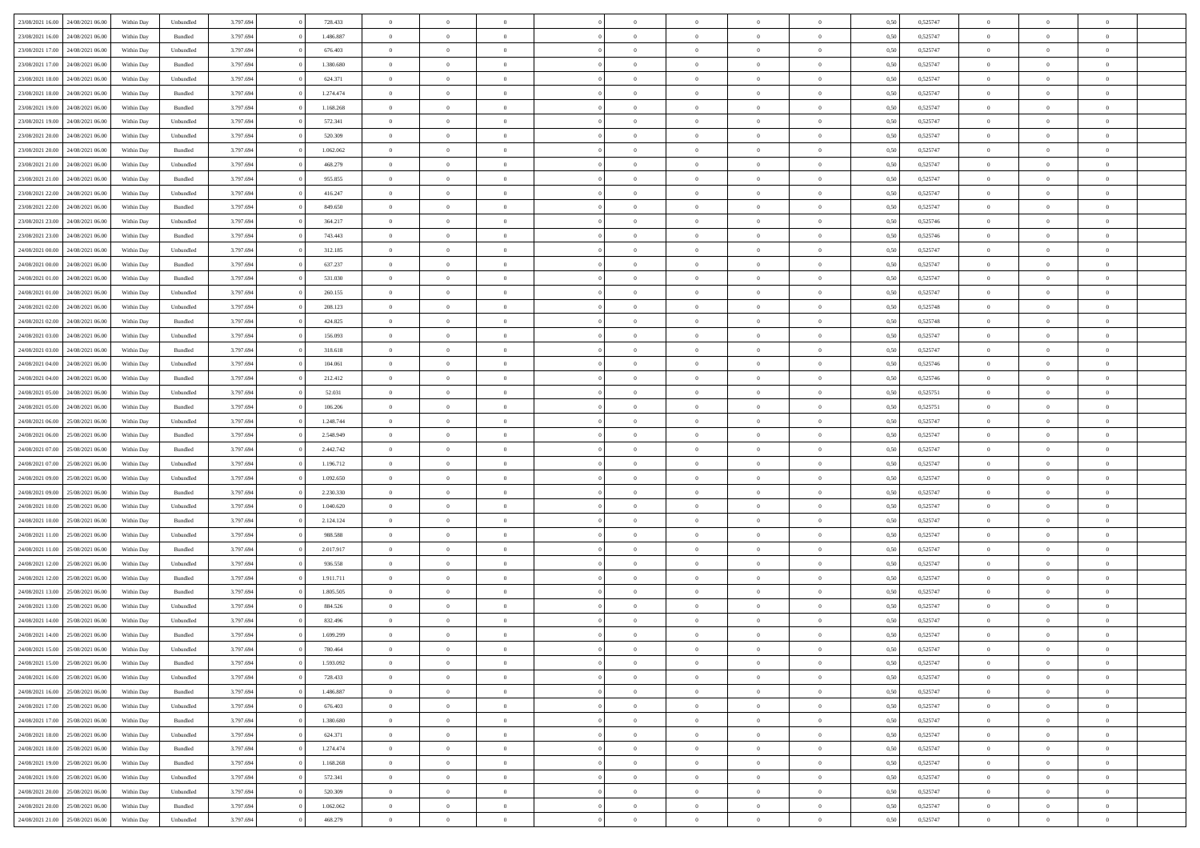| | | | | | | | | | | | | | | | | | | | | |
|---|---|---|---|---|---|---|---|---|---|---|---|---|---|---|---|---|---|---|---|---|
| 23/08/2021 16:00 | 24/08/2021 06:00 | Within Day | Unbundled | 3.797.694 | 0 | 728.433 | 0 | 0 | 0 | | 0 | 0 | 0 | 0 | 0,50 | 0,525747 | 0 | 0 | 0 | |
| 23/08/2021 16:00 | 24/08/2021 06:00 | Within Day | Bundled | 3.797.694 | 0 | 1.486.887 | 0 | 0 | 0 | | 0 | 0 | 0 | 0 | 0,50 | 0,525747 | 0 | 0 | 0 | |
| 23/08/2021 17:00 | 24/08/2021 06:00 | Within Day | Unbundled | 3.797.694 | 0 | 676.403 | 0 | 0 | 0 | | 0 | 0 | 0 | 0 | 0,50 | 0,525747 | 0 | 0 | 0 | |
| 23/08/2021 17:00 | 24/08/2021 06:00 | Within Day | Bundled | 3.797.694 | 0 | 1.380.680 | 0 | 0 | 0 | | 0 | 0 | 0 | 0 | 0,50 | 0,525747 | 0 | 0 | 0 | |
| 23/08/2021 18:00 | 24/08/2021 06:00 | Within Day | Unbundled | 3.797.694 | 0 | 624.371 | 0 | 0 | 0 | | 0 | 0 | 0 | 0 | 0,50 | 0,525747 | 0 | 0 | 0 | |
| 23/08/2021 18:00 | 24/08/2021 06:00 | Within Day | Bundled | 3.797.694 | 0 | 1.274.474 | 0 | 0 | 0 | | 0 | 0 | 0 | 0 | 0,50 | 0,525747 | 0 | 0 | 0 | |
| 23/08/2021 19:00 | 24/08/2021 06:00 | Within Day | Bundled | 3.797.694 | 0 | 1.168.268 | 0 | 0 | 0 | | 0 | 0 | 0 | 0 | 0,50 | 0,525747 | 0 | 0 | 0 | |
| 23/08/2021 19:00 | 24/08/2021 06:00 | Within Day | Unbundled | 3.797.694 | 0 | 572.341 | 0 | 0 | 0 | | 0 | 0 | 0 | 0 | 0,50 | 0,525747 | 0 | 0 | 0 | |
| 23/08/2021 20:00 | 24/08/2021 06:00 | Within Day | Unbundled | 3.797.694 | 0 | 520.309 | 0 | 0 | 0 | | 0 | 0 | 0 | 0 | 0,50 | 0,525747 | 0 | 0 | 0 | |
| 23/08/2021 20:00 | 24/08/2021 06:00 | Within Day | Bundled | 3.797.694 | 0 | 1.062.062 | 0 | 0 | 0 | | 0 | 0 | 0 | 0 | 0,50 | 0,525747 | 0 | 0 | 0 | |
| 23/08/2021 21:00 | 24/08/2021 06:00 | Within Day | Unbundled | 3.797.694 | 0 | 468.279 | 0 | 0 | 0 | | 0 | 0 | 0 | 0 | 0,50 | 0,525747 | 0 | 0 | 0 | |
| 23/08/2021 21:00 | 24/08/2021 06:00 | Within Day | Bundled | 3.797.694 | 0 | 955.855 | 0 | 0 | 0 | | 0 | 0 | 0 | 0 | 0,50 | 0,525747 | 0 | 0 | 0 | |
| 23/08/2021 22:00 | 24/08/2021 06:00 | Within Day | Unbundled | 3.797.694 | 0 | 416.247 | 0 | 0 | 0 | | 0 | 0 | 0 | 0 | 0,50 | 0,525747 | 0 | 0 | 0 | |
| 23/08/2021 22:00 | 24/08/2021 06:00 | Within Day | Bundled | 3.797.694 | 0 | 849.650 | 0 | 0 | 0 | | 0 | 0 | 0 | 0 | 0,50 | 0,525747 | 0 | 0 | 0 | |
| 23/08/2021 23:00 | 24/08/2021 06:00 | Within Day | Unbundled | 3.797.694 | 0 | 364.217 | 0 | 0 | 0 | | 0 | 0 | 0 | 0 | 0,50 | 0,525746 | 0 | 0 | 0 | |
| 23/08/2021 23:00 | 24/08/2021 06:00 | Within Day | Bundled | 3.797.694 | 0 | 743.443 | 0 | 0 | 0 | | 0 | 0 | 0 | 0 | 0,50 | 0,525746 | 0 | 0 | 0 | |
| 24/08/2021 00:00 | 24/08/2021 06:00 | Within Day | Unbundled | 3.797.694 | 0 | 312.185 | 0 | 0 | 0 | | 0 | 0 | 0 | 0 | 0,50 | 0,525747 | 0 | 0 | 0 | |
| 24/08/2021 00:00 | 24/08/2021 06:00 | Within Day | Bundled | 3.797.694 | 0 | 637.237 | 0 | 0 | 0 | | 0 | 0 | 0 | 0 | 0,50 | 0,525747 | 0 | 0 | 0 | |
| 24/08/2021 01:00 | 24/08/2021 06:00 | Within Day | Bundled | 3.797.694 | 0 | 531.030 | 0 | 0 | 0 | | 0 | 0 | 0 | 0 | 0,50 | 0,525747 | 0 | 0 | 0 | |
| 24/08/2021 01:00 | 24/08/2021 06:00 | Within Day | Unbundled | 3.797.694 | 0 | 260.155 | 0 | 0 | 0 | | 0 | 0 | 0 | 0 | 0,50 | 0,525747 | 0 | 0 | 0 | |
| 24/08/2021 02:00 | 24/08/2021 06:00 | Within Day | Unbundled | 3.797.694 | 0 | 208.123 | 0 | 0 | 0 | | 0 | 0 | 0 | 0 | 0,50 | 0,525748 | 0 | 0 | 0 | |
| 24/08/2021 02:00 | 24/08/2021 06:00 | Within Day | Bundled | 3.797.694 | 0 | 424.825 | 0 | 0 | 0 | | 0 | 0 | 0 | 0 | 0,50 | 0,525748 | 0 | 0 | 0 | |
| 24/08/2021 03:00 | 24/08/2021 06:00 | Within Day | Unbundled | 3.797.694 | 0 | 156.093 | 0 | 0 | 0 | | 0 | 0 | 0 | 0 | 0,50 | 0,525747 | 0 | 0 | 0 | |
| 24/08/2021 03:00 | 24/08/2021 06:00 | Within Day | Bundled | 3.797.694 | 0 | 318.618 | 0 | 0 | 0 | | 0 | 0 | 0 | 0 | 0,50 | 0,525747 | 0 | 0 | 0 | |
| 24/08/2021 04:00 | 24/08/2021 06:00 | Within Day | Unbundled | 3.797.694 | 0 | 104.061 | 0 | 0 | 0 | | 0 | 0 | 0 | 0 | 0,50 | 0,525746 | 0 | 0 | 0 | |
| 24/08/2021 04:00 | 24/08/2021 06:00 | Within Day | Bundled | 3.797.694 | 0 | 212.412 | 0 | 0 | 0 | | 0 | 0 | 0 | 0 | 0,50 | 0,525746 | 0 | 0 | 0 | |
| 24/08/2021 05:00 | 24/08/2021 06:00 | Within Day | Unbundled | 3.797.694 | 0 | 52.031 | 0 | 0 | 0 | | 0 | 0 | 0 | 0 | 0,50 | 0,525751 | 0 | 0 | 0 | |
| 24/08/2021 05:00 | 24/08/2021 06:00 | Within Day | Bundled | 3.797.694 | 0 | 106.206 | 0 | 0 | 0 | | 0 | 0 | 0 | 0 | 0,50 | 0,525751 | 0 | 0 | 0 | |
| 24/08/2021 06:00 | 25/08/2021 06:00 | Within Day | Unbundled | 3.797.694 | 0 | 1.248.744 | 0 | 0 | 0 | | 0 | 0 | 0 | 0 | 0,50 | 0,525747 | 0 | 0 | 0 | |
| 24/08/2021 06:00 | 25/08/2021 06:00 | Within Day | Bundled | 3.797.694 | 0 | 2.548.949 | 0 | 0 | 0 | | 0 | 0 | 0 | 0 | 0,50 | 0,525747 | 0 | 0 | 0 | |
| 24/08/2021 07:00 | 25/08/2021 06:00 | Within Day | Bundled | 3.797.694 | 0 | 2.442.742 | 0 | 0 | 0 | | 0 | 0 | 0 | 0 | 0,50 | 0,525747 | 0 | 0 | 0 | |
| 24/08/2021 07:00 | 25/08/2021 06:00 | Within Day | Unbundled | 3.797.694 | 0 | 1.196.712 | 0 | 0 | 0 | | 0 | 0 | 0 | 0 | 0,50 | 0,525747 | 0 | 0 | 0 | |
| 24/08/2021 09:00 | 25/08/2021 06:00 | Within Day | Unbundled | 3.797.694 | 0 | 1.092.650 | 0 | 0 | 0 | | 0 | 0 | 0 | 0 | 0,50 | 0,525747 | 0 | 0 | 0 | |
| 24/08/2021 09:00 | 25/08/2021 06:00 | Within Day | Bundled | 3.797.694 | 0 | 2.230.330 | 0 | 0 | 0 | | 0 | 0 | 0 | 0 | 0,50 | 0,525747 | 0 | 0 | 0 | |
| 24/08/2021 10:00 | 25/08/2021 06:00 | Within Day | Unbundled | 3.797.694 | 0 | 1.040.620 | 0 | 0 | 0 | | 0 | 0 | 0 | 0 | 0,50 | 0,525747 | 0 | 0 | 0 | |
| 24/08/2021 10:00 | 25/08/2021 06:00 | Within Day | Bundled | 3.797.694 | 0 | 2.124.124 | 0 | 0 | 0 | | 0 | 0 | 0 | 0 | 0,50 | 0,525747 | 0 | 0 | 0 | |
| 24/08/2021 11:00 | 25/08/2021 06:00 | Within Day | Unbundled | 3.797.694 | 0 | 988.588 | 0 | 0 | 0 | | 0 | 0 | 0 | 0 | 0,50 | 0,525747 | 0 | 0 | 0 | |
| 24/08/2021 11:00 | 25/08/2021 06:00 | Within Day | Bundled | 3.797.694 | 0 | 2.017.917 | 0 | 0 | 0 | | 0 | 0 | 0 | 0 | 0,50 | 0,525747 | 0 | 0 | 0 | |
| 24/08/2021 12:00 | 25/08/2021 06:00 | Within Day | Unbundled | 3.797.694 | 0 | 936.558 | 0 | 0 | 0 | | 0 | 0 | 0 | 0 | 0,50 | 0,525747 | 0 | 0 | 0 | |
| 24/08/2021 12:00 | 25/08/2021 06:00 | Within Day | Bundled | 3.797.694 | 0 | 1.911.711 | 0 | 0 | 0 | | 0 | 0 | 0 | 0 | 0,50 | 0,525747 | 0 | 0 | 0 | |
| 24/08/2021 13:00 | 25/08/2021 06:00 | Within Day | Bundled | 3.797.694 | 0 | 1.805.505 | 0 | 0 | 0 | | 0 | 0 | 0 | 0 | 0,50 | 0,525747 | 0 | 0 | 0 | |
| 24/08/2021 13:00 | 25/08/2021 06:00 | Within Day | Unbundled | 3.797.694 | 0 | 884.526 | 0 | 0 | 0 | | 0 | 0 | 0 | 0 | 0,50 | 0,525747 | 0 | 0 | 0 | |
| 24/08/2021 14:00 | 25/08/2021 06:00 | Within Day | Unbundled | 3.797.694 | 0 | 832.496 | 0 | 0 | 0 | | 0 | 0 | 0 | 0 | 0,50 | 0,525747 | 0 | 0 | 0 | |
| 24/08/2021 14:00 | 25/08/2021 06:00 | Within Day | Bundled | 3.797.694 | 0 | 1.699.299 | 0 | 0 | 0 | | 0 | 0 | 0 | 0 | 0,50 | 0,525747 | 0 | 0 | 0 | |
| 24/08/2021 15:00 | 25/08/2021 06:00 | Within Day | Unbundled | 3.797.694 | 0 | 780.464 | 0 | 0 | 0 | | 0 | 0 | 0 | 0 | 0,50 | 0,525747 | 0 | 0 | 0 | |
| 24/08/2021 15:00 | 25/08/2021 06:00 | Within Day | Bundled | 3.797.694 | 0 | 1.593.092 | 0 | 0 | 0 | | 0 | 0 | 0 | 0 | 0,50 | 0,525747 | 0 | 0 | 0 | |
| 24/08/2021 16:00 | 25/08/2021 06:00 | Within Day | Unbundled | 3.797.694 | 0 | 728.433 | 0 | 0 | 0 | | 0 | 0 | 0 | 0 | 0,50 | 0,525747 | 0 | 0 | 0 | |
| 24/08/2021 16:00 | 25/08/2021 06:00 | Within Day | Bundled | 3.797.694 | 0 | 1.486.887 | 0 | 0 | 0 | | 0 | 0 | 0 | 0 | 0,50 | 0,525747 | 0 | 0 | 0 | |
| 24/08/2021 17:00 | 25/08/2021 06:00 | Within Day | Unbundled | 3.797.694 | 0 | 676.403 | 0 | 0 | 0 | | 0 | 0 | 0 | 0 | 0,50 | 0,525747 | 0 | 0 | 0 | |
| 24/08/2021 17:00 | 25/08/2021 06:00 | Within Day | Bundled | 3.797.694 | 0 | 1.380.680 | 0 | 0 | 0 | | 0 | 0 | 0 | 0 | 0,50 | 0,525747 | 0 | 0 | 0 | |
| 24/08/2021 18:00 | 25/08/2021 06:00 | Within Day | Unbundled | 3.797.694 | 0 | 624.371 | 0 | 0 | 0 | | 0 | 0 | 0 | 0 | 0,50 | 0,525747 | 0 | 0 | 0 | |
| 24/08/2021 18:00 | 25/08/2021 06:00 | Within Day | Bundled | 3.797.694 | 0 | 1.274.474 | 0 | 0 | 0 | | 0 | 0 | 0 | 0 | 0,50 | 0,525747 | 0 | 0 | 0 | |
| 24/08/2021 19:00 | 25/08/2021 06:00 | Within Day | Bundled | 3.797.694 | 0 | 1.168.268 | 0 | 0 | 0 | | 0 | 0 | 0 | 0 | 0,50 | 0,525747 | 0 | 0 | 0 | |
| 24/08/2021 19:00 | 25/08/2021 06:00 | Within Day | Unbundled | 3.797.694 | 0 | 572.341 | 0 | 0 | 0 | | 0 | 0 | 0 | 0 | 0,50 | 0,525747 | 0 | 0 | 0 | |
| 24/08/2021 20:00 | 25/08/2021 06:00 | Within Day | Unbundled | 3.797.694 | 0 | 520.309 | 0 | 0 | 0 | | 0 | 0 | 0 | 0 | 0,50 | 0,525747 | 0 | 0 | 0 | |
| 24/08/2021 20:00 | 25/08/2021 06:00 | Within Day | Bundled | 3.797.694 | 0 | 1.062.062 | 0 | 0 | 0 | | 0 | 0 | 0 | 0 | 0,50 | 0,525747 | 0 | 0 | 0 | |
| 24/08/2021 21:00 | 25/08/2021 06:00 | Within Day | Unbundled | 3.797.694 | 0 | 468.279 | 0 | 0 | 0 | | 0 | 0 | 0 | 0 | 0,50 | 0,525747 | 0 | 0 | 0 | |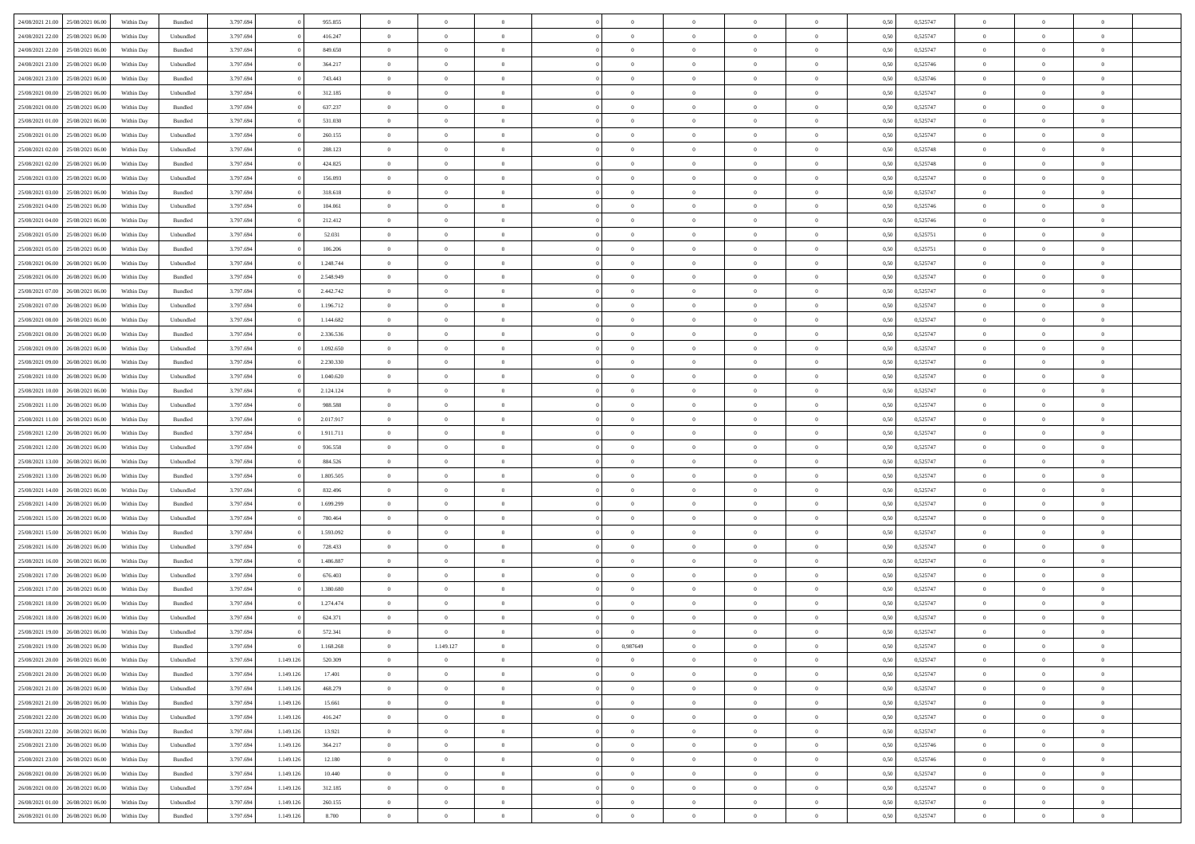| | | | | | | | | | | | | | | | | | | | | |
|---|---|---|---|---|---|---|---|---|---|---|---|---|---|---|---|---|---|---|---|---|
| 24/08/2021 21:00 | 25/08/2021 06:00 | Within Day | Bundled | 3.797.694 | 0 | 955.855 | 0 | 0 | 0 | | 0 | 0 | 0 | 0 | 0,50 | 0,525747 | 0 | 0 | 0 | |
| 24/08/2021 22:00 | 25/08/2021 06:00 | Within Day | Unbundled | 3.797.694 | 0 | 416.247 | 0 | 0 | 0 | | 0 | 0 | 0 | 0 | 0,50 | 0,525747 | 0 | 0 | 0 | |
| 24/08/2021 22:00 | 25/08/2021 06:00 | Within Day | Bundled | 3.797.694 | 0 | 849.650 | 0 | 0 | 0 | | 0 | 0 | 0 | 0 | 0,50 | 0,525747 | 0 | 0 | 0 | |
| 24/08/2021 23:00 | 25/08/2021 06:00 | Within Day | Unbundled | 3.797.694 | 0 | 364.217 | 0 | 0 | 0 | | 0 | 0 | 0 | 0 | 0,50 | 0,525746 | 0 | 0 | 0 | |
| 24/08/2021 23:00 | 25/08/2021 06:00 | Within Day | Bundled | 3.797.694 | 0 | 743.443 | 0 | 0 | 0 | | 0 | 0 | 0 | 0 | 0,50 | 0,525746 | 0 | 0 | 0 | |
| 25/08/2021 00:00 | 25/08/2021 06:00 | Within Day | Unbundled | 3.797.694 | 0 | 312.185 | 0 | 0 | 0 | | 0 | 0 | 0 | 0 | 0,50 | 0,525747 | 0 | 0 | 0 | |
| 25/08/2021 00:00 | 25/08/2021 06:00 | Within Day | Bundled | 3.797.694 | 0 | 637.237 | 0 | 0 | 0 | | 0 | 0 | 0 | 0 | 0,50 | 0,525747 | 0 | 0 | 0 | |
| 25/08/2021 01:00 | 25/08/2021 06:00 | Within Day | Bundled | 3.797.694 | 0 | 531.030 | 0 | 0 | 0 | | 0 | 0 | 0 | 0 | 0,50 | 0,525747 | 0 | 0 | 0 | |
| 25/08/2021 01:00 | 25/08/2021 06:00 | Within Day | Unbundled | 3.797.694 | 0 | 260.155 | 0 | 0 | 0 | | 0 | 0 | 0 | 0 | 0,50 | 0,525747 | 0 | 0 | 0 | |
| 25/08/2021 02:00 | 25/08/2021 06:00 | Within Day | Unbundled | 3.797.694 | 0 | 208.123 | 0 | 0 | 0 | | 0 | 0 | 0 | 0 | 0,50 | 0,525748 | 0 | 0 | 0 | |
| 25/08/2021 02:00 | 25/08/2021 06:00 | Within Day | Bundled | 3.797.694 | 0 | 424.825 | 0 | 0 | 0 | | 0 | 0 | 0 | 0 | 0,50 | 0,525748 | 0 | 0 | 0 | |
| 25/08/2021 03:00 | 25/08/2021 06:00 | Within Day | Unbundled | 3.797.694 | 0 | 156.093 | 0 | 0 | 0 | | 0 | 0 | 0 | 0 | 0,50 | 0,525747 | 0 | 0 | 0 | |
| 25/08/2021 03:00 | 25/08/2021 06:00 | Within Day | Bundled | 3.797.694 | 0 | 318.618 | 0 | 0 | 0 | | 0 | 0 | 0 | 0 | 0,50 | 0,525747 | 0 | 0 | 0 | |
| 25/08/2021 04:00 | 25/08/2021 06:00 | Within Day | Unbundled | 3.797.694 | 0 | 104.061 | 0 | 0 | 0 | | 0 | 0 | 0 | 0 | 0,50 | 0,525746 | 0 | 0 | 0 | |
| 25/08/2021 04:00 | 25/08/2021 06:00 | Within Day | Bundled | 3.797.694 | 0 | 212.412 | 0 | 0 | 0 | | 0 | 0 | 0 | 0 | 0,50 | 0,525746 | 0 | 0 | 0 | |
| 25/08/2021 05:00 | 25/08/2021 06:00 | Within Day | Unbundled | 3.797.694 | 0 | 52.031 | 0 | 0 | 0 | | 0 | 0 | 0 | 0 | 0,50 | 0,525751 | 0 | 0 | 0 | |
| 25/08/2021 05:00 | 25/08/2021 06:00 | Within Day | Bundled | 3.797.694 | 0 | 106.206 | 0 | 0 | 0 | | 0 | 0 | 0 | 0 | 0,50 | 0,525751 | 0 | 0 | 0 | |
| 25/08/2021 06:00 | 26/08/2021 06:00 | Within Day | Unbundled | 3.797.694 | 0 | 1.248.744 | 0 | 0 | 0 | | 0 | 0 | 0 | 0 | 0,50 | 0,525747 | 0 | 0 | 0 | |
| 25/08/2021 06:00 | 26/08/2021 06:00 | Within Day | Bundled | 3.797.694 | 0 | 2.548.949 | 0 | 0 | 0 | | 0 | 0 | 0 | 0 | 0,50 | 0,525747 | 0 | 0 | 0 | |
| 25/08/2021 07:00 | 26/08/2021 06:00 | Within Day | Bundled | 3.797.694 | 0 | 2.442.742 | 0 | 0 | 0 | | 0 | 0 | 0 | 0 | 0,50 | 0,525747 | 0 | 0 | 0 | |
| 25/08/2021 07:00 | 26/08/2021 06:00 | Within Day | Unbundled | 3.797.694 | 0 | 1.196.712 | 0 | 0 | 0 | | 0 | 0 | 0 | 0 | 0,50 | 0,525747 | 0 | 0 | 0 | |
| 25/08/2021 08:00 | 26/08/2021 06:00 | Within Day | Unbundled | 3.797.694 | 0 | 1.144.682 | 0 | 0 | 0 | | 0 | 0 | 0 | 0 | 0,50 | 0,525747 | 0 | 0 | 0 | |
| 25/08/2021 08:00 | 26/08/2021 06:00 | Within Day | Bundled | 3.797.694 | 0 | 2.336.536 | 0 | 0 | 0 | | 0 | 0 | 0 | 0 | 0,50 | 0,525747 | 0 | 0 | 0 | |
| 25/08/2021 09:00 | 26/08/2021 06:00 | Within Day | Unbundled | 3.797.694 | 0 | 1.092.650 | 0 | 0 | 0 | | 0 | 0 | 0 | 0 | 0,50 | 0,525747 | 0 | 0 | 0 | |
| 25/08/2021 09:00 | 26/08/2021 06:00 | Within Day | Bundled | 3.797.694 | 0 | 2.230.330 | 0 | 0 | 0 | | 0 | 0 | 0 | 0 | 0,50 | 0,525747 | 0 | 0 | 0 | |
| 25/08/2021 10:00 | 26/08/2021 06:00 | Within Day | Unbundled | 3.797.694 | 0 | 1.040.620 | 0 | 0 | 0 | | 0 | 0 | 0 | 0 | 0,50 | 0,525747 | 0 | 0 | 0 | |
| 25/08/2021 10:00 | 26/08/2021 06:00 | Within Day | Bundled | 3.797.694 | 0 | 2.124.124 | 0 | 0 | 0 | | 0 | 0 | 0 | 0 | 0,50 | 0,525747 | 0 | 0 | 0 | |
| 25/08/2021 11:00 | 26/08/2021 06:00 | Within Day | Unbundled | 3.797.694 | 0 | 988.588 | 0 | 0 | 0 | | 0 | 0 | 0 | 0 | 0,50 | 0,525747 | 0 | 0 | 0 | |
| 25/08/2021 11:00 | 26/08/2021 06:00 | Within Day | Bundled | 3.797.694 | 0 | 2.017.917 | 0 | 0 | 0 | | 0 | 0 | 0 | 0 | 0,50 | 0,525747 | 0 | 0 | 0 | |
| 25/08/2021 12:00 | 26/08/2021 06:00 | Within Day | Bundled | 3.797.694 | 0 | 1.911.711 | 0 | 0 | 0 | | 0 | 0 | 0 | 0 | 0,50 | 0,525747 | 0 | 0 | 0 | |
| 25/08/2021 12:00 | 26/08/2021 06:00 | Within Day | Unbundled | 3.797.694 | 0 | 936.558 | 0 | 0 | 0 | | 0 | 0 | 0 | 0 | 0,50 | 0,525747 | 0 | 0 | 0 | |
| 25/08/2021 13:00 | 26/08/2021 06:00 | Within Day | Unbundled | 3.797.694 | 0 | 884.526 | 0 | 0 | 0 | | 0 | 0 | 0 | 0 | 0,50 | 0,525747 | 0 | 0 | 0 | |
| 25/08/2021 13:00 | 26/08/2021 06:00 | Within Day | Bundled | 3.797.694 | 0 | 1.805.505 | 0 | 0 | 0 | | 0 | 0 | 0 | 0 | 0,50 | 0,525747 | 0 | 0 | 0 | |
| 25/08/2021 14:00 | 26/08/2021 06:00 | Within Day | Unbundled | 3.797.694 | 0 | 832.496 | 0 | 0 | 0 | | 0 | 0 | 0 | 0 | 0,50 | 0,525747 | 0 | 0 | 0 | |
| 25/08/2021 14:00 | 26/08/2021 06:00 | Within Day | Bundled | 3.797.694 | 0 | 1.699.299 | 0 | 0 | 0 | | 0 | 0 | 0 | 0 | 0,50 | 0,525747 | 0 | 0 | 0 | |
| 25/08/2021 15:00 | 26/08/2021 06:00 | Within Day | Unbundled | 3.797.694 | 0 | 780.464 | 0 | 0 | 0 | | 0 | 0 | 0 | 0 | 0,50 | 0,525747 | 0 | 0 | 0 | |
| 25/08/2021 15:00 | 26/08/2021 06:00 | Within Day | Bundled | 3.797.694 | 0 | 1.593.092 | 0 | 0 | 0 | | 0 | 0 | 0 | 0 | 0,50 | 0,525747 | 0 | 0 | 0 | |
| 25/08/2021 16:00 | 26/08/2021 06:00 | Within Day | Unbundled | 3.797.694 | 0 | 728.433 | 0 | 0 | 0 | | 0 | 0 | 0 | 0 | 0,50 | 0,525747 | 0 | 0 | 0 | |
| 25/08/2021 16:00 | 26/08/2021 06:00 | Within Day | Bundled | 3.797.694 | 0 | 1.486.887 | 0 | 0 | 0 | | 0 | 0 | 0 | 0 | 0,50 | 0,525747 | 0 | 0 | 0 | |
| 25/08/2021 17:00 | 26/08/2021 06:00 | Within Day | Unbundled | 3.797.694 | 0 | 676.403 | 0 | 0 | 0 | | 0 | 0 | 0 | 0 | 0,50 | 0,525747 | 0 | 0 | 0 | |
| 25/08/2021 17:00 | 26/08/2021 06:00 | Within Day | Bundled | 3.797.694 | 0 | 1.380.680 | 0 | 0 | 0 | | 0 | 0 | 0 | 0 | 0,50 | 0,525747 | 0 | 0 | 0 | |
| 25/08/2021 18:00 | 26/08/2021 06:00 | Within Day | Bundled | 3.797.694 | 0 | 1.274.474 | 0 | 0 | 0 | | 0 | 0 | 0 | 0 | 0,50 | 0,525747 | 0 | 0 | 0 | |
| 25/08/2021 18:00 | 26/08/2021 06:00 | Within Day | Unbundled | 3.797.694 | 0 | 624.371 | 0 | 0 | 0 | | 0 | 0 | 0 | 0 | 0,50 | 0,525747 | 0 | 0 | 0 | |
| 25/08/2021 19:00 | 26/08/2021 06:00 | Within Day | Unbundled | 3.797.694 | 0 | 572.341 | 0 | 0 | 0 | | 0 | 0 | 0 | 0 | 0,50 | 0,525747 | 0 | 0 | 0 | |
| 25/08/2021 19:00 | 26/08/2021 06:00 | Within Day | Bundled | 3.797.694 | 0 | 1.168.268 | 0 | 1.149.127 | 0 | | 0,987649 | 0 | 0 | 0 | 0,50 | 0,525747 | 0 | 0 | 0 | |
| 25/08/2021 20:00 | 26/08/2021 06:00 | Within Day | Unbundled | 3.797.694 | 1.149.126 | 520.309 | 0 | 0 | 0 | | 0 | 0 | 0 | 0 | 0,50 | 0,525747 | 0 | 0 | 0 | |
| 25/08/2021 20:00 | 26/08/2021 06:00 | Within Day | Bundled | 3.797.694 | 1.149.126 | 17.401 | 0 | 0 | 0 | | 0 | 0 | 0 | 0 | 0,50 | 0,525747 | 0 | 0 | 0 | |
| 25/08/2021 21:00 | 26/08/2021 06:00 | Within Day | Unbundled | 3.797.694 | 1.149.126 | 468.279 | 0 | 0 | 0 | | 0 | 0 | 0 | 0 | 0,50 | 0,525747 | 0 | 0 | 0 | |
| 25/08/2021 21:00 | 26/08/2021 06:00 | Within Day | Bundled | 3.797.694 | 1.149.126 | 15.661 | 0 | 0 | 0 | | 0 | 0 | 0 | 0 | 0,50 | 0,525747 | 0 | 0 | 0 | |
| 25/08/2021 22:00 | 26/08/2021 06:00 | Within Day | Unbundled | 3.797.694 | 1.149.126 | 416.247 | 0 | 0 | 0 | | 0 | 0 | 0 | 0 | 0,50 | 0,525747 | 0 | 0 | 0 | |
| 25/08/2021 22:00 | 26/08/2021 06:00 | Within Day | Bundled | 3.797.694 | 1.149.126 | 13.921 | 0 | 0 | 0 | | 0 | 0 | 0 | 0 | 0,50 | 0,525747 | 0 | 0 | 0 | |
| 25/08/2021 23:00 | 26/08/2021 06:00 | Within Day | Unbundled | 3.797.694 | 1.149.126 | 364.217 | 0 | 0 | 0 | | 0 | 0 | 0 | 0 | 0,50 | 0,525746 | 0 | 0 | 0 | |
| 25/08/2021 23:00 | 26/08/2021 06:00 | Within Day | Bundled | 3.797.694 | 1.149.126 | 12.180 | 0 | 0 | 0 | | 0 | 0 | 0 | 0 | 0,50 | 0,525746 | 0 | 0 | 0 | |
| 26/08/2021 00:00 | 26/08/2021 06:00 | Within Day | Bundled | 3.797.694 | 1.149.126 | 10.440 | 0 | 0 | 0 | | 0 | 0 | 0 | 0 | 0,50 | 0,525747 | 0 | 0 | 0 | |
| 26/08/2021 00:00 | 26/08/2021 06:00 | Within Day | Unbundled | 3.797.694 | 1.149.126 | 312.185 | 0 | 0 | 0 | | 0 | 0 | 0 | 0 | 0,50 | 0,525747 | 0 | 0 | 0 | |
| 26/08/2021 01:00 | 26/08/2021 06:00 | Within Day | Unbundled | 3.797.694 | 1.149.126 | 260.155 | 0 | 0 | 0 | | 0 | 0 | 0 | 0 | 0,50 | 0,525747 | 0 | 0 | 0 | |
| 26/08/2021 01:00 | 26/08/2021 06:00 | Within Day | Bundled | 3.797.694 | 1.149.126 | 8.700 | 0 | 0 | 0 | | 0 | 0 | 0 | 0 | 0,50 | 0,525747 | 0 | 0 | 0 | |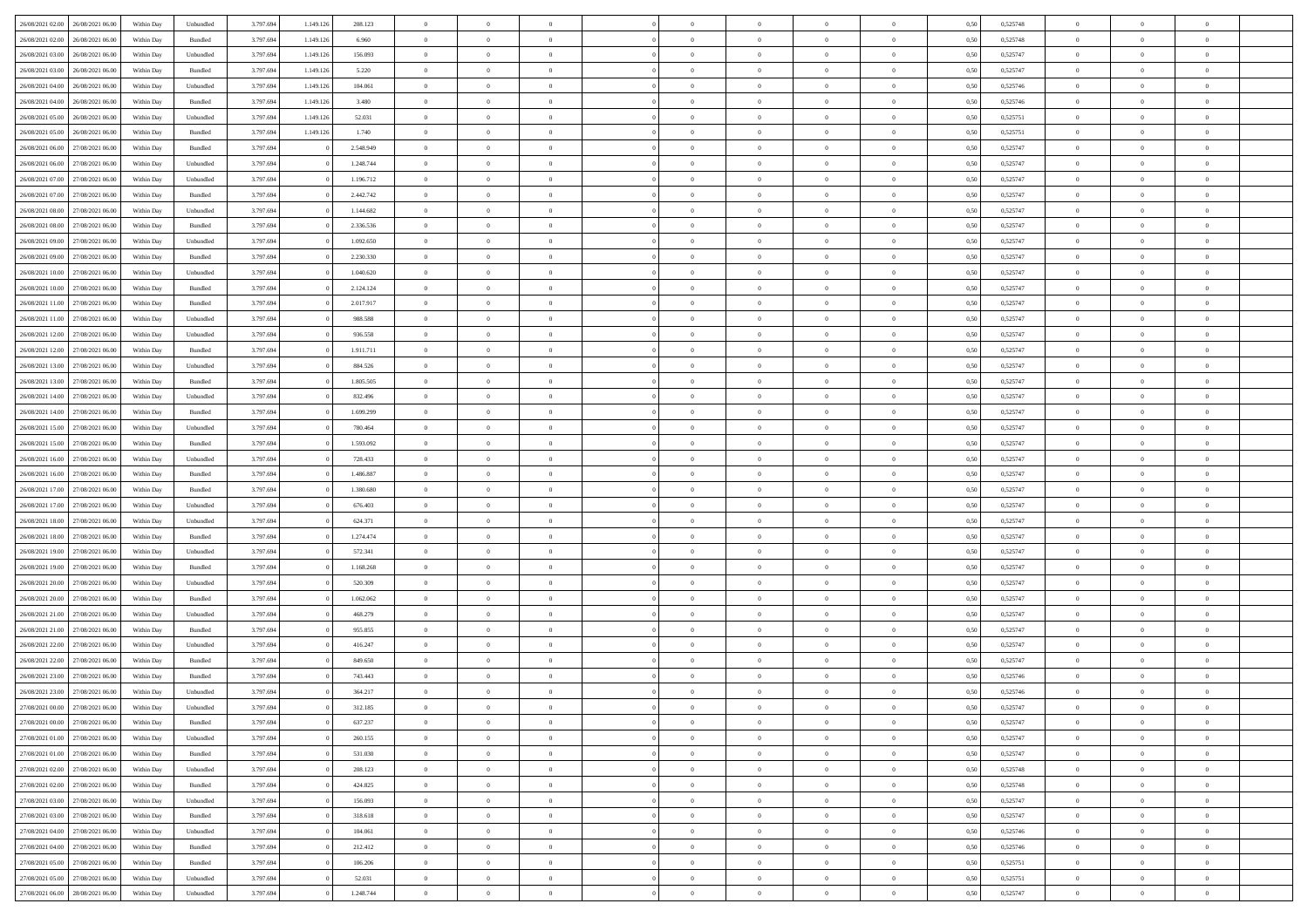| | | | | | | | | | | | | | | | | | | | | | |
|---|---|---|---|---|---|---|---|---|---|---|---|---|---|---|---|---|---|---|---|---|---|
| 26/08/2021 02:00 | 26/08/2021 06:00 | Within Day | Unbundled | 3.797.694 | 1.149.126 | 208.123 | 0 | 0 | 0 | | 0 | 0 | 0 | 0 | 0,50 | 0,525748 | 0 | 0 | 0 | |
| 26/08/2021 02:00 | 26/08/2021 06:00 | Within Day | Bundled | 3.797.694 | 1.149.126 | 6.960 | 0 | 0 | 0 | | 0 | 0 | 0 | 0 | 0,50 | 0,525748 | 0 | 0 | 0 | |
| 26/08/2021 03:00 | 26/08/2021 06:00 | Within Day | Unbundled | 3.797.694 | 1.149.126 | 156.093 | 0 | 0 | 0 | | 0 | 0 | 0 | 0 | 0,50 | 0,525747 | 0 | 0 | 0 | |
| 26/08/2021 03:00 | 26/08/2021 06:00 | Within Day | Bundled | 3.797.694 | 1.149.126 | 5.220 | 0 | 0 | 0 | | 0 | 0 | 0 | 0 | 0,50 | 0,525747 | 0 | 0 | 0 | |
| 26/08/2021 04:00 | 26/08/2021 06:00 | Within Day | Unbundled | 3.797.694 | 1.149.126 | 104.061 | 0 | 0 | 0 | | 0 | 0 | 0 | 0 | 0,50 | 0,525746 | 0 | 0 | 0 | |
| 26/08/2021 04:00 | 26/08/2021 06:00 | Within Day | Bundled | 3.797.694 | 1.149.126 | 3.480 | 0 | 0 | 0 | | 0 | 0 | 0 | 0 | 0,50 | 0,525746 | 0 | 0 | 0 | |
| 26/08/2021 05:00 | 26/08/2021 06:00 | Within Day | Unbundled | 3.797.694 | 1.149.126 | 52.031 | 0 | 0 | 0 | | 0 | 0 | 0 | 0 | 0,50 | 0,525751 | 0 | 0 | 0 | |
| 26/08/2021 05:00 | 26/08/2021 06:00 | Within Day | Bundled | 3.797.694 | 1.149.126 | 1.740 | 0 | 0 | 0 | | 0 | 0 | 0 | 0 | 0,50 | 0,525751 | 0 | 0 | 0 | |
| 26/08/2021 06:00 | 27/08/2021 06:00 | Within Day | Bundled | 3.797.694 | 0 | 2.548.949 | 0 | 0 | 0 | | 0 | 0 | 0 | 0 | 0,50 | 0,525747 | 0 | 0 | 0 | |
| 26/08/2021 06:00 | 27/08/2021 06:00 | Within Day | Unbundled | 3.797.694 | 0 | 1.248.744 | 0 | 0 | 0 | | 0 | 0 | 0 | 0 | 0,50 | 0,525747 | 0 | 0 | 0 | |
| 26/08/2021 07:00 | 27/08/2021 06:00 | Within Day | Unbundled | 3.797.694 | 0 | 1.196.712 | 0 | 0 | 0 | | 0 | 0 | 0 | 0 | 0,50 | 0,525747 | 0 | 0 | 0 | |
| 26/08/2021 07:00 | 27/08/2021 06:00 | Within Day | Bundled | 3.797.694 | 0 | 2.442.742 | 0 | 0 | 0 | | 0 | 0 | 0 | 0 | 0,50 | 0,525747 | 0 | 0 | 0 | |
| 26/08/2021 08:00 | 27/08/2021 06:00 | Within Day | Unbundled | 3.797.694 | 0 | 1.144.682 | 0 | 0 | 0 | | 0 | 0 | 0 | 0 | 0,50 | 0,525747 | 0 | 0 | 0 | |
| 26/08/2021 08:00 | 27/08/2021 06:00 | Within Day | Bundled | 3.797.694 | 0 | 2.336.536 | 0 | 0 | 0 | | 0 | 0 | 0 | 0 | 0,50 | 0,525747 | 0 | 0 | 0 | |
| 26/08/2021 09:00 | 27/08/2021 06:00 | Within Day | Unbundled | 3.797.694 | 0 | 1.092.650 | 0 | 0 | 0 | | 0 | 0 | 0 | 0 | 0,50 | 0,525747 | 0 | 0 | 0 | |
| 26/08/2021 09:00 | 27/08/2021 06:00 | Within Day | Bundled | 3.797.694 | 0 | 2.230.330 | 0 | 0 | 0 | | 0 | 0 | 0 | 0 | 0,50 | 0,525747 | 0 | 0 | 0 | |
| 26/08/2021 10:00 | 27/08/2021 06:00 | Within Day | Unbundled | 3.797.694 | 0 | 1.040.620 | 0 | 0 | 0 | | 0 | 0 | 0 | 0 | 0,50 | 0,525747 | 0 | 0 | 0 | |
| 26/08/2021 10:00 | 27/08/2021 06:00 | Within Day | Bundled | 3.797.694 | 0 | 2.124.124 | 0 | 0 | 0 | | 0 | 0 | 0 | 0 | 0,50 | 0,525747 | 0 | 0 | 0 | |
| 26/08/2021 11:00 | 27/08/2021 06:00 | Within Day | Bundled | 3.797.694 | 0 | 2.017.917 | 0 | 0 | 0 | | 0 | 0 | 0 | 0 | 0,50 | 0,525747 | 0 | 0 | 0 | |
| 26/08/2021 11:00 | 27/08/2021 06:00 | Within Day | Unbundled | 3.797.694 | 0 | 988.588 | 0 | 0 | 0 | | 0 | 0 | 0 | 0 | 0,50 | 0,525747 | 0 | 0 | 0 | |
| 26/08/2021 12:00 | 27/08/2021 06:00 | Within Day | Unbundled | 3.797.694 | 0 | 936.558 | 0 | 0 | 0 | | 0 | 0 | 0 | 0 | 0,50 | 0,525747 | 0 | 0 | 0 | |
| 26/08/2021 12:00 | 27/08/2021 06:00 | Within Day | Bundled | 3.797.694 | 0 | 1.911.711 | 0 | 0 | 0 | | 0 | 0 | 0 | 0 | 0,50 | 0,525747 | 0 | 0 | 0 | |
| 26/08/2021 13:00 | 27/08/2021 06:00 | Within Day | Unbundled | 3.797.694 | 0 | 884.526 | 0 | 0 | 0 | | 0 | 0 | 0 | 0 | 0,50 | 0,525747 | 0 | 0 | 0 | |
| 26/08/2021 13:00 | 27/08/2021 06:00 | Within Day | Bundled | 3.797.694 | 0 | 1.805.505 | 0 | 0 | 0 | | 0 | 0 | 0 | 0 | 0,50 | 0,525747 | 0 | 0 | 0 | |
| 26/08/2021 14:00 | 27/08/2021 06:00 | Within Day | Unbundled | 3.797.694 | 0 | 832.496 | 0 | 0 | 0 | | 0 | 0 | 0 | 0 | 0,50 | 0,525747 | 0 | 0 | 0 | |
| 26/08/2021 14:00 | 27/08/2021 06:00 | Within Day | Bundled | 3.797.694 | 0 | 1.699.299 | 0 | 0 | 0 | | 0 | 0 | 0 | 0 | 0,50 | 0,525747 | 0 | 0 | 0 | |
| 26/08/2021 15:00 | 27/08/2021 06:00 | Within Day | Unbundled | 3.797.694 | 0 | 780.464 | 0 | 0 | 0 | | 0 | 0 | 0 | 0 | 0,50 | 0,525747 | 0 | 0 | 0 | |
| 26/08/2021 15:00 | 27/08/2021 06:00 | Within Day | Bundled | 3.797.694 | 0 | 1.593.092 | 0 | 0 | 0 | | 0 | 0 | 0 | 0 | 0,50 | 0,525747 | 0 | 0 | 0 | |
| 26/08/2021 16:00 | 27/08/2021 06:00 | Within Day | Unbundled | 3.797.694 | 0 | 728.433 | 0 | 0 | 0 | | 0 | 0 | 0 | 0 | 0,50 | 0,525747 | 0 | 0 | 0 | |
| 26/08/2021 16:00 | 27/08/2021 06:00 | Within Day | Bundled | 3.797.694 | 0 | 1.486.887 | 0 | 0 | 0 | | 0 | 0 | 0 | 0 | 0,50 | 0,525747 | 0 | 0 | 0 | |
| 26/08/2021 17:00 | 27/08/2021 06:00 | Within Day | Bundled | 3.797.694 | 0 | 1.380.680 | 0 | 0 | 0 | | 0 | 0 | 0 | 0 | 0,50 | 0,525747 | 0 | 0 | 0 | |
| 26/08/2021 17:00 | 27/08/2021 06:00 | Within Day | Unbundled | 3.797.694 | 0 | 676.403 | 0 | 0 | 0 | | 0 | 0 | 0 | 0 | 0,50 | 0,525747 | 0 | 0 | 0 | |
| 26/08/2021 18:00 | 27/08/2021 06:00 | Within Day | Unbundled | 3.797.694 | 0 | 624.371 | 0 | 0 | 0 | | 0 | 0 | 0 | 0 | 0,50 | 0,525747 | 0 | 0 | 0 | |
| 26/08/2021 18:00 | 27/08/2021 06:00 | Within Day | Bundled | 3.797.694 | 0 | 1.274.474 | 0 | 0 | 0 | | 0 | 0 | 0 | 0 | 0,50 | 0,525747 | 0 | 0 | 0 | |
| 26/08/2021 19:00 | 27/08/2021 06:00 | Within Day | Unbundled | 3.797.694 | 0 | 572.341 | 0 | 0 | 0 | | 0 | 0 | 0 | 0 | 0,50 | 0,525747 | 0 | 0 | 0 | |
| 26/08/2021 19:00 | 27/08/2021 06:00 | Within Day | Bundled | 3.797.694 | 0 | 1.168.268 | 0 | 0 | 0 | | 0 | 0 | 0 | 0 | 0,50 | 0,525747 | 0 | 0 | 0 | |
| 26/08/2021 20:00 | 27/08/2021 06:00 | Within Day | Unbundled | 3.797.694 | 0 | 520.309 | 0 | 0 | 0 | | 0 | 0 | 0 | 0 | 0,50 | 0,525747 | 0 | 0 | 0 | |
| 26/08/2021 20:00 | 27/08/2021 06:00 | Within Day | Bundled | 3.797.694 | 0 | 1.062.062 | 0 | 0 | 0 | | 0 | 0 | 0 | 0 | 0,50 | 0,525747 | 0 | 0 | 0 | |
| 26/08/2021 21:00 | 27/08/2021 06:00 | Within Day | Unbundled | 3.797.694 | 0 | 468.279 | 0 | 0 | 0 | | 0 | 0 | 0 | 0 | 0,50 | 0,525747 | 0 | 0 | 0 | |
| 26/08/2021 21:00 | 27/08/2021 06:00 | Within Day | Bundled | 3.797.694 | 0 | 955.855 | 0 | 0 | 0 | | 0 | 0 | 0 | 0 | 0,50 | 0,525747 | 0 | 0 | 0 | |
| 26/08/2021 22:00 | 27/08/2021 06:00 | Within Day | Unbundled | 3.797.694 | 0 | 416.247 | 0 | 0 | 0 | | 0 | 0 | 0 | 0 | 0,50 | 0,525747 | 0 | 0 | 0 | |
| 26/08/2021 22:00 | 27/08/2021 06:00 | Within Day | Bundled | 3.797.694 | 0 | 849.650 | 0 | 0 | 0 | | 0 | 0 | 0 | 0 | 0,50 | 0,525747 | 0 | 0 | 0 | |
| 26/08/2021 23:00 | 27/08/2021 06:00 | Within Day | Bundled | 3.797.694 | 0 | 743.443 | 0 | 0 | 0 | | 0 | 0 | 0 | 0 | 0,50 | 0,525746 | 0 | 0 | 0 | |
| 26/08/2021 23:00 | 27/08/2021 06:00 | Within Day | Unbundled | 3.797.694 | 0 | 364.217 | 0 | 0 | 0 | | 0 | 0 | 0 | 0 | 0,50 | 0,525746 | 0 | 0 | 0 | |
| 27/08/2021 00:00 | 27/08/2021 06:00 | Within Day | Unbundled | 3.797.694 | 0 | 312.185 | 0 | 0 | 0 | | 0 | 0 | 0 | 0 | 0,50 | 0,525747 | 0 | 0 | 0 | |
| 27/08/2021 00:00 | 27/08/2021 06:00 | Within Day | Bundled | 3.797.694 | 0 | 637.237 | 0 | 0 | 0 | | 0 | 0 | 0 | 0 | 0,50 | 0,525747 | 0 | 0 | 0 | |
| 27/08/2021 01:00 | 27/08/2021 06:00 | Within Day | Unbundled | 3.797.694 | 0 | 260.155 | 0 | 0 | 0 | | 0 | 0 | 0 | 0 | 0,50 | 0,525747 | 0 | 0 | 0 | |
| 27/08/2021 01:00 | 27/08/2021 06:00 | Within Day | Bundled | 3.797.694 | 0 | 531.030 | 0 | 0 | 0 | | 0 | 0 | 0 | 0 | 0,50 | 0,525747 | 0 | 0 | 0 | |
| 27/08/2021 02:00 | 27/08/2021 06:00 | Within Day | Unbundled | 3.797.694 | 0 | 208.123 | 0 | 0 | 0 | | 0 | 0 | 0 | 0 | 0,50 | 0,525748 | 0 | 0 | 0 | |
| 27/08/2021 02:00 | 27/08/2021 06:00 | Within Day | Bundled | 3.797.694 | 0 | 424.825 | 0 | 0 | 0 | | 0 | 0 | 0 | 0 | 0,50 | 0,525748 | 0 | 0 | 0 | |
| 27/08/2021 03:00 | 27/08/2021 06:00 | Within Day | Unbundled | 3.797.694 | 0 | 156.093 | 0 | 0 | 0 | | 0 | 0 | 0 | 0 | 0,50 | 0,525747 | 0 | 0 | 0 | |
| 27/08/2021 03:00 | 27/08/2021 06:00 | Within Day | Bundled | 3.797.694 | 0 | 318.618 | 0 | 0 | 0 | | 0 | 0 | 0 | 0 | 0,50 | 0,525747 | 0 | 0 | 0 | |
| 27/08/2021 04:00 | 27/08/2021 06:00 | Within Day | Unbundled | 3.797.694 | 0 | 104.061 | 0 | 0 | 0 | | 0 | 0 | 0 | 0 | 0,50 | 0,525746 | 0 | 0 | 0 | |
| 27/08/2021 04:00 | 27/08/2021 06:00 | Within Day | Bundled | 3.797.694 | 0 | 212.412 | 0 | 0 | 0 | | 0 | 0 | 0 | 0 | 0,50 | 0,525746 | 0 | 0 | 0 | |
| 27/08/2021 05:00 | 27/08/2021 06:00 | Within Day | Bundled | 3.797.694 | 0 | 106.206 | 0 | 0 | 0 | | 0 | 0 | 0 | 0 | 0,50 | 0,525751 | 0 | 0 | 0 | |
| 27/08/2021 05:00 | 27/08/2021 06:00 | Within Day | Unbundled | 3.797.694 | 0 | 52.031 | 0 | 0 | 0 | | 0 | 0 | 0 | 0 | 0,50 | 0,525751 | 0 | 0 | 0 | |
| 27/08/2021 06:00 | 28/08/2021 06:00 | Within Day | Unbundled | 3.797.694 | 0 | 1.248.744 | 0 | 0 | 0 | | 0 | 0 | 0 | 0 | 0,50 | 0,525747 | 0 | 0 | 0 | |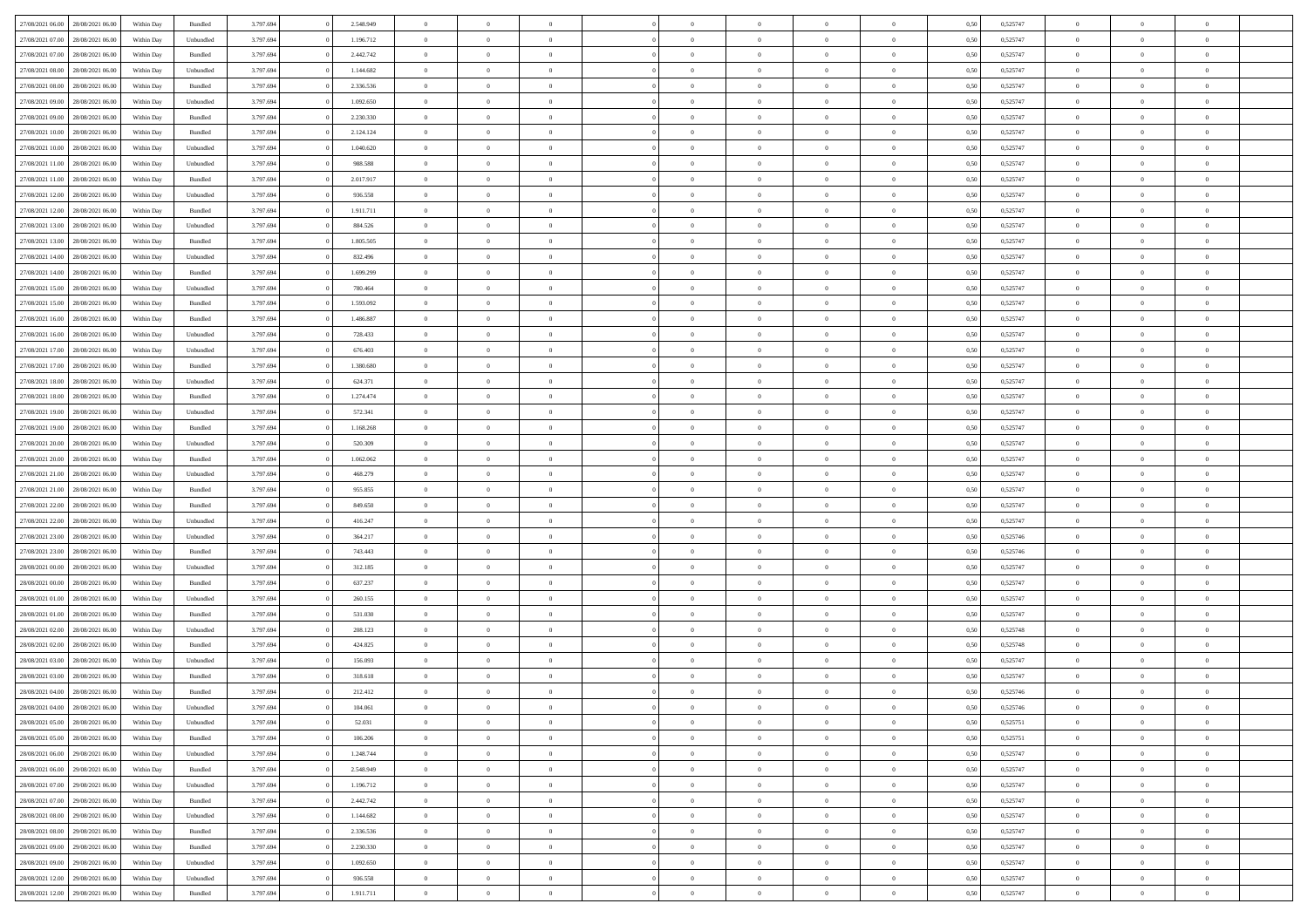| | | | | | | | | | | | | | | | | | | | | |
|---|---|---|---|---|---|---|---|---|---|---|---|---|---|---|---|---|---|---|---|---|
| 27/08/2021 06.00 | 28/08/2021 06.00 | Within Day | Bundled | 3.797.694 | 0 | 2.548.949 | 0 | 0 | 0 | | 0 | 0 | 0 | 0 | 0,50 | 0,525747 | 0 | 0 | 0 | |
| 27/08/2021 07.00 | 28/08/2021 06.00 | Within Day | Unbundled | 3.797.694 | 0 | 1.196.712 | 0 | 0 | 0 | | 0 | 0 | 0 | 0 | 0,50 | 0,525747 | 0 | 0 | 0 | |
| 27/08/2021 07.00 | 28/08/2021 06.00 | Within Day | Bundled | 3.797.694 | 0 | 2.442.742 | 0 | 0 | 0 | | 0 | 0 | 0 | 0 | 0,50 | 0,525747 | 0 | 0 | 0 | |
| 27/08/2021 08.00 | 28/08/2021 06.00 | Within Day | Unbundled | 3.797.694 | 0 | 1.144.682 | 0 | 0 | 0 | | 0 | 0 | 0 | 0 | 0,50 | 0,525747 | 0 | 0 | 0 | |
| 27/08/2021 08.00 | 28/08/2021 06.00 | Within Day | Bundled | 3.797.694 | 0 | 2.336.536 | 0 | 0 | 0 | | 0 | 0 | 0 | 0 | 0,50 | 0,525747 | 0 | 0 | 0 | |
| 27/08/2021 09.00 | 28/08/2021 06.00 | Within Day | Unbundled | 3.797.694 | 0 | 1.092.650 | 0 | 0 | 0 | | 0 | 0 | 0 | 0 | 0,50 | 0,525747 | 0 | 0 | 0 | |
| 27/08/2021 09.00 | 28/08/2021 06.00 | Within Day | Bundled | 3.797.694 | 0 | 2.230.330 | 0 | 0 | 0 | | 0 | 0 | 0 | 0 | 0,50 | 0,525747 | 0 | 0 | 0 | |
| 27/08/2021 10.00 | 28/08/2021 06.00 | Within Day | Bundled | 3.797.694 | 0 | 2.124.124 | 0 | 0 | 0 | | 0 | 0 | 0 | 0 | 0,50 | 0,525747 | 0 | 0 | 0 | |
| 27/08/2021 10.00 | 28/08/2021 06.00 | Within Day | Unbundled | 3.797.694 | 0 | 1.040.620 | 0 | 0 | 0 | | 0 | 0 | 0 | 0 | 0,50 | 0,525747 | 0 | 0 | 0 | |
| 27/08/2021 11.00 | 28/08/2021 06.00 | Within Day | Unbundled | 3.797.694 | 0 | 988.588 | 0 | 0 | 0 | | 0 | 0 | 0 | 0 | 0,50 | 0,525747 | 0 | 0 | 0 | |
| 27/08/2021 11.00 | 28/08/2021 06.00 | Within Day | Bundled | 3.797.694 | 0 | 2.017.917 | 0 | 0 | 0 | | 0 | 0 | 0 | 0 | 0,50 | 0,525747 | 0 | 0 | 0 | |
| 27/08/2021 12.00 | 28/08/2021 06.00 | Within Day | Unbundled | 3.797.694 | 0 | 936.558 | 0 | 0 | 0 | | 0 | 0 | 0 | 0 | 0,50 | 0,525747 | 0 | 0 | 0 | |
| 27/08/2021 12.00 | 28/08/2021 06.00 | Within Day | Bundled | 3.797.694 | 0 | 1.911.711 | 0 | 0 | 0 | | 0 | 0 | 0 | 0 | 0,50 | 0,525747 | 0 | 0 | 0 | |
| 27/08/2021 13.00 | 28/08/2021 06.00 | Within Day | Unbundled | 3.797.694 | 0 | 884.526 | 0 | 0 | 0 | | 0 | 0 | 0 | 0 | 0,50 | 0,525747 | 0 | 0 | 0 | |
| 27/08/2021 13.00 | 28/08/2021 06.00 | Within Day | Bundled | 3.797.694 | 0 | 1.805.505 | 0 | 0 | 0 | | 0 | 0 | 0 | 0 | 0,50 | 0,525747 | 0 | 0 | 0 | |
| 27/08/2021 14.00 | 28/08/2021 06.00 | Within Day | Unbundled | 3.797.694 | 0 | 832.496 | 0 | 0 | 0 | | 0 | 0 | 0 | 0 | 0,50 | 0,525747 | 0 | 0 | 0 | |
| 27/08/2021 14.00 | 28/08/2021 06.00 | Within Day | Bundled | 3.797.694 | 0 | 1.699.299 | 0 | 0 | 0 | | 0 | 0 | 0 | 0 | 0,50 | 0,525747 | 0 | 0 | 0 | |
| 27/08/2021 15.00 | 28/08/2021 06.00 | Within Day | Unbundled | 3.797.694 | 0 | 780.464 | 0 | 0 | 0 | | 0 | 0 | 0 | 0 | 0,50 | 0,525747 | 0 | 0 | 0 | |
| 27/08/2021 15.00 | 28/08/2021 06.00 | Within Day | Bundled | 3.797.694 | 0 | 1.593.092 | 0 | 0 | 0 | | 0 | 0 | 0 | 0 | 0,50 | 0,525747 | 0 | 0 | 0 | |
| 27/08/2021 16.00 | 28/08/2021 06.00 | Within Day | Bundled | 3.797.694 | 0 | 1.486.887 | 0 | 0 | 0 | | 0 | 0 | 0 | 0 | 0,50 | 0,525747 | 0 | 0 | 0 | |
| 27/08/2021 16.00 | 28/08/2021 06.00 | Within Day | Unbundled | 3.797.694 | 0 | 728.433 | 0 | 0 | 0 | | 0 | 0 | 0 | 0 | 0,50 | 0,525747 | 0 | 0 | 0 | |
| 27/08/2021 17.00 | 28/08/2021 06.00 | Within Day | Unbundled | 3.797.694 | 0 | 676.403 | 0 | 0 | 0 | | 0 | 0 | 0 | 0 | 0,50 | 0,525747 | 0 | 0 | 0 | |
| 27/08/2021 17.00 | 28/08/2021 06.00 | Within Day | Bundled | 3.797.694 | 0 | 1.380.680 | 0 | 0 | 0 | | 0 | 0 | 0 | 0 | 0,50 | 0,525747 | 0 | 0 | 0 | |
| 27/08/2021 18.00 | 28/08/2021 06.00 | Within Day | Unbundled | 3.797.694 | 0 | 624.371 | 0 | 0 | 0 | | 0 | 0 | 0 | 0 | 0,50 | 0,525747 | 0 | 0 | 0 | |
| 27/08/2021 18.00 | 28/08/2021 06.00 | Within Day | Bundled | 3.797.694 | 0 | 1.274.474 | 0 | 0 | 0 | | 0 | 0 | 0 | 0 | 0,50 | 0,525747 | 0 | 0 | 0 | |
| 27/08/2021 19.00 | 28/08/2021 06.00 | Within Day | Unbundled | 3.797.694 | 0 | 572.341 | 0 | 0 | 0 | | 0 | 0 | 0 | 0 | 0,50 | 0,525747 | 0 | 0 | 0 | |
| 27/08/2021 19.00 | 28/08/2021 06.00 | Within Day | Bundled | 3.797.694 | 0 | 1.168.268 | 0 | 0 | 0 | | 0 | 0 | 0 | 0 | 0,50 | 0,525747 | 0 | 0 | 0 | |
| 27/08/2021 20.00 | 28/08/2021 06.00 | Within Day | Unbundled | 3.797.694 | 0 | 520.309 | 0 | 0 | 0 | | 0 | 0 | 0 | 0 | 0,50 | 0,525747 | 0 | 0 | 0 | |
| 27/08/2021 20.00 | 28/08/2021 06.00 | Within Day | Bundled | 3.797.694 | 0 | 1.062.062 | 0 | 0 | 0 | | 0 | 0 | 0 | 0 | 0,50 | 0,525747 | 0 | 0 | 0 | |
| 27/08/2021 21.00 | 28/08/2021 06.00 | Within Day | Unbundled | 3.797.694 | 0 | 468.279 | 0 | 0 | 0 | | 0 | 0 | 0 | 0 | 0,50 | 0,525747 | 0 | 0 | 0 | |
| 27/08/2021 21.00 | 28/08/2021 06.00 | Within Day | Bundled | 3.797.694 | 0 | 955.855 | 0 | 0 | 0 | | 0 | 0 | 0 | 0 | 0,50 | 0,525747 | 0 | 0 | 0 | |
| 27/08/2021 22.00 | 28/08/2021 06.00 | Within Day | Bundled | 3.797.694 | 0 | 849.650 | 0 | 0 | 0 | | 0 | 0 | 0 | 0 | 0,50 | 0,525747 | 0 | 0 | 0 | |
| 27/08/2021 22.00 | 28/08/2021 06.00 | Within Day | Unbundled | 3.797.694 | 0 | 416.247 | 0 | 0 | 0 | | 0 | 0 | 0 | 0 | 0,50 | 0,525747 | 0 | 0 | 0 | |
| 27/08/2021 23.00 | 28/08/2021 06.00 | Within Day | Unbundled | 3.797.694 | 0 | 364.217 | 0 | 0 | 0 | | 0 | 0 | 0 | 0 | 0,50 | 0,525746 | 0 | 0 | 0 | |
| 27/08/2021 23.00 | 28/08/2021 06.00 | Within Day | Bundled | 3.797.694 | 0 | 743.443 | 0 | 0 | 0 | | 0 | 0 | 0 | 0 | 0,50 | 0,525746 | 0 | 0 | 0 | |
| 28/08/2021 00.00 | 28/08/2021 06.00 | Within Day | Unbundled | 3.797.694 | 0 | 312.185 | 0 | 0 | 0 | | 0 | 0 | 0 | 0 | 0,50 | 0,525747 | 0 | 0 | 0 | |
| 28/08/2021 00.00 | 28/08/2021 06.00 | Within Day | Bundled | 3.797.694 | 0 | 637.237 | 0 | 0 | 0 | | 0 | 0 | 0 | 0 | 0,50 | 0,525747 | 0 | 0 | 0 | |
| 28/08/2021 01.00 | 28/08/2021 06.00 | Within Day | Unbundled | 3.797.694 | 0 | 260.155 | 0 | 0 | 0 | | 0 | 0 | 0 | 0 | 0,50 | 0,525747 | 0 | 0 | 0 | |
| 28/08/2021 01.00 | 28/08/2021 06.00 | Within Day | Bundled | 3.797.694 | 0 | 531.030 | 0 | 0 | 0 | | 0 | 0 | 0 | 0 | 0,50 | 0,525747 | 0 | 0 | 0 | |
| 28/08/2021 02.00 | 28/08/2021 06.00 | Within Day | Unbundled | 3.797.694 | 0 | 208.123 | 0 | 0 | 0 | | 0 | 0 | 0 | 0 | 0,50 | 0,525748 | 0 | 0 | 0 | |
| 28/08/2021 02.00 | 28/08/2021 06.00 | Within Day | Bundled | 3.797.694 | 0 | 424.825 | 0 | 0 | 0 | | 0 | 0 | 0 | 0 | 0,50 | 0,525748 | 0 | 0 | 0 | |
| 28/08/2021 03.00 | 28/08/2021 06.00 | Within Day | Unbundled | 3.797.694 | 0 | 156.093 | 0 | 0 | 0 | | 0 | 0 | 0 | 0 | 0,50 | 0,525747 | 0 | 0 | 0 | |
| 28/08/2021 03.00 | 28/08/2021 06.00 | Within Day | Bundled | 3.797.694 | 0 | 318.618 | 0 | 0 | 0 | | 0 | 0 | 0 | 0 | 0,50 | 0,525747 | 0 | 0 | 0 | |
| 28/08/2021 04.00 | 28/08/2021 06.00 | Within Day | Bundled | 3.797.694 | 0 | 212.412 | 0 | 0 | 0 | | 0 | 0 | 0 | 0 | 0,50 | 0,525746 | 0 | 0 | 0 | |
| 28/08/2021 04.00 | 28/08/2021 06.00 | Within Day | Unbundled | 3.797.694 | 0 | 104.061 | 0 | 0 | 0 | | 0 | 0 | 0 | 0 | 0,50 | 0,525746 | 0 | 0 | 0 | |
| 28/08/2021 05.00 | 28/08/2021 06.00 | Within Day | Unbundled | 3.797.694 | 0 | 52.031 | 0 | 0 | 0 | | 0 | 0 | 0 | 0 | 0,50 | 0,525751 | 0 | 0 | 0 | |
| 28/08/2021 05.00 | 28/08/2021 06.00 | Within Day | Bundled | 3.797.694 | 0 | 106.206 | 0 | 0 | 0 | | 0 | 0 | 0 | 0 | 0,50 | 0,525751 | 0 | 0 | 0 | |
| 28/08/2021 06.00 | 29/08/2021 06.00 | Within Day | Unbundled | 3.797.694 | 0 | 1.248.744 | 0 | 0 | 0 | | 0 | 0 | 0 | 0 | 0,50 | 0,525747 | 0 | 0 | 0 | |
| 28/08/2021 06.00 | 29/08/2021 06.00 | Within Day | Bundled | 3.797.694 | 0 | 2.548.949 | 0 | 0 | 0 | | 0 | 0 | 0 | 0 | 0,50 | 0,525747 | 0 | 0 | 0 | |
| 28/08/2021 07.00 | 29/08/2021 06.00 | Within Day | Unbundled | 3.797.694 | 0 | 1.196.712 | 0 | 0 | 0 | | 0 | 0 | 0 | 0 | 0,50 | 0,525747 | 0 | 0 | 0 | |
| 28/08/2021 07.00 | 29/08/2021 06.00 | Within Day | Bundled | 3.797.694 | 0 | 2.442.742 | 0 | 0 | 0 | | 0 | 0 | 0 | 0 | 0,50 | 0,525747 | 0 | 0 | 0 | |
| 28/08/2021 08.00 | 29/08/2021 06.00 | Within Day | Unbundled | 3.797.694 | 0 | 1.144.682 | 0 | 0 | 0 | | 0 | 0 | 0 | 0 | 0,50 | 0,525747 | 0 | 0 | 0 | |
| 28/08/2021 08.00 | 29/08/2021 06.00 | Within Day | Bundled | 3.797.694 | 0 | 2.336.536 | 0 | 0 | 0 | | 0 | 0 | 0 | 0 | 0,50 | 0,525747 | 0 | 0 | 0 | |
| 28/08/2021 09.00 | 29/08/2021 06.00 | Within Day | Bundled | 3.797.694 | 0 | 2.230.330 | 0 | 0 | 0 | | 0 | 0 | 0 | 0 | 0,50 | 0,525747 | 0 | 0 | 0 | |
| 28/08/2021 09.00 | 29/08/2021 06.00 | Within Day | Unbundled | 3.797.694 | 0 | 1.092.650 | 0 | 0 | 0 | | 0 | 0 | 0 | 0 | 0,50 | 0,525747 | 0 | 0 | 0 | |
| 28/08/2021 12.00 | 29/08/2021 06.00 | Within Day | Unbundled | 3.797.694 | 0 | 936.558 | 0 | 0 | 0 | | 0 | 0 | 0 | 0 | 0,50 | 0,525747 | 0 | 0 | 0 | |
| 28/08/2021 12.00 | 29/08/2021 06.00 | Within Day | Bundled | 3.797.694 | 0 | 1.911.711 | 0 | 0 | 0 | | 0 | 0 | 0 | 0 | 0,50 | 0,525747 | 0 | 0 | 0 | |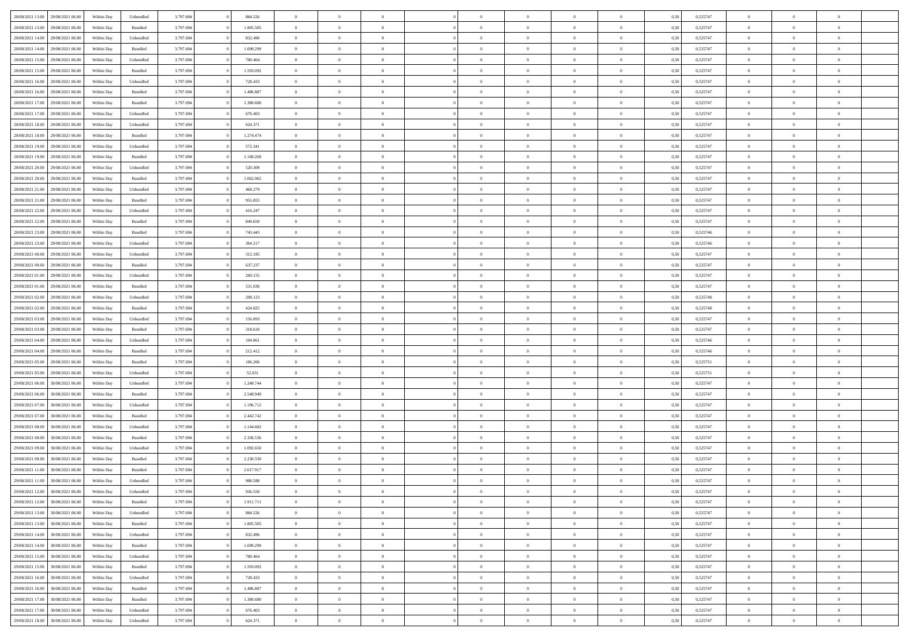| | | | | | | | | | | | | | | | | | | | | |
|---|---|---|---|---|---|---|---|---|---|---|---|---|---|---|---|---|---|---|---|---|
| 28/08/2021 13:00 | 29/08/2021 06:00 | Within Day | Unbundled | 3.797.694 | 0 | 884.526 | 0 | 0 | 0 | | 0 | 0 | 0 | 0 | 0,50 | 0,525747 | 0 | 0 | 0 | |
| 28/08/2021 13:00 | 29/08/2021 06:00 | Within Day | Bundled | 3.797.694 | 0 | 1.805.505 | 0 | 0 | 0 | | 0 | 0 | 0 | 0 | 0,50 | 0,525747 | 0 | 0 | 0 | |
| 28/08/2021 14:00 | 29/08/2021 06:00 | Within Day | Unbundled | 3.797.694 | 0 | 832.496 | 0 | 0 | 0 | | 0 | 0 | 0 | 0 | 0,50 | 0,525747 | 0 | 0 | 0 | |
| 28/08/2021 14:00 | 29/08/2021 06:00 | Within Day | Bundled | 3.797.694 | 0 | 1.699.299 | 0 | 0 | 0 | | 0 | 0 | 0 | 0 | 0,50 | 0,525747 | 0 | 0 | 0 | |
| 28/08/2021 15:00 | 29/08/2021 06:00 | Within Day | Unbundled | 3.797.694 | 0 | 780.464 | 0 | 0 | 0 | | 0 | 0 | 0 | 0 | 0,50 | 0,525747 | 0 | 0 | 0 | |
| 28/08/2021 15:00 | 29/08/2021 06:00 | Within Day | Bundled | 3.797.694 | 0 | 1.593.092 | 0 | 0 | 0 | | 0 | 0 | 0 | 0 | 0,50 | 0,525747 | 0 | 0 | 0 | |
| 28/08/2021 16:00 | 29/08/2021 06:00 | Within Day | Unbundled | 3.797.694 | 0 | 728.433 | 0 | 0 | 0 | | 0 | 0 | 0 | 0 | 0,50 | 0,525747 | 0 | 0 | 0 | |
| 28/08/2021 16:00 | 29/08/2021 06:00 | Within Day | Bundled | 3.797.694 | 0 | 1.486.887 | 0 | 0 | 0 | | 0 | 0 | 0 | 0 | 0,50 | 0,525747 | 0 | 0 | 0 | |
| 28/08/2021 17:00 | 29/08/2021 06:00 | Within Day | Bundled | 3.797.694 | 0 | 1.380.680 | 0 | 0 | 0 | | 0 | 0 | 0 | 0 | 0,50 | 0,525747 | 0 | 0 | 0 | |
| 28/08/2021 17:00 | 29/08/2021 06:00 | Within Day | Unbundled | 3.797.694 | 0 | 676.403 | 0 | 0 | 0 | | 0 | 0 | 0 | 0 | 0,50 | 0,525747 | 0 | 0 | 0 | |
| 28/08/2021 18:00 | 29/08/2021 06:00 | Within Day | Unbundled | 3.797.694 | 0 | 624.371 | 0 | 0 | 0 | | 0 | 0 | 0 | 0 | 0,50 | 0,525747 | 0 | 0 | 0 | |
| 28/08/2021 18:00 | 29/08/2021 06:00 | Within Day | Bundled | 3.797.694 | 0 | 1.274.474 | 0 | 0 | 0 | | 0 | 0 | 0 | 0 | 0,50 | 0,525747 | 0 | 0 | 0 | |
| 28/08/2021 19:00 | 29/08/2021 06:00 | Within Day | Unbundled | 3.797.694 | 0 | 572.341 | 0 | 0 | 0 | | 0 | 0 | 0 | 0 | 0,50 | 0,525747 | 0 | 0 | 0 | |
| 28/08/2021 19:00 | 29/08/2021 06:00 | Within Day | Bundled | 3.797.694 | 0 | 1.168.268 | 0 | 0 | 0 | | 0 | 0 | 0 | 0 | 0,50 | 0,525747 | 0 | 0 | 0 | |
| 28/08/2021 20:00 | 29/08/2021 06:00 | Within Day | Unbundled | 3.797.694 | 0 | 520.309 | 0 | 0 | 0 | | 0 | 0 | 0 | 0 | 0,50 | 0,525747 | 0 | 0 | 0 | |
| 28/08/2021 20:00 | 29/08/2021 06:00 | Within Day | Bundled | 3.797.694 | 0 | 1.062.062 | 0 | 0 | 0 | | 0 | 0 | 0 | 0 | 0,50 | 0,525747 | 0 | 0 | 0 | |
| 28/08/2021 21:00 | 29/08/2021 06:00 | Within Day | Unbundled | 3.797.694 | 0 | 468.279 | 0 | 0 | 0 | | 0 | 0 | 0 | 0 | 0,50 | 0,525747 | 0 | 0 | 0 | |
| 28/08/2021 21:00 | 29/08/2021 06:00 | Within Day | Bundled | 3.797.694 | 0 | 955.855 | 0 | 0 | 0 | | 0 | 0 | 0 | 0 | 0,50 | 0,525747 | 0 | 0 | 0 | |
| 28/08/2021 22:00 | 29/08/2021 06:00 | Within Day | Unbundled | 3.797.694 | 0 | 416.247 | 0 | 0 | 0 | | 0 | 0 | 0 | 0 | 0,50 | 0,525747 | 0 | 0 | 0 | |
| 28/08/2021 22:00 | 29/08/2021 06:00 | Within Day | Bundled | 3.797.694 | 0 | 849.650 | 0 | 0 | 0 | | 0 | 0 | 0 | 0 | 0,50 | 0,525747 | 0 | 0 | 0 | |
| 28/08/2021 23:00 | 29/08/2021 06:00 | Within Day | Bundled | 3.797.694 | 0 | 743.443 | 0 | 0 | 0 | | 0 | 0 | 0 | 0 | 0,50 | 0,525746 | 0 | 0 | 0 | |
| 28/08/2021 23:00 | 29/08/2021 06:00 | Within Day | Unbundled | 3.797.694 | 0 | 364.217 | 0 | 0 | 0 | | 0 | 0 | 0 | 0 | 0,50 | 0,525746 | 0 | 0 | 0 | |
| 29/08/2021 00:00 | 29/08/2021 06:00 | Within Day | Unbundled | 3.797.694 | 0 | 312.185 | 0 | 0 | 0 | | 0 | 0 | 0 | 0 | 0,50 | 0,525747 | 0 | 0 | 0 | |
| 29/08/2021 00:00 | 29/08/2021 06:00 | Within Day | Bundled | 3.797.694 | 0 | 637.237 | 0 | 0 | 0 | | 0 | 0 | 0 | 0 | 0,50 | 0,525747 | 0 | 0 | 0 | |
| 29/08/2021 01:00 | 29/08/2021 06:00 | Within Day | Unbundled | 3.797.694 | 0 | 260.155 | 0 | 0 | 0 | | 0 | 0 | 0 | 0 | 0,50 | 0,525747 | 0 | 0 | 0 | |
| 29/08/2021 01:00 | 29/08/2021 06:00 | Within Day | Bundled | 3.797.694 | 0 | 531.030 | 0 | 0 | 0 | | 0 | 0 | 0 | 0 | 0,50 | 0,525747 | 0 | 0 | 0 | |
| 29/08/2021 02:00 | 29/08/2021 06:00 | Within Day | Unbundled | 3.797.694 | 0 | 208.123 | 0 | 0 | 0 | | 0 | 0 | 0 | 0 | 0,50 | 0,525748 | 0 | 0 | 0 | |
| 29/08/2021 02:00 | 29/08/2021 06:00 | Within Day | Bundled | 3.797.694 | 0 | 424.825 | 0 | 0 | 0 | | 0 | 0 | 0 | 0 | 0,50 | 0,525748 | 0 | 0 | 0 | |
| 29/08/2021 03:00 | 29/08/2021 06:00 | Within Day | Unbundled | 3.797.694 | 0 | 156.093 | 0 | 0 | 0 | | 0 | 0 | 0 | 0 | 0,50 | 0,525747 | 0 | 0 | 0 | |
| 29/08/2021 03:00 | 29/08/2021 06:00 | Within Day | Bundled | 3.797.694 | 0 | 318.618 | 0 | 0 | 0 | | 0 | 0 | 0 | 0 | 0,50 | 0,525747 | 0 | 0 | 0 | |
| 29/08/2021 04:00 | 29/08/2021 06:00 | Within Day | Unbundled | 3.797.694 | 0 | 104.061 | 0 | 0 | 0 | | 0 | 0 | 0 | 0 | 0,50 | 0,525746 | 0 | 0 | 0 | |
| 29/08/2021 04:00 | 29/08/2021 06:00 | Within Day | Bundled | 3.797.694 | 0 | 212.412 | 0 | 0 | 0 | | 0 | 0 | 0 | 0 | 0,50 | 0,525746 | 0 | 0 | 0 | |
| 29/08/2021 05:00 | 29/08/2021 06:00 | Within Day | Bundled | 3.797.694 | 0 | 106.206 | 0 | 0 | 0 | | 0 | 0 | 0 | 0 | 0,50 | 0,525751 | 0 | 0 | 0 | |
| 29/08/2021 05:00 | 29/08/2021 06:00 | Within Day | Unbundled | 3.797.694 | 0 | 52.031 | 0 | 0 | 0 | | 0 | 0 | 0 | 0 | 0,50 | 0,525751 | 0 | 0 | 0 | |
| 29/08/2021 06:00 | 30/08/2021 06:00 | Within Day | Unbundled | 3.797.694 | 0 | 1.248.744 | 0 | 0 | 0 | | 0 | 0 | 0 | 0 | 0,50 | 0,525747 | 0 | 0 | 0 | |
| 29/08/2021 06:00 | 30/08/2021 06:00 | Within Day | Bundled | 3.797.694 | 0 | 2.548.949 | 0 | 0 | 0 | | 0 | 0 | 0 | 0 | 0,50 | 0,525747 | 0 | 0 | 0 | |
| 29/08/2021 07:00 | 30/08/2021 06:00 | Within Day | Unbundled | 3.797.694 | 0 | 1.196.712 | 0 | 0 | 0 | | 0 | 0 | 0 | 0 | 0,50 | 0,525747 | 0 | 0 | 0 | |
| 29/08/2021 07:00 | 30/08/2021 06:00 | Within Day | Bundled | 3.797.694 | 0 | 2.442.742 | 0 | 0 | 0 | | 0 | 0 | 0 | 0 | 0,50 | 0,525747 | 0 | 0 | 0 | |
| 29/08/2021 08:00 | 30/08/2021 06:00 | Within Day | Unbundled | 3.797.694 | 0 | 1.144.682 | 0 | 0 | 0 | | 0 | 0 | 0 | 0 | 0,50 | 0,525747 | 0 | 0 | 0 | |
| 29/08/2021 08:00 | 30/08/2021 06:00 | Within Day | Bundled | 3.797.694 | 0 | 2.336.536 | 0 | 0 | 0 | | 0 | 0 | 0 | 0 | 0,50 | 0,525747 | 0 | 0 | 0 | |
| 29/08/2021 09:00 | 30/08/2021 06:00 | Within Day | Unbundled | 3.797.694 | 0 | 1.092.650 | 0 | 0 | 0 | | 0 | 0 | 0 | 0 | 0,50 | 0,525747 | 0 | 0 | 0 | |
| 29/08/2021 09:00 | 30/08/2021 06:00 | Within Day | Bundled | 3.797.694 | 0 | 2.230.330 | 0 | 0 | 0 | | 0 | 0 | 0 | 0 | 0,50 | 0,525747 | 0 | 0 | 0 | |
| 29/08/2021 11:00 | 30/08/2021 06:00 | Within Day | Bundled | 3.797.694 | 0 | 2.017.917 | 0 | 0 | 0 | | 0 | 0 | 0 | 0 | 0,50 | 0,525747 | 0 | 0 | 0 | |
| 29/08/2021 11:00 | 30/08/2021 06:00 | Within Day | Unbundled | 3.797.694 | 0 | 988.588 | 0 | 0 | 0 | | 0 | 0 | 0 | 0 | 0,50 | 0,525747 | 0 | 0 | 0 | |
| 29/08/2021 12:00 | 30/08/2021 06:00 | Within Day | Unbundled | 3.797.694 | 0 | 936.558 | 0 | 0 | 0 | | 0 | 0 | 0 | 0 | 0,50 | 0,525747 | 0 | 0 | 0 | |
| 29/08/2021 12:00 | 30/08/2021 06:00 | Within Day | Bundled | 3.797.694 | 0 | 1.911.711 | 0 | 0 | 0 | | 0 | 0 | 0 | 0 | 0,50 | 0,525747 | 0 | 0 | 0 | |
| 29/08/2021 13:00 | 30/08/2021 06:00 | Within Day | Unbundled | 3.797.694 | 0 | 884.526 | 0 | 0 | 0 | | 0 | 0 | 0 | 0 | 0,50 | 0,525747 | 0 | 0 | 0 | |
| 29/08/2021 13:00 | 30/08/2021 06:00 | Within Day | Bundled | 3.797.694 | 0 | 1.805.505 | 0 | 0 | 0 | | 0 | 0 | 0 | 0 | 0,50 | 0,525747 | 0 | 0 | 0 | |
| 29/08/2021 14:00 | 30/08/2021 06:00 | Within Day | Unbundled | 3.797.694 | 0 | 832.496 | 0 | 0 | 0 | | 0 | 0 | 0 | 0 | 0,50 | 0,525747 | 0 | 0 | 0 | |
| 29/08/2021 14:00 | 30/08/2021 06:00 | Within Day | Bundled | 3.797.694 | 0 | 1.699.299 | 0 | 0 | 0 | | 0 | 0 | 0 | 0 | 0,50 | 0,525747 | 0 | 0 | 0 | |
| 29/08/2021 15:00 | 30/08/2021 06:00 | Within Day | Unbundled | 3.797.694 | 0 | 780.464 | 0 | 0 | 0 | | 0 | 0 | 0 | 0 | 0,50 | 0,525747 | 0 | 0 | 0 | |
| 29/08/2021 15:00 | 30/08/2021 06:00 | Within Day | Bundled | 3.797.694 | 0 | 1.593.092 | 0 | 0 | 0 | | 0 | 0 | 0 | 0 | 0,50 | 0,525747 | 0 | 0 | 0 | |
| 29/08/2021 16:00 | 30/08/2021 06:00 | Within Day | Unbundled | 3.797.694 | 0 | 728.433 | 0 | 0 | 0 | | 0 | 0 | 0 | 0 | 0,50 | 0,525747 | 0 | 0 | 0 | |
| 29/08/2021 16:00 | 30/08/2021 06:00 | Within Day | Bundled | 3.797.694 | 0 | 1.486.887 | 0 | 0 | 0 | | 0 | 0 | 0 | 0 | 0,50 | 0,525747 | 0 | 0 | 0 | |
| 29/08/2021 17:00 | 30/08/2021 06:00 | Within Day | Bundled | 3.797.694 | 0 | 1.380.680 | 0 | 0 | 0 | | 0 | 0 | 0 | 0 | 0,50 | 0,525747 | 0 | 0 | 0 | |
| 29/08/2021 17:00 | 30/08/2021 06:00 | Within Day | Unbundled | 3.797.694 | 0 | 676.403 | 0 | 0 | 0 | | 0 | 0 | 0 | 0 | 0,50 | 0,525747 | 0 | 0 | 0 | |
| 29/08/2021 18:00 | 30/08/2021 06:00 | Within Day | Unbundled | 3.797.694 | 0 | 624.371 | 0 | 0 | 0 | | 0 | 0 | 0 | 0 | 0,50 | 0,525747 | 0 | 0 | 0 | |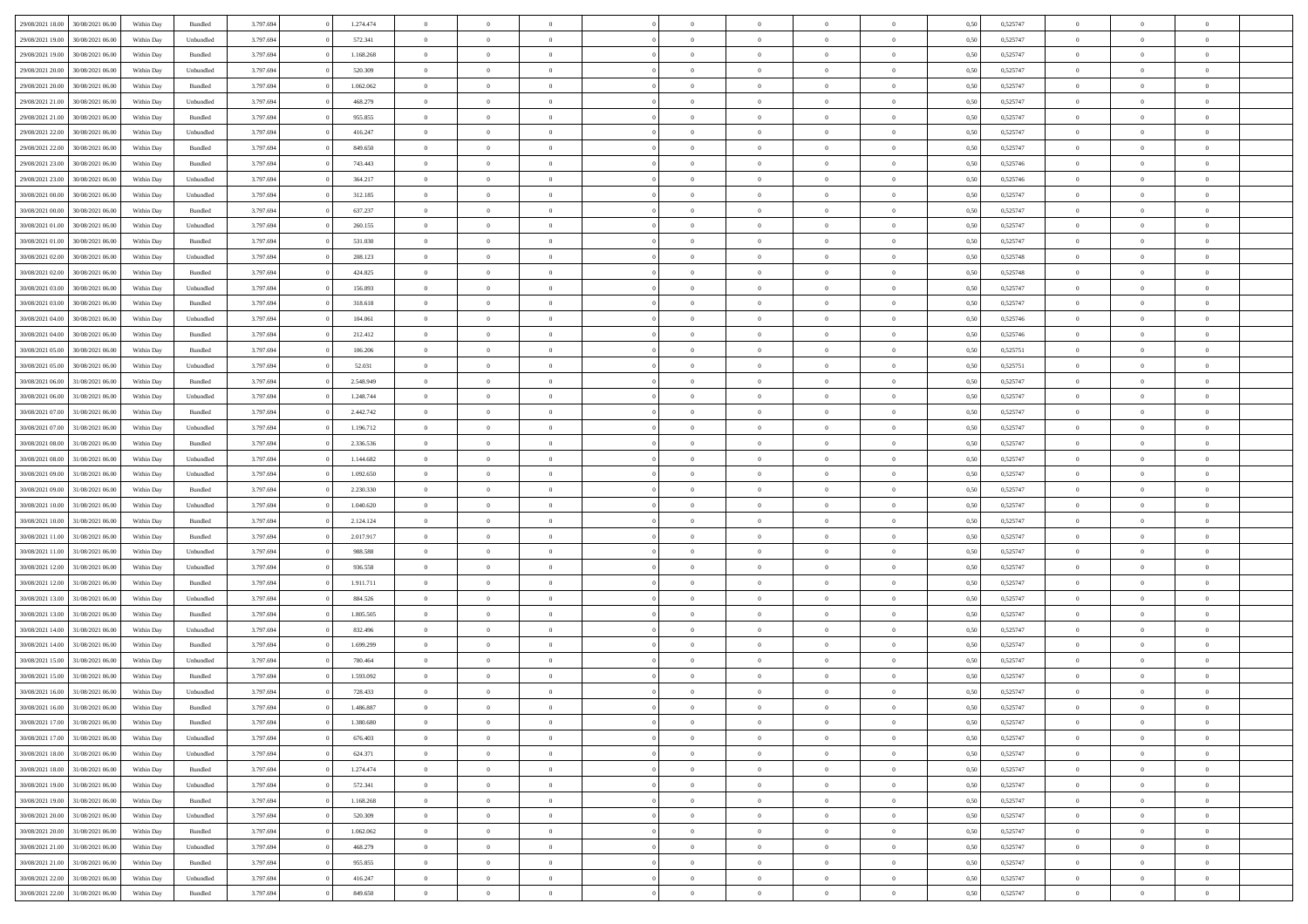| | | | | | | | | | | | | | | | | | | | | |
|---|---|---|---|---|---|---|---|---|---|---|---|---|---|---|---|---|---|---|---|---|
| 29/08/2021 18:00 | 30/08/2021 06:00 | Within Day | Bundled | 3.797.694 | 0 | 1.274.474 | 0 | 0 | 0 | | 0 | 0 | 0 | 0 | 0,50 | 0,525747 | 0 | 0 | 0 | |
| 29/08/2021 19:00 | 30/08/2021 06:00 | Within Day | Unbundled | 3.797.694 | 0 | 572.341 | 0 | 0 | 0 | | 0 | 0 | 0 | 0 | 0,50 | 0,525747 | 0 | 0 | 0 | |
| 29/08/2021 19:00 | 30/08/2021 06:00 | Within Day | Bundled | 3.797.694 | 0 | 1.168.268 | 0 | 0 | 0 | | 0 | 0 | 0 | 0 | 0,50 | 0,525747 | 0 | 0 | 0 | |
| 29/08/2021 20:00 | 30/08/2021 06:00 | Within Day | Unbundled | 3.797.694 | 0 | 520.309 | 0 | 0 | 0 | | 0 | 0 | 0 | 0 | 0,50 | 0,525747 | 0 | 0 | 0 | |
| 29/08/2021 20:00 | 30/08/2021 06:00 | Within Day | Bundled | 3.797.694 | 0 | 1.062.062 | 0 | 0 | 0 | | 0 | 0 | 0 | 0 | 0,50 | 0,525747 | 0 | 0 | 0 | |
| 29/08/2021 21:00 | 30/08/2021 06:00 | Within Day | Unbundled | 3.797.694 | 0 | 468.279 | 0 | 0 | 0 | | 0 | 0 | 0 | 0 | 0,50 | 0,525747 | 0 | 0 | 0 | |
| 29/08/2021 21:00 | 30/08/2021 06:00 | Within Day | Bundled | 3.797.694 | 0 | 955.855 | 0 | 0 | 0 | | 0 | 0 | 0 | 0 | 0,50 | 0,525747 | 0 | 0 | 0 | |
| 29/08/2021 22:00 | 30/08/2021 06:00 | Within Day | Unbundled | 3.797.694 | 0 | 416.247 | 0 | 0 | 0 | | 0 | 0 | 0 | 0 | 0,50 | 0,525747 | 0 | 0 | 0 | |
| 29/08/2021 22:00 | 30/08/2021 06:00 | Within Day | Bundled | 3.797.694 | 0 | 849.650 | 0 | 0 | 0 | | 0 | 0 | 0 | 0 | 0,50 | 0,525747 | 0 | 0 | 0 | |
| 29/08/2021 23:00 | 30/08/2021 06:00 | Within Day | Bundled | 3.797.694 | 0 | 743.443 | 0 | 0 | 0 | | 0 | 0 | 0 | 0 | 0,50 | 0,525746 | 0 | 0 | 0 | |
| 29/08/2021 23:00 | 30/08/2021 06:00 | Within Day | Unbundled | 3.797.694 | 0 | 364.217 | 0 | 0 | 0 | | 0 | 0 | 0 | 0 | 0,50 | 0,525746 | 0 | 0 | 0 | |
| 30/08/2021 00:00 | 30/08/2021 06:00 | Within Day | Unbundled | 3.797.694 | 0 | 312.185 | 0 | 0 | 0 | | 0 | 0 | 0 | 0 | 0,50 | 0,525747 | 0 | 0 | 0 | |
| 30/08/2021 00:00 | 30/08/2021 06:00 | Within Day | Bundled | 3.797.694 | 0 | 637.237 | 0 | 0 | 0 | | 0 | 0 | 0 | 0 | 0,50 | 0,525747 | 0 | 0 | 0 | |
| 30/08/2021 01:00 | 30/08/2021 06:00 | Within Day | Unbundled | 3.797.694 | 0 | 260.155 | 0 | 0 | 0 | | 0 | 0 | 0 | 0 | 0,50 | 0,525747 | 0 | 0 | 0 | |
| 30/08/2021 01:00 | 30/08/2021 06:00 | Within Day | Bundled | 3.797.694 | 0 | 531.030 | 0 | 0 | 0 | | 0 | 0 | 0 | 0 | 0,50 | 0,525747 | 0 | 0 | 0 | |
| 30/08/2021 02:00 | 30/08/2021 06:00 | Within Day | Unbundled | 3.797.694 | 0 | 208.123 | 0 | 0 | 0 | | 0 | 0 | 0 | 0 | 0,50 | 0,525748 | 0 | 0 | 0 | |
| 30/08/2021 02:00 | 30/08/2021 06:00 | Within Day | Bundled | 3.797.694 | 0 | 424.825 | 0 | 0 | 0 | | 0 | 0 | 0 | 0 | 0,50 | 0,525748 | 0 | 0 | 0 | |
| 30/08/2021 03:00 | 30/08/2021 06:00 | Within Day | Unbundled | 3.797.694 | 0 | 156.093 | 0 | 0 | 0 | | 0 | 0 | 0 | 0 | 0,50 | 0,525747 | 0 | 0 | 0 | |
| 30/08/2021 03:00 | 30/08/2021 06:00 | Within Day | Bundled | 3.797.694 | 0 | 318.618 | 0 | 0 | 0 | | 0 | 0 | 0 | 0 | 0,50 | 0,525747 | 0 | 0 | 0 | |
| 30/08/2021 04:00 | 30/08/2021 06:00 | Within Day | Unbundled | 3.797.694 | 0 | 104.061 | 0 | 0 | 0 | | 0 | 0 | 0 | 0 | 0,50 | 0,525746 | 0 | 0 | 0 | |
| 30/08/2021 04:00 | 30/08/2021 06:00 | Within Day | Bundled | 3.797.694 | 0 | 212.412 | 0 | 0 | 0 | | 0 | 0 | 0 | 0 | 0,50 | 0,525746 | 0 | 0 | 0 | |
| 30/08/2021 05:00 | 30/08/2021 06:00 | Within Day | Bundled | 3.797.694 | 0 | 106.206 | 0 | 0 | 0 | | 0 | 0 | 0 | 0 | 0,50 | 0,525751 | 0 | 0 | 0 | |
| 30/08/2021 05:00 | 30/08/2021 06:00 | Within Day | Unbundled | 3.797.694 | 0 | 52.031 | 0 | 0 | 0 | | 0 | 0 | 0 | 0 | 0,50 | 0,525751 | 0 | 0 | 0 | |
| 30/08/2021 06:00 | 31/08/2021 06:00 | Within Day | Bundled | 3.797.694 | 0 | 2.548.949 | 0 | 0 | 0 | | 0 | 0 | 0 | 0 | 0,50 | 0,525747 | 0 | 0 | 0 | |
| 30/08/2021 06:00 | 31/08/2021 06:00 | Within Day | Unbundled | 3.797.694 | 0 | 1.248.744 | 0 | 0 | 0 | | 0 | 0 | 0 | 0 | 0,50 | 0,525747 | 0 | 0 | 0 | |
| 30/08/2021 07:00 | 31/08/2021 06:00 | Within Day | Bundled | 3.797.694 | 0 | 2.442.742 | 0 | 0 | 0 | | 0 | 0 | 0 | 0 | 0,50 | 0,525747 | 0 | 0 | 0 | |
| 30/08/2021 07:00 | 31/08/2021 06:00 | Within Day | Unbundled | 3.797.694 | 0 | 1.196.712 | 0 | 0 | 0 | | 0 | 0 | 0 | 0 | 0,50 | 0,525747 | 0 | 0 | 0 | |
| 30/08/2021 08:00 | 31/08/2021 06:00 | Within Day | Bundled | 3.797.694 | 0 | 2.336.536 | 0 | 0 | 0 | | 0 | 0 | 0 | 0 | 0,50 | 0,525747 | 0 | 0 | 0 | |
| 30/08/2021 08:00 | 31/08/2021 06:00 | Within Day | Unbundled | 3.797.694 | 0 | 1.144.682 | 0 | 0 | 0 | | 0 | 0 | 0 | 0 | 0,50 | 0,525747 | 0 | 0 | 0 | |
| 30/08/2021 09:00 | 31/08/2021 06:00 | Within Day | Unbundled | 3.797.694 | 0 | 1.092.650 | 0 | 0 | 0 | | 0 | 0 | 0 | 0 | 0,50 | 0,525747 | 0 | 0 | 0 | |
| 30/08/2021 09:00 | 31/08/2021 06:00 | Within Day | Bundled | 3.797.694 | 0 | 2.230.330 | 0 | 0 | 0 | | 0 | 0 | 0 | 0 | 0,50 | 0,525747 | 0 | 0 | 0 | |
| 30/08/2021 10:00 | 31/08/2021 06:00 | Within Day | Unbundled | 3.797.694 | 0 | 1.040.620 | 0 | 0 | 0 | | 0 | 0 | 0 | 0 | 0,50 | 0,525747 | 0 | 0 | 0 | |
| 30/08/2021 10:00 | 31/08/2021 06:00 | Within Day | Bundled | 3.797.694 | 0 | 2.124.124 | 0 | 0 | 0 | | 0 | 0 | 0 | 0 | 0,50 | 0,525747 | 0 | 0 | 0 | |
| 30/08/2021 11:00 | 31/08/2021 06:00 | Within Day | Bundled | 3.797.694 | 0 | 2.017.917 | 0 | 0 | 0 | | 0 | 0 | 0 | 0 | 0,50 | 0,525747 | 0 | 0 | 0 | |
| 30/08/2021 11:00 | 31/08/2021 06:00 | Within Day | Unbundled | 3.797.694 | 0 | 988.588 | 0 | 0 | 0 | | 0 | 0 | 0 | 0 | 0,50 | 0,525747 | 0 | 0 | 0 | |
| 30/08/2021 12:00 | 31/08/2021 06:00 | Within Day | Unbundled | 3.797.694 | 0 | 936.558 | 0 | 0 | 0 | | 0 | 0 | 0 | 0 | 0,50 | 0,525747 | 0 | 0 | 0 | |
| 30/08/2021 12:00 | 31/08/2021 06:00 | Within Day | Bundled | 3.797.694 | 0 | 1.911.711 | 0 | 0 | 0 | | 0 | 0 | 0 | 0 | 0,50 | 0,525747 | 0 | 0 | 0 | |
| 30/08/2021 13:00 | 31/08/2021 06:00 | Within Day | Unbundled | 3.797.694 | 0 | 884.526 | 0 | 0 | 0 | | 0 | 0 | 0 | 0 | 0,50 | 0,525747 | 0 | 0 | 0 | |
| 30/08/2021 13:00 | 31/08/2021 06:00 | Within Day | Bundled | 3.797.694 | 0 | 1.805.505 | 0 | 0 | 0 | | 0 | 0 | 0 | 0 | 0,50 | 0,525747 | 0 | 0 | 0 | |
| 30/08/2021 14:00 | 31/08/2021 06:00 | Within Day | Unbundled | 3.797.694 | 0 | 832.496 | 0 | 0 | 0 | | 0 | 0 | 0 | 0 | 0,50 | 0,525747 | 0 | 0 | 0 | |
| 30/08/2021 14:00 | 31/08/2021 06:00 | Within Day | Bundled | 3.797.694 | 0 | 1.699.299 | 0 | 0 | 0 | | 0 | 0 | 0 | 0 | 0,50 | 0,525747 | 0 | 0 | 0 | |
| 30/08/2021 15:00 | 31/08/2021 06:00 | Within Day | Unbundled | 3.797.694 | 0 | 780.464 | 0 | 0 | 0 | | 0 | 0 | 0 | 0 | 0,50 | 0,525747 | 0 | 0 | 0 | |
| 30/08/2021 15:00 | 31/08/2021 06:00 | Within Day | Bundled | 3.797.694 | 0 | 1.593.092 | 0 | 0 | 0 | | 0 | 0 | 0 | 0 | 0,50 | 0,525747 | 0 | 0 | 0 | |
| 30/08/2021 16:00 | 31/08/2021 06:00 | Within Day | Unbundled | 3.797.694 | 0 | 728.433 | 0 | 0 | 0 | | 0 | 0 | 0 | 0 | 0,50 | 0,525747 | 0 | 0 | 0 | |
| 30/08/2021 16:00 | 31/08/2021 06:00 | Within Day | Bundled | 3.797.694 | 0 | 1.486.887 | 0 | 0 | 0 | | 0 | 0 | 0 | 0 | 0,50 | 0,525747 | 0 | 0 | 0 | |
| 30/08/2021 17:00 | 31/08/2021 06:00 | Within Day | Bundled | 3.797.694 | 0 | 1.380.680 | 0 | 0 | 0 | | 0 | 0 | 0 | 0 | 0,50 | 0,525747 | 0 | 0 | 0 | |
| 30/08/2021 17:00 | 31/08/2021 06:00 | Within Day | Unbundled | 3.797.694 | 0 | 676.403 | 0 | 0 | 0 | | 0 | 0 | 0 | 0 | 0,50 | 0,525747 | 0 | 0 | 0 | |
| 30/08/2021 18:00 | 31/08/2021 06:00 | Within Day | Unbundled | 3.797.694 | 0 | 624.371 | 0 | 0 | 0 | | 0 | 0 | 0 | 0 | 0,50 | 0,525747 | 0 | 0 | 0 | |
| 30/08/2021 18:00 | 31/08/2021 06:00 | Within Day | Bundled | 3.797.694 | 0 | 1.274.474 | 0 | 0 | 0 | | 0 | 0 | 0 | 0 | 0,50 | 0,525747 | 0 | 0 | 0 | |
| 30/08/2021 19:00 | 31/08/2021 06:00 | Within Day | Unbundled | 3.797.694 | 0 | 572.341 | 0 | 0 | 0 | | 0 | 0 | 0 | 0 | 0,50 | 0,525747 | 0 | 0 | 0 | |
| 30/08/2021 19:00 | 31/08/2021 06:00 | Within Day | Bundled | 3.797.694 | 0 | 1.168.268 | 0 | 0 | 0 | | 0 | 0 | 0 | 0 | 0,50 | 0,525747 | 0 | 0 | 0 | |
| 30/08/2021 20:00 | 31/08/2021 06:00 | Within Day | Unbundled | 3.797.694 | 0 | 520.309 | 0 | 0 | 0 | | 0 | 0 | 0 | 0 | 0,50 | 0,525747 | 0 | 0 | 0 | |
| 30/08/2021 20:00 | 31/08/2021 06:00 | Within Day | Bundled | 3.797.694 | 0 | 1.062.062 | 0 | 0 | 0 | | 0 | 0 | 0 | 0 | 0,50 | 0,525747 | 0 | 0 | 0 | |
| 30/08/2021 21:00 | 31/08/2021 06:00 | Within Day | Unbundled | 3.797.694 | 0 | 468.279 | 0 | 0 | 0 | | 0 | 0 | 0 | 0 | 0,50 | 0,525747 | 0 | 0 | 0 | |
| 30/08/2021 21:00 | 31/08/2021 06:00 | Within Day | Bundled | 3.797.694 | 0 | 955.855 | 0 | 0 | 0 | | 0 | 0 | 0 | 0 | 0,50 | 0,525747 | 0 | 0 | 0 | |
| 30/08/2021 22:00 | 31/08/2021 06:00 | Within Day | Unbundled | 3.797.694 | 0 | 416.247 | 0 | 0 | 0 | | 0 | 0 | 0 | 0 | 0,50 | 0,525747 | 0 | 0 | 0 | |
| 30/08/2021 22:00 | 31/08/2021 06:00 | Within Day | Bundled | 3.797.694 | 0 | 849.650 | 0 | 0 | 0 | | 0 | 0 | 0 | 0 | 0,50 | 0,525747 | 0 | 0 | 0 | |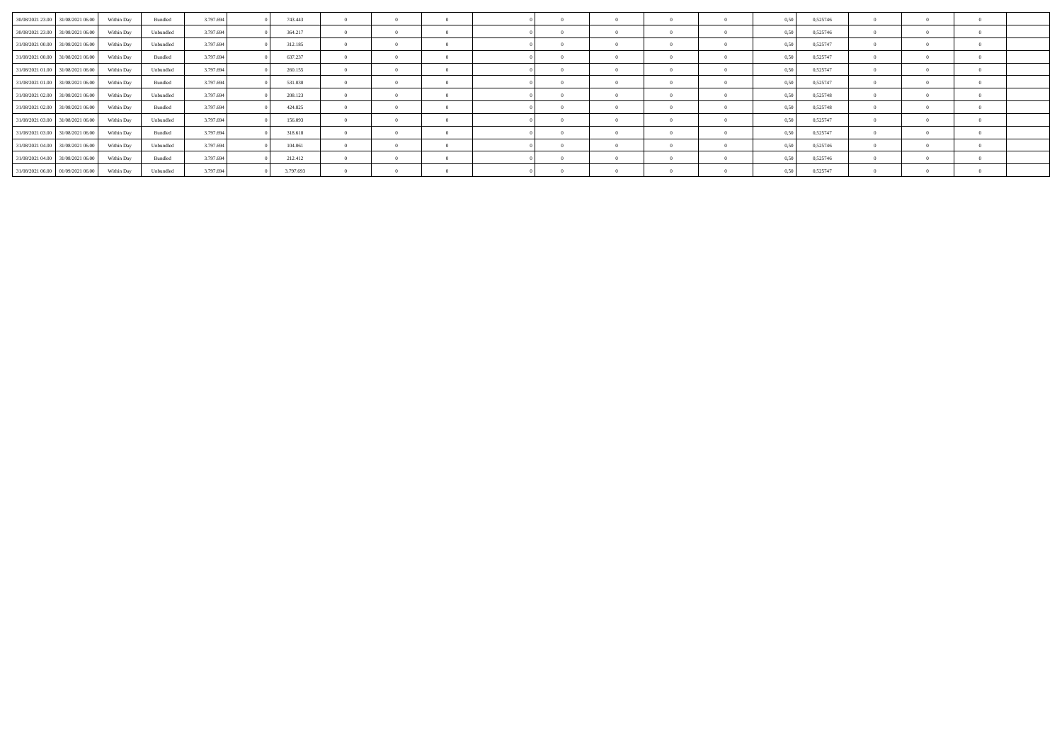| | | | | | | | | | | | | | | | | | | | | |
|---|---|---|---|---|---|---|---|---|---|---|---|---|---|---|---|---|---|---|---|---|
| 30/08/2021 23.00 | 31/08/2021 06.00 | Within Day | Bundled | 3.797.694 | 0 | 743.443 | 0 | 0 | 0 | 0 | 0 | 0 | 0 | 0 | 0,50 | 0,525746 | 0 | 0 | 0 | |
| 30/08/2021 23.00 | 31/08/2021 06.00 | Within Day | Unbundled | 3.797.694 | 0 | 364.217 | 0 | 0 | 0 | 0 | 0 | 0 | 0 | 0 | 0,50 | 0,525746 | 0 | 0 | 0 | |
| 31/08/2021 00.00 | 31/08/2021 06.00 | Within Day | Unbundled | 3.797.694 | 0 | 312.185 | 0 | 0 | 0 | 0 | 0 | 0 | 0 | 0 | 0,50 | 0,525747 | 0 | 0 | 0 | |
| 31/08/2021 00.00 | 31/08/2021 06.00 | Within Day | Bundled | 3.797.694 | 0 | 637.237 | 0 | 0 | 0 | 0 | 0 | 0 | 0 | 0 | 0,50 | 0,525747 | 0 | 0 | 0 | |
| 31/08/2021 01.00 | 31/08/2021 06.00 | Within Day | Unbundled | 3.797.694 | 0 | 260.155 | 0 | 0 | 0 | 0 | 0 | 0 | 0 | 0 | 0,50 | 0,525747 | 0 | 0 | 0 | |
| 31/08/2021 01.00 | 31/08/2021 06.00 | Within Day | Bundled | 3.797.694 | 0 | 531.030 | 0 | 0 | 0 | 0 | 0 | 0 | 0 | 0 | 0,50 | 0,525747 | 0 | 0 | 0 | |
| 31/08/2021 02.00 | 31/08/2021 06.00 | Within Day | Unbundled | 3.797.694 | 0 | 208.123 | 0 | 0 | 0 | 0 | 0 | 0 | 0 | 0 | 0,50 | 0,525748 | 0 | 0 | 0 | |
| 31/08/2021 02.00 | 31/08/2021 06.00 | Within Day | Bundled | 3.797.694 | 0 | 424.825 | 0 | 0 | 0 | 0 | 0 | 0 | 0 | 0 | 0,50 | 0,525748 | 0 | 0 | 0 | |
| 31/08/2021 03.00 | 31/08/2021 06.00 | Within Day | Unbundled | 3.797.694 | 0 | 156.093 | 0 | 0 | 0 | 0 | 0 | 0 | 0 | 0 | 0,50 | 0,525747 | 0 | 0 | 0 | |
| 31/08/2021 03.00 | 31/08/2021 06.00 | Within Day | Bundled | 3.797.694 | 0 | 318.618 | 0 | 0 | 0 | 0 | 0 | 0 | 0 | 0 | 0,50 | 0,525747 | 0 | 0 | 0 | |
| 31/08/2021 04.00 | 31/08/2021 06.00 | Within Day | Unbundled | 3.797.694 | 0 | 104.061 | 0 | 0 | 0 | 0 | 0 | 0 | 0 | 0 | 0,50 | 0,525746 | 0 | 0 | 0 | |
| 31/08/2021 04.00 | 31/08/2021 06.00 | Within Day | Bundled | 3.797.694 | 0 | 212.412 | 0 | 0 | 0 | 0 | 0 | 0 | 0 | 0 | 0,50 | 0,525746 | 0 | 0 | 0 | |
| 31/08/2021 06.00 | 01/09/2021 06.00 | Within Day | Unbundled | 3.797.694 | 0 | 3.797.693 | 0 | 0 | 0 | 0 | 0 | 0 | 0 | 0 | 0,50 | 0,525747 | 0 | 0 | 0 | |